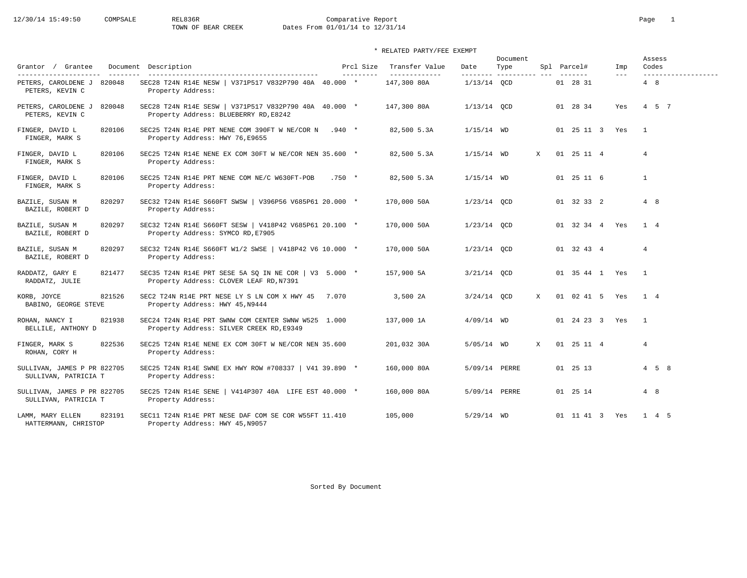12/30/14 15:49:50 COMPSALE REL836R

# Comparative Report

TOWN OF BEAR CREEK

Dates From 01/01/14 to 12/31/14

\* RELATED PARTY/FEE EXEMPT

| Grantor / Grantee | Document | Description | Prcl Size | | Transfer Value | Date | Document Type | Spl | Parcel# | Imp | Assess Codes |
|---|---|---|---|---|---|---|---|---|---|---|---|
| PETERS, CAROLDENE J / PETERS, KEVIN C | 820048 | SEC28 T24N R14E NESW \| V371P517 V832P790 40A / Property Address: | 40.000 | * | 147,300 80A | 1/13/14 | QCD | | 01 28 31 | | 4 8 |
| PETERS, CAROLDENE J / PETERS, KEVIN C | 820048 | SEC28 T24N R14E SESW \| V371P517 V832P790 40A / Property Address: BLUEBERRY RD,E8242 | 40.000 | * | 147,300 80A | 1/13/14 | QCD | | 01 28 34 | Yes | 4 5 7 |
| FINGER, DAVID L / FINGER, MARK S | 820106 | SEC25 T24N R14E PRT NENE COM 390FT W NE/COR N / Property Address: HWY 76,E9655 | .940 | * | 82,500 5.3A | 1/15/14 | WD | | 01 25 11 3 | Yes | 1 |
| FINGER, DAVID L / FINGER, MARK S | 820106 | SEC25 T24N R14E NENE EX COM 30FT W NE/COR NEN / Property Address: | 35.600 | * | 82,500 5.3A | 1/15/14 | WD | X | 01 25 11 4 | | 4 |
| FINGER, DAVID L / FINGER, MARK S | 820106 | SEC25 T24N R14E PRT NENE COM NE/C W630FT-POB / Property Address: | .750 | * | 82,500 5.3A | 1/15/14 | WD | | 01 25 11 6 | | 1 |
| BAZILE, SUSAN M / BAZILE, ROBERT D | 820297 | SEC32 T24N R14E S660FT SWSW \| V396P56 V685P61 / Property Address: | 20.000 | * | 170,000 50A | 1/23/14 | QCD | | 01 32 33 2 | | 4 8 |
| BAZILE, SUSAN M / BAZILE, ROBERT D | 820297 | SEC32 T24N R14E S660FT SESW \| V418P42 V685P61 / Property Address: SYMCO RD,E7905 | 20.100 | * | 170,000 50A | 1/23/14 | QCD | | 01 32 34 4 | Yes | 1 4 |
| BAZILE, SUSAN M / BAZILE, ROBERT D | 820297 | SEC32 T24N R14E S660FT W1/2 SWSE \| V418P42 V6 / Property Address: | 10.000 | * | 170,000 50A | 1/23/14 | QCD | | 01 32 43 4 | | 4 |
| RADDATZ, GARY E / RADDATZ, JULIE | 821477 | SEC35 T24N R14E PRT SESE 5A SQ IN NE COR \| V3 / Property Address: CLOVER LEAF RD,N7391 | 5.000 | * | 157,900 5A | 3/21/14 | QCD | | 01 35 44 1 | Yes | 1 |
| KORB, JOYCE / BABINO, GEORGE STEVE | 821526 | SEC2 T24N R14E PRT NESE LY S LN COM X HWY 45 / Property Address: HWY 45,N9444 | 7.070 | | 3,500 2A | 3/24/14 | QCD | X | 01 02 41 5 | Yes | 1 4 |
| ROHAN, NANCY I / BELLILE, ANTHONY D | 821938 | SEC24 T24N R14E PRT SWNW COM CENTER SWNW W525 / Property Address: SILVER CREEK RD,E9349 | 1.000 | | 137,000 1A | 4/09/14 | WD | | 01 24 23 3 | Yes | 1 |
| FINGER, MARK S / ROHAN, CORY H | 822536 | SEC25 T24N R14E NENE EX COM 30FT W NE/COR NEN / Property Address: | 35.600 | | 201,032 30A | 5/05/14 | WD | X | 01 25 11 4 | | 4 |
| SULLIVAN, JAMES P PR / SULLIVAN, PATRICIA T | 822705 | SEC25 T24N R14E SWNE EX HWY ROW #708337 \| V41 / Property Address: | 39.890 | * | 160,000 80A | 5/09/14 | PERRE | | 01 25 13 | | 4 5 8 |
| SULLIVAN, JAMES P PR / SULLIVAN, PATRICIA T | 822705 | SEC25 T24N R14E SENE \| V414P307 40A LIFE EST / Property Address: | 40.000 | * | 160,000 80A | 5/09/14 | PERRE | | 01 25 14 | | 4 8 |
| LAMM, MARY ELLEN / HATTERMANN, CHRISTOP | 823191 | SEC11 T24N R14E PRT NESE DAF COM SE COR W55FT / Property Address: HWY 45,N9057 | 11.410 | | 105,000 | 5/29/14 | WD | | 01 11 41 3 | Yes | 1 4 5 |

Sorted By Document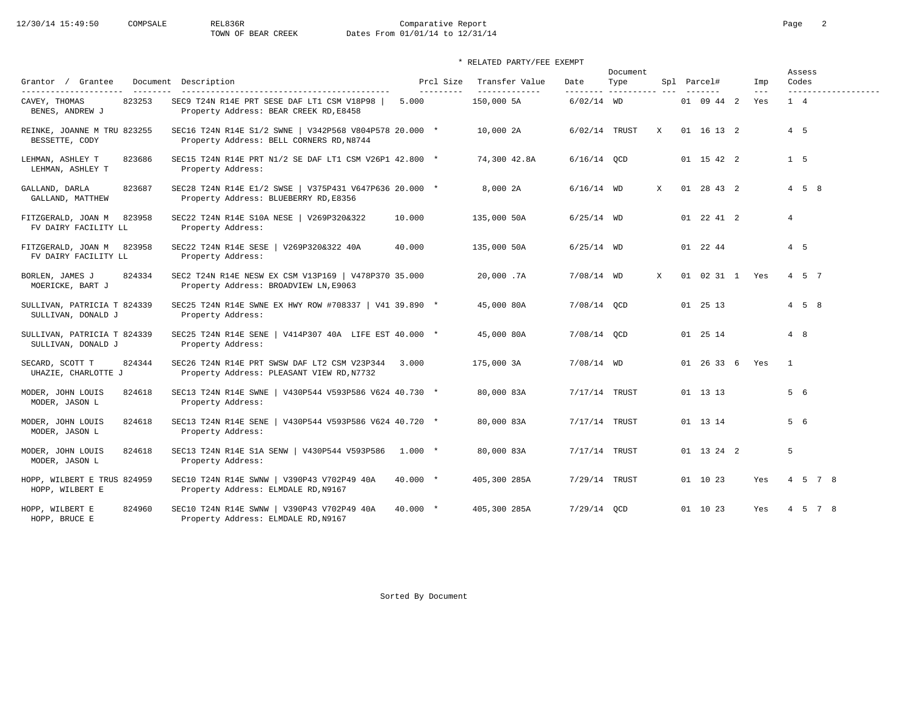Comparative Report
TOWN OF BEAR CREEK
Dates From 01/01/14 to 12/31/14

\* RELATED PARTY/FEE EXEMPT

| Grantor / Grantee | Document | Description | Prcl Size | Transfer Value | Date | Document Type | Spl | Parcel# | Imp | Assess Codes |
|---|---|---|---|---|---|---|---|---|---|---|
| CAVEY, THOMAS<br>BENES, ANDREW J | 823253 | SEC9 T24N R14E PRT SESE DAF LT1 CSM V18P98 \|<br>Property Address: BEAR CREEK RD,E8458 | 5.000 | 150,000 5A | 6/02/14 | WD | | 01 09 44 2 | Yes | 1 4 |
| REINKE, JOANNE M TRU<br>BESSETTE, CODY | 823255 | SEC16 T24N R14E S1/2 SWNE \| V342P568 V804P578<br>Property Address: BELL CORNERS RD,N8744 | 20.000 * | 10,000 2A | 6/02/14 | TRUST | X | 01 16 13 2 | | 4 5 |
| LEHMAN, ASHLEY T<br>LEHMAN, ASHLEY T | 823686 | SEC15 T24N R14E PRT N1/2 SE DAF LT1 CSM V26P1<br>Property Address: | 42.800 * | 74,300 42.8A | 6/16/14 | QCD | | 01 15 42 2 | | 1 5 |
| GALLAND, DARLA<br>GALLAND, MATTHEW | 823687 | SEC28 T24N R14E E1/2 SWSE \| V375P431 V647P636<br>Property Address: BLUEBERRY RD,E8356 | 20.000 * | 8,000 2A | 6/16/14 | WD | X | 01 28 43 2 | | 4 5 8 |
| FITZGERALD, JOAN M<br>FV DAIRY FACILITY LL | 823958 | SEC22 T24N R14E S10A NESE \| V269P320&322<br>Property Address: | 10.000 | 135,000 50A | 6/25/14 | WD | | 01 22 41 2 | | 4 |
| FITZGERALD, JOAN M<br>FV DAIRY FACILITY LL | 823958 | SEC22 T24N R14E SESE \| V269P320&322 40A<br>Property Address: | 40.000 | 135,000 50A | 6/25/14 | WD | | 01 22 44 | | 4 5 |
| BORLEN, JAMES J<br>MOERICKE, BART J | 824334 | SEC2 T24N R14E NESW EX CSM V13P169 \| V478P370<br>Property Address: BROADVIEW LN,E9063 | 35.000 | 20,000 .7A | 7/08/14 | WD | X | 01 02 31 1 | Yes | 4 5 7 |
| SULLIVAN, PATRICIA T<br>SULLIVAN, DONALD J | 824339 | SEC25 T24N R14E SWNE EX HWY ROW #708337 \| V41<br>Property Address: | 39.890 * | 45,000 80A | 7/08/14 | QCD | | 01 25 13 | | 4 5 8 |
| SULLIVAN, PATRICIA T<br>SULLIVAN, DONALD J | 824339 | SEC25 T24N R14E SENE \| V414P307 40A LIFE EST<br>Property Address: | 40.000 * | 45,000 80A | 7/08/14 | QCD | | 01 25 14 | | 4 8 |
| SECARD, SCOTT T<br>UHAZIE, CHARLOTTE J | 824344 | SEC26 T24N R14E PRT SWSW DAF LT2 CSM V23P344<br>Property Address: PLEASANT VIEW RD,N7732 | 3.000 | 175,000 3A | 7/08/14 | WD | | 01 26 33 6 | Yes | 1 |
| MODER, JOHN LOUIS<br>MODER, JASON L | 824618 | SEC13 T24N R14E SWNE \| V430P544 V593P586 V624<br>Property Address: | 40.730 * | 80,000 83A | 7/17/14 | TRUST | | 01 13 13 | | 5 6 |
| MODER, JOHN LOUIS<br>MODER, JASON L | 824618 | SEC13 T24N R14E SENE \| V430P544 V593P586 V624<br>Property Address: | 40.720 * | 80,000 83A | 7/17/14 | TRUST | | 01 13 14 | | 5 6 |
| MODER, JOHN LOUIS<br>MODER, JASON L | 824618 | SEC13 T24N R14E S1A SENW \| V430P544 V593P586<br>Property Address: | 1.000 * | 80,000 83A | 7/17/14 | TRUST | | 01 13 24 2 | | 5 |
| HOPP, WILBERT E TRUS<br>HOPP, WILBERT E | 824959 | SEC10 T24N R14E SWNW \| V390P43 V702P49 40A<br>Property Address: ELMDALE RD,N9167 | 40.000 * | 405,300 285A | 7/29/14 | TRUST | | 01 10 23 | Yes | 4 5 7 8 |
| HOPP, WILBERT E<br>HOPP, BRUCE E | 824960 | SEC10 T24N R14E SWNW \| V390P43 V702P49 40A<br>Property Address: ELMDALE RD,N9167 | 40.000 * | 405,300 285A | 7/29/14 | QCD | | 01 10 23 | Yes | 4 5 7 8 |

Sorted By Document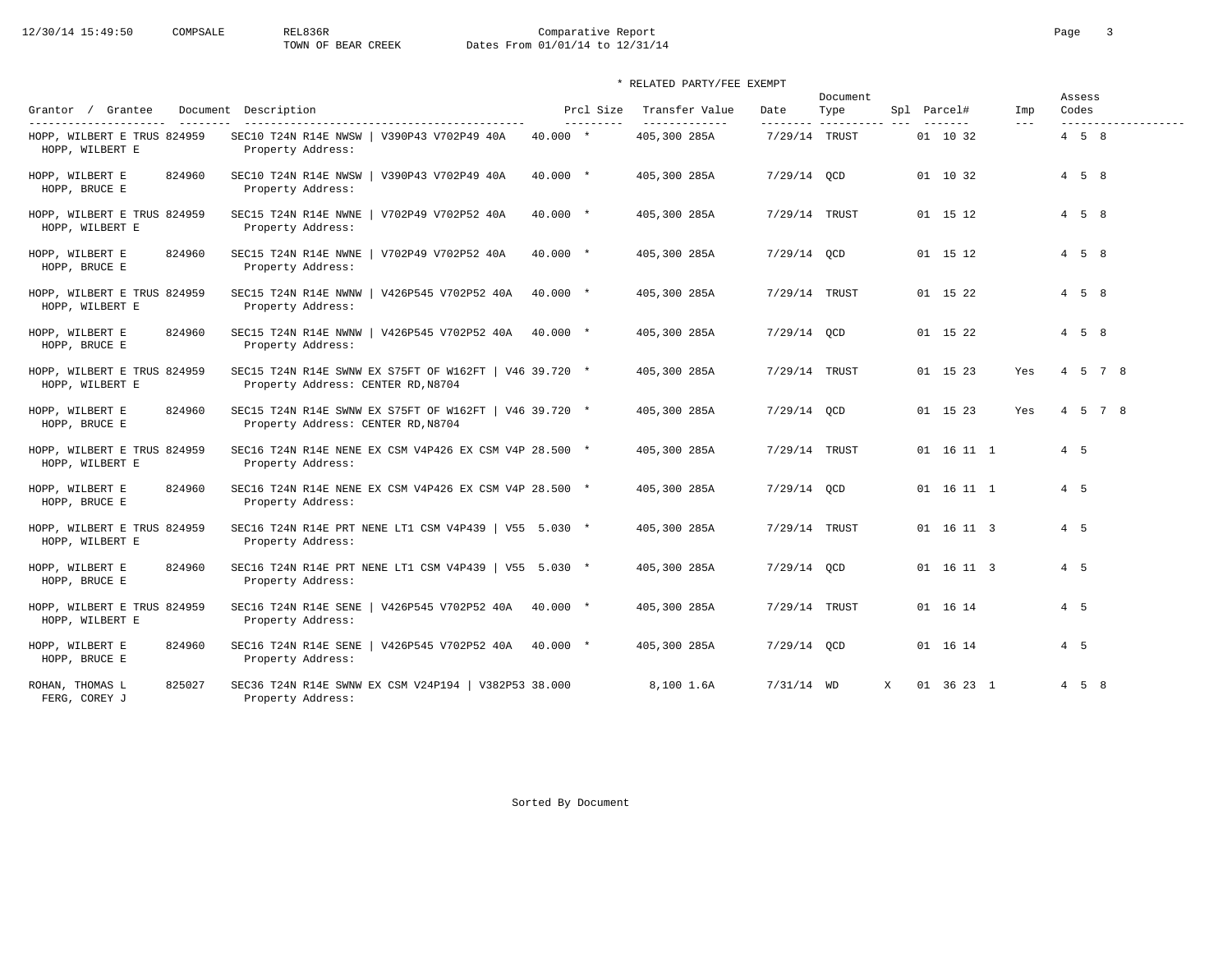Comparative Report

TOWN OF BEAR CREEK

Dates From 01/01/14 to 12/31/14

\* RELATED PARTY/FEE EXEMPT

| Grantor / Grantee | Document | Description | Prcl Size | | Transfer Value | Date | Document Type | Spl | Parcel# | Imp | Assess Codes |
|---|---|---|---|---|---|---|---|---|---|---|---|
| HOPP, WILBERT E TRUS / HOPP, WILBERT E | 824959 | SEC10 T24N R14E NWSW \| V390P43 V702P49 40A / Property Address: | 40.000 | * | 405,300 285A | 7/29/14 | TRUST | | 01 10 32 | | 4 5 8 |
| HOPP, WILBERT E / HOPP, BRUCE E | 824960 | SEC10 T24N R14E NWSW \| V390P43 V702P49 40A / Property Address: | 40.000 | * | 405,300 285A | 7/29/14 | QCD | | 01 10 32 | | 4 5 8 |
| HOPP, WILBERT E TRUS / HOPP, WILBERT E | 824959 | SEC15 T24N R14E NWNE \| V702P49 V702P52 40A / Property Address: | 40.000 | * | 405,300 285A | 7/29/14 | TRUST | | 01 15 12 | | 4 5 8 |
| HOPP, WILBERT E / HOPP, BRUCE E | 824960 | SEC15 T24N R14E NWNE \| V702P49 V702P52 40A / Property Address: | 40.000 | * | 405,300 285A | 7/29/14 | QCD | | 01 15 12 | | 4 5 8 |
| HOPP, WILBERT E TRUS / HOPP, WILBERT E | 824959 | SEC15 T24N R14E NWNW \| V426P545 V702P52 40A / Property Address: | 40.000 | * | 405,300 285A | 7/29/14 | TRUST | | 01 15 22 | | 4 5 8 |
| HOPP, WILBERT E / HOPP, BRUCE E | 824960 | SEC15 T24N R14E NWNW \| V426P545 V702P52 40A / Property Address: | 40.000 | * | 405,300 285A | 7/29/14 | QCD | | 01 15 22 | | 4 5 8 |
| HOPP, WILBERT E TRUS / HOPP, WILBERT E | 824959 | SEC15 T24N R14E SWNW EX S75FT OF W162FT \| V46 / Property Address: CENTER RD,N8704 | 39.720 | * | 405,300 285A | 7/29/14 | TRUST | | 01 15 23 | Yes | 4 5 7 8 |
| HOPP, WILBERT E / HOPP, BRUCE E | 824960 | SEC15 T24N R14E SWNW EX S75FT OF W162FT \| V46 / Property Address: CENTER RD,N8704 | 39.720 | * | 405,300 285A | 7/29/14 | QCD | | 01 15 23 | Yes | 4 5 7 8 |
| HOPP, WILBERT E TRUS / HOPP, WILBERT E | 824959 | SEC16 T24N R14E NENE EX CSM V4P426 EX CSM V4P / Property Address: | 28.500 | * | 405,300 285A | 7/29/14 | TRUST | | 01 16 11 1 | | 4 5 |
| HOPP, WILBERT E / HOPP, BRUCE E | 824960 | SEC16 T24N R14E NENE EX CSM V4P426 EX CSM V4P / Property Address: | 28.500 | * | 405,300 285A | 7/29/14 | QCD | | 01 16 11 1 | | 4 5 |
| HOPP, WILBERT E TRUS / HOPP, WILBERT E | 824959 | SEC16 T24N R14E PRT NENE LT1 CSM V4P439 \| V55 / Property Address: | 5.030 | * | 405,300 285A | 7/29/14 | TRUST | | 01 16 11 3 | | 4 5 |
| HOPP, WILBERT E / HOPP, BRUCE E | 824960 | SEC16 T24N R14E PRT NENE LT1 CSM V4P439 \| V55 / Property Address: | 5.030 | * | 405,300 285A | 7/29/14 | QCD | | 01 16 11 3 | | 4 5 |
| HOPP, WILBERT E TRUS / HOPP, WILBERT E | 824959 | SEC16 T24N R14E SENE \| V426P545 V702P52 40A / Property Address: | 40.000 | * | 405,300 285A | 7/29/14 | TRUST | | 01 16 14 | | 4 5 |
| HOPP, WILBERT E / HOPP, BRUCE E | 824960 | SEC16 T24N R14E SENE \| V426P545 V702P52 40A / Property Address: | 40.000 | * | 405,300 285A | 7/29/14 | QCD | | 01 16 14 | | 4 5 |
| ROHAN, THOMAS L / FERG, COREY J | 825027 | SEC36 T24N R14E SWNW EX CSM V24P194 \| V382P53 / Property Address: | 38.000 | | 8,100 1.6A | 7/31/14 | WD | X | 01 36 23 1 | | 4 5 8 |

Sorted By Document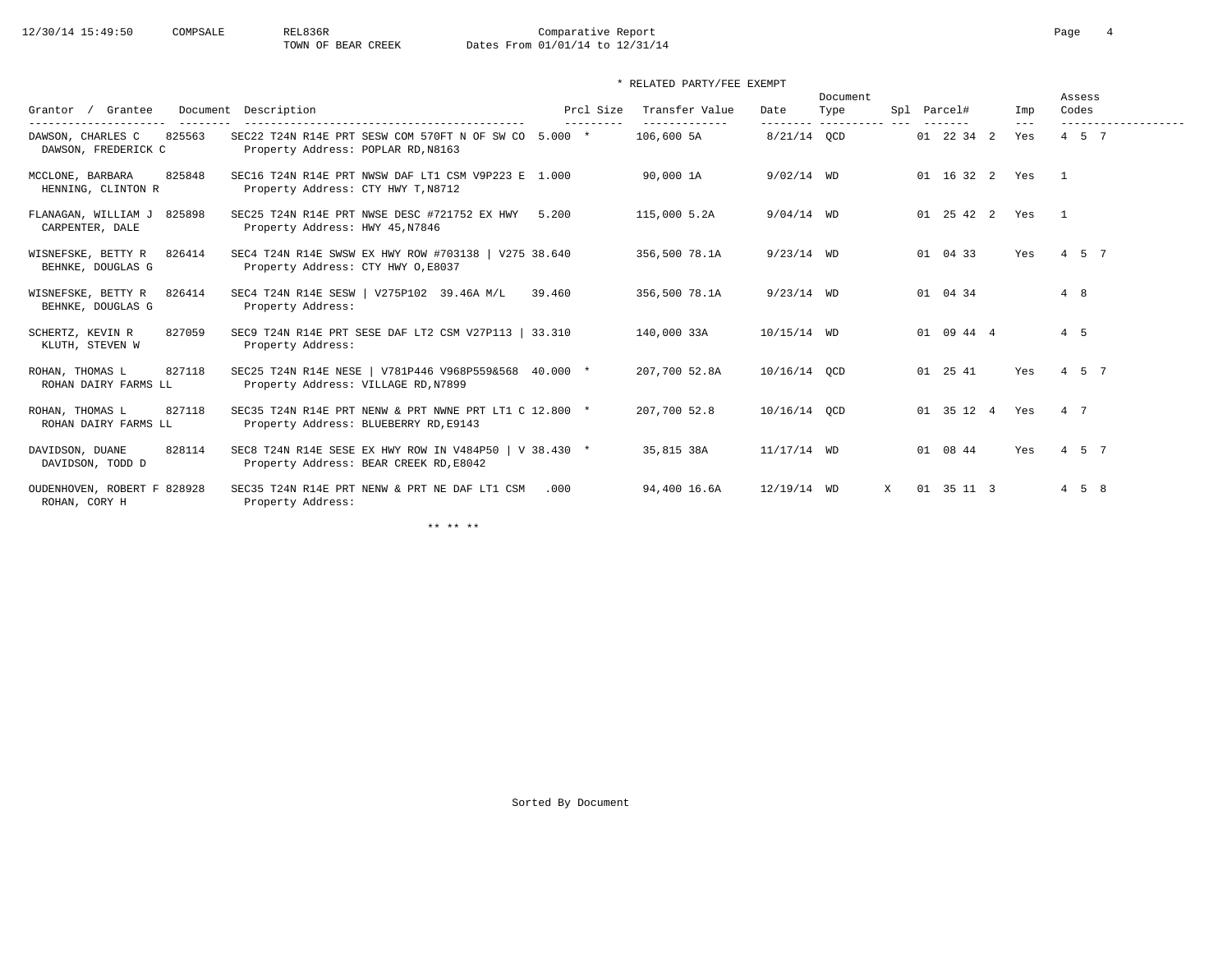Comparative Report
TOWN OF BEAR CREEK    Dates From 01/01/14 to 12/31/14

\* RELATED PARTY/FEE EXEMPT

| Grantor / Grantee | Document | Description | Prcl Size | Transfer Value | Date | Document Type | Spl | Parcel# | Imp | Assess Codes |
|---|---|---|---|---|---|---|---|---|---|---|
| DAWSON, CHARLES C / DAWSON, FREDERICK C | 825563 | SEC22 T24N R14E PRT SESW COM 570FT N OF SW CO / Property Address: POPLAR RD,N8163 | 5.000 * | 106,600 5A | 8/21/14 | QCD | | 01 22 34 2 | Yes | 4 5 7 |
| MCCLONE, BARBARA / HENNING, CLINTON R | 825848 | SEC16 T24N R14E PRT NWSW DAF LT1 CSM V9P223 E / Property Address: CTY HWY T,N8712 | 1.000 | 90,000 1A | 9/02/14 | WD | | 01 16 32 2 | Yes | 1 |
| FLANAGAN, WILLIAM J / CARPENTER, DALE | 825898 | SEC25 T24N R14E PRT NWSE DESC #721752 EX HWY / Property Address: HWY 45,N7846 | 5.200 | 115,000 5.2A | 9/04/14 | WD | | 01 25 42 2 | Yes | 1 |
| WISNEFSKE, BETTY R / BEHNKE, DOUGLAS G | 826414 | SEC4 T24N R14E SWSW EX HWY ROW #703138 \| V275 / Property Address: CTY HWY O,E8037 | 38.640 | 356,500 78.1A | 9/23/14 | WD | | 01 04 33 | Yes | 4 5 7 |
| WISNEFSKE, BETTY R / BEHNKE, DOUGLAS G | 826414 | SEC4 T24N R14E SESW \| V275P102 39.46A M/L / Property Address: | 39.460 | 356,500 78.1A | 9/23/14 | WD | | 01 04 34 | | 4 8 |
| SCHERTZ, KEVIN R / KLUTH, STEVEN W | 827059 | SEC9 T24N R14E PRT SESE DAF LT2 CSM V27P113 \| / Property Address: | 33.310 | 140,000 33A | 10/15/14 | WD | | 01 09 44 4 | | 4 5 |
| ROHAN, THOMAS L / ROHAN DAIRY FARMS LL | 827118 | SEC25 T24N R14E NESE \| V781P446 V968P559&568 / Property Address: VILLAGE RD,N7899 | 40.000 * | 207,700 52.8A | 10/16/14 | QCD | | 01 25 41 | Yes | 4 5 7 |
| ROHAN, THOMAS L / ROHAN DAIRY FARMS LL | 827118 | SEC35 T24N R14E PRT NENW & PRT NWNE PRT LT1 C / Property Address: BLUEBERRY RD,E9143 | 12.800 * | 207,700 52.8 | 10/16/14 | QCD | | 01 35 12 4 | Yes | 4 7 |
| DAVIDSON, DUANE / DAVIDSON, TODD D | 828114 | SEC8 T24N R14E SESE EX HWY ROW IN V484P50 \| V / Property Address: BEAR CREEK RD,E8042 | 38.430 * | 35,815 38A | 11/17/14 | WD | | 01 08 44 | Yes | 4 5 7 |
| OUDENHOVEN, ROBERT F / ROHAN, CORY H | 828928 | SEC35 T24N R14E PRT NENW & PRT NE DAF LT1 CSM / Property Address: | .000 | 94,400 16.6A | 12/19/14 | WD | X | 01 35 11 3 | | 4 5 8 |

\*\* \*\* \*\*

Sorted By Document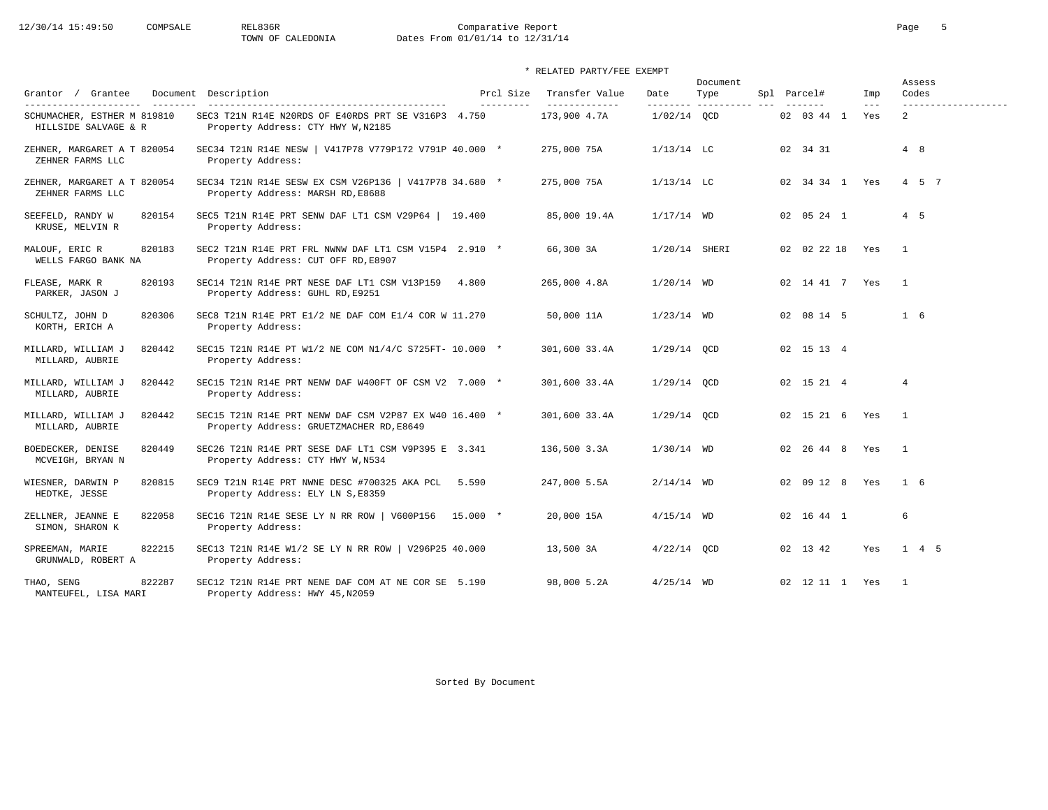# Comparative Report

TOWN OF CALEDONIA — Dates From 01/01/14 to 12/31/14

\* RELATED PARTY/FEE EXEMPT

| Grantor / Grantee | Document | Description | Prcl Size | Transfer Value | Date | Document Type | Spl | Parcel# | Imp | Assess Codes |
|---|---|---|---|---|---|---|---|---|---|---|
| SCHUMACHER, ESTHER M / HILLSIDE SALVAGE & R | 819810 | SEC3 T21N R14E N20RDS OF E40RDS PRT SE V316P3 / Property Address: CTY HWY W,N2185 | 4.750 | 173,900 4.7A | 1/02/14 | QCD | | 02 03 44 1 | Yes | 2 |
| ZEHNER, MARGARET A T / ZEHNER FARMS LLC | 820054 | SEC34 T21N R14E NESW \| V417P78 V779P172 V791P / Property Address: | 40.000 * | 275,000 75A | 1/13/14 | LC | | 02 34 31 | | 4 8 |
| ZEHNER, MARGARET A T / ZEHNER FARMS LLC | 820054 | SEC34 T21N R14E SESW EX CSM V26P136 \| V417P78 / Property Address: MARSH RD,E8688 | 34.680 * | 275,000 75A | 1/13/14 | LC | | 02 34 34 1 | Yes | 4 5 7 |
| SEEFELD, RANDY W / KRUSE, MELVIN R | 820154 | SEC5 T21N R14E PRT SENW DAF LT1 CSM V29P64 \| / Property Address: | 19.400 | 85,000 19.4A | 1/17/14 | WD | | 02 05 24 1 | | 4 5 |
| MALOUF, ERIC R / WELLS FARGO BANK NA | 820183 | SEC2 T21N R14E PRT FRL NWNW DAF LT1 CSM V15P4 / Property Address: CUT OFF RD,E8907 | 2.910 * | 66,300 3A | 1/20/14 | SHERI | | 02 02 22 18 | Yes | 1 |
| FLEASE, MARK R / PARKER, JASON J | 820193 | SEC14 T21N R14E PRT NESE DAF LT1 CSM V13P159 / Property Address: GUHL RD,E9251 | 4.800 | 265,000 4.8A | 1/20/14 | WD | | 02 14 41 7 | Yes | 1 |
| SCHULTZ, JOHN D / KORTH, ERICH A | 820306 | SEC8 T21N R14E PRT E1/2 NE DAF COM E1/4 COR W / Property Address: | 11.270 | 50,000 11A | 1/23/14 | WD | | 02 08 14 5 | | 1 6 |
| MILLARD, WILLIAM J / MILLARD, AUBRIE | 820442 | SEC15 T21N R14E PT W1/2 NE COM N1/4/C S725FT- / Property Address: | 10.000 * | 301,600 33.4A | 1/29/14 | QCD | | 02 15 13 4 | | |
| MILLARD, WILLIAM J / MILLARD, AUBRIE | 820442 | SEC15 T21N R14E PRT NENW DAF W400FT OF CSM V2 / Property Address: | 7.000 * | 301,600 33.4A | 1/29/14 | QCD | | 02 15 21 4 | | 4 |
| MILLARD, WILLIAM J / MILLARD, AUBRIE | 820442 | SEC15 T21N R14E PRT NENW DAF CSM V2P87 EX W40 / Property Address: GRUETZMACHER RD,E8649 | 16.400 * | 301,600 33.4A | 1/29/14 | QCD | | 02 15 21 6 | Yes | 1 |
| BOEDECKER, DENISE / MCVEIGH, BRYAN N | 820449 | SEC26 T21N R14E PRT SESE DAF LT1 CSM V9P395 E / Property Address: CTY HWY W,N534 | 3.341 | 136,500 3.3A | 1/30/14 | WD | | 02 26 44 8 | Yes | 1 |
| WIESNER, DARWIN P / HEDTKE, JESSE | 820815 | SEC9 T21N R14E PRT NWNE DESC #700325 AKA PCL / Property Address: ELY LN S,E8359 | 5.590 | 247,000 5.5A | 2/14/14 | WD | | 02 09 12 8 | Yes | 1 6 |
| ZELLNER, JEANNE E / SIMON, SHARON K | 822058 | SEC16 T21N R14E SESE LY N RR ROW \| V600P156 / Property Address: | 15.000 * | 20,000 15A | 4/15/14 | WD | | 02 16 44 1 | | 6 |
| SPREEMAN, MARIE / GRUNWALD, ROBERT A | 822215 | SEC13 T21N R14E W1/2 SE LY N RR ROW \| V296P25 / Property Address: | 40.000 | 13,500 3A | 4/22/14 | QCD | | 02 13 42 | Yes | 1 4 5 |
| THAO, SENG / MANTEUFEL, LISA MARI | 822287 | SEC12 T21N R14E PRT NENE DAF COM AT NE COR SE / Property Address: HWY 45,N2059 | 5.190 | 98,000 5.2A | 4/25/14 | WD | | 02 12 11 1 | Yes | 1 |

Sorted By Document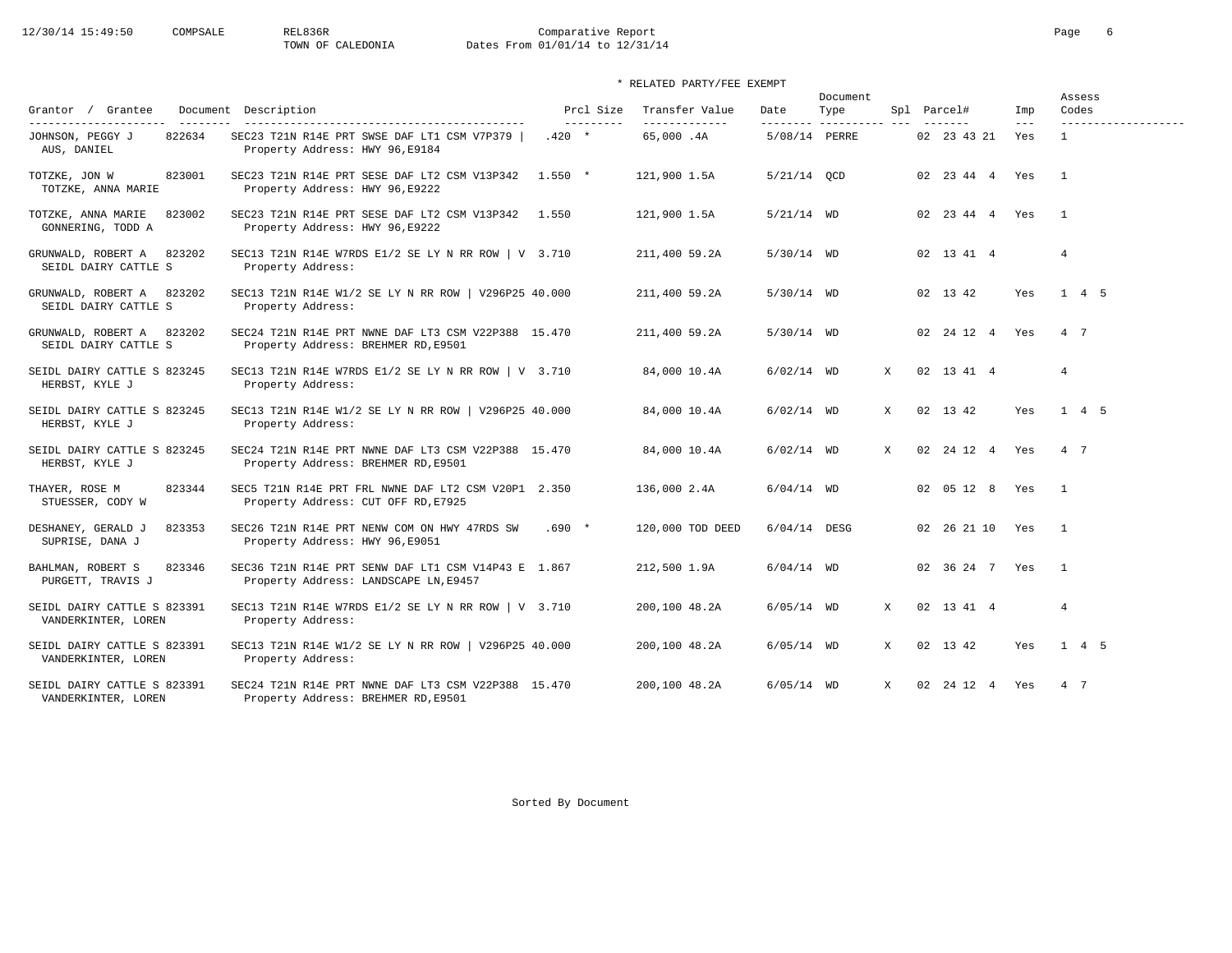Comparative Report
TOWN OF CALEDONIA
Dates From 01/01/14 to 12/31/14

\* RELATED PARTY/FEE EXEMPT

| Grantor / Grantee | Document | Description | Prcl Size | Transfer Value | Date | Document Type | Spl | Parcel# | Imp | Assess Codes |
|---|---|---|---|---|---|---|---|---|---|---|
| JOHNSON, PEGGY J / AUS, DANIEL | 822634 | SEC23 T21N R14E PRT SWSE DAF LT1 CSM V7P379 \| Property Address: HWY 96,E9184 | .420 * | 65,000 .4A | 5/08/14 | PERRE | | 02 23 43 21 | Yes | 1 |
| TOTZKE, JON W / TOTZKE, ANNA MARIE | 823001 | SEC23 T21N R14E PRT SESE DAF LT2 CSM V13P342 Property Address: HWY 96,E9222 | 1.550 * | 121,900 1.5A | 5/21/14 | QCD | | 02 23 44 4 | Yes | 1 |
| TOTZKE, ANNA MARIE / GONNERING, TODD A | 823002 | SEC23 T21N R14E PRT SESE DAF LT2 CSM V13P342 Property Address: HWY 96,E9222 | 1.550 | 121,900 1.5A | 5/21/14 | WD | | 02 23 44 4 | Yes | 1 |
| GRUNWALD, ROBERT A / SEIDL DAIRY CATTLE S | 823202 | SEC13 T21N R14E W7RDS E1/2 SE LY N RR ROW \| V Property Address: | 3.710 | 211,400 59.2A | 5/30/14 | WD | | 02 13 41 4 | | 4 |
| GRUNWALD, ROBERT A / SEIDL DAIRY CATTLE S | 823202 | SEC13 T21N R14E W1/2 SE LY N RR ROW \| V296P25 Property Address: | 40.000 | 211,400 59.2A | 5/30/14 | WD | | 02 13 42 | Yes | 1 4 5 |
| GRUNWALD, ROBERT A / SEIDL DAIRY CATTLE S | 823202 | SEC24 T21N R14E PRT NWNE DAF LT3 CSM V22P388 Property Address: BREHMER RD,E9501 | 15.470 | 211,400 59.2A | 5/30/14 | WD | | 02 24 12 4 | Yes | 4 7 |
| SEIDL DAIRY CATTLE S / HERBST, KYLE J | 823245 | SEC13 T21N R14E W7RDS E1/2 SE LY N RR ROW \| V Property Address: | 3.710 | 84,000 10.4A | 6/02/14 | WD | X | 02 13 41 4 | | 4 |
| SEIDL DAIRY CATTLE S / HERBST, KYLE J | 823245 | SEC13 T21N R14E W1/2 SE LY N RR ROW \| V296P25 Property Address: | 40.000 | 84,000 10.4A | 6/02/14 | WD | X | 02 13 42 | Yes | 1 4 5 |
| SEIDL DAIRY CATTLE S / HERBST, KYLE J | 823245 | SEC24 T21N R14E PRT NWNE DAF LT3 CSM V22P388 Property Address: BREHMER RD,E9501 | 15.470 | 84,000 10.4A | 6/02/14 | WD | X | 02 24 12 4 | Yes | 4 7 |
| THAYER, ROSE M / STUESSER, CODY W | 823344 | SEC5 T21N R14E PRT FRL NWNE DAF LT2 CSM V20P1 Property Address: CUT OFF RD,E7925 | 2.350 | 136,000 2.4A | 6/04/14 | WD | | 02 05 12 8 | Yes | 1 |
| DESHANEY, GERALD J / SUPRISE, DANA J | 823353 | SEC26 T21N R14E PRT NENW COM ON HWY 47RDS SW Property Address: HWY 96,E9051 | .690 * | 120,000 TOD DEED | 6/04/14 | DESG | | 02 26 21 10 | Yes | 1 |
| BAHLMAN, ROBERT S / PURGETT, TRAVIS J | 823346 | SEC36 T21N R14E PRT SENW DAF LT1 CSM V14P43 E Property Address: LANDSCAPE LN,E9457 | 1.867 | 212,500 1.9A | 6/04/14 | WD | | 02 36 24 7 | Yes | 1 |
| SEIDL DAIRY CATTLE S / VANDERKINTER, LOREN | 823391 | SEC13 T21N R14E W7RDS E1/2 SE LY N RR ROW \| V Property Address: | 3.710 | 200,100 48.2A | 6/05/14 | WD | X | 02 13 41 4 | | 4 |
| SEIDL DAIRY CATTLE S / VANDERKINTER, LOREN | 823391 | SEC13 T21N R14E W1/2 SE LY N RR ROW \| V296P25 Property Address: | 40.000 | 200,100 48.2A | 6/05/14 | WD | X | 02 13 42 | Yes | 1 4 5 |
| SEIDL DAIRY CATTLE S / VANDERKINTER, LOREN | 823391 | SEC24 T21N R14E PRT NWNE DAF LT3 CSM V22P388 Property Address: BREHMER RD,E9501 | 15.470 | 200,100 48.2A | 6/05/14 | WD | X | 02 24 12 4 | Yes | 4 7 |

Sorted By Document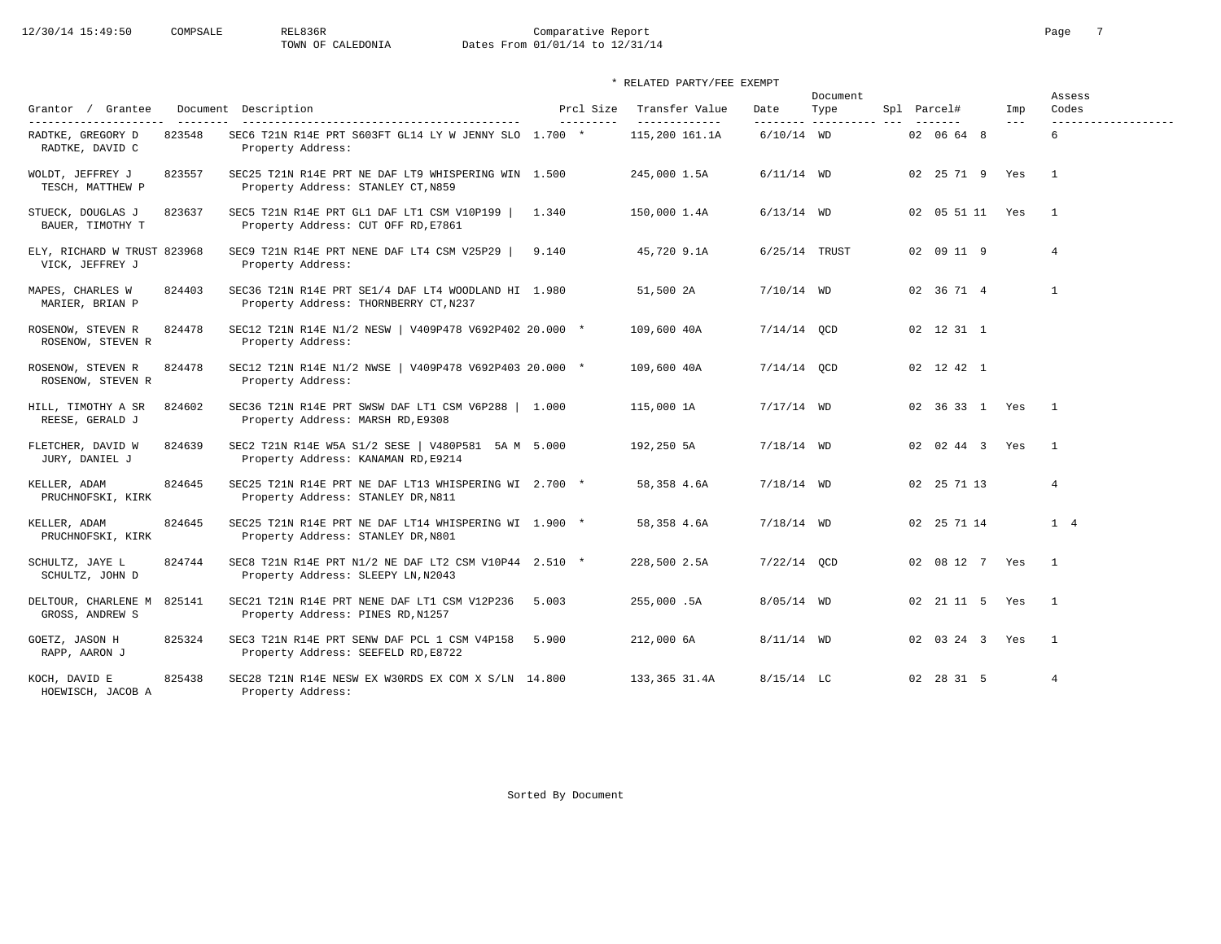Comparative Report
TOWN OF CALEDONIA
Dates From 01/01/14 to 12/31/14

\* RELATED PARTY/FEE EXEMPT

| Grantor / Grantee | Document | Description | Prcl Size | Transfer Value | Date | Document Type | Spl | Parcel# | Imp | Assess Codes |
|---|---|---|---|---|---|---|---|---|---|---|
| RADTKE, GREGORY D / RADTKE, DAVID C | 823548 | SEC6 T21N R14E PRT S603FT GL14 LY W JENNY SLO<br>Property Address: | 1.700 * | 115,200 161.1A | 6/10/14 | WD | | 02 06 64 8 | | 6 |
| WOLDT, JEFFREY J / TESCH, MATTHEW P | 823557 | SEC25 T21N R14E PRT NE DAF LT9 WHISPERING WIN<br>Property Address: STANLEY CT,N859 | 1.500 | 245,000 1.5A | 6/11/14 | WD | | 02 25 71 9 | Yes | 1 |
| STUECK, DOUGLAS J / BAUER, TIMOTHY T | 823637 | SEC5 T21N R14E PRT GL1 DAF LT1 CSM V10P199 \|<br>Property Address: CUT OFF RD,E7861 | 1.340 | 150,000 1.4A | 6/13/14 | WD | | 02 05 51 11 | Yes | 1 |
| ELY, RICHARD W TRUST / VICK, JEFFREY J | 823968 | SEC9 T21N R14E PRT NENE DAF LT4 CSM V25P29 \|<br>Property Address: | 9.140 | 45,720 9.1A | 6/25/14 | TRUST | | 02 09 11 9 | | 4 |
| MAPES, CHARLES W / MARIER, BRIAN P | 824403 | SEC36 T21N R14E PRT SE1/4 DAF LT4 WOODLAND HI<br>Property Address: THORNBERRY CT,N237 | 1.980 | 51,500 2A | 7/10/14 | WD | | 02 36 71 4 | | 1 |
| ROSENOW, STEVEN R / ROSENOW, STEVEN R | 824478 | SEC12 T21N R14E N1/2 NESW \| V409P478 V692P402<br>Property Address: | 20.000 * | 109,600 40A | 7/14/14 | QCD | | 02 12 31 1 | | |
| ROSENOW, STEVEN R / ROSENOW, STEVEN R | 824478 | SEC12 T21N R14E N1/2 NWSE \| V409P478 V692P403<br>Property Address: | 20.000 * | 109,600 40A | 7/14/14 | QCD | | 02 12 42 1 | | |
| HILL, TIMOTHY A SR / REESE, GERALD J | 824602 | SEC36 T21N R14E PRT SWSW DAF LT1 CSM V6P288 \|<br>Property Address: MARSH RD,E9308 | 1.000 | 115,000 1A | 7/17/14 | WD | | 02 36 33 1 | Yes | 1 |
| FLETCHER, DAVID W / JURY, DANIEL J | 824639 | SEC2 T21N R14E W5A S1/2 SESE \| V480P581 5A M<br>Property Address: KANAMAN RD,E9214 | 5.000 | 192,250 5A | 7/18/14 | WD | | 02 02 44 3 | Yes | 1 |
| KELLER, ADAM / PRUCHNOFSKI, KIRK | 824645 | SEC25 T21N R14E PRT NE DAF LT13 WHISPERING WI<br>Property Address: STANLEY DR,N811 | 2.700 * | 58,358 4.6A | 7/18/14 | WD | | 02 25 71 13 | | 4 |
| KELLER, ADAM / PRUCHNOFSKI, KIRK | 824645 | SEC25 T21N R14E PRT NE DAF LT14 WHISPERING WI<br>Property Address: STANLEY DR,N801 | 1.900 * | 58,358 4.6A | 7/18/14 | WD | | 02 25 71 14 | | 1 4 |
| SCHULTZ, JAYE L / SCHULTZ, JOHN D | 824744 | SEC8 T21N R14E PRT N1/2 NE DAF LT2 CSM V10P44<br>Property Address: SLEEPY LN,N2043 | 2.510 * | 228,500 2.5A | 7/22/14 | QCD | | 02 08 12 7 | Yes | 1 |
| DELTOUR, CHARLENE M / GROSS, ANDREW S | 825141 | SEC21 T21N R14E PRT NENE DAF LT1 CSM V12P236<br>Property Address: PINES RD,N1257 | 5.003 | 255,000 .5A | 8/05/14 | WD | | 02 21 11 5 | Yes | 1 |
| GOETZ, JASON H / RAPP, AARON J | 825324 | SEC3 T21N R14E PRT SENW DAF PCL 1 CSM V4P158<br>Property Address: SEEFELD RD,E8722 | 5.900 | 212,000 6A | 8/11/14 | WD | | 02 03 24 3 | Yes | 1 |
| KOCH, DAVID E / HOEWISCH, JACOB A | 825438 | SEC28 T21N R14E NESW EX W30RDS EX COM X S/LN<br>Property Address: | 14.800 | 133,365 31.4A | 8/15/14 | LC | | 02 28 31 5 | | 4 |

Sorted By Document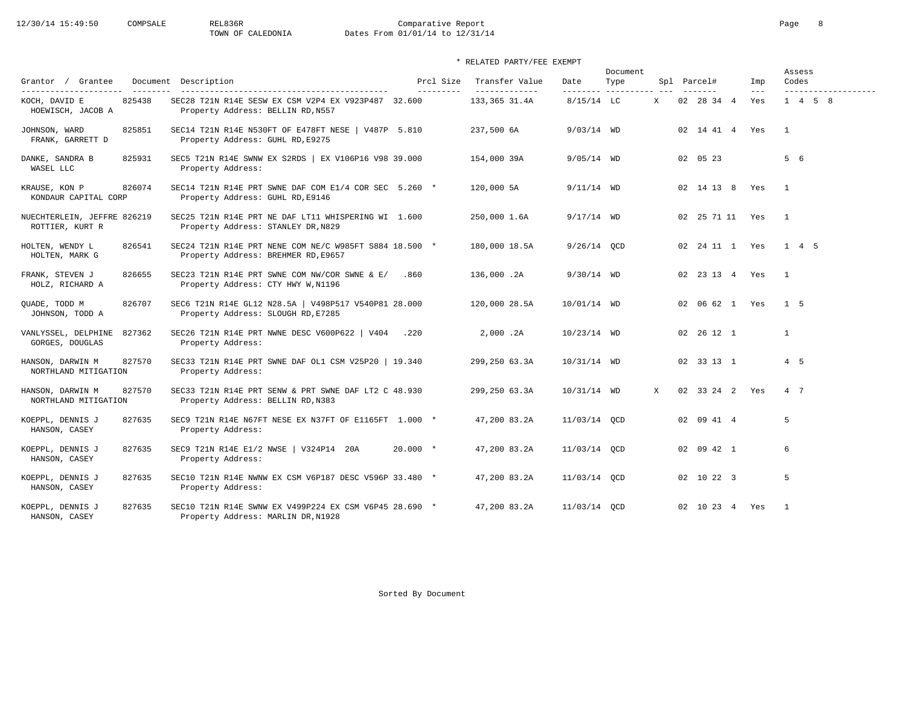12/30/14 15:49:50 COMPSALE REL836R Comparative Report
TOWN OF CALEDONIA Dates From 01/01/14 to 12/31/14

\* RELATED PARTY/FEE EXEMPT

| Grantor / Grantee | Document | Description | Prcl Size | Transfer Value | Date | Document Type | Spl | Parcel# | Imp | Assess Codes |
|---|---|---|---|---|---|---|---|---|---|---|
| KOCH, DAVID E / HOEWISCH, JACOB A | 825438 | SEC28 T21N R14E SESW EX CSM V2P4 EX V923P487 / Property Address: BELLIN RD,N557 | 32.600 | 133,365 31.4A | 8/15/14 | LC | X | 02 28 34 4 | Yes | 1 4 5 8 |
| JOHNSON, WARD / FRANK, GARRETT D | 825851 | SEC14 T21N R14E N530FT OF E478FT NESE \| V487P / Property Address: GUHL RD,E9275 | 5.810 | 237,500 6A | 9/03/14 | WD | | 02 14 41 4 | Yes | 1 |
| DANKE, SANDRA B / WASEL LLC | 825931 | SEC5 T21N R14E SWNW EX S2RDS \| EX V106P16 V98 / Property Address: | 39.000 | 154,000 39A | 9/05/14 | WD | | 02 05 23 | | 5 6 |
| KRAUSE, KON P / KONDAUR CAPITAL CORP | 826074 | SEC14 T21N R14E PRT SWNE DAF COM E1/4 COR SEC / Property Address: GUHL RD,E9146 | 5.260 * | 120,000 5A | 9/11/14 | WD | | 02 14 13 8 | Yes | 1 |
| NUECHTERLEIN, JEFFRE / ROTTIER, KURT R | 826219 | SEC25 T21N R14E PRT NE DAF LT11 WHISPERING WI / Property Address: STANLEY DR,N829 | 1.600 | 250,000 1.6A | 9/17/14 | WD | | 02 25 71 11 | Yes | 1 |
| HOLTEN, WENDY L / HOLTEN, MARK G | 826541 | SEC24 T21N R14E PRT NENE COM NE/C W985FT S884 / Property Address: BREHMER RD,E9657 | 18.500 * | 180,000 18.5A | 9/26/14 | QCD | | 02 24 11 1 | Yes | 1 4 5 |
| FRANK, STEVEN J / HOLZ, RICHARD A | 826655 | SEC23 T21N R14E PRT SWNE COM NW/COR SWNE & E/ / Property Address: CTY HWY W,N1196 | .860 | 136,000 .2A | 9/30/14 | WD | | 02 23 13 4 | Yes | 1 |
| QUADE, TODD M / JOHNSON, TODD A | 826707 | SEC6 T21N R14E GL12 N28.5A \| V498P517 V540P81 / Property Address: SLOUGH RD,E7285 | 28.000 | 120,000 28.5A | 10/01/14 | WD | | 02 06 62 1 | Yes | 1 5 |
| VANLYSSEL, DELPHINE / GORGES, DOUGLAS | 827362 | SEC26 T21N R14E PRT NWNE DESC V600P622 \| V404 / Property Address: | .220 | 2,000 .2A | 10/23/14 | WD | | 02 26 12 1 | | 1 |
| HANSON, DARWIN M / NORTHLAND MITIGATION | 827570 | SEC33 T21N R14E PRT SWNE DAF OL1 CSM V25P20 \| / Property Address: | 19.340 | 299,250 63.3A | 10/31/14 | WD | | 02 33 13 1 | | 4 5 |
| HANSON, DARWIN M / NORTHLAND MITIGATION | 827570 | SEC33 T21N R14E PRT SENW & PRT SWNE DAF LT2 C / Property Address: BELLIN RD,N383 | 48.930 | 299,250 63.3A | 10/31/14 | WD | X | 02 33 24 2 | Yes | 4 7 |
| KOEPPL, DENNIS J / HANSON, CASEY | 827635 | SEC9 T21N R14E N67FT NESE EX N37FT OF E1165FT / Property Address: | 1.000 * | 47,200 83.2A | 11/03/14 | QCD | | 02 09 41 4 | | 5 |
| KOEPPL, DENNIS J / HANSON, CASEY | 827635 | SEC9 T21N R14E E1/2 NWSE \| V324P14 20A / Property Address: | 20.000 * | 47,200 83.2A | 11/03/14 | QCD | | 02 09 42 1 | | 6 |
| KOEPPL, DENNIS J / HANSON, CASEY | 827635 | SEC10 T21N R14E NWNW EX CSM V6P187 DESC V596P / Property Address: | 33.480 * | 47,200 83.2A | 11/03/14 | QCD | | 02 10 22 3 | | 5 |
| KOEPPL, DENNIS J / HANSON, CASEY | 827635 | SEC10 T21N R14E SWNW EX V499P224 EX CSM V6P45 / Property Address: MARLIN DR,N1928 | 28.690 * | 47,200 83.2A | 11/03/14 | QCD | | 02 10 23 4 | Yes | 1 |

Sorted By Document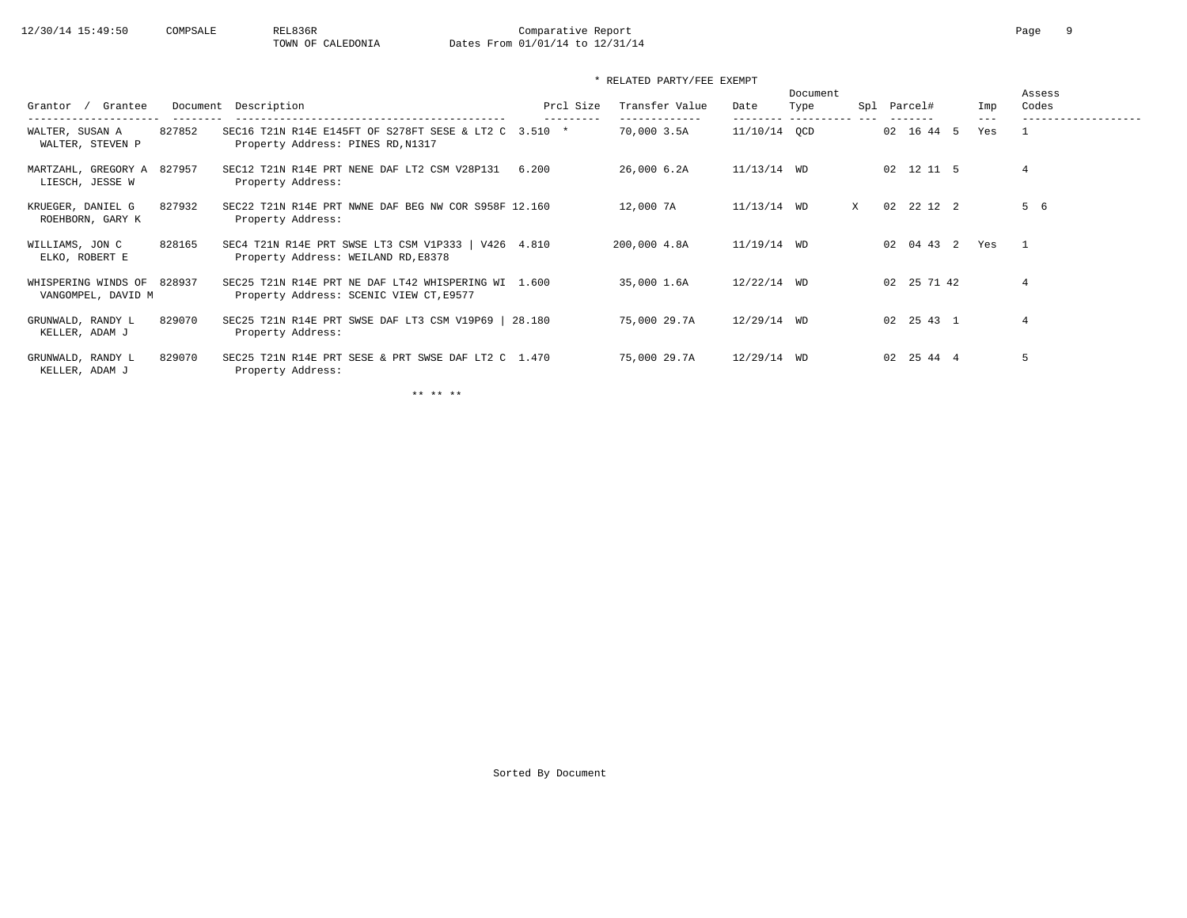Comparative Report
TOWN OF CALEDONIA
Dates From 01/01/14 to 12/31/14

\* RELATED PARTY/FEE EXEMPT

| Grantor / Grantee | Document | Description | Prcl Size | Transfer Value | Date | Document Type | Spl | Parcel# | Imp | Assess Codes |
|---|---|---|---|---|---|---|---|---|---|---|
| WALTER, SUSAN A / WALTER, STEVEN P | 827852 | SEC16 T21N R14E E145FT OF S278FT SESE & LT2 C<br>Property Address: PINES RD,N1317 | 3.510 * | 70,000 3.5A | 11/10/14 | QCD | | 02 16 44 5 | Yes | 1 |
| MARTZAHL, GREGORY A / LIESCH, JESSE W | 827957 | SEC12 T21N R14E PRT NENE DAF LT2 CSM V28P131<br>Property Address: | 6.200 | 26,000 6.2A | 11/13/14 | WD | | 02 12 11 5 | | 4 |
| KRUEGER, DANIEL G / ROEHBORN, GARY K | 827932 | SEC22 T21N R14E PRT NWNE DAF BEG NW COR S958F<br>Property Address: | 12.160 | 12,000 7A | 11/13/14 | WD | X | 02 22 12 2 | | 5 6 |
| WILLIAMS, JON C / ELKO, ROBERT E | 828165 | SEC4 T21N R14E PRT SWSE LT3 CSM V1P333 \| V426<br>Property Address: WEILAND RD,E8378 | 4.810 | 200,000 4.8A | 11/19/14 | WD | | 02 04 43 2 | Yes | 1 |
| WHISPERING WINDS OF / VANGOMPEL, DAVID M | 828937 | SEC25 T21N R14E PRT NE DAF LT42 WHISPERING WI<br>Property Address: SCENIC VIEW CT,E9577 | 1.600 | 35,000 1.6A | 12/22/14 | WD | | 02 25 71 42 | | 4 |
| GRUNWALD, RANDY L / KELLER, ADAM J | 829070 | SEC25 T21N R14E PRT SWSE DAF LT3 CSM V19P69 \|<br>Property Address: | 28.180 | 75,000 29.7A | 12/29/14 | WD | | 02 25 43 1 | | 4 |
| GRUNWALD, RANDY L / KELLER, ADAM J | 829070 | SEC25 T21N R14E PRT SESE & PRT SWSE DAF LT2 C<br>Property Address: | 1.470 | 75,000 29.7A | 12/29/14 | WD | | 02 25 44 4 | | 5 |

\*\* \*\* \*\*

Sorted By Document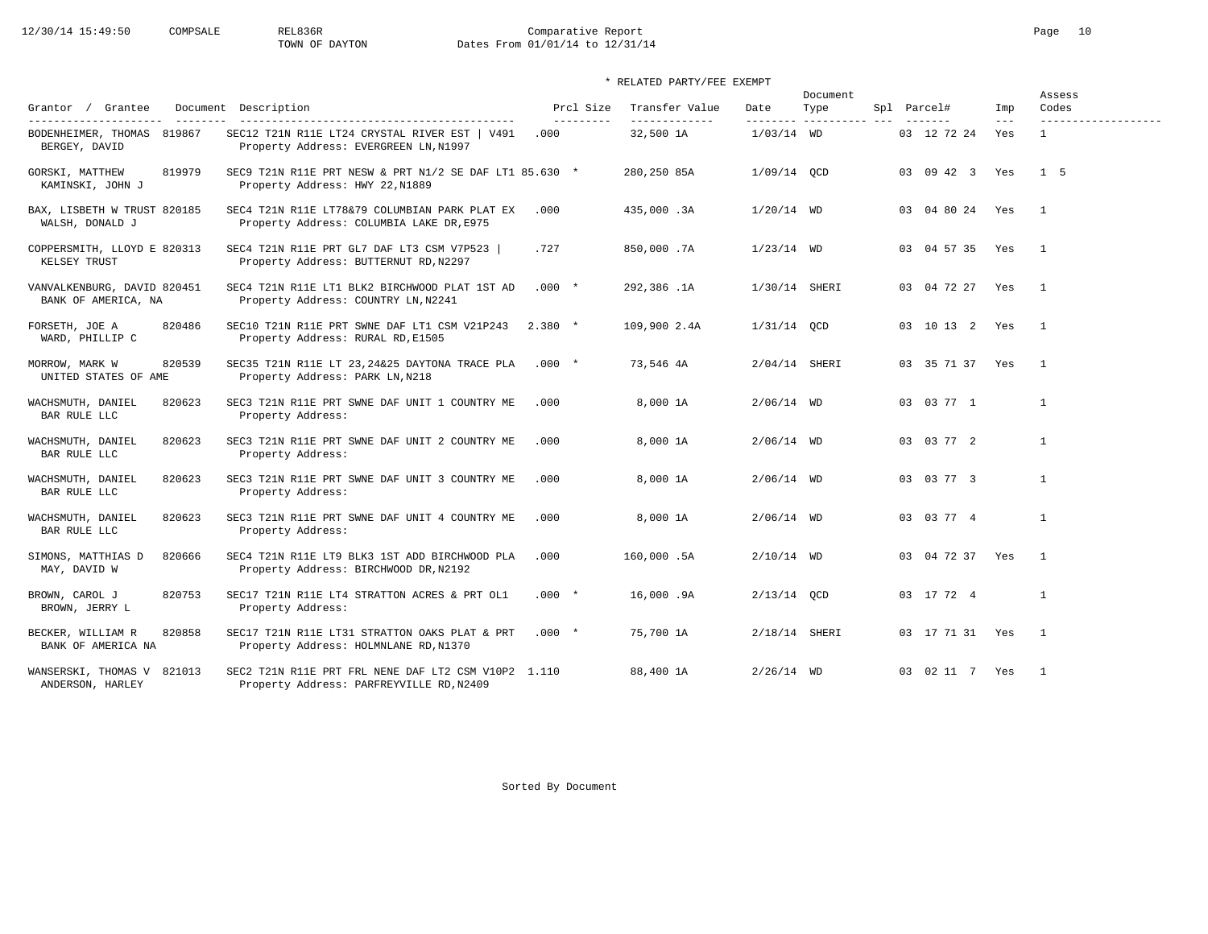Comparative Report
TOWN OF DAYTON
Dates From 01/01/14 to 12/31/14

\* RELATED PARTY/FEE EXEMPT

| Grantor / Grantee | Document | Description | Prcl Size | Transfer Value | Date | Document Type | Spl | Parcel# | Imp | Assess Codes |
|---|---|---|---|---|---|---|---|---|---|---|
| BODENHEIMER, THOMAS / BERGEY, DAVID | 819867 | SEC12 T21N R11E LT24 CRYSTAL RIVER EST \| V491 / Property Address: EVERGREEN LN,N1997 | .000 | 32,500 1A | 1/03/14 | WD | | 03 12 72 24 | Yes | 1 |
| GORSKI, MATTHEW / KAMINSKI, JOHN J | 819979 | SEC9 T21N R11E PRT NESW & PRT N1/2 SE DAF LT1 / Property Address: HWY 22,N1889 | 85.630 * | 280,250 85A | 1/09/14 | QCD | | 03 09 42 3 | Yes | 1 5 |
| BAX, LISBETH W TRUST / WALSH, DONALD J | 820185 | SEC4 T21N R11E LT78&79 COLUMBIAN PARK PLAT EX / Property Address: COLUMBIA LAKE DR,E975 | .000 | 435,000 .3A | 1/20/14 | WD | | 03 04 80 24 | Yes | 1 |
| COPPERSMITH, LLOYD E / KELSEY TRUST | 820313 | SEC4 T21N R11E PRT GL7 DAF LT3 CSM V7P523 \| / Property Address: BUTTERNUT RD,N2297 | .727 | 850,000 .7A | 1/23/14 | WD | | 03 04 57 35 | Yes | 1 |
| VANVALKENBURG, DAVID / BANK OF AMERICA, NA | 820451 | SEC4 T21N R11E LT1 BLK2 BIRCHWOOD PLAT 1ST AD / Property Address: COUNTRY LN,N2241 | .000 * | 292,386 .1A | 1/30/14 | SHERI | | 03 04 72 27 | Yes | 1 |
| FORSETH, JOE A / WARD, PHILLIP C | 820486 | SEC10 T21N R11E PRT SWNE DAF LT1 CSM V21P243 / Property Address: RURAL RD,E1505 | 2.380 * | 109,900 2.4A | 1/31/14 | QCD | | 03 10 13 2 | Yes | 1 |
| MORROW, MARK W / UNITED STATES OF AME | 820539 | SEC35 T21N R11E LT 23,24&25 DAYTONA TRACE PLA / Property Address: PARK LN,N218 | .000 * | 73,546 4A | 2/04/14 | SHERI | | 03 35 71 37 | Yes | 1 |
| WACHSMUTH, DANIEL / BAR RULE LLC | 820623 | SEC3 T21N R11E PRT SWNE DAF UNIT 1 COUNTRY ME / Property Address: | .000 | 8,000 1A | 2/06/14 | WD | | 03 03 77 1 | | 1 |
| WACHSMUTH, DANIEL / BAR RULE LLC | 820623 | SEC3 T21N R11E PRT SWNE DAF UNIT 2 COUNTRY ME / Property Address: | .000 | 8,000 1A | 2/06/14 | WD | | 03 03 77 2 | | 1 |
| WACHSMUTH, DANIEL / BAR RULE LLC | 820623 | SEC3 T21N R11E PRT SWNE DAF UNIT 3 COUNTRY ME / Property Address: | .000 | 8,000 1A | 2/06/14 | WD | | 03 03 77 3 | | 1 |
| WACHSMUTH, DANIEL / BAR RULE LLC | 820623 | SEC3 T21N R11E PRT SWNE DAF UNIT 4 COUNTRY ME / Property Address: | .000 | 8,000 1A | 2/06/14 | WD | | 03 03 77 4 | | 1 |
| SIMONS, MATTHIAS D / MAY, DAVID W | 820666 | SEC4 T21N R11E LT9 BLK3 1ST ADD BIRCHWOOD PLA / Property Address: BIRCHWOOD DR,N2192 | .000 | 160,000 .5A | 2/10/14 | WD | | 03 04 72 37 | Yes | 1 |
| BROWN, CAROL J / BROWN, JERRY L | 820753 | SEC17 T21N R11E LT4 STRATTON ACRES & PRT OL1 / Property Address: | .000 * | 16,000 .9A | 2/13/14 | QCD | | 03 17 72 4 | | 1 |
| BECKER, WILLIAM R / BANK OF AMERICA NA | 820858 | SEC17 T21N R11E LT31 STRATTON OAKS PLAT & PRT / Property Address: HOLMNLANE RD,N1370 | .000 * | 75,700 1A | 2/18/14 | SHERI | | 03 17 71 31 | Yes | 1 |
| WANSERSKI, THOMAS V / ANDERSON, HARLEY | 821013 | SEC2 T21N R11E PRT FRL NENE DAF LT2 CSM V10P2 / Property Address: PARFREYVILLE RD,N2409 | 1.110 | 88,400 1A | 2/26/14 | WD | | 03 02 11 7 | Yes | 1 |

Sorted By Document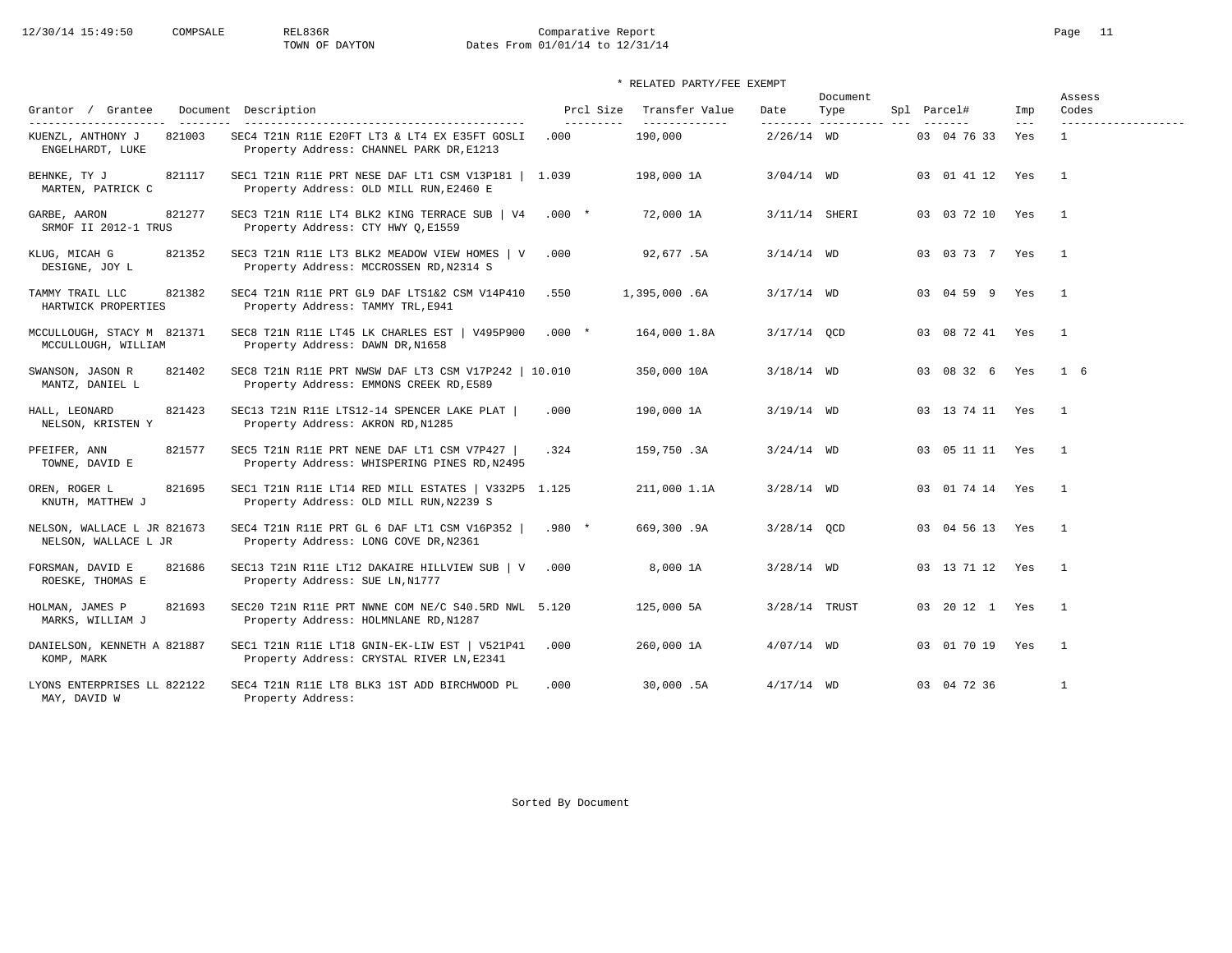Comparative Report

TOWN OF DAYTON

Dates From 01/01/14 to 12/31/14

\* RELATED PARTY/FEE EXEMPT

| Grantor / Grantee | Document | Description | Prcl Size | Transfer Value | Date | Document Type | Spl | Parcel# | Imp | Assess Codes |
|---|---|---|---|---|---|---|---|---|---|---|
| KUENZL, ANTHONY J / ENGELHARDT, LUKE | 821003 | SEC4 T21N R11E E20FT LT3 & LT4 EX E35FT GOSLI / Property Address: CHANNEL PARK DR,E1213 | .000 | 190,000 | 2/26/14 | WD | | 03 04 76 33 | Yes | 1 |
| BEHNKE, TY J / MARTEN, PATRICK C | 821117 | SEC1 T21N R11E PRT NESE DAF LT1 CSM V13P181 \| / Property Address: OLD MILL RUN,E2460 E | 1.039 | 198,000 1A | 3/04/14 | WD | | 03 01 41 12 | Yes | 1 |
| GARBE, AARON / SRMOF II 2012-1 TRUS | 821277 | SEC3 T21N R11E LT4 BLK2 KING TERRACE SUB \| V4 / Property Address: CTY HWY Q,E1559 | .000 * | 72,000 1A | 3/11/14 | SHERI | | 03 03 72 10 | Yes | 1 |
| KLUG, MICAH G / DESIGNE, JOY L | 821352 | SEC3 T21N R11E LT3 BLK2 MEADOW VIEW HOMES \| V / Property Address: MCCROSSEN RD,N2314 S | .000 | 92,677 .5A | 3/14/14 | WD | | 03 03 73 7 | Yes | 1 |
| TAMMY TRAIL LLC / HARTWICK PROPERTIES | 821382 | SEC4 T21N R11E PRT GL9 DAF LTS1&2 CSM V14P410 / Property Address: TAMMY TRL,E941 | .550 | 1,395,000 .6A | 3/17/14 | WD | | 03 04 59 9 | Yes | 1 |
| MCCULLOUGH, STACY M / MCCULLOUGH, WILLIAM | 821371 | SEC8 T21N R11E LT45 LK CHARLES EST \| V495P900 / Property Address: DAWN DR,N1658 | .000 * | 164,000 1.8A | 3/17/14 | QCD | | 03 08 72 41 | Yes | 1 |
| SWANSON, JASON R / MANTZ, DANIEL L | 821402 | SEC8 T21N R11E PRT NWSW DAF LT3 CSM V17P242 \| / Property Address: EMMONS CREEK RD,E589 | 10.010 | 350,000 10A | 3/18/14 | WD | | 03 08 32 6 | Yes | 1 6 |
| HALL, LEONARD / NELSON, KRISTEN Y | 821423 | SEC13 T21N R11E LTS12-14 SPENCER LAKE PLAT \| / Property Address: AKRON RD,N1285 | .000 | 190,000 1A | 3/19/14 | WD | | 03 13 74 11 | Yes | 1 |
| PFEIFER, ANN / TOWNE, DAVID E | 821577 | SEC5 T21N R11E PRT NENE DAF LT1 CSM V7P427 \| / Property Address: WHISPERING PINES RD,N2495 | .324 | 159,750 .3A | 3/24/14 | WD | | 03 05 11 11 | Yes | 1 |
| OREN, ROGER L / KNUTH, MATTHEW J | 821695 | SEC1 T21N R11E LT14 RED MILL ESTATES \| V332P5 / Property Address: OLD MILL RUN,N2239 S | 1.125 | 211,000 1.1A | 3/28/14 | WD | | 03 01 74 14 | Yes | 1 |
| NELSON, WALLACE L JR / NELSON, WALLACE L JR | 821673 | SEC4 T21N R11E PRT GL 6 DAF LT1 CSM V16P352 \| / Property Address: LONG COVE DR,N2361 | .980 * | 669,300 .9A | 3/28/14 | QCD | | 03 04 56 13 | Yes | 1 |
| FORSMAN, DAVID E / ROESKE, THOMAS E | 821686 | SEC13 T21N R11E LT12 DAKAIRE HILLVIEW SUB \| V / Property Address: SUE LN,N1777 | .000 | 8,000 1A | 3/28/14 | WD | | 03 13 71 12 | Yes | 1 |
| HOLMAN, JAMES P / MARKS, WILLIAM J | 821693 | SEC20 T21N R11E PRT NWNE COM NE/C S40.5RD NWL / Property Address: HOLMNLANE RD,N1287 | 5.120 | 125,000 5A | 3/28/14 | TRUST | | 03 20 12 1 | Yes | 1 |
| DANIELSON, KENNETH A / KOMP, MARK | 821887 | SEC1 T21N R11E LT18 GNIN-EK-LIW EST \| V521P41 / Property Address: CRYSTAL RIVER LN,E2341 | .000 | 260,000 1A | 4/07/14 | WD | | 03 01 70 19 | Yes | 1 |
| LYONS ENTERPRISES LL / MAY, DAVID W | 822122 | SEC4 T21N R11E LT8 BLK3 1ST ADD BIRCHWOOD PL / Property Address: | .000 | 30,000 .5A | 4/17/14 | WD | | 03 04 72 36 | | 1 |

Sorted By Document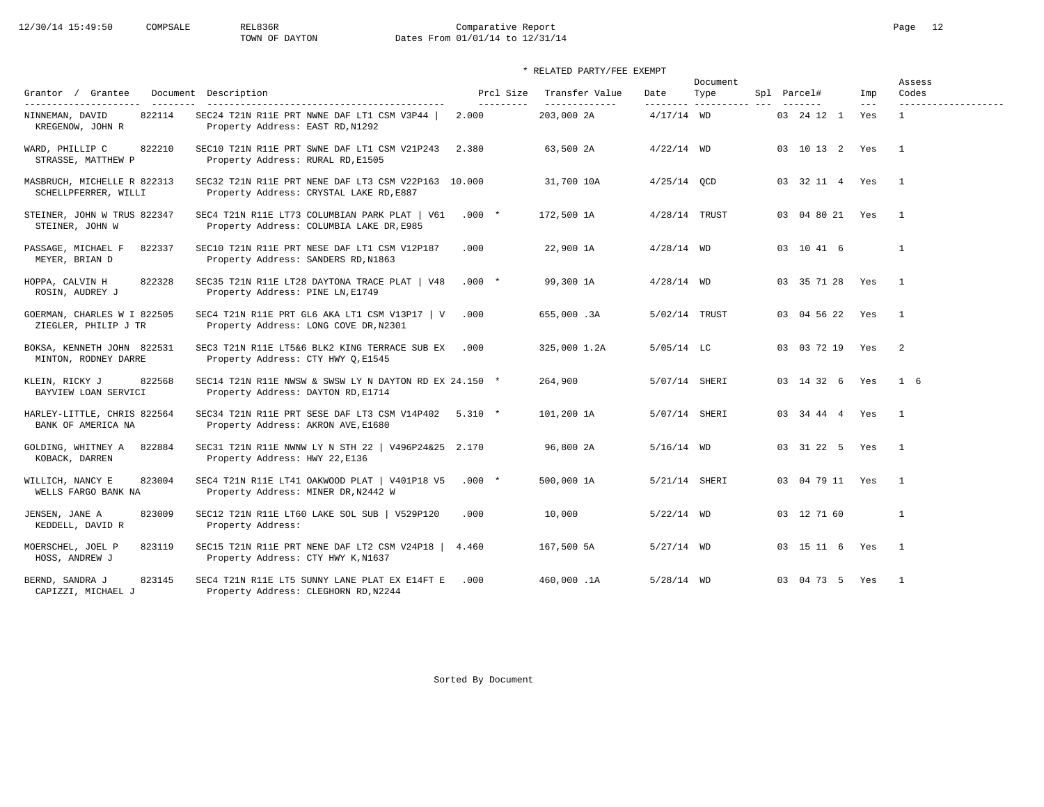Comparative Report
TOWN OF DAYTON
Dates From 01/01/14 to 12/31/14

\* RELATED PARTY/FEE EXEMPT

| Grantor / Grantee | Document | Description | Prcl Size | Transfer Value | Date | Document Type | Spl | Parcel# | Imp | Assess Codes |
|---|---|---|---|---|---|---|---|---|---|---|
| NINNEMAN, DAVID / KREGENOW, JOHN R | 822114 | SEC24 T21N R11E PRT NWNE DAF LT1 CSM V3P44 \| Property Address: EAST RD,N1292 | 2.000 | 203,000 2A | 4/17/14 | WD | | 03 24 12 1 | Yes | 1 |
| WARD, PHILLIP C / STRASSE, MATTHEW P | 822210 | SEC10 T21N R11E PRT SWNE DAF LT1 CSM V21P243 Property Address: RURAL RD,E1505 | 2.380 | 63,500 2A | 4/22/14 | WD | | 03 10 13 2 | Yes | 1 |
| MASBRUCH, MICHELLE R / SCHELLPFERRER, WILLI | 822313 | SEC32 T21N R11E PRT NENE DAF LT3 CSM V22P163 Property Address: CRYSTAL LAKE RD,E887 | 10.000 | 31,700 10A | 4/25/14 | QCD | | 03 32 11 4 | Yes | 1 |
| STEINER, JOHN W TRUS / STEINER, JOHN W | 822347 | SEC4 T21N R11E LT73 COLUMBIAN PARK PLAT \| V61 Property Address: COLUMBIA LAKE DR,E985 | .000 * | 172,500 1A | 4/28/14 | TRUST | | 03 04 80 21 | Yes | 1 |
| PASSAGE, MICHAEL F / MEYER, BRIAN D | 822337 | SEC10 T21N R11E PRT NESE DAF LT1 CSM V12P187 Property Address: SANDERS RD,N1863 | .000 | 22,900 1A | 4/28/14 | WD | | 03 10 41 6 | | 1 |
| HOPPA, CALVIN H / ROSIN, AUDREY J | 822328 | SEC35 T21N R11E LT28 DAYTONA TRACE PLAT \| V48 Property Address: PINE LN,E1749 | .000 * | 99,300 1A | 4/28/14 | WD | | 03 35 71 28 | Yes | 1 |
| GOERMAN, CHARLES W I / ZIEGLER, PHILIP J TR | 822505 | SEC4 T21N R11E PRT GL6 AKA LT1 CSM V13P17 \| V Property Address: LONG COVE DR,N2301 | .000 | 655,000 .3A | 5/02/14 | TRUST | | 03 04 56 22 | Yes | 1 |
| BOKSA, KENNETH JOHN / MINTON, RODNEY DARRE | 822531 | SEC3 T21N R11E LT5&6 BLK2 KING TERRACE SUB EX Property Address: CTY HWY Q,E1545 | .000 | 325,000 1.2A | 5/05/14 | LC | | 03 03 72 19 | Yes | 2 |
| KLEIN, RICKY J / BAYVIEW LOAN SERVICI | 822568 | SEC14 T21N R11E NWSW & SWSW LY N DAYTON RD EX Property Address: DAYTON RD,E1714 | 24.150 * | 264,900 | 5/07/14 | SHERI | | 03 14 32 6 | Yes | 1 6 |
| HARLEY-LITTLE, CHRIS / BANK OF AMERICA NA | 822564 | SEC34 T21N R11E PRT SESE DAF LT3 CSM V14P402 Property Address: AKRON AVE,E1680 | 5.310 * | 101,200 1A | 5/07/14 | SHERI | | 03 34 44 4 | Yes | 1 |
| GOLDING, WHITNEY A / KOBACK, DARREN | 822884 | SEC31 T21N R11E NWNW LY N STH 22 \| V496P24&25 Property Address: HWY 22,E136 | 2.170 | 96,800 2A | 5/16/14 | WD | | 03 31 22 5 | Yes | 1 |
| WILLICH, NANCY E / WELLS FARGO BANK NA | 823004 | SEC4 T21N R11E LT41 OAKWOOD PLAT \| V401P18 V5 Property Address: MINER DR,N2442 W | .000 * | 500,000 1A | 5/21/14 | SHERI | | 03 04 79 11 | Yes | 1 |
| JENSEN, JANE A / KEDDELL, DAVID R | 823009 | SEC12 T21N R11E LT60 LAKE SOL SUB \| V529P120 Property Address: | .000 | 10,000 | 5/22/14 | WD | | 03 12 71 60 | | 1 |
| MOERSCHEL, JOEL P / HOSS, ANDREW J | 823119 | SEC15 T21N R11E PRT NENE DAF LT2 CSM V24P18 \| Property Address: CTY HWY K,N1637 | 4.460 | 167,500 5A | 5/27/14 | WD | | 03 15 11 6 | Yes | 1 |
| BERND, SANDRA J / CAPIZZI, MICHAEL J | 823145 | SEC4 T21N R11E LT5 SUNNY LANE PLAT EX E14FT E Property Address: CLEGHORN RD,N2244 | .000 | 460,000 .1A | 5/28/14 | WD | | 03 04 73 5 | Yes | 1 |

Sorted By Document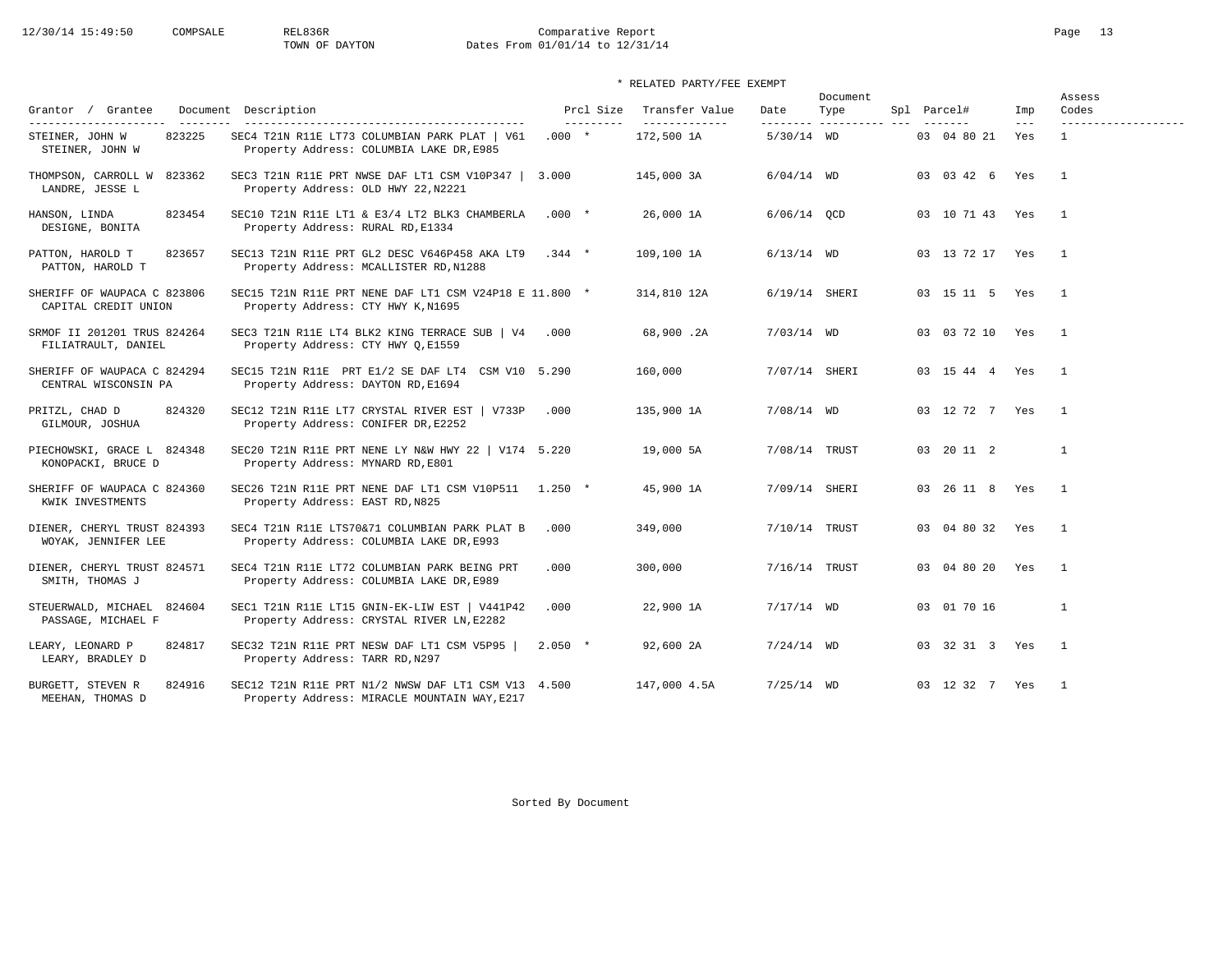Comparative Report
TOWN OF DAYTON
Dates From 01/01/14 to 12/31/14

\* RELATED PARTY/FEE EXEMPT

| Grantor / Grantee | Document | Description | Prcl Size | Transfer Value | Date | Document Type | Spl | Parcel# | Imp | Assess Codes |
|---|---|---|---|---|---|---|---|---|---|---|
| STEINER, JOHN W / STEINER, JOHN W | 823225 | SEC4 T21N R11E LT73 COLUMBIAN PARK PLAT \| V61 / Property Address: COLUMBIA LAKE DR,E985 | .000 * | 172,500 1A | 5/30/14 | WD | | 03 04 80 21 | Yes | 1 |
| THOMPSON, CARROLL W / LANDRE, JESSE L | 823362 | SEC3 T21N R11E PRT NWSE DAF LT1 CSM V10P347 \| / Property Address: OLD HWY 22,N2221 | 3.000 | 145,000 3A | 6/04/14 | WD | | 03 03 42 6 | Yes | 1 |
| HANSON, LINDA / DESIGNE, BONITA | 823454 | SEC10 T21N R11E LT1 & E3/4 LT2 BLK3 CHAMBERLA / Property Address: RURAL RD,E1334 | .000 * | 26,000 1A | 6/06/14 | QCD | | 03 10 71 43 | Yes | 1 |
| PATTON, HAROLD T / PATTON, HAROLD T | 823657 | SEC13 T21N R11E PRT GL2 DESC V646P458 AKA LT9 / Property Address: MCALLISTER RD,N1288 | .344 * | 109,100 1A | 6/13/14 | WD | | 03 13 72 17 | Yes | 1 |
| SHERIFF OF WAUPACA C / CAPITAL CREDIT UNION | 823806 | SEC15 T21N R11E PRT NENE DAF LT1 CSM V24P18 E / Property Address: CTY HWY K,N1695 | 11.800 * | 314,810 12A | 6/19/14 | SHERI | | 03 15 11 5 | Yes | 1 |
| SRMOF II 201201 TRUS / FILIATRAULT, DANIEL | 824264 | SEC3 T21N R11E LT4 BLK2 KING TERRACE SUB \| V4 / Property Address: CTY HWY Q,E1559 | .000 | 68,900 .2A | 7/03/14 | WD | | 03 03 72 10 | Yes | 1 |
| SHERIFF OF WAUPACA C / CENTRAL WISCONSIN PA | 824294 | SEC15 T21N R11E PRT E1/2 SE DAF LT4 CSM V10 / Property Address: DAYTON RD,E1694 | 5.290 | 160,000 | 7/07/14 | SHERI | | 03 15 44 4 | Yes | 1 |
| PRITZL, CHAD D / GILMOUR, JOSHUA | 824320 | SEC12 T21N R11E LT7 CRYSTAL RIVER EST \| V733P / Property Address: CONIFER DR,E2252 | .000 | 135,900 1A | 7/08/14 | WD | | 03 12 72 7 | Yes | 1 |
| PIECHOWSKI, GRACE L / KONOPACKI, BRUCE D | 824348 | SEC20 T21N R11E PRT NENE LY N&W HWY 22 \| V174 / Property Address: MYNARD RD,E801 | 5.220 | 19,000 5A | 7/08/14 | TRUST | | 03 20 11 2 | | 1 |
| SHERIFF OF WAUPACA C / KWIK INVESTMENTS | 824360 | SEC26 T21N R11E PRT NENE DAF LT1 CSM V10P511 / Property Address: EAST RD,N825 | 1.250 * | 45,900 1A | 7/09/14 | SHERI | | 03 26 11 8 | Yes | 1 |
| DIENER, CHERYL TRUST / WOYAK, JENNIFER LEE | 824393 | SEC4 T21N R11E LTS70&71 COLUMBIAN PARK PLAT B / Property Address: COLUMBIA LAKE DR,E993 | .000 | 349,000 | 7/10/14 | TRUST | | 03 04 80 32 | Yes | 1 |
| DIENER, CHERYL TRUST / SMITH, THOMAS J | 824571 | SEC4 T21N R11E LT72 COLUMBIAN PARK BEING PRT / Property Address: COLUMBIA LAKE DR,E989 | .000 | 300,000 | 7/16/14 | TRUST | | 03 04 80 20 | Yes | 1 |
| STEUERWALD, MICHAEL / PASSAGE, MICHAEL F | 824604 | SEC1 T21N R11E LT15 GNIN-EK-LIW EST \| V441P42 / Property Address: CRYSTAL RIVER LN,E2282 | .000 | 22,900 1A | 7/17/14 | WD | | 03 01 70 16 | | 1 |
| LEARY, LEONARD P / LEARY, BRADLEY D | 824817 | SEC32 T21N R11E PRT NESW DAF LT1 CSM V5P95 \| / Property Address: TARR RD,N297 | 2.050 * | 92,600 2A | 7/24/14 | WD | | 03 32 31 3 | Yes | 1 |
| BURGETT, STEVEN R / MEEHAN, THOMAS D | 824916 | SEC12 T21N R11E PRT N1/2 NWSW DAF LT1 CSM V13 / Property Address: MIRACLE MOUNTAIN WAY,E217 | 4.500 | 147,000 4.5A | 7/25/14 | WD | | 03 12 32 7 | Yes | 1 |

Sorted By Document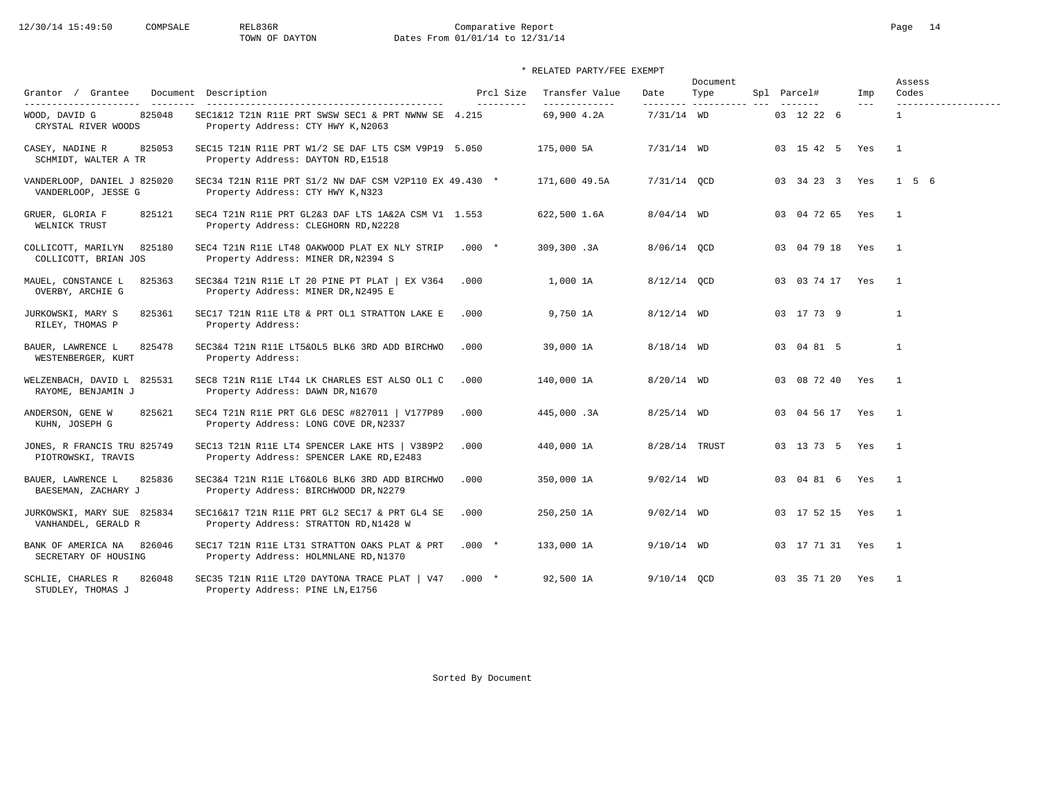Comparative Report
TOWN OF DAYTON
Dates From 01/01/14 to 12/31/14

\* RELATED PARTY/FEE EXEMPT

| Grantor / Grantee | Document | Description | Prcl Size | Transfer Value | Date | Document Type | Spl | Parcel# | Imp | Assess Codes |
|---|---|---|---|---|---|---|---|---|---|---|
| WOOD, DAVID G<br>CRYSTAL RIVER WOODS | 825048 | SEC1&12 T21N R11E PRT SWSW SEC1 & PRT NWNW SE<br>Property Address: CTY HWY K,N2063 | 4.215 | 69,900 4.2A | 7/31/14 | WD | | 03 12 22 6 | | 1 |
| CASEY, NADINE R<br>SCHMIDT, WALTER A TR | 825053 | SEC15 T21N R11E PRT W1/2 SE DAF LT5 CSM V9P19<br>Property Address: DAYTON RD,E1518 | 5.050 | 175,000 5A | 7/31/14 | WD | | 03 15 42 5 | Yes | 1 |
| VANDERLOOP, DANIEL J<br>VANDERLOOP, JESSE G | 825020 | SEC34 T21N R11E PRT S1/2 NW DAF CSM V2P110 EX<br>Property Address: CTY HWY K,N323 | 49.430 * | 171,600 49.5A | 7/31/14 | QCD | | 03 34 23 3 | Yes | 1 5 6 |
| GRUER, GLORIA F<br>WELNICK TRUST | 825121 | SEC4 T21N R11E PRT GL2&3 DAF LTS 1A&2A CSM V1<br>Property Address: CLEGHORN RD,N2228 | 1.553 | 622,500 1.6A | 8/04/14 | WD | | 03 04 72 65 | Yes | 1 |
| COLLICOTT, MARILYN<br>COLLICOTT, BRIAN JOS | 825180 | SEC4 T21N R11E LT48 OAKWOOD PLAT EX NLY STRIP<br>Property Address: MINER DR,N2394 S | .000 * | 309,300 .3A | 8/06/14 | QCD | | 03 04 79 18 | Yes | 1 |
| MAUEL, CONSTANCE L<br>OVERBY, ARCHIE G | 825363 | SEC3&4 T21N R11E LT 20 PINE PT PLAT \| EX V364<br>Property Address: MINER DR,N2495 E | .000 | 1,000 1A | 8/12/14 | QCD | | 03 03 74 17 | Yes | 1 |
| JURKOWSKI, MARY S<br>RILEY, THOMAS P | 825361 | SEC17 T21N R11E LT8 & PRT OL1 STRATTON LAKE E<br>Property Address: | .000 | 9,750 1A | 8/12/14 | WD | | 03 17 73 9 | | 1 |
| BAUER, LAWRENCE L<br>WESTENBERGER, KURT | 825478 | SEC3&4 T21N R11E LT5&OL5 BLK6 3RD ADD BIRCHWO<br>Property Address: | .000 | 39,000 1A | 8/18/14 | WD | | 03 04 81 5 | | 1 |
| WELZENBACH, DAVID L<br>RAYOME, BENJAMIN J | 825531 | SEC8 T21N R11E LT44 LK CHARLES EST ALSO OL1 C<br>Property Address: DAWN DR,N1670 | .000 | 140,000 1A | 8/20/14 | WD | | 03 08 72 40 | Yes | 1 |
| ANDERSON, GENE W<br>KUHN, JOSEPH G | 825621 | SEC4 T21N R11E PRT GL6 DESC #827011 \| V177P89<br>Property Address: LONG COVE DR,N2337 | .000 | 445,000 .3A | 8/25/14 | WD | | 03 04 56 17 | Yes | 1 |
| JONES, R FRANCIS TRU<br>PIOTROWSKI, TRAVIS | 825749 | SEC13 T21N R11E LT4 SPENCER LAKE HTS \| V389P2<br>Property Address: SPENCER LAKE RD,E2483 | .000 | 440,000 1A | 8/28/14 | TRUST | | 03 13 73 5 | Yes | 1 |
| BAUER, LAWRENCE L<br>BAESEMAN, ZACHARY J | 825836 | SEC3&4 T21N R11E LT6&OL6 BLK6 3RD ADD BIRCHWO<br>Property Address: BIRCHWOOD DR,N2279 | .000 | 350,000 1A | 9/02/14 | WD | | 03 04 81 6 | Yes | 1 |
| JURKOWSKI, MARY SUE<br>VANHANDEL, GERALD R | 825834 | SEC16&17 T21N R11E PRT GL2 SEC17 & PRT GL4 SE<br>Property Address: STRATTON RD,N1428 W | .000 | 250,250 1A | 9/02/14 | WD | | 03 17 52 15 | Yes | 1 |
| BANK OF AMERICA NA<br>SECRETARY OF HOUSING | 826046 | SEC17 T21N R11E LT31 STRATTON OAKS PLAT & PRT<br>Property Address: HOLMNLANE RD,N1370 | .000 * | 133,000 1A | 9/10/14 | WD | | 03 17 71 31 | Yes | 1 |
| SCHLIE, CHARLES R<br>STUDLEY, THOMAS J | 826048 | SEC35 T21N R11E LT20 DAYTONA TRACE PLAT \| V47<br>Property Address: PINE LN,E1756 | .000 * | 92,500 1A | 9/10/14 | QCD | | 03 35 71 20 | Yes | 1 |

Sorted By Document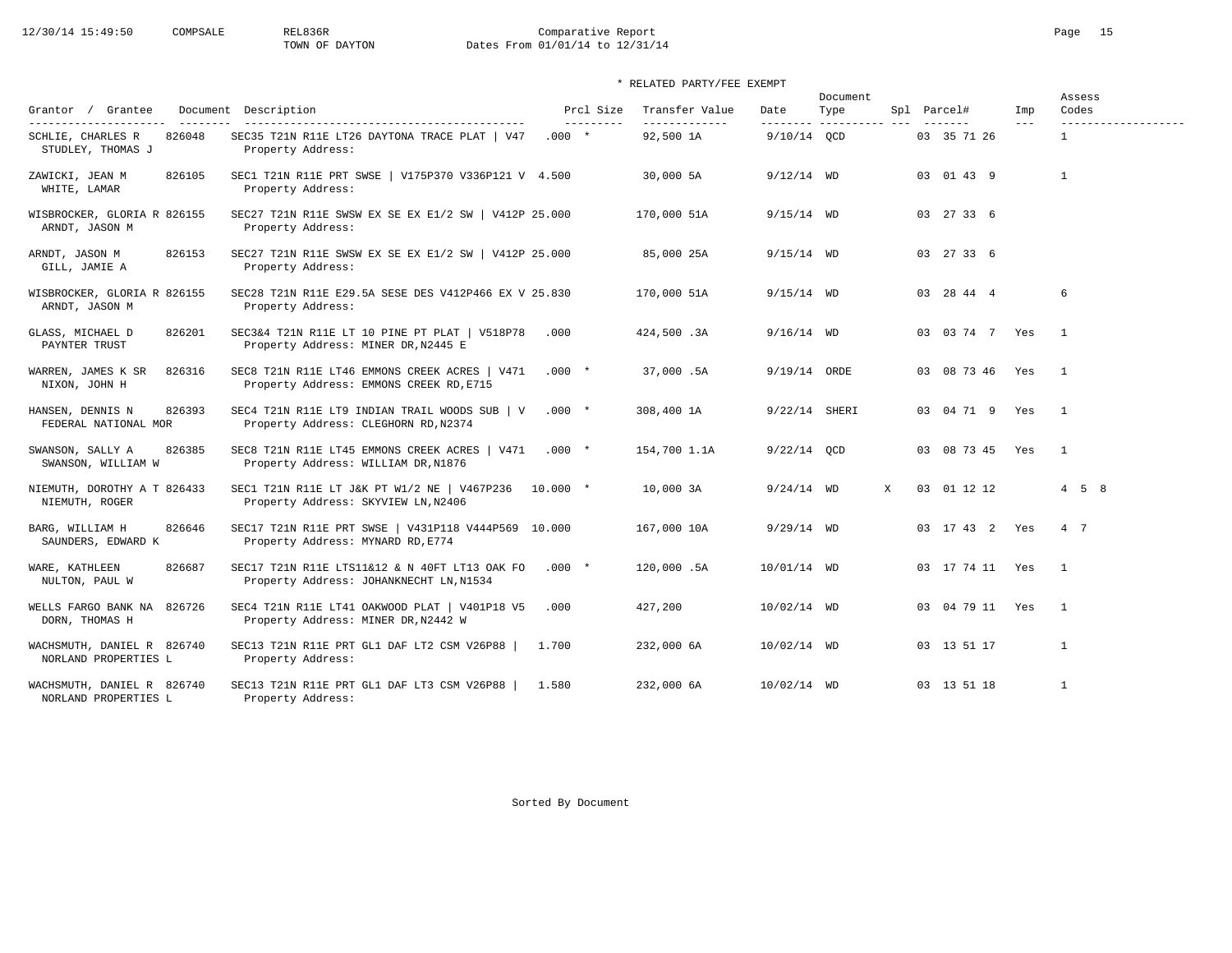Comparative Report

TOWN OF DAYTON

Dates From 01/01/14 to 12/31/14

\* RELATED PARTY/FEE EXEMPT

| Grantor / Grantee | Document | Description | Prcl Size | Transfer Value | Date | Document Type | Spl | Parcel# | Imp | Assess Codes |
|---|---|---|---|---|---|---|---|---|---|---|
| SCHLIE, CHARLES R / STUDLEY, THOMAS J | 826048 | SEC35 T21N R11E LT26 DAYTONA TRACE PLAT \| V47 / Property Address: | .000 * | 92,500 1A | 9/10/14 | QCD | | 03 35 71 26 | | 1 |
| ZAWICKI, JEAN M / WHITE, LAMAR | 826105 | SEC1 T21N R11E PRT SWSE \| V175P370 V336P121 V / Property Address: | 4.500 | 30,000 5A | 9/12/14 | WD | | 03 01 43 9 | | 1 |
| WISBROCKER, GLORIA R / ARNDT, JASON M | 826155 | SEC27 T21N R11E SWSW EX SE EX E1/2 SW \| V412P / Property Address: | 25.000 | 170,000 51A | 9/15/14 | WD | | 03 27 33 6 | | |
| ARNDT, JASON M / GILL, JAMIE A | 826153 | SEC27 T21N R11E SWSW EX SE EX E1/2 SW \| V412P / Property Address: | 25.000 | 85,000 25A | 9/15/14 | WD | | 03 27 33 6 | | |
| WISBROCKER, GLORIA R / ARNDT, JASON M | 826155 | SEC28 T21N R11E E29.5A SESE DES V412P466 EX V / Property Address: | 25.830 | 170,000 51A | 9/15/14 | WD | | 03 28 44 4 | | 6 |
| GLASS, MICHAEL D / PAYNTER TRUST | 826201 | SEC3&4 T21N R11E LT 10 PINE PT PLAT \| V518P78 / Property Address: MINER DR,N2445 E | .000 | 424,500 .3A | 9/16/14 | WD | | 03 03 74 7 | Yes | 1 |
| WARREN, JAMES K SR / NIXON, JOHN H | 826316 | SEC8 T21N R11E LT46 EMMONS CREEK ACRES \| V471 / Property Address: EMMONS CREEK RD,E715 | .000 * | 37,000 .5A | 9/19/14 | ORDE | | 03 08 73 46 | Yes | 1 |
| HANSEN, DENNIS N / FEDERAL NATIONAL MOR | 826393 | SEC4 T21N R11E LT9 INDIAN TRAIL WOODS SUB \| V / Property Address: CLEGHORN RD,N2374 | .000 * | 308,400 1A | 9/22/14 | SHERI | | 03 04 71 9 | Yes | 1 |
| SWANSON, SALLY A / SWANSON, WILLIAM W | 826385 | SEC8 T21N R11E LT45 EMMONS CREEK ACRES \| V471 / Property Address: WILLIAM DR,N1876 | .000 * | 154,700 1.1A | 9/22/14 | QCD | | 03 08 73 45 | Yes | 1 |
| NIEMUTH, DOROTHY A T / NIEMUTH, ROGER | 826433 | SEC1 T21N R11E LT J&K PT W1/2 NE \| V467P236 / Property Address: SKYVIEW LN,N2406 | 10.000 * | 10,000 3A | 9/24/14 | WD | X | 03 01 12 12 | | 4 5 8 |
| BARG, WILLIAM H / SAUNDERS, EDWARD K | 826646 | SEC17 T21N R11E PRT SWSE \| V431P118 V444P569 / Property Address: MYNARD RD,E774 | 10.000 | 167,000 10A | 9/29/14 | WD | | 03 17 43 2 | Yes | 4 7 |
| WARE, KATHLEEN / NULTON, PAUL W | 826687 | SEC17 T21N R11E LTS11&12 & N 40FT LT13 OAK FO / Property Address: JOHANKNECHT LN,N1534 | .000 * | 120,000 .5A | 10/01/14 | WD | | 03 17 74 11 | Yes | 1 |
| WELLS FARGO BANK NA / DORN, THOMAS H | 826726 | SEC4 T21N R11E LT41 OAKWOOD PLAT \| V401P18 V5 / Property Address: MINER DR,N2442 W | .000 | 427,200 | 10/02/14 | WD | | 03 04 79 11 | Yes | 1 |
| WACHSMUTH, DANIEL R / NORLAND PROPERTIES L | 826740 | SEC13 T21N R11E PRT GL1 DAF LT2 CSM V26P88 \| / Property Address: | 1.700 | 232,000 6A | 10/02/14 | WD | | 03 13 51 17 | | 1 |
| WACHSMUTH, DANIEL R / NORLAND PROPERTIES L | 826740 | SEC13 T21N R11E PRT GL1 DAF LT3 CSM V26P88 \| / Property Address: | 1.580 | 232,000 6A | 10/02/14 | WD | | 03 13 51 18 | | 1 |

Sorted By Document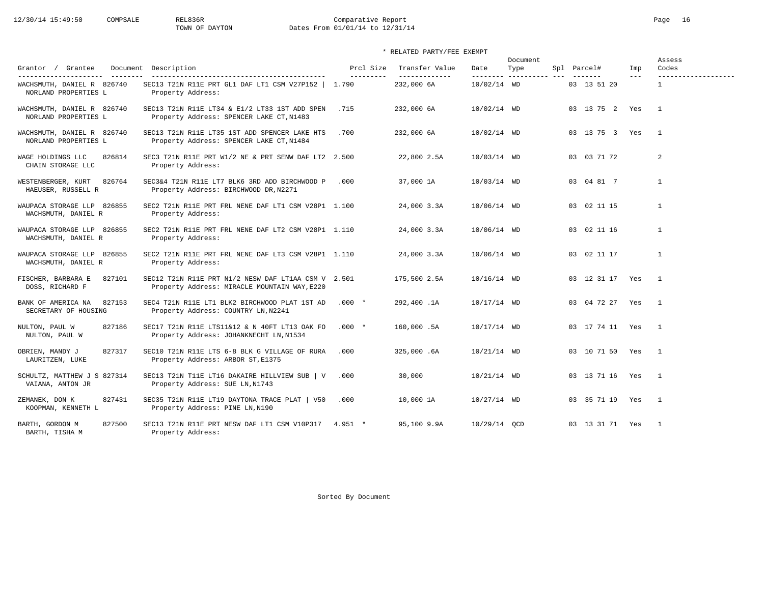Comparative Report
TOWN OF DAYTON
Dates From 01/01/14 to 12/31/14

\* RELATED PARTY/FEE EXEMPT

| Grantor / Grantee | Document | Description | Prcl Size | Transfer Value | Date | Document Type | Spl | Parcel# | Imp | Assess Codes |
|---|---|---|---|---|---|---|---|---|---|---|
| WACHSMUTH, DANIEL R / NORLAND PROPERTIES L | 826740 | SEC13 T21N R11E PRT GL1 DAF LT1 CSM V27P152 \| Property Address: | 1.790 | 232,000 6A | 10/02/14 | WD | | 03 13 51 20 | | 1 |
| WACHSMUTH, DANIEL R / NORLAND PROPERTIES L | 826740 | SEC13 T21N R11E LT34 & E1/2 LT33 1ST ADD SPEN Property Address: SPENCER LAKE CT,N1483 | .715 | 232,000 6A | 10/02/14 | WD | | 03 13 75 2 | Yes | 1 |
| WACHSMUTH, DANIEL R / NORLAND PROPERTIES L | 826740 | SEC13 T21N R11E LT35 1ST ADD SPENCER LAKE HTS Property Address: SPENCER LAKE CT,N1484 | .700 | 232,000 6A | 10/02/14 | WD | | 03 13 75 3 | Yes | 1 |
| WAGE HOLDINGS LLC / CHAIN STORAGE LLC | 826814 | SEC3 T21N R11E PRT W1/2 NE & PRT SENW DAF LT2 Property Address: | 2.500 | 22,800 2.5A | 10/03/14 | WD | | 03 03 71 72 | | 2 |
| WESTENBERGER, KURT / HAEUSER, RUSSELL R | 826764 | SEC3&4 T21N R11E LT7 BLK6 3RD ADD BIRCHWOOD P Property Address: BIRCHWOOD DR,N2271 | .000 | 37,000 1A | 10/03/14 | WD | | 03 04 81 7 | | 1 |
| WAUPACA STORAGE LLP / WACHSMUTH, DANIEL R | 826855 | SEC2 T21N R11E PRT FRL NENE DAF LT1 CSM V28P1 Property Address: | 1.100 | 24,000 3.3A | 10/06/14 | WD | | 03 02 11 15 | | 1 |
| WAUPACA STORAGE LLP / WACHSMUTH, DANIEL R | 826855 | SEC2 T21N R11E PRT FRL NENE DAF LT2 CSM V28P1 Property Address: | 1.110 | 24,000 3.3A | 10/06/14 | WD | | 03 02 11 16 | | 1 |
| WAUPACA STORAGE LLP / WACHSMUTH, DANIEL R | 826855 | SEC2 T21N R11E PRT FRL NENE DAF LT3 CSM V28P1 Property Address: | 1.110 | 24,000 3.3A | 10/06/14 | WD | | 03 02 11 17 | | 1 |
| FISCHER, BARBARA E / DOSS, RICHARD F | 827101 | SEC12 T21N R11E PRT N1/2 NESW DAF LT1AA CSM V Property Address: MIRACLE MOUNTAIN WAY,E220 | 2.501 | 175,500 2.5A | 10/16/14 | WD | | 03 12 31 17 | Yes | 1 |
| BANK OF AMERICA NA / SECRETARY OF HOUSING | 827153 | SEC4 T21N R11E LT1 BLK2 BIRCHWOOD PLAT 1ST AD Property Address: COUNTRY LN,N2241 | .000 * | 292,400 .1A | 10/17/14 | WD | | 03 04 72 27 | Yes | 1 |
| NULTON, PAUL W / NULTON, PAUL W | 827186 | SEC17 T21N R11E LTS11&12 & N 40FT LT13 OAK FO Property Address: JOHANKNECHT LN,N1534 | .000 * | 160,000 .5A | 10/17/14 | WD | | 03 17 74 11 | Yes | 1 |
| OBRIEN, MANDY J / LAURITZEN, LUKE | 827317 | SEC10 T21N R11E LTS 6-8 BLK G VILLAGE OF RURA Property Address: ARBOR ST,E1375 | .000 | 325,000 .6A | 10/21/14 | WD | | 03 10 71 50 | Yes | 1 |
| SCHULTZ, MATTHEW J S / VAIANA, ANTON JR | 827314 | SEC13 T21N T11E LT16 DAKAIRE HILLVIEW SUB \| V Property Address: SUE LN,N1743 | .000 | 30,000 | 10/21/14 | WD | | 03 13 71 16 | Yes | 1 |
| ZEMANEK, DON K / KOOPMAN, KENNETH L | 827431 | SEC35 T21N R11E LT19 DAYTONA TRACE PLAT \| V50 Property Address: PINE LN,N190 | .000 | 10,000 1A | 10/27/14 | WD | | 03 35 71 19 | Yes | 1 |
| BARTH, GORDON M / BARTH, TISHA M | 827500 | SEC13 T21N R11E PRT NESW DAF LT1 CSM V10P317 Property Address: | 4.951 * | 95,100 9.9A | 10/29/14 | QCD | | 03 13 31 71 | Yes | 1 |

Sorted By Document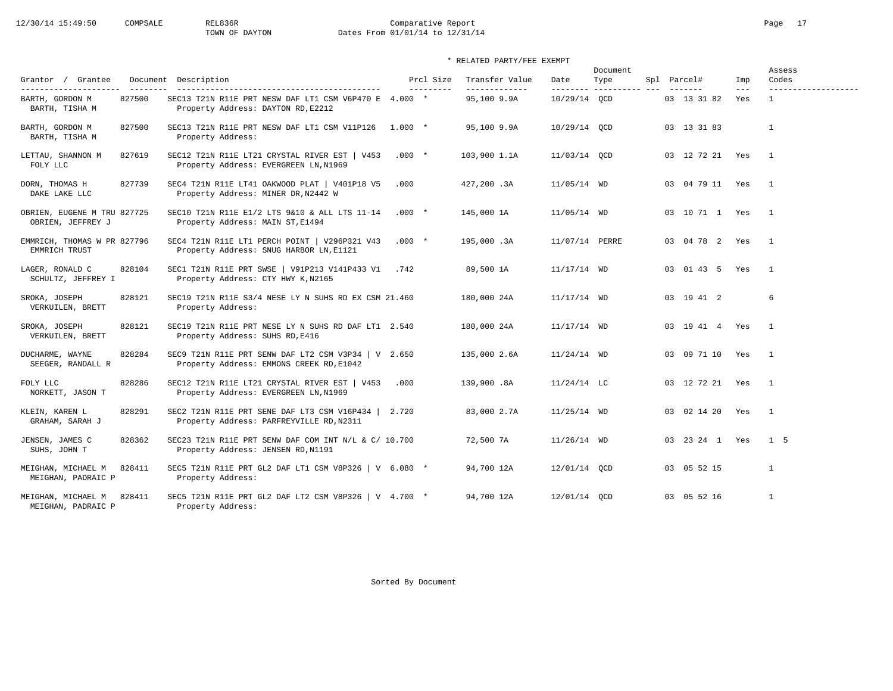Comparative Report
TOWN OF DAYTON
Dates From 01/01/14 to 12/31/14

\* RELATED PARTY/FEE EXEMPT

| Grantor / Grantee | Document | Description | Prcl Size | Transfer Value | Date | Document Type | Spl | Parcel# | Imp | Assess Codes |
|---|---|---|---|---|---|---|---|---|---|---|
| BARTH, GORDON M / BARTH, TISHA M | 827500 | SEC13 T21N R11E PRT NESW DAF LT1 CSM V6P470 E / Property Address: DAYTON RD,E2212 | 4.000 * | 95,100 9.9A | 10/29/14 | QCD | | 03 13 31 82 | Yes | 1 |
| BARTH, GORDON M / BARTH, TISHA M | 827500 | SEC13 T21N R11E PRT NESW DAF LT1 CSM V11P126 / Property Address: | 1.000 * | 95,100 9.9A | 10/29/14 | QCD | | 03 13 31 83 | | 1 |
| LETTAU, SHANNON M / FOLY LLC | 827619 | SEC12 T21N R11E LT21 CRYSTAL RIVER EST \| V453 / Property Address: EVERGREEN LN,N1969 | .000 * | 103,900 1.1A | 11/03/14 | QCD | | 03 12 72 21 | Yes | 1 |
| DORN, THOMAS H / DAKE LAKE LLC | 827739 | SEC4 T21N R11E LT41 OAKWOOD PLAT \| V401P18 V5 / Property Address: MINER DR,N2442 W | .000 | 427,200 .3A | 11/05/14 | WD | | 03 04 79 11 | Yes | 1 |
| OBRIEN, EUGENE M TRU / OBRIEN, JEFFREY J | 827725 | SEC10 T21N R11E E1/2 LTS 9&10 & ALL LTS 11-14 / Property Address: MAIN ST,E1494 | .000 * | 145,000 1A | 11/05/14 | WD | | 03 10 71 1 | Yes | 1 |
| EMMRICH, THOMAS W PR / EMMRICH TRUST | 827796 | SEC4 T21N R11E LT1 PERCH POINT \| V296P321 V43 / Property Address: SNUG HARBOR LN,E1121 | .000 * | 195,000 .3A | 11/07/14 | PERRE | | 03 04 78 2 | Yes | 1 |
| LAGER, RONALD C / SCHULTZ, JEFFREY I | 828104 | SEC1 T21N R11E PRT SWSE \| V91P213 V141P433 V1 / Property Address: CTY HWY K,N2165 | .742 | 89,500 1A | 11/17/14 | WD | | 03 01 43 5 | Yes | 1 |
| SROKA, JOSEPH / VERKUILEN, BRETT | 828121 | SEC19 T21N R11E S3/4 NESE LY N SUHS RD EX CSM / Property Address: | 21.460 | 180,000 24A | 11/17/14 | WD | | 03 19 41 2 | | 6 |
| SROKA, JOSEPH / VERKUILEN, BRETT | 828121 | SEC19 T21N R11E PRT NESE LY N SUHS RD DAF LT1 / Property Address: SUHS RD,E416 | 2.540 | 180,000 24A | 11/17/14 | WD | | 03 19 41 4 | Yes | 1 |
| DUCHARME, WAYNE / SEEGER, RANDALL R | 828284 | SEC9 T21N R11E PRT SENW DAF LT2 CSM V3P34 \| V / Property Address: EMMONS CREEK RD,E1042 | 2.650 | 135,000 2.6A | 11/24/14 | WD | | 03 09 71 10 | Yes | 1 |
| FOLY LLC / NORKETT, JASON T | 828286 | SEC12 T21N R11E LT21 CRYSTAL RIVER EST \| V453 / Property Address: EVERGREEN LN,N1969 | .000 | 139,900 .8A | 11/24/14 | LC | | 03 12 72 21 | Yes | 1 |
| KLEIN, KAREN L / GRAHAM, SARAH J | 828291 | SEC2 T21N R11E PRT SENE DAF LT3 CSM V16P434 \| / Property Address: PARFREYVILLE RD,N2311 | 2.720 | 83,000 2.7A | 11/25/14 | WD | | 03 02 14 20 | Yes | 1 |
| JENSEN, JAMES C / SUHS, JOHN T | 828362 | SEC23 T21N R11E PRT SENW DAF COM INT N/L & C/ / Property Address: JENSEN RD,N1191 | 10.700 | 72,500 7A | 11/26/14 | WD | | 03 23 24 1 | Yes | 1 5 |
| MEIGHAN, MICHAEL M / MEIGHAN, PADRAIC P | 828411 | SEC5 T21N R11E PRT GL2 DAF LT1 CSM V8P326 \| V / Property Address: | 6.080 * | 94,700 12A | 12/01/14 | QCD | | 03 05 52 15 | | 1 |
| MEIGHAN, MICHAEL M / MEIGHAN, PADRAIC P | 828411 | SEC5 T21N R11E PRT GL2 DAF LT2 CSM V8P326 \| V / Property Address: | 4.700 * | 94,700 12A | 12/01/14 | QCD | | 03 05 52 16 | | 1 |

Sorted By Document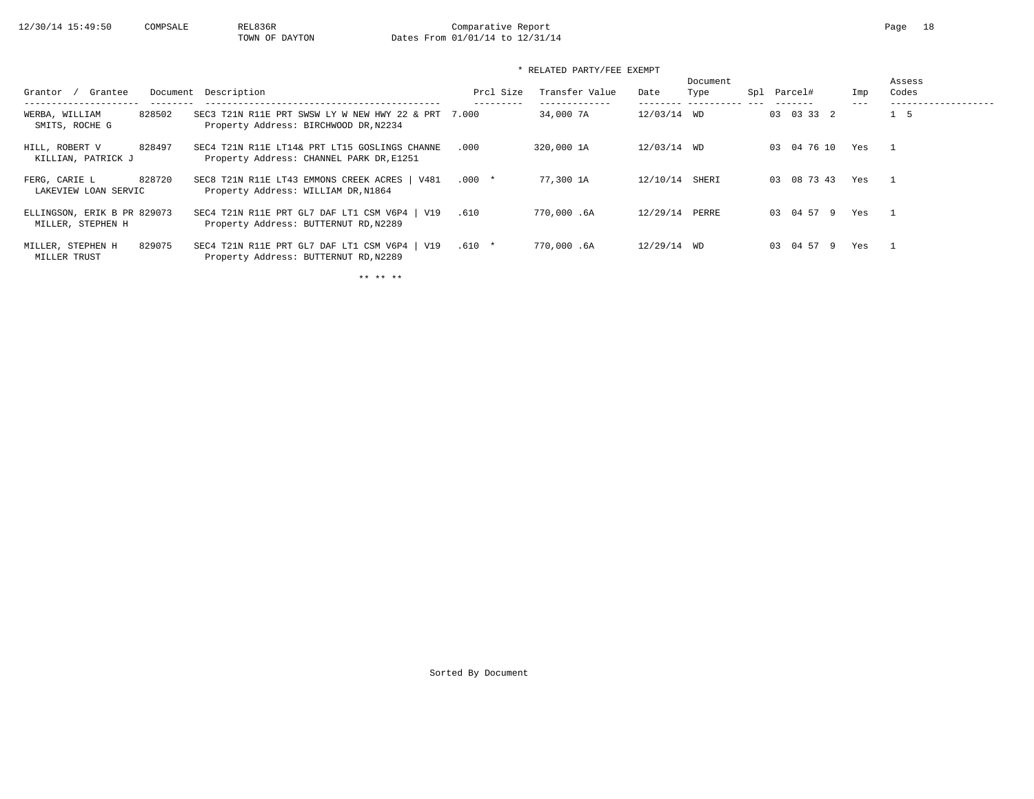12/30/14 15:49:50 COMPSALE REL836R TOWN OF DAYTON

Comparative Report
Dates From 01/01/14 to 12/31/14

\* RELATED PARTY/FEE EXEMPT

| Grantor / Grantee | Document | Description | Prcl Size | Transfer Value | Date | Document Type | Spl | Parcel# | Imp | Assess Codes |
|---|---|---|---|---|---|---|---|---|---|---|
| WERBA, WILLIAM<br>SMITS, ROCHE G | 828502 | SEC3 T21N R11E PRT SWSW LY W NEW HWY 22 & PRT<br>Property Address: BIRCHWOOD DR,N2234 | 7.000 | 34,000 7A | 12/03/14 | WD | | 03 03 33 2 | | 1 5 |
| HILL, ROBERT V<br>KILLIAN, PATRICK J | 828497 | SEC4 T21N R11E LT14& PRT LT15 GOSLINGS CHANNE<br>Property Address: CHANNEL PARK DR,E1251 | .000 | 320,000 1A | 12/03/14 | WD | | 03 04 76 10 | Yes | 1 |
| FERG, CARIE L<br>LAKEVIEW LOAN SERVIC | 828720 | SEC8 T21N R11E LT43 EMMONS CREEK ACRES \| V481<br>Property Address: WILLIAM DR,N1864 | .000 * | 77,300 1A | 12/10/14 | SHERI | | 03 08 73 43 | Yes | 1 |
| ELLINGSON, ERIK B PR<br>MILLER, STEPHEN H | 829073 | SEC4 T21N R11E PRT GL7 DAF LT1 CSM V6P4 \| V19<br>Property Address: BUTTERNUT RD,N2289 | .610 | 770,000 .6A | 12/29/14 | PERRE | | 03 04 57 9 | Yes | 1 |
| MILLER, STEPHEN H<br>MILLER TRUST | 829075 | SEC4 T21N R11E PRT GL7 DAF LT1 CSM V6P4 \| V19<br>Property Address: BUTTERNUT RD,N2289 | .610 * | 770,000 .6A | 12/29/14 | WD | | 03 04 57 9 | Yes | 1 |

\*\* \*\* \*\*

Sorted By Document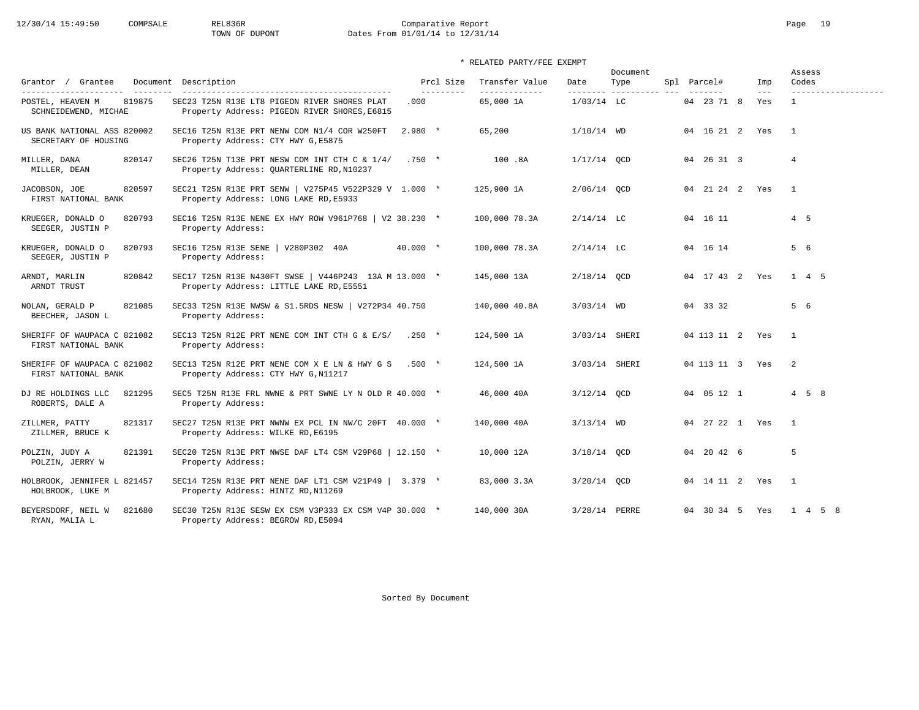Comparative Report
TOWN OF DUPONT
Dates From 01/01/14 to 12/31/14

\* RELATED PARTY/FEE EXEMPT

| Grantor / Grantee | Document | Description | Prcl Size | Transfer Value | Date | Document Type | Spl | Parcel# | Imp | Assess Codes |
|---|---|---|---|---|---|---|---|---|---|---|
| POSTEL, HEAVEN M<br>SCHNEIDEWEND, MICHAE | 819875 | SEC23 T25N R13E LT8 PIGEON RIVER SHORES PLAT<br>Property Address: PIGEON RIVER SHORES,E6815 | .000 | 65,000 1A | 1/03/14 | LC | | 04 23 71 8 | Yes | 1 |
| US BANK NATIONAL ASS<br>SECRETARY OF HOUSING | 820002 | SEC16 T25N R13E PRT NENW COM N1/4 COR W250FT<br>Property Address: CTY HWY G,E5875 | 2.980 * | 65,200 | 1/10/14 | WD | | 04 16 21 2 | Yes | 1 |
| MILLER, DANA<br>MILLER, DEAN | 820147 | SEC26 T25N T13E PRT NESW COM INT CTH C & 1/4/<br>Property Address: QUARTERLINE RD,N10237 | .750 * | 100 .8A | 1/17/14 | QCD | | 04 26 31 3 | | 4 |
| JACOBSON, JOE<br>FIRST NATIONAL BANK | 820597 | SEC21 T25N R13E PRT SENW \| V275P45 V522P329 V<br>Property Address: LONG LAKE RD,E5933 | 1.000 * | 125,900 1A | 2/06/14 | QCD | | 04 21 24 2 | Yes | 1 |
| KRUEGER, DONALD O<br>SEEGER, JUSTIN P | 820793 | SEC16 T25N R13E NENE EX HWY ROW V961P768 \| V2<br>Property Address: | 38.230 * | 100,000 78.3A | 2/14/14 | LC | | 04 16 11 | | 4 5 |
| KRUEGER, DONALD O<br>SEEGER, JUSTIN P | 820793 | SEC16 T25N R13E SENE \| V280P302 40A<br>Property Address: | 40.000 * | 100,000 78.3A | 2/14/14 | LC | | 04 16 14 | | 5 6 |
| ARNDT, MARLIN<br>ARNDT TRUST | 820842 | SEC17 T25N R13E N430FT SWSE \| V446P243 13A M<br>Property Address: LITTLE LAKE RD,E5551 | 13.000 * | 145,000 13A | 2/18/14 | QCD | | 04 17 43 2 | Yes | 1 4 5 |
| NOLAN, GERALD P<br>BEECHER, JASON L | 821085 | SEC33 T25N R13E NWSW & S1.5RDS NESW \| V272P34<br>Property Address: | 40.750 | 140,000 40.8A | 3/03/14 | WD | | 04 33 32 | | 5 6 |
| SHERIFF OF WAUPACA C<br>FIRST NATIONAL BANK | 821082 | SEC13 T25N R12E PRT NENE COM INT CTH G & E/S/<br>Property Address: | .250 * | 124,500 1A | 3/03/14 | SHERI | | 04 113 11 2 | Yes | 1 |
| SHERIFF OF WAUPACA C<br>FIRST NATIONAL BANK | 821082 | SEC13 T25N R12E PRT NENE COM X E LN & HWY G S<br>Property Address: CTY HWY G,N11217 | .500 * | 124,500 1A | 3/03/14 | SHERI | | 04 113 11 3 | Yes | 2 |
| DJ RE HOLDINGS LLC<br>ROBERTS, DALE A | 821295 | SEC5 T25N R13E FRL NWNE & PRT SWNE LY N OLD R<br>Property Address: | 40.000 * | 46,000 40A | 3/12/14 | QCD | | 04 05 12 1 | | 4 5 8 |
| ZILLMER, PATTY<br>ZILLMER, BRUCE K | 821317 | SEC27 T25N R13E PRT NWNW EX PCL IN NW/C 20FT<br>Property Address: WILKE RD,E6195 | 40.000 * | 140,000 40A | 3/13/14 | WD | | 04 27 22 1 | Yes | 1 |
| POLZIN, JUDY A<br>POLZIN, JERRY W | 821391 | SEC20 T25N R13E PRT NWSE DAF LT4 CSM V29P68 \|<br>Property Address: | 12.150 * | 10,000 12A | 3/18/14 | QCD | | 04 20 42 6 | | 5 |
| HOLBROOK, JENNIFER L<br>HOLBROOK, LUKE M | 821457 | SEC14 T25N R13E PRT NENE DAF LT1 CSM V21P49 \|<br>Property Address: HINTZ RD,N11269 | 3.379 * | 83,000 3.3A | 3/20/14 | QCD | | 04 14 11 2 | Yes | 1 |
| BEYERSDORF, NEIL W<br>RYAN, MALIA L | 821680 | SEC30 T25N R13E SESW EX CSM V3P333 EX CSM V4P<br>Property Address: BEGROW RD,E5094 | 30.000 * | 140,000 30A | 3/28/14 | PERRE | | 04 30 34 5 | Yes | 1 4 5 8 |

Sorted By Document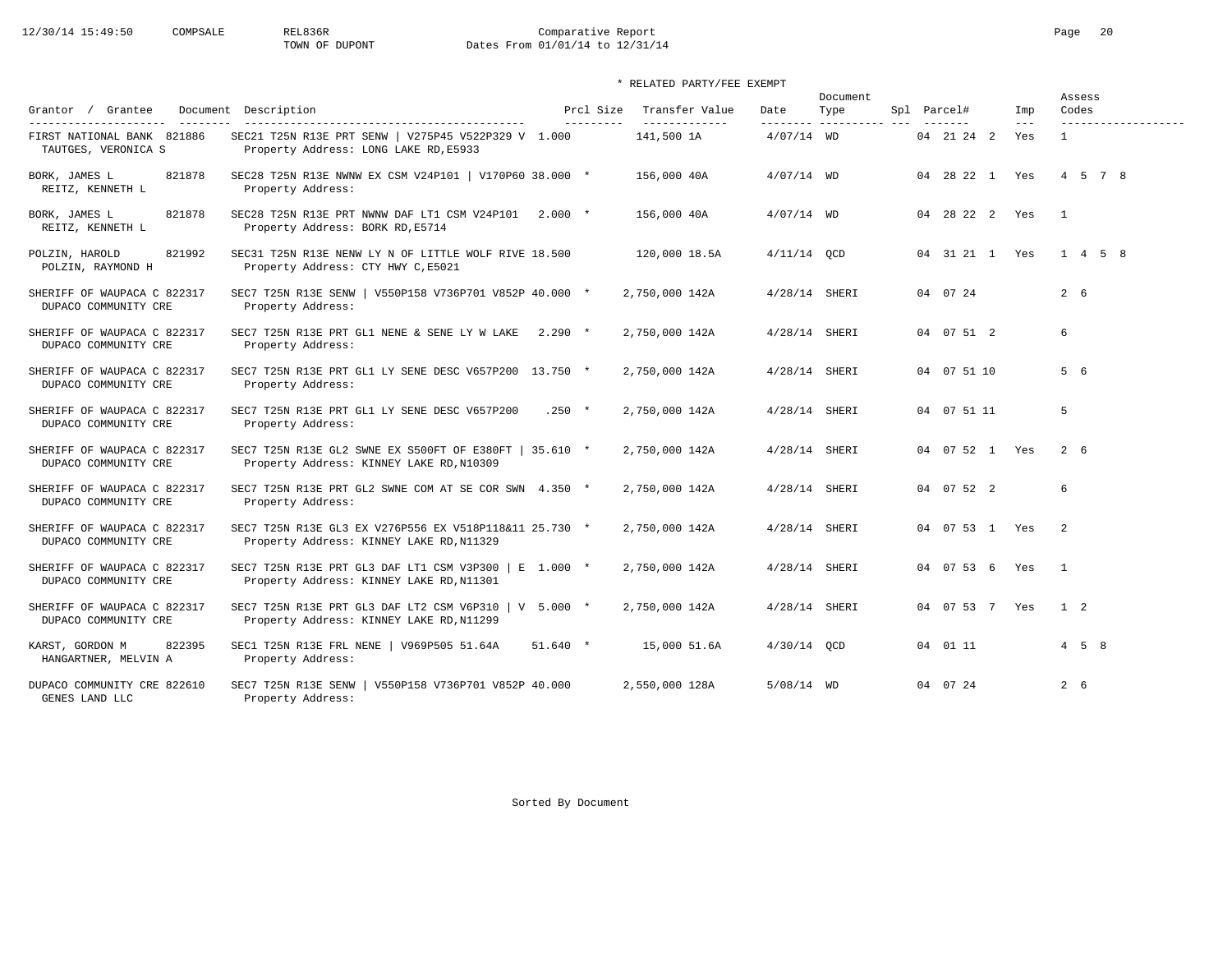\* RELATED PARTY/FEE EXEMPT

| Grantor / Grantee | Document | Description | Prcl Size | Transfer Value | Date | Document Type | Spl | Parcel# | Imp | Assess Codes |
|---|---|---|---|---|---|---|---|---|---|---|
| FIRST NATIONAL BANK / TAUTGES, VERONICA S | 821886 | SEC21 T25N R13E PRT SENW \| V275P45 V522P329 V / Property Address: LONG LAKE RD,E5933 | 1.000 | 141,500 1A | 4/07/14 | WD | | 04 21 24 2 | Yes | 1 |
| BORK, JAMES L / REITZ, KENNETH L | 821878 | SEC28 T25N R13E NWNW EX CSM V24P101 \| V170P60 / Property Address: | 38.000 * | 156,000 40A | 4/07/14 | WD | | 04 28 22 1 | Yes | 4 5 7 8 |
| BORK, JAMES L / REITZ, KENNETH L | 821878 | SEC28 T25N R13E PRT NWNW DAF LT1 CSM V24P101 / Property Address: BORK RD,E5714 | 2.000 * | 156,000 40A | 4/07/14 | WD | | 04 28 22 2 | Yes | 1 |
| POLZIN, HAROLD / POLZIN, RAYMOND H | 821992 | SEC31 T25N R13E NENW LY N OF LITTLE WOLF RIVE / Property Address: CTY HWY C,E5021 | 18.500 | 120,000 18.5A | 4/11/14 | QCD | | 04 31 21 1 | Yes | 1 4 5 8 |
| SHERIFF OF WAUPACA C / DUPACO COMMUNITY CRE | 822317 | SEC7 T25N R13E SENW \| V550P158 V736P701 V852P / Property Address: | 40.000 * | 2,750,000 142A | 4/28/14 | SHERI | | 04 07 24 | | 2 6 |
| SHERIFF OF WAUPACA C / DUPACO COMMUNITY CRE | 822317 | SEC7 T25N R13E PRT GL1 NENE & SENE LY W LAKE / Property Address: | 2.290 * | 2,750,000 142A | 4/28/14 | SHERI | | 04 07 51 2 | | 6 |
| SHERIFF OF WAUPACA C / DUPACO COMMUNITY CRE | 822317 | SEC7 T25N R13E PRT GL1 LY SENE DESC V657P200 / Property Address: | 13.750 * | 2,750,000 142A | 4/28/14 | SHERI | | 04 07 51 10 | | 5 6 |
| SHERIFF OF WAUPACA C / DUPACO COMMUNITY CRE | 822317 | SEC7 T25N R13E PRT GL1 LY SENE DESC V657P200 / Property Address: | .250 * | 2,750,000 142A | 4/28/14 | SHERI | | 04 07 51 11 | | 5 |
| SHERIFF OF WAUPACA C / DUPACO COMMUNITY CRE | 822317 | SEC7 T25N R13E GL2 SWNE EX S500FT OF E380FT \| / Property Address: KINNEY LAKE RD,N10309 | 35.610 * | 2,750,000 142A | 4/28/14 | SHERI | | 04 07 52 1 | Yes | 2 6 |
| SHERIFF OF WAUPACA C / DUPACO COMMUNITY CRE | 822317 | SEC7 T25N R13E PRT GL2 SWNE COM AT SE COR SWN / Property Address: | 4.350 * | 2,750,000 142A | 4/28/14 | SHERI | | 04 07 52 2 | | 6 |
| SHERIFF OF WAUPACA C / DUPACO COMMUNITY CRE | 822317 | SEC7 T25N R13E GL3 EX V276P556 EX V518P118&11 / Property Address: KINNEY LAKE RD,N11329 | 25.730 * | 2,750,000 142A | 4/28/14 | SHERI | | 04 07 53 1 | Yes | 2 |
| SHERIFF OF WAUPACA C / DUPACO COMMUNITY CRE | 822317 | SEC7 T25N R13E PRT GL3 DAF LT1 CSM V3P300 \| E / Property Address: KINNEY LAKE RD,N11301 | 1.000 * | 2,750,000 142A | 4/28/14 | SHERI | | 04 07 53 6 | Yes | 1 |
| SHERIFF OF WAUPACA C / DUPACO COMMUNITY CRE | 822317 | SEC7 T25N R13E PRT GL3 DAF LT2 CSM V6P310 \| V / Property Address: KINNEY LAKE RD,N11299 | 5.000 * | 2,750,000 142A | 4/28/14 | SHERI | | 04 07 53 7 | Yes | 1 2 |
| KARST, GORDON M / HANGARTNER, MELVIN A | 822395 | SEC1 T25N R13E FRL NENE \| V969P505 51.64A / Property Address: | 51.640 * | 15,000 51.6A | 4/30/14 | QCD | | 04 01 11 | | 4 5 8 |
| DUPACO COMMUNITY CRE / GENES LAND LLC | 822610 | SEC7 T25N R13E SENW \| V550P158 V736P701 V852P / Property Address: | 40.000 | 2,550,000 128A | 5/08/14 | WD | | 04 07 24 | | 2 6 |

Sorted By Document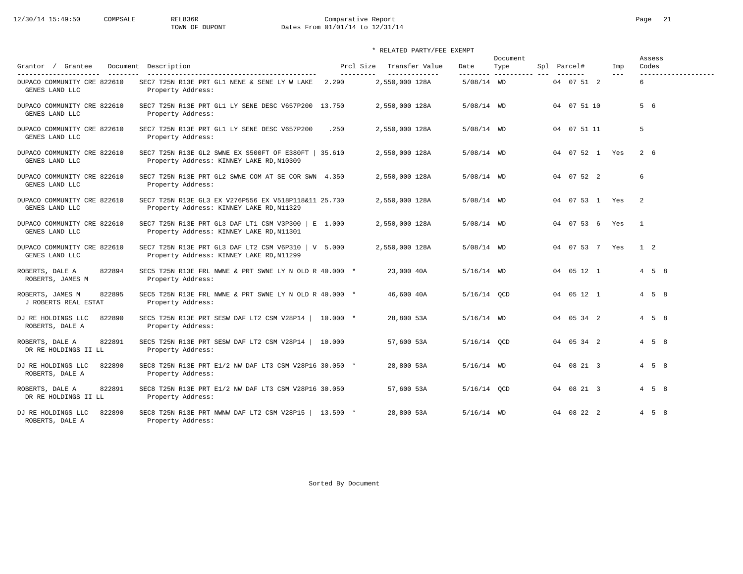Comparative Report
TOWN OF DUPONT
Dates From 01/01/14 to 12/31/14

\* RELATED PARTY/FEE EXEMPT

| Grantor / Grantee | Document | Description | Prcl Size | Transfer Value | Date | Document Type | Spl | Parcel# | Imp | Assess Codes |
|---|---|---|---|---|---|---|---|---|---|---|
| DUPACO COMMUNITY CRE / GENES LAND LLC | 822610 | SEC7 T25N R13E PRT GL1 NENE & SENE LY W LAKE / Property Address: | 2.290 | 2,550,000 128A | 5/08/14 | WD | | 04 07 51 2 | | 6 |
| DUPACO COMMUNITY CRE / GENES LAND LLC | 822610 | SEC7 T25N R13E PRT GL1 LY SENE DESC V657P200 / Property Address: | 13.750 | 2,550,000 128A | 5/08/14 | WD | | 04 07 51 10 | | 5 6 |
| DUPACO COMMUNITY CRE / GENES LAND LLC | 822610 | SEC7 T25N R13E PRT GL1 LY SENE DESC V657P200 / Property Address: | .250 | 2,550,000 128A | 5/08/14 | WD | | 04 07 51 11 | | 5 |
| DUPACO COMMUNITY CRE / GENES LAND LLC | 822610 | SEC7 T25N R13E GL2 SWNE EX S500FT OF E380FT \| / Property Address: KINNEY LAKE RD,N10309 | 35.610 | 2,550,000 128A | 5/08/14 | WD | | 04 07 52 1 | Yes | 2 6 |
| DUPACO COMMUNITY CRE / GENES LAND LLC | 822610 | SEC7 T25N R13E PRT GL2 SWNE COM AT SE COR SWN / Property Address: | 4.350 | 2,550,000 128A | 5/08/14 | WD | | 04 07 52 2 | | 6 |
| DUPACO COMMUNITY CRE / GENES LAND LLC | 822610 | SEC7 T25N R13E GL3 EX V276P556 EX V518P118&11 / Property Address: KINNEY LAKE RD,N11329 | 25.730 | 2,550,000 128A | 5/08/14 | WD | | 04 07 53 1 | Yes | 2 |
| DUPACO COMMUNITY CRE / GENES LAND LLC | 822610 | SEC7 T25N R13E PRT GL3 DAF LT1 CSM V3P300 \| E / Property Address: KINNEY LAKE RD,N11301 | 1.000 | 2,550,000 128A | 5/08/14 | WD | | 04 07 53 6 | Yes | 1 |
| DUPACO COMMUNITY CRE / GENES LAND LLC | 822610 | SEC7 T25N R13E PRT GL3 DAF LT2 CSM V6P310 \| V / Property Address: KINNEY LAKE RD,N11299 | 5.000 | 2,550,000 128A | 5/08/14 | WD | | 04 07 53 7 | Yes | 1 2 |
| ROBERTS, DALE A / ROBERTS, JAMES M | 822894 | SEC5 T25N R13E FRL NWNE & PRT SWNE LY N OLD R / Property Address: | 40.000 * | 23,000 40A | 5/16/14 | WD | | 04 05 12 1 | | 4 5 8 |
| ROBERTS, JAMES M / J ROBERTS REAL ESTAT | 822895 | SEC5 T25N R13E FRL NWNE & PRT SWNE LY N OLD R / Property Address: | 40.000 * | 46,600 40A | 5/16/14 | QCD | | 04 05 12 1 | | 4 5 8 |
| DJ RE HOLDINGS LLC / ROBERTS, DALE A | 822890 | SEC5 T25N R13E PRT SESW DAF LT2 CSM V28P14 \| / Property Address: | 10.000 * | 28,800 53A | 5/16/14 | WD | | 04 05 34 2 | | 4 5 8 |
| ROBERTS, DALE A / DR RE HOLDINGS II LL | 822891 | SEC5 T25N R13E PRT SESW DAF LT2 CSM V28P14 \| / Property Address: | 10.000 | 57,600 53A | 5/16/14 | QCD | | 04 05 34 2 | | 4 5 8 |
| DJ RE HOLDINGS LLC / ROBERTS, DALE A | 822890 | SEC8 T25N R13E PRT E1/2 NW DAF LT3 CSM V28P16 / Property Address: | 30.050 * | 28,800 53A | 5/16/14 | WD | | 04 08 21 3 | | 4 5 8 |
| ROBERTS, DALE A / DR RE HOLDINGS II LL | 822891 | SEC8 T25N R13E PRT E1/2 NW DAF LT3 CSM V28P16 / Property Address: | 30.050 | 57,600 53A | 5/16/14 | QCD | | 04 08 21 3 | | 4 5 8 |
| DJ RE HOLDINGS LLC / ROBERTS, DALE A | 822890 | SEC8 T25N R13E PRT NWNW DAF LT2 CSM V28P15 \| / Property Address: | 13.590 * | 28,800 53A | 5/16/14 | WD | | 04 08 22 2 | | 4 5 8 |

Sorted By Document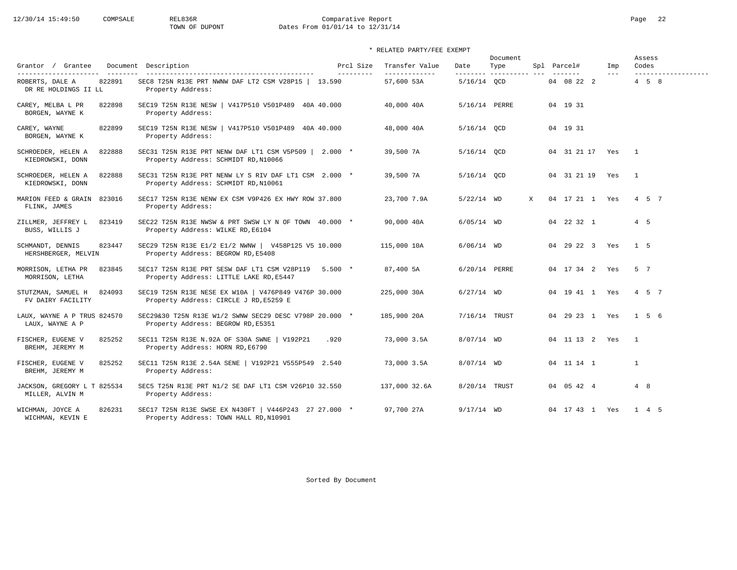Comparative Report
TOWN OF DUPONT
Dates From 01/01/14 to 12/31/14

\* RELATED PARTY/FEE EXEMPT

| Grantor / Grantee | Document | Description | Prcl Size | Transfer Value | Date | Document Type | Spl | Parcel# | Imp | Assess Codes |
|---|---|---|---|---|---|---|---|---|---|---|
| ROBERTS, DALE A / DR RE HOLDINGS II LL | 822891 | SEC8 T25N R13E PRT NWNW DAF LT2 CSM V28P15 \| 13.590 / Property Address: | | 57,600 53A | 5/16/14 | QCD | | 04 08 22 2 | | 4 5 8 |
| CAREY, MELBA L PR / BORGEN, WAYNE K | 822898 | SEC19 T25N R13E NESW \| V417P510 V501P489 40A 40.000 / Property Address: | | 40,000 40A | 5/16/14 | PERRE | | 04 19 31 | | |
| CAREY, WAYNE / BORGEN, WAYNE K | 822899 | SEC19 T25N R13E NESW \| V417P510 V501P489 40A 40.000 / Property Address: | | 48,000 40A | 5/16/14 | QCD | | 04 19 31 | | |
| SCHROEDER, HELEN A / KIEDROWSKI, DONN | 822888 | SEC31 T25N R13E PRT NENW DAF LT1 CSM V5P509 \| 2.000 / Property Address: SCHMIDT RD,N10066 | * | 39,500 7A | 5/16/14 | QCD | | 04 31 21 17 | Yes | 1 |
| SCHROEDER, HELEN A / KIEDROWSKI, DONN | 822888 | SEC31 T25N R13E PRT NENW LY S RIV DAF LT1 CSM 2.000 / Property Address: SCHMIDT RD,N10061 | * | 39,500 7A | 5/16/14 | QCD | | 04 31 21 19 | Yes | 1 |
| MARION FEED & GRAIN / FLINK, JAMES | 823016 | SEC17 T25N R13E NENW EX CSM V9P426 EX HWY ROW 37.800 / Property Address: | | 23,700 7.9A | 5/22/14 | WD | X | 04 17 21 1 | Yes | 4 5 7 |
| ZILLMER, JEFFREY L / BUSS, WILLIS J | 823419 | SEC22 T25N R13E NWSW & PRT SWSW LY N OF TOWN 40.000 / Property Address: WILKE RD,E6104 | * | 90,000 40A | 6/05/14 | WD | | 04 22 32 1 | | 4 5 |
| SCHMANDT, DENNIS / HERSHBERGER, MELVIN | 823447 | SEC29 T25N R13E E1/2 E1/2 NWNW \| V458P125 V5 10.000 / Property Address: BEGROW RD,E5408 | | 115,000 10A | 6/06/14 | WD | | 04 29 22 3 | Yes | 1 5 |
| MORRISON, LETHA PR / MORRISON, LETHA | 823845 | SEC17 T25N R13E PRT SESW DAF LT1 CSM V28P119 5.500 / Property Address: LITTLE LAKE RD,E5447 | * | 87,400 5A | 6/20/14 | PERRE | | 04 17 34 2 | Yes | 5 7 |
| STUTZMAN, SAMUEL H / FV DAIRY FACILITY | 824093 | SEC19 T25N R13E NESE EX W10A \| V476P849 V476P 30.000 / Property Address: CIRCLE J RD,E5259 E | | 225,000 30A | 6/27/14 | WD | | 04 19 41 1 | Yes | 4 5 7 |
| LAUX, WAYNE A P TRUS / LAUX, WAYNE A P | 824570 | SEC29&30 T25N R13E W1/2 SWNW SEC29 DESC V798P 20.000 / Property Address: BEGROW RD,E5351 | * | 185,900 20A | 7/16/14 | TRUST | | 04 29 23 1 | Yes | 1 5 6 |
| FISCHER, EUGENE V / BREHM, JEREMY M | 825252 | SEC11 T25N R13E N.92A OF S30A SWNE \| V192P21 .920 / Property Address: HORN RD,E6790 | | 73,000 3.5A | 8/07/14 | WD | | 04 11 13 2 | Yes | 1 |
| FISCHER, EUGENE V / BREHM, JEREMY M | 825252 | SEC11 T25N R13E 2.54A SENE \| V192P21 V555P549 2.540 / Property Address: | | 73,000 3.5A | 8/07/14 | WD | | 04 11 14 1 | | 1 |
| JACKSON, GREGORY L T / MILLER, ALVIN M | 825534 | SEC5 T25N R13E PRT N1/2 SE DAF LT1 CSM V26P10 32.550 / Property Address: | | 137,000 32.6A | 8/20/14 | TRUST | | 04 05 42 4 | | 4 8 |
| WICHMAN, JOYCE A / WICHMAN, KEVIN E | 826231 | SEC17 T25N R13E SWSE EX N430FT \| V446P243 27 27.000 / Property Address: TOWN HALL RD,N10901 | * | 97,700 27A | 9/17/14 | WD | | 04 17 43 1 | Yes | 1 4 5 |

Sorted By Document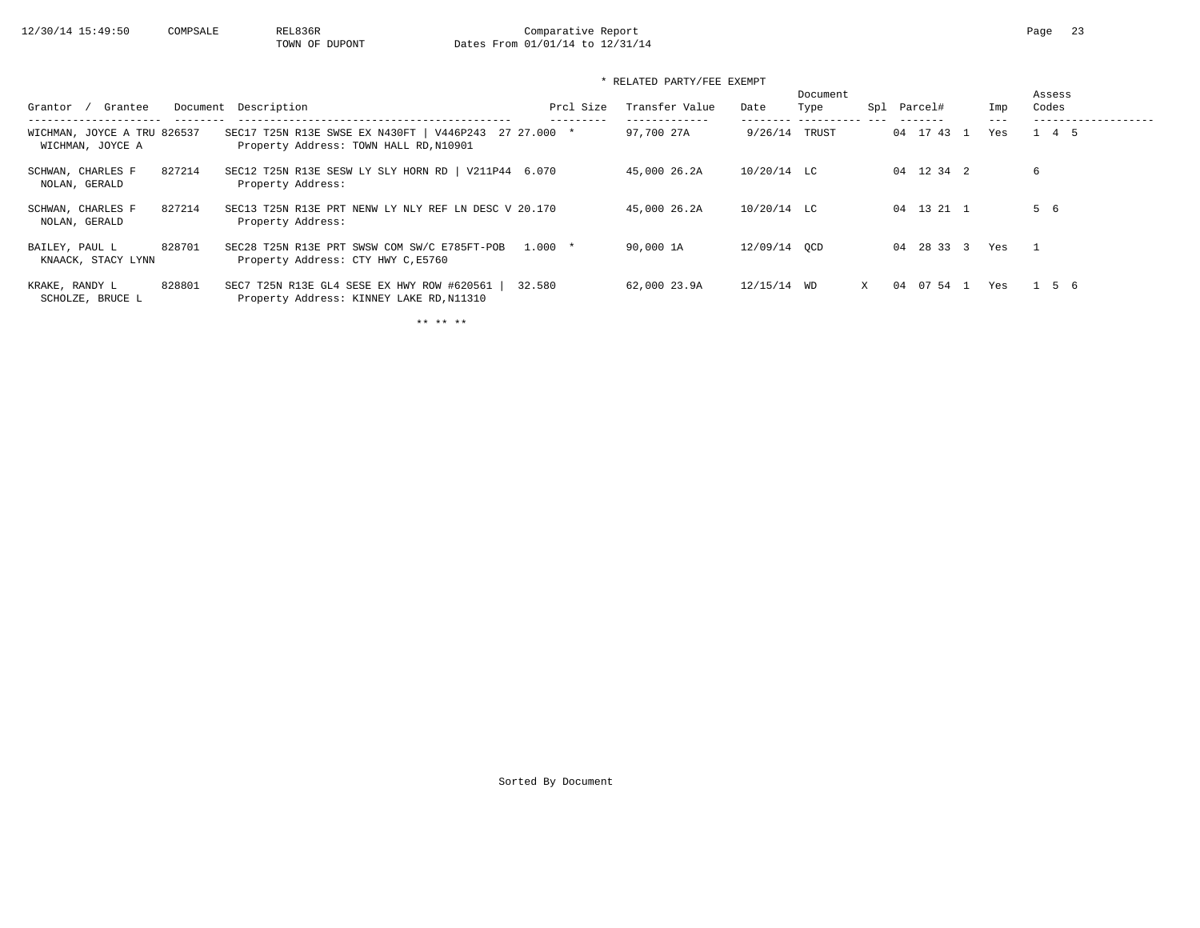\* RELATED PARTY/FEE EXEMPT

| Grantor / Grantee | Document | Description | Prcl Size | Transfer Value | Date | Document Type | Spl | Parcel# | Imp | Assess Codes |
|---|---|---|---|---|---|---|---|---|---|---|
| WICHMAN, JOYCE A TRU / WICHMAN, JOYCE A | 826537 | SEC17 T25N R13E SWSE EX N430FT \| V446P243 27 / Property Address: TOWN HALL RD,N10901 | 27.000 * | 97,700 27A | 9/26/14 | TRUST | | 04 17 43 1 | Yes | 1 4 5 |
| SCHWAN, CHARLES F / NOLAN, GERALD | 827214 | SEC12 T25N R13E SESW LY SLY HORN RD \| V211P44 / Property Address: | 6.070 | 45,000 26.2A | 10/20/14 | LC | | 04 12 34 2 | | 6 |
| SCHWAN, CHARLES F / NOLAN, GERALD | 827214 | SEC13 T25N R13E PRT NENW LY NLY REF LN DESC V / Property Address: | 20.170 | 45,000 26.2A | 10/20/14 | LC | | 04 13 21 1 | | 5 6 |
| BAILEY, PAUL L / KNAACK, STACY LYNN | 828701 | SEC28 T25N R13E PRT SWSW COM SW/C E785FT-POB / Property Address: CTY HWY C,E5760 | 1.000 * | 90,000 1A | 12/09/14 | QCD | | 04 28 33 3 | Yes | 1 |
| KRAKE, RANDY L / SCHOLZE, BRUCE L | 828801 | SEC7 T25N R13E GL4 SESE EX HWY ROW #620561 \| / Property Address: KINNEY LAKE RD,N11310 | 32.580 | 62,000 23.9A | 12/15/14 | WD | X | 04 07 54 1 | Yes | 1 5 6 |

\*\* \*\* \*\*

Sorted By Document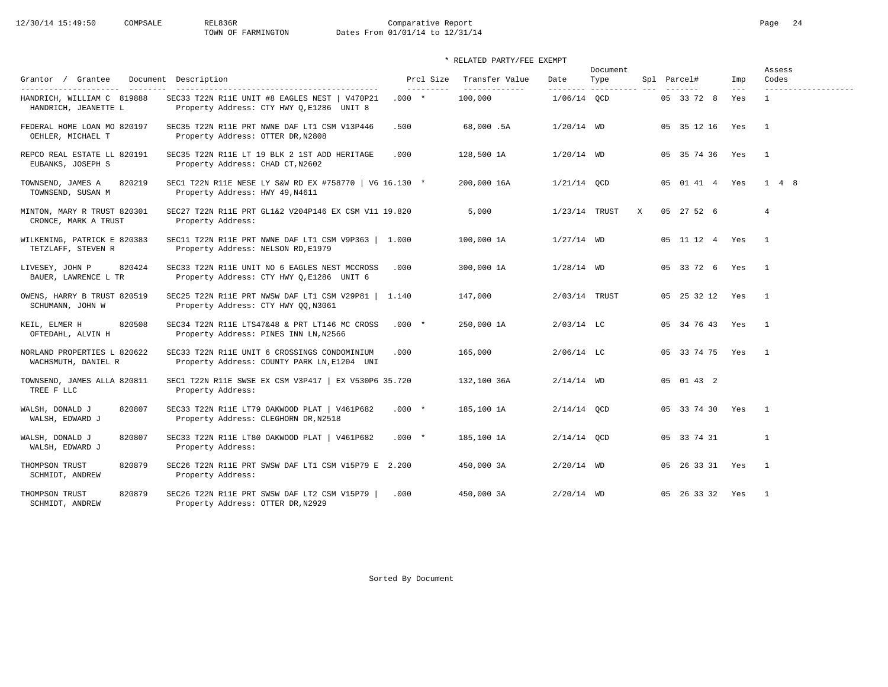Comparative Report
TOWN OF FARMINGTON
Dates From 01/01/14 to 12/31/14

\* RELATED PARTY/FEE EXEMPT

| Grantor / Grantee | Document | Description | Prcl Size | Transfer Value | Date | Document Type | Spl | Parcel# | Imp | Assess Codes |
|---|---|---|---|---|---|---|---|---|---|---|
| HANDRICH, WILLIAM C / HANDRICH, JEANETTE L | 819888 | SEC33 T22N R11E UNIT #8 EAGLES NEST \| V470P21 / Property Address: CTY HWY Q,E1286 UNIT 8 | .000 * | 100,000 | 1/06/14 | QCD | | 05 33 72 8 | Yes | 1 |
| FEDERAL HOME LOAN MO / OEHLER, MICHAEL T | 820197 | SEC35 T22N R11E PRT NWNE DAF LT1 CSM V13P446 / Property Address: OTTER DR,N2808 | .500 | 68,000 .5A | 1/20/14 | WD | | 05 35 12 16 | Yes | 1 |
| REPCO REAL ESTATE LL / EUBANKS, JOSEPH S | 820191 | SEC35 T22N R11E LT 19 BLK 2 1ST ADD HERITAGE / Property Address: CHAD CT,N2602 | .000 | 128,500 1A | 1/20/14 | WD | | 05 35 74 36 | Yes | 1 |
| TOWNSEND, JAMES A / TOWNSEND, SUSAN M | 820219 | SEC1 T22N R11E NESE LY S&W RD EX #758770 \| V6 / Property Address: HWY 49,N4611 | 16.130 * | 200,000 16A | 1/21/14 | QCD | | 05 01 41 4 | Yes | 1 4 8 |
| MINTON, MARY R TRUST / CRONCE, MARK A TRUST | 820301 | SEC27 T22N R11E PRT GL1&2 V204P146 EX CSM V11 / Property Address: | 19.820 | 5,000 | 1/23/14 | TRUST | X | 05 27 52 6 | | 4 |
| WILKENING, PATRICK E / TETZLAFF, STEVEN R | 820383 | SEC11 T22N R11E PRT NWNE DAF LT1 CSM V9P363 \| / Property Address: NELSON RD,E1979 | 1.000 | 100,000 1A | 1/27/14 | WD | | 05 11 12 4 | Yes | 1 |
| LIVESEY, JOHN P / BAUER, LAWRENCE L TR | 820424 | SEC33 T22N R11E UNIT NO 6 EAGLES NEST MCCROSS / Property Address: CTY HWY Q,E1286 UNIT 6 | .000 | 300,000 1A | 1/28/14 | WD | | 05 33 72 6 | Yes | 1 |
| OWENS, HARRY B TRUST / SCHUMANN, JOHN W | 820519 | SEC25 T22N R11E PRT NWSW DAF LT1 CSM V29P81 \| / Property Address: CTY HWY QQ,N3061 | 1.140 | 147,000 | 2/03/14 | TRUST | | 05 25 32 12 | Yes | 1 |
| KEIL, ELMER H / OFTEDAHL, ALVIN H | 820508 | SEC34 T22N R11E LTS47&48 & PRT LT146 MC CROSS / Property Address: PINES INN LN,N2566 | .000 * | 250,000 1A | 2/03/14 | LC | | 05 34 76 43 | Yes | 1 |
| NORLAND PROPERTIES L / WACHSMUTH, DANIEL R | 820622 | SEC33 T22N R11E UNIT 6 CROSSINGS CONDOMINIUM / Property Address: COUNTY PARK LN,E1204 UNI | .000 | 165,000 | 2/06/14 | LC | | 05 33 74 75 | Yes | 1 |
| TOWNSEND, JAMES ALLA / TREE F LLC | 820811 | SEC1 T22N R11E SWSE EX CSM V3P417 \| EX V530P6 / Property Address: | 35.720 | 132,100 36A | 2/14/14 | WD | | 05 01 43 2 | | |
| WALSH, DONALD J / WALSH, EDWARD J | 820807 | SEC33 T22N R11E LT79 OAKWOOD PLAT \| V461P682 / Property Address: CLEGHORN DR,N2518 | .000 * | 185,100 1A | 2/14/14 | QCD | | 05 33 74 30 | Yes | 1 |
| WALSH, DONALD J / WALSH, EDWARD J | 820807 | SEC33 T22N R11E LT80 OAKWOOD PLAT \| V461P682 / Property Address: | .000 * | 185,100 1A | 2/14/14 | QCD | | 05 33 74 31 | | 1 |
| THOMPSON TRUST / SCHMIDT, ANDREW | 820879 | SEC26 T22N R11E PRT SWSW DAF LT1 CSM V15P79 E / Property Address: | 2.200 | 450,000 3A | 2/20/14 | WD | | 05 26 33 31 | Yes | 1 |
| THOMPSON TRUST / SCHMIDT, ANDREW | 820879 | SEC26 T22N R11E PRT SWSW DAF LT2 CSM V15P79 \| / Property Address: OTTER DR,N2929 | .000 | 450,000 3A | 2/20/14 | WD | | 05 26 33 32 | Yes | 1 |

Sorted By Document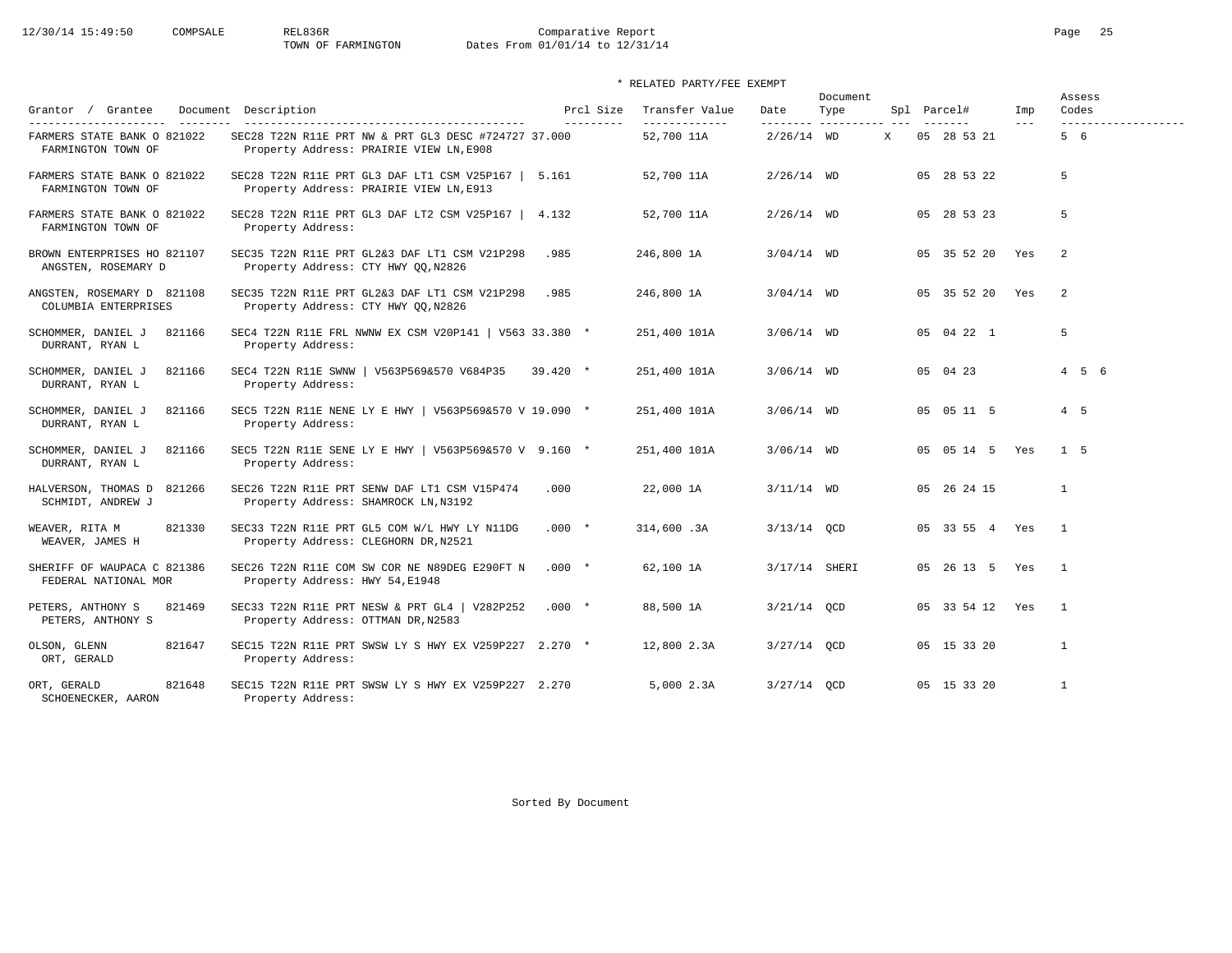Comparative Report
TOWN OF FARMINGTON    Dates From 01/01/14 to 12/31/14

\* RELATED PARTY/FEE EXEMPT

| Grantor / Grantee | Document | Description | Prcl Size | Transfer Value | Date | Document Type | Spl | Parcel# | Imp | Assess Codes |
|---|---|---|---|---|---|---|---|---|---|---|
| FARMERS STATE BANK O<br>FARMINGTON TOWN OF | 821022 | SEC28 T22N R11E PRT NW & PRT GL3 DESC #724727<br>Property Address: PRAIRIE VIEW LN,E908 | 37.000 | 52,700 11A | 2/26/14 | WD | X | 05 28 53 21 | | 5 6 |
| FARMERS STATE BANK O<br>FARMINGTON TOWN OF | 821022 | SEC28 T22N R11E PRT GL3 DAF LT1 CSM V25P167 \|<br>Property Address: PRAIRIE VIEW LN,E913 | 5.161 | 52,700 11A | 2/26/14 | WD | | 05 28 53 22 | | 5 |
| FARMERS STATE BANK O<br>FARMINGTON TOWN OF | 821022 | SEC28 T22N R11E PRT GL3 DAF LT2 CSM V25P167 \|<br>Property Address: | 4.132 | 52,700 11A | 2/26/14 | WD | | 05 28 53 23 | | 5 |
| BROWN ENTERPRISES HO<br>ANGSTEN, ROSEMARY D | 821107 | SEC35 T22N R11E PRT GL2&3 DAF LT1 CSM V21P298<br>Property Address: CTY HWY QQ,N2826 | .985 | 246,800 1A | 3/04/14 | WD | | 05 35 52 20 | Yes | 2 |
| ANGSTEN, ROSEMARY D<br>COLUMBIA ENTERPRISES | 821108 | SEC35 T22N R11E PRT GL2&3 DAF LT1 CSM V21P298<br>Property Address: CTY HWY QQ,N2826 | .985 | 246,800 1A | 3/04/14 | WD | | 05 35 52 20 | Yes | 2 |
| SCHOMMER, DANIEL J<br>DURRANT, RYAN L | 821166 | SEC4 T22N R11E FRL NWNW EX CSM V20P141 \| V563<br>Property Address: | 33.380 * | 251,400 101A | 3/06/14 | WD | | 05 04 22 1 | | 5 |
| SCHOMMER, DANIEL J<br>DURRANT, RYAN L | 821166 | SEC4 T22N R11E SWNW \| V563P569&570 V684P35<br>Property Address: | 39.420 * | 251,400 101A | 3/06/14 | WD | | 05 04 23 | | 4 5 6 |
| SCHOMMER, DANIEL J<br>DURRANT, RYAN L | 821166 | SEC5 T22N R11E NENE LY E HWY \| V563P569&570 V<br>Property Address: | 19.090 * | 251,400 101A | 3/06/14 | WD | | 05 05 11 5 | | 4 5 |
| SCHOMMER, DANIEL J<br>DURRANT, RYAN L | 821166 | SEC5 T22N R11E SENE LY E HWY \| V563P569&570 V<br>Property Address: | 9.160 * | 251,400 101A | 3/06/14 | WD | | 05 05 14 5 | Yes | 1 5 |
| HALVERSON, THOMAS D<br>SCHMIDT, ANDREW J | 821266 | SEC26 T22N R11E PRT SENW DAF LT1 CSM V15P474<br>Property Address: SHAMROCK LN,N3192 | .000 | 22,000 1A | 3/11/14 | WD | | 05 26 24 15 | | 1 |
| WEAVER, RITA M<br>WEAVER, JAMES H | 821330 | SEC33 T22N R11E PRT GL5 COM W/L HWY LY N11DG<br>Property Address: CLEGHORN DR,N2521 | .000 * | 314,600 .3A | 3/13/14 | QCD | | 05 33 55 4 | Yes | 1 |
| SHERIFF OF WAUPACA C<br>FEDERAL NATIONAL MOR | 821386 | SEC26 T22N R11E COM SW COR NE N89DEG E290FT N<br>Property Address: HWY 54,E1948 | .000 * | 62,100 1A | 3/17/14 | SHERI | | 05 26 13 5 | Yes | 1 |
| PETERS, ANTHONY S<br>PETERS, ANTHONY S | 821469 | SEC33 T22N R11E PRT NESW & PRT GL4 \| V282P252<br>Property Address: OTTMAN DR,N2583 | .000 * | 88,500 1A | 3/21/14 | QCD | | 05 33 54 12 | Yes | 1 |
| OLSON, GLENN<br>ORT, GERALD | 821647 | SEC15 T22N R11E PRT SWSW LY S HWY EX V259P227<br>Property Address: | 2.270 * | 12,800 2.3A | 3/27/14 | QCD | | 05 15 33 20 | | 1 |
| ORT, GERALD<br>SCHOENECKER, AARON | 821648 | SEC15 T22N R11E PRT SWSW LY S HWY EX V259P227<br>Property Address: | 2.270 | 5,000 2.3A | 3/27/14 | QCD | | 05 15 33 20 | | 1 |

Sorted By Document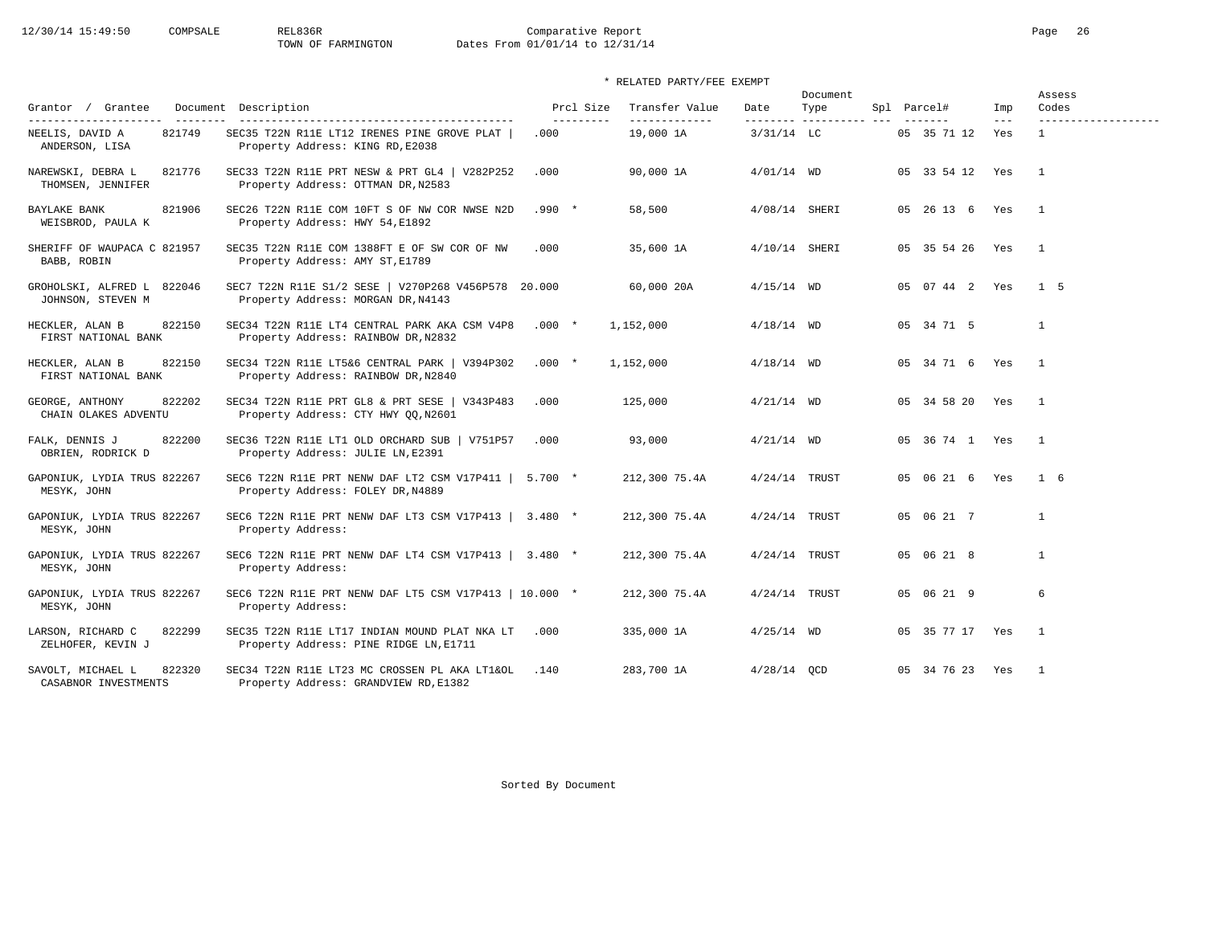\* RELATED PARTY/FEE EXEMPT

| Grantor / Grantee | Document | Description | Prcl Size | Transfer Value | Date | Document Type | Spl | Parcel# | Imp | Assess Codes |
|---|---|---|---|---|---|---|---|---|---|---|
| NEELIS, DAVID A<br>ANDERSON, LISA | 821749 | SEC35 T22N R11E LT12 IRENES PINE GROVE PLAT \|<br>Property Address: KING RD,E2038 | .000 | 19,000 1A | 3/31/14 | LC | | 05 35 71 12 | Yes | 1 |
| NAREWSKI, DEBRA L<br>THOMSEN, JENNIFER | 821776 | SEC33 T22N R11E PRT NESW & PRT GL4 \| V282P252<br>Property Address: OTTMAN DR,N2583 | .000 | 90,000 1A | 4/01/14 | WD | | 05 33 54 12 | Yes | 1 |
| BAYLAKE BANK<br>WEISBROD, PAULA K | 821906 | SEC26 T22N R11E COM 10FT S OF NW COR NWSE N2D<br>Property Address: HWY 54,E1892 | .990 * | 58,500 | 4/08/14 | SHERI | | 05 26 13 6 | Yes | 1 |
| SHERIFF OF WAUPACA C<br>BABB, ROBIN | 821957 | SEC35 T22N R11E COM 1388FT E OF SW COR OF NW<br>Property Address: AMY ST,E1789 | .000 | 35,600 1A | 4/10/14 | SHERI | | 05 35 54 26 | Yes | 1 |
| GROHOLSKI, ALFRED L<br>JOHNSON, STEVEN M | 822046 | SEC7 T22N R11E S1/2 SESE \| V270P268 V456P578<br>Property Address: MORGAN DR,N4143 | 20.000 | 60,000 20A | 4/15/14 | WD | | 05 07 44 2 | Yes | 1 5 |
| HECKLER, ALAN B<br>FIRST NATIONAL BANK | 822150 | SEC34 T22N R11E LT4 CENTRAL PARK AKA CSM V4P8<br>Property Address: RAINBOW DR,N2832 | .000 * | 1,152,000 | 4/18/14 | WD | | 05 34 71 5 | | 1 |
| HECKLER, ALAN B<br>FIRST NATIONAL BANK | 822150 | SEC34 T22N R11E LT5&6 CENTRAL PARK \| V394P302<br>Property Address: RAINBOW DR,N2840 | .000 * | 1,152,000 | 4/18/14 | WD | | 05 34 71 6 | Yes | 1 |
| GEORGE, ANTHONY<br>CHAIN OLAKES ADVENTU | 822202 | SEC34 T22N R11E PRT GL8 & PRT SESE \| V343P483<br>Property Address: CTY HWY QQ,N2601 | .000 | 125,000 | 4/21/14 | WD | | 05 34 58 20 | Yes | 1 |
| FALK, DENNIS J<br>OBRIEN, RODRICK D | 822200 | SEC36 T22N R11E LT1 OLD ORCHARD SUB \| V751P57<br>Property Address: JULIE LN,E2391 | .000 | 93,000 | 4/21/14 | WD | | 05 36 74 1 | Yes | 1 |
| GAPONIUK, LYDIA TRUS<br>MESYK, JOHN | 822267 | SEC6 T22N R11E PRT NENW DAF LT2 CSM V17P411 \|<br>Property Address: FOLEY DR,N4889 | 5.700 * | 212,300 75.4A | 4/24/14 | TRUST | | 05 06 21 6 | Yes | 1 6 |
| GAPONIUK, LYDIA TRUS<br>MESYK, JOHN | 822267 | SEC6 T22N R11E PRT NENW DAF LT3 CSM V17P413 \|<br>Property Address: | 3.480 * | 212,300 75.4A | 4/24/14 | TRUST | | 05 06 21 7 | | 1 |
| GAPONIUK, LYDIA TRUS<br>MESYK, JOHN | 822267 | SEC6 T22N R11E PRT NENW DAF LT4 CSM V17P413 \|<br>Property Address: | 3.480 * | 212,300 75.4A | 4/24/14 | TRUST | | 05 06 21 8 | | 1 |
| GAPONIUK, LYDIA TRUS<br>MESYK, JOHN | 822267 | SEC6 T22N R11E PRT NENW DAF LT5 CSM V17P413 \|<br>Property Address: | 10.000 * | 212,300 75.4A | 4/24/14 | TRUST | | 05 06 21 9 | | 6 |
| LARSON, RICHARD C<br>ZELHOFER, KEVIN J | 822299 | SEC35 T22N R11E LT17 INDIAN MOUND PLAT NKA LT<br>Property Address: PINE RIDGE LN,E1711 | .000 | 335,000 1A | 4/25/14 | WD | | 05 35 77 17 | Yes | 1 |
| SAVOLT, MICHAEL L<br>CASABNOR INVESTMENTS | 822320 | SEC34 T22N R11E LT23 MC CROSSEN PL AKA LT1&OL<br>Property Address: GRANDVIEW RD,E1382 | .140 | 283,700 1A | 4/28/14 | QCD | | 05 34 76 23 | Yes | 1 |

Sorted By Document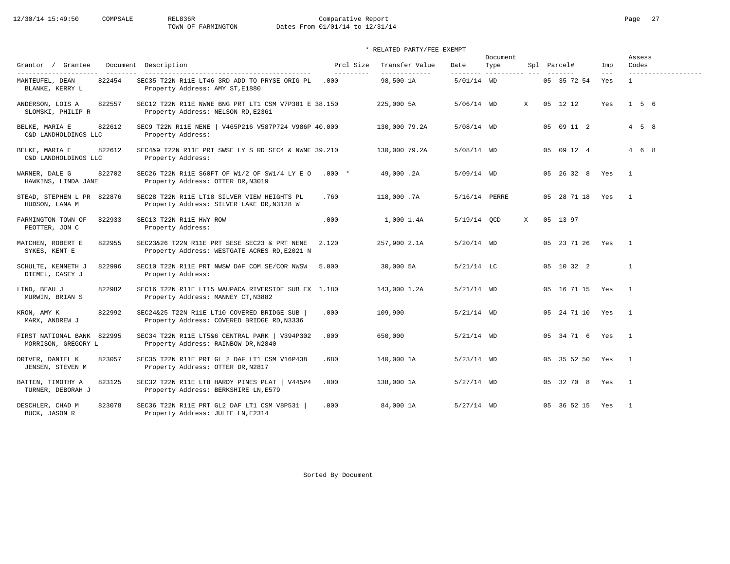Comparative Report
TOWN OF FARMINGTON
Dates From 01/01/14 to 12/31/14

\* RELATED PARTY/FEE EXEMPT

| Grantor / Grantee | Document | Description | Prcl Size | Transfer Value | Date | Document Type | Spl | Parcel# | Imp | Assess Codes |
|---|---|---|---|---|---|---|---|---|---|---|
| MANTEUFEL, DEAN<br>BLANKE, KERRY L | 822454 | SEC35 T22N R11E LT46 3RD ADD TO PRYSE ORIG PL<br>Property Address: AMY ST,E1880 | .000 | 98,500 1A | 5/01/14 | WD | | 05 35 72 54 | Yes | 1 |
| ANDERSON, LOIS A<br>SLOMSKI, PHILIP R | 822557 | SEC12 T22N R11E NWNE BNG PRT LT1 CSM V7P381 E<br>Property Address: NELSON RD,E2361 | 38.150 | 225,000 5A | 5/06/14 | WD | X | 05 12 12 | Yes | 1 5 6 |
| BELKE, MARIA E<br>C&D LANDHOLDINGS LLC | 822612 | SEC9 T22N R11E NENE \| V465P216 V587P724 V986P<br>Property Address: | 40.000 | 130,000 79.2A | 5/08/14 | WD | | 05 09 11 2 | | 4 5 8 |
| BELKE, MARIA E<br>C&D LANDHOLDINGS LLC | 822612 | SEC4&9 T22N R11E PRT SWSE LY S RD SEC4 & NWNE<br>Property Address: | 39.210 | 130,000 79.2A | 5/08/14 | WD | | 05 09 12 4 | | 4 6 8 |
| WARNER, DALE G<br>HAWKINS, LINDA JANE | 822702 | SEC26 T22N R11E S60FT OF W1/2 OF SW1/4 LY E O<br>Property Address: OTTER DR,N3019 | .000 * | 49,000 .2A | 5/09/14 | WD | | 05 26 32 8 | Yes | 1 |
| STEAD, STEPHEN L PR<br>HUDSON, LANA M | 822876 | SEC28 T22N R11E LT18 SILVER VIEW HEIGHTS PL<br>Property Address: SILVER LAKE DR,N3128 W | .760 | 118,000 .7A | 5/16/14 | PERRE | | 05 28 71 18 | Yes | 1 |
| FARMINGTON TOWN OF<br>PEOTTER, JON C | 822933 | SEC13 T22N R11E HWY ROW<br>Property Address: | .000 | 1,000 1.4A | 5/19/14 | QCD | X | 05 13 97 | | |
| MATCHEN, ROBERT E<br>SYKES, KENT E | 822955 | SEC23&26 T22N R11E PRT SESE SEC23 & PRT NENE<br>Property Address: WESTGATE ACRES RD,E2021 N | 2.120 | 257,900 2.1A | 5/20/14 | WD | | 05 23 71 26 | Yes | 1 |
| SCHULTE, KENNETH J<br>DIEMEL, CASEY J | 822996 | SEC10 T22N R11E PRT NWSW DAF COM SE/COR NWSW<br>Property Address: | 5.000 | 30,000 5A | 5/21/14 | LC | | 05 10 32 2 | | 1 |
| LIND, BEAU J<br>MURWIN, BRIAN S | 822982 | SEC16 T22N R11E LT15 WAUPACA RIVERSIDE SUB EX<br>Property Address: MANNEY CT,N3882 | 1.180 | 143,000 1.2A | 5/21/14 | WD | | 05 16 71 15 | Yes | 1 |
| KRON, AMY K<br>MARX, ANDREW J | 822992 | SEC24&25 T22N R11E LT10 COVERED BRIDGE SUB \|<br>Property Address: COVERED BRIDGE RD,N3336 | .000 | 109,900 | 5/21/14 | WD | | 05 24 71 10 | Yes | 1 |
| FIRST NATIONAL BANK<br>MORRISON, GREGORY L | 822995 | SEC34 T22N R11E LT5&6 CENTRAL PARK \| V394P302<br>Property Address: RAINBOW DR,N2840 | .000 | 650,000 | 5/21/14 | WD | | 05 34 71 6 | Yes | 1 |
| DRIVER, DANIEL K<br>JENSEN, STEVEN M | 823057 | SEC35 T22N R11E PRT GL 2 DAF LT1 CSM V16P438<br>Property Address: OTTER DR,N2817 | .680 | 140,000 1A | 5/23/14 | WD | | 05 35 52 50 | Yes | 1 |
| BATTEN, TIMOTHY A<br>TURNER, DEBORAH J | 823125 | SEC32 T22N R11E LT8 HARDY PINES PLAT \| V445P4<br>Property Address: BERKSHIRE LN,E579 | .000 | 138,000 1A | 5/27/14 | WD | | 05 32 70 8 | Yes | 1 |
| DESCHLER, CHAD M<br>BUCK, JASON R | 823078 | SEC36 T22N R11E PRT GL2 DAF LT1 CSM V8P531 \|<br>Property Address: JULIE LN,E2314 | .000 | 84,000 1A | 5/27/14 | WD | | 05 36 52 15 | Yes | 1 |

Sorted By Document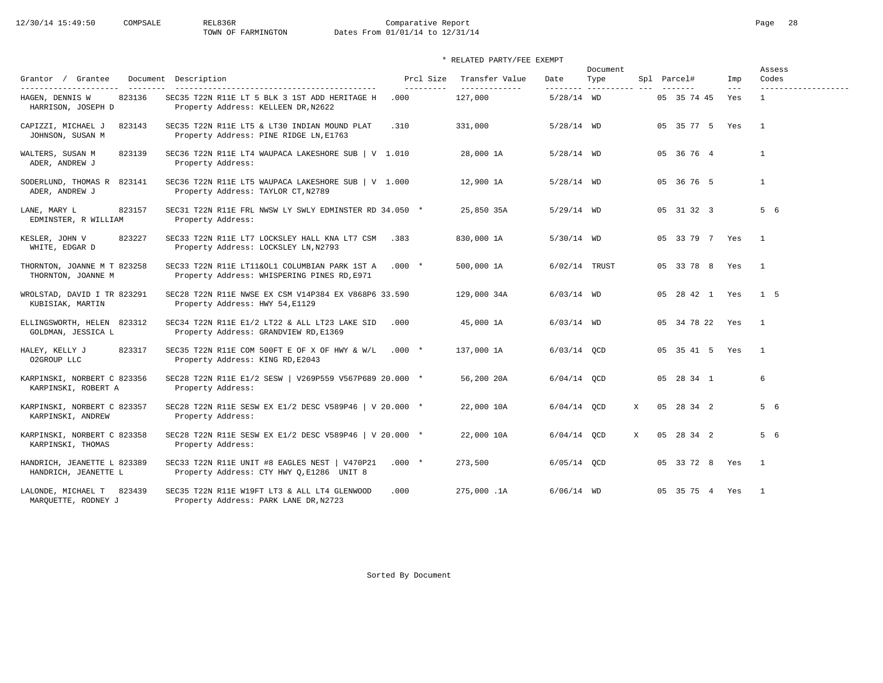TOWN OF FARMINGTON

Comparative Report

Dates From 01/01/14 to 12/31/14

\* RELATED PARTY/FEE EXEMPT

| Grantor / Grantee | Document | Description | Prcl Size | Transfer Value | Date | Document Type | Spl | Parcel# | Imp | Assess Codes |
|---|---|---|---|---|---|---|---|---|---|---|
| HAGEN, DENNIS W<br>HARRISON, JOSEPH D | 823136 | SEC35 T22N R11E LT 5 BLK 3 1ST ADD HERITAGE H<br>Property Address: KELLEEN DR,N2622 | .000 | 127,000 | 5/28/14 | WD | | 05 35 74 45 | Yes | 1 |
| CAPIZZI, MICHAEL J<br>JOHNSON, SUSAN M | 823143 | SEC35 T22N R11E LT5 & LT30 INDIAN MOUND PLAT<br>Property Address: PINE RIDGE LN,E1763 | .310 | 331,000 | 5/28/14 | WD | | 05 35 77 5 | Yes | 1 |
| WALTERS, SUSAN M<br>ADER, ANDREW J | 823139 | SEC36 T22N R11E LT4 WAUPACA LAKESHORE SUB \| V<br>Property Address: | 1.010 | 28,000 1A | 5/28/14 | WD | | 05 36 76 4 | | 1 |
| SODERLUND, THOMAS R<br>ADER, ANDREW J | 823141 | SEC36 T22N R11E LT5 WAUPACA LAKESHORE SUB \| V<br>Property Address: TAYLOR CT,N2789 | 1.000 | 12,900 1A | 5/28/14 | WD | | 05 36 76 5 | | 1 |
| LANE, MARY L<br>EDMINSTER, R WILLIAM | 823157 | SEC31 T22N R11E FRL NWSW LY SWLY EDMINSTER RD<br>Property Address: | 34.050 * | 25,850 35A | 5/29/14 | WD | | 05 31 32 3 | | 5 6 |
| KESLER, JOHN V<br>WHITE, EDGAR D | 823227 | SEC33 T22N R11E LT7 LOCKSLEY HALL KNA LT7 CSM<br>Property Address: LOCKSLEY LN,N2793 | .383 | 830,000 1A | 5/30/14 | WD | | 05 33 79 7 | Yes | 1 |
| THORNTON, JOANNE M T<br>THORNTON, JOANNE M | 823258 | SEC33 T22N R11E LT11&OL1 COLUMBIAN PARK 1ST A<br>Property Address: WHISPERING PINES RD,E971 | .000 * | 500,000 1A | 6/02/14 | TRUST | | 05 33 78 8 | Yes | 1 |
| WROLSTAD, DAVID I TR<br>KUBISIAK, MARTIN | 823291 | SEC28 T22N R11E NWSE EX CSM V14P384 EX V868P6<br>Property Address: HWY 54,E1129 | 33.590 | 129,000 34A | 6/03/14 | WD | | 05 28 42 1 | Yes | 1 5 |
| ELLINGSWORTH, HELEN<br>GOLDMAN, JESSICA L | 823312 | SEC34 T22N R11E E1/2 LT22 & ALL LT23 LAKE SID<br>Property Address: GRANDVIEW RD,E1369 | .000 | 45,000 1A | 6/03/14 | WD | | 05 34 78 22 | Yes | 1 |
| HALEY, KELLY J<br>O2GROUP LLC | 823317 | SEC35 T22N R11E COM 500FT E OF X OF HWY & W/L<br>Property Address: KING RD,E2043 | .000 * | 137,000 1A | 6/03/14 | QCD | | 05 35 41 5 | Yes | 1 |
| KARPINSKI, NORBERT C<br>KARPINSKI, ROBERT A | 823356 | SEC28 T22N R11E E1/2 SESW \| V269P559 V567P689<br>Property Address: | 20.000 * | 56,200 20A | 6/04/14 | QCD | | 05 28 34 1 | | 6 |
| KARPINSKI, NORBERT C<br>KARPINSKI, ANDREW | 823357 | SEC28 T22N R11E SESW EX E1/2 DESC V589P46 \| V<br>Property Address: | 20.000 * | 22,000 10A | 6/04/14 | QCD | X | 05 28 34 2 | | 5 6 |
| KARPINSKI, NORBERT C<br>KARPINSKI, THOMAS | 823358 | SEC28 T22N R11E SESW EX E1/2 DESC V589P46 \| V<br>Property Address: | 20.000 * | 22,000 10A | 6/04/14 | QCD | X | 05 28 34 2 | | 5 6 |
| HANDRICH, JEANETTE L<br>HANDRICH, JEANETTE L | 823389 | SEC33 T22N R11E UNIT #8 EAGLES NEST \| V470P21<br>Property Address: CTY HWY Q,E1286 UNIT 8 | .000 * | 273,500 | 6/05/14 | QCD | | 05 33 72 8 | Yes | 1 |
| LALONDE, MICHAEL T<br>MARQUETTE, RODNEY J | 823439 | SEC35 T22N R11E W19FT LT3 & ALL LT4 GLENWOOD<br>Property Address: PARK LANE DR,N2723 | .000 | 275,000 .1A | 6/06/14 | WD | | 05 35 75 4 | Yes | 1 |

Sorted By Document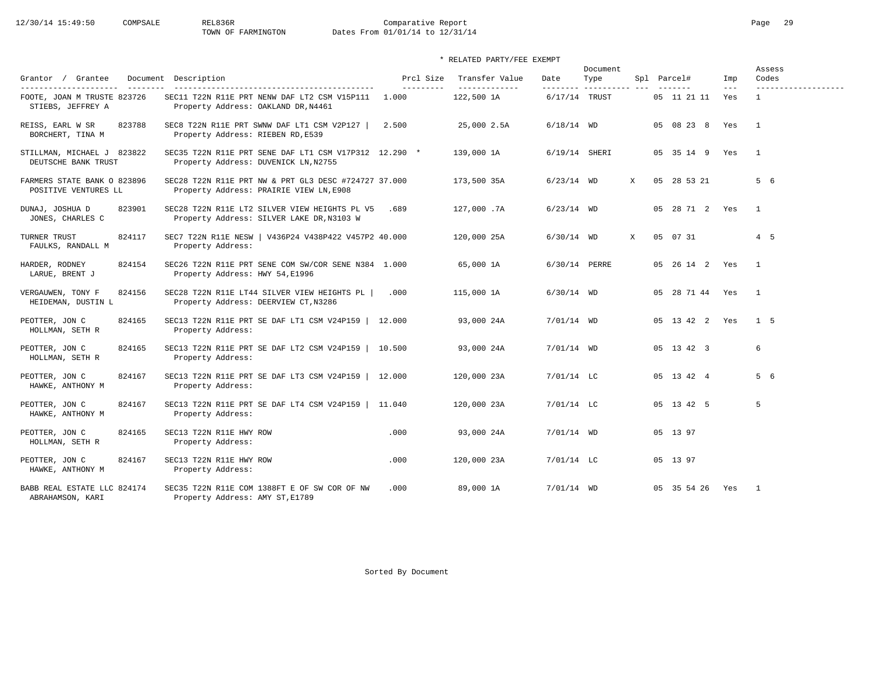Comparative Report
TOWN OF FARMINGTON
Dates From 01/01/14 to 12/31/14

\* RELATED PARTY/FEE EXEMPT

| Grantor / Grantee | Document | Description | Prcl Size | Transfer Value | Date | Document Type | Spl | Parcel# | Imp | Assess Codes |
|---|---|---|---|---|---|---|---|---|---|---|
| FOOTE, JOAN M TRUSTE / STIEBS, JEFFREY A | 823726 | SEC11 T22N R11E PRT NENW DAF LT2 CSM V15P111 / Property Address: OAKLAND DR,N4461 | 1.000 | 122,500 1A | 6/17/14 | TRUST | | 05 11 21 11 | Yes | 1 |
| REISS, EARL W SR / BORCHERT, TINA M | 823788 | SEC8 T22N R11E PRT SWNW DAF LT1 CSM V2P127 \| / Property Address: RIEBEN RD,E539 | 2.500 | 25,000 2.5A | 6/18/14 | WD | | 05 08 23 8 | Yes | 1 |
| STILLMAN, MICHAEL J / DEUTSCHE BANK TRUST | 823822 | SEC35 T22N R11E PRT SENE DAF LT1 CSM V17P312 / Property Address: DUVENICK LN,N2755 | 12.290 * | 139,000 1A | 6/19/14 | SHERI | | 05 35 14 9 | Yes | 1 |
| FARMERS STATE BANK O / POSITIVE VENTURES LL | 823896 | SEC28 T22N R11E PRT NW & PRT GL3 DESC #724727 / Property Address: PRAIRIE VIEW LN,E908 | 37.000 | 173,500 35A | 6/23/14 | WD | X | 05 28 53 21 | | 5 6 |
| DUNAJ, JOSHUA D / JONES, CHARLES C | 823901 | SEC28 T22N R11E LT2 SILVER VIEW HEIGHTS PL V5 / Property Address: SILVER LAKE DR,N3103 W | .689 | 127,000 .7A | 6/23/14 | WD | | 05 28 71 2 | Yes | 1 |
| TURNER TRUST / FAULKS, RANDALL M | 824117 | SEC7 T22N R11E NESW \| V436P24 V438P422 V457P2 / Property Address: | 40.000 | 120,000 25A | 6/30/14 | WD | X | 05 07 31 | | 4 5 |
| HARDER, RODNEY / LARUE, BRENT J | 824154 | SEC26 T22N R11E PRT SENE COM SW/COR SENE N384 / Property Address: HWY 54,E1996 | 1.000 | 65,000 1A | 6/30/14 | PERRE | | 05 26 14 2 | Yes | 1 |
| VERGAUWEN, TONY F / HEIDEMAN, DUSTIN L | 824156 | SEC28 T22N R11E LT44 SILVER VIEW HEIGHTS PL \| / Property Address: DEERVIEW CT,N3286 | .000 | 115,000 1A | 6/30/14 | WD | | 05 28 71 44 | Yes | 1 |
| PEOTTER, JON C / HOLLMAN, SETH R | 824165 | SEC13 T22N R11E PRT SE DAF LT1 CSM V24P159 \| / Property Address: | 12.000 | 93,000 24A | 7/01/14 | WD | | 05 13 42 2 | Yes | 1 5 |
| PEOTTER, JON C / HOLLMAN, SETH R | 824165 | SEC13 T22N R11E PRT SE DAF LT2 CSM V24P159 \| / Property Address: | 10.500 | 93,000 24A | 7/01/14 | WD | | 05 13 42 3 | | 6 |
| PEOTTER, JON C / HAWKE, ANTHONY M | 824167 | SEC13 T22N R11E PRT SE DAF LT3 CSM V24P159 \| / Property Address: | 12.000 | 120,000 23A | 7/01/14 | LC | | 05 13 42 4 | | 5 6 |
| PEOTTER, JON C / HAWKE, ANTHONY M | 824167 | SEC13 T22N R11E PRT SE DAF LT4 CSM V24P159 \| / Property Address: | 11.040 | 120,000 23A | 7/01/14 | LC | | 05 13 42 5 | | 5 |
| PEOTTER, JON C / HOLLMAN, SETH R | 824165 | SEC13 T22N R11E HWY ROW / Property Address: | .000 | 93,000 24A | 7/01/14 | WD | | 05 13 97 | | |
| PEOTTER, JON C / HAWKE, ANTHONY M | 824167 | SEC13 T22N R11E HWY ROW / Property Address: | .000 | 120,000 23A | 7/01/14 | LC | | 05 13 97 | | |
| BABB REAL ESTATE LLC / ABRAHAMSON, KARI | 824174 | SEC35 T22N R11E COM 1388FT E OF SW COR OF NW / Property Address: AMY ST,E1789 | .000 | 89,000 1A | 7/01/14 | WD | | 05 35 54 26 | Yes | 1 |

Sorted By Document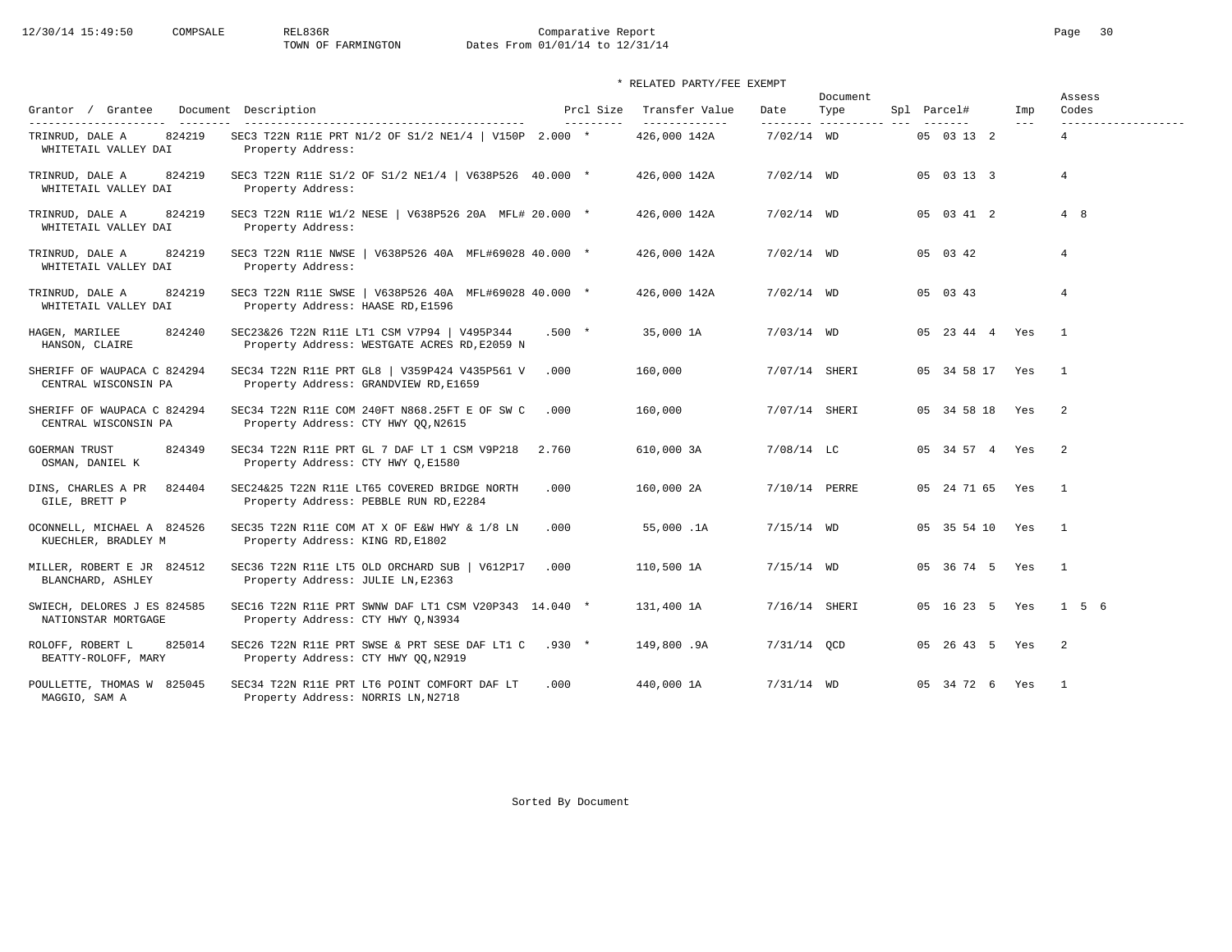12/30/14 15:49:50 COMPSALE REL836R Comparative Report
TOWN OF FARMINGTON Dates From 01/01/14 to 12/31/14

\* RELATED PARTY/FEE EXEMPT

| Grantor / Grantee | Document | Description | Prcl Size | Transfer Value | Date | Document Type | Spl | Parcel# | Imp | Assess Codes |
|---|---|---|---|---|---|---|---|---|---|---|
| TRINRUD, DALE A / WHITETAIL VALLEY DAI | 824219 | SEC3 T22N R11E PRT N1/2 OF S1/2 NE1/4 \| V150P / Property Address: | 2.000 * | 426,000 142A | 7/02/14 | WD | | 05 03 13 2 | | 4 |
| TRINRUD, DALE A / WHITETAIL VALLEY DAI | 824219 | SEC3 T22N R11E S1/2 OF S1/2 NE1/4 \| V638P526 / Property Address: | 40.000 * | 426,000 142A | 7/02/14 | WD | | 05 03 13 3 | | 4 |
| TRINRUD, DALE A / WHITETAIL VALLEY DAI | 824219 | SEC3 T22N R11E W1/2 NESE \| V638P526 20A MFL# / Property Address: | 20.000 * | 426,000 142A | 7/02/14 | WD | | 05 03 41 2 | | 4 8 |
| TRINRUD, DALE A / WHITETAIL VALLEY DAI | 824219 | SEC3 T22N R11E NWSE \| V638P526 40A MFL#69028 / Property Address: | 40.000 * | 426,000 142A | 7/02/14 | WD | | 05 03 42 | | 4 |
| TRINRUD, DALE A / WHITETAIL VALLEY DAI | 824219 | SEC3 T22N R11E SWSE \| V638P526 40A MFL#69028 / Property Address: HAASE RD,E1596 | 40.000 * | 426,000 142A | 7/02/14 | WD | | 05 03 43 | | 4 |
| HAGEN, MARILEE / HANSON, CLAIRE | 824240 | SEC23&26 T22N R11E LT1 CSM V7P94 \| V495P344 / Property Address: WESTGATE ACRES RD,E2059 N | .500 * | 35,000 1A | 7/03/14 | WD | | 05 23 44 4 | Yes | 1 |
| SHERIFF OF WAUPACA C / CENTRAL WISCONSIN PA | 824294 | SEC34 T22N R11E PRT GL8 \| V359P424 V435P561 V / Property Address: GRANDVIEW RD,E1659 | .000 | 160,000 | 7/07/14 | SHERI | | 05 34 58 17 | Yes | 1 |
| SHERIFF OF WAUPACA C / CENTRAL WISCONSIN PA | 824294 | SEC34 T22N R11E COM 240FT N868.25FT E OF SW C / Property Address: CTY HWY QQ,N2615 | .000 | 160,000 | 7/07/14 | SHERI | | 05 34 58 18 | Yes | 2 |
| GOERMAN TRUST / OSMAN, DANIEL K | 824349 | SEC34 T22N R11E PRT GL 7 DAF LT 1 CSM V9P218 / Property Address: CTY HWY Q,E1580 | 2.760 | 610,000 3A | 7/08/14 | LC | | 05 34 57 4 | Yes | 2 |
| DINS, CHARLES A PR / GILE, BRETT P | 824404 | SEC24&25 T22N R11E LT65 COVERED BRIDGE NORTH / Property Address: PEBBLE RUN RD,E2284 | .000 | 160,000 2A | 7/10/14 | PERRE | | 05 24 71 65 | Yes | 1 |
| OCONNELL, MICHAEL A / KUECHLER, BRADLEY M | 824526 | SEC35 T22N R11E COM AT X OF E&W HWY & 1/8 LN / Property Address: KING RD,E1802 | .000 | 55,000 .1A | 7/15/14 | WD | | 05 35 54 10 | Yes | 1 |
| MILLER, ROBERT E JR / BLANCHARD, ASHLEY | 824512 | SEC36 T22N R11E LT5 OLD ORCHARD SUB \| V612P17 / Property Address: JULIE LN,E2363 | .000 | 110,500 1A | 7/15/14 | WD | | 05 36 74 5 | Yes | 1 |
| SWIECH, DELORES J ES / NATIONSTAR MORTGAGE | 824585 | SEC16 T22N R11E PRT SWNW DAF LT1 CSM V20P343 / Property Address: CTY HWY Q,N3934 | 14.040 * | 131,400 1A | 7/16/14 | SHERI | | 05 16 23 5 | Yes | 1 5 6 |
| ROLOFF, ROBERT L / BEATTY-ROLOFF, MARY | 825014 | SEC26 T22N R11E PRT SWSE & PRT SESE DAF LT1 C / Property Address: CTY HWY QQ,N2919 | .930 * | 149,800 .9A | 7/31/14 | QCD | | 05 26 43 5 | Yes | 2 |
| POULLETTE, THOMAS W / MAGGIO, SAM A | 825045 | SEC34 T22N R11E PRT LT6 POINT COMFORT DAF LT / Property Address: NORRIS LN,N2718 | .000 | 440,000 1A | 7/31/14 | WD | | 05 34 72 6 | Yes | 1 |

Sorted By Document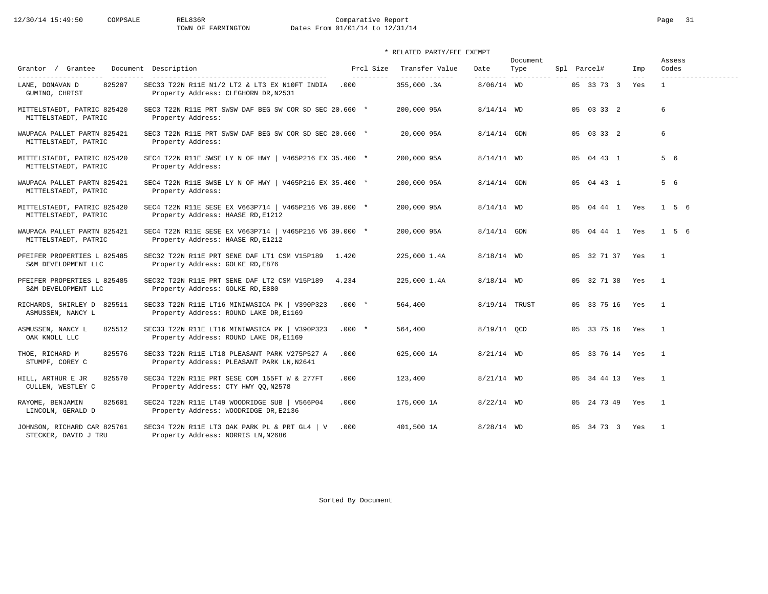Comparative Report
TOWN OF FARMINGTON
Dates From 01/01/14 to 12/31/14

\* RELATED PARTY/FEE EXEMPT

| Grantor / Grantee | Document | Description | Prcl Size | Transfer Value | Date | Document Type | Spl | Parcel# | Imp | Assess Codes |
|---|---|---|---|---|---|---|---|---|---|---|
| LANE, DONAVAN D / GUMINO, CHRIST | 825207 | SEC33 T22N R11E N1/2 LT2 & LT3 EX N10FT INDIA / Property Address: CLEGHORN DR,N2531 | .000 | 355,000 .3A | 8/06/14 | WD | | 05 33 73 3 | Yes | 1 |
| MITTELSTAEDT, PATRIC / MITTELSTAEDT, PATRIC | 825420 | SEC3 T22N R11E PRT SWSW DAF BEG SW COR SD SEC / Property Address: | 20.660 * | 200,000 95A | 8/14/14 | WD | | 05 03 33 2 | | 6 |
| WAUPACA PALLET PARTN / MITTELSTAEDT, PATRIC | 825421 | SEC3 T22N R11E PRT SWSW DAF BEG SW COR SD SEC / Property Address: | 20.660 * | 20,000 95A | 8/14/14 | GDN | | 05 03 33 2 | | 6 |
| MITTELSTAEDT, PATRIC / MITTELSTAEDT, PATRIC | 825420 | SEC4 T22N R11E SWSE LY N OF HWY \| V465P216 EX / Property Address: | 35.400 * | 200,000 95A | 8/14/14 | WD | | 05 04 43 1 | | 5 6 |
| WAUPACA PALLET PARTN / MITTELSTAEDT, PATRIC | 825421 | SEC4 T22N R11E SWSE LY N OF HWY \| V465P216 EX / Property Address: | 35.400 * | 200,000 95A | 8/14/14 | GDN | | 05 04 43 1 | | 5 6 |
| MITTELSTAEDT, PATRIC / MITTELSTAEDT, PATRIC | 825420 | SEC4 T22N R11E SESE EX V663P714 \| V465P216 V6 / Property Address: HAASE RD,E1212 | 39.000 * | 200,000 95A | 8/14/14 | WD | | 05 04 44 1 | Yes | 1 5 6 |
| WAUPACA PALLET PARTN / MITTELSTAEDT, PATRIC | 825421 | SEC4 T22N R11E SESE EX V663P714 \| V465P216 V6 / Property Address: HAASE RD,E1212 | 39.000 * | 200,000 95A | 8/14/14 | GDN | | 05 04 44 1 | Yes | 1 5 6 |
| PFEIFER PROPERTIES L / S&M DEVELOPMENT LLC | 825485 | SEC32 T22N R11E PRT SENE DAF LT1 CSM V15P189 / Property Address: GOLKE RD,E876 | 1.420 | 225,000 1.4A | 8/18/14 | WD | | 05 32 71 37 | Yes | 1 |
| PFEIFER PROPERTIES L / S&M DEVELOPMENT LLC | 825485 | SEC32 T22N R11E PRT SENE DAF LT2 CSM V15P189 / Property Address: GOLKE RD,E880 | 4.234 | 225,000 1.4A | 8/18/14 | WD | | 05 32 71 38 | Yes | 1 |
| RICHARDS, SHIRLEY D / ASMUSSEN, NANCY L | 825511 | SEC33 T22N R11E LT16 MINIWASICA PK \| V390P323 / Property Address: ROUND LAKE DR,E1169 | .000 * | 564,400 | 8/19/14 | TRUST | | 05 33 75 16 | Yes | 1 |
| ASMUSSEN, NANCY L / OAK KNOLL LLC | 825512 | SEC33 T22N R11E LT16 MINIWASICA PK \| V390P323 / Property Address: ROUND LAKE DR,E1169 | .000 * | 564,400 | 8/19/14 | QCD | | 05 33 75 16 | Yes | 1 |
| THOE, RICHARD M / STUMPF, COREY C | 825576 | SEC33 T22N R11E LT18 PLEASANT PARK V275P527 A / Property Address: PLEASANT PARK LN,N2641 | .000 | 625,000 1A | 8/21/14 | WD | | 05 33 76 14 | Yes | 1 |
| HILL, ARTHUR E JR / CULLEN, WESTLEY C | 825570 | SEC34 T22N R11E PRT SESE COM 155FT W & 277FT / Property Address: CTY HWY QQ,N2578 | .000 | 123,400 | 8/21/14 | WD | | 05 34 44 13 | Yes | 1 |
| RAYOME, BENJAMIN / LINCOLN, GERALD D | 825601 | SEC24 T22N R11E LT49 WOODRIDGE SUB \| V566P04 / Property Address: WOODRIDGE DR,E2136 | .000 | 175,000 1A | 8/22/14 | WD | | 05 24 73 49 | Yes | 1 |
| JOHNSON, RICHARD CAR / STECKER, DAVID J TRU | 825761 | SEC34 T22N R11E LT3 OAK PARK PL & PRT GL4 \| V / Property Address: NORRIS LN,N2686 | .000 | 401,500 1A | 8/28/14 | WD | | 05 34 73 3 | Yes | 1 |

Sorted By Document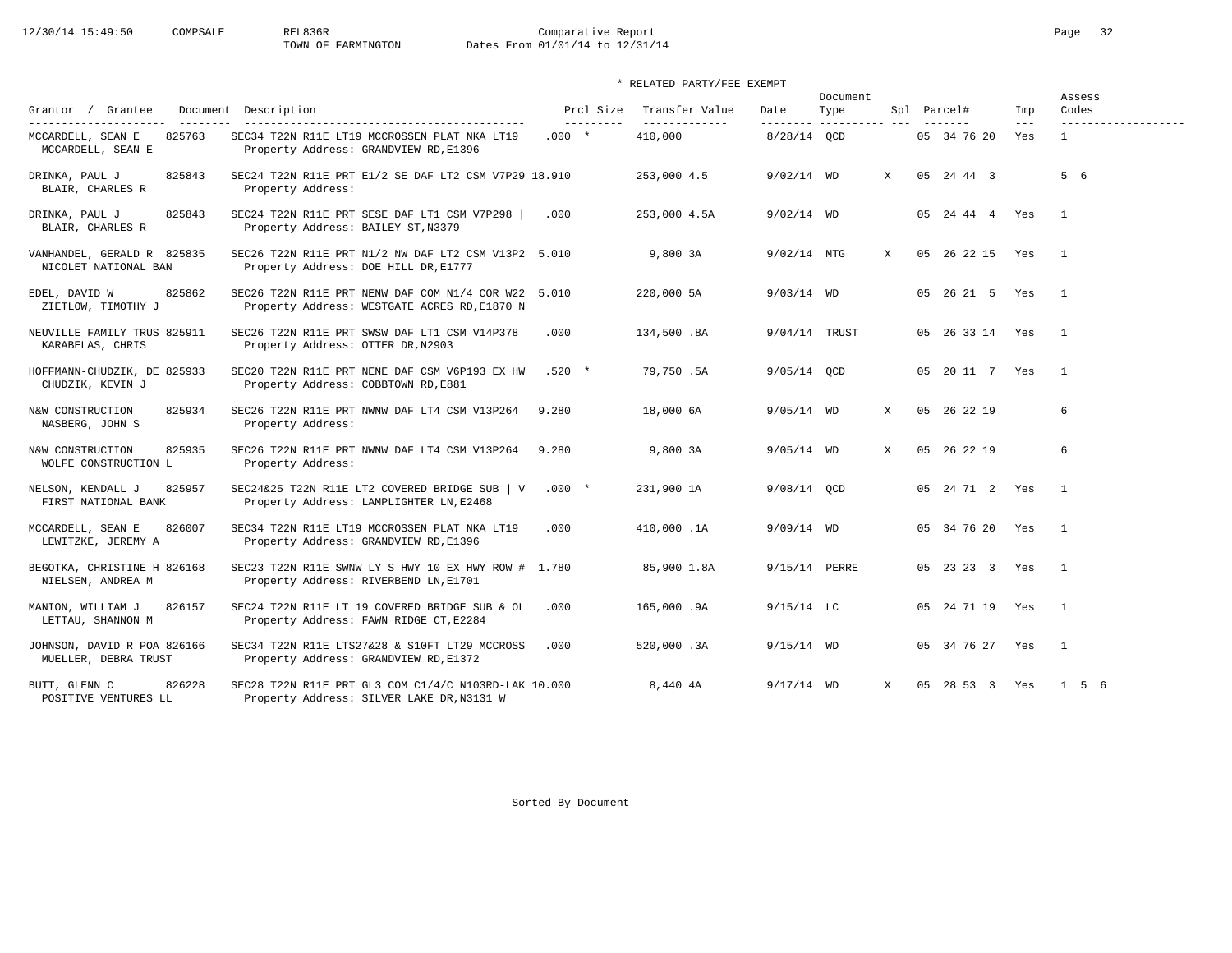Comparative Report
TOWN OF FARMINGTON
Dates From 01/01/14 to 12/31/14

\* RELATED PARTY/FEE EXEMPT

| Grantor / Grantee | Document | Description | Prcl Size | Transfer Value | Date | Document Type | Spl | Parcel# | Imp | Assess Codes |
|---|---|---|---|---|---|---|---|---|---|---|
| MCCARDELL, SEAN E / MCCARDELL, SEAN E | 825763 | SEC34 T22N R11E LT19 MCCROSSEN PLAT NKA LT19 Property Address: GRANDVIEW RD,E1396 | .000 * | 410,000 | 8/28/14 | QCD | | 05 34 76 20 | Yes | 1 |
| DRINKA, PAUL J / BLAIR, CHARLES R | 825843 | SEC24 T22N R11E PRT E1/2 SE DAF LT2 CSM V7P29 Property Address: | 18.910 | 253,000 4.5 | 9/02/14 | WD | X | 05 24 44 3 | | 5 6 |
| DRINKA, PAUL J / BLAIR, CHARLES R | 825843 | SEC24 T22N R11E PRT SESE DAF LT1 CSM V7P298 \| Property Address: BAILEY ST,N3379 | .000 | 253,000 4.5A | 9/02/14 | WD | | 05 24 44 4 | Yes | 1 |
| VANHANDEL, GERALD R / NICOLET NATIONAL BAN | 825835 | SEC26 T22N R11E PRT N1/2 NW DAF LT2 CSM V13P2 Property Address: DOE HILL DR,E1777 | 5.010 | 9,800 3A | 9/02/14 | MTG | X | 05 26 22 15 | Yes | 1 |
| EDEL, DAVID W / ZIETLOW, TIMOTHY J | 825862 | SEC26 T22N R11E PRT NENW DAF COM N1/4 COR W22 Property Address: WESTGATE ACRES RD,E1870 N | 5.010 | 220,000 5A | 9/03/14 | WD | | 05 26 21 5 | Yes | 1 |
| NEUVILLE FAMILY TRUS / KARABELAS, CHRIS | 825911 | SEC26 T22N R11E PRT SWSW DAF LT1 CSM V14P378 Property Address: OTTER DR,N2903 | .000 | 134,500 .8A | 9/04/14 | TRUST | | 05 26 33 14 | Yes | 1 |
| HOFFMANN-CHUDZIK, DE / CHUDZIK, KEVIN J | 825933 | SEC20 T22N R11E PRT NENE DAF CSM V6P193 EX HW Property Address: COBBTOWN RD,E881 | .520 * | 79,750 .5A | 9/05/14 | QCD | | 05 20 11 7 | Yes | 1 |
| N&W CONSTRUCTION / NASBERG, JOHN S | 825934 | SEC26 T22N R11E PRT NWNW DAF LT4 CSM V13P264 Property Address: | 9.280 | 18,000 6A | 9/05/14 | WD | X | 05 26 22 19 | | 6 |
| N&W CONSTRUCTION / WOLFE CONSTRUCTION L | 825935 | SEC26 T22N R11E PRT NWNW DAF LT4 CSM V13P264 Property Address: | 9.280 | 9,800 3A | 9/05/14 | WD | X | 05 26 22 19 | | 6 |
| NELSON, KENDALL J / FIRST NATIONAL BANK | 825957 | SEC24&25 T22N R11E LT2 COVERED BRIDGE SUB \| V Property Address: LAMPLIGHTER LN,E2468 | .000 * | 231,900 1A | 9/08/14 | QCD | | 05 24 71 2 | Yes | 1 |
| MCCARDELL, SEAN E / LEWITZKE, JEREMY A | 826007 | SEC34 T22N R11E LT19 MCCROSSEN PLAT NKA LT19 Property Address: GRANDVIEW RD,E1396 | .000 | 410,000 .1A | 9/09/14 | WD | | 05 34 76 20 | Yes | 1 |
| BEGOTKA, CHRISTINE H / NIELSEN, ANDREA M | 826168 | SEC23 T22N R11E SWNW LY S HWY 10 EX HWY ROW # Property Address: RIVERBEND LN,E1701 | 1.780 | 85,900 1.8A | 9/15/14 | PERRE | | 05 23 23 3 | Yes | 1 |
| MANION, WILLIAM J / LETTAU, SHANNON M | 826157 | SEC24 T22N R11E LT 19 COVERED BRIDGE SUB & OL Property Address: FAWN RIDGE CT,E2284 | .000 | 165,000 .9A | 9/15/14 | LC | | 05 24 71 19 | Yes | 1 |
| JOHNSON, DAVID R POA / MUELLER, DEBRA TRUST | 826166 | SEC34 T22N R11E LTS27&28 & S10FT LT29 MCCROSS Property Address: GRANDVIEW RD,E1372 | .000 | 520,000 .3A | 9/15/14 | WD | | 05 34 76 27 | Yes | 1 |
| BUTT, GLENN C / POSITIVE VENTURES LL | 826228 | SEC28 T22N R11E PRT GL3 COM C1/4/C N103RD-LAK Property Address: SILVER LAKE DR,N3131 W | 10.000 | 8,440 4A | 9/17/14 | WD | X | 05 28 53 3 | Yes | 1 5 6 |

Sorted By Document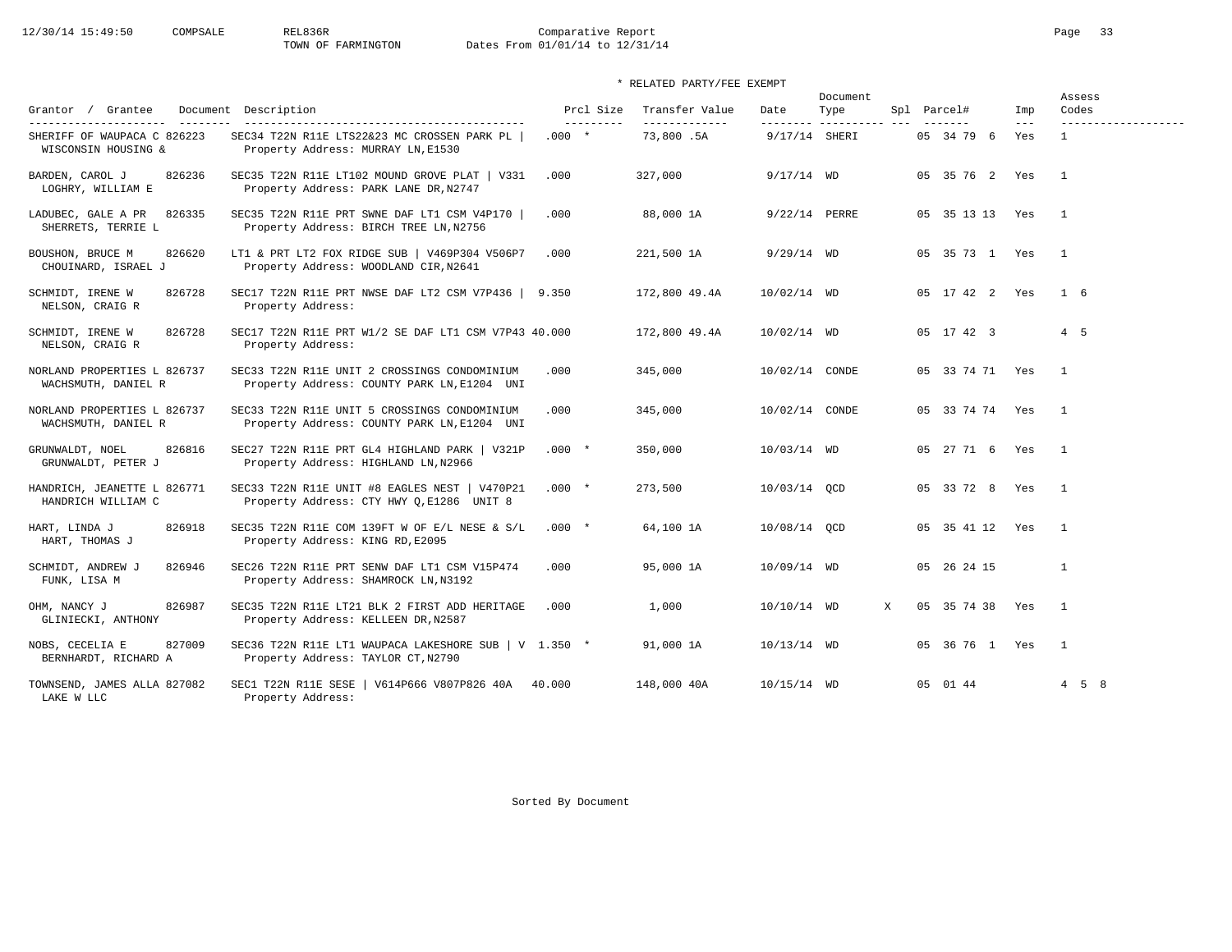\* RELATED PARTY/FEE EXEMPT

| Grantor / Grantee | Document | Description | Prcl Size | Transfer Value | Date | Document Type | Spl | Parcel# | Imp | Assess Codes |
|---|---|---|---|---|---|---|---|---|---|---|
| SHERIFF OF WAUPACA C<br>WISCONSIN HOUSING & | 826223 | SEC34 T22N R11E LTS22&23 MC CROSSEN PARK PL \|<br>Property Address: MURRAY LN,E1530 | .000 * | 73,800 .5A | 9/17/14 | SHERI | | 05 34 79 6 | Yes | 1 |
| BARDEN, CAROL J<br>LOGHRY, WILLIAM E | 826236 | SEC35 T22N R11E LT102 MOUND GROVE PLAT \| V331<br>Property Address: PARK LANE DR,N2747 | .000 | 327,000 | 9/17/14 | WD | | 05 35 76 2 | Yes | 1 |
| LADUBEC, GALE A PR<br>SHERRETS, TERRIE L | 826335 | SEC35 T22N R11E PRT SWNE DAF LT1 CSM V4P170 \|<br>Property Address: BIRCH TREE LN,N2756 | .000 | 88,000 1A | 9/22/14 | PERRE | | 05 35 13 13 | Yes | 1 |
| BOUSHON, BRUCE M<br>CHOUINARD, ISRAEL J | 826620 | LT1 & PRT LT2 FOX RIDGE SUB \| V469P304 V506P7<br>Property Address: WOODLAND CIR,N2641 | .000 | 221,500 1A | 9/29/14 | WD | | 05 35 73 1 | Yes | 1 |
| SCHMIDT, IRENE W<br>NELSON, CRAIG R | 826728 | SEC17 T22N R11E PRT NWSE DAF LT2 CSM V7P436 \|<br>Property Address: | 9.350 | 172,800 49.4A | 10/02/14 | WD | | 05 17 42 2 | Yes | 1 6 |
| SCHMIDT, IRENE W<br>NELSON, CRAIG R | 826728 | SEC17 T22N R11E PRT W1/2 SE DAF LT1 CSM V7P43<br>Property Address: | 40.000 | 172,800 49.4A | 10/02/14 | WD | | 05 17 42 3 | | 4 5 |
| NORLAND PROPERTIES L<br>WACHSMUTH, DANIEL R | 826737 | SEC33 T22N R11E UNIT 2 CROSSINGS CONDOMINIUM<br>Property Address: COUNTY PARK LN,E1204 UNI | .000 | 345,000 | 10/02/14 | CONDE | | 05 33 74 71 | Yes | 1 |
| NORLAND PROPERTIES L<br>WACHSMUTH, DANIEL R | 826737 | SEC33 T22N R11E UNIT 5 CROSSINGS CONDOMINIUM<br>Property Address: COUNTY PARK LN,E1204 UNI | .000 | 345,000 | 10/02/14 | CONDE | | 05 33 74 74 | Yes | 1 |
| GRUNWALDT, NOEL<br>GRUNWALDT, PETER J | 826816 | SEC27 T22N R11E PRT GL4 HIGHLAND PARK \| V321P<br>Property Address: HIGHLAND LN,N2966 | .000 * | 350,000 | 10/03/14 | WD | | 05 27 71 6 | Yes | 1 |
| HANDRICH, JEANETTE L<br>HANDRICH WILLIAM C | 826771 | SEC33 T22N R11E UNIT #8 EAGLES NEST \| V470P21<br>Property Address: CTY HWY Q,E1286 UNIT 8 | .000 * | 273,500 | 10/03/14 | QCD | | 05 33 72 8 | Yes | 1 |
| HART, LINDA J<br>HART, THOMAS J | 826918 | SEC35 T22N R11E COM 139FT W OF E/L NESE & S/L<br>Property Address: KING RD,E2095 | .000 * | 64,100 1A | 10/08/14 | QCD | | 05 35 41 12 | Yes | 1 |
| SCHMIDT, ANDREW J<br>FUNK, LISA M | 826946 | SEC26 T22N R11E PRT SENW DAF LT1 CSM V15P474<br>Property Address: SHAMROCK LN,N3192 | .000 | 95,000 1A | 10/09/14 | WD | | 05 26 24 15 | | 1 |
| OHM, NANCY J<br>GLINIECKI, ANTHONY | 826987 | SEC35 T22N R11E LT21 BLK 2 FIRST ADD HERITAGE<br>Property Address: KELLEEN DR,N2587 | .000 | 1,000 | 10/10/14 | WD | X | 05 35 74 38 | Yes | 1 |
| NOBS, CECELIA E<br>BERNHARDT, RICHARD A | 827009 | SEC36 T22N R11E LT1 WAUPACA LAKESHORE SUB \| V<br>Property Address: TAYLOR CT,N2790 | 1.350 * | 91,000 1A | 10/13/14 | WD | | 05 36 76 1 | Yes | 1 |
| TOWNSEND, JAMES ALLA<br>LAKE W LLC | 827082 | SEC1 T22N R11E SESE \| V614P666 V807P826 40A<br>Property Address: | 40.000 | 148,000 40A | 10/15/14 | WD | | 05 01 44 | | 4 5 8 |

Sorted By Document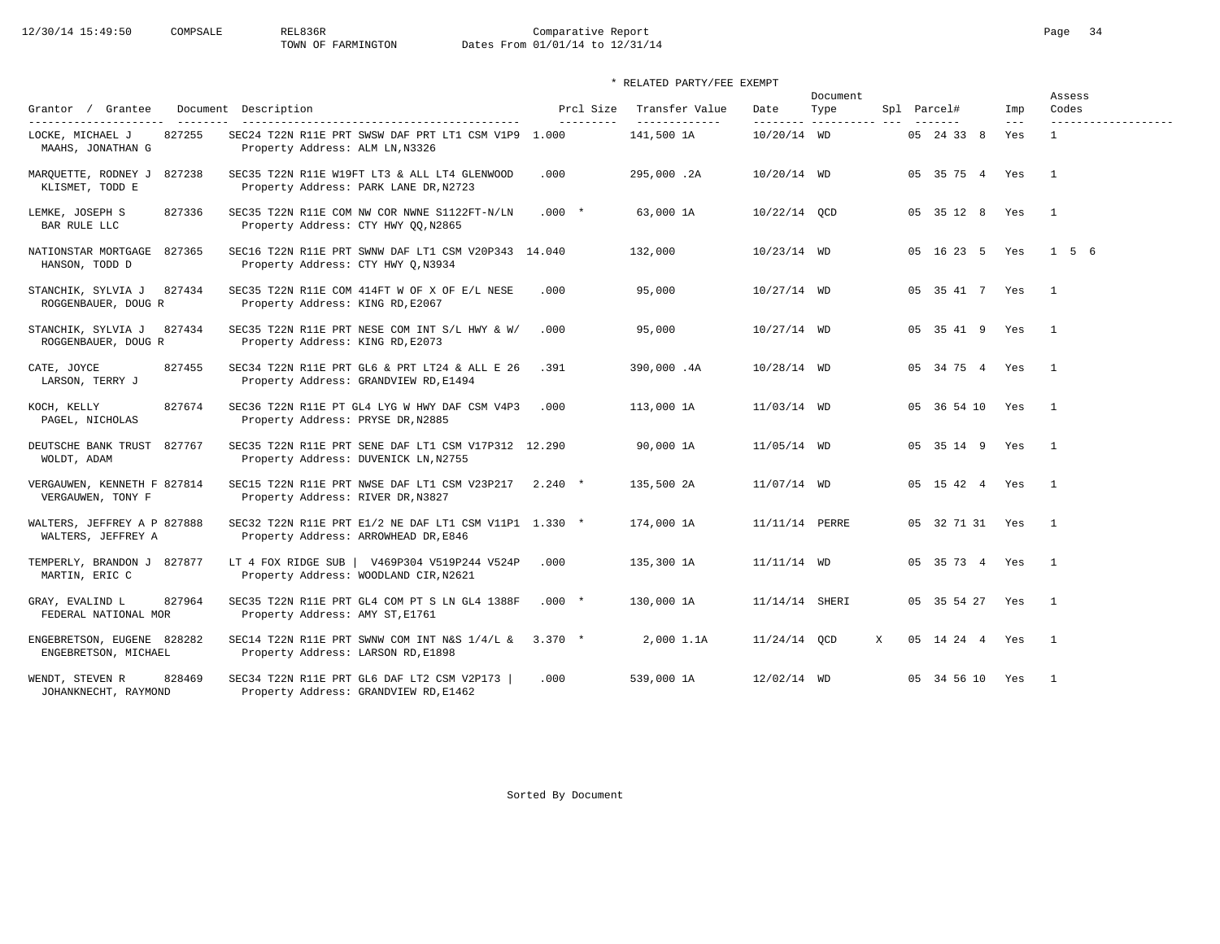Comparative Report
TOWN OF FARMINGTON
Dates From 01/01/14 to 12/31/14

\* RELATED PARTY/FEE EXEMPT

| Grantor / Grantee | Document | Description | Prcl Size | Transfer Value | Date | Document Type | Spl | Parcel# | Imp | Assess Codes |
|---|---|---|---|---|---|---|---|---|---|---|
| LOCKE, MICHAEL J<br>MAAHS, JONATHAN G | 827255 | SEC24 T22N R11E PRT SWSW DAF PRT LT1 CSM V1P9<br>Property Address: ALM LN,N3326 | 1.000 | 141,500 1A | 10/20/14 | WD | | 05 24 33 8 | Yes | 1 |
| MARQUETTE, RODNEY J<br>KLISMET, TODD E | 827238 | SEC35 T22N R11E W19FT LT3 & ALL LT4 GLENWOOD<br>Property Address: PARK LANE DR,N2723 | .000 | 295,000 .2A | 10/20/14 | WD | | 05 35 75 4 | Yes | 1 |
| LEMKE, JOSEPH S<br>BAR RULE LLC | 827336 | SEC35 T22N R11E COM NW COR NWNE S1122FT-N/LN<br>Property Address: CTY HWY QQ,N2865 | .000 * | 63,000 1A | 10/22/14 | QCD | | 05 35 12 8 | Yes | 1 |
| NATIONSTAR MORTGAGE<br>HANSON, TODD D | 827365 | SEC16 T22N R11E PRT SWNW DAF LT1 CSM V20P343<br>Property Address: CTY HWY Q,N3934 | 14.040 | 132,000 | 10/23/14 | WD | | 05 16 23 5 | Yes | 1 5 6 |
| STANCHIK, SYLVIA J<br>ROGGENBAUER, DOUG R | 827434 | SEC35 T22N R11E COM 414FT W OF X OF E/L NESE<br>Property Address: KING RD,E2067 | .000 | 95,000 | 10/27/14 | WD | | 05 35 41 7 | Yes | 1 |
| STANCHIK, SYLVIA J<br>ROGGENBAUER, DOUG R | 827434 | SEC35 T22N R11E PRT NESE COM INT S/L HWY & W/<br>Property Address: KING RD,E2073 | .000 | 95,000 | 10/27/14 | WD | | 05 35 41 9 | Yes | 1 |
| CATE, JOYCE<br>LARSON, TERRY J | 827455 | SEC34 T22N R11E PRT GL6 & PRT LT24 & ALL E 26<br>Property Address: GRANDVIEW RD,E1494 | .391 | 390,000 .4A | 10/28/14 | WD | | 05 34 75 4 | Yes | 1 |
| KOCH, KELLY<br>PAGEL, NICHOLAS | 827674 | SEC36 T22N R11E PT GL4 LYG W HWY DAF CSM V4P3<br>Property Address: PRYSE DR,N2885 | .000 | 113,000 1A | 11/03/14 | WD | | 05 36 54 10 | Yes | 1 |
| DEUTSCHE BANK TRUST<br>WOLDT, ADAM | 827767 | SEC35 T22N R11E PRT SENE DAF LT1 CSM V17P312<br>Property Address: DUVENICK LN,N2755 | 12.290 | 90,000 1A | 11/05/14 | WD | | 05 35 14 9 | Yes | 1 |
| VERGAUWEN, KENNETH F<br>VERGAUWEN, TONY F | 827814 | SEC15 T22N R11E PRT NWSE DAF LT1 CSM V23P217<br>Property Address: RIVER DR,N3827 | 2.240 * | 135,500 2A | 11/07/14 | WD | | 05 15 42 4 | Yes | 1 |
| WALTERS, JEFFREY A P<br>WALTERS, JEFFREY A | 827888 | SEC32 T22N R11E PRT E1/2 NE DAF LT1 CSM V11P1<br>Property Address: ARROWHEAD DR,E846 | 1.330 * | 174,000 1A | 11/11/14 | PERRE | | 05 32 71 31 | Yes | 1 |
| TEMPERLY, BRANDON J<br>MARTIN, ERIC C | 827877 | LT 4 FOX RIDGE SUB \| V469P304 V519P244 V524P<br>Property Address: WOODLAND CIR,N2621 | .000 | 135,300 1A | 11/11/14 | WD | | 05 35 73 4 | Yes | 1 |
| GRAY, EVALIND L<br>FEDERAL NATIONAL MOR | 827964 | SEC35 T22N R11E PRT GL4 COM PT S LN GL4 1388F<br>Property Address: AMY ST,E1761 | .000 * | 130,000 1A | 11/14/14 | SHERI | | 05 35 54 27 | Yes | 1 |
| ENGEBRETSON, EUGENE<br>ENGEBRETSON, MICHAEL | 828282 | SEC14 T22N R11E PRT SWNW COM INT N&S 1/4/L &<br>Property Address: LARSON RD,E1898 | 3.370 * | 2,000 1.1A | 11/24/14 | QCD | X | 05 14 24 4 | Yes | 1 |
| WENDT, STEVEN R<br>JOHANKNECHT, RAYMOND | 828469 | SEC34 T22N R11E PRT GL6 DAF LT2 CSM V2P173 \|<br>Property Address: GRANDVIEW RD,E1462 | .000 | 539,000 1A | 12/02/14 | WD | | 05 34 56 10 | Yes | 1 |

Sorted By Document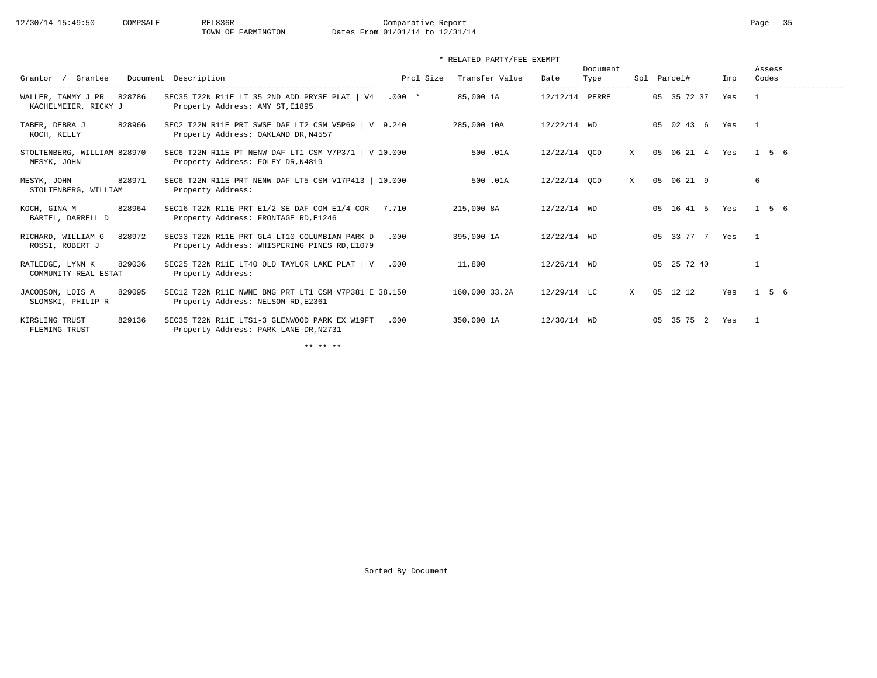Comparative Report

TOWN OF FARMINGTON

Dates From 01/01/14 to 12/31/14

\* RELATED PARTY/FEE EXEMPT

| Grantor / Grantee | Document | Description | Prcl Size | Transfer Value | Date | Document Type | Spl | Parcel# | Imp | Assess Codes |
|---|---|---|---|---|---|---|---|---|---|---|
| WALLER, TAMMY J PR<br>KACHELMEIER, RICKY J | 828786 | SEC35 T22N R11E LT 35 2ND ADD PRYSE PLAT \| V4<br>Property Address: AMY ST,E1895 | .000 * | 85,000 1A | 12/12/14 | PERRE | | 05 35 72 37 | Yes | 1 |
| TABER, DEBRA J<br>KOCH, KELLY | 828966 | SEC2 T22N R11E PRT SWSE DAF LT2 CSM V5P69 \| V<br>Property Address: OAKLAND DR,N4557 | 9.240 | 285,000 10A | 12/22/14 | WD | | 05 02 43 6 | Yes | 1 |
| STOLTENBERG, WILLIAM<br>MESYK, JOHN | 828970 | SEC6 T22N R11E PT NENW DAF LT1 CSM V7P371 \| V<br>Property Address: FOLEY DR,N4819 | 10.000 | 500 .01A | 12/22/14 | QCD | X | 05 06 21 4 | Yes | 1 5 6 |
| MESYK, JOHN<br>STOLTENBERG, WILLIAM | 828971 | SEC6 T22N R11E PRT NENW DAF LT5 CSM V17P413 \|<br>Property Address: | 10.000 | 500 .01A | 12/22/14 | QCD | X | 05 06 21 9 | | 6 |
| KOCH, GINA M<br>BARTEL, DARRELL D | 828964 | SEC16 T22N R11E PRT E1/2 SE DAF COM E1/4 COR<br>Property Address: FRONTAGE RD,E1246 | 7.710 | 215,000 8A | 12/22/14 | WD | | 05 16 41 5 | Yes | 1 5 6 |
| RICHARD, WILLIAM G<br>ROSSI, ROBERT J | 828972 | SEC33 T22N R11E PRT GL4 LT10 COLUMBIAN PARK D<br>Property Address: WHISPERING PINES RD,E1079 | .000 | 395,000 1A | 12/22/14 | WD | | 05 33 77 7 | Yes | 1 |
| RATLEDGE, LYNN K<br>COMMUNITY REAL ESTAT | 829036 | SEC25 T22N R11E LT40 OLD TAYLOR LAKE PLAT \| V<br>Property Address: | .000 | 11,800 | 12/26/14 | WD | | 05 25 72 40 | | 1 |
| JACOBSON, LOIS A<br>SLOMSKI, PHILIP R | 829095 | SEC12 T22N R11E NWNE BNG PRT LT1 CSM V7P381 E<br>Property Address: NELSON RD,E2361 | 38.150 | 160,000 33.2A | 12/29/14 | LC | X | 05 12 12 | Yes | 1 5 6 |
| KIRSLING TRUST<br>FLEMING TRUST | 829136 | SEC35 T22N R11E LTS1-3 GLENWOOD PARK EX W19FT<br>Property Address: PARK LANE DR,N2731 | .000 | 350,000 1A | 12/30/14 | WD | | 05 35 75 2 | Yes | 1 |

\*\* \*\* \*\*

Sorted By Document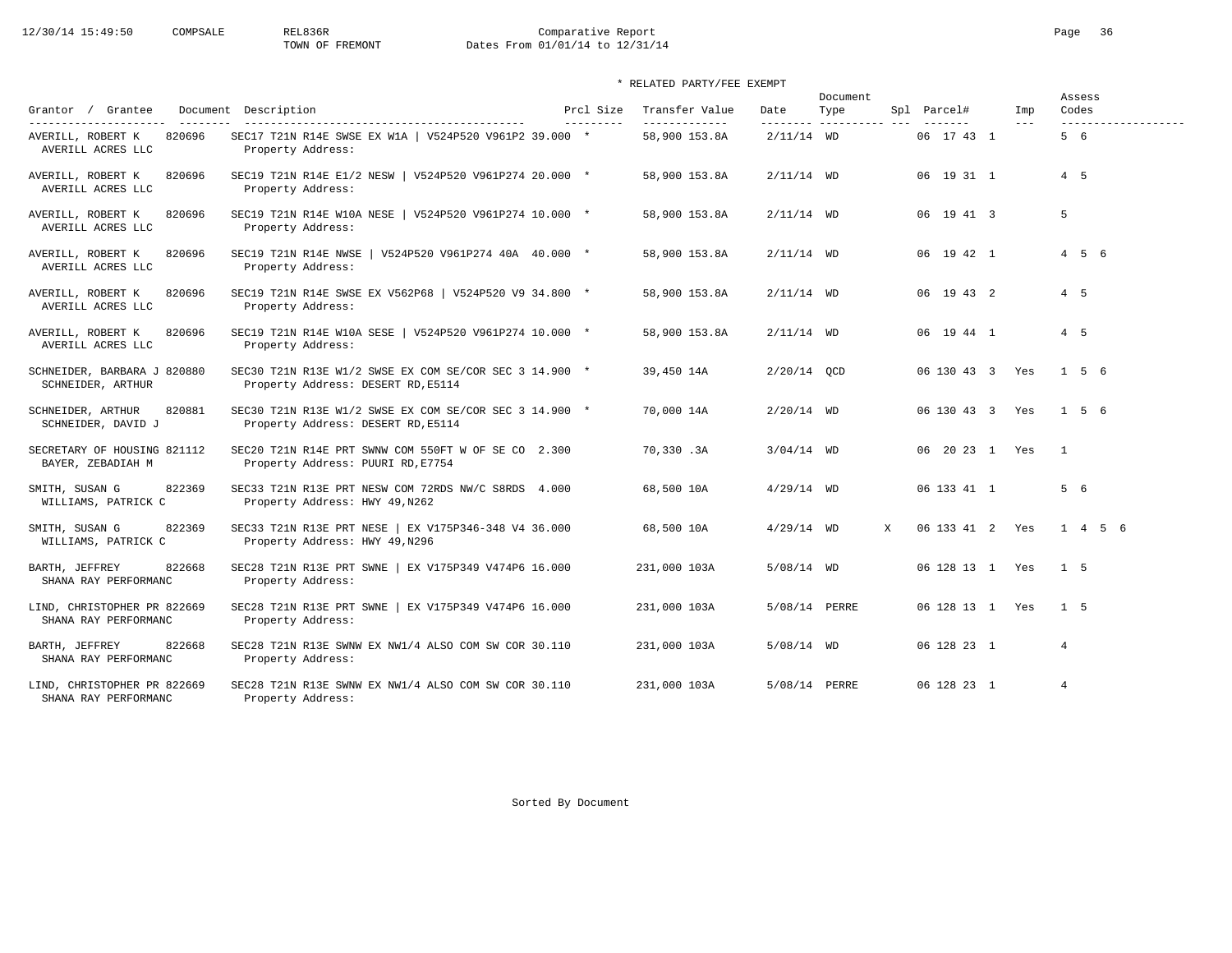# Comparative Report

TOWN OF FREMONT

Dates From 01/01/14 to 12/31/14

\* RELATED PARTY/FEE EXEMPT

| Grantor / Grantee | Document | Description | Prcl Size | Transfer Value | Date | Document Type | Spl | Parcel# | Imp | Assess Codes |
|---|---|---|---|---|---|---|---|---|---|---|
| AVERILL, ROBERT K / AVERILL ACRES LLC | 820696 | SEC17 T21N R14E SWSE EX W1A \| V524P520 V961P2 / Property Address: | 39.000 * | 58,900 153.8A | 2/11/14 | WD | | 06 17 43 1 | | 5 6 |
| AVERILL, ROBERT K / AVERILL ACRES LLC | 820696 | SEC19 T21N R14E E1/2 NESW \| V524P520 V961P274 / Property Address: | 20.000 * | 58,900 153.8A | 2/11/14 | WD | | 06 19 31 1 | | 4 5 |
| AVERILL, ROBERT K / AVERILL ACRES LLC | 820696 | SEC19 T21N R14E W10A NESE \| V524P520 V961P274 / Property Address: | 10.000 * | 58,900 153.8A | 2/11/14 | WD | | 06 19 41 3 | | 5 |
| AVERILL, ROBERT K / AVERILL ACRES LLC | 820696 | SEC19 T21N R14E NWSE \| V524P520 V961P274 40A / Property Address: | 40.000 * | 58,900 153.8A | 2/11/14 | WD | | 06 19 42 1 | | 4 5 6 |
| AVERILL, ROBERT K / AVERILL ACRES LLC | 820696 | SEC19 T21N R14E SWSE EX V562P68 \| V524P520 V9 / Property Address: | 34.800 * | 58,900 153.8A | 2/11/14 | WD | | 06 19 43 2 | | 4 5 |
| AVERILL, ROBERT K / AVERILL ACRES LLC | 820696 | SEC19 T21N R14E W10A SESE \| V524P520 V961P274 / Property Address: | 10.000 * | 58,900 153.8A | 2/11/14 | WD | | 06 19 44 1 | | 4 5 |
| SCHNEIDER, BARBARA J / SCHNEIDER, ARTHUR | 820880 | SEC30 T21N R13E W1/2 SWSE EX COM SE/COR SEC 3 / Property Address: DESERT RD,E5114 | 14.900 * | 39,450 14A | 2/20/14 | QCD | | 06 130 43 3 | Yes | 1 5 6 |
| SCHNEIDER, ARTHUR / SCHNEIDER, DAVID J | 820881 | SEC30 T21N R13E W1/2 SWSE EX COM SE/COR SEC 3 / Property Address: DESERT RD,E5114 | 14.900 * | 70,000 14A | 2/20/14 | WD | | 06 130 43 3 | Yes | 1 5 6 |
| SECRETARY OF HOUSING / BAYER, ZEBADIAH M | 821112 | SEC20 T21N R14E PRT SWNW COM 550FT W OF SE CO / Property Address: PUURI RD,E7754 | 2.300 | 70,330 .3A | 3/04/14 | WD | | 06 20 23 1 | Yes | 1 |
| SMITH, SUSAN G / WILLIAMS, PATRICK C | 822369 | SEC33 T21N R13E PRT NESW COM 72RDS NW/C S8RDS / Property Address: HWY 49,N262 | 4.000 | 68,500 10A | 4/29/14 | WD | | 06 133 41 1 | | 5 6 |
| SMITH, SUSAN G / WILLIAMS, PATRICK C | 822369 | SEC33 T21N R13E PRT NESE \| EX V175P346-348 V4 / Property Address: HWY 49,N296 | 36.000 | 68,500 10A | 4/29/14 | WD | X | 06 133 41 2 | Yes | 1 4 5 6 |
| BARTH, JEFFREY / SHANA RAY PERFORMANC | 822668 | SEC28 T21N R13E PRT SWNE \| EX V175P349 V474P6 / Property Address: | 16.000 | 231,000 103A | 5/08/14 | WD | | 06 128 13 1 | Yes | 1 5 |
| LIND, CHRISTOPHER PR / SHANA RAY PERFORMANC | 822669 | SEC28 T21N R13E PRT SWNE \| EX V175P349 V474P6 / Property Address: | 16.000 | 231,000 103A | 5/08/14 | PERRE | | 06 128 13 1 | Yes | 1 5 |
| BARTH, JEFFREY / SHANA RAY PERFORMANC | 822668 | SEC28 T21N R13E SWNW EX NW1/4 ALSO COM SW COR / Property Address: | 30.110 | 231,000 103A | 5/08/14 | WD | | 06 128 23 1 | | 4 |
| LIND, CHRISTOPHER PR / SHANA RAY PERFORMANC | 822669 | SEC28 T21N R13E SWNW EX NW1/4 ALSO COM SW COR / Property Address: | 30.110 | 231,000 103A | 5/08/14 | PERRE | | 06 128 23 1 | | 4 |

Sorted By Document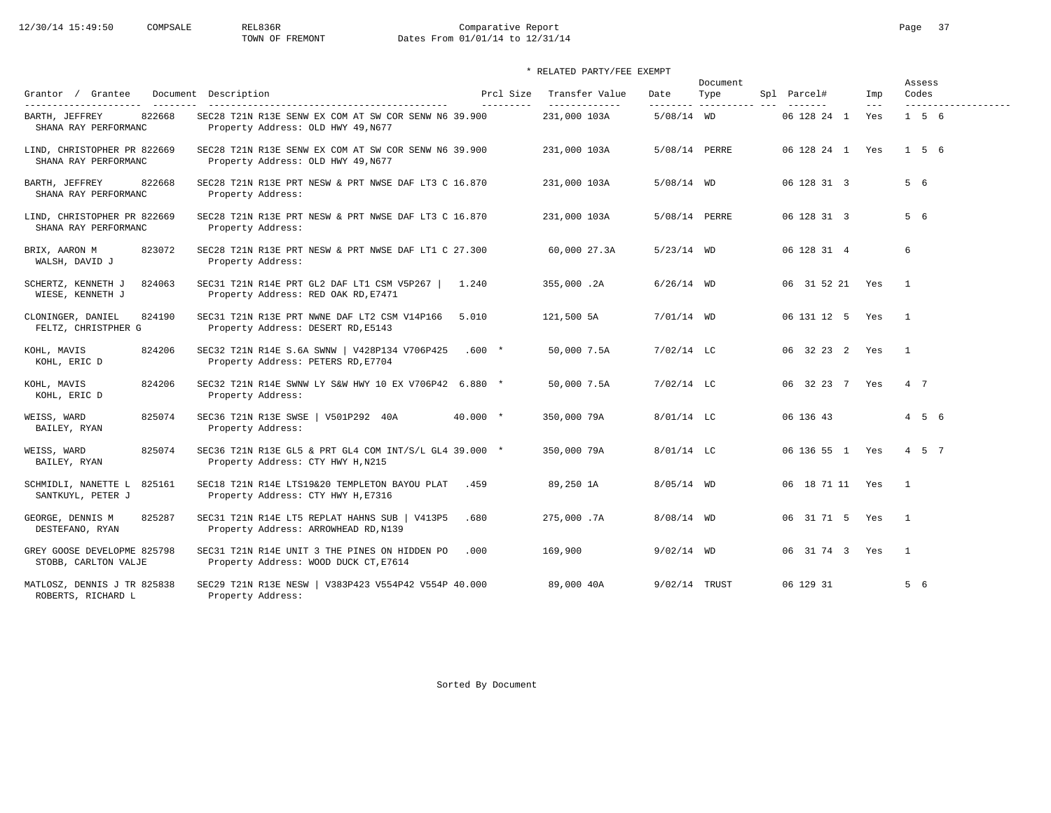Comparative Report
TOWN OF FREMONT
Dates From 01/01/14 to 12/31/14

\* RELATED PARTY/FEE EXEMPT

| Grantor / Grantee | Document | Description | Prcl Size | Transfer Value | Date | Document Type | Spl | Parcel# | Imp | Assess Codes |
|---|---|---|---|---|---|---|---|---|---|---|
| BARTH, JEFFREY / SHANA RAY PERFORMANC | 822668 | SEC28 T21N R13E SENW EX COM AT SW COR SENW N6 / Property Address: OLD HWY 49,N677 | 39.900 | 231,000 103A | 5/08/14 | WD | | 06 128 24 1 | Yes | 1 5 6 |
| LIND, CHRISTOPHER PR / SHANA RAY PERFORMANC | 822669 | SEC28 T21N R13E SENW EX COM AT SW COR SENW N6 / Property Address: OLD HWY 49,N677 | 39.900 | 231,000 103A | 5/08/14 | PERRE | | 06 128 24 1 | Yes | 1 5 6 |
| BARTH, JEFFREY / SHANA RAY PERFORMANC | 822668 | SEC28 T21N R13E PRT NESW & PRT NWSE DAF LT3 C / Property Address: | 16.870 | 231,000 103A | 5/08/14 | WD | | 06 128 31 3 | | 5 6 |
| LIND, CHRISTOPHER PR / SHANA RAY PERFORMANC | 822669 | SEC28 T21N R13E PRT NESW & PRT NWSE DAF LT3 C / Property Address: | 16.870 | 231,000 103A | 5/08/14 | PERRE | | 06 128 31 3 | | 5 6 |
| BRIX, AARON M / WALSH, DAVID J | 823072 | SEC28 T21N R13E PRT NESW & PRT NWSE DAF LT1 C / Property Address: | 27.300 | 60,000 27.3A | 5/23/14 | WD | | 06 128 31 4 | | 6 |
| SCHERTZ, KENNETH J / WIESE, KENNETH J | 824063 | SEC31 T21N R14E PRT GL2 DAF LT1 CSM V5P267 \| / Property Address: RED OAK RD,E7471 | 1.240 | 355,000 .2A | 6/26/14 | WD | | 06 31 52 21 | Yes | 1 |
| CLONINGER, DANIEL / FELTZ, CHRISTPHER G | 824190 | SEC31 T21N R13E PRT NWNE DAF LT2 CSM V14P166 / Property Address: DESERT RD,E5143 | 5.010 | 121,500 5A | 7/01/14 | WD | | 06 131 12 5 | Yes | 1 |
| KOHL, MAVIS / KOHL, ERIC D | 824206 | SEC32 T21N R14E S.6A SWNW \| V428P134 V706P425 / Property Address: PETERS RD,E7704 | .600 * | 50,000 7.5A | 7/02/14 | LC | | 06 32 23 2 | Yes | 1 |
| KOHL, MAVIS / KOHL, ERIC D | 824206 | SEC32 T21N R14E SWNW LY S&W HWY 10 EX V706P42 / Property Address: | 6.880 * | 50,000 7.5A | 7/02/14 | LC | | 06 32 23 7 | Yes | 4 7 |
| WEISS, WARD / BAILEY, RYAN | 825074 | SEC36 T21N R13E SWSE \| V501P292 40A / Property Address: | 40.000 * | 350,000 79A | 8/01/14 | LC | | 06 136 43 | | 4 5 6 |
| WEISS, WARD / BAILEY, RYAN | 825074 | SEC36 T21N R13E GL5 & PRT GL4 COM INT/S/L GL4 / Property Address: CTY HWY H,N215 | 39.000 * | 350,000 79A | 8/01/14 | LC | | 06 136 55 1 | Yes | 4 5 7 |
| SCHMIDLI, NANETTE L / SANTKUYL, PETER J | 825161 | SEC18 T21N R14E LTS19&20 TEMPLETON BAYOU PLAT / Property Address: CTY HWY H,E7316 | .459 | 89,250 1A | 8/05/14 | WD | | 06 18 71 11 | Yes | 1 |
| GEORGE, DENNIS M / DESTEFANO, RYAN | 825287 | SEC31 T21N R14E LT5 REPLAT HAHNS SUB \| V413P5 / Property Address: ARROWHEAD RD,N139 | .680 | 275,000 .7A | 8/08/14 | WD | | 06 31 71 5 | Yes | 1 |
| GREY GOOSE DEVELOPME / STOBB, CARLTON VALJE | 825798 | SEC31 T21N R14E UNIT 3 THE PINES ON HIDDEN PO / Property Address: WOOD DUCK CT,E7614 | .000 | 169,900 | 9/02/14 | WD | | 06 31 74 3 | Yes | 1 |
| MATLOSZ, DENNIS J TR / ROBERTS, RICHARD L | 825838 | SEC29 T21N R13E NESW \| V383P423 V554P42 V554P / Property Address: | 40.000 | 89,000 40A | 9/02/14 | TRUST | | 06 129 31 | | 5 6 |

Sorted By Document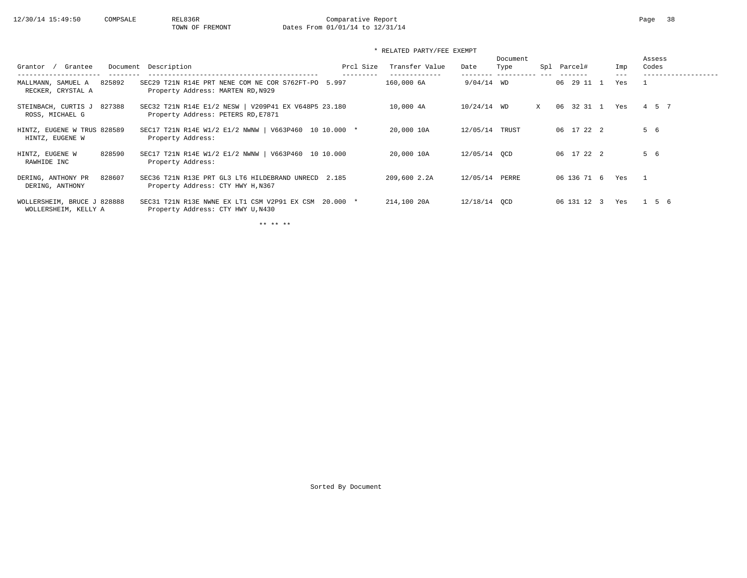Comparative Report
TOWN OF FREMONT
Dates From 01/01/14 to 12/31/14

\* RELATED PARTY/FEE EXEMPT

| Grantor / Grantee | Document | Description | Prcl Size | Transfer Value | Date | Document Type | Spl | Parcel# | Imp | Assess Codes |
|---|---|---|---|---|---|---|---|---|---|---|
| MALLMANN, SAMUEL A<br>RECKER, CRYSTAL A | 825892 | SEC29 T21N R14E PRT NENE COM NE COR S762FT-PO<br>Property Address: MARTEN RD,N929 | 5.997 | 160,000 6A | 9/04/14 | WD | | 06 29 11 1 | Yes | 1 |
| STEINBACH, CURTIS J<br>ROSS, MICHAEL G | 827388 | SEC32 T21N R14E E1/2 NESW \| V209P41 EX V648P5<br>Property Address: PETERS RD,E7871 | 23.180 | 10,000 4A | 10/24/14 | WD | X | 06 32 31 1 | Yes | 4 5 7 |
| HINTZ, EUGENE W TRUS<br>HINTZ, EUGENE W | 828589 | SEC17 T21N R14E W1/2 E1/2 NWNW \| V663P460 10<br>Property Address: | 10.000 * | 20,000 10A | 12/05/14 | TRUST | | 06 17 22 2 | | 5 6 |
| HINTZ, EUGENE W<br>RAWHIDE INC | 828590 | SEC17 T21N R14E W1/2 E1/2 NWNW \| V663P460 10<br>Property Address: | 10.000 | 20,000 10A | 12/05/14 | QCD | | 06 17 22 2 | | 5 6 |
| DERING, ANTHONY PR<br>DERING, ANTHONY | 828607 | SEC36 T21N R13E PRT GL3 LT6 HILDEBRAND UNRECD<br>Property Address: CTY HWY H,N367 | 2.185 | 209,600 2.2A | 12/05/14 | PERRE | | 06 136 71 6 | Yes | 1 |
| WOLLERSHEIM, BRUCE J<br>WOLLERSHEIM, KELLY A | 828888 | SEC31 T21N R13E NWNE EX LT1 CSM V2P91 EX CSM<br>Property Address: CTY HWY U,N430 | 20.000 * | 214,100 20A | 12/18/14 | QCD | | 06 131 12 3 | Yes | 1 5 6 |

\*\* \*\* \*\*

Sorted By Document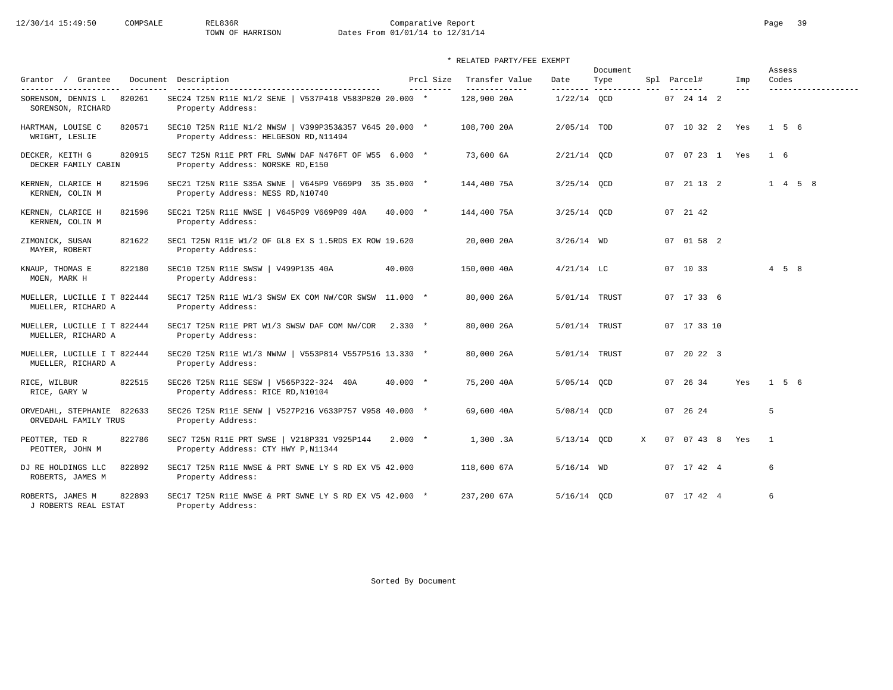Comparative Report

TOWN OF HARRISON

Dates From 01/01/14 to 12/31/14

\* RELATED PARTY/FEE EXEMPT

| Grantor / Grantee | Document | Description | Prcl Size | Transfer Value | Date | Document Type | Spl | Parcel# | Imp | Assess Codes |
|---|---|---|---|---|---|---|---|---|---|---|
| SORENSON, DENNIS L / SORENSON, RICHARD | 820261 | SEC24 T25N R11E N1/2 SENE \| V537P418 V583P820 20.000 / Property Address: | 20.000 * | 128,900 20A | 1/22/14 | QCD | | 07 24 14 2 | | |
| HARTMAN, LOUISE C / WRIGHT, LESLIE | 820571 | SEC10 T25N R11E N1/2 NWSW \| V399P353&357 V645 20.000 / Property Address: HELGESON RD,N11494 | 20.000 * | 108,700 20A | 2/05/14 | TOD | | 07 10 32 2 | Yes | 1 5 6 |
| DECKER, KEITH G / DECKER FAMILY CABIN | 820915 | SEC7 T25N R11E PRT FRL SWNW DAF N476FT OF W55 6.000 / Property Address: NORSKE RD,E150 | 6.000 * | 73,600 6A | 2/21/14 | QCD | | 07 07 23 1 | Yes | 1 6 |
| KERNEN, CLARICE H / KERNEN, COLIN M | 821596 | SEC21 T25N R11E S35A SWNE \| V645P9 V669P9 35 35.000 / Property Address: NESS RD,N10740 | 35.000 * | 144,400 75A | 3/25/14 | QCD | | 07 21 13 2 | | 1 4 5 8 |
| KERNEN, CLARICE H / KERNEN, COLIN M | 821596 | SEC21 T25N R11E NWSE \| V645P09 V669P09 40A / Property Address: | 40.000 * | 144,400 75A | 3/25/14 | QCD | | 07 21 42 | | |
| ZIMONICK, SUSAN / MAYER, ROBERT | 821622 | SEC1 T25N R11E W1/2 OF GL8 EX S 1.5RDS EX ROW 19.620 / Property Address: | 19.620 | 20,000 20A | 3/26/14 | WD | | 07 01 58 2 | | |
| KNAUP, THOMAS E / MOEN, MARK H | 822180 | SEC10 T25N R11E SWSW \| V499P135 40A / Property Address: | 40.000 | 150,000 40A | 4/21/14 | LC | | 07 10 33 | | 4 5 8 |
| MUELLER, LUCILLE I T / MUELLER, RICHARD A | 822444 | SEC17 T25N R11E W1/3 SWSW EX COM NW/COR SWSW 11.000 / Property Address: | 11.000 * | 80,000 26A | 5/01/14 | TRUST | | 07 17 33 6 | | |
| MUELLER, LUCILLE I T / MUELLER, RICHARD A | 822444 | SEC17 T25N R11E PRT W1/3 SWSW DAF COM NW/COR 2.330 / Property Address: | 2.330 * | 80,000 26A | 5/01/14 | TRUST | | 07 17 33 10 | | |
| MUELLER, LUCILLE I T / MUELLER, RICHARD A | 822444 | SEC20 T25N R11E W1/3 NWNW \| V553P814 V557P516 13.330 / Property Address: | 13.330 * | 80,000 26A | 5/01/14 | TRUST | | 07 20 22 3 | | |
| RICE, WILBUR / RICE, GARY W | 822515 | SEC26 T25N R11E SESW \| V565P322-324 40A / Property Address: RICE RD,N10104 | 40.000 * | 75,200 40A | 5/05/14 | QCD | | 07 26 34 | Yes | 1 5 6 |
| ORVEDAHL, STEPHANIE / ORVEDAHL FAMILY TRUS | 822633 | SEC26 T25N R11E SENW \| V527P216 V633P757 V958 40.000 / Property Address: | 40.000 * | 69,600 40A | 5/08/14 | QCD | | 07 26 24 | | 5 |
| PEOTTER, TED R / PEOTTER, JOHN M | 822786 | SEC7 T25N R11E PRT SWSE \| V218P331 V925P144 / Property Address: CTY HWY P,N11344 | 2.000 * | 1,300 .3A | 5/13/14 | QCD | X | 07 07 43 8 | Yes | 1 |
| DJ RE HOLDINGS LLC / ROBERTS, JAMES M | 822892 | SEC17 T25N R11E NWSE & PRT SWNE LY S RD EX V5 42.000 / Property Address: | 42.000 | 118,600 67A | 5/16/14 | WD | | 07 17 42 4 | | 6 |
| ROBERTS, JAMES M / J ROBERTS REAL ESTAT | 822893 | SEC17 T25N R11E NWSE & PRT SWNE LY S RD EX V5 42.000 / Property Address: | 42.000 * | 237,200 67A | 5/16/14 | QCD | | 07 17 42 4 | | 6 |

Sorted By Document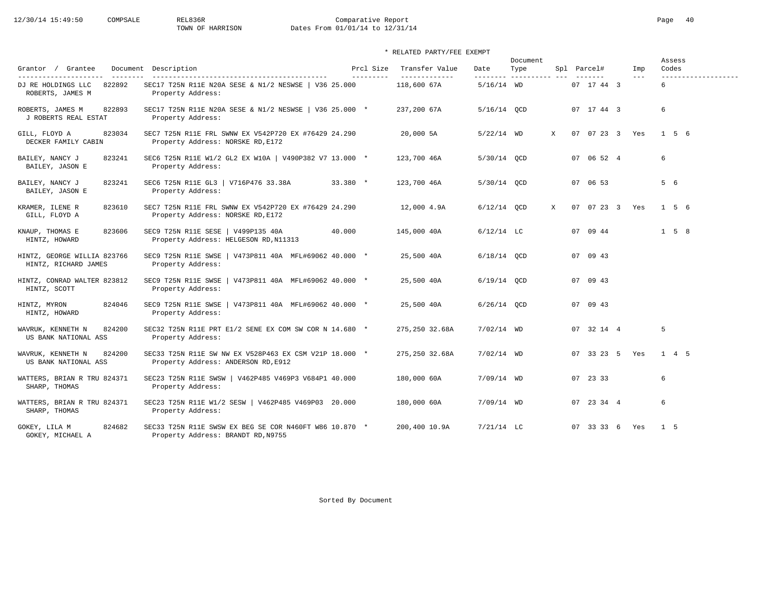Comparative Report
TOWN OF HARRISON
Dates From 01/01/14 to 12/31/14

\* RELATED PARTY/FEE EXEMPT

| Grantor / Grantee | Document | Description | Prcl Size | | Transfer Value | Date | Document Type | Spl | Parcel# | Imp | Assess Codes |
|---|---|---|---|---|---|---|---|---|---|---|---|
| DJ RE HOLDINGS LLC / ROBERTS, JAMES M | 822892 | SEC17 T25N R11E N20A SESE & N1/2 NESWSE \| V36 / Property Address: | 25.000 | | 118,600 67A | 5/16/14 | WD | | 07 17 44 3 | | 6 |
| ROBERTS, JAMES M / J ROBERTS REAL ESTAT | 822893 | SEC17 T25N R11E N20A SESE & N1/2 NESWSE \| V36 / Property Address: | 25.000 | * | 237,200 67A | 5/16/14 | QCD | | 07 17 44 3 | | 6 |
| GILL, FLOYD A / DECKER FAMILY CABIN | 823034 | SEC7 T25N R11E FRL SWNW EX V542P720 EX #76429 / Property Address: NORSKE RD,E172 | 24.290 | | 20,000 5A | 5/22/14 | WD | X | 07 07 23 3 | Yes | 1 5 6 |
| BAILEY, NANCY J / BAILEY, JASON E | 823241 | SEC6 T25N R11E W1/2 GL2 EX W10A \| V490P382 V7 / Property Address: | 13.000 | * | 123,700 46A | 5/30/14 | QCD | | 07 06 52 4 | | 6 |
| BAILEY, NANCY J / BAILEY, JASON E | 823241 | SEC6 T25N R11E GL3 \| V716P476 33.38A / Property Address: | 33.380 | * | 123,700 46A | 5/30/14 | QCD | | 07 06 53 | | 5 6 |
| KRAMER, ILENE R / GILL, FLOYD A | 823610 | SEC7 T25N R11E FRL SWNW EX V542P720 EX #76429 / Property Address: NORSKE RD,E172 | 24.290 | | 12,000 4.9A | 6/12/14 | QCD | X | 07 07 23 3 | Yes | 1 5 6 |
| KNAUP, THOMAS E / HINTZ, HOWARD | 823606 | SEC9 T25N R11E SESE \| V499P135 40A / Property Address: HELGESON RD,N11313 | 40.000 | | 145,000 40A | 6/12/14 | LC | | 07 09 44 | | 1 5 8 |
| HINTZ, GEORGE WILLIA / HINTZ, RICHARD JAMES | 823766 | SEC9 T25N R11E SWSE \| V473P811 40A MFL#69062 / Property Address: | 40.000 | * | 25,500 40A | 6/18/14 | QCD | | 07 09 43 | | |
| HINTZ, CONRAD WALTER / HINTZ, SCOTT | 823812 | SEC9 T25N R11E SWSE \| V473P811 40A MFL#69062 / Property Address: | 40.000 | * | 25,500 40A | 6/19/14 | QCD | | 07 09 43 | | |
| HINTZ, MYRON / HINTZ, HOWARD | 824046 | SEC9 T25N R11E SWSE \| V473P811 40A MFL#69062 / Property Address: | 40.000 | * | 25,500 40A | 6/26/14 | QCD | | 07 09 43 | | |
| WAVRUK, KENNETH N / US BANK NATIONAL ASS | 824200 | SEC32 T25N R11E PRT E1/2 SENE EX COM SW COR N / Property Address: | 14.680 | * | 275,250 32.68A | 7/02/14 | WD | | 07 32 14 4 | | 5 |
| WAVRUK, KENNETH N / US BANK NATIONAL ASS | 824200 | SEC33 T25N R11E SW NW EX V528P463 EX CSM V21P / Property Address: ANDERSON RD,E912 | 18.000 | * | 275,250 32.68A | 7/02/14 | WD | | 07 33 23 5 | Yes | 1 4 5 |
| WATTERS, BRIAN R TRU / SHARP, THOMAS | 824371 | SEC23 T25N R11E SWSW \| V462P485 V469P3 V684P1 / Property Address: | 40.000 | | 180,000 60A | 7/09/14 | WD | | 07 23 33 | | 6 |
| WATTERS, BRIAN R TRU / SHARP, THOMAS | 824371 | SEC23 T25N R11E W1/2 SESW \| V462P485 V469P03 / Property Address: | 20.000 | | 180,000 60A | 7/09/14 | WD | | 07 23 34 4 | | 6 |
| GOKEY, LILA M / GOKEY, MICHAEL A | 824682 | SEC33 T25N R11E SWSW EX BEG SE COR N460FT W86 / Property Address: BRANDT RD,N9755 | 10.870 | * | 200,400 10.9A | 7/21/14 | LC | | 07 33 33 6 | Yes | 1 5 |

Sorted By Document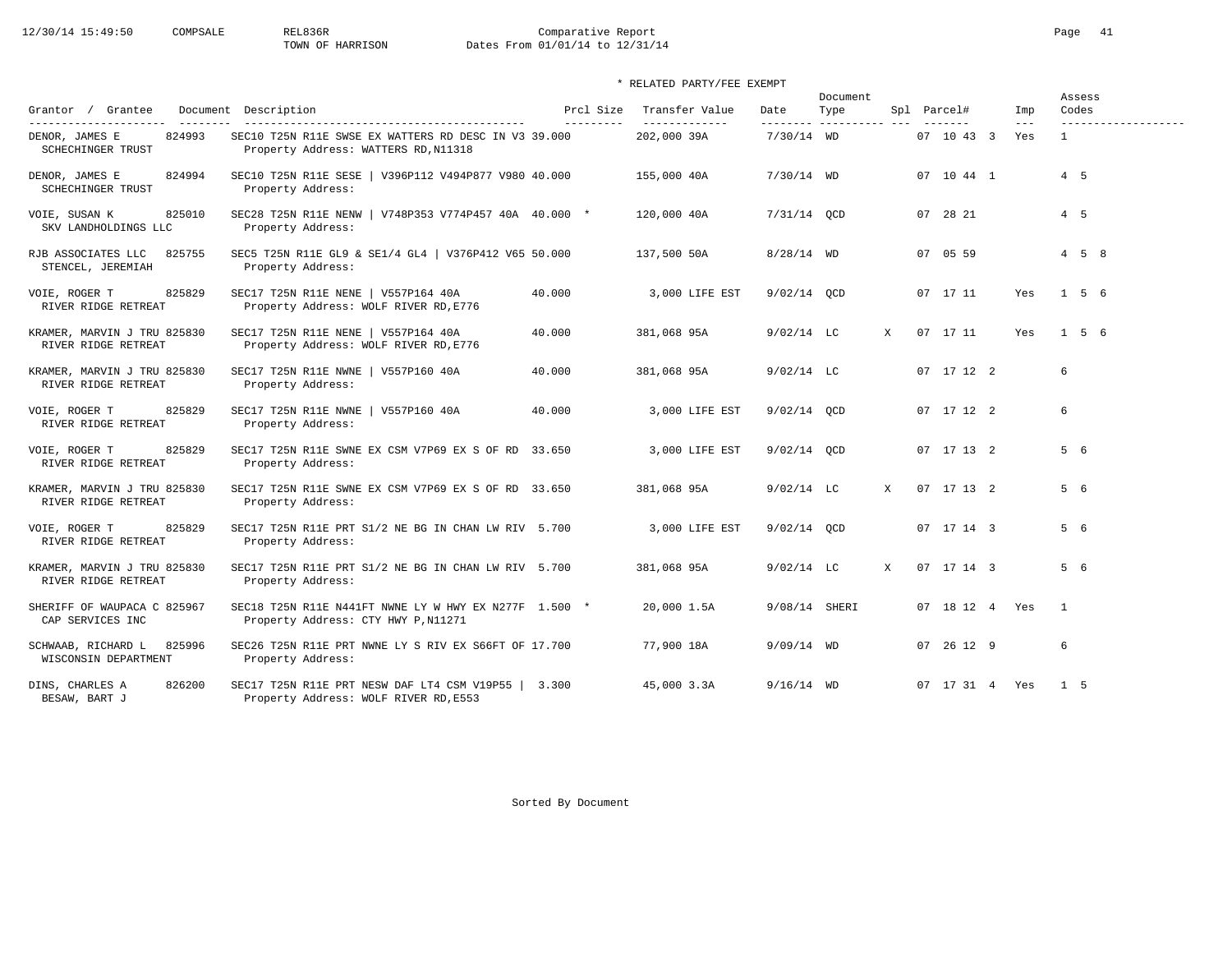Comparative Report
TOWN OF HARRISON
Dates From 01/01/14 to 12/31/14

\* RELATED PARTY/FEE EXEMPT

| Grantor / Grantee | Document | Description | Prcl Size | Transfer Value | Date | Document Type | Spl | Parcel# | Imp | Assess Codes |
|---|---|---|---|---|---|---|---|---|---|---|
| DENOR, JAMES E / SCHECHINGER TRUST | 824993 | SEC10 T25N R11E SWSE EX WATTERS RD DESC IN V3 / Property Address: WATTERS RD,N11318 | 39.000 | 202,000 39A | 7/30/14 | WD | | 07 10 43 3 | Yes | 1 |
| DENOR, JAMES E / SCHECHINGER TRUST | 824994 | SEC10 T25N R11E SESE \| V396P112 V494P877 V980 / Property Address: | 40.000 | 155,000 40A | 7/30/14 | WD | | 07 10 44 1 | | 4 5 |
| VOIE, SUSAN K / SKV LANDHOLDINGS LLC | 825010 | SEC28 T25N R11E NENW \| V748P353 V774P457 40A / Property Address: | 40.000 * | 120,000 40A | 7/31/14 | QCD | | 07 28 21 | | 4 5 |
| RJB ASSOCIATES LLC / STENCEL, JEREMIAH | 825755 | SEC5 T25N R11E GL9 & SE1/4 GL4 \| V376P412 V65 / Property Address: | 50.000 | 137,500 50A | 8/28/14 | WD | | 07 05 59 | | 4 5 8 |
| VOIE, ROGER T / RIVER RIDGE RETREAT | 825829 | SEC17 T25N R11E NENE \| V557P164 40A / Property Address: WOLF RIVER RD,E776 | 40.000 | 3,000 LIFE EST | 9/02/14 | QCD | | 07 17 11 | Yes | 1 5 6 |
| KRAMER, MARVIN J TRU / RIVER RIDGE RETREAT | 825830 | SEC17 T25N R11E NENE \| V557P164 40A / Property Address: WOLF RIVER RD,E776 | 40.000 | 381,068 95A | 9/02/14 | LC | X | 07 17 11 | Yes | 1 5 6 |
| KRAMER, MARVIN J TRU / RIVER RIDGE RETREAT | 825830 | SEC17 T25N R11E NWNE \| V557P160 40A / Property Address: | 40.000 | 381,068 95A | 9/02/14 | LC | | 07 17 12 2 | | 6 |
| VOIE, ROGER T / RIVER RIDGE RETREAT | 825829 | SEC17 T25N R11E NWNE \| V557P160 40A / Property Address: | 40.000 | 3,000 LIFE EST | 9/02/14 | QCD | | 07 17 12 2 | | 6 |
| VOIE, ROGER T / RIVER RIDGE RETREAT | 825829 | SEC17 T25N R11E SWNE EX CSM V7P69 EX S OF RD / Property Address: | 33.650 | 3,000 LIFE EST | 9/02/14 | QCD | | 07 17 13 2 | | 5 6 |
| KRAMER, MARVIN J TRU / RIVER RIDGE RETREAT | 825830 | SEC17 T25N R11E SWNE EX CSM V7P69 EX S OF RD / Property Address: | 33.650 | 381,068 95A | 9/02/14 | LC | X | 07 17 13 2 | | 5 6 |
| VOIE, ROGER T / RIVER RIDGE RETREAT | 825829 | SEC17 T25N R11E PRT S1/2 NE BG IN CHAN LW RIV / Property Address: | 5.700 | 3,000 LIFE EST | 9/02/14 | QCD | | 07 17 14 3 | | 5 6 |
| KRAMER, MARVIN J TRU / RIVER RIDGE RETREAT | 825830 | SEC17 T25N R11E PRT S1/2 NE BG IN CHAN LW RIV / Property Address: | 5.700 | 381,068 95A | 9/02/14 | LC | X | 07 17 14 3 | | 5 6 |
| SHERIFF OF WAUPACA C / CAP SERVICES INC | 825967 | SEC18 T25N R11E N441FT NWNE LY W HWY EX N277F / Property Address: CTY HWY P,N11271 | 1.500 * | 20,000 1.5A | 9/08/14 | SHERI | | 07 18 12 4 | Yes | 1 |
| SCHWAAB, RICHARD L / WISCONSIN DEPARTMENT | 825996 | SEC26 T25N R11E PRT NWNE LY S RIV EX S66FT OF / Property Address: | 17.700 | 77,900 18A | 9/09/14 | WD | | 07 26 12 9 | | 6 |
| DINS, CHARLES A / BESAW, BART J | 826200 | SEC17 T25N R11E PRT NESW DAF LT4 CSM V19P55 \| / Property Address: WOLF RIVER RD,E553 | 3.300 | 45,000 3.3A | 9/16/14 | WD | | 07 17 31 4 | Yes | 1 5 |

Sorted By Document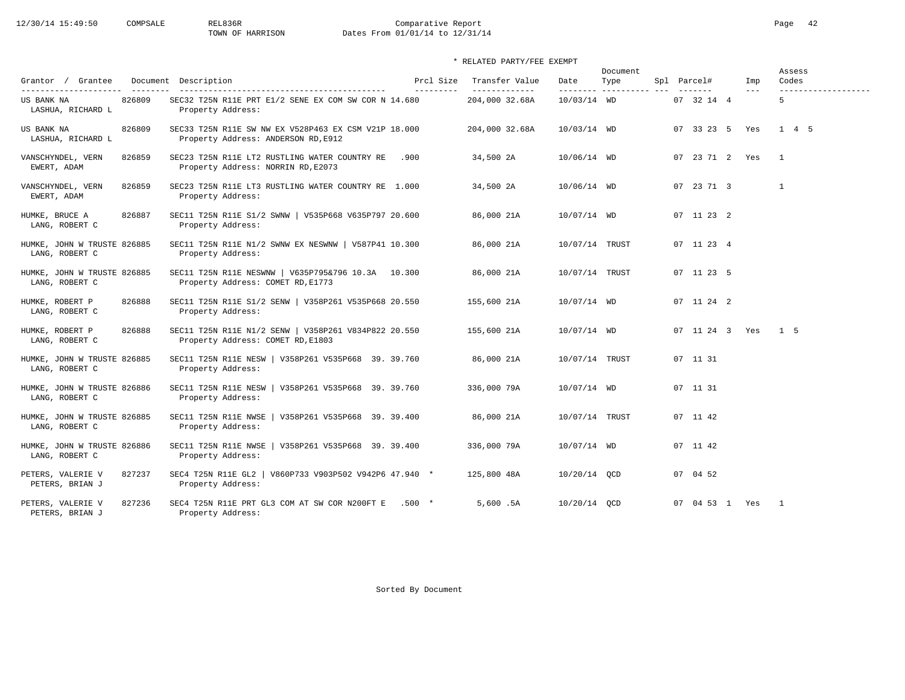12/30/14 15:49:50 COMPSALE REL836R Comparative Report
TOWN OF HARRISON Dates From 01/01/14 to 12/31/14

\* RELATED PARTY/FEE EXEMPT

| Grantor / Grantee | Document | Description | Prcl Size | Transfer Value | Date | Document Type | Spl | Parcel# | Imp | Assess Codes |
|---|---|---|---|---|---|---|---|---|---|---|
| US BANK NA / LASHUA, RICHARD L | 826809 | SEC32 T25N R11E PRT E1/2 SENE EX COM SW COR N 14.680 Property Address: | | 204,000 32.68A | 10/03/14 | WD | | 07 32 14 4 | | 5 |
| US BANK NA / LASHUA, RICHARD L | 826809 | SEC33 T25N R11E SW NW EX V528P463 EX CSM V21P 18.000 Property Address: ANDERSON RD,E912 | | 204,000 32.68A | 10/03/14 | WD | | 07 33 23 5 | Yes | 1 4 5 |
| VANSCHYNDEL, VERN / EWERT, ADAM | 826859 | SEC23 T25N R11E LT2 RUSTLING WATER COUNTRY RE .900 Property Address: NORRIN RD,E2073 | | 34,500 2A | 10/06/14 | WD | | 07 23 71 2 | Yes | 1 |
| VANSCHYNDEL, VERN / EWERT, ADAM | 826859 | SEC23 T25N R11E LT3 RUSTLING WATER COUNTRY RE 1.000 Property Address: | | 34,500 2A | 10/06/14 | WD | | 07 23 71 3 | | 1 |
| HUMKE, BRUCE A / LANG, ROBERT C | 826887 | SEC11 T25N R11E S1/2 SWNW \| V535P668 V635P797 20.600 Property Address: | | 86,000 21A | 10/07/14 | WD | | 07 11 23 2 | | |
| HUMKE, JOHN W TRUSTE / LANG, ROBERT C | 826885 | SEC11 T25N R11E N1/2 SWNW EX NESWNW \| V587P41 10.300 Property Address: | | 86,000 21A | 10/07/14 | TRUST | | 07 11 23 4 | | |
| HUMKE, JOHN W TRUSTE / LANG, ROBERT C | 826885 | SEC11 T25N R11E NESWNW \| V635P795&796 10.3A 10.300 Property Address: COMET RD,E1773 | | 86,000 21A | 10/07/14 | TRUST | | 07 11 23 5 | | |
| HUMKE, ROBERT P / LANG, ROBERT C | 826888 | SEC11 T25N R11E S1/2 SENW \| V358P261 V535P668 20.550 Property Address: | | 155,600 21A | 10/07/14 | WD | | 07 11 24 2 | | |
| HUMKE, ROBERT P / LANG, ROBERT C | 826888 | SEC11 T25N R11E N1/2 SENW \| V358P261 V834P822 20.550 Property Address: COMET RD,E1803 | | 155,600 21A | 10/07/14 | WD | | 07 11 24 3 | Yes | 1 5 |
| HUMKE, JOHN W TRUSTE / LANG, ROBERT C | 826885 | SEC11 T25N R11E NESW \| V358P261 V535P668 39. 39.760 Property Address: | | 86,000 21A | 10/07/14 | TRUST | | 07 11 31 | | |
| HUMKE, JOHN W TRUSTE / LANG, ROBERT C | 826886 | SEC11 T25N R11E NESW \| V358P261 V535P668 39. 39.760 Property Address: | | 336,000 79A | 10/07/14 | WD | | 07 11 31 | | |
| HUMKE, JOHN W TRUSTE / LANG, ROBERT C | 826885 | SEC11 T25N R11E NWSE \| V358P261 V535P668 39. 39.400 Property Address: | | 86,000 21A | 10/07/14 | TRUST | | 07 11 42 | | |
| HUMKE, JOHN W TRUSTE / LANG, ROBERT C | 826886 | SEC11 T25N R11E NWSE \| V358P261 V535P668 39. 39.400 Property Address: | | 336,000 79A | 10/07/14 | WD | | 07 11 42 | | |
| PETERS, VALERIE V / PETERS, BRIAN J | 827237 | SEC4 T25N R11E GL2 \| V860P733 V903P502 V942P6 47.940 * Property Address: | | 125,800 48A | 10/20/14 | QCD | | 07 04 52 | | |
| PETERS, VALERIE V / PETERS, BRIAN J | 827236 | SEC4 T25N R11E PRT GL3 COM AT SW COR N200FT E .500 * Property Address: | | 5,600 .5A | 10/20/14 | QCD | | 07 04 53 1 | Yes | 1 |

Sorted By Document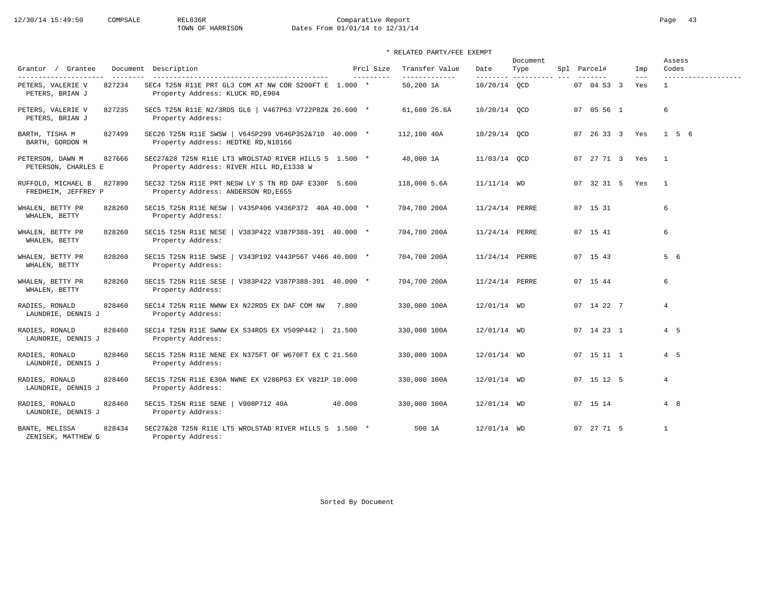Comparative Report
TOWN OF HARRISON
Dates From 01/01/14 to 12/31/14

\* RELATED PARTY/FEE EXEMPT

| Grantor / Grantee | Document | Description | Prcl Size | Transfer Value | Date | Document Type | Spl | Parcel# | Imp | Assess Codes |
|---|---|---|---|---|---|---|---|---|---|---|
| PETERS, VALERIE V / PETERS, BRIAN J | 827234 | SEC4 T25N R11E PRT GL3 COM AT NW COR S200FT E Property Address: KLUCK RD,E904 | 1.000 * | 50,200 1A | 10/20/14 | QCD | | 07 04 53 3 | Yes | 1 |
| PETERS, VALERIE V / PETERS, BRIAN J | 827235 | SEC5 T25N R11E N2/3RDS GL6 \| V467P63 V722P82& Property Address: | 26.600 * | 61,600 26.6A | 10/20/14 | QCD | | 07 05 56 1 | | 6 |
| BARTH, TISHA M / BARTH, GORDON M | 827499 | SEC26 T25N R11E SWSW \| V645P299 V646P352&710 Property Address: HEDTKE RD,N10166 | 40.000 * | 112,100 40A | 10/29/14 | QCD | | 07 26 33 3 | Yes | 1 5 6 |
| PETERSON, DAWN M / PETERSON, CHARLES E | 827666 | SEC27&28 T25N R11E LT3 WROLSTAD RIVER HILLS S Property Address: RIVER HILL RD,E1338 W | 1.500 * | 40,000 1A | 11/03/14 | QCD | | 07 27 71 3 | Yes | 1 |
| RUFFOLO, MICHAEL B / FREDHEIM, JEFFREY P | 827890 | SEC32 T25N R11E PRT NESW LY S TN RD DAF E330F Property Address: ANDERSON RD,E655 | 5.600 | 118,000 5.6A | 11/11/14 | WD | | 07 32 31 5 | Yes | 1 |
| WHALEN, BETTY PR / WHALEN, BETTY | 828260 | SEC15 T25N R11E NESW \| V435P406 V436P372 40A Property Address: | 40.000 * | 704,700 200A | 11/24/14 | PERRE | | 07 15 31 | | 6 |
| WHALEN, BETTY PR / WHALEN, BETTY | 828260 | SEC15 T25N R11E NESE \| V383P422 V387P388-391 Property Address: | 40.000 * | 704,700 200A | 11/24/14 | PERRE | | 07 15 41 | | 6 |
| WHALEN, BETTY PR / WHALEN, BETTY | 828260 | SEC15 T25N R11E SWSE \| V343P192 V443P567 V466 Property Address: | 40.000 * | 704,700 200A | 11/24/14 | PERRE | | 07 15 43 | | 5 6 |
| WHALEN, BETTY PR / WHALEN, BETTY | 828260 | SEC15 T25N R11E SESE \| V383P422 V387P388-391 Property Address: | 40.000 * | 704,700 200A | 11/24/14 | PERRE | | 07 15 44 | | 6 |
| RADIES, RONALD / LAUNDRIE, DENNIS J | 828460 | SEC14 T25N R11E NWNW EX N22RDS EX DAF COM NW Property Address: | 7.800 | 330,000 100A | 12/01/14 | WD | | 07 14 22 7 | | 4 |
| RADIES, RONALD / LAUNDRIE, DENNIS J | 828460 | SEC14 T25N R11E SWNW EX S34RDS EX V509P442 \| Property Address: | 21.500 | 330,000 100A | 12/01/14 | WD | | 07 14 23 1 | | 4 5 |
| RADIES, RONALD / LAUNDRIE, DENNIS J | 828460 | SEC15 T25N R11E NENE EX N375FT OF W670FT EX C Property Address: | 21.560 | 330,000 100A | 12/01/14 | WD | | 07 15 11 1 | | 4 5 |
| RADIES, RONALD / LAUNDRIE, DENNIS J | 828460 | SEC15 T25N R11E E30A NWNE EX V286P63 EX V821P Property Address: | 10.000 | 330,000 100A | 12/01/14 | WD | | 07 15 12 5 | | 4 |
| RADIES, RONALD / LAUNDRIE, DENNIS J | 828460 | SEC15 T25N R11E SENE \| V908P712 40A Property Address: | 40.000 | 330,000 100A | 12/01/14 | WD | | 07 15 14 | | 4 8 |
| BANTE, MELISSA / ZENISEK, MATTHEW G | 828434 | SEC27&28 T25N R11E LT5 WROLSTAD RIVER HILLS S Property Address: | 1.500 * | 500 1A | 12/01/14 | WD | | 07 27 71 5 | | 1 |

Sorted By Document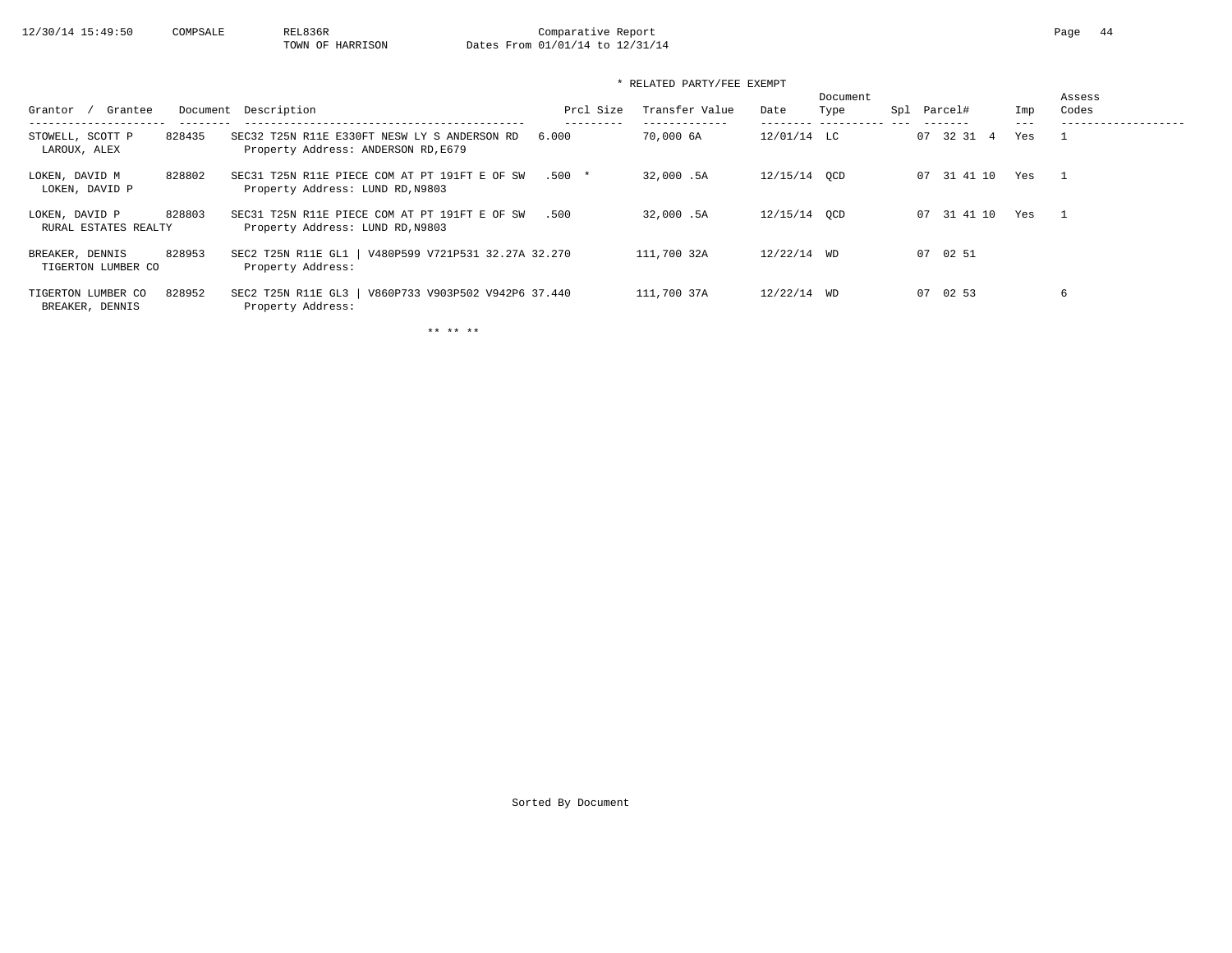\* RELATED PARTY/FEE EXEMPT

| Grantor / Grantee | Document | Description | Prcl Size | Transfer Value | Date | Document Type | Spl | Parcel# | Imp | Assess Codes |
|---|---|---|---|---|---|---|---|---|---|---|
| STOWELL, SCOTT P<br>LAROUX, ALEX | 828435 | SEC32 T25N R11E E330FT NESW LY S ANDERSON RD<br>Property Address: ANDERSON RD,E679 | 6.000 | 70,000 6A | 12/01/14 | LC | | 07 32 31 4 | Yes | 1 |
| LOKEN, DAVID M<br>LOKEN, DAVID P | 828802 | SEC31 T25N R11E PIECE COM AT PT 191FT E OF SW<br>Property Address: LUND RD,N9803 | .500 * | 32,000 .5A | 12/15/14 | QCD | | 07 31 41 10 | Yes | 1 |
| LOKEN, DAVID P<br>RURAL ESTATES REALTY | 828803 | SEC31 T25N R11E PIECE COM AT PT 191FT E OF SW<br>Property Address: LUND RD,N9803 | .500 | 32,000 .5A | 12/15/14 | QCD | | 07 31 41 10 | Yes | 1 |
| BREAKER, DENNIS<br>TIGERTON LUMBER CO | 828953 | SEC2 T25N R11E GL1 \| V480P599 V721P531 32.27A<br>Property Address: | 32.270 | 111,700 32A | 12/22/14 | WD | | 07 02 51 | | |
| TIGERTON LUMBER CO<br>BREAKER, DENNIS | 828952 | SEC2 T25N R11E GL3 \| V860P733 V903P502 V942P6<br>Property Address: | 37.440 | 111,700 37A | 12/22/14 | WD | | 07 02 53 | | 6 |

\*\* \*\* \*\*

Sorted By Document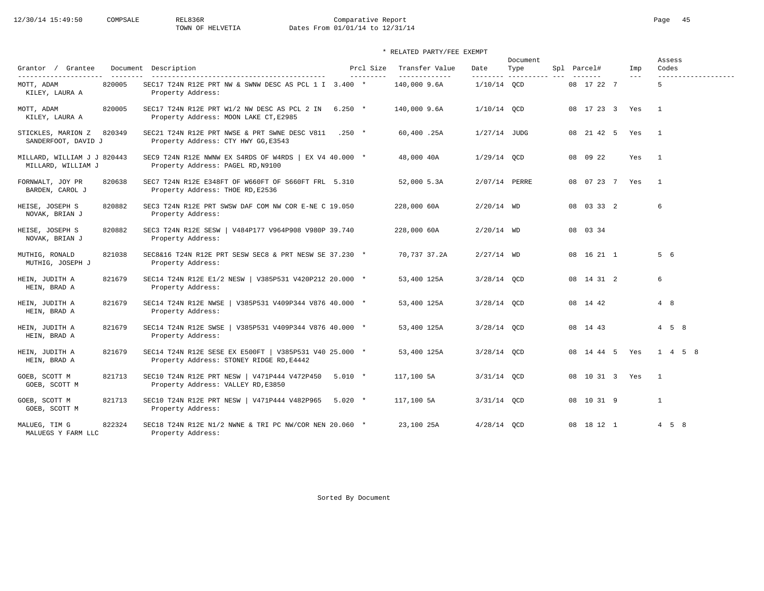Comparative Report
TOWN OF HELVETIA
Dates From 01/01/14 to 12/31/14

\* RELATED PARTY/FEE EXEMPT

| Grantor / Grantee | Document | Description | Prcl Size | | Transfer Value | Date | Document Type | Spl | Parcel# | Imp | Assess Codes |
|---|---|---|---|---|---|---|---|---|---|---|---|
| MOTT, ADAM<br>KILEY, LAURA A | 820005 | SEC17 T24N R12E PRT NW & SWNW DESC AS PCL 1 I<br>Property Address: | 3.400 | * | 140,000 9.6A | 1/10/14 | QCD | | 08 17 22 7 | | 5 |
| MOTT, ADAM<br>KILEY, LAURA A | 820005 | SEC17 T24N R12E PRT W1/2 NW DESC AS PCL 2 IN<br>Property Address: MOON LAKE CT,E2985 | 6.250 | * | 140,000 9.6A | 1/10/14 | QCD | | 08 17 23 3 | Yes | 1 |
| STICKLES, MARION Z<br>SANDERFOOT, DAVID J | 820349 | SEC21 T24N R12E PRT NWSE & PRT SWNE DESC V811<br>Property Address: CTY HWY GG,E3543 | .250 | * | 60,400 .25A | 1/27/14 | JUDG | | 08 21 42 5 | Yes | 1 |
| MILLARD, WILLIAM J J<br>MILLARD, WILLIAM J | 820443 | SEC9 T24N R12E NWNW EX S4RDS OF W4RDS \| EX V4<br>Property Address: PAGEL RD,N9100 | 40.000 | * | 48,000 40A | 1/29/14 | QCD | | 08 09 22 | Yes | 1 |
| FORNWALT, JOY PR<br>BARDEN, CAROL J | 820638 | SEC7 T24N R12E E348FT OF W660FT OF S660FT FRL<br>Property Address: THOE RD,E2536 | 5.310 | | 52,000 5.3A | 2/07/14 | PERRE | | 08 07 23 7 | Yes | 1 |
| HEISE, JOSEPH S<br>NOVAK, BRIAN J | 820882 | SEC3 T24N R12E PRT SWSW DAF COM NW COR E-NE C<br>Property Address: | 19.050 | | 228,000 60A | 2/20/14 | WD | | 08 03 33 2 | | 6 |
| HEISE, JOSEPH S<br>NOVAK, BRIAN J | 820882 | SEC3 T24N R12E SESW \| V484P177 V964P908 V980P<br>Property Address: | 39.740 | | 228,000 60A | 2/20/14 | WD | | 08 03 34 | | |
| MUTHIG, RONALD<br>MUTHIG, JOSEPH J | 821038 | SEC8&16 T24N R12E PRT SESW SEC8 & PRT NESW SE<br>Property Address: | 37.230 | * | 70,737 37.2A | 2/27/14 | WD | | 08 16 21 1 | | 5 6 |
| HEIN, JUDITH A<br>HEIN, BRAD A | 821679 | SEC14 T24N R12E E1/2 NESW \| V385P531 V420P212<br>Property Address: | 20.000 | * | 53,400 125A | 3/28/14 | QCD | | 08 14 31 2 | | 6 |
| HEIN, JUDITH A<br>HEIN, BRAD A | 821679 | SEC14 T24N R12E NWSE \| V385P531 V409P344 V876<br>Property Address: | 40.000 | * | 53,400 125A | 3/28/14 | QCD | | 08 14 42 | | 4 8 |
| HEIN, JUDITH A<br>HEIN, BRAD A | 821679 | SEC14 T24N R12E SWSE \| V385P531 V409P344 V876<br>Property Address: | 40.000 | * | 53,400 125A | 3/28/14 | QCD | | 08 14 43 | | 4 5 8 |
| HEIN, JUDITH A<br>HEIN, BRAD A | 821679 | SEC14 T24N R12E SESE EX E500FT \| V385P531 V40<br>Property Address: STONEY RIDGE RD,E4442 | 25.000 | * | 53,400 125A | 3/28/14 | QCD | | 08 14 44 5 | Yes | 1 4 5 8 |
| GOEB, SCOTT M<br>GOEB, SCOTT M | 821713 | SEC10 T24N R12E PRT NESW \| V471P444 V472P450<br>Property Address: VALLEY RD,E3850 | 5.010 | * | 117,100 5A | 3/31/14 | QCD | | 08 10 31 3 | Yes | 1 |
| GOEB, SCOTT M<br>GOEB, SCOTT M | 821713 | SEC10 T24N R12E PRT NESW \| V471P444 V482P965<br>Property Address: | 5.020 | * | 117,100 5A | 3/31/14 | QCD | | 08 10 31 9 | | 1 |
| MALUEG, TIM G<br>MALUEGS Y FARM LLC | 822324 | SEC18 T24N R12E N1/2 NWNE & TRI PC NW/COR NEN<br>Property Address: | 20.060 | * | 23,100 25A | 4/28/14 | QCD | | 08 18 12 1 | | 4 5 8 |

Sorted By Document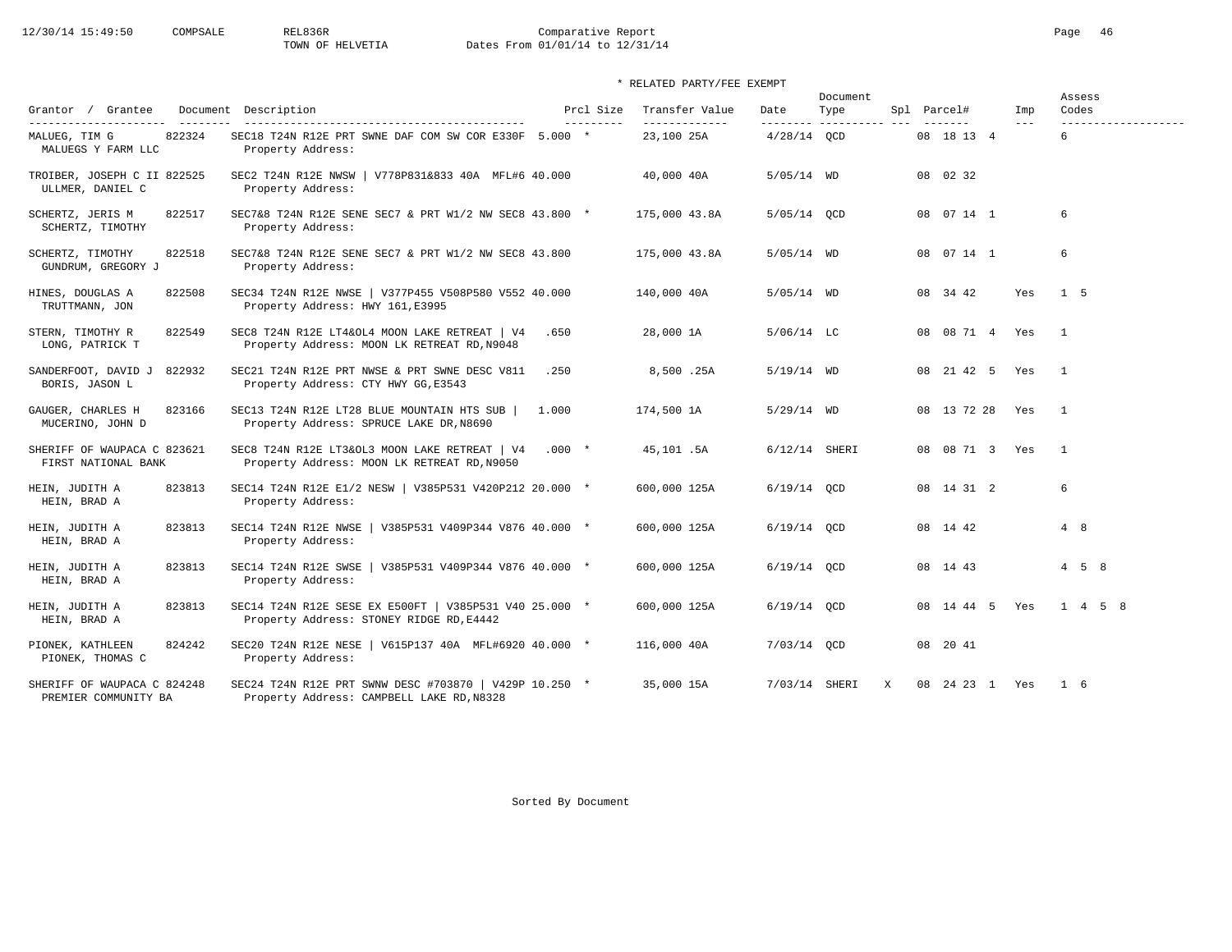12/30/14 15:49:50 COMPSALE REL836R Comparative Report

TOWN OF HELVETIA Dates From 01/01/14 to 12/31/14

\* RELATED PARTY/FEE EXEMPT

| Grantor / Grantee | Document | Description | Prcl Size | Transfer Value | Date | Document Type | Spl | Parcel# | Imp | Assess Codes |
|---|---|---|---|---|---|---|---|---|---|---|
| MALUEG, TIM G<br>MALUEGS Y FARM LLC | 822324 | SEC18 T24N R12E PRT SWNE DAF COM SW COR E330F<br>Property Address: | 5.000 * | 23,100 25A | 4/28/14 | QCD | | 08 18 13 4 | | 6 |
| TROIBER, JOSEPH C II<br>ULLMER, DANIEL C | 822525 | SEC2 T24N R12E NWSW \| V778P831&833 40A MFL#6<br>Property Address: | 40.000 | 40,000 40A | 5/05/14 | WD | | 08 02 32 | | |
| SCHERTZ, JERIS M<br>SCHERTZ, TIMOTHY | 822517 | SEC7&8 T24N R12E SENE SEC7 & PRT W1/2 NW SEC8<br>Property Address: | 43.800 * | 175,000 43.8A | 5/05/14 | QCD | | 08 07 14 1 | | 6 |
| SCHERTZ, TIMOTHY<br>GUNDRUM, GREGORY J | 822518 | SEC7&8 T24N R12E SENE SEC7 & PRT W1/2 NW SEC8<br>Property Address: | 43.800 | 175,000 43.8A | 5/05/14 | WD | | 08 07 14 1 | | 6 |
| HINES, DOUGLAS A<br>TRUTTMANN, JON | 822508 | SEC34 T24N R12E NWSE \| V377P455 V508P580 V552<br>Property Address: HWY 161,E3995 | 40.000 | 140,000 40A | 5/05/14 | WD | | 08 34 42 | Yes | 1 5 |
| STERN, TIMOTHY R<br>LONG, PATRICK T | 822549 | SEC8 T24N R12E LT4&OL4 MOON LAKE RETREAT \| V4<br>Property Address: MOON LK RETREAT RD,N9048 | .650 | 28,000 1A | 5/06/14 | LC | | 08 08 71 4 | Yes | 1 |
| SANDERFOOT, DAVID J<br>BORIS, JASON L | 822932 | SEC21 T24N R12E PRT NWSE & PRT SWNE DESC V811<br>Property Address: CTY HWY GG,E3543 | .250 | 8,500 .25A | 5/19/14 | WD | | 08 21 42 5 | Yes | 1 |
| GAUGER, CHARLES H<br>MUCERINO, JOHN D | 823166 | SEC13 T24N R12E LT28 BLUE MOUNTAIN HTS SUB \|<br>Property Address: SPRUCE LAKE DR,N8690 | 1.000 | 174,500 1A | 5/29/14 | WD | | 08 13 72 28 | Yes | 1 |
| SHERIFF OF WAUPACA C<br>FIRST NATIONAL BANK | 823621 | SEC8 T24N R12E LT3&OL3 MOON LAKE RETREAT \| V4<br>Property Address: MOON LK RETREAT RD,N9050 | .000 * | 45,101 .5A | 6/12/14 | SHERI | | 08 08 71 3 | Yes | 1 |
| HEIN, JUDITH A<br>HEIN, BRAD A | 823813 | SEC14 T24N R12E E1/2 NESW \| V385P531 V420P212<br>Property Address: | 20.000 * | 600,000 125A | 6/19/14 | QCD | | 08 14 31 2 | | 6 |
| HEIN, JUDITH A<br>HEIN, BRAD A | 823813 | SEC14 T24N R12E NWSE \| V385P531 V409P344 V876<br>Property Address: | 40.000 * | 600,000 125A | 6/19/14 | QCD | | 08 14 42 | | 4 8 |
| HEIN, JUDITH A<br>HEIN, BRAD A | 823813 | SEC14 T24N R12E SWSE \| V385P531 V409P344 V876<br>Property Address: | 40.000 * | 600,000 125A | 6/19/14 | QCD | | 08 14 43 | | 4 5 8 |
| HEIN, JUDITH A<br>HEIN, BRAD A | 823813 | SEC14 T24N R12E SESE EX E500FT \| V385P531 V40<br>Property Address: STONEY RIDGE RD,E4442 | 25.000 * | 600,000 125A | 6/19/14 | QCD | | 08 14 44 5 | Yes | 1 4 5 8 |
| PIONEK, KATHLEEN<br>PIONEK, THOMAS C | 824242 | SEC20 T24N R12E NESE \| V615P137 40A MFL#6920<br>Property Address: | 40.000 * | 116,000 40A | 7/03/14 | QCD | | 08 20 41 | | |
| SHERIFF OF WAUPACA C<br>PREMIER COMMUNITY BA | 824248 | SEC24 T24N R12E PRT SWNW DESC #703870 \| V429P<br>Property Address: CAMPBELL LAKE RD,N8328 | 10.250 * | 35,000 15A | 7/03/14 | SHERI | X | 08 24 23 1 | Yes | 1 6 |

Sorted By Document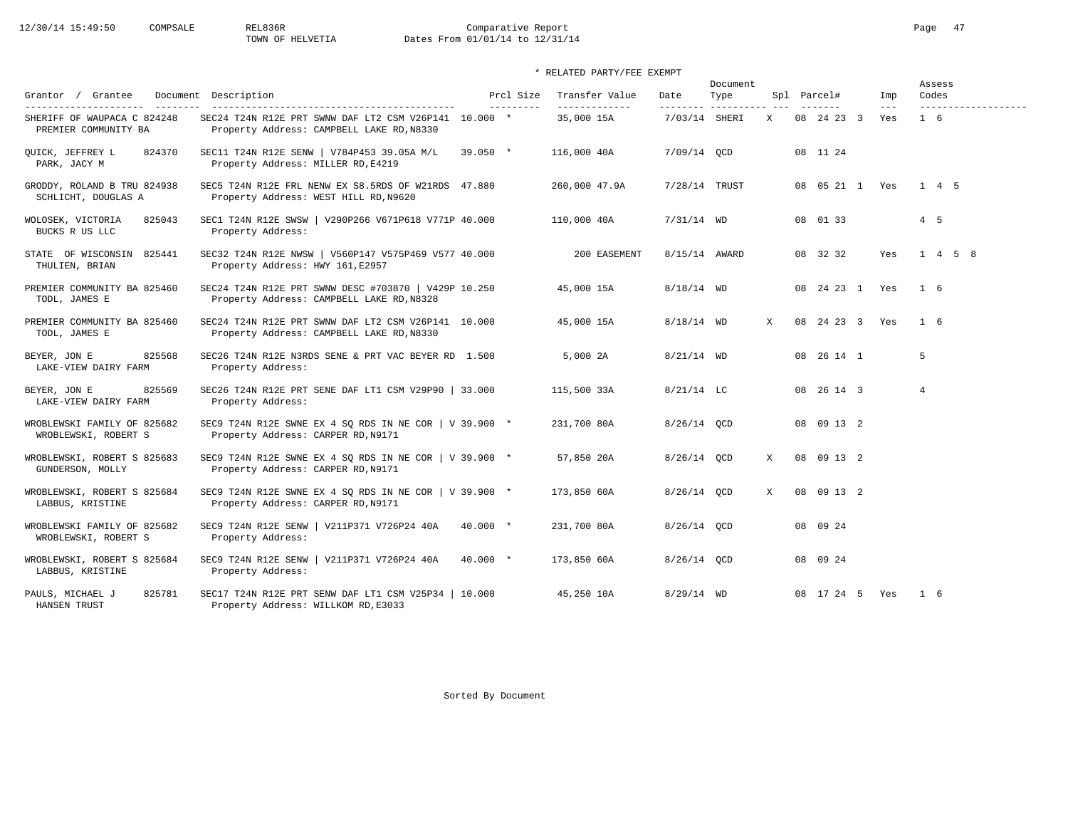12/30/14 15:49:50 COMPSALE REL836R Comparative Report
TOWN OF HELVETIA Dates From 01/01/14 to 12/31/14

\* RELATED PARTY/FEE EXEMPT

| Grantor / Grantee | Document | Description | Prcl Size | Transfer Value | Date | Document Type | Spl | Parcel# | Imp | Assess Codes |
|---|---|---|---|---|---|---|---|---|---|---|
| SHERIFF OF WAUPACA C<br>PREMIER COMMUNITY BA | 824248 | SEC24 T24N R12E PRT SWNW DAF LT2 CSM V26P141<br>Property Address: CAMPBELL LAKE RD,N8330 | 10.000 * | 35,000 15A | 7/03/14 | SHERI | X | 08 24 23 3 | Yes | 1 6 |
| QUICK, JEFFREY L<br>PARK, JACY M | 824370 | SEC11 T24N R12E SENW \| V784P453 39.05A M/L<br>Property Address: MILLER RD,E4219 | 39.050 * | 116,000 40A | 7/09/14 | QCD | | 08 11 24 | | |
| GRODDY, ROLAND B TRU<br>SCHLICHT, DOUGLAS A | 824938 | SEC5 T24N R12E FRL NENW EX S8.5RDS OF W21RDS<br>Property Address: WEST HILL RD,N9620 | 47.880 | 260,000 47.9A | 7/28/14 | TRUST | | 08 05 21 1 | Yes | 1 4 5 |
| WOLOSEK, VICTORIA<br>BUCKS R US LLC | 825043 | SEC1 T24N R12E SWSW \| V290P266 V671P618 V771P<br>Property Address: | 40.000 | 110,000 40A | 7/31/14 | WD | | 08 01 33 | | 4 5 |
| STATE OF WISCONSIN<br>THULIEN, BRIAN | 825441 | SEC32 T24N R12E NWSW \| V560P147 V575P469 V577<br>Property Address: HWY 161,E2957 | 40.000 | 200 EASEMENT | 8/15/14 | AWARD | | 08 32 32 | Yes | 1 4 5 8 |
| PREMIER COMMUNITY BA<br>TODL, JAMES E | 825460 | SEC24 T24N R12E PRT SWNW DESC #703870 \| V429P<br>Property Address: CAMPBELL LAKE RD,N8328 | 10.250 | 45,000 15A | 8/18/14 | WD | | 08 24 23 1 | Yes | 1 6 |
| PREMIER COMMUNITY BA<br>TODL, JAMES E | 825460 | SEC24 T24N R12E PRT SWNW DAF LT2 CSM V26P141<br>Property Address: CAMPBELL LAKE RD,N8330 | 10.000 | 45,000 15A | 8/18/14 | WD | X | 08 24 23 3 | Yes | 1 6 |
| BEYER, JON E<br>LAKE-VIEW DAIRY FARM | 825568 | SEC26 T24N R12E N3RDS SENE & PRT VAC BEYER RD<br>Property Address: | 1.500 | 5,000 2A | 8/21/14 | WD | | 08 26 14 1 | | 5 |
| BEYER, JON E<br>LAKE-VIEW DAIRY FARM | 825569 | SEC26 T24N R12E PRT SENE DAF LT1 CSM V29P90 \|<br>Property Address: | 33.000 | 115,500 33A | 8/21/14 | LC | | 08 26 14 3 | | 4 |
| WROBLEWSKI FAMILY OF<br>WROBLEWSKI, ROBERT S | 825682 | SEC9 T24N R12E SWNE EX 4 SQ RDS IN NE COR \| V<br>Property Address: CARPER RD,N9171 | 39.900 * | 231,700 80A | 8/26/14 | QCD | | 08 09 13 2 | | |
| WROBLEWSKI, ROBERT S<br>GUNDERSON, MOLLY | 825683 | SEC9 T24N R12E SWNE EX 4 SQ RDS IN NE COR \| V<br>Property Address: CARPER RD,N9171 | 39.900 * | 57,850 20A | 8/26/14 | QCD | X | 08 09 13 2 | | |
| WROBLEWSKI, ROBERT S<br>LABBUS, KRISTINE | 825684 | SEC9 T24N R12E SWNE EX 4 SQ RDS IN NE COR \| V<br>Property Address: CARPER RD,N9171 | 39.900 * | 173,850 60A | 8/26/14 | QCD | X | 08 09 13 2 | | |
| WROBLEWSKI FAMILY OF<br>WROBLEWSKI, ROBERT S | 825682 | SEC9 T24N R12E SENW \| V211P371 V726P24 40A<br>Property Address: | 40.000 * | 231,700 80A | 8/26/14 | QCD | | 08 09 24 | | |
| WROBLEWSKI, ROBERT S<br>LABBUS, KRISTINE | 825684 | SEC9 T24N R12E SENW \| V211P371 V726P24 40A<br>Property Address: | 40.000 * | 173,850 60A | 8/26/14 | QCD | | 08 09 24 | | |
| PAULS, MICHAEL J<br>HANSEN TRUST | 825781 | SEC17 T24N R12E PRT SENW DAF LT1 CSM V25P34 \|<br>Property Address: WILLKOM RD,E3033 | 10.000 | 45,250 10A | 8/29/14 | WD | | 08 17 24 5 | Yes | 1 6 |

Sorted By Document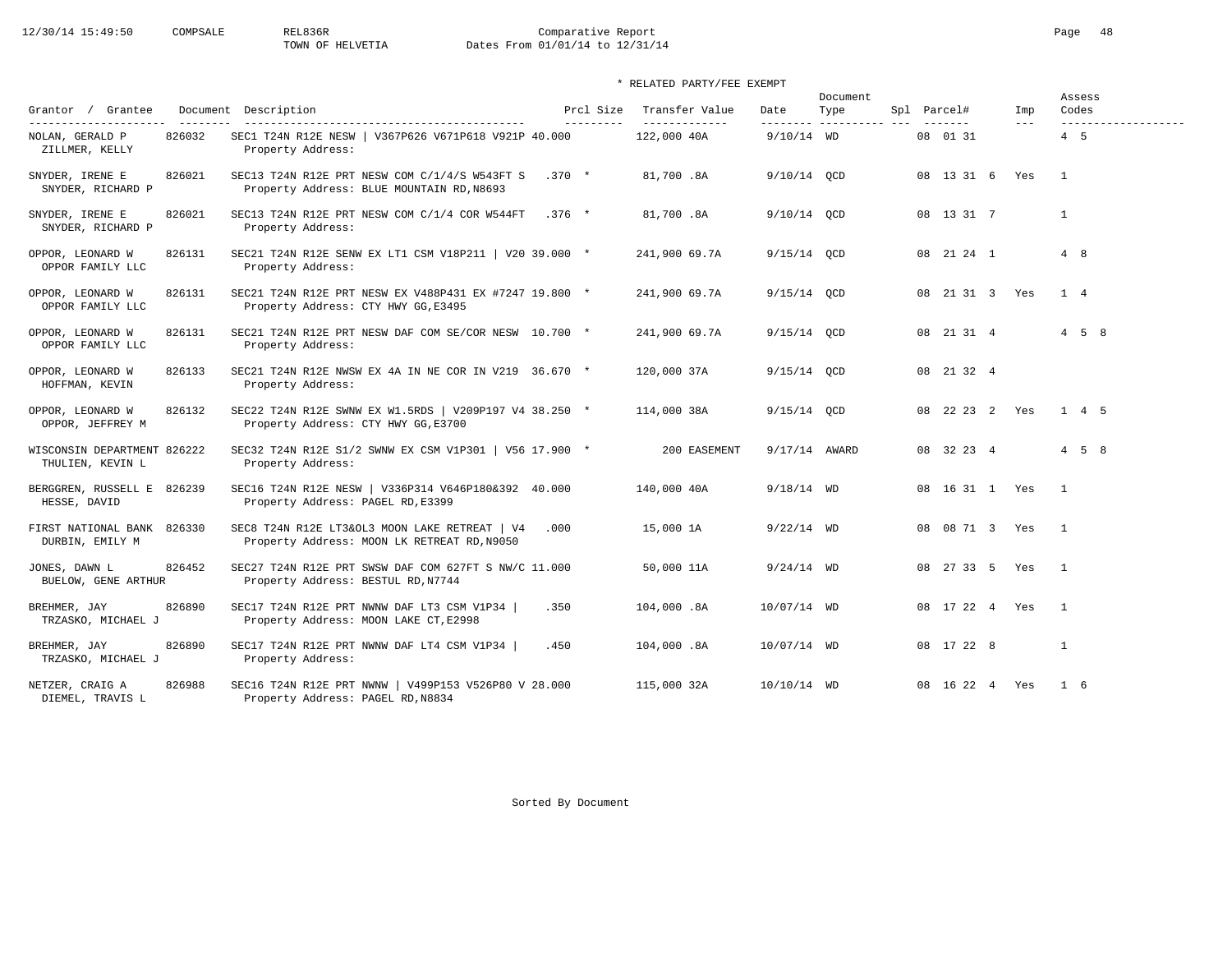Comparative Report
TOWN OF HELVETIA
Dates From 01/01/14 to 12/31/14

\* RELATED PARTY/FEE EXEMPT

| Grantor / Grantee | Document | Description | Prcl Size | Transfer Value | Date | Document Type | Spl | Parcel# | Imp | Assess Codes |
|---|---|---|---|---|---|---|---|---|---|---|
| NOLAN, GERALD P / ZILLMER, KELLY | 826032 | SEC1 T24N R12E NESW \| V367P626 V671P618 V921P 40.000 Property Address: | | 122,000 40A | 9/10/14 | WD | | 08 01 31 | | 4 5 |
| SNYDER, IRENE E / SNYDER, RICHARD P | 826021 | SEC13 T24N R12E PRT NESW COM C/1/4/S W543FT S Property Address: BLUE MOUNTAIN RD,N8693 | .370 * | 81,700 .8A | 9/10/14 | QCD | | 08 13 31 6 | Yes | 1 |
| SNYDER, IRENE E / SNYDER, RICHARD P | 826021 | SEC13 T24N R12E PRT NESW COM C/1/4 COR W544FT Property Address: | .376 * | 81,700 .8A | 9/10/14 | QCD | | 08 13 31 7 | | 1 |
| OPPOR, LEONARD W / OPPOR FAMILY LLC | 826131 | SEC21 T24N R12E SENW EX LT1 CSM V18P211 \| V20 Property Address: | 39.000 * | 241,900 69.7A | 9/15/14 | QCD | | 08 21 24 1 | | 4 8 |
| OPPOR, LEONARD W / OPPOR FAMILY LLC | 826131 | SEC21 T24N R12E PRT NESW EX V488P431 EX #7247 Property Address: CTY HWY GG,E3495 | 19.800 * | 241,900 69.7A | 9/15/14 | QCD | | 08 21 31 3 | Yes | 1 4 |
| OPPOR, LEONARD W / OPPOR FAMILY LLC | 826131 | SEC21 T24N R12E PRT NESW DAF COM SE/COR NESW Property Address: | 10.700 * | 241,900 69.7A | 9/15/14 | QCD | | 08 21 31 4 | | 4 5 8 |
| OPPOR, LEONARD W / HOFFMAN, KEVIN | 826133 | SEC21 T24N R12E NWSW EX 4A IN NE COR IN V219 Property Address: | 36.670 * | 120,000 37A | 9/15/14 | QCD | | 08 21 32 4 | | |
| OPPOR, LEONARD W / OPPOR, JEFFREY M | 826132 | SEC22 T24N R12E SWNW EX W1.5RDS \| V209P197 V4 Property Address: CTY HWY GG,E3700 | 38.250 * | 114,000 38A | 9/15/14 | QCD | | 08 22 23 2 | Yes | 1 4 5 |
| WISCONSIN DEPARTMENT / THULIEN, KEVIN L | 826222 | SEC32 T24N R12E S1/2 SWNW EX CSM V1P301 \| V56 Property Address: | 17.900 * | 200 EASEMENT | 9/17/14 | AWARD | | 08 32 23 4 | | 4 5 8 |
| BERGGREN, RUSSELL E / HESSE, DAVID | 826239 | SEC16 T24N R12E NESW \| V336P314 V646P180&392 Property Address: PAGEL RD,E3399 | 40.000 | 140,000 40A | 9/18/14 | WD | | 08 16 31 1 | Yes | 1 |
| FIRST NATIONAL BANK / DURBIN, EMILY M | 826330 | SEC8 T24N R12E LT3&OL3 MOON LAKE RETREAT \| V4 Property Address: MOON LK RETREAT RD,N9050 | .000 | 15,000 1A | 9/22/14 | WD | | 08 08 71 3 | Yes | 1 |
| JONES, DAWN L / BUELOW, GENE ARTHUR | 826452 | SEC27 T24N R12E PRT SWSW DAF COM 627FT S NW/C Property Address: BESTUL RD,N7744 | 11.000 | 50,000 11A | 9/24/14 | WD | | 08 27 33 5 | Yes | 1 |
| BREHMER, JAY / TRZASKO, MICHAEL J | 826890 | SEC17 T24N R12E PRT NWNW DAF LT3 CSM V1P34 \| Property Address: MOON LAKE CT,E2998 | .350 | 104,000 .8A | 10/07/14 | WD | | 08 17 22 4 | Yes | 1 |
| BREHMER, JAY / TRZASKO, MICHAEL J | 826890 | SEC17 T24N R12E PRT NWNW DAF LT4 CSM V1P34 \| Property Address: | .450 | 104,000 .8A | 10/07/14 | WD | | 08 17 22 8 | | 1 |
| NETZER, CRAIG A / DIEMEL, TRAVIS L | 826988 | SEC16 T24N R12E PRT NWNW \| V499P153 V526P80 V Property Address: PAGEL RD,N8834 | 28.000 | 115,000 32A | 10/10/14 | WD | | 08 16 22 4 | Yes | 1 6 |

Sorted By Document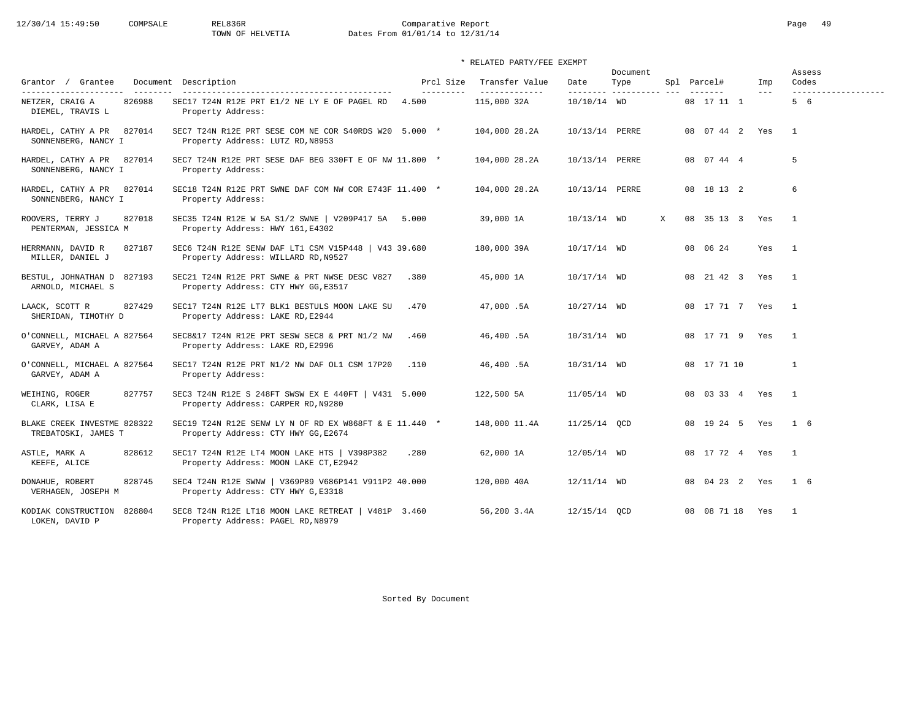Comparative Report
TOWN OF HELVETIA Dates From 01/01/14 to 12/31/14

\* RELATED PARTY/FEE EXEMPT

| Grantor / Grantee | Document | Description | Prcl Size | Transfer Value | Date | Document Type | Spl | Parcel# | Imp | Assess Codes |
|---|---|---|---|---|---|---|---|---|---|---|
| NETZER, CRAIG A<br>DIEMEL, TRAVIS L | 826988 | SEC17 T24N R12E PRT E1/2 NE LY E OF PAGEL RD<br>Property Address: | 4.500 | 115,000 32A | 10/10/14 | WD | | 08 17 11 1 | | 5 6 |
| HARDEL, CATHY A PR<br>SONNENBERG, NANCY I | 827014 | SEC7 T24N R12E PRT SESE COM NE COR S40RDS W20<br>Property Address: LUTZ RD,N8953 | 5.000 * | 104,000 28.2A | 10/13/14 | PERRE | | 08 07 44 2 | Yes | 1 |
| HARDEL, CATHY A PR<br>SONNENBERG, NANCY I | 827014 | SEC7 T24N R12E PRT SESE DAF BEG 330FT E OF NW<br>Property Address: | 11.800 * | 104,000 28.2A | 10/13/14 | PERRE | | 08 07 44 4 | | 5 |
| HARDEL, CATHY A PR<br>SONNENBERG, NANCY I | 827014 | SEC18 T24N R12E PRT SWNE DAF COM NW COR E743F<br>Property Address: | 11.400 * | 104,000 28.2A | 10/13/14 | PERRE | | 08 18 13 2 | | 6 |
| ROOVERS, TERRY J<br>PENTERMAN, JESSICA M | 827018 | SEC35 T24N R12E W 5A S1/2 SWNE \| V209P417 5A<br>Property Address: HWY 161,E4302 | 5.000 | 39,000 1A | 10/13/14 | WD | X | 08 35 13 3 | Yes | 1 |
| HERRMANN, DAVID R<br>MILLER, DANIEL J | 827187 | SEC6 T24N R12E SENW DAF LT1 CSM V15P448 \| V43<br>Property Address: WILLARD RD,N9527 | 39.680 | 180,000 39A | 10/17/14 | WD | | 08 06 24 | Yes | 1 |
| BESTUL, JOHNATHAN D<br>ARNOLD, MICHAEL S | 827193 | SEC21 T24N R12E PRT SWNE & PRT NWSE DESC V827<br>Property Address: CTY HWY GG,E3517 | .380 | 45,000 1A | 10/17/14 | WD | | 08 21 42 3 | Yes | 1 |
| LAACK, SCOTT R<br>SHERIDAN, TIMOTHY D | 827429 | SEC17 T24N R12E LT7 BLK1 BESTULS MOON LAKE SU<br>Property Address: LAKE RD,E2944 | .470 | 47,000 .5A | 10/27/14 | WD | | 08 17 71 7 | Yes | 1 |
| O'CONNELL, MICHAEL A<br>GARVEY, ADAM A | 827564 | SEC8&17 T24N R12E PRT SESW SEC8 & PRT N1/2 NW<br>Property Address: LAKE RD,E2996 | .460 | 46,400 .5A | 10/31/14 | WD | | 08 17 71 9 | Yes | 1 |
| O'CONNELL, MICHAEL A<br>GARVEY, ADAM A | 827564 | SEC17 T24N R12E PRT N1/2 NW DAF OL1 CSM 17P20<br>Property Address: | .110 | 46,400 .5A | 10/31/14 | WD | | 08 17 71 10 | | 1 |
| WEIHING, ROGER<br>CLARK, LISA E | 827757 | SEC3 T24N R12E S 248FT SWSW EX E 440FT \| V431<br>Property Address: CARPER RD,N9280 | 5.000 | 122,500 5A | 11/05/14 | WD | | 08 03 33 4 | Yes | 1 |
| BLAKE CREEK INVESTME<br>TREBATOSKI, JAMES T | 828322 | SEC19 T24N R12E SENW LY N OF RD EX W868FT & E<br>Property Address: CTY HWY GG,E2674 | 11.440 * | 148,000 11.4A | 11/25/14 | QCD | | 08 19 24 5 | Yes | 1 6 |
| ASTLE, MARK A<br>KEEFE, ALICE | 828612 | SEC17 T24N R12E LT4 MOON LAKE HTS \| V398P382<br>Property Address: MOON LAKE CT,E2942 | .280 | 62,000 1A | 12/05/14 | WD | | 08 17 72 4 | Yes | 1 |
| DONAHUE, ROBERT<br>VERHAGEN, JOSEPH M | 828745 | SEC4 T24N R12E SWNW \| V369P89 V686P141 V911P2<br>Property Address: CTY HWY G,E3318 | 40.000 | 120,000 40A | 12/11/14 | WD | | 08 04 23 2 | Yes | 1 6 |
| KODIAK CONSTRUCTION<br>LOKEN, DAVID P | 828804 | SEC8 T24N R12E LT18 MOON LAKE RETREAT \| V481P<br>Property Address: PAGEL RD,N8979 | 3.460 | 56,200 3.4A | 12/15/14 | QCD | | 08 08 71 18 | Yes | 1 |

Sorted By Document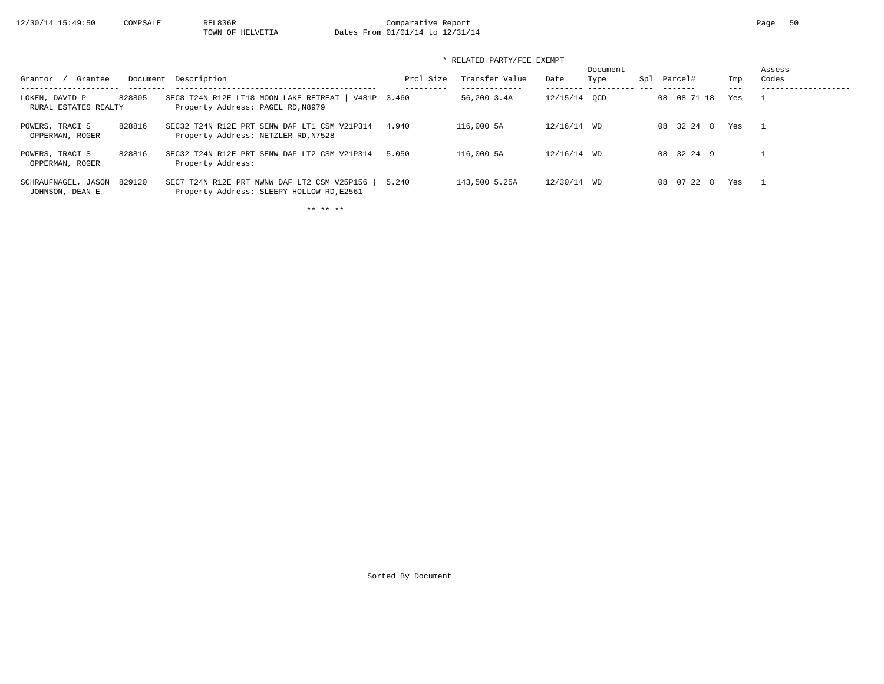* RELATED PARTY/FEE EXEMPT

| Grantor / Grantee | Document | Description | Prcl Size | Transfer Value | Date | Document Type | Spl | Parcel# | Imp | Assess Codes |
|---|---|---|---|---|---|---|---|---|---|---|
| LOKEN, DAVID P<br>RURAL ESTATES REALTY | 828805 | SEC8 T24N R12E LT18 MOON LAKE RETREAT \| V481P<br>Property Address: PAGEL RD,N8979 | 3.460 | 56,200 3.4A | 12/15/14 | QCD | | 08 08 71 18 | Yes | 1 |
| POWERS, TRACI S<br>OPPERMAN, ROGER | 828816 | SEC32 T24N R12E PRT SENW DAF LT1 CSM V21P314<br>Property Address: NETZLER RD,N7528 | 4.940 | 116,000 5A | 12/16/14 | WD | | 08 32 24 8 | Yes | 1 |
| POWERS, TRACI S<br>OPPERMAN, ROGER | 828816 | SEC32 T24N R12E PRT SENW DAF LT2 CSM V21P314<br>Property Address: | 5.050 | 116,000 5A | 12/16/14 | WD | | 08 32 24 9 | | 1 |
| SCHRAUFNAGEL, JASON<br>JOHNSON, DEAN E | 829120 | SEC7 T24N R12E PRT NWNW DAF LT2 CSM V25P156 \|<br>Property Address: SLEEPY HOLLOW RD,E2561 | 5.240 | 143,500 5.25A | 12/30/14 | WD | | 08 07 22 8 | Yes | 1 |

** ** **

Sorted By Document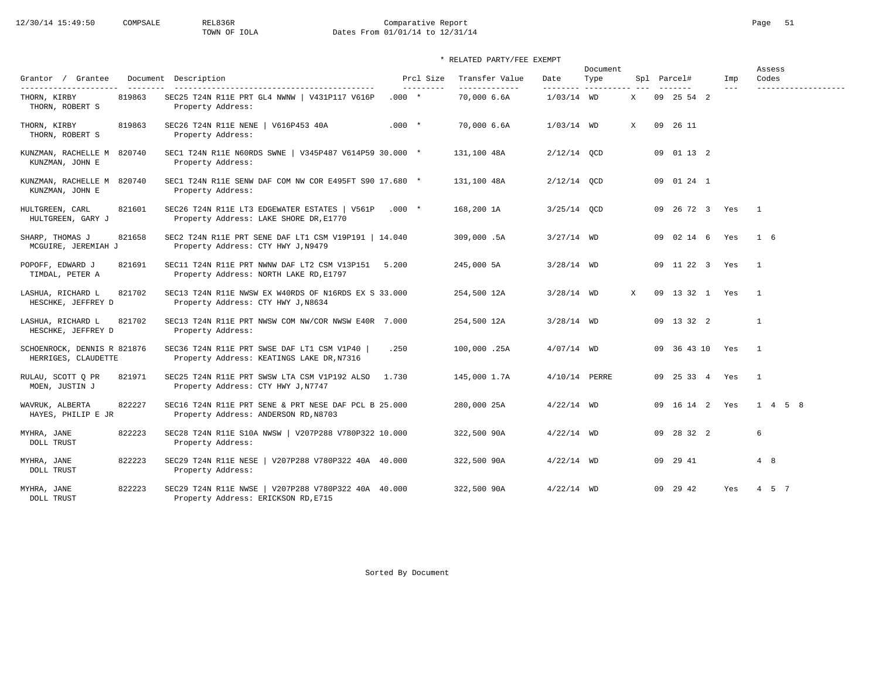Comparative Report
TOWN OF IOLA
Dates From 01/01/14 to 12/31/14

\* RELATED PARTY/FEE EXEMPT

| Grantor / Grantee | Document | Description | Prcl Size | Transfer Value | Date | Document Type | Spl | Parcel# | Imp | Assess Codes |
|---|---|---|---|---|---|---|---|---|---|---|
| THORN, KIRBY<br>THORN, ROBERT S | 819863 | SEC25 T24N R11E PRT GL4 NWNW \| V431P117 V616P<br>Property Address: | .000 * | 70,000 6.6A | 1/03/14 | WD | X | 09 25 54 2 | | |
| THORN, KIRBY<br>THORN, ROBERT S | 819863 | SEC26 T24N R11E NENE \| V616P453 40A<br>Property Address: | .000 * | 70,000 6.6A | 1/03/14 | WD | X | 09 26 11 | | |
| KUNZMAN, RACHELLE M<br>KUNZMAN, JOHN E | 820740 | SEC1 T24N R11E N60RDS SWNE \| V345P487 V614P59<br>Property Address: | 30.000 * | 131,100 48A | 2/12/14 | QCD | | 09 01 13 2 | | |
| KUNZMAN, RACHELLE M<br>KUNZMAN, JOHN E | 820740 | SEC1 T24N R11E SENW DAF COM NW COR E495FT S90<br>Property Address: | 17.680 * | 131,100 48A | 2/12/14 | QCD | | 09 01 24 1 | | |
| HULTGREEN, CARL<br>HULTGREEN, GARY J | 821601 | SEC26 T24N R11E LT3 EDGEWATER ESTATES \| V561P<br>Property Address: LAKE SHORE DR,E1770 | .000 * | 168,200 1A | 3/25/14 | QCD | | 09 26 72 3 | Yes | 1 |
| SHARP, THOMAS J<br>MCGUIRE, JEREMIAH J | 821658 | SEC2 T24N R11E PRT SENE DAF LT1 CSM V19P191 \|<br>Property Address: CTY HWY J,N9479 | 14.040 | 309,000 .5A | 3/27/14 | WD | | 09 02 14 6 | Yes | 1 6 |
| POPOFF, EDWARD J<br>TIMDAL, PETER A | 821691 | SEC11 T24N R11E PRT NWNW DAF LT2 CSM V13P151<br>Property Address: NORTH LAKE RD,E1797 | 5.200 | 245,000 5A | 3/28/14 | WD | | 09 11 22 3 | Yes | 1 |
| LASHUA, RICHARD L<br>HESCHKE, JEFFREY D | 821702 | SEC13 T24N R11E NWSW EX W40RDS OF N16RDS EX S<br>Property Address: CTY HWY J,N8634 | 33.000 | 254,500 12A | 3/28/14 | WD | X | 09 13 32 1 | Yes | 1 |
| LASHUA, RICHARD L<br>HESCHKE, JEFFREY D | 821702 | SEC13 T24N R11E PRT NWSW COM NW/COR NWSW E40R<br>Property Address: | 7.000 | 254,500 12A | 3/28/14 | WD | | 09 13 32 2 | | 1 |
| SCHOENROCK, DENNIS R<br>HERRIGES, CLAUDETTE | 821876 | SEC36 T24N R11E PRT SWSE DAF LT1 CSM V1P40 \|<br>Property Address: KEATINGS LAKE DR,N7316 | .250 | 100,000 .25A | 4/07/14 | WD | | 09 36 43 10 | Yes | 1 |
| RULAU, SCOTT Q PR<br>MOEN, JUSTIN J | 821971 | SEC25 T24N R11E PRT SWSW LTA CSM V1P192 ALSO<br>Property Address: CTY HWY J,N7747 | 1.730 | 145,000 1.7A | 4/10/14 | PERRE | | 09 25 33 4 | Yes | 1 |
| WAVRUK, ALBERTA<br>HAYES, PHILIP E JR | 822227 | SEC16 T24N R11E PRT SENE & PRT NESE DAF PCL B<br>Property Address: ANDERSON RD,N8703 | 25.000 | 280,000 25A | 4/22/14 | WD | | 09 16 14 2 | Yes | 1 4 5 8 |
| MYHRA, JANE<br>DOLL TRUST | 822223 | SEC28 T24N R11E S10A NWSW \| V207P288 V780P322<br>Property Address: | 10.000 | 322,500 90A | 4/22/14 | WD | | 09 28 32 2 | | 6 |
| MYHRA, JANE<br>DOLL TRUST | 822223 | SEC29 T24N R11E NESE \| V207P288 V780P322 40A<br>Property Address: | 40.000 | 322,500 90A | 4/22/14 | WD | | 09 29 41 | | 4 8 |
| MYHRA, JANE<br>DOLL TRUST | 822223 | SEC29 T24N R11E NWSE \| V207P288 V780P322 40A<br>Property Address: ERICKSON RD,E715 | 40.000 | 322,500 90A | 4/22/14 | WD | | 09 29 42 | Yes | 4 5 7 |

Sorted By Document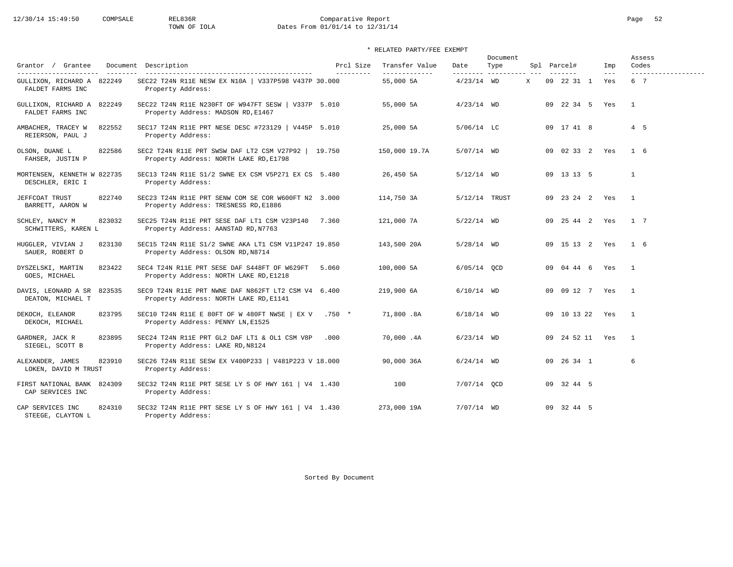Comparative Report

TOWN OF IOLA

Dates From 01/01/14 to 12/31/14

\* RELATED PARTY/FEE EXEMPT

| Grantor / Grantee | Document | Description | Prcl Size | Transfer Value | Date | Document Type | Spl | Parcel# | Imp | Assess Codes |
|---|---|---|---|---|---|---|---|---|---|---|
| GULLIXON, RICHARD A / FALDET FARMS INC | 822249 | SEC22 T24N R11E NESW EX N10A \| V337P598 V437P / Property Address: | 30.000 | 55,000 5A | 4/23/14 | WD | X | 09 22 31 1 | Yes | 6 7 |
| GULLIXON, RICHARD A / FALDET FARMS INC | 822249 | SEC22 T24N R11E N230FT OF W947FT SESW \| V337P / Property Address: MADSON RD,E1467 | 5.010 | 55,000 5A | 4/23/14 | WD | | 09 22 34 5 | Yes | 1 |
| AMBACHER, TRACEY W / REIERSON, PAUL J | 822552 | SEC17 T24N R11E PRT NESE DESC #723129 \| V445P / Property Address: | 5.010 | 25,000 5A | 5/06/14 | LC | | 09 17 41 8 | | 4 5 |
| OLSON, DUANE L / FAHSER, JUSTIN P | 822586 | SEC2 T24N R11E PRT SWSW DAF LT2 CSM V27P92 \| / Property Address: NORTH LAKE RD,E1798 | 19.750 | 150,000 19.7A | 5/07/14 | WD | | 09 02 33 2 | Yes | 1 6 |
| MORTENSEN, KENNETH W / DESCHLER, ERIC I | 822735 | SEC13 T24N R11E S1/2 SWNE EX CSM V5P271 EX CS / Property Address: | 5.480 | 26,450 5A | 5/12/14 | WD | | 09 13 13 5 | | 1 |
| JEFFCOAT TRUST / BARRETT, AARON W | 822740 | SEC23 T24N R11E PRT SENW COM SE COR W600FT N2 / Property Address: TRESNESS RD,E1886 | 3.000 | 114,750 3A | 5/12/14 | TRUST | | 09 23 24 2 | Yes | 1 |
| SCHLEY, NANCY M / SCHWITTERS, KAREN L | 823032 | SEC25 T24N R11E PRT SESE DAF LT1 CSM V23P140 / Property Address: AANSTAD RD,N7763 | 7.360 | 121,000 7A | 5/22/14 | WD | | 09 25 44 2 | Yes | 1 7 |
| HUGGLER, VIVIAN J / SAUER, ROBERT D | 823130 | SEC15 T24N R11E S1/2 SWNE AKA LT1 CSM V11P247 / Property Address: OLSON RD,N8714 | 19.850 | 143,500 20A | 5/28/14 | WD | | 09 15 13 2 | Yes | 1 6 |
| DYSZELSKI, MARTIN / GOES, MICHAEL | 823422 | SEC4 T24N R11E PRT SESE DAF S448FT OF W629FT / Property Address: NORTH LAKE RD,E1218 | 5.060 | 100,000 5A | 6/05/14 | QCD | | 09 04 44 6 | Yes | 1 |
| DAVIS, LEONARD A SR / DEATON, MICHAEL T | 823535 | SEC9 T24N R11E PRT NWNE DAF N862FT LT2 CSM V4 / Property Address: NORTH LAKE RD,E1141 | 6.400 | 219,900 6A | 6/10/14 | WD | | 09 09 12 7 | Yes | 1 |
| DEKOCH, ELEANOR / DEKOCH, MICHAEL | 823795 | SEC10 T24N R11E E 80FT OF W 480FT NWSE \| EX V / Property Address: PENNY LN,E1525 | .750 * | 71,800 .8A | 6/18/14 | WD | | 09 10 13 22 | Yes | 1 |
| GARDNER, JACK R / SIEGEL, SCOTT B | 823895 | SEC24 T24N R11E PRT GL2 DAF LT1 & OL1 CSM V8P / Property Address: LAKE RD,N8124 | .000 | 70,000 .4A | 6/23/14 | WD | | 09 24 52 11 | Yes | 1 |
| ALEXANDER, JAMES / LOKEN, DAVID M TRUST | 823910 | SEC26 T24N R11E SESW EX V400P233 \| V481P223 V / Property Address: | 18.000 | 90,000 36A | 6/24/14 | WD | | 09 26 34 1 | | 6 |
| FIRST NATIONAL BANK / CAP SERVICES INC | 824309 | SEC32 T24N R11E PRT SESE LY S OF HWY 161 \| V4 / Property Address: | 1.430 | 100 | 7/07/14 | QCD | | 09 32 44 5 | | |
| CAP SERVICES INC / STEEGE, CLAYTON L | 824310 | SEC32 T24N R11E PRT SESE LY S OF HWY 161 \| V4 / Property Address: | 1.430 | 273,000 19A | 7/07/14 | WD | | 09 32 44 5 | | |

Sorted By Document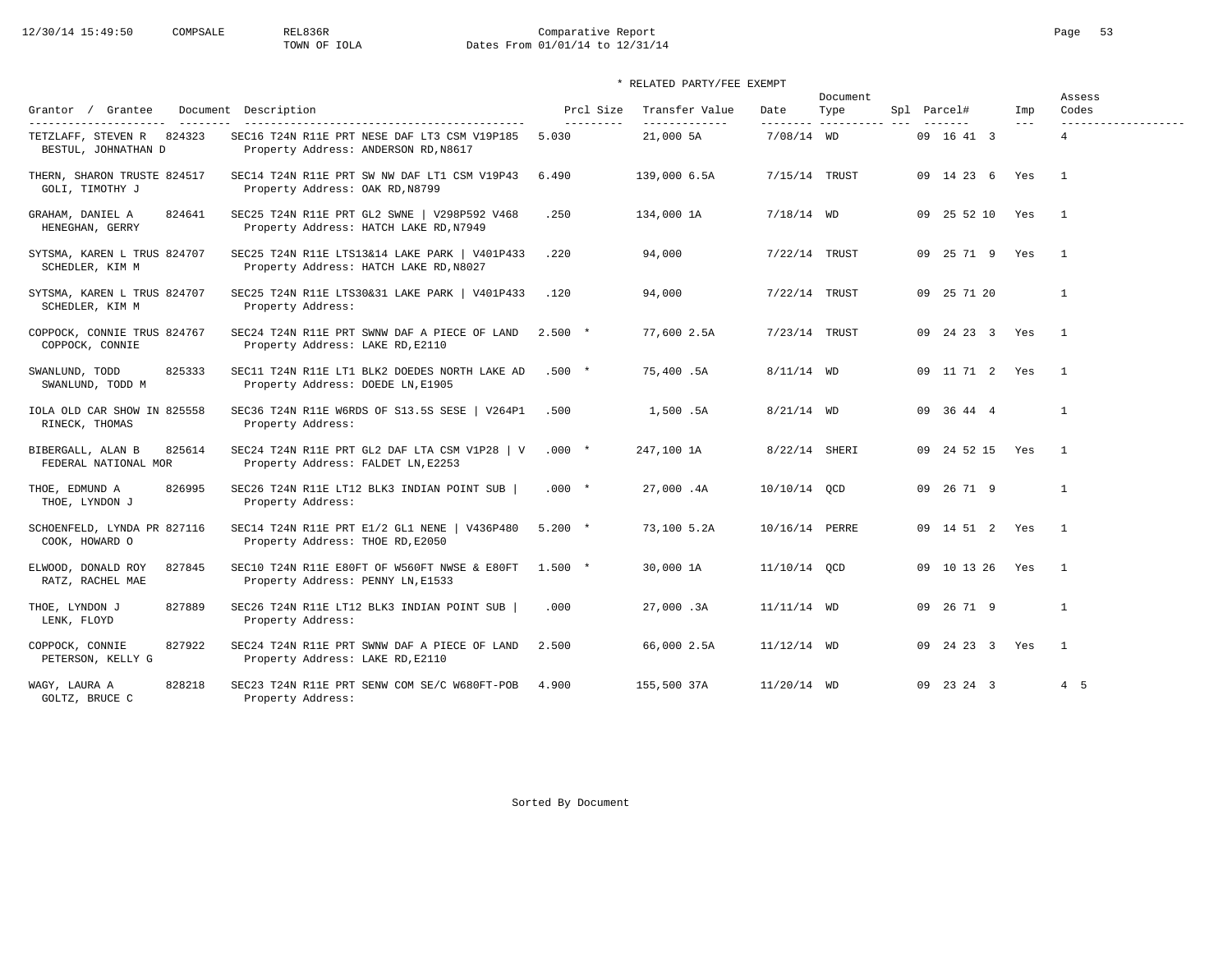Comparative Report
TOWN OF IOLA
Dates From 01/01/14 to 12/31/14

\* RELATED PARTY/FEE EXEMPT

| Grantor / Grantee | Document | Description | Prcl Size | Transfer Value | Date | Document Type | Spl | Parcel# | Imp | Assess Codes |
|---|---|---|---|---|---|---|---|---|---|---|
| TETZLAFF, STEVEN R / BESTUL, JOHNATHAN D | 824323 | SEC16 T24N R11E PRT NESE DAF LT3 CSM V19P185 / Property Address: ANDERSON RD,N8617 | 5.030 | 21,000 5A | 7/08/14 | WD | | 09 16 41 3 | | 4 |
| THERN, SHARON TRUSTE / GOLI, TIMOTHY J | 824517 | SEC14 T24N R11E PRT SW NW DAF LT1 CSM V19P43 / Property Address: OAK RD,N8799 | 6.490 | 139,000 6.5A | 7/15/14 | TRUST | | 09 14 23 6 | Yes | 1 |
| GRAHAM, DANIEL A / HENEGHAN, GERRY | 824641 | SEC25 T24N R11E PRT GL2 SWNE \| V298P592 V468 / Property Address: HATCH LAKE RD,N7949 | .250 | 134,000 1A | 7/18/14 | WD | | 09 25 52 10 | Yes | 1 |
| SYTSMA, KAREN L TRUS / SCHEDLER, KIM M | 824707 | SEC25 T24N R11E LTS13&14 LAKE PARK \| V401P433 / Property Address: HATCH LAKE RD,N8027 | .220 | 94,000 | 7/22/14 | TRUST | | 09 25 71 9 | Yes | 1 |
| SYTSMA, KAREN L TRUS / SCHEDLER, KIM M | 824707 | SEC25 T24N R11E LTS30&31 LAKE PARK \| V401P433 / Property Address: | .120 | 94,000 | 7/22/14 | TRUST | | 09 25 71 20 | | 1 |
| COPPOCK, CONNIE TRUS / COPPOCK, CONNIE | 824767 | SEC24 T24N R11E PRT SWNW DAF A PIECE OF LAND / Property Address: LAKE RD,E2110 | 2.500 * | 77,600 2.5A | 7/23/14 | TRUST | | 09 24 23 3 | Yes | 1 |
| SWANLUND, TODD / SWANLUND, TODD M | 825333 | SEC11 T24N R11E LT1 BLK2 DOEDES NORTH LAKE AD / Property Address: DOEDE LN,E1905 | .500 * | 75,400 .5A | 8/11/14 | WD | | 09 11 71 2 | Yes | 1 |
| IOLA OLD CAR SHOW IN / RINECK, THOMAS | 825558 | SEC36 T24N R11E W6RDS OF S13.5S SESE \| V264P1 / Property Address: | .500 | 1,500 .5A | 8/21/14 | WD | | 09 36 44 4 | | 1 |
| BIBERGALL, ALAN B / FEDERAL NATIONAL MOR | 825614 | SEC24 T24N R11E PRT GL2 DAF LTA CSM V1P28 \| V / Property Address: FALDET LN,E2253 | .000 * | 247,100 1A | 8/22/14 | SHERI | | 09 24 52 15 | Yes | 1 |
| THOE, EDMUND A / THOE, LYNDON J | 826995 | SEC26 T24N R11E LT12 BLK3 INDIAN POINT SUB \| / Property Address: | .000 * | 27,000 .4A | 10/10/14 | QCD | | 09 26 71 9 | | 1 |
| SCHOENFELD, LYNDA PR / COOK, HOWARD O | 827116 | SEC14 T24N R11E PRT E1/2 GL1 NENE \| V436P480 / Property Address: THOE RD,E2050 | 5.200 * | 73,100 5.2A | 10/16/14 | PERRE | | 09 14 51 2 | Yes | 1 |
| ELWOOD, DONALD ROY / RATZ, RACHEL MAE | 827845 | SEC10 T24N R11E E80FT OF W560FT NWSE & E80FT / Property Address: PENNY LN,E1533 | 1.500 * | 30,000 1A | 11/10/14 | QCD | | 09 10 13 26 | Yes | 1 |
| THOE, LYNDON J / LENK, FLOYD | 827889 | SEC26 T24N R11E LT12 BLK3 INDIAN POINT SUB \| / Property Address: | .000 | 27,000 .3A | 11/11/14 | WD | | 09 26 71 9 | | 1 |
| COPPOCK, CONNIE / PETERSON, KELLY G | 827922 | SEC24 T24N R11E PRT SWNW DAF A PIECE OF LAND / Property Address: LAKE RD,E2110 | 2.500 | 66,000 2.5A | 11/12/14 | WD | | 09 24 23 3 | Yes | 1 |
| WAGY, LAURA A / GOLTZ, BRUCE C | 828218 | SEC23 T24N R11E PRT SENW COM SE/C W680FT-POB / Property Address: | 4.900 | 155,500 37A | 11/20/14 | WD | | 09 23 24 3 | | 4 5 |

Sorted By Document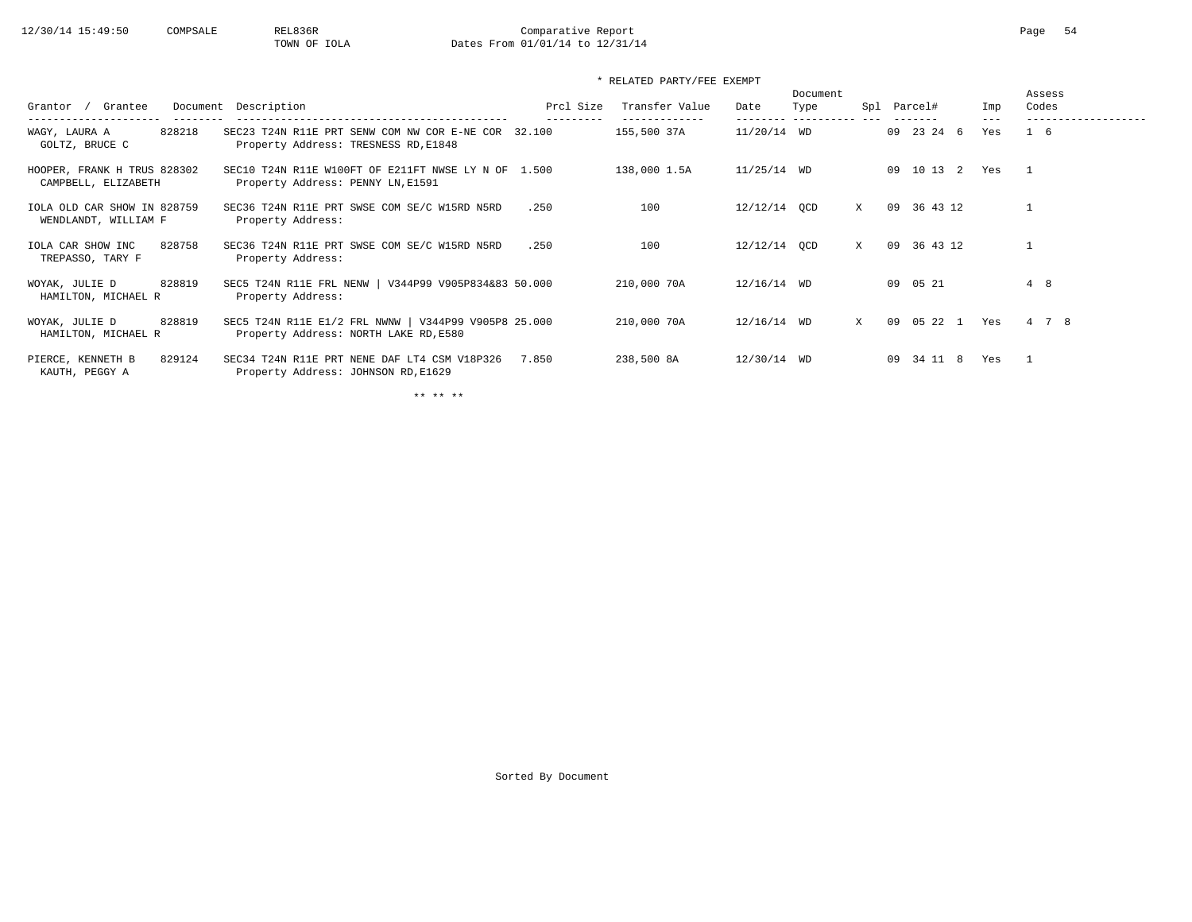Comparative Report
TOWN OF IOLA
Dates From 01/01/14 to 12/31/14

\* RELATED PARTY/FEE EXEMPT

| Grantor / Grantee | Document | Description | Prcl Size | Transfer Value | Date | Document Type | Spl | Parcel# | Imp | Assess Codes |
|---|---|---|---|---|---|---|---|---|---|---|
| WAGY, LAURA A / GOLTZ, BRUCE C | 828218 | SEC23 T24N R11E PRT SENW COM NW COR E-NE COR Property Address: TRESNESS RD,E1848 | 32.100 | 155,500 37A | 11/20/14 | WD | | 09 23 24 6 | Yes | 1 6 |
| HOOPER, FRANK H TRUS / CAMPBELL, ELIZABETH | 828302 | SEC10 T24N R11E W100FT OF E211FT NWSE LY N OF Property Address: PENNY LN,E1591 | 1.500 | 138,000 1.5A | 11/25/14 | WD | | 09 10 13 2 | Yes | 1 |
| IOLA OLD CAR SHOW IN / WENDLANDT, WILLIAM F | 828759 | SEC36 T24N R11E PRT SWSE COM SE/C W15RD N5RD Property Address: | .250 | 100 | 12/12/14 | QCD | X | 09 36 43 12 | | 1 |
| IOLA CAR SHOW INC / TREPASSO, TARY F | 828758 | SEC36 T24N R11E PRT SWSE COM SE/C W15RD N5RD Property Address: | .250 | 100 | 12/12/14 | QCD | X | 09 36 43 12 | | 1 |
| WOYAK, JULIE D / HAMILTON, MICHAEL R | 828819 | SEC5 T24N R11E FRL NENW \| V344P99 V905P834&83 Property Address: | 50.000 | 210,000 70A | 12/16/14 | WD | | 09 05 21 | | 4 8 |
| WOYAK, JULIE D / HAMILTON, MICHAEL R | 828819 | SEC5 T24N R11E E1/2 FRL NWNW \| V344P99 V905P8 Property Address: NORTH LAKE RD,E580 | 25.000 | 210,000 70A | 12/16/14 | WD | X | 09 05 22 1 | Yes | 4 7 8 |
| PIERCE, KENNETH B / KAUTH, PEGGY A | 829124 | SEC34 T24N R11E PRT NENE DAF LT4 CSM V18P326 Property Address: JOHNSON RD,E1629 | 7.850 | 238,500 8A | 12/30/14 | WD | | 09 34 11 8 | Yes | 1 |

\*\* \*\* \*\*

Sorted By Document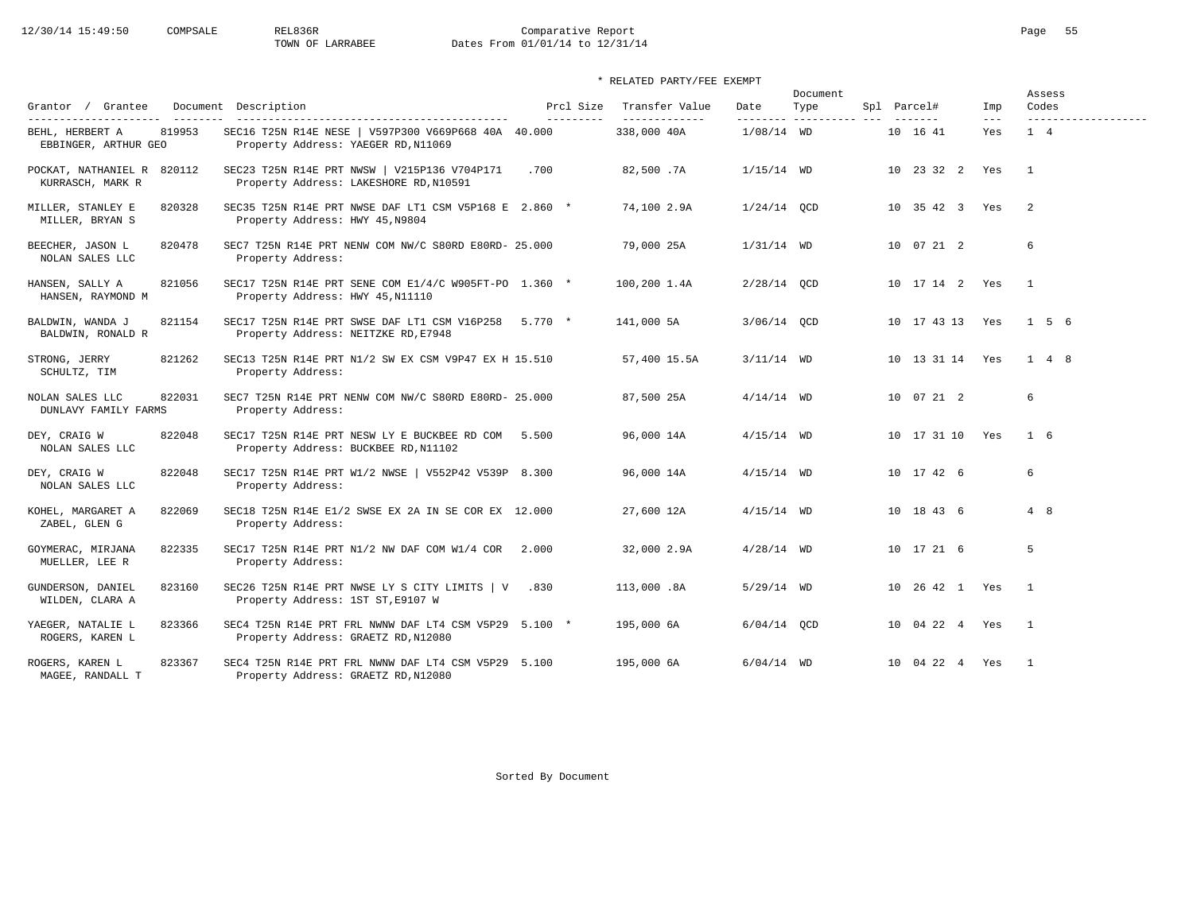Comparative Report
TOWN OF LARRABEE
Dates From 01/01/14 to 12/31/14

\* RELATED PARTY/FEE EXEMPT

| Grantor / Grantee | Document | Description | Prcl Size | Transfer Value | Date | Document Type | Spl | Parcel# | Imp | Assess Codes |
|---|---|---|---|---|---|---|---|---|---|---|
| BEHL, HERBERT A / EBBINGER, ARTHUR GEO | 819953 | SEC16 T25N R14E NESE \| V597P300 V669P668 40A / Property Address: YAEGER RD,N11069 | 40.000 | 338,000 40A | 1/08/14 | WD | | 10 16 41 | Yes | 1 4 |
| POCKAT, NATHANIEL R / KURRASCH, MARK R | 820112 | SEC23 T25N R14E PRT NWSW \| V215P136 V704P171 / Property Address: LAKESHORE RD,N10591 | .700 | 82,500 .7A | 1/15/14 | WD | | 10 23 32 2 | Yes | 1 |
| MILLER, STANLEY E / MILLER, BRYAN S | 820328 | SEC35 T25N R14E PRT NWSE DAF LT1 CSM V5P168 E / Property Address: HWY 45,N9804 | 2.860 * | 74,100 2.9A | 1/24/14 | QCD | | 10 35 42 3 | Yes | 2 |
| BEECHER, JASON L / NOLAN SALES LLC | 820478 | SEC7 T25N R14E PRT NENW COM NW/C S80RD E80RD- / Property Address: | 25.000 | 79,000 25A | 1/31/14 | WD | | 10 07 21 2 | | 6 |
| HANSEN, SALLY A / HANSEN, RAYMOND M | 821056 | SEC17 T25N R14E PRT SENE COM E1/4/C W905FT-PO / Property Address: HWY 45,N11110 | 1.360 * | 100,200 1.4A | 2/28/14 | QCD | | 10 17 14 2 | Yes | 1 |
| BALDWIN, WANDA J / BALDWIN, RONALD R | 821154 | SEC17 T25N R14E PRT SWSE DAF LT1 CSM V16P258 / Property Address: NEITZKE RD,E7948 | 5.770 * | 141,000 5A | 3/06/14 | QCD | | 10 17 43 13 | Yes | 1 5 6 |
| STRONG, JERRY / SCHULTZ, TIM | 821262 | SEC13 T25N R14E PRT N1/2 SW EX CSM V9P47 EX H / Property Address: | 15.510 | 57,400 15.5A | 3/11/14 | WD | | 10 13 31 14 | Yes | 1 4 8 |
| NOLAN SALES LLC / DUNLAVY FAMILY FARMS | 822031 | SEC7 T25N R14E PRT NENW COM NW/C S80RD E80RD- / Property Address: | 25.000 | 87,500 25A | 4/14/14 | WD | | 10 07 21 2 | | 6 |
| DEY, CRAIG W / NOLAN SALES LLC | 822048 | SEC17 T25N R14E PRT NESW LY E BUCKBEE RD COM / Property Address: BUCKBEE RD,N11102 | 5.500 | 96,000 14A | 4/15/14 | WD | | 10 17 31 10 | Yes | 1 6 |
| DEY, CRAIG W / NOLAN SALES LLC | 822048 | SEC17 T25N R14E PRT W1/2 NWSE \| V552P42 V539P / Property Address: | 8.300 | 96,000 14A | 4/15/14 | WD | | 10 17 42 6 | | 6 |
| KOHEL, MARGARET A / ZABEL, GLEN G | 822069 | SEC18 T25N R14E E1/2 SWSE EX 2A IN SE COR EX / Property Address: | 12.000 | 27,600 12A | 4/15/14 | WD | | 10 18 43 6 | | 4 8 |
| GOYMERAC, MIRJANA / MUELLER, LEE R | 822335 | SEC17 T25N R14E PRT N1/2 NW DAF COM W1/4 COR / Property Address: | 2.000 | 32,000 2.9A | 4/28/14 | WD | | 10 17 21 6 | | 5 |
| GUNDERSON, DANIEL / WILDEN, CLARA A | 823160 | SEC26 T25N R14E PRT NWSE LY S CITY LIMITS \| V / Property Address: 1ST ST,E9107 W | .830 | 113,000 .8A | 5/29/14 | WD | | 10 26 42 1 | Yes | 1 |
| YAEGER, NATALIE L / ROGERS, KAREN L | 823366 | SEC4 T25N R14E PRT FRL NWNW DAF LT4 CSM V5P29 / Property Address: GRAETZ RD,N12080 | 5.100 * | 195,000 6A | 6/04/14 | QCD | | 10 04 22 4 | Yes | 1 |
| ROGERS, KAREN L / MAGEE, RANDALL T | 823367 | SEC4 T25N R14E PRT FRL NWNW DAF LT4 CSM V5P29 / Property Address: GRAETZ RD,N12080 | 5.100 | 195,000 6A | 6/04/14 | WD | | 10 04 22 4 | Yes | 1 |

Sorted By Document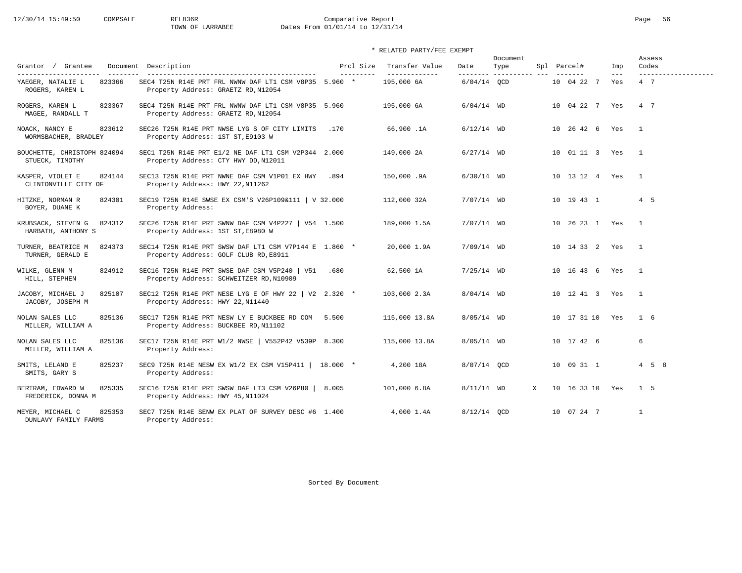Comparative Report
TOWN OF LARRABEE
Dates From 01/01/14 to 12/31/14

\* RELATED PARTY/FEE EXEMPT

| Grantor / Grantee | Document | Description | Prcl Size | Transfer Value | Date | Document Type | Spl | Parcel# | Imp | Assess Codes |
|---|---|---|---|---|---|---|---|---|---|---|
| YAEGER, NATALIE L / ROGERS, KAREN L | 823366 | SEC4 T25N R14E PRT FRL NWNW DAF LT1 CSM V8P35 / Property Address: GRAETZ RD,N12054 | 5.960 * | 195,000 6A | 6/04/14 | QCD | | 10 04 22 7 | Yes | 4 7 |
| ROGERS, KAREN L / MAGEE, RANDALL T | 823367 | SEC4 T25N R14E PRT FRL NWNW DAF LT1 CSM V8P35 / Property Address: GRAETZ RD,N12054 | 5.960 | 195,000 6A | 6/04/14 | WD | | 10 04 22 7 | Yes | 4 7 |
| NOACK, NANCY E / WORMSBACHER, BRADLEY | 823612 | SEC26 T25N R14E PRT NWSE LYG S OF CITY LIMITS / Property Address: 1ST ST,E9103 W | .170 | 66,900 .1A | 6/12/14 | WD | | 10 26 42 6 | Yes | 1 |
| BOUCHETTE, CHRISTOPH / STUECK, TIMOTHY | 824094 | SEC1 T25N R14E PRT E1/2 NE DAF LT1 CSM V2P344 / Property Address: CTY HWY DD,N12011 | 2.000 | 149,000 2A | 6/27/14 | WD | | 10 01 11 3 | Yes | 1 |
| KASPER, VIOLET E / CLINTONVILLE CITY OF | 824144 | SEC13 T25N R14E PRT NWNE DAF CSM V1P01 EX HWY / Property Address: HWY 22,N11262 | .894 | 150,000 .9A | 6/30/14 | WD | | 10 13 12 4 | Yes | 1 |
| HITZKE, NORMAN R / BOYER, DUANE K | 824301 | SEC19 T25N R14E SWSE EX CSM'S V26P109&111 \| V / Property Address: | 32.000 | 112,000 32A | 7/07/14 | WD | | 10 19 43 1 | | 4 5 |
| KRUBSACK, STEVEN G / HARBATH, ANTHONY S | 824312 | SEC26 T25N R14E PRT SWNW DAF CSM V4P227 \| V54 / Property Address: 1ST ST,E8980 W | 1.500 | 189,000 1.5A | 7/07/14 | WD | | 10 26 23 1 | Yes | 1 |
| TURNER, BEATRICE M / TURNER, GERALD E | 824373 | SEC14 T25N R14E PRT SWSW DAF LT1 CSM V7P144 E / Property Address: GOLF CLUB RD,E8911 | 1.860 * | 20,000 1.9A | 7/09/14 | WD | | 10 14 33 2 | Yes | 1 |
| WILKE, GLENN M / HILL, STEPHEN | 824912 | SEC16 T25N R14E PRT SWSE DAF CSM V5P240 \| V51 / Property Address: SCHWEITZER RD,N10909 | .680 | 62,500 1A | 7/25/14 | WD | | 10 16 43 6 | Yes | 1 |
| JACOBY, MICHAEL J / JACOBY, JOSEPH M | 825107 | SEC12 T25N R14E PRT NESE LYG E OF HWY 22 \| V2 / Property Address: HWY 22,N11440 | 2.320 * | 103,000 2.3A | 8/04/14 | WD | | 10 12 41 3 | Yes | 1 |
| NOLAN SALES LLC / MILLER, WILLIAM A | 825136 | SEC17 T25N R14E PRT NESW LY E BUCKBEE RD COM / Property Address: BUCKBEE RD,N11102 | 5.500 | 115,000 13.8A | 8/05/14 | WD | | 10 17 31 10 | Yes | 1 6 |
| NOLAN SALES LLC / MILLER, WILLIAM A | 825136 | SEC17 T25N R14E PRT W1/2 NWSE \| V552P42 V539P / Property Address: | 8.300 | 115,000 13.8A | 8/05/14 | WD | | 10 17 42 6 | | 6 |
| SMITS, LELAND E / SMITS, GARY S | 825237 | SEC9 T25N R14E NESW EX W1/2 EX CSM V15P411 \| / Property Address: | 18.000 * | 4,200 18A | 8/07/14 | QCD | | 10 09 31 1 | | 4 5 8 |
| BERTRAM, EDWARD W / FREDERICK, DONNA M | 825335 | SEC16 T25N R14E PRT SWSW DAF LT3 CSM V26P80 \| / Property Address: HWY 45,N11024 | 8.005 | 101,000 6.8A | 8/11/14 | WD | X | 10 16 33 10 | Yes | 1 5 |
| MEYER, MICHAEL C / DUNLAVY FAMILY FARMS | 825353 | SEC7 T25N R14E SENW EX PLAT OF SURVEY DESC #6 / Property Address: | 1.400 | 4,000 1.4A | 8/12/14 | QCD | | 10 07 24 7 | | 1 |

Sorted By Document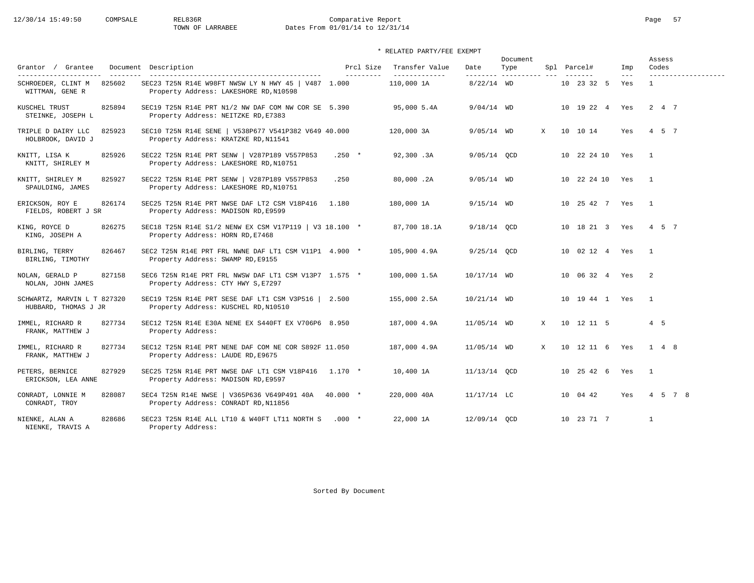Comparative Report
TOWN OF LARRABEE
Dates From 01/01/14 to 12/31/14

\* RELATED PARTY/FEE EXEMPT

| Grantor / Grantee | Document | Description | Prcl Size | Transfer Value | Date | Document Type | Spl | Parcel# | Imp | Assess Codes |
|---|---|---|---|---|---|---|---|---|---|---|
| SCHROEDER, CLINT M / WITTMAN, GENE R | 825602 | SEC23 T25N R14E W98FT NWSW LY N HWY 45 \| V487 / Property Address: LAKESHORE RD,N10598 | 1.000 | 110,000 1A | 8/22/14 | WD | | 10 23 32 5 | Yes | 1 |
| KUSCHEL TRUST / STEINKE, JOSEPH L | 825894 | SEC19 T25N R14E PRT N1/2 NW DAF COM NW COR SE / Property Address: NEITZKE RD,E7383 | 5.390 | 95,000 5.4A | 9/04/14 | WD | | 10 19 22 4 | Yes | 2 4 7 |
| TRIPLE D DAIRY LLC / HOLBROOK, DAVID J | 825923 | SEC10 T25N R14E SENE \| V538P677 V541P382 V649 / Property Address: KRATZKE RD,N11541 | 40.000 | 120,000 3A | 9/05/14 | WD | X | 10 10 14 | Yes | 4 5 7 |
| KNITT, LISA K / KNITT, SHIRLEY M | 825926 | SEC22 T25N R14E PRT SENW \| V287P189 V557P853 / Property Address: LAKESHORE RD,N10751 | .250 * | 92,300 .3A | 9/05/14 | QCD | | 10 22 24 10 | Yes | 1 |
| KNITT, SHIRLEY M / SPAULDING, JAMES | 825927 | SEC22 T25N R14E PRT SENW \| V287P189 V557P853 / Property Address: LAKESHORE RD,N10751 | .250 | 80,000 .2A | 9/05/14 | WD | | 10 22 24 10 | Yes | 1 |
| ERICKSON, ROY E / FIELDS, ROBERT J SR | 826174 | SEC25 T25N R14E PRT NWSE DAF LT2 CSM V18P416 / Property Address: MADISON RD,E9599 | 1.180 | 180,000 1A | 9/15/14 | WD | | 10 25 42 7 | Yes | 1 |
| KING, ROYCE D / KING, JOSEPH A | 826275 | SEC18 T25N R14E S1/2 NENW EX CSM V17P119 \| V3 / Property Address: HORN RD,E7468 | 18.100 * | 87,700 18.1A | 9/18/14 | QCD | | 10 18 21 3 | Yes | 4 5 7 |
| BIRLING, TERRY / BIRLING, TIMOTHY | 826467 | SEC2 T25N R14E PRT FRL NWNE DAF LT1 CSM V11P1 / Property Address: SWAMP RD,E9155 | 4.900 * | 105,900 4.9A | 9/25/14 | QCD | | 10 02 12 4 | Yes | 1 |
| NOLAN, GERALD P / NOLAN, JOHN JAMES | 827158 | SEC6 T25N R14E PRT FRL NWSW DAF LT1 CSM V13P7 / Property Address: CTY HWY S,E7297 | 1.575 * | 100,000 1.5A | 10/17/14 | WD | | 10 06 32 4 | Yes | 2 |
| SCHWARTZ, MARVIN L T / HUBBARD, THOMAS J JR | 827320 | SEC19 T25N R14E PRT SESE DAF LT1 CSM V3P516 \| / Property Address: KUSCHEL RD,N10510 | 2.500 | 155,000 2.5A | 10/21/14 | WD | | 10 19 44 1 | Yes | 1 |
| IMMEL, RICHARD R / FRANK, MATTHEW J | 827734 | SEC12 T25N R14E E30A NENE EX S440FT EX V706P6 / Property Address: | 8.950 | 187,000 4.9A | 11/05/14 | WD | X | 10 12 11 5 | | 4 5 |
| IMMEL, RICHARD R / FRANK, MATTHEW J | 827734 | SEC12 T25N R14E PRT NENE DAF COM NE COR S892F / Property Address: LAUDE RD,E9675 | 11.050 | 187,000 4.9A | 11/05/14 | WD | X | 10 12 11 6 | Yes | 1 4 8 |
| PETERS, BERNICE / ERICKSON, LEA ANNE | 827929 | SEC25 T25N R14E PRT NWSE DAF LT1 CSM V18P416 / Property Address: MADISON RD,E9597 | 1.170 * | 10,400 1A | 11/13/14 | QCD | | 10 25 42 6 | Yes | 1 |
| CONRADT, LONNIE M / CONRADT, TROY | 828087 | SEC4 T25N R14E NWSE \| V365P636 V649P491 40A / Property Address: CONRADT RD,N11856 | 40.000 * | 220,000 40A | 11/17/14 | LC | | 10 04 42 | Yes | 4 5 7 8 |
| NIENKE, ALAN A / NIENKE, TRAVIS A | 828686 | SEC23 T25N R14E ALL LT10 & W40FT LT11 NORTH S / Property Address: | .000 * | 22,000 1A | 12/09/14 | QCD | | 10 23 71 7 | | 1 |

Sorted By Document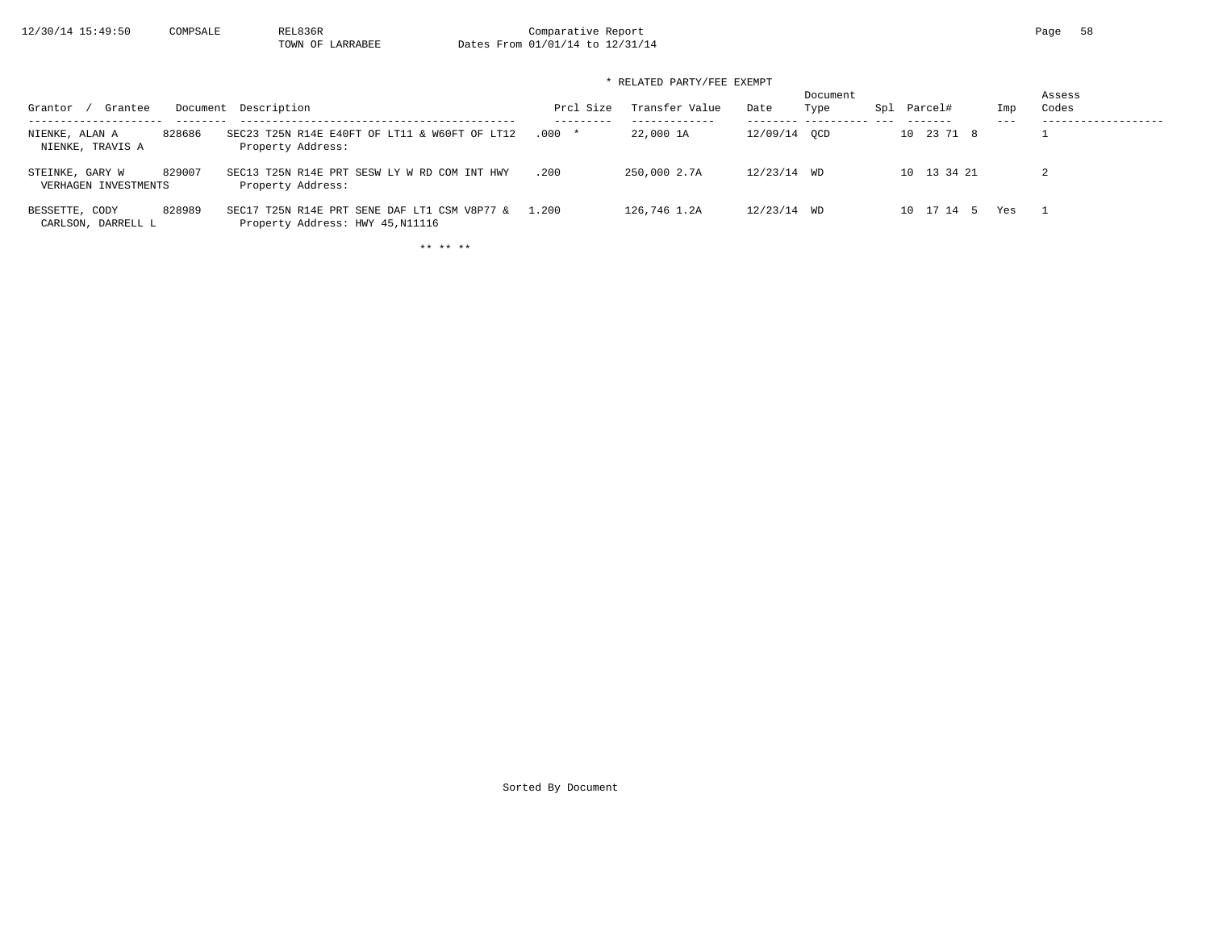TOWN OF LARRABEE

Comparative Report

Dates From 01/01/14 to 12/31/14

\* RELATED PARTY/FEE EXEMPT

| Grantor / Grantee | Document | Description | Prcl Size | Transfer Value | Date | Document Type | Spl | Parcel# | Imp | Assess Codes |
|---|---|---|---|---|---|---|---|---|---|---|
| NIENKE, ALAN A<br>NIENKE, TRAVIS A | 828686 | SEC23 T25N R14E E40FT OF LT11 & W60FT OF LT12<br>Property Address: | .000 * | 22,000 1A | 12/09/14 | QCD | | 10 23 71 8 | | 1 |
| STEINKE, GARY W<br>VERHAGEN INVESTMENTS | 829007 | SEC13 T25N R14E PRT SESW LY W RD COM INT HWY<br>Property Address: | .200 | 250,000 2.7A | 12/23/14 | WD | | 10 13 34 21 | | 2 |
| BESSETTE, CODY<br>CARLSON, DARRELL L | 828989 | SEC17 T25N R14E PRT SENE DAF LT1 CSM V8P77 &<br>Property Address: HWY 45,N11116 | 1.200 | 126,746 1.2A | 12/23/14 | WD | | 10 17 14 5 | Yes | 1 |

\*\* \*\* \*\*

Sorted By Document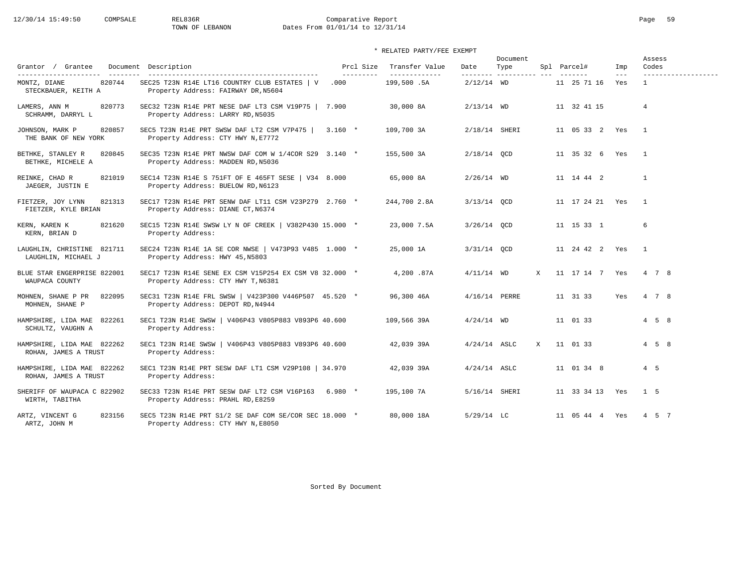12/30/14 15:49:50 COMPSALE REL836R Comparative Report
TOWN OF LEBANON Dates From 01/01/14 to 12/31/14

\* RELATED PARTY/FEE EXEMPT

| Grantor / Grantee | Document | Description | Prcl Size | Transfer Value | Date | Document Type | Spl | Parcel# | Imp | Assess Codes |
|---|---|---|---|---|---|---|---|---|---|---|
| MONTZ, DIANE<br>STECKBAUER, KEITH A | 820744 | SEC25 T23N R14E LT16 COUNTRY CLUB ESTATES \| V<br>Property Address: FAIRWAY DR,N5604 | .000 | 199,500 .5A | 2/12/14 | WD | | 11 25 71 16 | Yes | 1 |
| LAMERS, ANN M<br>SCHRAMM, DARRYL L | 820773 | SEC32 T23N R14E PRT NESE DAF LT3 CSM V19P75 \|<br>Property Address: LARRY RD,N5035 | 7.900 | 30,000 8A | 2/13/14 | WD | | 11 32 41 15 | | 4 |
| JOHNSON, MARK P<br>THE BANK OF NEW YORK | 820857 | SEC5 T23N R14E PRT SWSW DAF LT2 CSM V7P475 \|<br>Property Address: CTY HWY N,E7772 | 3.160 * | 109,700 3A | 2/18/14 | SHERI | | 11 05 33 2 | Yes | 1 |
| BETHKE, STANLEY R<br>BETHKE, MICHELE A | 820845 | SEC35 T23N R14E PRT NWSW DAF COM W 1/4COR S29<br>Property Address: MADDEN RD,N5036 | 3.140 * | 155,500 3A | 2/18/14 | QCD | | 11 35 32 6 | Yes | 1 |
| REINKE, CHAD R<br>JAEGER, JUSTIN E | 821019 | SEC14 T23N R14E S 751FT OF E 465FT SESE \| V34<br>Property Address: BUELOW RD,N6123 | 8.000 | 65,000 8A | 2/26/14 | WD | | 11 14 44 2 | | 1 |
| FIETZER, JOY LYNN<br>FIETZER, KYLE BRIAN | 821313 | SEC17 T23N R14E PRT SENW DAF LT11 CSM V23P279<br>Property Address: DIANE CT,N6374 | 2.760 * | 244,700 2.8A | 3/13/14 | QCD | | 11 17 24 21 | Yes | 1 |
| KERN, KAREN K<br>KERN, BRIAN D | 821620 | SEC15 T23N R14E SWSW LY N OF CREEK \| V382P430<br>Property Address: | 15.000 * | 23,000 7.5A | 3/26/14 | QCD | | 11 15 33 1 | | 6 |
| LAUGHLIN, CHRISTINE<br>LAUGHLIN, MICHAEL J | 821711 | SEC24 T23N R14E 1A SE COR NWSE \| V473P93 V485<br>Property Address: HWY 45,N5803 | 1.000 * | 25,000 1A | 3/31/14 | QCD | | 11 24 42 2 | Yes | 1 |
| BLUE STAR ENGERPRISE<br>WAUPACA COUNTY | 822001 | SEC17 T23N R14E SENE EX CSM V15P254 EX CSM V8<br>Property Address: CTY HWY T,N6381 | 32.000 * | 4,200 .87A | 4/11/14 | WD | X | 11 17 14 7 | Yes | 4 7 8 |
| MOHNEN, SHANE P PR<br>MOHNEN, SHANE P | 822095 | SEC31 T23N R14E FRL SWSW \| V423P300 V446P507<br>Property Address: DEPOT RD,N4944 | 45.520 * | 96,300 46A | 4/16/14 | PERRE | | 11 31 33 | Yes | 4 7 8 |
| HAMPSHIRE, LIDA MAE<br>SCHULTZ, VAUGHN A | 822261 | SEC1 T23N R14E SWSW \| V406P43 V805P883 V893P6<br>Property Address: | 40.600 | 109,566 39A | 4/24/14 | WD | | 11 01 33 | | 4 5 8 |
| HAMPSHIRE, LIDA MAE<br>ROHAN, JAMES A TRUST | 822262 | SEC1 T23N R14E SWSW \| V406P43 V805P883 V893P6<br>Property Address: | 40.600 | 42,039 39A | 4/24/14 | ASLC | X | 11 01 33 | | 4 5 8 |
| HAMPSHIRE, LIDA MAE<br>ROHAN, JAMES A TRUST | 822262 | SEC1 T23N R14E PRT SESW DAF LT1 CSM V29P108 \|<br>Property Address: | 34.970 | 42,039 39A | 4/24/14 | ASLC | | 11 01 34 8 | | 4 5 |
| SHERIFF OF WAUPACA C<br>WIRTH, TABITHA | 822902 | SEC33 T23N R14E PRT SESW DAF LT2 CSM V16P163<br>Property Address: PRAHL RD,E8259 | 6.980 * | 195,100 7A | 5/16/14 | SHERI | | 11 33 34 13 | Yes | 1 5 |
| ARTZ, VINCENT G<br>ARTZ, JOHN M | 823156 | SEC5 T23N R14E PRT S1/2 SE DAF COM SE/COR SEC<br>Property Address: CTY HWY N,E8050 | 18.000 * | 80,000 18A | 5/29/14 | LC | | 11 05 44 4 | Yes | 4 5 7 |

Sorted By Document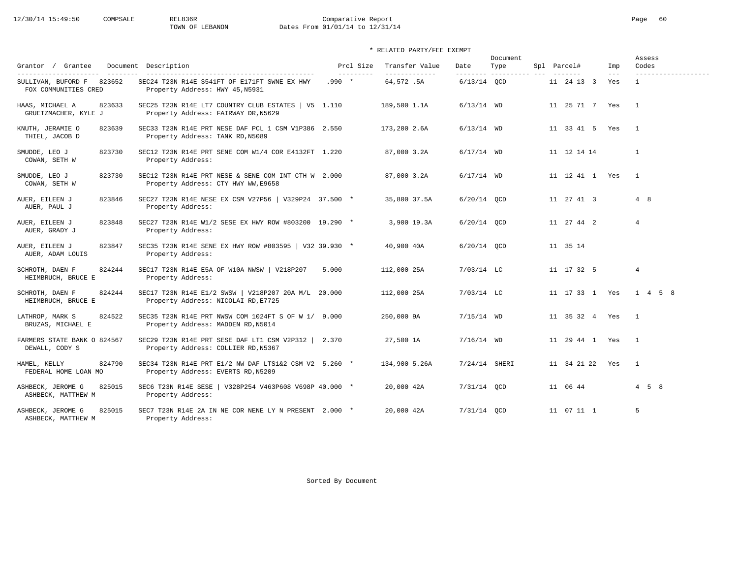\* RELATED PARTY/FEE EXEMPT

| Grantor / Grantee | Document | Description | Prcl Size | Transfer Value | Date | Document Type | Spl | Parcel# | Imp | Assess Codes |
|---|---|---|---|---|---|---|---|---|---|---|
| SULLIVAN, BUFORD F<br>FOX COMMUNITIES CRED | 823652 | SEC24 T23N R14E S541FT OF E171FT SWNE EX HWY<br>Property Address: HWY 45,N5931 | .990 * | 64,572 .5A | 6/13/14 | QCD | | 11 24 13 3 | Yes | 1 |
| HAAS, MICHAEL A<br>GRUETZMACHER, KYLE J | 823633 | SEC25 T23N R14E LT7 COUNTRY CLUB ESTATES \| V5<br>Property Address: FAIRWAY DR,N5629 | 1.110 | 189,500 1.1A | 6/13/14 | WD | | 11 25 71 7 | Yes | 1 |
| KNUTH, JERAMIE O<br>THIEL, JACOB D | 823639 | SEC33 T23N R14E PRT NESE DAF PCL 1 CSM V1P386<br>Property Address: TANK RD,N5089 | 2.550 | 173,200 2.6A | 6/13/14 | WD | | 11 33 41 5 | Yes | 1 |
| SMUDDE, LEO J<br>COWAN, SETH W | 823730 | SEC12 T23N R14E PRT SENE COM W1/4 COR E4132FT<br>Property Address: | 1.220 | 87,000 3.2A | 6/17/14 | WD | | 11 12 14 14 | | 1 |
| SMUDDE, LEO J<br>COWAN, SETH W | 823730 | SEC12 T23N R14E PRT NESE & SENE COM INT CTH W<br>Property Address: CTY HWY WW,E9658 | 2.000 | 87,000 3.2A | 6/17/14 | WD | | 11 12 41 1 | Yes | 1 |
| AUER, EILEEN J<br>AUER, PAUL J | 823846 | SEC27 T23N R14E NESE EX CSM V27P56 \| V329P24<br>Property Address: | 37.500 * | 35,800 37.5A | 6/20/14 | QCD | | 11 27 41 3 | | 4 8 |
| AUER, EILEEN J<br>AUER, GRADY J | 823848 | SEC27 T23N R14E W1/2 SESE EX HWY ROW #803200<br>Property Address: | 19.290 * | 3,900 19.3A | 6/20/14 | QCD | | 11 27 44 2 | | 4 |
| AUER, EILEEN J<br>AUER, ADAM LOUIS | 823847 | SEC35 T23N R14E SENE EX HWY ROW #803595 \| V32<br>Property Address: | 39.930 * | 40,900 40A | 6/20/14 | QCD | | 11 35 14 | | |
| SCHROTH, DAEN F<br>HEIMBRUCH, BRUCE E | 824244 | SEC17 T23N R14E E5A OF W10A NWSW \| V218P207<br>Property Address: | 5.000 | 112,000 25A | 7/03/14 | LC | | 11 17 32 5 | | 4 |
| SCHROTH, DAEN F<br>HEIMBRUCH, BRUCE E | 824244 | SEC17 T23N R14E E1/2 SWSW \| V218P207 20A M/L<br>Property Address: NICOLAI RD,E7725 | 20.000 | 112,000 25A | 7/03/14 | LC | | 11 17 33 1 | Yes | 1 4 5 8 |
| LATHROP, MARK S<br>BRUZAS, MICHAEL E | 824522 | SEC35 T23N R14E PRT NWSW COM 1024FT S OF W 1/<br>Property Address: MADDEN RD,N5014 | 9.000 | 250,000 9A | 7/15/14 | WD | | 11 35 32 4 | Yes | 1 |
| FARMERS STATE BANK O<br>DEWALL, CODY S | 824567 | SEC29 T23N R14E PRT SESE DAF LT1 CSM V2P312 \|<br>Property Address: COLLIER RD,N5367 | 2.370 | 27,500 1A | 7/16/14 | WD | | 11 29 44 1 | Yes | 1 |
| HAMEL, KELLY<br>FEDERAL HOME LOAN MO | 824790 | SEC34 T23N R14E PRT E1/2 NW DAF LTS1&2 CSM V2<br>Property Address: EVERTS RD,N5209 | 5.260 * | 134,900 5.26A | 7/24/14 | SHERI | | 11 34 21 22 | Yes | 1 |
| ASHBECK, JEROME G<br>ASHBECK, MATTHEW M | 825015 | SEC6 T23N R14E SESE \| V328P254 V463P608 V698P<br>Property Address: | 40.000 * | 20,000 42A | 7/31/14 | QCD | | 11 06 44 | | 4 5 8 |
| ASHBECK, JEROME G<br>ASHBECK, MATTHEW M | 825015 | SEC7 T23N R14E 2A IN NE COR NENE LY N PRESENT<br>Property Address: | 2.000 * | 20,000 42A | 7/31/14 | QCD | | 11 07 11 1 | | 5 |

Sorted By Document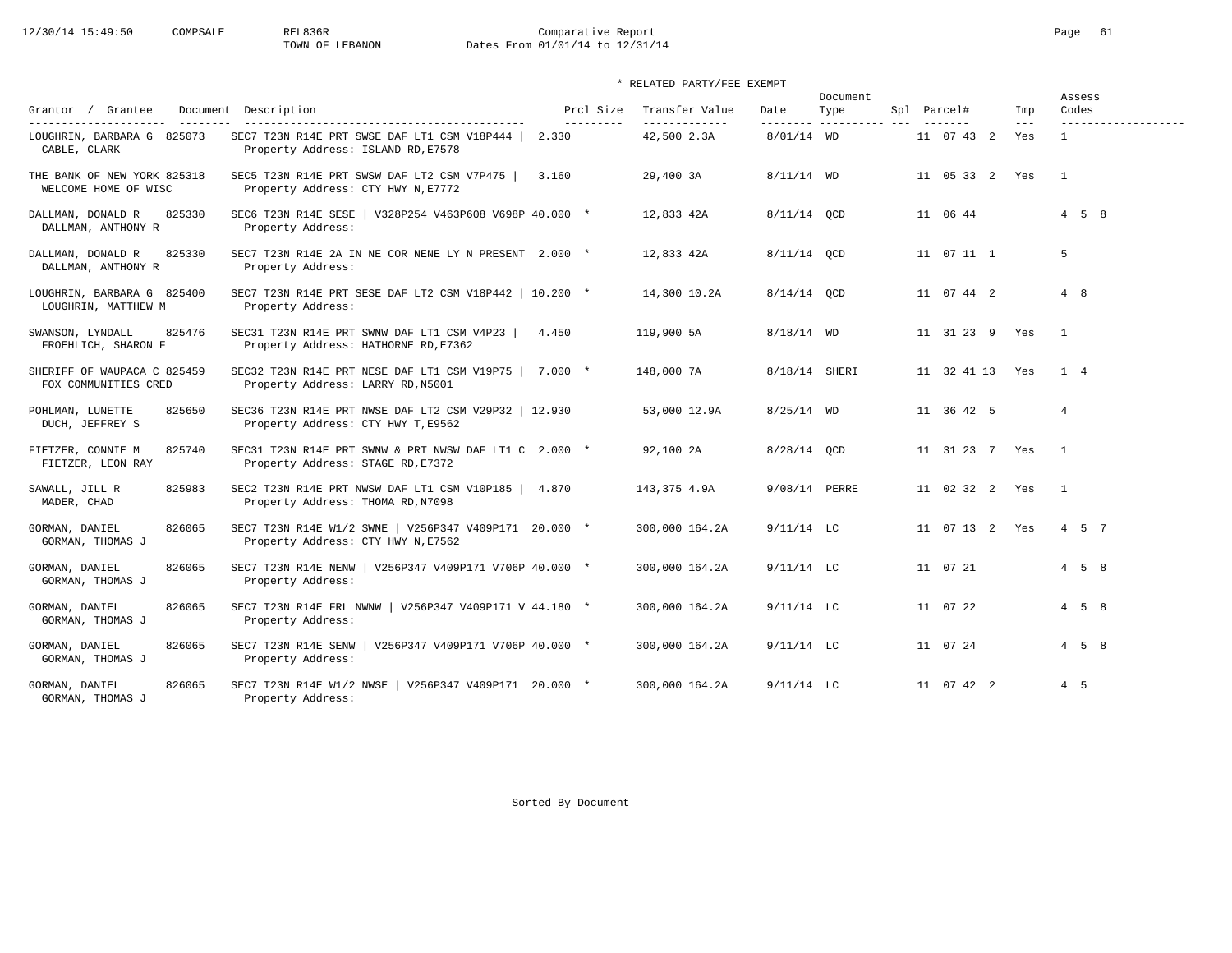12/30/14 15:49:50 COMPSALE REL836R

Comparative Report
TOWN OF LEBANON Dates From 01/01/14 to 12/31/14

\* RELATED PARTY/FEE EXEMPT

| Grantor / Grantee | Document | Description | Prcl Size | | Transfer Value | Date | Document Type | Spl | Parcel# | Imp | Assess Codes |
|---|---|---|---|---|---|---|---|---|---|---|---|
| LOUGHRIN, BARBARA G<br>CABLE, CLARK | 825073 | SEC7 T23N R14E PRT SWSE DAF LT1 CSM V18P444 \|<br>Property Address: ISLAND RD,E7578 | 2.330 | | 42,500 2.3A | 8/01/14 | WD | | 11 07 43 2 | Yes | 1 |
| THE BANK OF NEW YORK<br>WELCOME HOME OF WISC | 825318 | SEC5 T23N R14E PRT SWSW DAF LT2 CSM V7P475 \|<br>Property Address: CTY HWY N,E7772 | 3.160 | | 29,400 3A | 8/11/14 | WD | | 11 05 33 2 | Yes | 1 |
| DALLMAN, DONALD R<br>DALLMAN, ANTHONY R | 825330 | SEC6 T23N R14E SESE \| V328P254 V463P608 V698P<br>Property Address: | 40.000 | * | 12,833 42A | 8/11/14 | QCD | | 11 06 44 | | 4 5 8 |
| DALLMAN, DONALD R<br>DALLMAN, ANTHONY R | 825330 | SEC7 T23N R14E 2A IN NE COR NENE LY N PRESENT<br>Property Address: | 2.000 | * | 12,833 42A | 8/11/14 | QCD | | 11 07 11 1 | | 5 |
| LOUGHRIN, BARBARA G<br>LOUGHRIN, MATTHEW M | 825400 | SEC7 T23N R14E PRT SESE DAF LT2 CSM V18P442 \|<br>Property Address: | 10.200 | * | 14,300 10.2A | 8/14/14 | QCD | | 11 07 44 2 | | 4 8 |
| SWANSON, LYNDALL<br>FROEHLICH, SHARON F | 825476 | SEC31 T23N R14E PRT SWNW DAF LT1 CSM V4P23 \|<br>Property Address: HATHORNE RD,E7362 | 4.450 | | 119,900 5A | 8/18/14 | WD | | 11 31 23 9 | Yes | 1 |
| SHERIFF OF WAUPACA C<br>FOX COMMUNITIES CRED | 825459 | SEC32 T23N R14E PRT NESE DAF LT1 CSM V19P75 \|<br>Property Address: LARRY RD,N5001 | 7.000 | * | 148,000 7A | 8/18/14 | SHERI | | 11 32 41 13 | Yes | 1 4 |
| POHLMAN, LUNETTE<br>DUCH, JEFFREY S | 825650 | SEC36 T23N R14E PRT NWSE DAF LT2 CSM V29P32 \|<br>Property Address: CTY HWY T,E9562 | 12.930 | | 53,000 12.9A | 8/25/14 | WD | | 11 36 42 5 | | 4 |
| FIETZER, CONNIE M<br>FIETZER, LEON RAY | 825740 | SEC31 T23N R14E PRT SWNW & PRT NWSW DAF LT1 C<br>Property Address: STAGE RD,E7372 | 2.000 | * | 92,100 2A | 8/28/14 | QCD | | 11 31 23 7 | Yes | 1 |
| SAWALL, JILL R<br>MADER, CHAD | 825983 | SEC2 T23N R14E PRT NWSW DAF LT1 CSM V10P185 \|<br>Property Address: THOMA RD,N7098 | 4.870 | | 143,375 4.9A | 9/08/14 | PERRE | | 11 02 32 2 | Yes | 1 |
| GORMAN, DANIEL<br>GORMAN, THOMAS J | 826065 | SEC7 T23N R14E W1/2 SWNE \| V256P347 V409P171<br>Property Address: CTY HWY N,E7562 | 20.000 | * | 300,000 164.2A | 9/11/14 | LC | | 11 07 13 2 | Yes | 4 5 7 |
| GORMAN, DANIEL<br>GORMAN, THOMAS J | 826065 | SEC7 T23N R14E NENW \| V256P347 V409P171 V706P<br>Property Address: | 40.000 | * | 300,000 164.2A | 9/11/14 | LC | | 11 07 21 | | 4 5 8 |
| GORMAN, DANIEL<br>GORMAN, THOMAS J | 826065 | SEC7 T23N R14E FRL NWNW \| V256P347 V409P171 V<br>Property Address: | 44.180 | * | 300,000 164.2A | 9/11/14 | LC | | 11 07 22 | | 4 5 8 |
| GORMAN, DANIEL<br>GORMAN, THOMAS J | 826065 | SEC7 T23N R14E SENW \| V256P347 V409P171 V706P<br>Property Address: | 40.000 | * | 300,000 164.2A | 9/11/14 | LC | | 11 07 24 | | 4 5 8 |
| GORMAN, DANIEL<br>GORMAN, THOMAS J | 826065 | SEC7 T23N R14E W1/2 NWSE \| V256P347 V409P171<br>Property Address: | 20.000 | * | 300,000 164.2A | 9/11/14 | LC | | 11 07 42 2 | | 4 5 |

Sorted By Document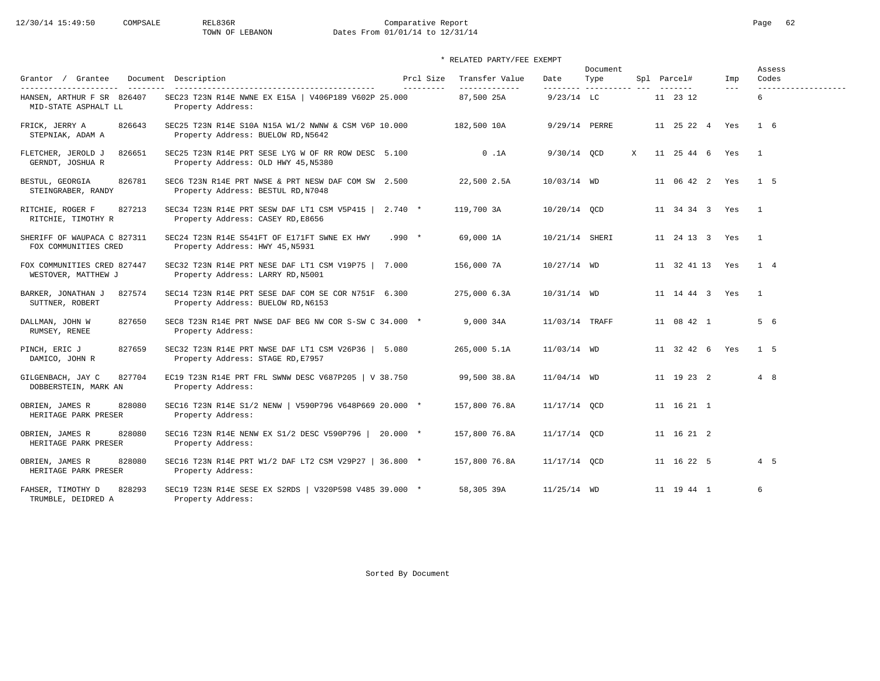TOWN OF LEBANON

Comparative Report

Dates From 01/01/14 to 12/31/14

\* RELATED PARTY/FEE EXEMPT

| Grantor / Grantee | Document | Description | Prcl Size | Transfer Value | Date | Document Type | Spl | Parcel# | Imp | Assess Codes |
|---|---|---|---|---|---|---|---|---|---|---|
| HANSEN, ARTHUR F SR / MID-STATE ASPHALT LL | 826407 | SEC23 T23N R14E NWNE EX E15A \| V406P189 V602P / Property Address: | 25.000 | 87,500 25A | 9/23/14 | LC | | 11 23 12 | | 6 |
| FRICK, JERRY A / STEPNIAK, ADAM A | 826643 | SEC25 T23N R14E S10A N15A W1/2 NWNW & CSM V6P / Property Address: BUELOW RD,N5642 | 10.000 | 182,500 10A | 9/29/14 | PERRE | | 11 25 22 4 | Yes | 1 6 |
| FLETCHER, JEROLD J / GERNDT, JOSHUA R | 826651 | SEC25 T23N R14E PRT SESE LYG W OF RR ROW DESC / Property Address: OLD HWY 45,N5380 | 5.100 | 0 .1A | 9/30/14 | QCD | X | 11 25 44 6 | Yes | 1 |
| BESTUL, GEORGIA / STEINGRABER, RANDY | 826781 | SEC6 T23N R14E PRT NWSE & PRT NESW DAF COM SW / Property Address: BESTUL RD,N7048 | 2.500 | 22,500 2.5A | 10/03/14 | WD | | 11 06 42 2 | Yes | 1 5 |
| RITCHIE, ROGER F / RITCHIE, TIMOTHY R | 827213 | SEC34 T23N R14E PRT SESW DAF LT1 CSM V5P415 \| / Property Address: CASEY RD,E8656 | 2.740 * | 119,700 3A | 10/20/14 | QCD | | 11 34 34 3 | Yes | 1 |
| SHERIFF OF WAUPACA C / FOX COMMUNITIES CRED | 827311 | SEC24 T23N R14E S541FT OF E171FT SWNE EX HWY / Property Address: HWY 45,N5931 | .990 * | 69,000 1A | 10/21/14 | SHERI | | 11 24 13 3 | Yes | 1 |
| FOX COMMUNITIES CRED / WESTOVER, MATTHEW J | 827447 | SEC32 T23N R14E PRT NESE DAF LT1 CSM V19P75 \| / Property Address: LARRY RD,N5001 | 7.000 | 156,000 7A | 10/27/14 | WD | | 11 32 41 13 | Yes | 1 4 |
| BARKER, JONATHAN J / SUTTNER, ROBERT | 827574 | SEC14 T23N R14E PRT SESE DAF COM SE COR N751F / Property Address: BUELOW RD,N6153 | 6.300 | 275,000 6.3A | 10/31/14 | WD | | 11 14 44 3 | Yes | 1 |
| DALLMAN, JOHN W / RUMSEY, RENEE | 827650 | SEC8 T23N R14E PRT NWSE DAF BEG NW COR S-SW C / Property Address: | 34.000 * | 9,000 34A | 11/03/14 | TRAFF | | 11 08 42 1 | | 5 6 |
| PINCH, ERIC J / DAMICO, JOHN R | 827659 | SEC32 T23N R14E PRT NWSE DAF LT1 CSM V26P36 \| / Property Address: STAGE RD,E7957 | 5.080 | 265,000 5.1A | 11/03/14 | WD | | 11 32 42 6 | Yes | 1 5 |
| GILGENBACH, JAY C / DOBBERSTEIN, MARK AN | 827704 | EC19 T23N R14E PRT FRL SWNW DESC V687P205 \| V / Property Address: | 38.750 | 99,500 38.8A | 11/04/14 | WD | | 11 19 23 2 | | 4 8 |
| OBRIEN, JAMES R / HERITAGE PARK PRESER | 828080 | SEC16 T23N R14E S1/2 NENW \| V590P796 V648P669 / Property Address: | 20.000 * | 157,800 76.8A | 11/17/14 | QCD | | 11 16 21 1 | | |
| OBRIEN, JAMES R / HERITAGE PARK PRESER | 828080 | SEC16 T23N R14E NENW EX S1/2 DESC V590P796 \| / Property Address: | 20.000 * | 157,800 76.8A | 11/17/14 | QCD | | 11 16 21 2 | | |
| OBRIEN, JAMES R / HERITAGE PARK PRESER | 828080 | SEC16 T23N R14E PRT W1/2 DAF LT2 CSM V29P27 \| / Property Address: | 36.800 * | 157,800 76.8A | 11/17/14 | QCD | | 11 16 22 5 | | 4 5 |
| FAHSER, TIMOTHY D / TRUMBLE, DEIDRED A | 828293 | SEC19 T23N R14E SESE EX S2RDS \| V320P598 V485 / Property Address: | 39.000 * | 58,305 39A | 11/25/14 | WD | | 11 19 44 1 | | 6 |

Sorted By Document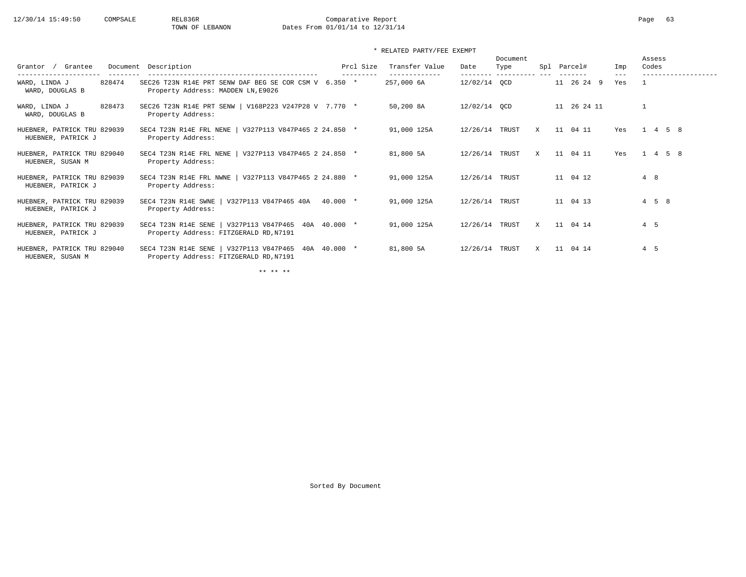\* RELATED PARTY/FEE EXEMPT

| Grantor / Grantee | Document | Description | Prcl Size | Transfer Value | Date | Document Type | Spl | Parcel# | Imp | Assess Codes |
|---|---|---|---|---|---|---|---|---|---|---|
| WARD, LINDA J<br>WARD, DOUGLAS B | 828474 | SEC26 T23N R14E PRT SENW DAF BEG SE COR CSM V<br>Property Address: MADDEN LN,E9026 | 6.350 * | 257,000 6A | 12/02/14 | QCD | | 11 26 24 9 | Yes | 1 |
| WARD, LINDA J<br>WARD, DOUGLAS B | 828473 | SEC26 T23N R14E PRT SENW \| V168P223 V247P28 V<br>Property Address: | 7.770 * | 50,200 8A | 12/02/14 | QCD | | 11 26 24 11 | | 1 |
| HUEBNER, PATRICK TRU<br>HUEBNER, PATRICK J | 829039 | SEC4 T23N R14E FRL NENE \| V327P113 V847P465 2<br>Property Address: | 24.850 * | 91,000 125A | 12/26/14 | TRUST | X | 11 04 11 | Yes | 1 4 5 8 |
| HUEBNER, PATRICK TRU<br>HUEBNER, SUSAN M | 829040 | SEC4 T23N R14E FRL NENE \| V327P113 V847P465 2<br>Property Address: | 24.850 * | 81,800 5A | 12/26/14 | TRUST | X | 11 04 11 | Yes | 1 4 5 8 |
| HUEBNER, PATRICK TRU<br>HUEBNER, PATRICK J | 829039 | SEC4 T23N R14E FRL NWNE \| V327P113 V847P465 2<br>Property Address: | 24.880 * | 91,000 125A | 12/26/14 | TRUST | | 11 04 12 | | 4 8 |
| HUEBNER, PATRICK TRU<br>HUEBNER, PATRICK J | 829039 | SEC4 T23N R14E SWNE \| V327P113 V847P465 40A<br>Property Address: | 40.000 * | 91,000 125A | 12/26/14 | TRUST | | 11 04 13 | | 4 5 8 |
| HUEBNER, PATRICK TRU<br>HUEBNER, PATRICK J | 829039 | SEC4 T23N R14E SENE \| V327P113 V847P465 40A<br>Property Address: FITZGERALD RD,N7191 | 40.000 * | 91,000 125A | 12/26/14 | TRUST | X | 11 04 14 | | 4 5 |
| HUEBNER, PATRICK TRU<br>HUEBNER, SUSAN M | 829040 | SEC4 T23N R14E SENE \| V327P113 V847P465 40A<br>Property Address: FITZGERALD RD,N7191 | 40.000 * | 81,800 5A | 12/26/14 | TRUST | X | 11 04 14 | | 4 5 |

\*\* \*\* \*\*

Sorted By Document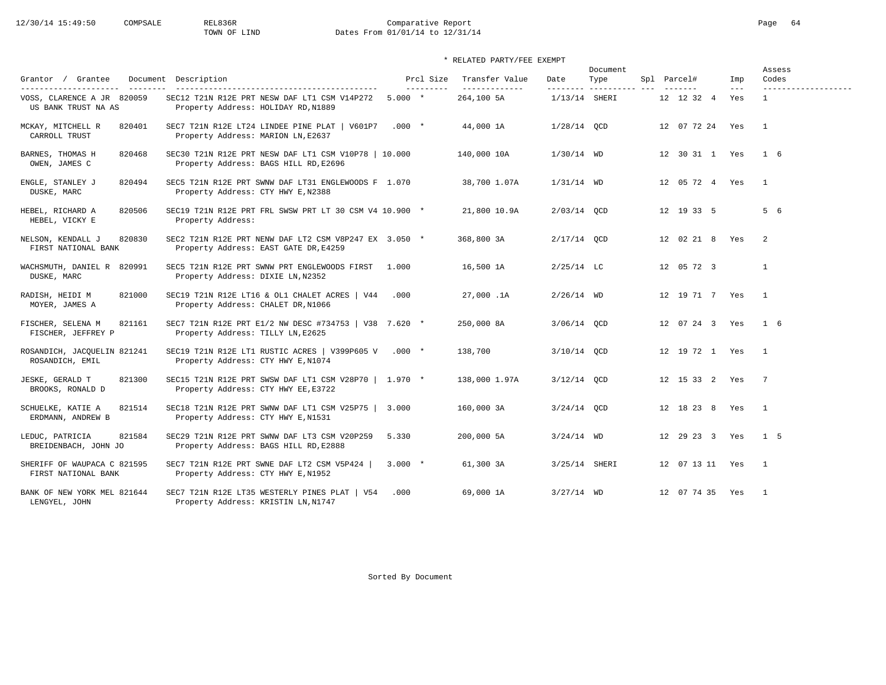Comparative Report
TOWN OF LIND
Dates From 01/01/14 to 12/31/14

\* RELATED PARTY/FEE EXEMPT

| Grantor / Grantee | Document | Description | Prcl Size | Transfer Value | Date | Document Type | Spl | Parcel# | Imp | Assess Codes |
|---|---|---|---|---|---|---|---|---|---|---|
| VOSS, CLARENCE A JR / US BANK TRUST NA AS | 820059 | SEC12 T21N R12E PRT NESW DAF LT1 CSM V14P272 / Property Address: HOLIDAY RD,N1889 | 5.000 * | 264,100 5A | 1/13/14 | SHERI | | 12 12 32 4 | Yes | 1 |
| MCKAY, MITCHELL R / CARROLL TRUST | 820401 | SEC7 T21N R12E LT24 LINDEE PINE PLAT \| V601P7 / Property Address: MARION LN,E2637 | .000 * | 44,000 1A | 1/28/14 | QCD | | 12 07 72 24 | Yes | 1 |
| BARNES, THOMAS H / OWEN, JAMES C | 820468 | SEC30 T21N R12E PRT NESW DAF LT1 CSM V10P78 \| / Property Address: BAGS HILL RD,E2696 | 10.000 | 140,000 10A | 1/30/14 | WD | | 12 30 31 1 | Yes | 1 6 |
| ENGLE, STANLEY J / DUSKE, MARC | 820494 | SEC5 T21N R12E PRT SWNW DAF LT31 ENGLEWOODS F / Property Address: CTY HWY E,N2388 | 1.070 | 38,700 1.07A | 1/31/14 | WD | | 12 05 72 4 | Yes | 1 |
| HEBEL, RICHARD A / HEBEL, VICKY E | 820506 | SEC19 T21N R12E PRT FRL SWSW PRT LT 30 CSM V4 / Property Address: | 10.900 * | 21,800 10.9A | 2/03/14 | QCD | | 12 19 33 5 | | 5 6 |
| NELSON, KENDALL J / FIRST NATIONAL BANK | 820830 | SEC2 T21N R12E PRT NENW DAF LT2 CSM V8P247 EX / Property Address: EAST GATE DR,E4259 | 3.050 * | 368,800 3A | 2/17/14 | QCD | | 12 02 21 8 | Yes | 2 |
| WACHSMUTH, DANIEL R / DUSKE, MARC | 820991 | SEC5 T21N R12E PRT SWNW PRT ENGLEWOODS FIRST / Property Address: DIXIE LN,N2352 | 1.000 | 16,500 1A | 2/25/14 | LC | | 12 05 72 3 | | 1 |
| RADISH, HEIDI M / MOYER, JAMES A | 821000 | SEC19 T21N R12E LT16 & OL1 CHALET ACRES \| V44 / Property Address: CHALET DR,N1066 | .000 | 27,000 .1A | 2/26/14 | WD | | 12 19 71 7 | Yes | 1 |
| FISCHER, SELENA M / FISCHER, JEFFREY P | 821161 | SEC7 T21N R12E PRT E1/2 NW DESC #734753 \| V38 / Property Address: TILLY LN,E2625 | 7.620 * | 250,000 8A | 3/06/14 | QCD | | 12 07 24 3 | Yes | 1 6 |
| ROSANDICH, JACQUELIN / ROSANDICH, EMIL | 821241 | SEC19 T21N R12E LT1 RUSTIC ACRES \| V399P605 V / Property Address: CTY HWY E,N1074 | .000 * | 138,700 | 3/10/14 | QCD | | 12 19 72 1 | Yes | 1 |
| JESKE, GERALD T / BROOKS, RONALD D | 821300 | SEC15 T21N R12E PRT SWSW DAF LT1 CSM V28P70 \| / Property Address: CTY HWY EE,E3722 | 1.970 * | 138,000 1.97A | 3/12/14 | QCD | | 12 15 33 2 | Yes | 7 |
| SCHUELKE, KATIE A / ERDMANN, ANDREW B | 821514 | SEC18 T21N R12E PRT SWNW DAF LT1 CSM V25P75 \| / Property Address: CTY HWY E,N1531 | 3.000 | 160,000 3A | 3/24/14 | QCD | | 12 18 23 8 | Yes | 1 |
| LEDUC, PATRICIA / BREIDENBACH, JOHN JO | 821584 | SEC29 T21N R12E PRT SWNW DAF LT3 CSM V20P259 / Property Address: BAGS HILL RD,E2888 | 5.330 | 200,000 5A | 3/24/14 | WD | | 12 29 23 3 | Yes | 1 5 |
| SHERIFF OF WAUPACA C / FIRST NATIONAL BANK | 821595 | SEC7 T21N R12E PRT SWNE DAF LT2 CSM V5P424 \| / Property Address: CTY HWY E,N1952 | 3.000 * | 61,300 3A | 3/25/14 | SHERI | | 12 07 13 11 | Yes | 1 |
| BANK OF NEW YORK MEL / LENGYEL, JOHN | 821644 | SEC7 T21N R12E LT35 WESTERLY PINES PLAT \| V54 / Property Address: KRISTIN LN,N1747 | .000 | 69,000 1A | 3/27/14 | WD | | 12 07 74 35 | Yes | 1 |

Sorted By Document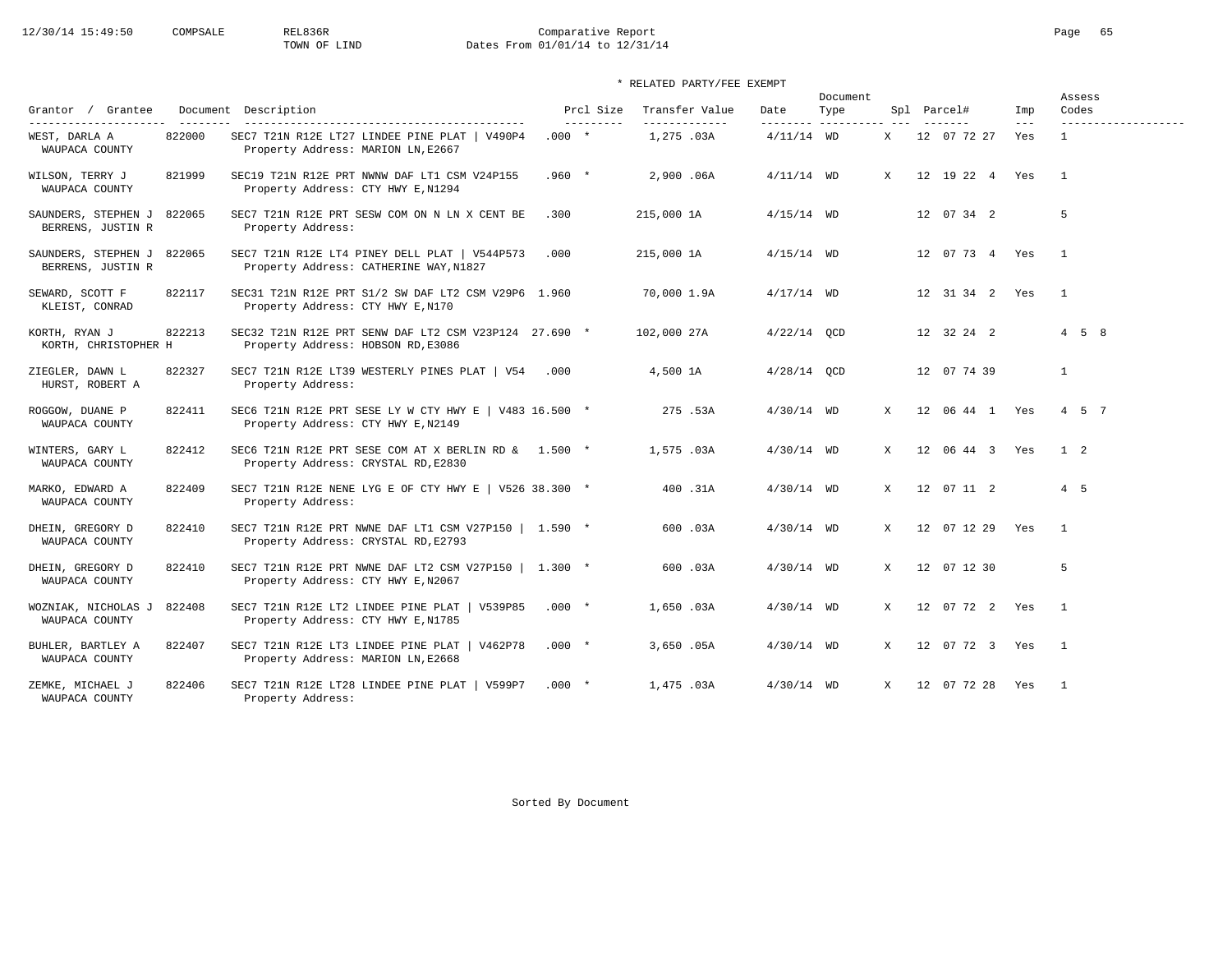Comparative Report
TOWN OF LIND
Dates From 01/01/14 to 12/31/14

\* RELATED PARTY/FEE EXEMPT

| Grantor / Grantee | Document | Description | Prcl Size | Transfer Value | Date | Document Type | Spl | Parcel# | Imp | Assess Codes |
|---|---|---|---|---|---|---|---|---|---|---|
| WEST, DARLA A<br>WAUPACA COUNTY | 822000 | SEC7 T21N R12E LT27 LINDEE PINE PLAT \| V490P4<br>Property Address: MARION LN,E2667 | .000 * | 1,275 .03A | 4/11/14 | WD | X | 12 07 72 27 | Yes | 1 |
| WILSON, TERRY J<br>WAUPACA COUNTY | 821999 | SEC19 T21N R12E PRT NWNW DAF LT1 CSM V24P155<br>Property Address: CTY HWY E,N1294 | .960 * | 2,900 .06A | 4/11/14 | WD | X | 12 19 22 4 | Yes | 1 |
| SAUNDERS, STEPHEN J<br>BERRENS, JUSTIN R | 822065 | SEC7 T21N R12E PRT SESW COM ON N LN X CENT BE<br>Property Address: | .300 | 215,000 1A | 4/15/14 | WD | | 12 07 34 2 | | 5 |
| SAUNDERS, STEPHEN J<br>BERRENS, JUSTIN R | 822065 | SEC7 T21N R12E LT4 PINEY DELL PLAT \| V544P573<br>Property Address: CATHERINE WAY,N1827 | .000 | 215,000 1A | 4/15/14 | WD | | 12 07 73 4 | Yes | 1 |
| SEWARD, SCOTT F<br>KLEIST, CONRAD | 822117 | SEC31 T21N R12E PRT S1/2 SW DAF LT2 CSM V29P6<br>Property Address: CTY HWY E,N170 | 1.960 | 70,000 1.9A | 4/17/14 | WD | | 12 31 34 2 | Yes | 1 |
| KORTH, RYAN J<br>KORTH, CHRISTOPHER H | 822213 | SEC32 T21N R12E PRT SENW DAF LT2 CSM V23P124<br>Property Address: HOBSON RD,E3086 | 27.690 * | 102,000 27A | 4/22/14 | QCD | | 12 32 24 2 | | 4 5 8 |
| ZIEGLER, DAWN L<br>HURST, ROBERT A | 822327 | SEC7 T21N R12E LT39 WESTERLY PINES PLAT \| V54<br>Property Address: | .000 | 4,500 1A | 4/28/14 | QCD | | 12 07 74 39 | | 1 |
| ROGGOW, DUANE P<br>WAUPACA COUNTY | 822411 | SEC6 T21N R12E PRT SESE LY W CTY HWY E \| V483<br>Property Address: CTY HWY E,N2149 | 16.500 * | 275 .53A | 4/30/14 | WD | X | 12 06 44 1 | Yes | 4 5 7 |
| WINTERS, GARY L<br>WAUPACA COUNTY | 822412 | SEC6 T21N R12E PRT SESE COM AT X BERLIN RD &<br>Property Address: CRYSTAL RD,E2830 | 1.500 * | 1,575 .03A | 4/30/14 | WD | X | 12 06 44 3 | Yes | 1 2 |
| MARKO, EDWARD A<br>WAUPACA COUNTY | 822409 | SEC7 T21N R12E NENE LYG E OF CTY HWY E \| V526<br>Property Address: | 38.300 * | 400 .31A | 4/30/14 | WD | X | 12 07 11 2 | | 4 5 |
| DHEIN, GREGORY D<br>WAUPACA COUNTY | 822410 | SEC7 T21N R12E PRT NWNE DAF LT1 CSM V27P150 \|<br>Property Address: CRYSTAL RD,E2793 | 1.590 * | 600 .03A | 4/30/14 | WD | X | 12 07 12 29 | Yes | 1 |
| DHEIN, GREGORY D<br>WAUPACA COUNTY | 822410 | SEC7 T21N R12E PRT NWNE DAF LT2 CSM V27P150 \|<br>Property Address: CTY HWY E,N2067 | 1.300 * | 600 .03A | 4/30/14 | WD | X | 12 07 12 30 | | 5 |
| WOZNIAK, NICHOLAS J<br>WAUPACA COUNTY | 822408 | SEC7 T21N R12E LT2 LINDEE PINE PLAT \| V539P85<br>Property Address: CTY HWY E,N1785 | .000 * | 1,650 .03A | 4/30/14 | WD | X | 12 07 72 2 | Yes | 1 |
| BUHLER, BARTLEY A<br>WAUPACA COUNTY | 822407 | SEC7 T21N R12E LT3 LINDEE PINE PLAT \| V462P78<br>Property Address: MARION LN,E2668 | .000 * | 3,650 .05A | 4/30/14 | WD | X | 12 07 72 3 | Yes | 1 |
| ZEMKE, MICHAEL J<br>WAUPACA COUNTY | 822406 | SEC7 T21N R12E LT28 LINDEE PINE PLAT \| V599P7<br>Property Address: | .000 * | 1,475 .03A | 4/30/14 | WD | X | 12 07 72 28 | Yes | 1 |

Sorted By Document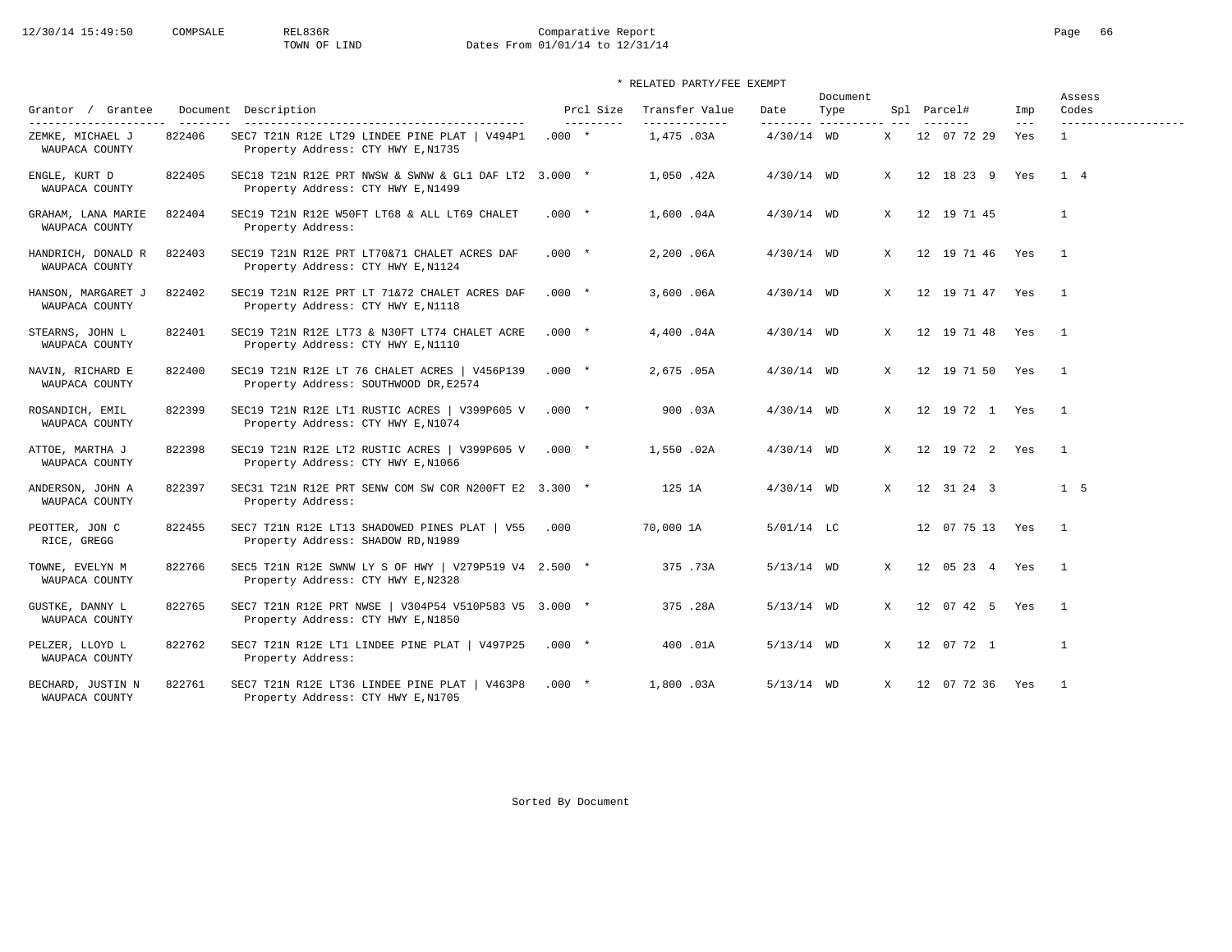Comparative Report
TOWN OF LIND
Dates From 01/01/14 to 12/31/14

\* RELATED PARTY/FEE EXEMPT

| Grantor / Grantee | Document | Description | Prcl Size | | Transfer Value | Date | Document Type | Spl | Parcel# | Imp | Assess Codes |
|---|---|---|---|---|---|---|---|---|---|---|---|
| ZEMKE, MICHAEL J / WAUPACA COUNTY | 822406 | SEC7 T21N R12E LT29 LINDEE PINE PLAT \| V494P1 / Property Address: CTY HWY E,N1735 | .000 | * | 1,475 .03A | 4/30/14 | WD | X | 12 07 72 29 | Yes | 1 |
| ENGLE, KURT D / WAUPACA COUNTY | 822405 | SEC18 T21N R12E PRT NWSW & SWNW & GL1 DAF LT2 / Property Address: CTY HWY E,N1499 | 3.000 | * | 1,050 .42A | 4/30/14 | WD | X | 12 18 23 9 | Yes | 1 4 |
| GRAHAM, LANA MARIE / WAUPACA COUNTY | 822404 | SEC19 T21N R12E W50FT LT68 & ALL LT69 CHALET / Property Address: | .000 | * | 1,600 .04A | 4/30/14 | WD | X | 12 19 71 45 | | 1 |
| HANDRICH, DONALD R / WAUPACA COUNTY | 822403 | SEC19 T21N R12E PRT LT70&71 CHALET ACRES DAF / Property Address: CTY HWY E,N1124 | .000 | * | 2,200 .06A | 4/30/14 | WD | X | 12 19 71 46 | Yes | 1 |
| HANSON, MARGARET J / WAUPACA COUNTY | 822402 | SEC19 T21N R12E PRT LT 71&72 CHALET ACRES DAF / Property Address: CTY HWY E,N1118 | .000 | * | 3,600 .06A | 4/30/14 | WD | X | 12 19 71 47 | Yes | 1 |
| STEARNS, JOHN L / WAUPACA COUNTY | 822401 | SEC19 T21N R12E LT73 & N30FT LT74 CHALET ACRE / Property Address: CTY HWY E,N1110 | .000 | * | 4,400 .04A | 4/30/14 | WD | X | 12 19 71 48 | Yes | 1 |
| NAVIN, RICHARD E / WAUPACA COUNTY | 822400 | SEC19 T21N R12E LT 76 CHALET ACRES \| V456P139 / Property Address: SOUTHWOOD DR,E2574 | .000 | * | 2,675 .05A | 4/30/14 | WD | X | 12 19 71 50 | Yes | 1 |
| ROSANDICH, EMIL / WAUPACA COUNTY | 822399 | SEC19 T21N R12E LT1 RUSTIC ACRES \| V399P605 V / Property Address: CTY HWY E,N1074 | .000 | * | 900 .03A | 4/30/14 | WD | X | 12 19 72 1 | Yes | 1 |
| ATTOE, MARTHA J / WAUPACA COUNTY | 822398 | SEC19 T21N R12E LT2 RUSTIC ACRES \| V399P605 V / Property Address: CTY HWY E,N1066 | .000 | * | 1,550 .02A | 4/30/14 | WD | X | 12 19 72 2 | Yes | 1 |
| ANDERSON, JOHN A / WAUPACA COUNTY | 822397 | SEC31 T21N R12E PRT SENW COM SW COR N200FT E2 / Property Address: | 3.300 | * | 125 1A | 4/30/14 | WD | X | 12 31 24 3 | | 1 5 |
| PEOTTER, JON C / RICE, GREGG | 822455 | SEC7 T21N R12E LT13 SHADOWED PINES PLAT \| V55 / Property Address: SHADOW RD,N1989 | .000 | | 70,000 1A | 5/01/14 | LC | | 12 07 75 13 | Yes | 1 |
| TOWNE, EVELYN M / WAUPACA COUNTY | 822766 | SEC5 T21N R12E SWNW LY S OF HWY \| V279P519 V4 / Property Address: CTY HWY E,N2328 | 2.500 | * | 375 .73A | 5/13/14 | WD | X | 12 05 23 4 | Yes | 1 |
| GUSTKE, DANNY L / WAUPACA COUNTY | 822765 | SEC7 T21N R12E PRT NWSE \| V304P54 V510P583 V5 / Property Address: CTY HWY E,N1850 | 3.000 | * | 375 .28A | 5/13/14 | WD | X | 12 07 42 5 | Yes | 1 |
| PELZER, LLOYD L / WAUPACA COUNTY | 822762 | SEC7 T21N R12E LT1 LINDEE PINE PLAT \| V497P25 / Property Address: | .000 | * | 400 .01A | 5/13/14 | WD | X | 12 07 72 1 | | 1 |
| BECHARD, JUSTIN N / WAUPACA COUNTY | 822761 | SEC7 T21N R12E LT36 LINDEE PINE PLAT \| V463P8 / Property Address: CTY HWY E,N1705 | .000 | * | 1,800 .03A | 5/13/14 | WD | X | 12 07 72 36 | Yes | 1 |

Sorted By Document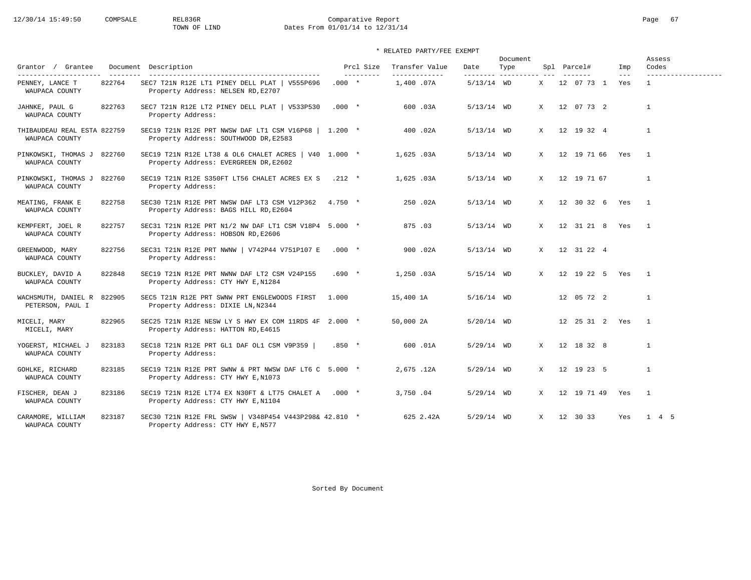12/30/14 15:49:50 COMPSALE REL836R Comparative Report
TOWN OF LIND Dates From 01/01/14 to 12/31/14

\* RELATED PARTY/FEE EXEMPT

| Grantor / Grantee | Document | Description | Prcl Size | Transfer Value | Date | Document Type | Spl | Parcel# | Imp | Assess Codes |
|---|---|---|---|---|---|---|---|---|---|---|
| PENNEY, LANCE T<br>WAUPACA COUNTY | 822764 | SEC7 T21N R12E LT1 PINEY DELL PLAT \| V555P696<br>Property Address: NELSEN RD,E2707 | .000 * | 1,400 .07A | 5/13/14 | WD | X | 12 07 73 1 | Yes | 1 |
| JAHNKE, PAUL G<br>WAUPACA COUNTY | 822763 | SEC7 T21N R12E LT2 PINEY DELL PLAT \| V533P530<br>Property Address: | .000 * | 600 .03A | 5/13/14 | WD | X | 12 07 73 2 | | 1 |
| THIBAUDEAU REAL ESTA<br>WAUPACA COUNTY | 822759 | SEC19 T21N R12E PRT NWSW DAF LT1 CSM V16P68 \|<br>Property Address: SOUTHWOOD DR,E2583 | 1.200 * | 400 .02A | 5/13/14 | WD | X | 12 19 32 4 | | 1 |
| PINKOWSKI, THOMAS J<br>WAUPACA COUNTY | 822760 | SEC19 T21N R12E LT38 & OL6 CHALET ACRES \| V40<br>Property Address: EVERGREEN DR,E2602 | 1.000 * | 1,625 .03A | 5/13/14 | WD | X | 12 19 71 66 | Yes | 1 |
| PINKOWSKI, THOMAS J<br>WAUPACA COUNTY | 822760 | SEC19 T21N R12E S350FT LT56 CHALET ACRES EX S<br>Property Address: | .212 * | 1,625 .03A | 5/13/14 | WD | X | 12 19 71 67 | | 1 |
| MEATING, FRANK E<br>WAUPACA COUNTY | 822758 | SEC30 T21N R12E PRT NWSW DAF LT3 CSM V12P362<br>Property Address: BAGS HILL RD,E2604 | 4.750 * | 250 .02A | 5/13/14 | WD | X | 12 30 32 6 | Yes | 1 |
| KEMPFERT, JOEL R<br>WAUPACA COUNTY | 822757 | SEC31 T21N R12E PRT N1/2 NW DAF LT1 CSM V18P4<br>Property Address: HOBSON RD,E2606 | 5.000 * | 875 .03 | 5/13/14 | WD | X | 12 31 21 8 | Yes | 1 |
| GREENWOOD, MARY<br>WAUPACA COUNTY | 822756 | SEC31 T21N R12E PRT NWNW \| V742P44 V751P107 E<br>Property Address: | .000 * | 900 .02A | 5/13/14 | WD | X | 12 31 22 4 | | |
| BUCKLEY, DAVID A<br>WAUPACA COUNTY | 822848 | SEC19 T21N R12E PRT NWNW DAF LT2 CSM V24P155<br>Property Address: CTY HWY E,N1284 | .690 * | 1,250 .03A | 5/15/14 | WD | X | 12 19 22 5 | Yes | 1 |
| WACHSMUTH, DANIEL R<br>PETERSON, PAUL I | 822905 | SEC5 T21N R12E PRT SWNW PRT ENGLEWOODS FIRST<br>Property Address: DIXIE LN,N2344 | 1.000 | 15,400 1A | 5/16/14 | WD | | 12 05 72 2 | | 1 |
| MICELI, MARY<br>MICELI, MARY | 822965 | SEC25 T21N R12E NESW LY S HWY EX COM 11RDS 4F<br>Property Address: HATTON RD,E4615 | 2.000 * | 50,000 2A | 5/20/14 | WD | | 12 25 31 2 | Yes | 1 |
| YOGERST, MICHAEL J<br>WAUPACA COUNTY | 823183 | SEC18 T21N R12E PRT GL1 DAF OL1 CSM V9P359 \|<br>Property Address: | .850 * | 600 .01A | 5/29/14 | WD | X | 12 18 32 8 | | 1 |
| GOHLKE, RICHARD<br>WAUPACA COUNTY | 823185 | SEC19 T21N R12E PRT SWNW & PRT NWSW DAF LT6 C<br>Property Address: CTY HWY E,N1073 | 5.000 * | 2,675 .12A | 5/29/14 | WD | X | 12 19 23 5 | | 1 |
| FISCHER, DEAN J<br>WAUPACA COUNTY | 823186 | SEC19 T21N R12E LT74 EX N30FT & LT75 CHALET A<br>Property Address: CTY HWY E,N1104 | .000 * | 3,750 .04 | 5/29/14 | WD | X | 12 19 71 49 | Yes | 1 |
| CARAMORE, WILLIAM<br>WAUPACA COUNTY | 823187 | SEC30 T21N R12E FRL SWSW \| V348P454 V443P298&<br>Property Address: CTY HWY E,N577 | 42.810 * | 625 2.42A | 5/29/14 | WD | X | 12 30 33 | Yes | 1 4 5 |

Sorted By Document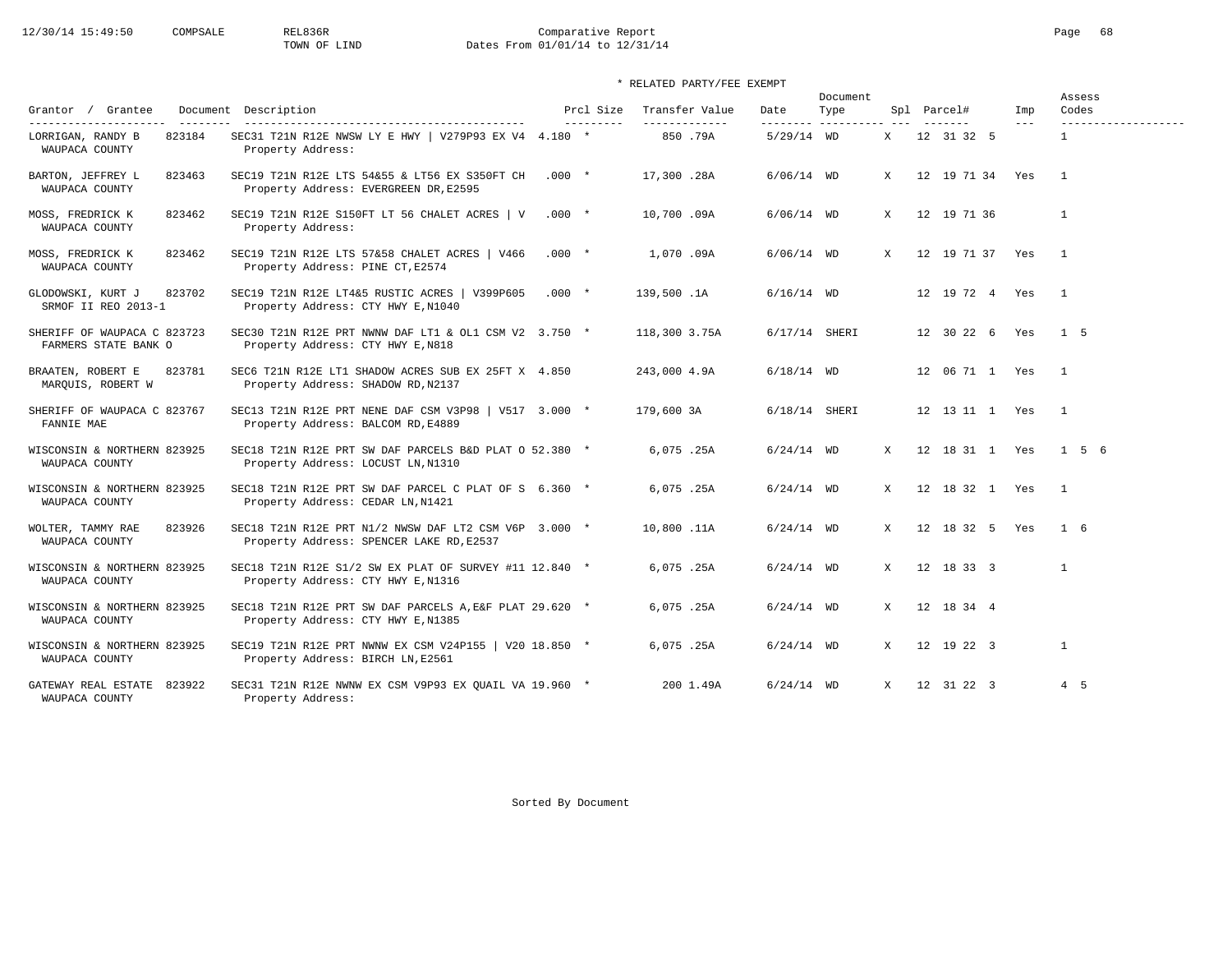Comparative Report
TOWN OF LIND
Dates From 01/01/14 to 12/31/14

12/30/14 15:49:50 COMPSALE REL836R

\* RELATED PARTY/FEE EXEMPT

| Grantor / Grantee | Document | Description | Prcl Size | | Transfer Value | Date | Document Type | Spl | Parcel# | Imp | Assess Codes |
|---|---|---|---|---|---|---|---|---|---|---|---|
| LORRIGAN, RANDY B<br>WAUPACA COUNTY | 823184 | SEC31 T21N R12E NWSW LY E HWY \| V279P93 EX V4<br>Property Address: | 4.180 | * | 850 .79A | 5/29/14 | WD | X | 12 31 32 5 | | 1 |
| BARTON, JEFFREY L<br>WAUPACA COUNTY | 823463 | SEC19 T21N R12E LTS 54&55 & LT56 EX S350FT CH<br>Property Address: EVERGREEN DR,E2595 | .000 | * | 17,300 .28A | 6/06/14 | WD | X | 12 19 71 34 | Yes | 1 |
| MOSS, FREDRICK K<br>WAUPACA COUNTY | 823462 | SEC19 T21N R12E S150FT LT 56 CHALET ACRES \| V<br>Property Address: | .000 | * | 10,700 .09A | 6/06/14 | WD | X | 12 19 71 36 | | 1 |
| MOSS, FREDRICK K<br>WAUPACA COUNTY | 823462 | SEC19 T21N R12E LTS 57&58 CHALET ACRES \| V466<br>Property Address: PINE CT,E2574 | .000 | * | 1,070 .09A | 6/06/14 | WD | X | 12 19 71 37 | Yes | 1 |
| GLODOWSKI, KURT J<br>SRMOF II REO 2013-1 | 823702 | SEC19 T21N R12E LT4&5 RUSTIC ACRES \| V399P605<br>Property Address: CTY HWY E,N1040 | .000 | * | 139,500 .1A | 6/16/14 | WD | | 12 19 72 4 | Yes | 1 |
| SHERIFF OF WAUPACA C<br>FARMERS STATE BANK O | 823723 | SEC30 T21N R12E PRT NWNW DAF LT1 & OL1 CSM V2<br>Property Address: CTY HWY E,N818 | 3.750 | * | 118,300 3.75A | 6/17/14 | SHERI | | 12 30 22 6 | Yes | 1 5 |
| BRAATEN, ROBERT E<br>MARQUIS, ROBERT W | 823781 | SEC6 T21N R12E LT1 SHADOW ACRES SUB EX 25FT X<br>Property Address: SHADOW RD,N2137 | 4.850 | | 243,000 4.9A | 6/18/14 | WD | | 12 06 71 1 | Yes | 1 |
| SHERIFF OF WAUPACA C<br>FANNIE MAE | 823767 | SEC13 T21N R12E PRT NENE DAF CSM V3P98 \| V517<br>Property Address: BALCOM RD,E4889 | 3.000 | * | 179,600 3A | 6/18/14 | SHERI | | 12 13 11 1 | Yes | 1 |
| WISCONSIN & NORTHERN<br>WAUPACA COUNTY | 823925 | SEC18 T21N R12E PRT SW DAF PARCELS B&D PLAT O<br>Property Address: LOCUST LN,N1310 | 52.380 | * | 6,075 .25A | 6/24/14 | WD | X | 12 18 31 1 | Yes | 1 5 6 |
| WISCONSIN & NORTHERN<br>WAUPACA COUNTY | 823925 | SEC18 T21N R12E PRT SW DAF PARCEL C PLAT OF S<br>Property Address: CEDAR LN,N1421 | 6.360 | * | 6,075 .25A | 6/24/14 | WD | X | 12 18 32 1 | Yes | 1 |
| WOLTER, TAMMY RAE<br>WAUPACA COUNTY | 823926 | SEC18 T21N R12E PRT N1/2 NWSW DAF LT2 CSM V6P<br>Property Address: SPENCER LAKE RD,E2537 | 3.000 | * | 10,800 .11A | 6/24/14 | WD | X | 12 18 32 5 | Yes | 1 6 |
| WISCONSIN & NORTHERN<br>WAUPACA COUNTY | 823925 | SEC18 T21N R12E S1/2 SW EX PLAT OF SURVEY #11<br>Property Address: CTY HWY E,N1316 | 12.840 | * | 6,075 .25A | 6/24/14 | WD | X | 12 18 33 3 | | 1 |
| WISCONSIN & NORTHERN<br>WAUPACA COUNTY | 823925 | SEC18 T21N R12E PRT SW DAF PARCELS A,E&F PLAT<br>Property Address: CTY HWY E,N1385 | 29.620 | * | 6,075 .25A | 6/24/14 | WD | X | 12 18 34 4 | | |
| WISCONSIN & NORTHERN<br>WAUPACA COUNTY | 823925 | SEC19 T21N R12E PRT NWNW EX CSM V24P155 \| V20<br>Property Address: BIRCH LN,E2561 | 18.850 | * | 6,075 .25A | 6/24/14 | WD | X | 12 19 22 3 | | 1 |
| GATEWAY REAL ESTATE<br>WAUPACA COUNTY | 823922 | SEC31 T21N R12E NWNW EX CSM V9P93 EX QUAIL VA<br>Property Address: | 19.960 | * | 200 1.49A | 6/24/14 | WD | X | 12 31 22 3 | | 4 5 |

Sorted By Document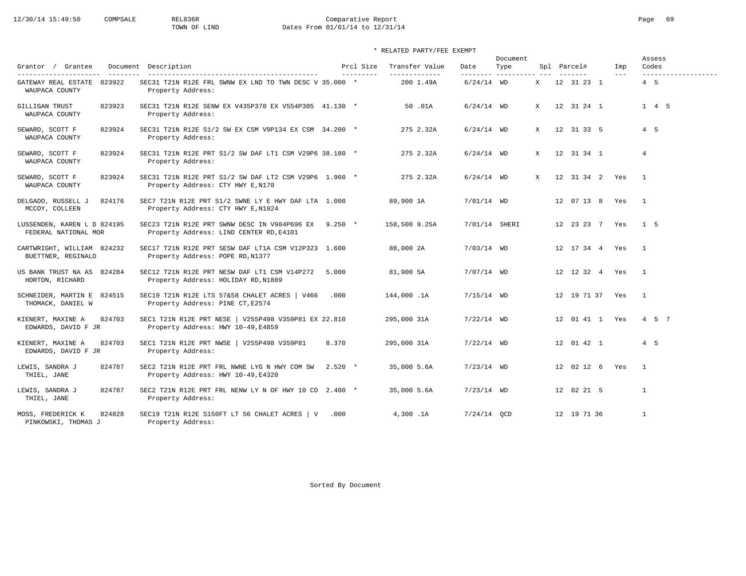12/30/14 15:49:50 COMPSALE REL836R Comparative Report
TOWN OF LIND Dates From 01/01/14 to 12/31/14

\* RELATED PARTY/FEE EXEMPT

| Grantor / Grantee | Document | Description | Prcl Size | Transfer Value | Date | Document Type | Spl | Parcel# | Imp | Assess Codes |
|---|---|---|---|---|---|---|---|---|---|---|
| GATEWAY REAL ESTATE WAUPACA COUNTY | 823922 | SEC31 T21N R12E FRL SWNW EX LND TO TWN DESC V Property Address: | 35.000 * | 200 1.49A | 6/24/14 | WD | X | 12 31 23 1 | | 4 5 |
| GILLIGAN TRUST WAUPACA COUNTY | 823923 | SEC31 T21N R12E SENW EX V435P370 EX V554P305 Property Address: | 41.130 * | 50 .01A | 6/24/14 | WD | X | 12 31 24 1 | | 1 4 5 |
| SEWARD, SCOTT F WAUPACA COUNTY | 823924 | SEC31 T21N R12E S1/2 SW EX CSM V9P134 EX CSM Property Address: | 34.200 * | 275 2.32A | 6/24/14 | WD | X | 12 31 33 5 | | 4 5 |
| SEWARD, SCOTT F WAUPACA COUNTY | 823924 | SEC31 T21N R12E PRT S1/2 SW DAF LT1 CSM V29P6 Property Address: | 38.180 * | 275 2.32A | 6/24/14 | WD | X | 12 31 34 1 | | 4 |
| SEWARD, SCOTT F WAUPACA COUNTY | 823924 | SEC31 T21N R12E PRT S1/2 SW DAF LT2 CSM V29P6 Property Address: CTY HWY E,N170 | 1.960 * | 275 2.32A | 6/24/14 | WD | X | 12 31 34 2 | Yes | 1 |
| DELGADO, RUSSELL J MCCOY, COLLEEN | 824176 | SEC7 T21N R12E PRT S1/2 SWNE LY E HWY DAF LTA Property Address: CTY HWY E,N1924 | 1.000 | 89,900 1A | 7/01/14 | WD | | 12 07 13 8 | Yes | 1 |
| LUSSENDEN, KAREN L D FEDERAL NATIONAL MOR | 824195 | SEC23 T21N R12E PRT SWNW DESC IN V984P696 EX Property Address: LIND CENTER RD,E4101 | 9.250 * | 158,500 9.25A | 7/01/14 | SHERI | | 12 23 23 7 | Yes | 1 5 |
| CARTWRIGHT, WILLIAM BUETTNER, REGINALD | 824232 | SEC17 T21N R12E PRT SESW DAF LT1A CSM V12P323 Property Address: POPE RD,N1377 | 1.600 | 88,000 2A | 7/03/14 | WD | | 12 17 34 4 | Yes | 1 |
| US BANK TRUST NA AS HORTON, RICHARD | 824284 | SEC12 T21N R12E PRT NESW DAF LT1 CSM V14P272 Property Address: HOLIDAY RD,N1889 | 5.000 | 81,900 5A | 7/07/14 | WD | | 12 12 32 4 | Yes | 1 |
| SCHNEIDER, MARTIN E THOMACK, DANIEL W | 824515 | SEC19 T21N R12E LTS 57&58 CHALET ACRES \| V466 Property Address: PINE CT,E2574 | .000 | 144,000 .1A | 7/15/14 | WD | | 12 19 71 37 | Yes | 1 |
| KIENERT, MAXINE A EDWARDS, DAVID F JR | 824703 | SEC1 T21N R12E PRT NESE \| V255P498 V359P81 EX Property Address: HWY 10-49,E4859 | 22.810 | 295,000 31A | 7/22/14 | WD | | 12 01 41 1 | Yes | 4 5 7 |
| KIENERT, MAXINE A EDWARDS, DAVID F JR | 824703 | SEC1 T21N R12E PRT NWSE \| V255P498 V359P81 Property Address: | 8.370 | 295,000 31A | 7/22/14 | WD | | 12 01 42 1 | | 4 5 |
| LEWIS, SANDRA J THIEL, JANE | 824787 | SEC2 T21N R12E PRT FRL NWNE LYG N HWY COM SW Property Address: HWY 10-49,E4320 | 2.520 * | 35,000 5.6A | 7/23/14 | WD | | 12 02 12 6 | Yes | 1 |
| LEWIS, SANDRA J THIEL, JANE | 824787 | SEC2 T21N R12E PRT FRL NENW LY N OF HWY 10 CO Property Address: | 2.400 * | 35,000 5.6A | 7/23/14 | WD | | 12 02 21 5 | | 1 |
| MOSS, FREDERICK K PINKOWSKI, THOMAS J | 824828 | SEC19 T21N R12E S150FT LT 56 CHALET ACRES \| V Property Address: | .000 | 4,300 .1A | 7/24/14 | QCD | | 12 19 71 36 | | 1 |

Sorted By Document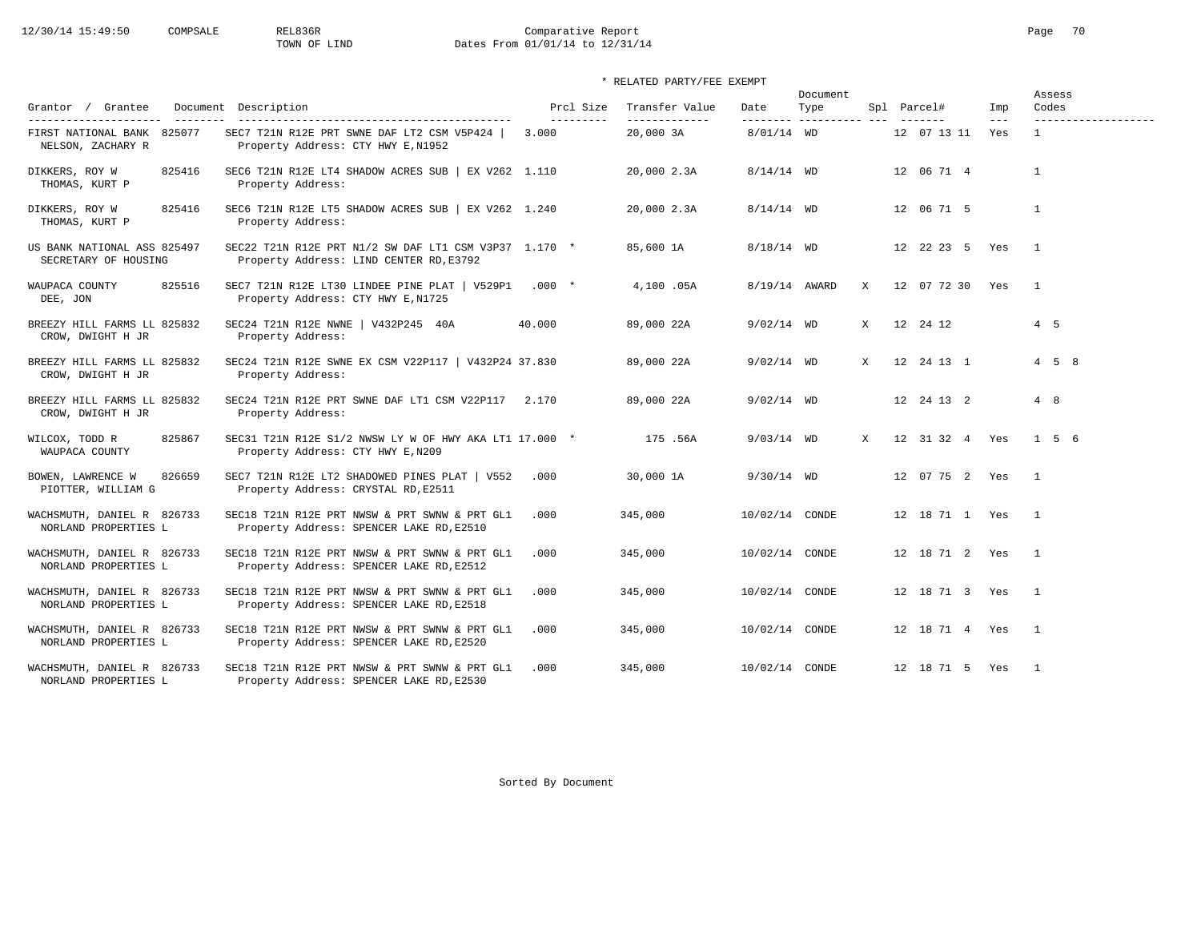12/30/14 15:49:50 COMPSALE REL836R Comparative Report
TOWN OF LIND Dates From 01/01/14 to 12/31/14

\* RELATED PARTY/FEE EXEMPT

| Grantor / Grantee | Document | Description | Prcl Size | Transfer Value | Date | Document Type | Spl | Parcel# | Imp | Assess Codes |
|---|---|---|---|---|---|---|---|---|---|---|
| FIRST NATIONAL BANK<br>NELSON, ZACHARY R | 825077 | SEC7 T21N R12E PRT SWNE DAF LT2 CSM V5P424 \|<br>Property Address: CTY HWY E,N1952 | 3.000 | 20,000 3A | 8/01/14 | WD | | 12 07 13 11 | Yes | 1 |
| DIKKERS, ROY W<br>THOMAS, KURT P | 825416 | SEC6 T21N R12E LT4 SHADOW ACRES SUB \| EX V262<br>Property Address: | 1.110 | 20,000 2.3A | 8/14/14 | WD | | 12 06 71 4 | | 1 |
| DIKKERS, ROY W<br>THOMAS, KURT P | 825416 | SEC6 T21N R12E LT5 SHADOW ACRES SUB \| EX V262<br>Property Address: | 1.240 | 20,000 2.3A | 8/14/14 | WD | | 12 06 71 5 | | 1 |
| US BANK NATIONAL ASS<br>SECRETARY OF HOUSING | 825497 | SEC22 T21N R12E PRT N1/2 SW DAF LT1 CSM V3P37<br>Property Address: LIND CENTER RD,E3792 | 1.170 * | 85,600 1A | 8/18/14 | WD | | 12 22 23 5 | Yes | 1 |
| WAUPACA COUNTY<br>DEE, JON | 825516 | SEC7 T21N R12E LT30 LINDEE PINE PLAT \| V529P1<br>Property Address: CTY HWY E,N1725 | .000 * | 4,100 .05A | 8/19/14 | AWARD | X | 12 07 72 30 | Yes | 1 |
| BREEZY HILL FARMS LL<br>CROW, DWIGHT H JR | 825832 | SEC24 T21N R12E NWNE \| V432P245 40A<br>Property Address: | 40.000 | 89,000 22A | 9/02/14 | WD | X | 12 24 12 | | 4 5 |
| BREEZY HILL FARMS LL<br>CROW, DWIGHT H JR | 825832 | SEC24 T21N R12E SWNE EX CSM V22P117 \| V432P24<br>Property Address: | 37.830 | 89,000 22A | 9/02/14 | WD | X | 12 24 13 1 | | 4 5 8 |
| BREEZY HILL FARMS LL<br>CROW, DWIGHT H JR | 825832 | SEC24 T21N R12E PRT SWNE DAF LT1 CSM V22P117<br>Property Address: | 2.170 | 89,000 22A | 9/02/14 | WD | | 12 24 13 2 | | 4 8 |
| WILCOX, TODD R<br>WAUPACA COUNTY | 825867 | SEC31 T21N R12E S1/2 NWSW LY W OF HWY AKA LT1<br>Property Address: CTY HWY E,N209 | 17.000 * | 175 .56A | 9/03/14 | WD | X | 12 31 32 4 | Yes | 1 5 6 |
| BOWEN, LAWRENCE W<br>PIOTTER, WILLIAM G | 826659 | SEC7 T21N R12E LT2 SHADOWED PINES PLAT \| V552<br>Property Address: CRYSTAL RD,E2511 | .000 | 30,000 1A | 9/30/14 | WD | | 12 07 75 2 | Yes | 1 |
| WACHSMUTH, DANIEL R<br>NORLAND PROPERTIES L | 826733 | SEC18 T21N R12E PRT NWSW & PRT SWNW & PRT GL1<br>Property Address: SPENCER LAKE RD,E2510 | .000 | 345,000 | 10/02/14 | CONDE | | 12 18 71 1 | Yes | 1 |
| WACHSMUTH, DANIEL R<br>NORLAND PROPERTIES L | 826733 | SEC18 T21N R12E PRT NWSW & PRT SWNW & PRT GL1<br>Property Address: SPENCER LAKE RD,E2512 | .000 | 345,000 | 10/02/14 | CONDE | | 12 18 71 2 | Yes | 1 |
| WACHSMUTH, DANIEL R<br>NORLAND PROPERTIES L | 826733 | SEC18 T21N R12E PRT NWSW & PRT SWNW & PRT GL1<br>Property Address: SPENCER LAKE RD,E2518 | .000 | 345,000 | 10/02/14 | CONDE | | 12 18 71 3 | Yes | 1 |
| WACHSMUTH, DANIEL R<br>NORLAND PROPERTIES L | 826733 | SEC18 T21N R12E PRT NWSW & PRT SWNW & PRT GL1<br>Property Address: SPENCER LAKE RD,E2520 | .000 | 345,000 | 10/02/14 | CONDE | | 12 18 71 4 | Yes | 1 |
| WACHSMUTH, DANIEL R<br>NORLAND PROPERTIES L | 826733 | SEC18 T21N R12E PRT NWSW & PRT SWNW & PRT GL1<br>Property Address: SPENCER LAKE RD,E2530 | .000 | 345,000 | 10/02/14 | CONDE | | 12 18 71 5 | Yes | 1 |

Sorted By Document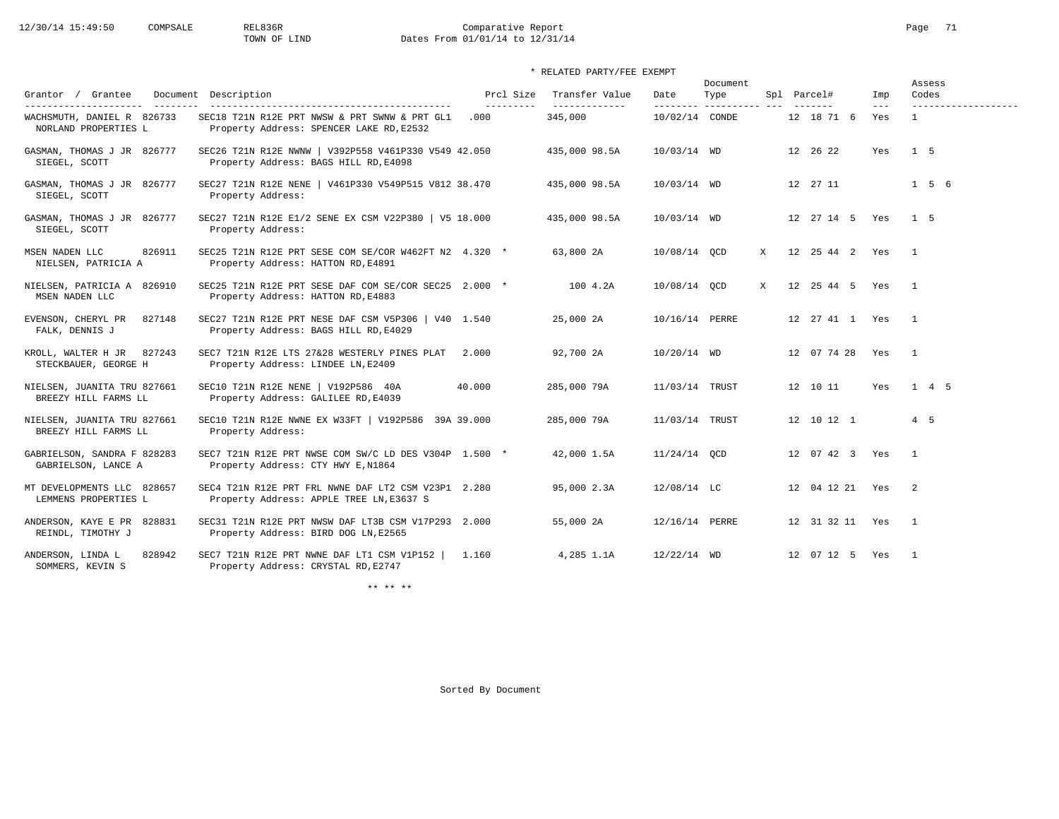Comparative Report
TOWN OF LIND
Dates From 01/01/14 to 12/31/14

\* RELATED PARTY/FEE EXEMPT

| Grantor / Grantee | Document | Description | Prcl Size | Transfer Value | Date | Document Type | Spl | Parcel# | Imp | Assess Codes |
|---|---|---|---|---|---|---|---|---|---|---|
| WACHSMUTH, DANIEL R / NORLAND PROPERTIES L | 826733 | SEC18 T21N R12E PRT NWSW & PRT SWNW & PRT GL1 / Property Address: SPENCER LAKE RD,E2532 | .000 | 345,000 | 10/02/14 | CONDE | | 12 18 71 6 | Yes | 1 |
| GASMAN, THOMAS J JR / SIEGEL, SCOTT | 826777 | SEC26 T21N R12E NWNW \| V392P558 V461P330 V549 / Property Address: BAGS HILL RD,E4098 | 42.050 | 435,000 98.5A | 10/03/14 | WD | | 12 26 22 | Yes | 1 5 |
| GASMAN, THOMAS J JR / SIEGEL, SCOTT | 826777 | SEC27 T21N R12E NENE \| V461P330 V549P515 V812 / Property Address: | 38.470 | 435,000 98.5A | 10/03/14 | WD | | 12 27 11 | | 1 5 6 |
| GASMAN, THOMAS J JR / SIEGEL, SCOTT | 826777 | SEC27 T21N R12E E1/2 SENE EX CSM V22P380 \| V5 / Property Address: | 18.000 | 435,000 98.5A | 10/03/14 | WD | | 12 27 14 5 | Yes | 1 5 |
| MSEN NADEN LLC / NIELSEN, PATRICIA A | 826911 | SEC25 T21N R12E PRT SESE COM SE/COR W462FT N2 / Property Address: HATTON RD,E4891 | 4.320 * | 63,800 2A | 10/08/14 | QCD | X | 12 25 44 2 | Yes | 1 |
| NIELSEN, PATRICIA A / MSEN NADEN LLC | 826910 | SEC25 T21N R12E PRT SESE DAF COM SE/COR SEC25 / Property Address: HATTON RD,E4883 | 2.000 * | 100 4.2A | 10/08/14 | QCD | X | 12 25 44 5 | Yes | 1 |
| EVENSON, CHERYL PR / FALK, DENNIS J | 827148 | SEC27 T21N R12E PRT NESE DAF CSM V5P306 \| V40 / Property Address: BAGS HILL RD,E4029 | 1.540 | 25,000 2A | 10/16/14 | PERRE | | 12 27 41 1 | Yes | 1 |
| KROLL, WALTER H JR / STECKBAUER, GEORGE H | 827243 | SEC7 T21N R12E LTS 27&28 WESTERLY PINES PLAT / Property Address: LINDEE LN,E2409 | 2.000 | 92,700 2A | 10/20/14 | WD | | 12 07 74 28 | Yes | 1 |
| NIELSEN, JUANITA TRU / BREEZY HILL FARMS LL | 827661 | SEC10 T21N R12E NENE \| V192P586 40A / Property Address: GALILEE RD,E4039 | 40.000 | 285,000 79A | 11/03/14 | TRUST | | 12 10 11 | Yes | 1 4 5 |
| NIELSEN, JUANITA TRU / BREEZY HILL FARMS LL | 827661 | SEC10 T21N R12E NWNE EX W33FT \| V192P586 39A / Property Address: | 39.000 | 285,000 79A | 11/03/14 | TRUST | | 12 10 12 1 | | 4 5 |
| GABRIELSON, SANDRA F / GABRIELSON, LANCE A | 828283 | SEC7 T21N R12E PRT NWSE COM SW/C LD DES V304P / Property Address: CTY HWY E,N1864 | 1.500 * | 42,000 1.5A | 11/24/14 | QCD | | 12 07 42 3 | Yes | 1 |
| MT DEVELOPMENTS LLC / LEMMENS PROPERTIES L | 828657 | SEC4 T21N R12E PRT FRL NWNE DAF LT2 CSM V23P1 / Property Address: APPLE TREE LN,E3637 S | 2.280 | 95,000 2.3A | 12/08/14 | LC | | 12 04 12 21 | Yes | 2 |
| ANDERSON, KAYE E PR / REINDL, TIMOTHY J | 828831 | SEC31 T21N R12E PRT NWSW DAF LT3B CSM V17P293 / Property Address: BIRD DOG LN,E2565 | 2.000 | 55,000 2A | 12/16/14 | PERRE | | 12 31 32 11 | Yes | 1 |
| ANDERSON, LINDA L / SOMMERS, KEVIN S | 828942 | SEC7 T21N R12E PRT NWNE DAF LT1 CSM V1P152 \| / Property Address: CRYSTAL RD,E2747 | 1.160 | 4,285 1.1A | 12/22/14 | WD | | 12 07 12 5 | Yes | 1 |

\*\* \*\* \*\*

Sorted By Document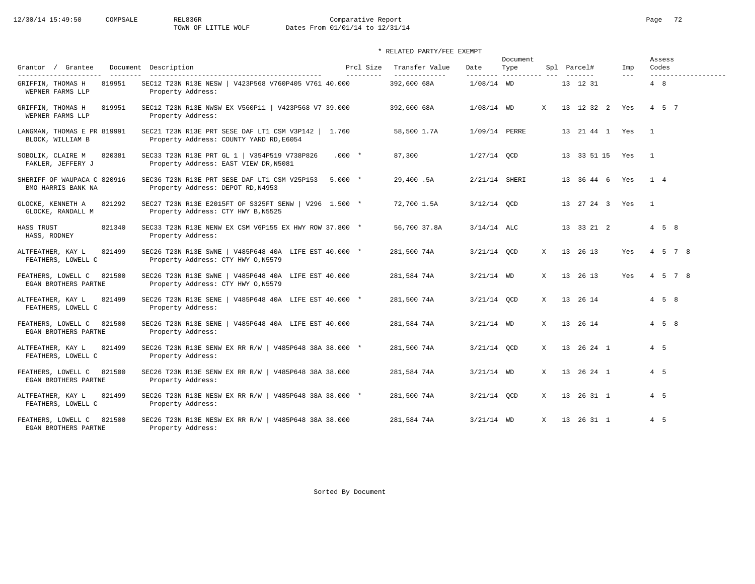12/30/14 15:49:50 COMPSALE REL836R Comparative Report
TOWN OF LITTLE WOLF Dates From 01/01/14 to 12/31/14

\* RELATED PARTY/FEE EXEMPT

| Grantor / Grantee | Document | Description | Prcl Size | Transfer Value | Date | Document Type | Spl | Parcel# | Imp | Assess Codes |
|---|---|---|---|---|---|---|---|---|---|---|
| GRIFFIN, THOMAS H / WEPNER FARMS LLP | 819951 | SEC12 T23N R13E NESW \| V423P568 V760P405 V761 / Property Address: | 40.000 | 392,600 68A | 1/08/14 | WD | | 13 12 31 | | 4 8 |
| GRIFFIN, THOMAS H / WEPNER FARMS LLP | 819951 | SEC12 T23N R13E NWSW EX V560P11 \| V423P568 V7 / Property Address: | 39.000 | 392,600 68A | 1/08/14 | WD | X | 13 12 32 2 | Yes | 4 5 7 |
| LANGMAN, THOMAS E PR / BLOCK, WILLIAM B | 819991 | SEC21 T23N R13E PRT SESE DAF LT1 CSM V3P142 \| / Property Address: COUNTY YARD RD,E6054 | 1.760 | 58,500 1.7A | 1/09/14 | PERRE | | 13 21 44 1 | Yes | 1 |
| SOBOLIK, CLAIRE M / FAKLER, JEFFERY J | 820381 | SEC33 T23N R13E PRT GL 1 \| V354P519 V738P826 / Property Address: EAST VIEW DR,N5081 | .000 * | 87,300 | 1/27/14 | QCD | | 13 33 51 15 | Yes | 1 |
| SHERIFF OF WAUPACA C / BMO HARRIS BANK NA | 820916 | SEC36 T23N R13E PRT SESE DAF LT1 CSM V25P153 / Property Address: DEPOT RD,N4953 | 5.000 * | 29,400 .5A | 2/21/14 | SHERI | | 13 36 44 6 | Yes | 1 4 |
| GLOCKE, KENNETH A / GLOCKE, RANDALL M | 821292 | SEC27 T23N R13E E2015FT OF S325FT SENW \| V296 / Property Address: CTY HWY B,N5525 | 1.500 * | 72,700 1.5A | 3/12/14 | QCD | | 13 27 24 3 | Yes | 1 |
| HASS TRUST / HASS, RODNEY | 821340 | SEC33 T23N R13E NENW EX CSM V6P155 EX HWY ROW / Property Address: | 37.800 * | 56,700 37.8A | 3/14/14 | ALC | | 13 33 21 2 | | 4 5 8 |
| ALTFEATHER, KAY L / FEATHERS, LOWELL C | 821499 | SEC26 T23N R13E SWNE \| V485P648 40A LIFE EST / Property Address: CTY HWY O,N5579 | 40.000 * | 281,500 74A | 3/21/14 | QCD | X | 13 26 13 | Yes | 4 5 7 8 |
| FEATHERS, LOWELL C / EGAN BROTHERS PARTNE | 821500 | SEC26 T23N R13E SWNE \| V485P648 40A LIFE EST / Property Address: CTY HWY O,N5579 | 40.000 | 281,584 74A | 3/21/14 | WD | X | 13 26 13 | Yes | 4 5 7 8 |
| ALTFEATHER, KAY L / FEATHERS, LOWELL C | 821499 | SEC26 T23N R13E SENE \| V485P648 40A LIFE EST / Property Address: | 40.000 * | 281,500 74A | 3/21/14 | QCD | X | 13 26 14 | | 4 5 8 |
| FEATHERS, LOWELL C / EGAN BROTHERS PARTNE | 821500 | SEC26 T23N R13E SENE \| V485P648 40A LIFE EST / Property Address: | 40.000 | 281,584 74A | 3/21/14 | WD | X | 13 26 14 | | 4 5 8 |
| ALTFEATHER, KAY L / FEATHERS, LOWELL C | 821499 | SEC26 T23N R13E SENW EX RR R/W \| V485P648 38A / Property Address: | 38.000 * | 281,500 74A | 3/21/14 | QCD | X | 13 26 24 1 | | 4 5 |
| FEATHERS, LOWELL C / EGAN BROTHERS PARTNE | 821500 | SEC26 T23N R13E SENW EX RR R/W \| V485P648 38A / Property Address: | 38.000 | 281,584 74A | 3/21/14 | WD | X | 13 26 24 1 | | 4 5 |
| ALTFEATHER, KAY L / FEATHERS, LOWELL C | 821499 | SEC26 T23N R13E NESW EX RR R/W \| V485P648 38A / Property Address: | 38.000 * | 281,500 74A | 3/21/14 | QCD | X | 13 26 31 1 | | 4 5 |
| FEATHERS, LOWELL C / EGAN BROTHERS PARTNE | 821500 | SEC26 T23N R13E NESW EX RR R/W \| V485P648 38A / Property Address: | 38.000 | 281,584 74A | 3/21/14 | WD | X | 13 26 31 1 | | 4 5 |

Sorted By Document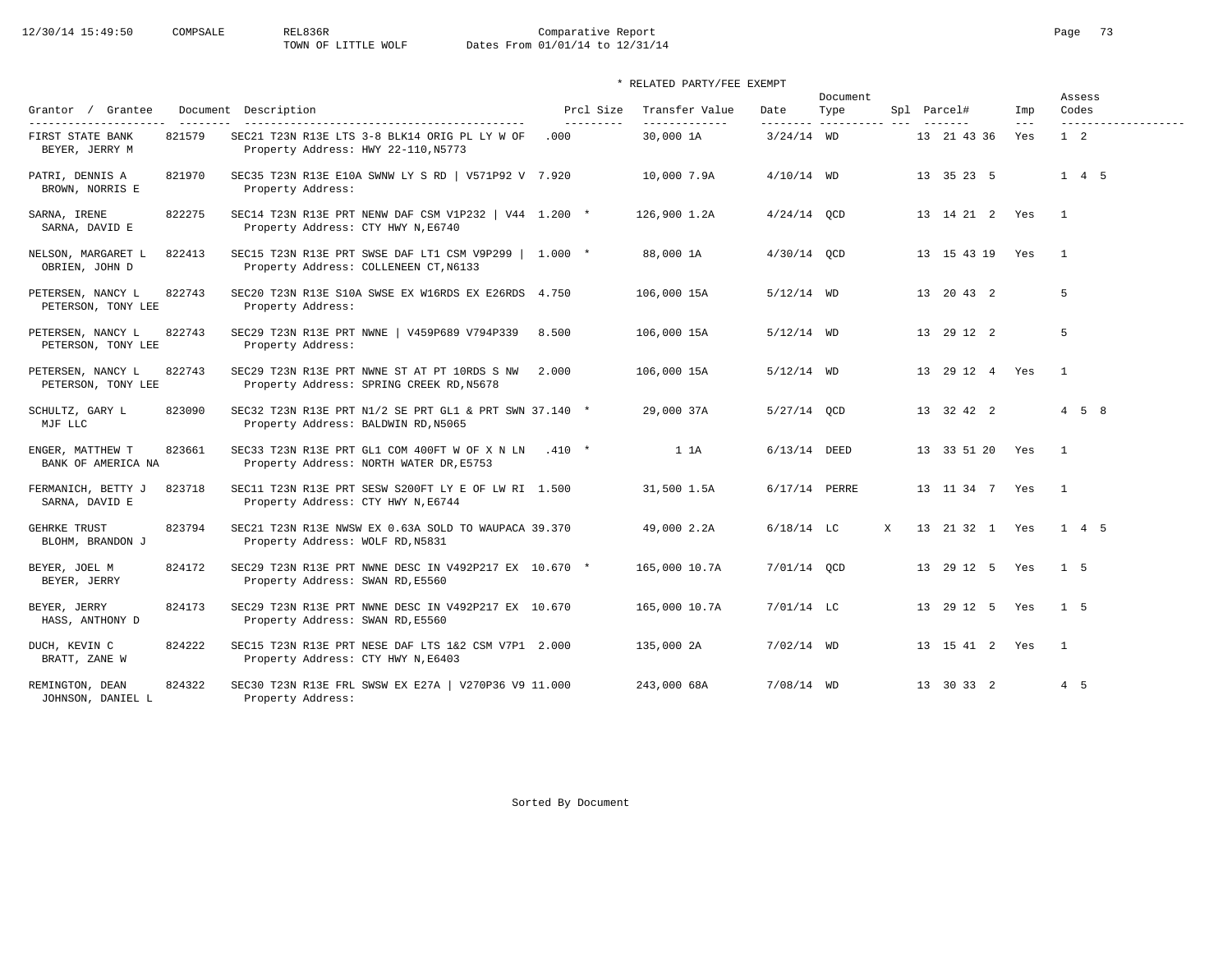12/30/14 15:49:50 COMPSALE REL836R Comparative Report

TOWN OF LITTLE WOLF Dates From 01/01/14 to 12/31/14

\* RELATED PARTY/FEE EXEMPT

| Grantor / Grantee | Document | Description | Prcl Size | Transfer Value | Date | Document Type | Spl | Parcel# | Imp | Assess Codes |
|---|---|---|---|---|---|---|---|---|---|---|
| FIRST STATE BANK<br>BEYER, JERRY M | 821579 | SEC21 T23N R13E LTS 3-8 BLK14 ORIG PL LY W OF<br>Property Address: HWY 22-110,N5773 | .000 | 30,000 1A | 3/24/14 | WD | | 13 21 43 36 | Yes | 1 2 |
| PATRI, DENNIS A<br>BROWN, NORRIS E | 821970 | SEC35 T23N R13E E10A SWNW LY S RD \| V571P92 V<br>Property Address: | 7.920 | 10,000 7.9A | 4/10/14 | WD | | 13 35 23 5 | | 1 4 5 |
| SARNA, IRENE<br>SARNA, DAVID E | 822275 | SEC14 T23N R13E PRT NENW DAF CSM V1P232 \| V44<br>Property Address: CTY HWY N,E6740 | 1.200 * | 126,900 1.2A | 4/24/14 | QCD | | 13 14 21 2 | Yes | 1 |
| NELSON, MARGARET L<br>OBRIEN, JOHN D | 822413 | SEC15 T23N R13E PRT SWSE DAF LT1 CSM V9P299 \|<br>Property Address: COLLENEEN CT,N6133 | 1.000 * | 88,000 1A | 4/30/14 | QCD | | 13 15 43 19 | Yes | 1 |
| PETERSEN, NANCY L<br>PETERSON, TONY LEE | 822743 | SEC20 T23N R13E S10A SWSE EX W16RDS EX E26RDS<br>Property Address: | 4.750 | 106,000 15A | 5/12/14 | WD | | 13 20 43 2 | | 5 |
| PETERSEN, NANCY L<br>PETERSON, TONY LEE | 822743 | SEC29 T23N R13E PRT NWNE \| V459P689 V794P339<br>Property Address: | 8.500 | 106,000 15A | 5/12/14 | WD | | 13 29 12 2 | | 5 |
| PETERSEN, NANCY L<br>PETERSON, TONY LEE | 822743 | SEC29 T23N R13E PRT NWNE ST AT PT 10RDS S NW<br>Property Address: SPRING CREEK RD,N5678 | 2.000 | 106,000 15A | 5/12/14 | WD | | 13 29 12 4 | Yes | 1 |
| SCHULTZ, GARY L<br>MJF LLC | 823090 | SEC32 T23N R13E PRT N1/2 SE PRT GL1 & PRT SWN<br>Property Address: BALDWIN RD,N5065 | 37.140 * | 29,000 37A | 5/27/14 | QCD | | 13 32 42 2 | | 4 5 8 |
| ENGER, MATTHEW T<br>BANK OF AMERICA NA | 823661 | SEC33 T23N R13E PRT GL1 COM 400FT W OF X N LN<br>Property Address: NORTH WATER DR,E5753 | .410 * | 1 1A | 6/13/14 | DEED | | 13 33 51 20 | Yes | 1 |
| FERMANICH, BETTY J<br>SARNA, DAVID E | 823718 | SEC11 T23N R13E PRT SESW S200FT LY E OF LW RI<br>Property Address: CTY HWY N,E6744 | 1.500 | 31,500 1.5A | 6/17/14 | PERRE | | 13 11 34 7 | Yes | 1 |
| GEHRKE TRUST<br>BLOHM, BRANDON J | 823794 | SEC21 T23N R13E NWSW EX 0.63A SOLD TO WAUPACA<br>Property Address: WOLF RD,N5831 | 39.370 | 49,000 2.2A | 6/18/14 | LC | X | 13 21 32 1 | Yes | 1 4 5 |
| BEYER, JOEL M<br>BEYER, JERRY | 824172 | SEC29 T23N R13E PRT NWNE DESC IN V492P217 EX<br>Property Address: SWAN RD,E5560 | 10.670 * | 165,000 10.7A | 7/01/14 | QCD | | 13 29 12 5 | Yes | 1 5 |
| BEYER, JERRY<br>HASS, ANTHONY D | 824173 | SEC29 T23N R13E PRT NWNE DESC IN V492P217 EX<br>Property Address: SWAN RD,E5560 | 10.670 | 165,000 10.7A | 7/01/14 | LC | | 13 29 12 5 | Yes | 1 5 |
| DUCH, KEVIN C<br>BRATT, ZANE W | 824222 | SEC15 T23N R13E PRT NESE DAF LTS 1&2 CSM V7P1<br>Property Address: CTY HWY N,E6403 | 2.000 | 135,000 2A | 7/02/14 | WD | | 13 15 41 2 | Yes | 1 |
| REMINGTON, DEAN<br>JOHNSON, DANIEL L | 824322 | SEC30 T23N R13E FRL SWSW EX E27A \| V270P36 V9<br>Property Address: | 11.000 | 243,000 68A | 7/08/14 | WD | | 13 30 33 2 | | 4 5 |

Sorted By Document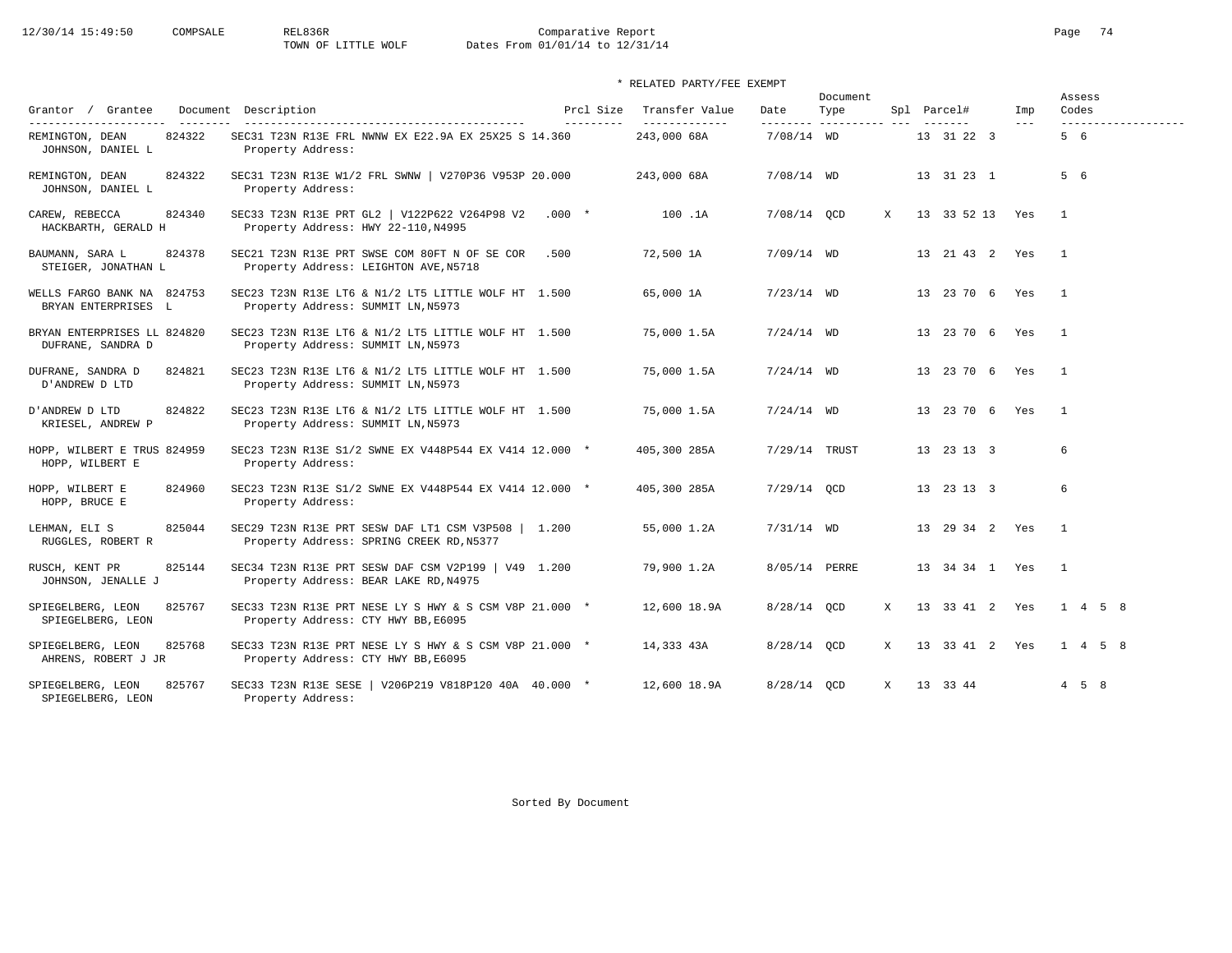Comparative Report
TOWN OF LITTLE WOLF
Dates From 01/01/14 to 12/31/14

\* RELATED PARTY/FEE EXEMPT

| Grantor / Grantee | Document | Description | Prcl Size | Transfer Value | Date | Document Type | Spl | Parcel# | Imp | Assess Codes |
|---|---|---|---|---|---|---|---|---|---|---|
| REMINGTON, DEAN / JOHNSON, DANIEL L | 824322 | SEC31 T23N R13E FRL NWNW EX E22.9A EX 25X25 S / Property Address: | 14.360 | 243,000 68A | 7/08/14 | WD | | 13 31 22 3 | | 5 6 |
| REMINGTON, DEAN / JOHNSON, DANIEL L | 824322 | SEC31 T23N R13E W1/2 FRL SWNW \| V270P36 V953P / Property Address: | 20.000 | 243,000 68A | 7/08/14 | WD | | 13 31 23 1 | | 5 6 |
| CAREW, REBECCA / HACKBARTH, GERALD H | 824340 | SEC33 T23N R13E PRT GL2 \| V122P622 V264P98 V2 / Property Address: HWY 22-110,N4995 | .000 * | 100 .1A | 7/08/14 | QCD | X | 13 33 52 13 | Yes | 1 |
| BAUMANN, SARA L / STEIGER, JONATHAN L | 824378 | SEC21 T23N R13E PRT SWSE COM 80FT N OF SE COR / Property Address: LEIGHTON AVE,N5718 | .500 | 72,500 1A | 7/09/14 | WD | | 13 21 43 2 | Yes | 1 |
| WELLS FARGO BANK NA / BRYAN ENTERPRISES L | 824753 | SEC23 T23N R13E LT6 & N1/2 LT5 LITTLE WOLF HT / Property Address: SUMMIT LN,N5973 | 1.500 | 65,000 1A | 7/23/14 | WD | | 13 23 70 6 | Yes | 1 |
| BRYAN ENTERPRISES LL / DUFRANE, SANDRA D | 824820 | SEC23 T23N R13E LT6 & N1/2 LT5 LITTLE WOLF HT / Property Address: SUMMIT LN,N5973 | 1.500 | 75,000 1.5A | 7/24/14 | WD | | 13 23 70 6 | Yes | 1 |
| DUFRANE, SANDRA D / D'ANDREW D LTD | 824821 | SEC23 T23N R13E LT6 & N1/2 LT5 LITTLE WOLF HT / Property Address: SUMMIT LN,N5973 | 1.500 | 75,000 1.5A | 7/24/14 | WD | | 13 23 70 6 | Yes | 1 |
| D'ANDREW D LTD / KRIESEL, ANDREW P | 824822 | SEC23 T23N R13E LT6 & N1/2 LT5 LITTLE WOLF HT / Property Address: SUMMIT LN,N5973 | 1.500 | 75,000 1.5A | 7/24/14 | WD | | 13 23 70 6 | Yes | 1 |
| HOPP, WILBERT E TRUS / HOPP, WILBERT E | 824959 | SEC23 T23N R13E S1/2 SWNE EX V448P544 EX V414 / Property Address: | 12.000 * | 405,300 285A | 7/29/14 | TRUST | | 13 23 13 3 | | 6 |
| HOPP, WILBERT E / HOPP, BRUCE E | 824960 | SEC23 T23N R13E S1/2 SWNE EX V448P544 EX V414 / Property Address: | 12.000 * | 405,300 285A | 7/29/14 | QCD | | 13 23 13 3 | | 6 |
| LEHMAN, ELI S / RUGGLES, ROBERT R | 825044 | SEC29 T23N R13E PRT SESW DAF LT1 CSM V3P508 \| / Property Address: SPRING CREEK RD,N5377 | 1.200 | 55,000 1.2A | 7/31/14 | WD | | 13 29 34 2 | Yes | 1 |
| RUSCH, KENT PR / JOHNSON, JENALLE J | 825144 | SEC34 T23N R13E PRT SESW DAF CSM V2P199 \| V49 / Property Address: BEAR LAKE RD,N4975 | 1.200 | 79,900 1.2A | 8/05/14 | PERRE | | 13 34 34 1 | Yes | 1 |
| SPIEGELBERG, LEON / SPIEGELBERG, LEON | 825767 | SEC33 T23N R13E PRT NESE LY S HWY & S CSM V8P / Property Address: CTY HWY BB,E6095 | 21.000 * | 12,600 18.9A | 8/28/14 | QCD | X | 13 33 41 2 | Yes | 1 4 5 8 |
| SPIEGELBERG, LEON / AHRENS, ROBERT J JR | 825768 | SEC33 T23N R13E PRT NESE LY S HWY & S CSM V8P / Property Address: CTY HWY BB,E6095 | 21.000 * | 14,333 43A | 8/28/14 | QCD | X | 13 33 41 2 | Yes | 1 4 5 8 |
| SPIEGELBERG, LEON / SPIEGELBERG, LEON | 825767 | SEC33 T23N R13E SESE \| V206P219 V818P120 40A / Property Address: | 40.000 * | 12,600 18.9A | 8/28/14 | QCD | X | 13 33 44 | | 4 5 8 |

Sorted By Document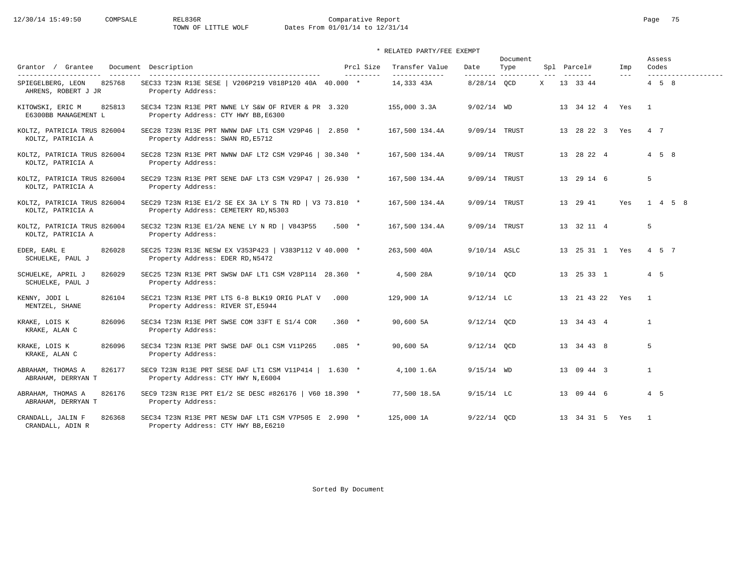Comparative Report
TOWN OF LITTLE WOLF
Dates From 01/01/14 to 12/31/14

\* RELATED PARTY/FEE EXEMPT

| Grantor / Grantee | Document | Description | Prcl Size | Transfer Value | Date | Document Type | Spl | Parcel# | Imp | Assess Codes |
|---|---|---|---|---|---|---|---|---|---|---|
| SPIEGELBERG, LEON / AHRENS, ROBERT J JR | 825768 | SEC33 T23N R13E SESE \| V206P219 V818P120 40A / Property Address: | 40.000 * | 14,333 43A | 8/28/14 | QCD | X | 13 33 44 | | 4 5 8 |
| KITOWSKI, ERIC M / E6300BB MANAGEMENT L | 825813 | SEC34 T23N R13E PRT NWNE LY S&W OF RIVER & PR / Property Address: CTY HWY BB,E6300 | 3.320 | 155,000 3.3A | 9/02/14 | WD | | 13 34 12 4 | Yes | 1 |
| KOLTZ, PATRICIA TRUS / KOLTZ, PATRICIA A | 826004 | SEC28 T23N R13E PRT NWNW DAF LT1 CSM V29P46 \| / Property Address: SWAN RD,E5712 | 2.850 * | 167,500 134.4A | 9/09/14 | TRUST | | 13 28 22 3 | Yes | 4 7 |
| KOLTZ, PATRICIA TRUS / KOLTZ, PATRICIA A | 826004 | SEC28 T23N R13E PRT NWNW DAF LT2 CSM V29P46 \| / Property Address: | 30.340 * | 167,500 134.4A | 9/09/14 | TRUST | | 13 28 22 4 | | 4 5 8 |
| KOLTZ, PATRICIA TRUS / KOLTZ, PATRICIA A | 826004 | SEC29 T23N R13E PRT SENE DAF LT3 CSM V29P47 \| / Property Address: | 26.930 * | 167,500 134.4A | 9/09/14 | TRUST | | 13 29 14 6 | | 5 |
| KOLTZ, PATRICIA TRUS / KOLTZ, PATRICIA A | 826004 | SEC29 T23N R13E E1/2 SE EX 3A LY S TN RD \| V3 / Property Address: CEMETERY RD,N5303 | 73.810 * | 167,500 134.4A | 9/09/14 | TRUST | | 13 29 41 | Yes | 1 4 5 8 |
| KOLTZ, PATRICIA TRUS / KOLTZ, PATRICIA A | 826004 | SEC32 T23N R13E E1/2A NENE LY N RD \| V843P55 / Property Address: | .500 * | 167,500 134.4A | 9/09/14 | TRUST | | 13 32 11 4 | | 5 |
| EDER, EARL E / SCHUELKE, PAUL J | 826028 | SEC25 T23N R13E NESW EX V353P423 \| V383P112 V / Property Address: EDER RD,N5472 | 40.000 * | 263,500 40A | 9/10/14 | ASLC | | 13 25 31 1 | Yes | 4 5 7 |
| SCHUELKE, APRIL J / SCHUELKE, PAUL J | 826029 | SEC25 T23N R13E PRT SWSW DAF LT1 CSM V28P114 / Property Address: | 28.360 * | 4,500 28A | 9/10/14 | QCD | | 13 25 33 1 | | 4 5 |
| KENNY, JODI L / MENTZEL, SHANE | 826104 | SEC21 T23N R13E PRT LTS 6-8 BLK19 ORIG PLAT V / Property Address: RIVER ST,E5944 | .000 | 129,900 1A | 9/12/14 | LC | | 13 21 43 22 | Yes | 1 |
| KRAKE, LOIS K / KRAKE, ALAN C | 826096 | SEC34 T23N R13E PRT SWSE COM 33FT E S1/4 COR / Property Address: | .360 * | 90,600 5A | 9/12/14 | QCD | | 13 34 43 4 | | 1 |
| KRAKE, LOIS K / KRAKE, ALAN C | 826096 | SEC34 T23N R13E PRT SWSE DAF OL1 CSM V11P265 / Property Address: | .085 * | 90,600 5A | 9/12/14 | QCD | | 13 34 43 8 | | 5 |
| ABRAHAM, THOMAS A / ABRAHAM, DERRYAN T | 826177 | SEC9 T23N R13E PRT SESE DAF LT1 CSM V11P414 \| / Property Address: CTY HWY N,E6004 | 1.630 * | 4,100 1.6A | 9/15/14 | WD | | 13 09 44 3 | | 1 |
| ABRAHAM, THOMAS A / ABRAHAM, DERRYAN T | 826176 | SEC9 T23N R13E PRT E1/2 SE DESC #826176 \| V60 / Property Address: | 18.390 * | 77,500 18.5A | 9/15/14 | LC | | 13 09 44 6 | | 4 5 |
| CRANDALL, JALIN F / CRANDALL, ADIN R | 826368 | SEC34 T23N R13E PRT NESW DAF LT1 CSM V7P505 E / Property Address: CTY HWY BB,E6210 | 2.990 * | 125,000 1A | 9/22/14 | QCD | | 13 34 31 5 | Yes | 1 |

Sorted By Document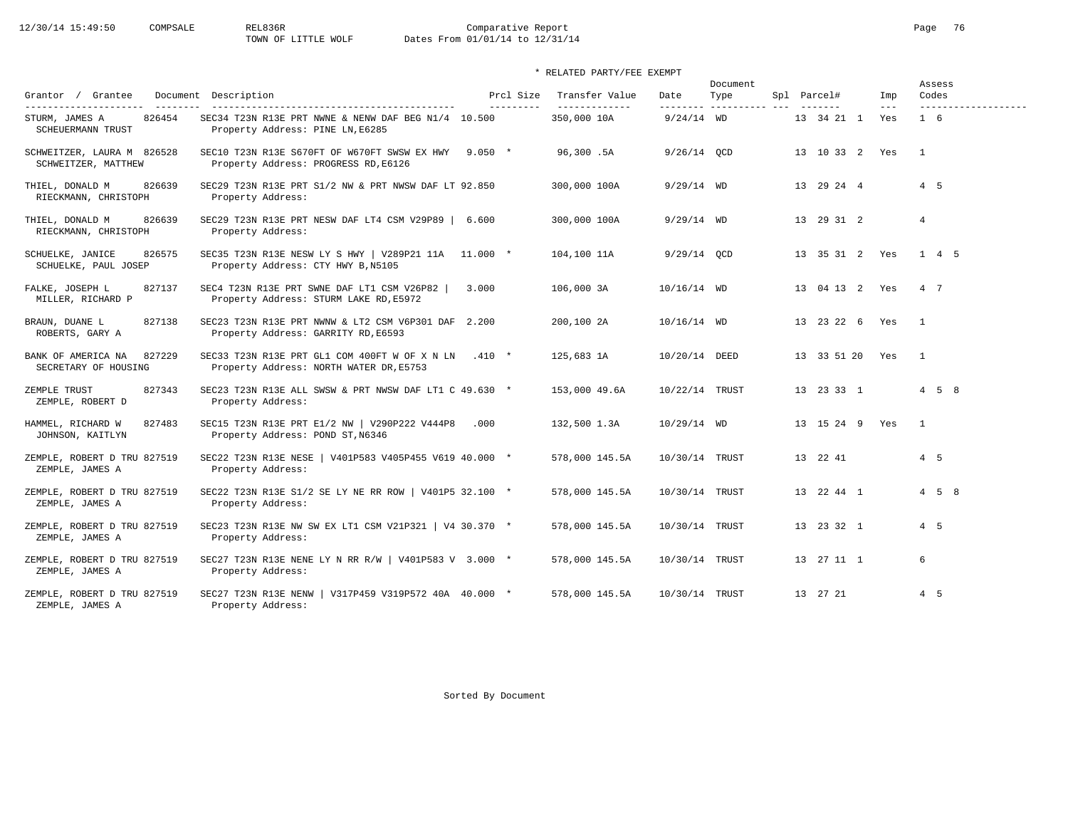Comparative Report
TOWN OF LITTLE WOLF
Dates From 01/01/14 to 12/31/14

\* RELATED PARTY/FEE EXEMPT

| Grantor / Grantee | Document | Description | Prcl Size | Transfer Value | Date | Document Type | Spl | Parcel# | Imp | Assess Codes |
|---|---|---|---|---|---|---|---|---|---|---|
| STURM, JAMES A<br>SCHEUERMANN TRUST | 826454 | SEC34 T23N R13E PRT NWNE & NENW DAF BEG N1/4<br>Property Address: PINE LN,E6285 | 10.500 | 350,000 10A | 9/24/14 | WD | | 13 34 21 1 | Yes | 1 6 |
| SCHWEITZER, LAURA M<br>SCHWEITZER, MATTHEW | 826528 | SEC10 T23N R13E S670FT OF W670FT SWSW EX HWY<br>Property Address: PROGRESS RD,E6126 | 9.050 * | 96,300 .5A | 9/26/14 | QCD | | 13 10 33 2 | Yes | 1 |
| THIEL, DONALD M<br>RIECKMANN, CHRISTOPH | 826639 | SEC29 T23N R13E PRT S1/2 NW & PRT NWSW DAF LT<br>Property Address: | 92.850 | 300,000 100A | 9/29/14 | WD | | 13 29 24 4 | | 4 5 |
| THIEL, DONALD M<br>RIECKMANN, CHRISTOPH | 826639 | SEC29 T23N R13E PRT NESW DAF LT4 CSM V29P89 \|<br>Property Address: | 6.600 | 300,000 100A | 9/29/14 | WD | | 13 29 31 2 | | 4 |
| SCHUELKE, JANICE<br>SCHUELKE, PAUL JOSEP | 826575 | SEC35 T23N R13E NESW LY S HWY \| V289P21 11A<br>Property Address: CTY HWY B,N5105 | 11.000 * | 104,100 11A | 9/29/14 | QCD | | 13 35 31 2 | Yes | 1 4 5 |
| FALKE, JOSEPH L<br>MILLER, RICHARD P | 827137 | SEC4 T23N R13E PRT SWNE DAF LT1 CSM V26P82 \|<br>Property Address: STURM LAKE RD,E5972 | 3.000 | 106,000 3A | 10/16/14 | WD | | 13 04 13 2 | Yes | 4 7 |
| BRAUN, DUANE L<br>ROBERTS, GARY A | 827138 | SEC23 T23N R13E PRT NWNW & LT2 CSM V6P301 DAF<br>Property Address: GARRITY RD,E6593 | 2.200 | 200,100 2A | 10/16/14 | WD | | 13 23 22 6 | Yes | 1 |
| BANK OF AMERICA NA<br>SECRETARY OF HOUSING | 827229 | SEC33 T23N R13E PRT GL1 COM 400FT W OF X N LN<br>Property Address: NORTH WATER DR,E5753 | .410 * | 125,683 1A | 10/20/14 | DEED | | 13 33 51 20 | Yes | 1 |
| ZEMPLE TRUST<br>ZEMPLE, ROBERT D | 827343 | SEC23 T23N R13E ALL SWSW & PRT NWSW DAF LT1 C<br>Property Address: | 49.630 * | 153,000 49.6A | 10/22/14 | TRUST | | 13 23 33 1 | | 4 5 8 |
| HAMMEL, RICHARD W<br>JOHNSON, KAITLYN | 827483 | SEC15 T23N R13E PRT E1/2 NW \| V290P222 V444P8<br>Property Address: POND ST,N6346 | .000 | 132,500 1.3A | 10/29/14 | WD | | 13 15 24 9 | Yes | 1 |
| ZEMPLE, ROBERT D TRU<br>ZEMPLE, JAMES A | 827519 | SEC22 T23N R13E NESE \| V401P583 V405P455 V619<br>Property Address: | 40.000 * | 578,000 145.5A | 10/30/14 | TRUST | | 13 22 41 | | 4 5 |
| ZEMPLE, ROBERT D TRU<br>ZEMPLE, JAMES A | 827519 | SEC22 T23N R13E S1/2 SE LY NE RR ROW \| V401P5<br>Property Address: | 32.100 * | 578,000 145.5A | 10/30/14 | TRUST | | 13 22 44 1 | | 4 5 8 |
| ZEMPLE, ROBERT D TRU<br>ZEMPLE, JAMES A | 827519 | SEC23 T23N R13E NW SW EX LT1 CSM V21P321 \| V4<br>Property Address: | 30.370 * | 578,000 145.5A | 10/30/14 | TRUST | | 13 23 32 1 | | 4 5 |
| ZEMPLE, ROBERT D TRU<br>ZEMPLE, JAMES A | 827519 | SEC27 T23N R13E NENE LY N RR R/W \| V401P583 V<br>Property Address: | 3.000 * | 578,000 145.5A | 10/30/14 | TRUST | | 13 27 11 1 | | 6 |
| ZEMPLE, ROBERT D TRU<br>ZEMPLE, JAMES A | 827519 | SEC27 T23N R13E NENW \| V317P459 V319P572 40A<br>Property Address: | 40.000 * | 578,000 145.5A | 10/30/14 | TRUST | | 13 27 21 | | 4 5 |

Sorted By Document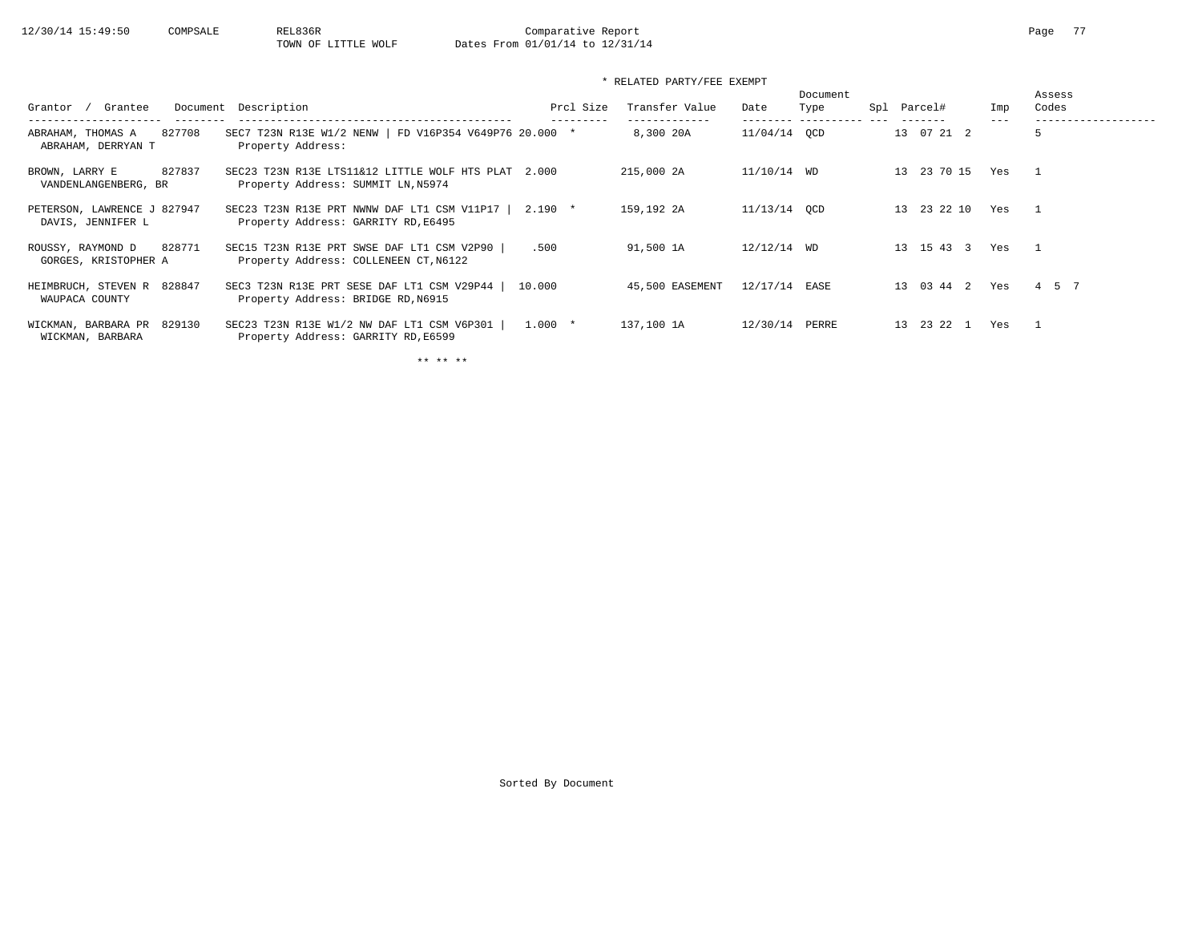12/30/14 15:49:50 COMPSALE REL836R Comparative Report
TOWN OF LITTLE WOLF Dates From 01/01/14 to 12/31/14

\* RELATED PARTY/FEE EXEMPT

| Grantor / Grantee | Document | Description | Prcl Size | Transfer Value | Date | Document Type | Spl | Parcel# | Imp | Assess Codes |
|---|---|---|---|---|---|---|---|---|---|---|
| ABRAHAM, THOMAS A<br>ABRAHAM, DERRYAN T | 827708 | SEC7 T23N R13E W1/2 NENW \| FD V16P354 V649P76<br>Property Address: | 20.000 * | 8,300 20A | 11/04/14 | QCD | | 13 07 21 2 | | 5 |
| BROWN, LARRY E<br>VANDENLANGENBERG, BR | 827837 | SEC23 T23N R13E LTS11&12 LITTLE WOLF HTS PLAT<br>Property Address: SUMMIT LN,N5974 | 2.000 | 215,000 2A | 11/10/14 | WD | | 13 23 70 15 | Yes | 1 |
| PETERSON, LAWRENCE J<br>DAVIS, JENNIFER L | 827947 | SEC23 T23N R13E PRT NWNW DAF LT1 CSM V11P17 \|<br>Property Address: GARRITY RD,E6495 | 2.190 * | 159,192 2A | 11/13/14 | QCD | | 13 23 22 10 | Yes | 1 |
| ROUSSY, RAYMOND D<br>GORGES, KRISTOPHER A | 828771 | SEC15 T23N R13E PRT SWSE DAF LT1 CSM V2P90 \|<br>Property Address: COLLENEEN CT,N6122 | .500 | 91,500 1A | 12/12/14 | WD | | 13 15 43 3 | Yes | 1 |
| HEIMBRUCH, STEVEN R<br>WAUPACA COUNTY | 828847 | SEC3 T23N R13E PRT SESE DAF LT1 CSM V29P44 \|<br>Property Address: BRIDGE RD,N6915 | 10.000 | 45,500 EASEMENT | 12/17/14 | EASE | | 13 03 44 2 | Yes | 4 5 7 |
| WICKMAN, BARBARA PR<br>WICKMAN, BARBARA | 829130 | SEC23 T23N R13E W1/2 NW DAF LT1 CSM V6P301 \|<br>Property Address: GARRITY RD,E6599 | 1.000 * | 137,100 1A | 12/30/14 | PERRE | | 13 23 22 1 | Yes | 1 |

\*\* \*\* \*\*

Sorted By Document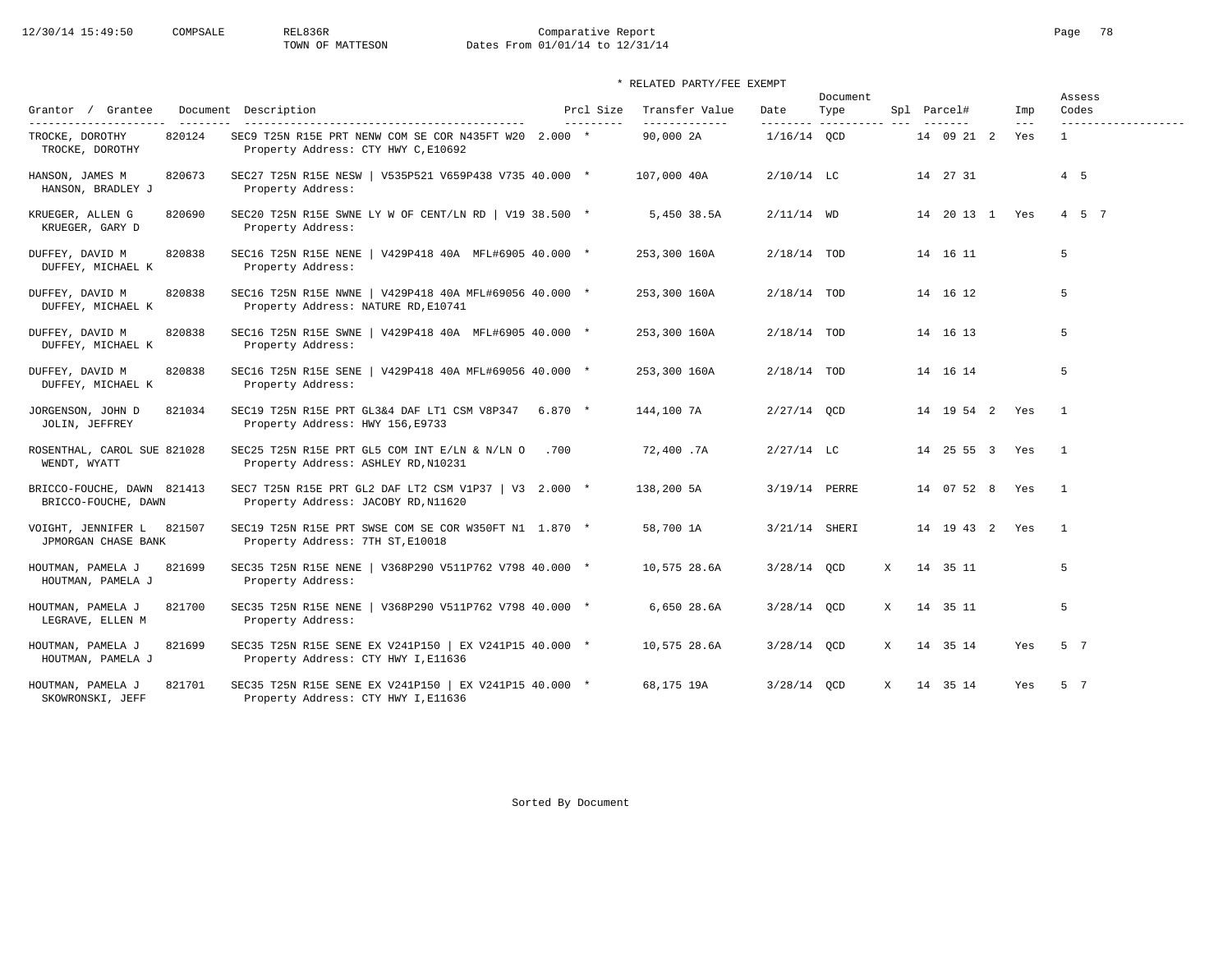Comparative Report
TOWN OF MATTESON
Dates From 01/01/14 to 12/31/14

\* RELATED PARTY/FEE EXEMPT

| Grantor / Grantee | Document | Description | Prcl Size | Transfer Value | Date | Document Type | Spl | Parcel# | Imp | Assess Codes |
|---|---|---|---|---|---|---|---|---|---|---|
| TROCKE, DOROTHY<br>TROCKE, DOROTHY | 820124 | SEC9 T25N R15E PRT NENW COM SE COR N435FT W20<br>Property Address: CTY HWY C,E10692 | 2.000 * | 90,000 2A | 1/16/14 | QCD | | 14 09 21 2 | Yes | 1 |
| HANSON, JAMES M<br>HANSON, BRADLEY J | 820673 | SEC27 T25N R15E NESW \| V535P521 V659P438 V735<br>Property Address: | 40.000 * | 107,000 40A | 2/10/14 | LC | | 14 27 31 | | 4 5 |
| KRUEGER, ALLEN G<br>KRUEGER, GARY D | 820690 | SEC20 T25N R15E SWNE LY W OF CENT/LN RD \| V19<br>Property Address: | 38.500 * | 5,450 38.5A | 2/11/14 | WD | | 14 20 13 1 | Yes | 4 5 7 |
| DUFFEY, DAVID M<br>DUFFEY, MICHAEL K | 820838 | SEC16 T25N R15E NENE \| V429P418 40A MFL#6905<br>Property Address: | 40.000 * | 253,300 160A | 2/18/14 | TOD | | 14 16 11 | | 5 |
| DUFFEY, DAVID M<br>DUFFEY, MICHAEL K | 820838 | SEC16 T25N R15E NWNE \| V429P418 40A MFL#69056<br>Property Address: NATURE RD,E10741 | 40.000 * | 253,300 160A | 2/18/14 | TOD | | 14 16 12 | | 5 |
| DUFFEY, DAVID M<br>DUFFEY, MICHAEL K | 820838 | SEC16 T25N R15E SWNE \| V429P418 40A MFL#6905<br>Property Address: | 40.000 * | 253,300 160A | 2/18/14 | TOD | | 14 16 13 | | 5 |
| DUFFEY, DAVID M<br>DUFFEY, MICHAEL K | 820838 | SEC16 T25N R15E SENE \| V429P418 40A MFL#69056<br>Property Address: | 40.000 * | 253,300 160A | 2/18/14 | TOD | | 14 16 14 | | 5 |
| JORGENSON, JOHN D<br>JOLIN, JEFFREY | 821034 | SEC19 T25N R15E PRT GL3&4 DAF LT1 CSM V8P347<br>Property Address: HWY 156,E9733 | 6.870 * | 144,100 7A | 2/27/14 | QCD | | 14 19 54 2 | Yes | 1 |
| ROSENTHAL, CAROL SUE<br>WENDT, WYATT | 821028 | SEC25 T25N R15E PRT GL5 COM INT E/LN & N/LN O<br>Property Address: ASHLEY RD,N10231 | .700 | 72,400 .7A | 2/27/14 | LC | | 14 25 55 3 | Yes | 1 |
| BRICCO-FOUCHE, DAWN<br>BRICCO-FOUCHE, DAWN | 821413 | SEC7 T25N R15E PRT GL2 DAF LT2 CSM V1P37 \| V3<br>Property Address: JACOBY RD,N11620 | 2.000 * | 138,200 5A | 3/19/14 | PERRE | | 14 07 52 8 | Yes | 1 |
| VOIGHT, JENNIFER L<br>JPMORGAN CHASE BANK | 821507 | SEC19 T25N R15E PRT SWSE COM SE COR W350FT N1<br>Property Address: 7TH ST,E10018 | 1.870 * | 58,700 1A | 3/21/14 | SHERI | | 14 19 43 2 | Yes | 1 |
| HOUTMAN, PAMELA J<br>HOUTMAN, PAMELA J | 821699 | SEC35 T25N R15E NENE \| V368P290 V511P762 V798<br>Property Address: | 40.000 * | 10,575 28.6A | 3/28/14 | QCD | X | 14 35 11 | | 5 |
| HOUTMAN, PAMELA J<br>LEGRAVE, ELLEN M | 821700 | SEC35 T25N R15E NENE \| V368P290 V511P762 V798<br>Property Address: | 40.000 * | 6,650 28.6A | 3/28/14 | QCD | X | 14 35 11 | | 5 |
| HOUTMAN, PAMELA J<br>HOUTMAN, PAMELA J | 821699 | SEC35 T25N R15E SENE EX V241P150 \| EX V241P15<br>Property Address: CTY HWY I,E11636 | 40.000 * | 10,575 28.6A | 3/28/14 | QCD | X | 14 35 14 | Yes | 5 7 |
| HOUTMAN, PAMELA J<br>SKOWRONSKI, JEFF | 821701 | SEC35 T25N R15E SENE EX V241P150 \| EX V241P15<br>Property Address: CTY HWY I,E11636 | 40.000 * | 68,175 19A | 3/28/14 | QCD | X | 14 35 14 | Yes | 5 7 |

Sorted By Document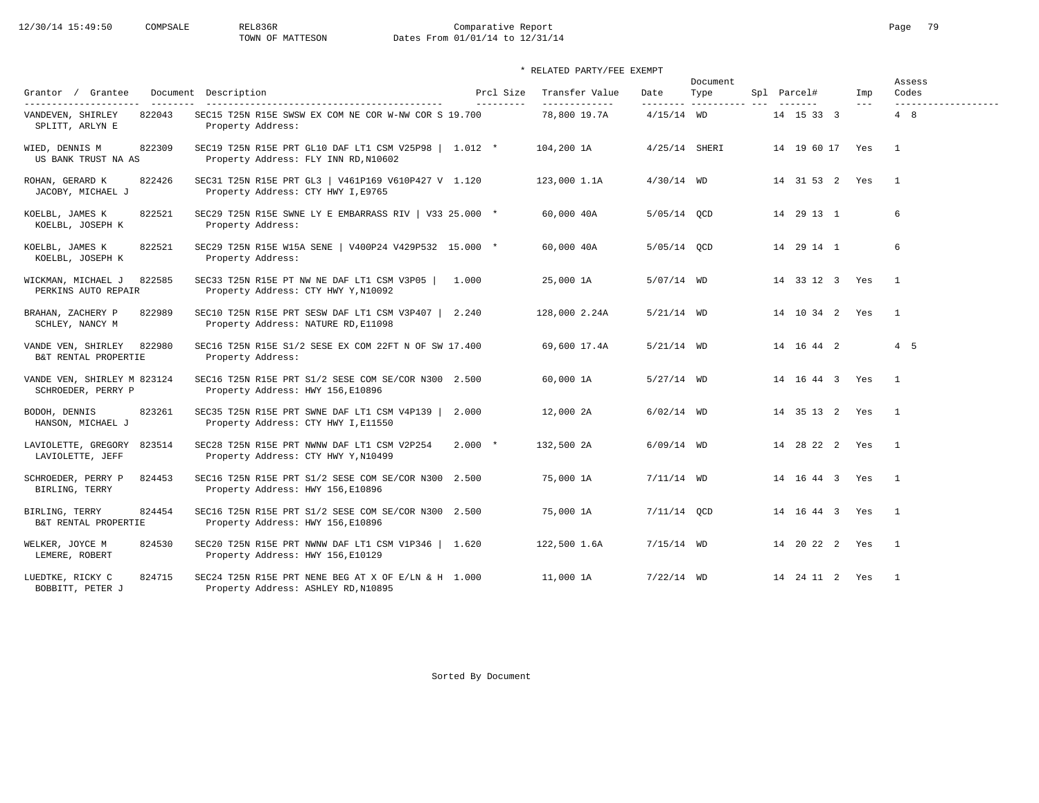Comparative Report
TOWN OF MATTESON
Dates From 01/01/14 to 12/31/14

\* RELATED PARTY/FEE EXEMPT

| Grantor / Grantee | Document | Description | Prcl Size | Transfer Value | Date | Document Type | Spl | Parcel# | Imp | Assess Codes |
|---|---|---|---|---|---|---|---|---|---|---|
| VANDEVEN, SHIRLEY / SPLITT, ARLYN E | 822043 | SEC15 T25N R15E SWSW EX COM NE COR W-NW COR S 19.700 / Property Address: | 19.700 | 78,800 19.7A | 4/15/14 | WD | | 14 15 33 3 | | 4 8 |
| WIED, DENNIS M / US BANK TRUST NA AS | 822309 | SEC19 T25N R15E PRT GL10 DAF LT1 CSM V25P98 \| / Property Address: FLY INN RD,N10602 | 1.012 * | 104,200 1A | 4/25/14 | SHERI | | 14 19 60 17 | Yes | 1 |
| ROHAN, GERARD K / JACOBY, MICHAEL J | 822426 | SEC31 T25N R15E PRT GL3 \| V461P169 V610P427 V / Property Address: CTY HWY I,E9765 | 1.120 | 123,000 1.1A | 4/30/14 | WD | | 14 31 53 2 | Yes | 1 |
| KOELBL, JAMES K / KOELBL, JOSEPH K | 822521 | SEC29 T25N R15E SWNE LY E EMBARRASS RIV \| V33 / Property Address: | 25.000 * | 60,000 40A | 5/05/14 | QCD | | 14 29 13 1 | | 6 |
| KOELBL, JAMES K / KOELBL, JOSEPH K | 822521 | SEC29 T25N R15E W15A SENE \| V400P24 V429P532 / Property Address: | 15.000 * | 60,000 40A | 5/05/14 | QCD | | 14 29 14 1 | | 6 |
| WICKMAN, MICHAEL J / PERKINS AUTO REPAIR | 822585 | SEC33 T25N R15E PT NW NE DAF LT1 CSM V3P05 \| / Property Address: CTY HWY Y,N10092 | 1.000 | 25,000 1A | 5/07/14 | WD | | 14 33 12 3 | Yes | 1 |
| BRAHAN, ZACHERY P / SCHLEY, NANCY M | 822989 | SEC10 T25N R15E PRT SESW DAF LT1 CSM V3P407 \| / Property Address: NATURE RD,E11098 | 2.240 | 128,000 2.24A | 5/21/14 | WD | | 14 10 34 2 | Yes | 1 |
| VANDE VEN, SHIRLEY / B&T RENTAL PROPERTIE | 822980 | SEC16 T25N R15E S1/2 SESE EX COM 22FT N OF SW / Property Address: | 17.400 | 69,600 17.4A | 5/21/14 | WD | | 14 16 44 2 | | 4 5 |
| VANDE VEN, SHIRLEY M / SCHROEDER, PERRY P | 823124 | SEC16 T25N R15E PRT S1/2 SESE COM SE/COR N300 / Property Address: HWY 156,E10896 | 2.500 | 60,000 1A | 5/27/14 | WD | | 14 16 44 3 | Yes | 1 |
| BODOH, DENNIS / HANSON, MICHAEL J | 823261 | SEC35 T25N R15E PRT SWNE DAF LT1 CSM V4P139 \| / Property Address: CTY HWY I,E11550 | 2.000 | 12,000 2A | 6/02/14 | WD | | 14 35 13 2 | Yes | 1 |
| LAVIOLETTE, GREGORY / LAVIOLETTE, JEFF | 823514 | SEC28 T25N R15E PRT NWNW DAF LT1 CSM V2P254 / Property Address: CTY HWY Y,N10499 | 2.000 * | 132,500 2A | 6/09/14 | WD | | 14 28 22 2 | Yes | 1 |
| SCHROEDER, PERRY P / BIRLING, TERRY | 824453 | SEC16 T25N R15E PRT S1/2 SESE COM SE/COR N300 / Property Address: HWY 156,E10896 | 2.500 | 75,000 1A | 7/11/14 | WD | | 14 16 44 3 | Yes | 1 |
| BIRLING, TERRY / B&T RENTAL PROPERTIE | 824454 | SEC16 T25N R15E PRT S1/2 SESE COM SE/COR N300 / Property Address: HWY 156,E10896 | 2.500 | 75,000 1A | 7/11/14 | QCD | | 14 16 44 3 | Yes | 1 |
| WELKER, JOYCE M / LEMERE, ROBERT | 824530 | SEC20 T25N R15E PRT NWNW DAF LT1 CSM V1P346 \| / Property Address: HWY 156,E10129 | 1.620 | 122,500 1.6A | 7/15/14 | WD | | 14 20 22 2 | Yes | 1 |
| LUEDTKE, RICKY C / BOBBITT, PETER J | 824715 | SEC24 T25N R15E PRT NENE BEG AT X OF E/LN & H / Property Address: ASHLEY RD,N10895 | 1.000 | 11,000 1A | 7/22/14 | WD | | 14 24 11 2 | Yes | 1 |

Sorted By Document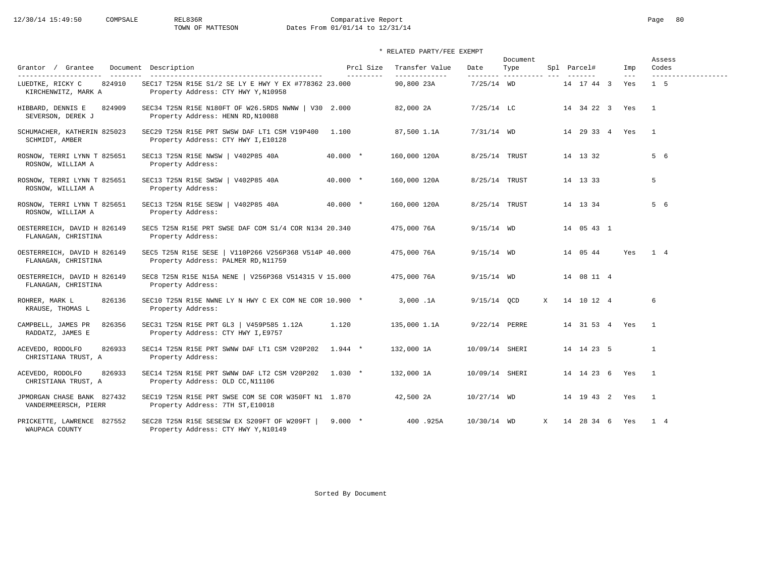Comparative Report
TOWN OF MATTESON
Dates From 01/01/14 to 12/31/14

\* RELATED PARTY/FEE EXEMPT

| Grantor / Grantee | Document | Description | Prcl Size | Transfer Value | Date | Document Type | Spl | Parcel# | Imp | Assess Codes |
|---|---|---|---|---|---|---|---|---|---|---|
| LUEDTKE, RICKY C / KIRCHENWITZ, MARK A | 824910 | SEC17 T25N R15E S1/2 SE LY E HWY Y EX #778362 / Property Address: CTY HWY Y,N10958 | 23.000 | 90,800 23A | 7/25/14 | WD | | 14 17 44 3 | Yes | 1 5 |
| HIBBARD, DENNIS E / SEVERSON, DEREK J | 824909 | SEC34 T25N R15E N180FT OF W26.5RDS NWNW \| V30 / Property Address: HENN RD,N10088 | 2.000 | 82,000 2A | 7/25/14 | LC | | 14 34 22 3 | Yes | 1 |
| SCHUMACHER, KATHERIN / SCHMIDT, AMBER | 825023 | SEC29 T25N R15E PRT SWSW DAF LT1 CSM V19P400 / Property Address: CTY HWY I,E10128 | 1.100 | 87,500 1.1A | 7/31/14 | WD | | 14 29 33 4 | Yes | 1 |
| ROSNOW, TERRI LYNN T / ROSNOW, WILLIAM A | 825651 | SEC13 T25N R15E NWSW \| V402P85 40A / Property Address: | 40.000 * | 160,000 120A | 8/25/14 | TRUST | | 14 13 32 | | 5 6 |
| ROSNOW, TERRI LYNN T / ROSNOW, WILLIAM A | 825651 | SEC13 T25N R15E SWSW \| V402P85 40A / Property Address: | 40.000 * | 160,000 120A | 8/25/14 | TRUST | | 14 13 33 | | 5 |
| ROSNOW, TERRI LYNN T / ROSNOW, WILLIAM A | 825651 | SEC13 T25N R15E SESW \| V402P85 40A / Property Address: | 40.000 * | 160,000 120A | 8/25/14 | TRUST | | 14 13 34 | | 5 6 |
| OESTERREICH, DAVID H / FLANAGAN, CHRISTINA | 826149 | SEC5 T25N R15E PRT SWSE DAF COM S1/4 COR N134 / Property Address: | 20.340 | 475,000 76A | 9/15/14 | WD | | 14 05 43 1 | | |
| OESTERREICH, DAVID H / FLANAGAN, CHRISTINA | 826149 | SEC5 T25N R15E SESE \| V110P266 V256P368 V514P / Property Address: PALMER RD,N11759 | 40.000 | 475,000 76A | 9/15/14 | WD | | 14 05 44 | Yes | 1 4 |
| OESTERREICH, DAVID H / FLANAGAN, CHRISTINA | 826149 | SEC8 T25N R15E N15A NENE \| V256P368 V514315 V / Property Address: | 15.000 | 475,000 76A | 9/15/14 | WD | | 14 08 11 4 | | |
| ROHRER, MARK L / KRAUSE, THOMAS L | 826136 | SEC10 T25N R15E NWNE LY N HWY C EX COM NE COR / Property Address: | 10.900 * | 3,000 .1A | 9/15/14 | QCD | X | 14 10 12 4 | | 6 |
| CAMPBELL, JAMES PR / RADDATZ, JAMES E | 826356 | SEC31 T25N R15E PRT GL3 \| V459P585 1.12A / Property Address: CTY HWY I,E9757 | 1.120 | 135,000 1.1A | 9/22/14 | PERRE | | 14 31 53 4 | Yes | 1 |
| ACEVEDO, RODOLFO / CHRISTIANA TRUST, A | 826933 | SEC14 T25N R15E PRT SWNW DAF LT1 CSM V20P202 / Property Address: | 1.944 * | 132,000 1A | 10/09/14 | SHERI | | 14 14 23 5 | | 1 |
| ACEVEDO, RODOLFO / CHRISTIANA TRUST, A | 826933 | SEC14 T25N R15E PRT SWNW DAF LT2 CSM V20P202 / Property Address: OLD CC,N11106 | 1.030 * | 132,000 1A | 10/09/14 | SHERI | | 14 14 23 6 | Yes | 1 |
| JPMORGAN CHASE BANK / VANDERMEERSCH, PIERR | 827432 | SEC19 T25N R15E PRT SWSE COM SE COR W350FT N1 / Property Address: 7TH ST,E10018 | 1.870 | 42,500 2A | 10/27/14 | WD | | 14 19 43 2 | Yes | 1 |
| PRICKETTE, LAWRENCE / WAUPACA COUNTY | 827552 | SEC28 T25N R15E SESESW EX S209FT OF W209FT \| / Property Address: CTY HWY Y,N10149 | 9.000 * | 400 .925A | 10/30/14 | WD | X | 14 28 34 6 | Yes | 1 4 |

Sorted By Document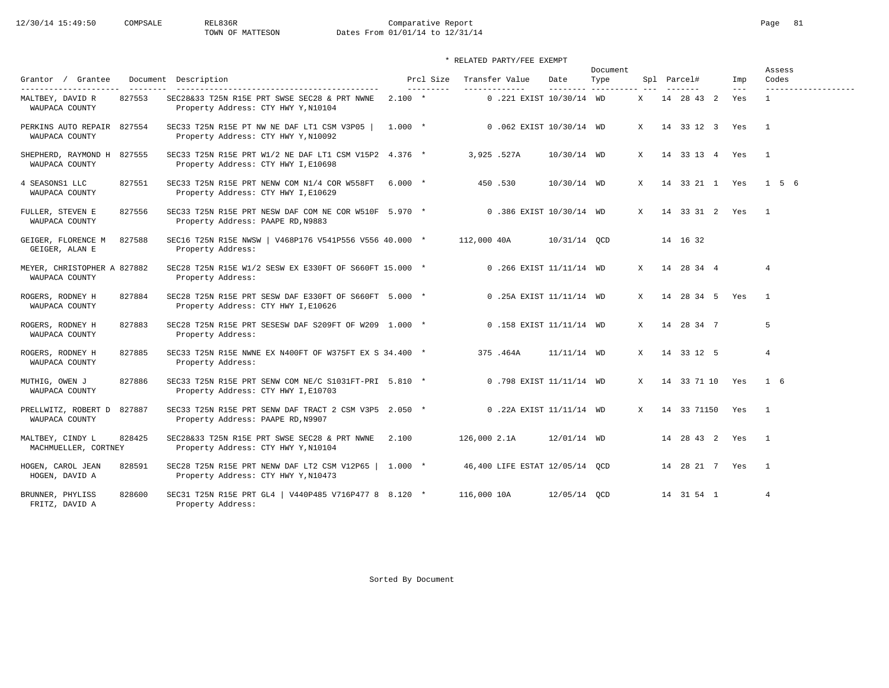12/30/14 15:49:50 COMPSALE REL836R Comparative Report
TOWN OF MATTESON Dates From 01/01/14 to 12/31/14

\* RELATED PARTY/FEE EXEMPT

| Grantor / Grantee | Document | Description | Prcl Size | Transfer Value | Date | Document Type | Spl | Parcel# | Imp | Assess Codes |
|---|---|---|---|---|---|---|---|---|---|---|
| MALTBEY, DAVID R<br>WAUPACA COUNTY | 827553 | SEC28&33 T25N R15E PRT SWSE SEC28 & PRT NWNE<br>Property Address: CTY HWY Y,N10104 | 2.100 * | 0 .221 EXIST | 10/30/14 | WD | X | 14 28 43 2 | Yes | 1 |
| PERKINS AUTO REPAIR<br>WAUPACA COUNTY | 827554 | SEC33 T25N R15E PT NW NE DAF LT1 CSM V3P05 \|<br>Property Address: CTY HWY Y,N10092 | 1.000 * | 0 .062 EXIST | 10/30/14 | WD | X | 14 33 12 3 | Yes | 1 |
| SHEPHERD, RAYMOND H<br>WAUPACA COUNTY | 827555 | SEC33 T25N R15E PRT W1/2 NE DAF LT1 CSM V15P2<br>Property Address: CTY HWY I,E10698 | 4.376 * | 3,925 .527A | 10/30/14 | WD | X | 14 33 13 4 | Yes | 1 |
| 4 SEASONS1 LLC<br>WAUPACA COUNTY | 827551 | SEC33 T25N R15E PRT NENW COM N1/4 COR W558FT<br>Property Address: CTY HWY I,E10629 | 6.000 * | 450 .530 | 10/30/14 | WD | X | 14 33 21 1 | Yes | 1 5 6 |
| FULLER, STEVEN E<br>WAUPACA COUNTY | 827556 | SEC33 T25N R15E PRT NESW DAF COM NE COR W510F<br>Property Address: PAAPE RD,N9883 | 5.970 * | 0 .386 EXIST | 10/30/14 | WD | X | 14 33 31 2 | Yes | 1 |
| GEIGER, FLORENCE M<br>GEIGER, ALAN E | 827588 | SEC16 T25N R15E NWSW \| V468P176 V541P556 V556<br>Property Address: | 40.000 * | 112,000 40A | 10/31/14 | QCD | | 14 16 32 | | |
| MEYER, CHRISTOPHER A<br>WAUPACA COUNTY | 827882 | SEC28 T25N R15E W1/2 SESW EX E330FT OF S660FT<br>Property Address: | 15.000 * | 0 .266 EXIST | 11/11/14 | WD | X | 14 28 34 4 | | 4 |
| ROGERS, RODNEY H<br>WAUPACA COUNTY | 827884 | SEC28 T25N R15E PRT SESW DAF E330FT OF S660FT<br>Property Address: CTY HWY I,E10626 | 5.000 * | 0 .25A EXIST | 11/11/14 | WD | X | 14 28 34 5 | Yes | 1 |
| ROGERS, RODNEY H<br>WAUPACA COUNTY | 827883 | SEC28 T25N R15E PRT SESESW DAF S209FT OF W209<br>Property Address: | 1.000 * | 0 .158 EXIST | 11/11/14 | WD | X | 14 28 34 7 | | 5 |
| ROGERS, RODNEY H<br>WAUPACA COUNTY | 827885 | SEC33 T25N R15E NWNE EX N400FT OF W375FT EX S<br>Property Address: | 34.400 * | 375 .464A | 11/11/14 | WD | X | 14 33 12 5 | | 4 |
| MUTHIG, OWEN J<br>WAUPACA COUNTY | 827886 | SEC33 T25N R15E PRT SENW COM NE/C S1031FT-PRI<br>Property Address: CTY HWY I,E10703 | 5.810 * | 0 .798 EXIST | 11/11/14 | WD | X | 14 33 71 10 | Yes | 1 6 |
| PRELLWITZ, ROBERT D<br>WAUPACA COUNTY | 827887 | SEC33 T25N R15E PRT SENW DAF TRACT 2 CSM V3P5<br>Property Address: PAAPE RD,N9907 | 2.050 * | 0 .22A EXIST | 11/11/14 | WD | X | 14 33 71150 | Yes | 1 |
| MALTBEY, CINDY L<br>MACHMUELLER, CORTNEY | 828425 | SEC28&33 T25N R15E PRT SWSE SEC28 & PRT NWNE<br>Property Address: CTY HWY Y,N10104 | 2.100 | 126,000 2.1A | 12/01/14 | WD | | 14 28 43 2 | Yes | 1 |
| HOGEN, CAROL JEAN<br>HOGEN, DAVID A | 828591 | SEC28 T25N R15E PRT NENW DAF LT2 CSM V12P65 \|<br>Property Address: CTY HWY Y,N10473 | 1.000 * | 46,400 LIFE ESTAT | 12/05/14 | QCD | | 14 28 21 7 | Yes | 1 |
| BRUNNER, PHYLISS<br>FRITZ, DAVID A | 828600 | SEC31 T25N R15E PRT GL4 \| V440P485 V716P477 8<br>Property Address: | 8.120 * | 116,000 10A | 12/05/14 | QCD | | 14 31 54 1 | | 4 |

Sorted By Document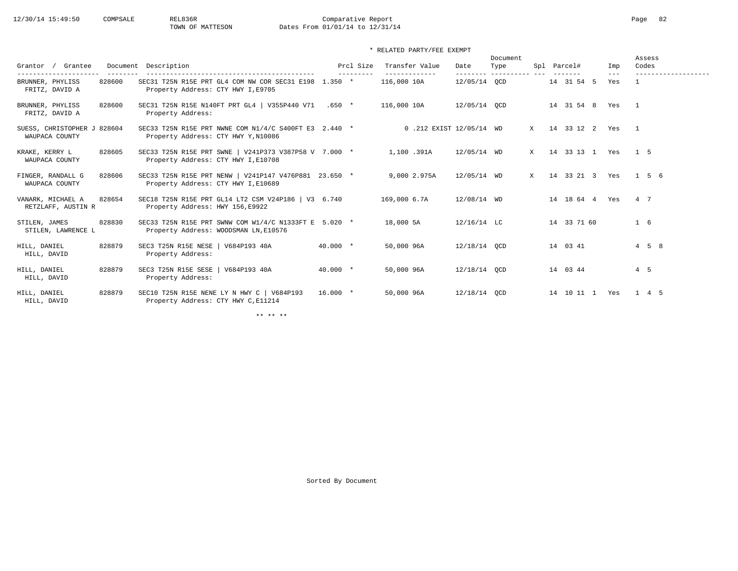Comparative Report
TOWN OF MATTESON
Dates From 01/01/14 to 12/31/14

\* RELATED PARTY/FEE EXEMPT

| Grantor / Grantee | Document | Description | Prcl Size | Transfer Value | Date | Document Type | Spl | Parcel# | Imp | Assess Codes |
|---|---|---|---|---|---|---|---|---|---|---|
| BRUNNER, PHYLISS<br>FRITZ, DAVID A | 828600 | SEC31 T25N R15E PRT GL4 COM NW COR SEC31 E198<br>Property Address: CTY HWY I,E9705 | 1.350 * | 116,000 10A | 12/05/14 | QCD | | 14 31 54 5 | Yes | 1 |
| BRUNNER, PHYLISS<br>FRITZ, DAVID A | 828600 | SEC31 T25N R15E N140FT PRT GL4 \| V355P440 V71<br>Property Address: | .650 * | 116,000 10A | 12/05/14 | QCD | | 14 31 54 8 | Yes | 1 |
| SUESS, CHRISTOPHER J<br>WAUPACA COUNTY | 828604 | SEC33 T25N R15E PRT NWNE COM N1/4/C S400FT E3<br>Property Address: CTY HWY Y,N10086 | 2.440 * | 0 .212 EXIST | 12/05/14 | WD | X | 14 33 12 2 | Yes | 1 |
| KRAKE, KERRY L<br>WAUPACA COUNTY | 828605 | SEC33 T25N R15E PRT SWNE \| V241P373 V387P58 V<br>Property Address: CTY HWY I,E10708 | 7.000 * | 1,100 .391A | 12/05/14 | WD | X | 14 33 13 1 | Yes | 1 5 |
| FINGER, RANDALL G<br>WAUPACA COUNTY | 828606 | SEC33 T25N R15E PRT NENW \| V241P147 V476P881<br>Property Address: CTY HWY I,E10689 | 23.650 * | 9,000 2.975A | 12/05/14 | WD | X | 14 33 21 3 | Yes | 1 5 6 |
| VANARK, MICHAEL A<br>RETZLAFF, AUSTIN R | 828654 | SEC18 T25N R15E PRT GL14 LT2 CSM V24P186 \| V3<br>Property Address: HWY 156,E9922 | 6.740 | 169,000 6.7A | 12/08/14 | WD | | 14 18 64 4 | Yes | 4 7 |
| STILEN, JAMES<br>STILEN, LAWRENCE L | 828830 | SEC33 T25N R15E PRT SWNW COM W1/4/C N1333FT E<br>Property Address: WOODSMAN LN,E10576 | 5.020 * | 18,000 5A | 12/16/14 | LC | | 14 33 71 60 | | 1 6 |
| HILL, DANIEL<br>HILL, DAVID | 828879 | SEC3 T25N R15E NESE \| V684P193 40A<br>Property Address: | 40.000 * | 50,000 96A | 12/18/14 | QCD | | 14 03 41 | | 4 5 8 |
| HILL, DANIEL<br>HILL, DAVID | 828879 | SEC3 T25N R15E SESE \| V684P193 40A<br>Property Address: | 40.000 * | 50,000 96A | 12/18/14 | QCD | | 14 03 44 | | 4 5 |
| HILL, DANIEL<br>HILL, DAVID | 828879 | SEC10 T25N R15E NENE LY N HWY C \| V684P193<br>Property Address: CTY HWY C,E11214 | 16.000 * | 50,000 96A | 12/18/14 | QCD | | 14 10 11 1 | Yes | 1 4 5 |

\*\* \*\* \*\*

Sorted By Document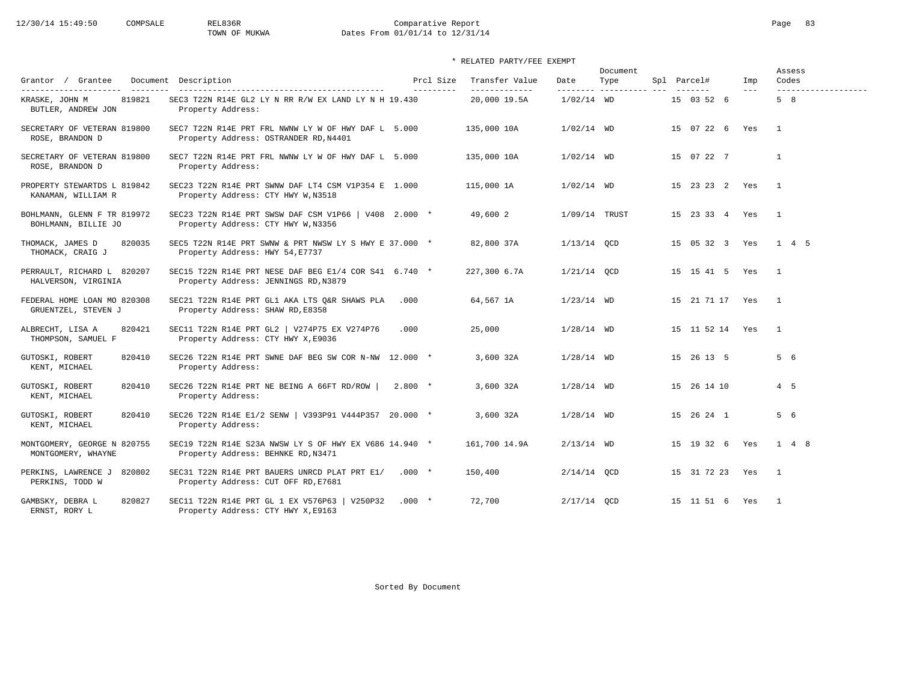Comparative Report
TOWN OF MUKWA
Dates From 01/01/14 to 12/31/14

\* RELATED PARTY/FEE EXEMPT

| Grantor / Grantee | Document | Description | Prcl Size | Transfer Value | Date | Document Type | Spl | Parcel# | Imp | Assess Codes |
|---|---|---|---|---|---|---|---|---|---|---|
| KRASKE, JOHN M / BUTLER, ANDREW JON | 819821 | SEC3 T22N R14E GL2 LY N RR R/W EX LAND LY N H 19.430 / Property Address: | | 20,000 19.5A | 1/02/14 | WD | | 15 03 52 6 | | 5 8 |
| SECRETARY OF VETERAN / ROSE, BRANDON D | 819800 | SEC7 T22N R14E PRT FRL NWNW LY W OF HWY DAF L 5.000 / Property Address: OSTRANDER RD,N4401 | | 135,000 10A | 1/02/14 | WD | | 15 07 22 6 | Yes | 1 |
| SECRETARY OF VETERAN / ROSE, BRANDON D | 819800 | SEC7 T22N R14E PRT FRL NWNW LY W OF HWY DAF L 5.000 / Property Address: | | 135,000 10A | 1/02/14 | WD | | 15 07 22 7 | | 1 |
| PROPERTY STEWARTDS L / KANAMAN, WILLIAM R | 819842 | SEC23 T22N R14E PRT SWNW DAF LT4 CSM V1P354 E 1.000 / Property Address: CTY HWY W,N3518 | | 115,000 1A | 1/02/14 | WD | | 15 23 23 2 | Yes | 1 |
| BOHLMANN, GLENN F TR / BOHLMANN, BILLIE JO | 819972 | SEC23 T22N R14E PRT SWSW DAF CSM V1P66 \| V408 2.000 / Property Address: CTY HWY W,N3356 | * | 49,600 2 | 1/09/14 | TRUST | | 15 23 33 4 | Yes | 1 |
| THOMACK, JAMES D / THOMACK, CRAIG J | 820035 | SEC5 T22N R14E PRT SWNW & PRT NWSW LY S HWY E 37.000 / Property Address: HWY 54,E7737 | * | 82,800 37A | 1/13/14 | QCD | | 15 05 32 3 | Yes | 1 4 5 |
| PERRAULT, RICHARD L / HALVERSON, VIRGINIA | 820207 | SEC15 T22N R14E PRT NESE DAF BEG E1/4 COR S41 6.740 / Property Address: JENNINGS RD,N3879 | * | 227,300 6.7A | 1/21/14 | QCD | | 15 15 41 5 | Yes | 1 |
| FEDERAL HOME LOAN MO / GRUENTZEL, STEVEN J | 820308 | SEC21 T22N R14E PRT GL1 AKA LTS Q&R SHAWS PLA .000 / Property Address: SHAW RD,E8358 | | 64,567 1A | 1/23/14 | WD | | 15 21 71 17 | Yes | 1 |
| ALBRECHT, LISA A / THOMPSON, SAMUEL F | 820421 | SEC11 T22N R14E PRT GL2 \| V274P75 EX V274P76 .000 / Property Address: CTY HWY X,E9036 | | 25,000 | 1/28/14 | WD | | 15 11 52 14 | Yes | 1 |
| GUTOSKI, ROBERT / KENT, MICHAEL | 820410 | SEC26 T22N R14E PRT SWNE DAF BEG SW COR N-NW 12.000 / Property Address: | * | 3,600 32A | 1/28/14 | WD | | 15 26 13 5 | | 5 6 |
| GUTOSKI, ROBERT / KENT, MICHAEL | 820410 | SEC26 T22N R14E PRT NE BEING A 66FT RD/ROW \| 2.800 / Property Address: | * | 3,600 32A | 1/28/14 | WD | | 15 26 14 10 | | 4 5 |
| GUTOSKI, ROBERT / KENT, MICHAEL | 820410 | SEC26 T22N R14E E1/2 SENW \| V393P91 V444P357 20.000 / Property Address: | * | 3,600 32A | 1/28/14 | WD | | 15 26 24 1 | | 5 6 |
| MONTGOMERY, GEORGE N / MONTGOMERY, WHAYNE | 820755 | SEC19 T22N R14E S23A NWSW LY S OF HWY EX V686 14.940 / Property Address: BEHNKE RD,N3471 | * | 161,700 14.9A | 2/13/14 | WD | | 15 19 32 6 | Yes | 1 4 8 |
| PERKINS, LAWRENCE J / PERKINS, TODD W | 820802 | SEC31 T22N R14E PRT BAUERS UNRCD PLAT PRT E1/ .000 / Property Address: CUT OFF RD,E7681 | * | 150,400 | 2/14/14 | QCD | | 15 31 72 23 | Yes | 1 |
| GAMBSKY, DEBRA L / ERNST, RORY L | 820827 | SEC11 T22N R14E PRT GL 1 EX V576P63 \| V250P32 .000 / Property Address: CTY HWY X,E9163 | * | 72,700 | 2/17/14 | QCD | | 15 11 51 6 | Yes | 1 |

Sorted By Document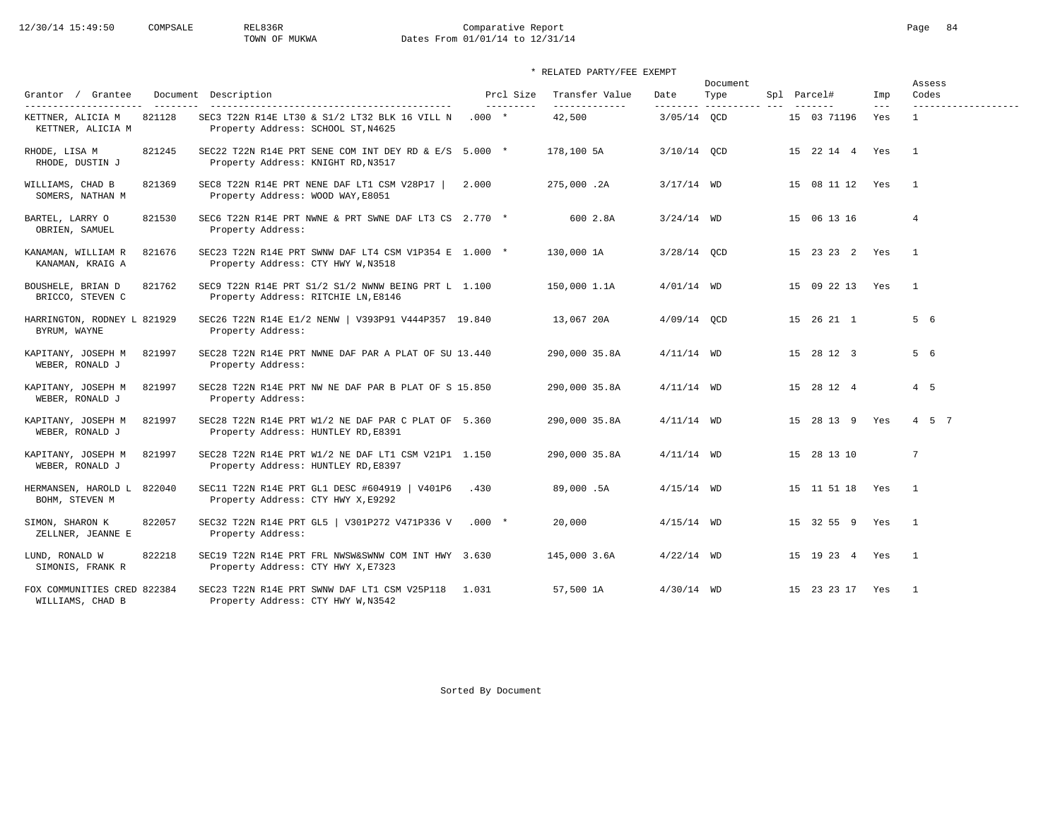Comparative Report
TOWN OF MUKWA
Dates From 01/01/14 to 12/31/14

\* RELATED PARTY/FEE EXEMPT

| Grantor / Grantee | Document | Description | Prcl Size | Transfer Value | Date | Document Type | Spl | Parcel# | Imp | Assess Codes |
|---|---|---|---|---|---|---|---|---|---|---|
| KETTNER, ALICIA M / KETTNER, ALICIA M | 821128 | SEC3 T22N R14E LT30 & S1/2 LT32 BLK 16 VILL N / Property Address: SCHOOL ST,N4625 | .000 * | 42,500 | 3/05/14 | QCD | | 15 03 71196 | Yes | 1 |
| RHODE, LISA M / RHODE, DUSTIN J | 821245 | SEC22 T22N R14E PRT SENE COM INT DEY RD & E/S / Property Address: KNIGHT RD,N3517 | 5.000 * | 178,100 5A | 3/10/14 | QCD | | 15 22 14 4 | Yes | 1 |
| WILLIAMS, CHAD B / SOMERS, NATHAN M | 821369 | SEC8 T22N R14E PRT NENE DAF LT1 CSM V28P17 \| / Property Address: WOOD WAY,E8051 | 2.000 | 275,000 .2A | 3/17/14 | WD | | 15 08 11 12 | Yes | 1 |
| BARTEL, LARRY O / OBRIEN, SAMUEL | 821530 | SEC6 T22N R14E PRT NWNE & PRT SWNE DAF LT3 CS / Property Address: | 2.770 * | 600 2.8A | 3/24/14 | WD | | 15 06 13 16 | | 4 |
| KANAMAN, WILLIAM R / KANAMAN, KRAIG A | 821676 | SEC23 T22N R14E PRT SWNW DAF LT4 CSM V1P354 E / Property Address: CTY HWY W,N3518 | 1.000 * | 130,000 1A | 3/28/14 | QCD | | 15 23 23 2 | Yes | 1 |
| BOUSHELE, BRIAN D / BRICCO, STEVEN C | 821762 | SEC9 T22N R14E PRT S1/2 S1/2 NWNW BEING PRT L / Property Address: RITCHIE LN,E8146 | 1.100 | 150,000 1.1A | 4/01/14 | WD | | 15 09 22 13 | Yes | 1 |
| HARRINGTON, RODNEY L / BYRUM, WAYNE | 821929 | SEC26 T22N R14E E1/2 NENW \| V393P91 V444P357 / Property Address: | 19.840 | 13,067 20A | 4/09/14 | QCD | | 15 26 21 1 | | 5 6 |
| KAPITANY, JOSEPH M / WEBER, RONALD J | 821997 | SEC28 T22N R14E PRT NWNE DAF PAR A PLAT OF SU / Property Address: | 13.440 | 290,000 35.8A | 4/11/14 | WD | | 15 28 12 3 | | 5 6 |
| KAPITANY, JOSEPH M / WEBER, RONALD J | 821997 | SEC28 T22N R14E PRT NW NE DAF PAR B PLAT OF S / Property Address: | 15.850 | 290,000 35.8A | 4/11/14 | WD | | 15 28 12 4 | | 4 5 |
| KAPITANY, JOSEPH M / WEBER, RONALD J | 821997 | SEC28 T22N R14E PRT W1/2 NE DAF PAR C PLAT OF / Property Address: HUNTLEY RD,E8391 | 5.360 | 290,000 35.8A | 4/11/14 | WD | | 15 28 13 9 | Yes | 4 5 7 |
| KAPITANY, JOSEPH M / WEBER, RONALD J | 821997 | SEC28 T22N R14E PRT W1/2 NE DAF LT1 CSM V21P1 / Property Address: HUNTLEY RD,E8397 | 1.150 | 290,000 35.8A | 4/11/14 | WD | | 15 28 13 10 | | 7 |
| HERMANSEN, HAROLD L / BOHM, STEVEN M | 822040 | SEC11 T22N R14E PRT GL1 DESC #604919 \| V401P6 / Property Address: CTY HWY X,E9292 | .430 | 89,000 .5A | 4/15/14 | WD | | 15 11 51 18 | Yes | 1 |
| SIMON, SHARON K / ZELLNER, JEANNE E | 822057 | SEC32 T22N R14E PRT GL5 \| V301P272 V471P336 V / Property Address: | .000 * | 20,000 | 4/15/14 | WD | | 15 32 55 9 | Yes | 1 |
| LUND, RONALD W / SIMONIS, FRANK R | 822218 | SEC19 T22N R14E PRT FRL NWSW&SWNW COM INT HWY / Property Address: CTY HWY X,E7323 | 3.630 | 145,000 3.6A | 4/22/14 | WD | | 15 19 23 4 | Yes | 1 |
| FOX COMMUNITIES CRED / WILLIAMS, CHAD B | 822384 | SEC23 T22N R14E PRT SWNW DAF LT1 CSM V25P118 / Property Address: CTY HWY W,N3542 | 1.031 | 57,500 1A | 4/30/14 | WD | | 15 23 23 17 | Yes | 1 |

Sorted By Document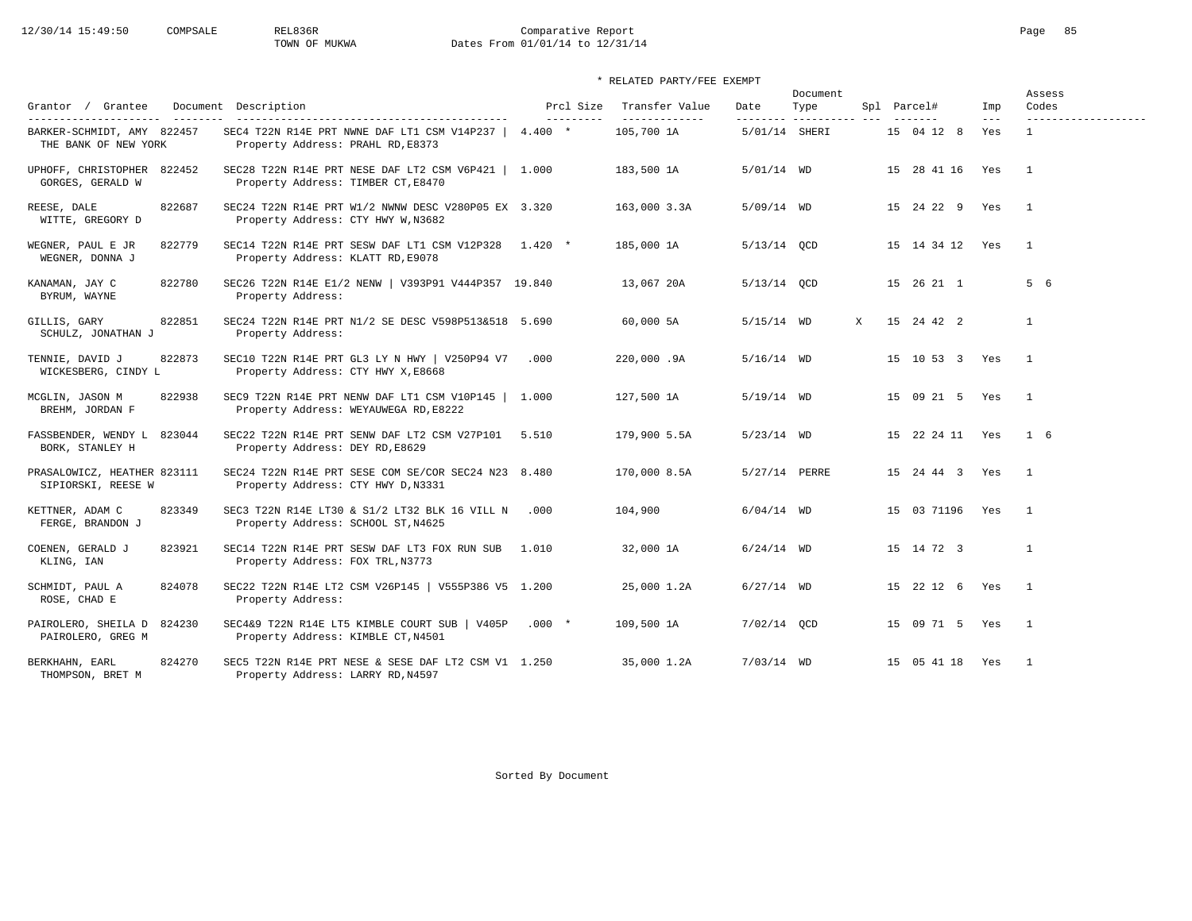Comparative Report
TOWN OF MUKWA
Dates From 01/01/14 to 12/31/14

\* RELATED PARTY/FEE EXEMPT

| Grantor / Grantee | Document | Description | Prcl Size | Transfer Value | Date | Document Type | Spl | Parcel# | Imp | Assess Codes |
|---|---|---|---|---|---|---|---|---|---|---|
| BARKER-SCHMIDT, AMY / THE BANK OF NEW YORK | 822457 | SEC4 T22N R14E PRT NWNE DAF LT1 CSM V14P237 \| Property Address: PRAHL RD,E8373 | 4.400 * | 105,700 1A | 5/01/14 | SHERI | | 15 04 12 8 | Yes | 1 |
| UPHOFF, CHRISTOPHER / GORGES, GERALD W | 822452 | SEC28 T22N R14E PRT NESE DAF LT2 CSM V6P421 \| Property Address: TIMBER CT,E8470 | 1.000 | 183,500 1A | 5/01/14 | WD | | 15 28 41 16 | Yes | 1 |
| REESE, DALE / WITTE, GREGORY D | 822687 | SEC24 T22N R14E PRT W1/2 NWNW DESC V280P05 EX Property Address: CTY HWY W,N3682 | 3.320 | 163,000 3.3A | 5/09/14 | WD | | 15 24 22 9 | Yes | 1 |
| WEGNER, PAUL E JR / WEGNER, DONNA J | 822779 | SEC14 T22N R14E PRT SESW DAF LT1 CSM V12P328 Property Address: KLATT RD,E9078 | 1.420 * | 185,000 1A | 5/13/14 | QCD | | 15 14 34 12 | Yes | 1 |
| KANAMAN, JAY C / BYRUM, WAYNE | 822780 | SEC26 T22N R14E E1/2 NENW \| V393P91 V444P357 Property Address: | 19.840 | 13,067 20A | 5/13/14 | QCD | | 15 26 21 1 | | 5 6 |
| GILLIS, GARY / SCHULZ, JONATHAN J | 822851 | SEC24 T22N R14E PRT N1/2 SE DESC V598P513&518 Property Address: | 5.690 | 60,000 5A | 5/15/14 | WD | X | 15 24 42 2 | | 1 |
| TENNIE, DAVID J / WICKESBERG, CINDY L | 822873 | SEC10 T22N R14E PRT GL3 LY N HWY \| V250P94 V7 Property Address: CTY HWY X,E8668 | .000 | 220,000 .9A | 5/16/14 | WD | | 15 10 53 3 | Yes | 1 |
| MCGLIN, JASON M / BREHM, JORDAN F | 822938 | SEC9 T22N R14E PRT NENW DAF LT1 CSM V10P145 \| Property Address: WEYAUWEGA RD,E8222 | 1.000 | 127,500 1A | 5/19/14 | WD | | 15 09 21 5 | Yes | 1 |
| FASSBENDER, WENDY L / BORK, STANLEY H | 823044 | SEC22 T22N R14E PRT SENW DAF LT2 CSM V27P101 Property Address: DEY RD,E8629 | 5.510 | 179,900 5.5A | 5/23/14 | WD | | 15 22 24 11 | Yes | 1 6 |
| PRASALOWICZ, HEATHER / SIPIORSKI, REESE W | 823111 | SEC24 T22N R14E PRT SESE COM SE/COR SEC24 N23 Property Address: CTY HWY D,N3331 | 8.480 | 170,000 8.5A | 5/27/14 | PERRE | | 15 24 44 3 | Yes | 1 |
| KETTNER, ADAM C / FERGE, BRANDON J | 823349 | SEC3 T22N R14E LT30 & S1/2 LT32 BLK 16 VILL N Property Address: SCHOOL ST,N4625 | .000 | 104,900 | 6/04/14 | WD | | 15 03 71196 | Yes | 1 |
| COENEN, GERALD J / KLING, IAN | 823921 | SEC14 T22N R14E PRT SESW DAF LT3 FOX RUN SUB Property Address: FOX TRL,N3773 | 1.010 | 32,000 1A | 6/24/14 | WD | | 15 14 72 3 | | 1 |
| SCHMIDT, PAUL A / ROSE, CHAD E | 824078 | SEC22 T22N R14E LT2 CSM V26P145 \| V555P386 V5 Property Address: | 1.200 | 25,000 1.2A | 6/27/14 | WD | | 15 22 12 6 | Yes | 1 |
| PAIROLERO, SHEILA D / PAIROLERO, GREG M | 824230 | SEC4&9 T22N R14E LT5 KIMBLE COURT SUB \| V405P Property Address: KIMBLE CT,N4501 | .000 * | 109,500 1A | 7/02/14 | QCD | | 15 09 71 5 | Yes | 1 |
| BERKHAHN, EARL / THOMPSON, BRET M | 824270 | SEC5 T22N R14E PRT NESE & SESE DAF LT2 CSM V1 Property Address: LARRY RD,N4597 | 1.250 | 35,000 1.2A | 7/03/14 | WD | | 15 05 41 18 | Yes | 1 |

Sorted By Document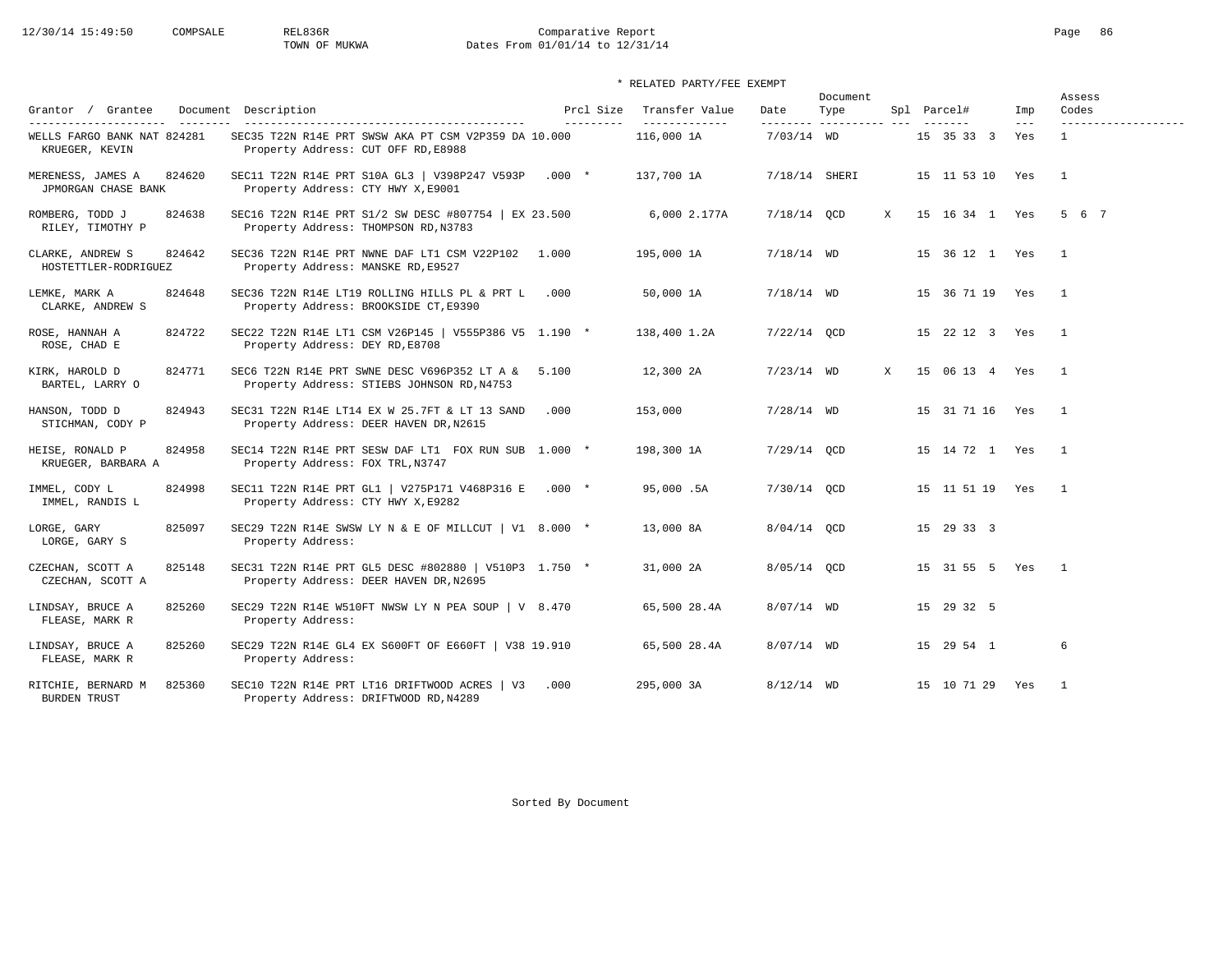12/30/14 15:49:50 COMPSALE REL836R Comparative Report

TOWN OF MUKWA Dates From 01/01/14 to 12/31/14

\* RELATED PARTY/FEE EXEMPT

| Grantor / Grantee | Document | Description | Prcl Size | Transfer Value | Date | Document Type | Spl | Parcel# | Imp | Assess Codes |
|---|---|---|---|---|---|---|---|---|---|---|
| WELLS FARGO BANK NAT / KRUEGER, KEVIN | 824281 | SEC35 T22N R14E PRT SWSW AKA PT CSM V2P359 DA / Property Address: CUT OFF RD,E8988 | 10.000 | 116,000 1A | 7/03/14 | WD | | 15 35 33 3 | Yes | 1 |
| MERENESS, JAMES A / JPMORGAN CHASE BANK | 824620 | SEC11 T22N R14E PRT S10A GL3 \| V398P247 V593P / Property Address: CTY HWY X,E9001 | .000 * | 137,700 1A | 7/18/14 | SHERI | | 15 11 53 10 | Yes | 1 |
| ROMBERG, TODD J / RILEY, TIMOTHY P | 824638 | SEC16 T22N R14E PRT S1/2 SW DESC #807754 \| EX / Property Address: THOMPSON RD,N3783 | 23.500 | 6,000 2.177A | 7/18/14 | QCD | X | 15 16 34 1 | Yes | 5 6 7 |
| CLARKE, ANDREW S / HOSTETTLER-RODRIGUEZ | 824642 | SEC36 T22N R14E PRT NWNE DAF LT1 CSM V22P102 / Property Address: MANSKE RD,E9527 | 1.000 | 195,000 1A | 7/18/14 | WD | | 15 36 12 1 | Yes | 1 |
| LEMKE, MARK A / CLARKE, ANDREW S | 824648 | SEC36 T22N R14E LT19 ROLLING HILLS PL & PRT L / Property Address: BROOKSIDE CT,E9390 | .000 | 50,000 1A | 7/18/14 | WD | | 15 36 71 19 | Yes | 1 |
| ROSE, HANNAH A / ROSE, CHAD E | 824722 | SEC22 T22N R14E LT1 CSM V26P145 \| V555P386 V5 / Property Address: DEY RD,E8708 | 1.190 * | 138,400 1.2A | 7/22/14 | QCD | | 15 22 12 3 | Yes | 1 |
| KIRK, HAROLD D / BARTEL, LARRY O | 824771 | SEC6 T22N R14E PRT SWNE DESC V696P352 LT A & / Property Address: STIEBS JOHNSON RD,N4753 | 5.100 | 12,300 2A | 7/23/14 | WD | X | 15 06 13 4 | Yes | 1 |
| HANSON, TODD D / STICHMAN, CODY P | 824943 | SEC31 T22N R14E LT14 EX W 25.7FT & LT 13 SAND / Property Address: DEER HAVEN DR,N2615 | .000 | 153,000 | 7/28/14 | WD | | 15 31 71 16 | Yes | 1 |
| HEISE, RONALD P / KRUEGER, BARBARA A | 824958 | SEC14 T22N R14E PRT SESW DAF LT1 FOX RUN SUB / Property Address: FOX TRL,N3747 | 1.000 * | 198,300 1A | 7/29/14 | QCD | | 15 14 72 1 | Yes | 1 |
| IMMEL, CODY L / IMMEL, RANDIS L | 824998 | SEC11 T22N R14E PRT GL1 \| V275P171 V468P316 E / Property Address: CTY HWY X,E9282 | .000 * | 95,000 .5A | 7/30/14 | QCD | | 15 11 51 19 | Yes | 1 |
| LORGE, GARY / LORGE, GARY S | 825097 | SEC29 T22N R14E SWSW LY N & E OF MILLCUT \| V1 / Property Address: | 8.000 * | 13,000 8A | 8/04/14 | QCD | | 15 29 33 3 | | |
| CZECHAN, SCOTT A / CZECHAN, SCOTT A | 825148 | SEC31 T22N R14E PRT GL5 DESC #802880 \| V510P3 / Property Address: DEER HAVEN DR,N2695 | 1.750 * | 31,000 2A | 8/05/14 | QCD | | 15 31 55 5 | Yes | 1 |
| LINDSAY, BRUCE A / FLEASE, MARK R | 825260 | SEC29 T22N R14E W510FT NWSW LY N PEA SOUP \| V / Property Address: | 8.470 | 65,500 28.4A | 8/07/14 | WD | | 15 29 32 5 | | |
| LINDSAY, BRUCE A / FLEASE, MARK R | 825260 | SEC29 T22N R14E GL4 EX S600FT OF E660FT \| V38 / Property Address: | 19.910 | 65,500 28.4A | 8/07/14 | WD | | 15 29 54 1 | | 6 |
| RITCHIE, BERNARD M / BURDEN TRUST | 825360 | SEC10 T22N R14E PRT LT16 DRIFTWOOD ACRES \| V3 / Property Address: DRIFTWOOD RD,N4289 | .000 | 295,000 3A | 8/12/14 | WD | | 15 10 71 29 | Yes | 1 |

Sorted By Document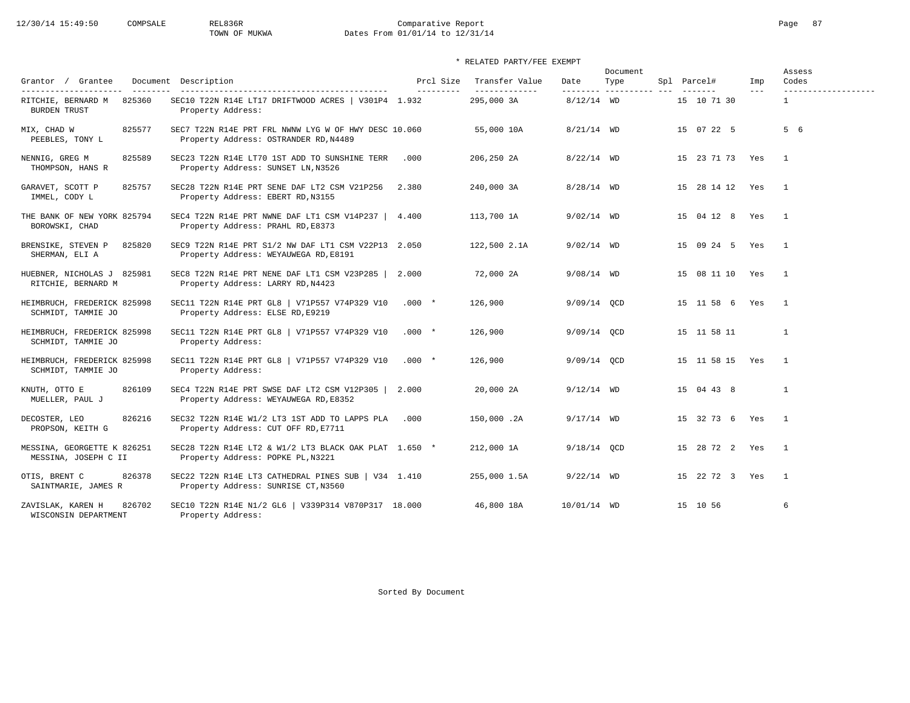Comparative Report
TOWN OF MUKWA
Dates From 01/01/14 to 12/31/14

\* RELATED PARTY/FEE EXEMPT

| Grantor / Grantee | Document | Description | Prcl Size | Transfer Value | Date | Document Type | Spl | Parcel# | Imp | Assess Codes |
|---|---|---|---|---|---|---|---|---|---|---|
| RITCHIE, BERNARD M / BURDEN TRUST | 825360 | SEC10 T22N R14E LT17 DRIFTWOOD ACRES \| V301P4 / Property Address: | 1.932 | 295,000 3A | 8/12/14 | WD | | 15 10 71 30 | | 1 |
| MIX, CHAD W / PEEBLES, TONY L | 825577 | SEC7 T22N R14E PRT FRL NWNW LYG W OF HWY DESC / Property Address: OSTRANDER RD,N4489 | 10.060 | 55,000 10A | 8/21/14 | WD | | 15 07 22 5 | | 5 6 |
| NENNIG, GREG M / THOMPSON, HANS R | 825589 | SEC23 T22N R14E LT70 1ST ADD TO SUNSHINE TERR / Property Address: SUNSET LN,N3526 | .000 | 206,250 2A | 8/22/14 | WD | | 15 23 71 73 | Yes | 1 |
| GARAVET, SCOTT P / IMMEL, CODY L | 825757 | SEC28 T22N R14E PRT SENE DAF LT2 CSM V21P256 / Property Address: EBERT RD,N3155 | 2.380 | 240,000 3A | 8/28/14 | WD | | 15 28 14 12 | Yes | 1 |
| THE BANK OF NEW YORK / BOROWSKI, CHAD | 825794 | SEC4 T22N R14E PRT NWNE DAF LT1 CSM V14P237 \| / Property Address: PRAHL RD,E8373 | 4.400 | 113,700 1A | 9/02/14 | WD | | 15 04 12 8 | Yes | 1 |
| BRENSIKE, STEVEN P / SHERMAN, ELI A | 825820 | SEC9 T22N R14E PRT S1/2 NW DAF LT1 CSM V22P13 / Property Address: WEYAUWEGA RD,E8191 | 2.050 | 122,500 2.1A | 9/02/14 | WD | | 15 09 24 5 | Yes | 1 |
| HUEBNER, NICHOLAS J / RITCHIE, BERNARD M | 825981 | SEC8 T22N R14E PRT NENE DAF LT1 CSM V23P285 \| / Property Address: LARRY RD,N4423 | 2.000 | 72,000 2A | 9/08/14 | WD | | 15 08 11 10 | Yes | 1 |
| HEIMBRUCH, FREDERICK / SCHMIDT, TAMMIE JO | 825998 | SEC11 T22N R14E PRT GL8 \| V71P557 V74P329 V10 / Property Address: ELSE RD,E9219 | .000 * | 126,900 | 9/09/14 | QCD | | 15 11 58 6 | Yes | 1 |
| HEIMBRUCH, FREDERICK / SCHMIDT, TAMMIE JO | 825998 | SEC11 T22N R14E PRT GL8 \| V71P557 V74P329 V10 / Property Address: | .000 * | 126,900 | 9/09/14 | QCD | | 15 11 58 11 | | 1 |
| HEIMBRUCH, FREDERICK / SCHMIDT, TAMMIE JO | 825998 | SEC11 T22N R14E PRT GL8 \| V71P557 V74P329 V10 / Property Address: | .000 * | 126,900 | 9/09/14 | QCD | | 15 11 58 15 | Yes | 1 |
| KNUTH, OTTO E / MUELLER, PAUL J | 826109 | SEC4 T22N R14E PRT SWSE DAF LT2 CSM V12P305 \| / Property Address: WEYAUWEGA RD,E8352 | 2.000 | 20,000 2A | 9/12/14 | WD | | 15 04 43 8 | | 1 |
| DECOSTER, LEO / PROPSON, KEITH G | 826216 | SEC32 T22N R14E W1/2 LT3 1ST ADD TO LAPPS PLA / Property Address: CUT OFF RD,E7711 | .000 | 150,000 .2A | 9/17/14 | WD | | 15 32 73 6 | Yes | 1 |
| MESSINA, GEORGETTE K / MESSINA, JOSEPH C II | 826251 | SEC28 T22N R14E LT2 & W1/2 LT3 BLACK OAK PLAT / Property Address: POPKE PL,N3221 | 1.650 * | 212,000 1A | 9/18/14 | QCD | | 15 28 72 2 | Yes | 1 |
| OTIS, BRENT C / SAINTMARIE, JAMES R | 826378 | SEC22 T22N R14E LT3 CATHEDRAL PINES SUB \| V34 / Property Address: SUNRISE CT,N3560 | 1.410 | 255,000 1.5A | 9/22/14 | WD | | 15 22 72 3 | Yes | 1 |
| ZAVISLAK, KAREN H / WISCONSIN DEPARTMENT | 826702 | SEC10 T22N R14E N1/2 GL6 \| V339P314 V870P317 / Property Address: | 18.000 | 46,800 18A | 10/01/14 | WD | | 15 10 56 | | 6 |

Sorted By Document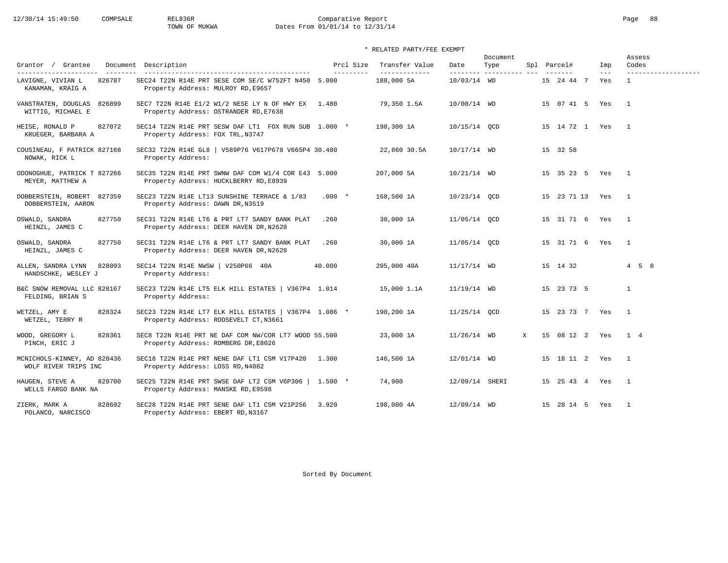Comparative Report
TOWN OF MUKWA
Dates From 01/01/14 to 12/31/14

\* RELATED PARTY/FEE EXEMPT

| Grantor / Grantee | Document | Description | Prcl Size | Transfer Value | Date | Document Type | Spl | Parcel# | Imp | Assess Codes |
|---|---|---|---|---|---|---|---|---|---|---|
| LAVIGNE, VIVIAN L / KANAMAN, KRAIG A | 826787 | SEC24 T22N R14E PRT SESE COM SE/C W752FT N450 Property Address: MULROY RD,E9657 | 5.000 | 188,000 5A | 10/03/14 | WD | | 15 24 44 7 | Yes | 1 |
| VANSTRATEN, DOUGLAS / WITTIG, MICHAEL E | 826899 | SEC7 T22N R14E E1/2 W1/2 NESE LY N OF HWY EX Property Address: OSTRANDER RD,E7638 | 1.480 | 79,350 1.5A | 10/08/14 | WD | | 15 07 41 5 | Yes | 1 |
| HEISE, RONALD P / KRUEGER, BARBARA A | 827072 | SEC14 T22N R14E PRT SESW DAF LT1 FOX RUN SUB Property Address: FOX TRL,N3747 | 1.000 * | 198,300 1A | 10/15/14 | QCD | | 15 14 72 1 | Yes | 1 |
| COUSINEAU, F PATRICK / NOWAK, RICK L | 827168 | SEC32 T22N R14E GL8 \| V589P76 V617P678 V665P4 Property Address: | 30.480 | 22,860 30.5A | 10/17/14 | WD | | 15 32 58 | | |
| ODONOGHUE, PATRICK T / MEYER, MATTHEW A | 827266 | SEC35 T22N R14E PRT SWNW DAF COM W1/4 COR E43 Property Address: HUCKLBERRY RD,E8939 | 5.000 | 207,000 5A | 10/21/14 | WD | | 15 35 23 5 | Yes | 1 |
| DOBBERSTEIN, ROBERT / DOBBERSTEIN, AARON | 827359 | SEC23 T22N R14E LT13 SUNSHINE TERRACE & 1/83 Property Address: DAWN DR,N3519 | .000 * | 168,500 1A | 10/23/14 | QCD | | 15 23 71 13 | Yes | 1 |
| OSWALD, SANDRA / HEINZL, JAMES C | 827750 | SEC31 T22N R14E LT6 & PRT LT7 SANDY BANK PLAT Property Address: DEER HAVEN DR,N2628 | .260 | 30,000 1A | 11/05/14 | QCD | | 15 31 71 6 | Yes | 1 |
| OSWALD, SANDRA / HEINZL, JAMES C | 827750 | SEC31 T22N R14E LT6 & PRT LT7 SANDY BANK PLAT Property Address: DEER HAVEN DR,N2628 | .260 | 30,000 1A | 11/05/14 | QCD | | 15 31 71 6 | Yes | 1 |
| ALLEN, SANDRA LYNN / HANDSCHKE, WESLEY J | 828093 | SEC14 T22N R14E NWSW \| V250P66 40A Property Address: | 40.000 | 205,000 40A | 11/17/14 | WD | | 15 14 32 | | 4 5 8 |
| B&C SNOW REMOVAL LLC / FELDING, BRIAN S | 828167 | SEC23 T22N R14E LT5 ELK HILL ESTATES \| V367P4 Property Address: | 1.014 | 15,000 1.1A | 11/19/14 | WD | | 15 23 73 5 | | 1 |
| WETZEL, AMY E / WETZEL, TERRY R | 828324 | SEC23 T22N R14E LT7 ELK HILL ESTATES \| V367P4 Property Address: ROOSEVELT CT,N3661 | 1.086 * | 190,200 1A | 11/25/14 | QCD | | 15 23 73 7 | Yes | 1 |
| WOOD, GREGORY L / PINCH, ERIC J | 828361 | SEC8 T22N R14E PRT NE DAF COM NW/COR LT7 WOOD Property Address: ROMBERG DR,E8026 | 55.500 | 23,000 1A | 11/26/14 | WD | X | 15 08 12 2 | Yes | 1 4 |
| MCNICHOLS-KINNEY, AD / WOLF RIVER TRIPS INC | 828436 | SEC18 T22N R14E PRT NENE DAF LT1 CSM V17P420 Property Address: LOSS RD,N4082 | 1.300 | 146,500 1A | 12/01/14 | WD | | 15 18 11 2 | Yes | 1 |
| HAUGEN, STEVE A / WELLS FARGO BANK NA | 828700 | SEC25 T22N R14E PRT SWSE DAF LT2 CSM V6P306 \| Property Address: MANSKE RD,E9598 | 1.500 * | 74,900 | 12/09/14 | SHERI | | 15 25 43 4 | Yes | 1 |
| ZIERK, MARK A / POLANCO, NARCISCO | 828692 | SEC28 T22N R14E PRT SENE DAF LT1 CSM V21P256 Property Address: EBERT RD,N3167 | 3.920 | 198,000 4A | 12/09/14 | WD | | 15 28 14 5 | Yes | 1 |

Sorted By Document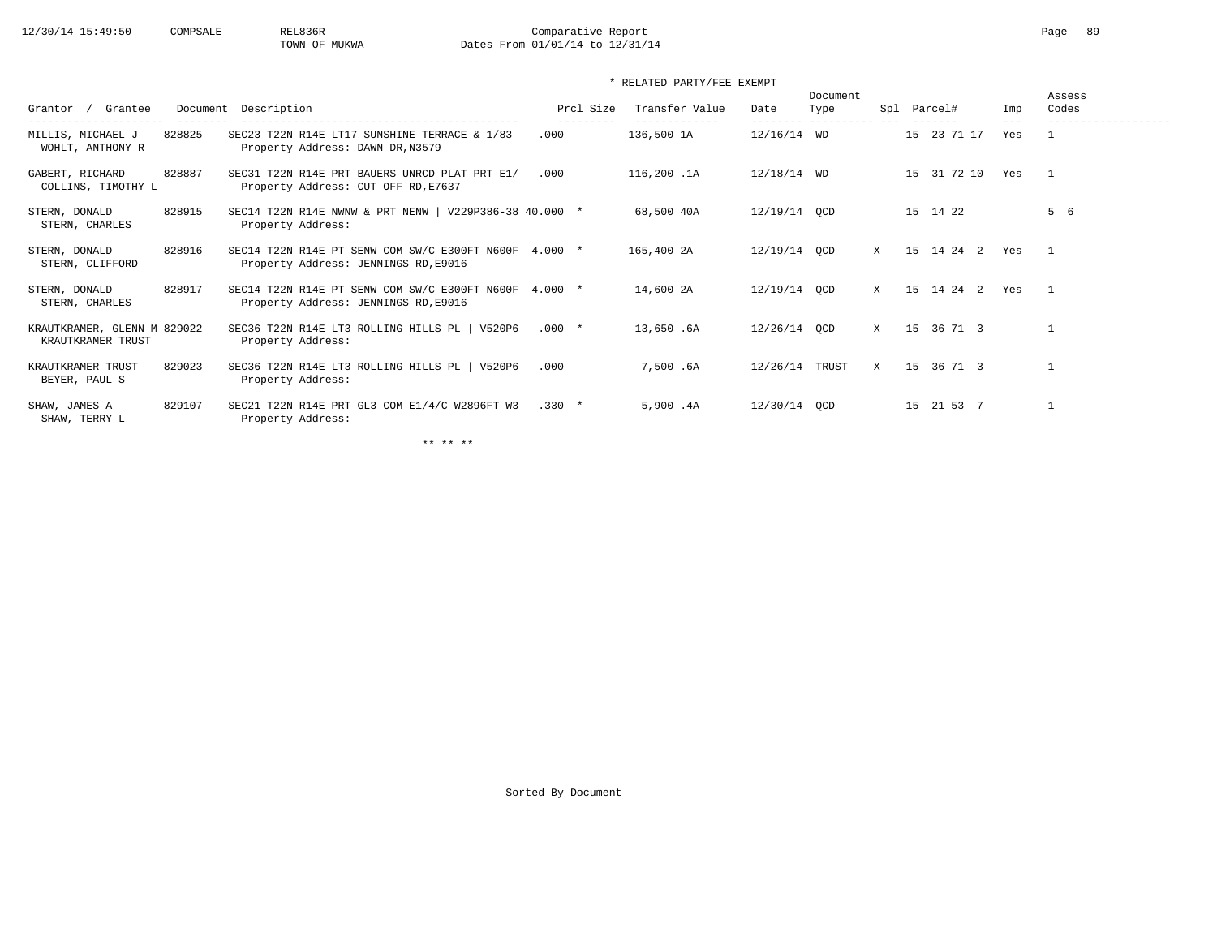Comparative Report

TOWN OF MUKWA

Dates From 01/01/14 to 12/31/14

\* RELATED PARTY/FEE EXEMPT

| Grantor / Grantee | Document | Description | Prcl Size | Transfer Value | Date | Document Type | Spl | Parcel# | Imp | Assess Codes |
|---|---|---|---|---|---|---|---|---|---|---|
| MILLIS, MICHAEL J / WOHLT, ANTHONY R | 828825 | SEC23 T22N R14E LT17 SUNSHINE TERRACE & 1/83 Property Address: DAWN DR,N3579 | .000 | 136,500 1A | 12/16/14 | WD | | 15 23 71 17 | Yes | 1 |
| GABERT, RICHARD / COLLINS, TIMOTHY L | 828887 | SEC31 T22N R14E PRT BAUERS UNRCD PLAT PRT E1/ Property Address: CUT OFF RD,E7637 | .000 | 116,200 .1A | 12/18/14 | WD | | 15 31 72 10 | Yes | 1 |
| STERN, DONALD / STERN, CHARLES | 828915 | SEC14 T22N R14E NWNW & PRT NENW \| V229P386-38 Property Address: | 40.000 * | 68,500 40A | 12/19/14 | QCD | | 15 14 22 | | 5 6 |
| STERN, DONALD / STERN, CLIFFORD | 828916 | SEC14 T22N R14E PT SENW COM SW/C E300FT N600F Property Address: JENNINGS RD,E9016 | 4.000 * | 165,400 2A | 12/19/14 | QCD | X | 15 14 24 2 | Yes | 1 |
| STERN, DONALD / STERN, CHARLES | 828917 | SEC14 T22N R14E PT SENW COM SW/C E300FT N600F Property Address: JENNINGS RD,E9016 | 4.000 * | 14,600 2A | 12/19/14 | QCD | X | 15 14 24 2 | Yes | 1 |
| KRAUTKRAMER, GLENN M / KRAUTKRAMER TRUST | 829022 | SEC36 T22N R14E LT3 ROLLING HILLS PL \| V520P6 Property Address: | .000 * | 13,650 .6A | 12/26/14 | QCD | X | 15 36 71 3 | | 1 |
| KRAUTKRAMER TRUST / BEYER, PAUL S | 829023 | SEC36 T22N R14E LT3 ROLLING HILLS PL \| V520P6 Property Address: | .000 | 7,500 .6A | 12/26/14 | TRUST | X | 15 36 71 3 | | 1 |
| SHAW, JAMES A / SHAW, TERRY L | 829107 | SEC21 T22N R14E PRT GL3 COM E1/4/C W2896FT W3 Property Address: | .330 * | 5,900 .4A | 12/30/14 | QCD | | 15 21 53 7 | | 1 |

\*\* \*\* \*\*

Sorted By Document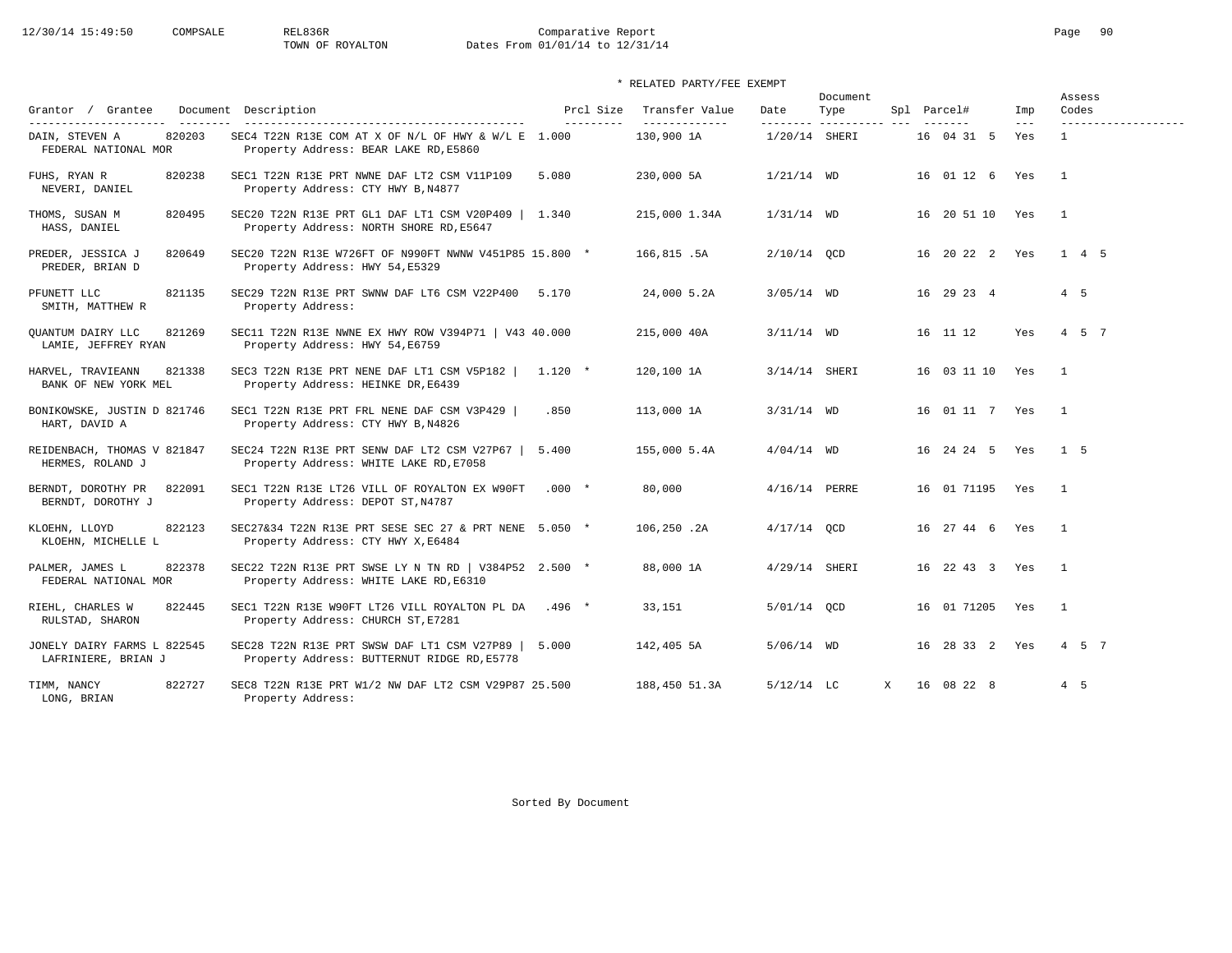Comparative Report
TOWN OF ROYALTON
Dates From 01/01/14 to 12/31/14

\* RELATED PARTY/FEE EXEMPT

| Grantor / Grantee | Document | Description | Prcl Size | Transfer Value | Date | Document Type | Spl | Parcel# | Imp | Assess Codes |
|---|---|---|---|---|---|---|---|---|---|---|
| DAIN, STEVEN A / FEDERAL NATIONAL MOR | 820203 | SEC4 T22N R13E COM AT X OF N/L OF HWY & W/L E / Property Address: BEAR LAKE RD,E5860 | 1.000 | 130,900 1A | 1/20/14 | SHERI | | 16 04 31 5 | Yes | 1 |
| FUHS, RYAN R / NEVERI, DANIEL | 820238 | SEC1 T22N R13E PRT NWNE DAF LT2 CSM V11P109 / Property Address: CTY HWY B,N4877 | 5.080 | 230,000 5A | 1/21/14 | WD | | 16 01 12 6 | Yes | 1 |
| THOMS, SUSAN M / HASS, DANIEL | 820495 | SEC20 T22N R13E PRT GL1 DAF LT1 CSM V20P409 \| / Property Address: NORTH SHORE RD,E5647 | 1.340 | 215,000 1.34A | 1/31/14 | WD | | 16 20 51 10 | Yes | 1 |
| PREDER, JESSICA J / PREDER, BRIAN D | 820649 | SEC20 T22N R13E W726FT OF N990FT NWNW V451P85 / Property Address: HWY 54,E5329 | 15.800 * | 166,815 .5A | 2/10/14 | QCD | | 16 20 22 2 | Yes | 1 4 5 |
| PFUNETT LLC / SMITH, MATTHEW R | 821135 | SEC29 T22N R13E PRT SWNW DAF LT6 CSM V22P400 / Property Address: | 5.170 | 24,000 5.2A | 3/05/14 | WD | | 16 29 23 4 | | 4 5 |
| QUANTUM DAIRY LLC / LAMIE, JEFFREY RYAN | 821269 | SEC11 T22N R13E NWNE EX HWY ROW V394P71 \| V43 / Property Address: HWY 54,E6759 | 40.000 | 215,000 40A | 3/11/14 | WD | | 16 11 12 | Yes | 4 5 7 |
| HARVEL, TRAVIEANN / BANK OF NEW YORK MEL | 821338 | SEC3 T22N R13E PRT NENE DAF LT1 CSM V5P182 \| / Property Address: HEINKE DR,E6439 | 1.120 * | 120,100 1A | 3/14/14 | SHERI | | 16 03 11 10 | Yes | 1 |
| BONIKOWSKE, JUSTIN D / HART, DAVID A | 821746 | SEC1 T22N R13E PRT FRL NENE DAF CSM V3P429 \| / Property Address: CTY HWY B,N4826 | .850 | 113,000 1A | 3/31/14 | WD | | 16 01 11 7 | Yes | 1 |
| REIDENBACH, THOMAS V / HERMES, ROLAND J | 821847 | SEC24 T22N R13E PRT SENW DAF LT2 CSM V27P67 \| / Property Address: WHITE LAKE RD,E7058 | 5.400 | 155,000 5.4A | 4/04/14 | WD | | 16 24 24 5 | Yes | 1 5 |
| BERNDT, DOROTHY PR / BERNDT, DOROTHY J | 822091 | SEC1 T22N R13E LT26 VILL OF ROYALTON EX W90FT / Property Address: DEPOT ST,N4787 | .000 * | 80,000 | 4/16/14 | PERRE | | 16 01 71195 | Yes | 1 |
| KLOEHN, LLOYD / KLOEHN, MICHELLE L | 822123 | SEC27&34 T22N R13E PRT SESE SEC 27 & PRT NENE / Property Address: CTY HWY X,E6484 | 5.050 * | 106,250 .2A | 4/17/14 | QCD | | 16 27 44 6 | Yes | 1 |
| PALMER, JAMES L / FEDERAL NATIONAL MOR | 822378 | SEC22 T22N R13E PRT SWSE LY N TN RD \| V384P52 / Property Address: WHITE LAKE RD,E6310 | 2.500 * | 88,000 1A | 4/29/14 | SHERI | | 16 22 43 3 | Yes | 1 |
| RIEHL, CHARLES W / RULSTAD, SHARON | 822445 | SEC1 T22N R13E W90FT LT26 VILL ROYALTON PL DA / Property Address: CHURCH ST,E7281 | .496 * | 33,151 | 5/01/14 | QCD | | 16 01 71205 | Yes | 1 |
| JONELY DAIRY FARMS L / LAFRINIERE, BRIAN J | 822545 | SEC28 T22N R13E PRT SWSW DAF LT1 CSM V27P89 \| / Property Address: BUTTERNUT RIDGE RD,E5778 | 5.000 | 142,405 5A | 5/06/14 | WD | | 16 28 33 2 | Yes | 4 5 7 |
| TIMM, NANCY / LONG, BRIAN | 822727 | SEC8 T22N R13E PRT W1/2 NW DAF LT2 CSM V29P87 / Property Address: | 25.500 | 188,450 51.3A | 5/12/14 | LC | X | 16 08 22 8 | | 4 5 |

Sorted By Document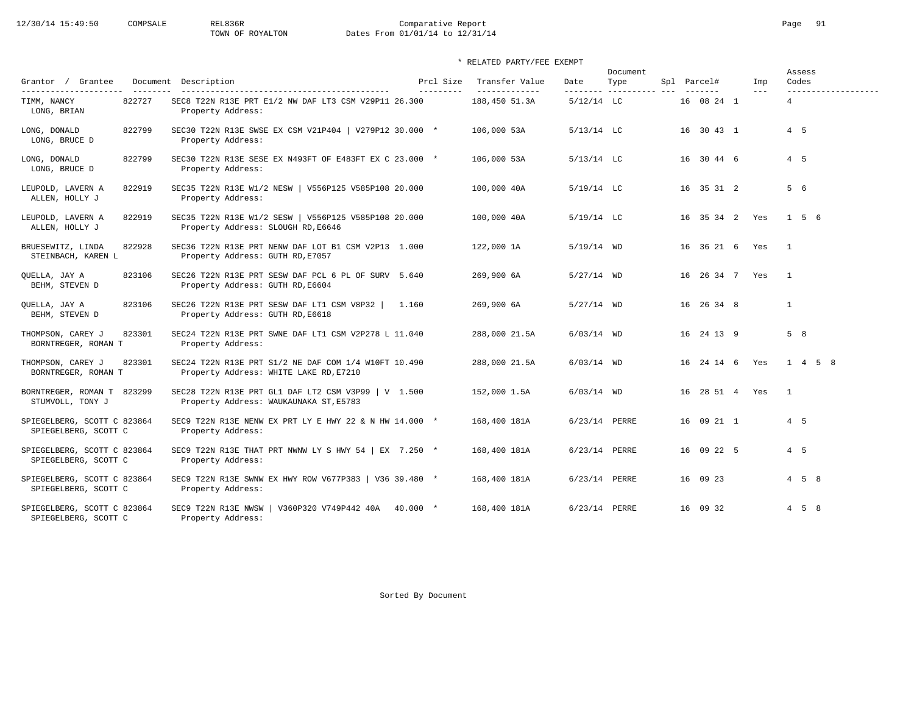Comparative Report
TOWN OF ROYALTON
Dates From 01/01/14 to 12/31/14

\* RELATED PARTY/FEE EXEMPT

| Grantor / Grantee | Document | Description | Prcl Size | Transfer Value | Date | Document Type | Spl | Parcel# | Imp | Assess Codes |
|---|---|---|---|---|---|---|---|---|---|---|
| TIMM, NANCY<br>LONG, BRIAN | 822727 | SEC8 T22N R13E PRT E1/2 NW DAF LT3 CSM V29P11<br>Property Address: | 26.300 | 188,450 51.3A | 5/12/14 | LC | | 16 08 24 1 | | 4 |
| LONG, DONALD<br>LONG, BRUCE D | 822799 | SEC30 T22N R13E SWSE EX CSM V21P404 \| V279P12<br>Property Address: | 30.000 * | 106,000 53A | 5/13/14 | LC | | 16 30 43 1 | | 4 5 |
| LONG, DONALD<br>LONG, BRUCE D | 822799 | SEC30 T22N R13E SESE EX N493FT OF E483FT EX C<br>Property Address: | 23.000 * | 106,000 53A | 5/13/14 | LC | | 16 30 44 6 | | 4 5 |
| LEUPOLD, LAVERN A<br>ALLEN, HOLLY J | 822919 | SEC35 T22N R13E W1/2 NESW \| V556P125 V585P108<br>Property Address: | 20.000 | 100,000 40A | 5/19/14 | LC | | 16 35 31 2 | | 5 6 |
| LEUPOLD, LAVERN A<br>ALLEN, HOLLY J | 822919 | SEC35 T22N R13E W1/2 SESW \| V556P125 V585P108<br>Property Address: SLOUGH RD,E6646 | 20.000 | 100,000 40A | 5/19/14 | LC | | 16 35 34 2 | Yes | 1 5 6 |
| BRUESEWITZ, LINDA<br>STEINBACH, KAREN L | 822928 | SEC36 T22N R13E PRT NENW DAF LOT B1 CSM V2P13<br>Property Address: GUTH RD,E7057 | 1.000 | 122,000 1A | 5/19/14 | WD | | 16 36 21 6 | Yes | 1 |
| QUELLA, JAY A<br>BEHM, STEVEN D | 823106 | SEC26 T22N R13E PRT SESW DAF PCL 6 PL OF SURV<br>Property Address: GUTH RD,E6604 | 5.640 | 269,900 6A | 5/27/14 | WD | | 16 26 34 7 | Yes | 1 |
| QUELLA, JAY A<br>BEHM, STEVEN D | 823106 | SEC26 T22N R13E PRT SESW DAF LT1 CSM V8P32 \|<br>Property Address: GUTH RD,E6618 | 1.160 | 269,900 6A | 5/27/14 | WD | | 16 26 34 8 | | 1 |
| THOMPSON, CAREY J<br>BORNTREGER, ROMAN T | 823301 | SEC24 T22N R13E PRT SWNE DAF LT1 CSM V2P278 L<br>Property Address: | 11.040 | 288,000 21.5A | 6/03/14 | WD | | 16 24 13 9 | | 5 8 |
| THOMPSON, CAREY J<br>BORNTREGER, ROMAN T | 823301 | SEC24 T22N R13E PRT S1/2 NE DAF COM 1/4 W10FT<br>Property Address: WHITE LAKE RD,E7210 | 10.490 | 288,000 21.5A | 6/03/14 | WD | | 16 24 14 6 | Yes | 1 4 5 8 |
| BORNTREGER, ROMAN T<br>STUMVOLL, TONY J | 823299 | SEC28 T22N R13E PRT GL1 DAF LT2 CSM V3P99 \| V<br>Property Address: WAUKAUNAKA ST,E5783 | 1.500 | 152,000 1.5A | 6/03/14 | WD | | 16 28 51 4 | Yes | 1 |
| SPIEGELBERG, SCOTT C<br>SPIEGELBERG, SCOTT C | 823864 | SEC9 T22N R13E NENW EX PRT LY E HWY 22 & N HW<br>Property Address: | 14.000 * | 168,400 181A | 6/23/14 | PERRE | | 16 09 21 1 | | 4 5 |
| SPIEGELBERG, SCOTT C<br>SPIEGELBERG, SCOTT C | 823864 | SEC9 T22N R13E THAT PRT NWNW LY S HWY 54 \| EX<br>Property Address: | 7.250 * | 168,400 181A | 6/23/14 | PERRE | | 16 09 22 5 | | 4 5 |
| SPIEGELBERG, SCOTT C<br>SPIEGELBERG, SCOTT C | 823864 | SEC9 T22N R13E SWNW EX HWY ROW V677P383 \| V36<br>Property Address: | 39.480 * | 168,400 181A | 6/23/14 | PERRE | | 16 09 23 | | 4 5 8 |
| SPIEGELBERG, SCOTT C<br>SPIEGELBERG, SCOTT C | 823864 | SEC9 T22N R13E NWSW \| V360P320 V749P442 40A<br>Property Address: | 40.000 * | 168,400 181A | 6/23/14 | PERRE | | 16 09 32 | | 4 5 8 |

Sorted By Document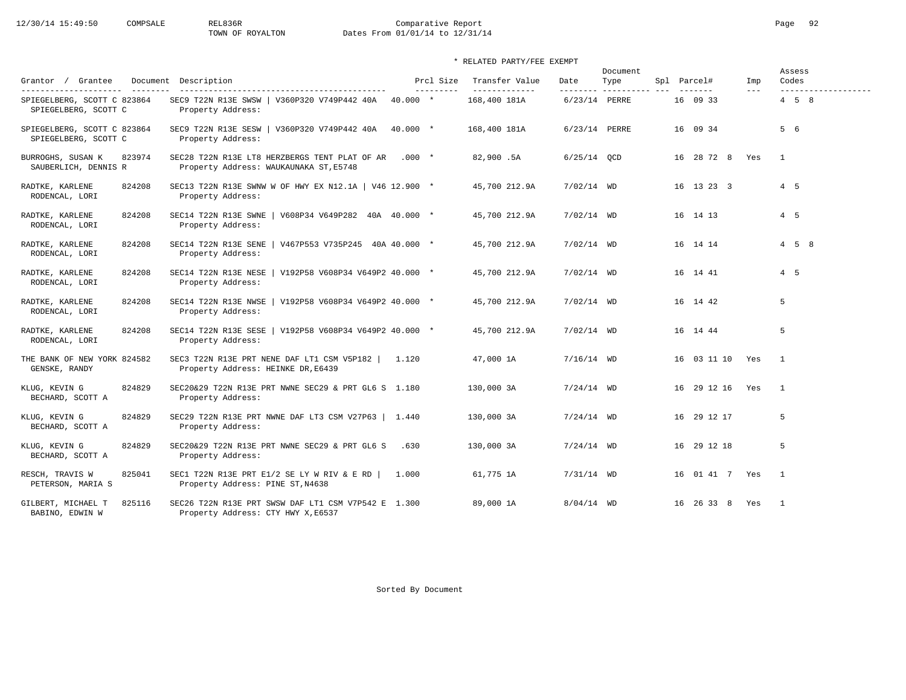Comparative Report
TOWN OF ROYALTON
Dates From 01/01/14 to 12/31/14

\* RELATED PARTY/FEE EXEMPT

| Grantor / Grantee | Document | Description | Prcl Size | Transfer Value | Date | Document Type | Spl | Parcel# | Imp | Assess Codes |
|---|---|---|---|---|---|---|---|---|---|---|
| SPIEGELBERG, SCOTT C / SPIEGELBERG, SCOTT C | 823864 | SEC9 T22N R13E SWSW \| V360P320 V749P442 40A / Property Address: | 40.000 * | 168,400 181A | 6/23/14 | PERRE | | 16 09 33 | | 4 5 8 |
| SPIEGELBERG, SCOTT C / SPIEGELBERG, SCOTT C | 823864 | SEC9 T22N R13E SESW \| V360P320 V749P442 40A / Property Address: | 40.000 * | 168,400 181A | 6/23/14 | PERRE | | 16 09 34 | | 5 6 |
| BURROGHS, SUSAN K / SAUBERLICH, DENNIS R | 823974 | SEC28 T22N R13E LT8 HERZBERGS TENT PLAT OF AR / Property Address: WAUKAUNAKA ST,E5748 | .000 * | 82,900 .5A | 6/25/14 | QCD | | 16 28 72 8 | Yes | 1 |
| RADTKE, KARLENE / RODENCAL, LORI | 824208 | SEC13 T22N R13E SWNW W OF HWY EX N12.1A \| V46 / Property Address: | 12.900 * | 45,700 212.9A | 7/02/14 | WD | | 16 13 23 3 | | 4 5 |
| RADTKE, KARLENE / RODENCAL, LORI | 824208 | SEC14 T22N R13E SWNE \| V608P34 V649P282 40A / Property Address: | 40.000 * | 45,700 212.9A | 7/02/14 | WD | | 16 14 13 | | 4 5 |
| RADTKE, KARLENE / RODENCAL, LORI | 824208 | SEC14 T22N R13E SENE \| V467P553 V735P245 40A / Property Address: | 40.000 * | 45,700 212.9A | 7/02/14 | WD | | 16 14 14 | | 4 5 8 |
| RADTKE, KARLENE / RODENCAL, LORI | 824208 | SEC14 T22N R13E NESE \| V192P58 V608P34 V649P2 / Property Address: | 40.000 * | 45,700 212.9A | 7/02/14 | WD | | 16 14 41 | | 4 5 |
| RADTKE, KARLENE / RODENCAL, LORI | 824208 | SEC14 T22N R13E NWSE \| V192P58 V608P34 V649P2 / Property Address: | 40.000 * | 45,700 212.9A | 7/02/14 | WD | | 16 14 42 | | 5 |
| RADTKE, KARLENE / RODENCAL, LORI | 824208 | SEC14 T22N R13E SESE \| V192P58 V608P34 V649P2 / Property Address: | 40.000 * | 45,700 212.9A | 7/02/14 | WD | | 16 14 44 | | 5 |
| THE BANK OF NEW YORK / GENSKE, RANDY | 824582 | SEC3 T22N R13E PRT NENE DAF LT1 CSM V5P182 \| / Property Address: HEINKE DR,E6439 | 1.120 | 47,000 1A | 7/16/14 | WD | | 16 03 11 10 | Yes | 1 |
| KLUG, KEVIN G / BECHARD, SCOTT A | 824829 | SEC20&29 T22N R13E PRT NWNE SEC29 & PRT GL6 S / Property Address: | 1.180 | 130,000 3A | 7/24/14 | WD | | 16 29 12 16 | Yes | 1 |
| KLUG, KEVIN G / BECHARD, SCOTT A | 824829 | SEC29 T22N R13E PRT NWNE DAF LT3 CSM V27P63 \| / Property Address: | 1.440 | 130,000 3A | 7/24/14 | WD | | 16 29 12 17 | | 5 |
| KLUG, KEVIN G / BECHARD, SCOTT A | 824829 | SEC20&29 T22N R13E PRT NWNE SEC29 & PRT GL6 S / Property Address: | .630 | 130,000 3A | 7/24/14 | WD | | 16 29 12 18 | | 5 |
| RESCH, TRAVIS W / PETERSON, MARIA S | 825041 | SEC1 T22N R13E PRT E1/2 SE LY W RIV & E RD \| / Property Address: PINE ST,N4638 | 1.000 | 61,775 1A | 7/31/14 | WD | | 16 01 41 7 | Yes | 1 |
| GILBERT, MICHAEL T / BABINO, EDWIN W | 825116 | SEC26 T22N R13E PRT SWSW DAF LT1 CSM V7P542 E / Property Address: CTY HWY X,E6537 | 1.300 | 89,000 1A | 8/04/14 | WD | | 16 26 33 8 | Yes | 1 |

Sorted By Document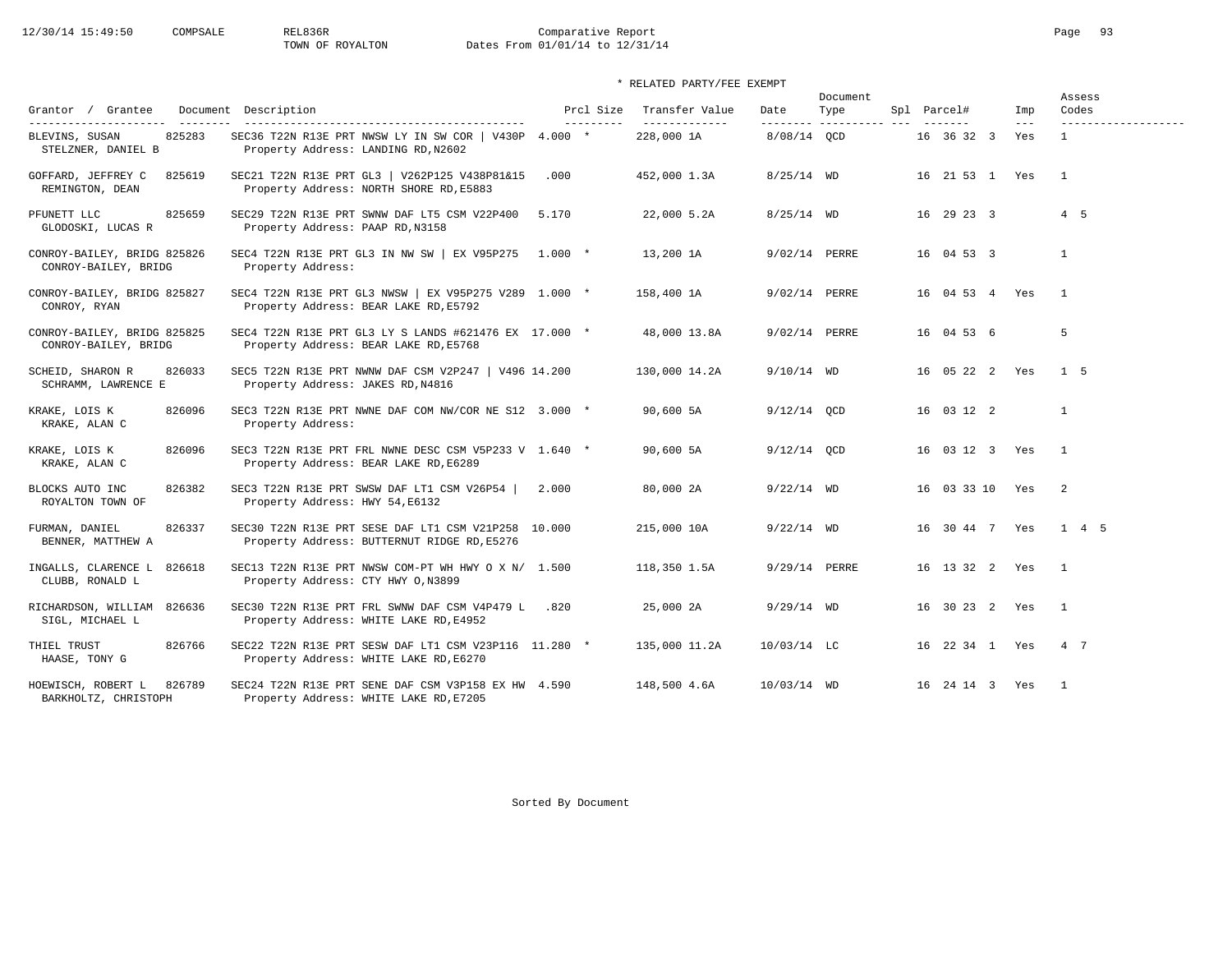Comparative Report
TOWN OF ROYALTON
Dates From 01/01/14 to 12/31/14

\* RELATED PARTY/FEE EXEMPT

| Grantor / Grantee | Document | Description | Prcl Size | Transfer Value | Date | Document Type | Spl | Parcel# | Imp | Assess Codes |
|---|---|---|---|---|---|---|---|---|---|---|
| BLEVINS, SUSAN<br>STELZNER, DANIEL B | 825283 | SEC36 T22N R13E PRT NWSW LY IN SW COR \| V430P<br>Property Address: LANDING RD,N2602 | 4.000 * | 228,000 1A | 8/08/14 | QCD | | 16 36 32 3 | Yes | 1 |
| GOFFARD, JEFFREY C<br>REMINGTON, DEAN | 825619 | SEC21 T22N R13E PRT GL3 \| V262P125 V438P81&15<br>Property Address: NORTH SHORE RD,E5883 | .000 | 452,000 1.3A | 8/25/14 | WD | | 16 21 53 1 | Yes | 1 |
| PFUNETT LLC<br>GLODOSKI, LUCAS R | 825659 | SEC29 T22N R13E PRT SWNW DAF LT5 CSM V22P400<br>Property Address: PAAP RD,N3158 | 5.170 | 22,000 5.2A | 8/25/14 | WD | | 16 29 23 3 | | 4 5 |
| CONROY-BAILEY, BRIDG<br>CONROY-BAILEY, BRIDG | 825826 | SEC4 T22N R13E PRT GL3 IN NW SW \| EX V95P275<br>Property Address: | 1.000 * | 13,200 1A | 9/02/14 | PERRE | | 16 04 53 3 | | 1 |
| CONROY-BAILEY, BRIDG<br>CONROY, RYAN | 825827 | SEC4 T22N R13E PRT GL3 NWSW \| EX V95P275 V289<br>Property Address: BEAR LAKE RD,E5792 | 1.000 * | 158,400 1A | 9/02/14 | PERRE | | 16 04 53 4 | Yes | 1 |
| CONROY-BAILEY, BRIDG<br>CONROY-BAILEY, BRIDG | 825825 | SEC4 T22N R13E PRT GL3 LY S LANDS #621476 EX<br>Property Address: BEAR LAKE RD,E5768 | 17.000 * | 48,000 13.8A | 9/02/14 | PERRE | | 16 04 53 6 | | 5 |
| SCHEID, SHARON R<br>SCHRAMM, LAWRENCE E | 826033 | SEC5 T22N R13E PRT NWNW DAF CSM V2P247 \| V496<br>Property Address: JAKES RD,N4816 | 14.200 | 130,000 14.2A | 9/10/14 | WD | | 16 05 22 2 | Yes | 1 5 |
| KRAKE, LOIS K<br>KRAKE, ALAN C | 826096 | SEC3 T22N R13E PRT NWNE DAF COM NW/COR NE S12<br>Property Address: | 3.000 * | 90,600 5A | 9/12/14 | QCD | | 16 03 12 2 | | 1 |
| KRAKE, LOIS K<br>KRAKE, ALAN C | 826096 | SEC3 T22N R13E PRT FRL NWNE DESC CSM V5P233 V<br>Property Address: BEAR LAKE RD,E6289 | 1.640 * | 90,600 5A | 9/12/14 | QCD | | 16 03 12 3 | Yes | 1 |
| BLOCKS AUTO INC<br>ROYALTON TOWN OF | 826382 | SEC3 T22N R13E PRT SWSW DAF LT1 CSM V26P54 \|<br>Property Address: HWY 54,E6132 | 2.000 | 80,000 2A | 9/22/14 | WD | | 16 03 33 10 | Yes | 2 |
| FURMAN, DANIEL<br>BENNER, MATTHEW A | 826337 | SEC30 T22N R13E PRT SESE DAF LT1 CSM V21P258<br>Property Address: BUTTERNUT RIDGE RD,E5276 | 10.000 | 215,000 10A | 9/22/14 | WD | | 16 30 44 7 | Yes | 1 4 5 |
| INGALLS, CLARENCE L<br>CLUBB, RONALD L | 826618 | SEC13 T22N R13E PRT NWSW COM-PT WH HWY O X N/<br>Property Address: CTY HWY O,N3899 | 1.500 | 118,350 1.5A | 9/29/14 | PERRE | | 16 13 32 2 | Yes | 1 |
| RICHARDSON, WILLIAM<br>SIGL, MICHAEL L | 826636 | SEC30 T22N R13E PRT FRL SWNW DAF CSM V4P479 L<br>Property Address: WHITE LAKE RD,E4952 | .820 | 25,000 2A | 9/29/14 | WD | | 16 30 23 2 | Yes | 1 |
| THIEL TRUST<br>HAASE, TONY G | 826766 | SEC22 T22N R13E PRT SESW DAF LT1 CSM V23P116<br>Property Address: WHITE LAKE RD,E6270 | 11.280 * | 135,000 11.2A | 10/03/14 | LC | | 16 22 34 1 | Yes | 4 7 |
| HOEWISCH, ROBERT L<br>BARKHOLTZ, CHRISTOPH | 826789 | SEC24 T22N R13E PRT SENE DAF CSM V3P158 EX HW<br>Property Address: WHITE LAKE RD,E7205 | 4.590 | 148,500 4.6A | 10/03/14 | WD | | 16 24 14 3 | Yes | 1 |

Sorted By Document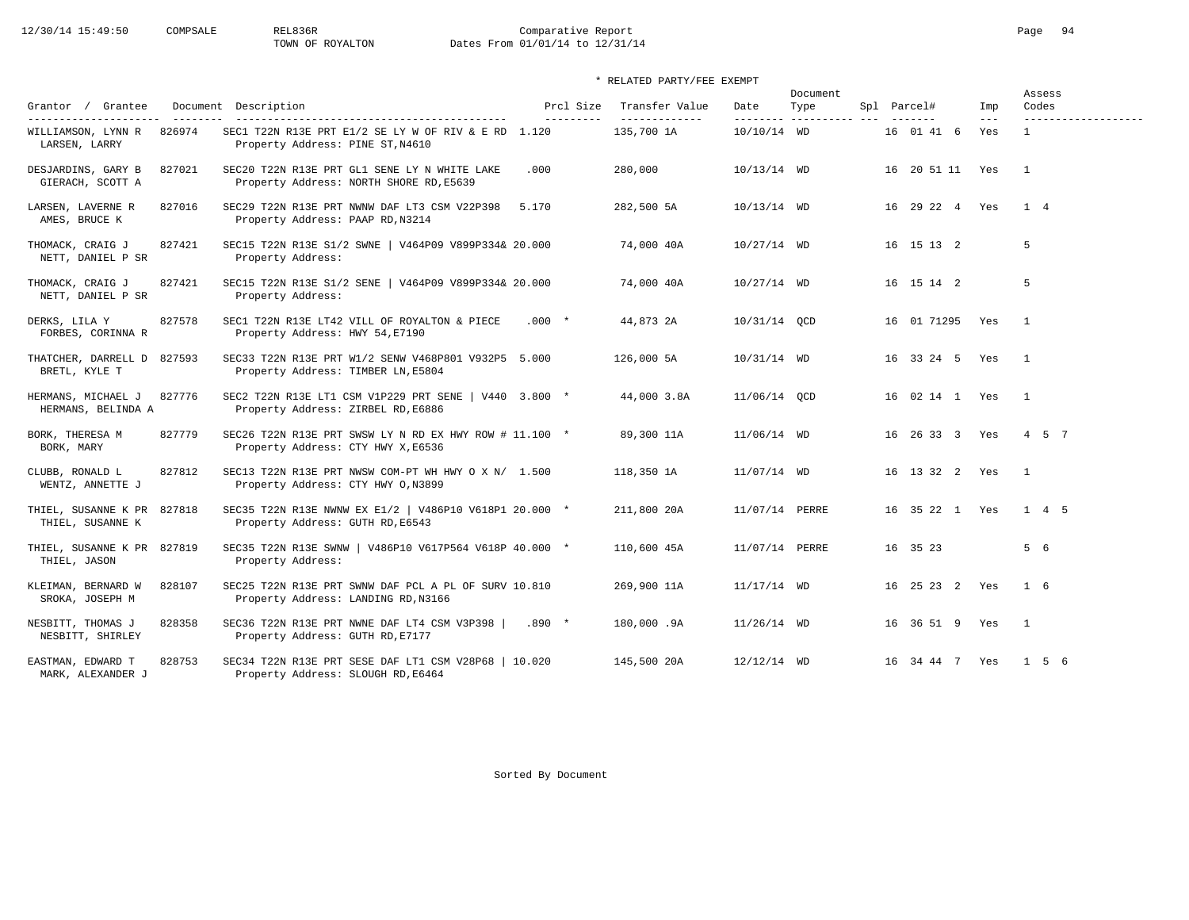Comparative Report
TOWN OF ROYALTON
Dates From 01/01/14 to 12/31/14

\* RELATED PARTY/FEE EXEMPT

| Grantor / Grantee | Document | Description | Prcl Size | Transfer Value | Date | Document Type | Spl | Parcel# | Imp | Assess Codes |
|---|---|---|---|---|---|---|---|---|---|---|
| WILLIAMSON, LYNN R<br>LARSEN, LARRY | 826974 | SEC1 T22N R13E PRT E1/2 SE LY W OF RIV & E RD<br>Property Address: PINE ST,N4610 | 1.120 | 135,700 1A | 10/10/14 | WD | | 16 01 41 6 | Yes | 1 |
| DESJARDINS, GARY B<br>GIERACH, SCOTT A | 827021 | SEC20 T22N R13E PRT GL1 SENE LY N WHITE LAKE<br>Property Address: NORTH SHORE RD,E5639 | .000 | 280,000 | 10/13/14 | WD | | 16 20 51 11 | Yes | 1 |
| LARSEN, LAVERNE R<br>AMES, BRUCE K | 827016 | SEC29 T22N R13E PRT NWNW DAF LT3 CSM V22P398<br>Property Address: PAAP RD,N3214 | 5.170 | 282,500 5A | 10/13/14 | WD | | 16 29 22 4 | Yes | 1 4 |
| THOMACK, CRAIG J<br>NETT, DANIEL P SR | 827421 | SEC15 T22N R13E S1/2 SWNE \| V464P09 V899P334&<br>Property Address: | 20.000 | 74,000 40A | 10/27/14 | WD | | 16 15 13 2 | | 5 |
| THOMACK, CRAIG J<br>NETT, DANIEL P SR | 827421 | SEC15 T22N R13E S1/2 SENE \| V464P09 V899P334&<br>Property Address: | 20.000 | 74,000 40A | 10/27/14 | WD | | 16 15 14 2 | | 5 |
| DERKS, LILA Y<br>FORBES, CORINNA R | 827578 | SEC1 T22N R13E LT42 VILL OF ROYALTON & PIECE<br>Property Address: HWY 54,E7190 | .000 * | 44,873 2A | 10/31/14 | QCD | | 16 01 71295 | Yes | 1 |
| THATCHER, DARRELL D<br>BRETL, KYLE T | 827593 | SEC33 T22N R13E PRT W1/2 SENW V468P801 V932P5<br>Property Address: TIMBER LN,E5804 | 5.000 | 126,000 5A | 10/31/14 | WD | | 16 33 24 5 | Yes | 1 |
| HERMANS, MICHAEL J<br>HERMANS, BELINDA A | 827776 | SEC2 T22N R13E LT1 CSM V1P229 PRT SENE \| V440<br>Property Address: ZIRBEL RD,E6886 | 3.800 * | 44,000 3.8A | 11/06/14 | QCD | | 16 02 14 1 | Yes | 1 |
| BORK, THERESA M<br>BORK, MARY | 827779 | SEC26 T22N R13E PRT SWSW LY N RD EX HWY ROW #<br>Property Address: CTY HWY X,E6536 | 11.100 * | 89,300 11A | 11/06/14 | WD | | 16 26 33 3 | Yes | 4 5 7 |
| CLUBB, RONALD L<br>WENTZ, ANNETTE J | 827812 | SEC13 T22N R13E PRT NWSW COM-PT WH HWY O X N/<br>Property Address: CTY HWY O,N3899 | 1.500 | 118,350 1A | 11/07/14 | WD | | 16 13 32 2 | Yes | 1 |
| THIEL, SUSANNE K PR<br>THIEL, SUSANNE K | 827818 | SEC35 T22N R13E NWNW EX E1/2 \| V486P10 V618P1<br>Property Address: GUTH RD,E6543 | 20.000 * | 211,800 20A | 11/07/14 | PERRE | | 16 35 22 1 | Yes | 1 4 5 |
| THIEL, SUSANNE K PR<br>THIEL, JASON | 827819 | SEC35 T22N R13E SWNW \| V486P10 V617P564 V618P<br>Property Address: | 40.000 * | 110,600 45A | 11/07/14 | PERRE | | 16 35 23 | | 5 6 |
| KLEIMAN, BERNARD W<br>SROKA, JOSEPH M | 828107 | SEC25 T22N R13E PRT SWNW DAF PCL A PL OF SURV<br>Property Address: LANDING RD,N3166 | 10.810 | 269,900 11A | 11/17/14 | WD | | 16 25 23 2 | Yes | 1 6 |
| NESBITT, THOMAS J<br>NESBITT, SHIRLEY | 828358 | SEC36 T22N R13E PRT NWNE DAF LT4 CSM V3P398 \|<br>Property Address: GUTH RD,E7177 | .890 * | 180,000 .9A | 11/26/14 | WD | | 16 36 51 9 | Yes | 1 |
| EASTMAN, EDWARD T<br>MARK, ALEXANDER J | 828753 | SEC34 T22N R13E PRT SESE DAF LT1 CSM V28P68 \|<br>Property Address: SLOUGH RD,E6464 | 10.020 | 145,500 20A | 12/12/14 | WD | | 16 34 44 7 | Yes | 1 5 6 |

Sorted By Document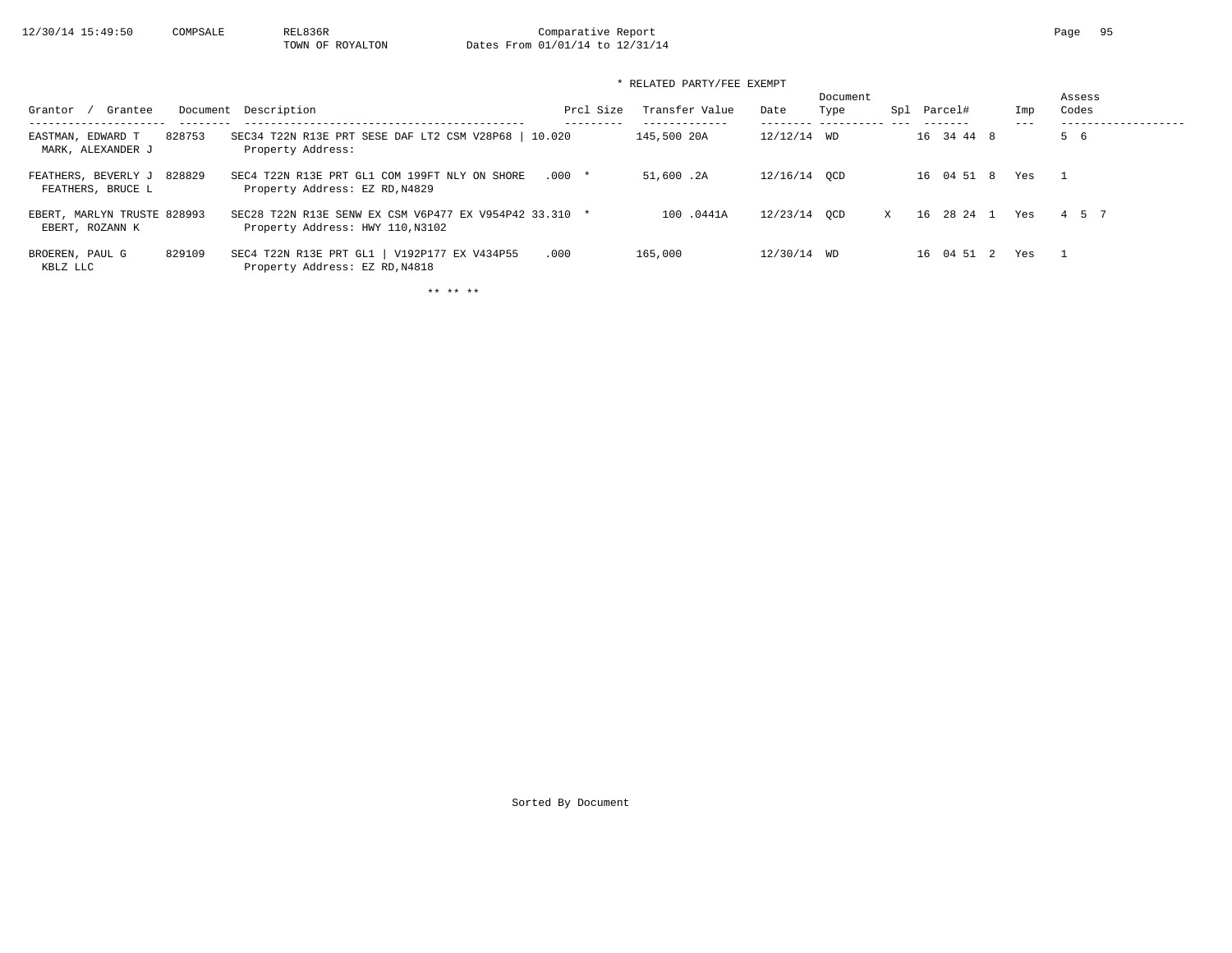* RELATED PARTY/FEE EXEMPT

| Grantor / Grantee | Document | Description | Prcl Size | Transfer Value | Date | Document Type | Spl | Parcel# | Imp | Assess Codes |
|---|---|---|---|---|---|---|---|---|---|---|
| EASTMAN, EDWARD T<br>MARK, ALEXANDER J | 828753 | SEC34 T22N R13E PRT SESE DAF LT2 CSM V28P68 \| <br>Property Address: | 10.020 | 145,500 20A | 12/12/14 | WD | | 16 34 44 8 | | 5 6 |
| FEATHERS, BEVERLY J<br>FEATHERS, BRUCE L | 828829 | SEC4 T22N R13E PRT GL1 COM 199FT NLY ON SHORE<br>Property Address: EZ RD,N4829 | .000 * | 51,600 .2A | 12/16/14 | QCD | | 16 04 51 8 | Yes | 1 |
| EBERT, MARLYN TRUSTE<br>EBERT, ROZANN K | 828993 | SEC28 T22N R13E SENW EX CSM V6P477 EX V954P42<br>Property Address: HWY 110,N3102 | 33.310 * | 100 .0441A | 12/23/14 | QCD | X | 16 28 24 1 | Yes | 4 5 7 |
| BROEREN, PAUL G<br>KBLZ LLC | 829109 | SEC4 T22N R13E PRT GL1 \| V192P177 EX V434P55<br>Property Address: EZ RD,N4818 | .000 | 165,000 | 12/30/14 | WD | | 16 04 51 2 | Yes | 1 |

** ** **

Sorted By Document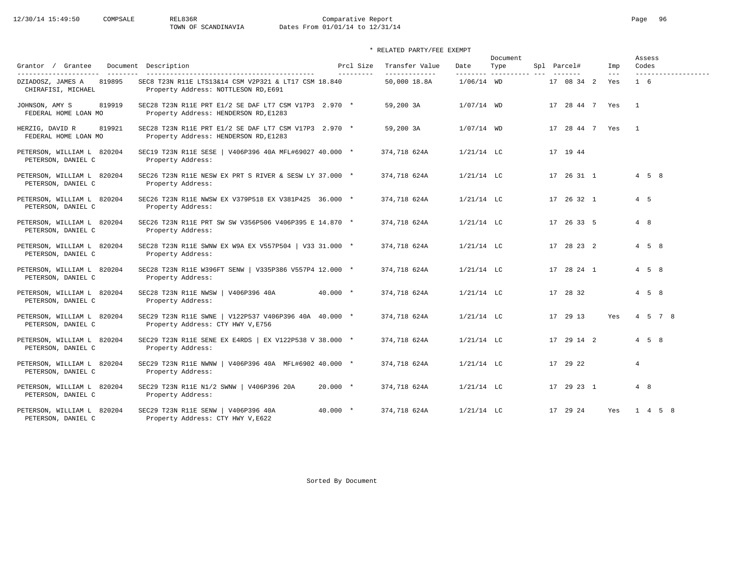Comparative Report
TOWN OF SCANDINAVIA
Dates From 01/01/14 to 12/31/14

\* RELATED PARTY/FEE EXEMPT

| Grantor / Grantee | Document | Description | Prcl Size | | Transfer Value | | Date | Document Type | Spl | Parcel# | Imp | Assess Codes |
|---|---|---|---|---|---|---|---|---|---|---|---|---|
| DZIADOSZ, JAMES A / CHIRAFISI, MICHAEL | 819895 | SEC8 T23N R11E LTS13&14 CSM V2P321 & LT17 CSM 18.840<br>Property Address: NOTTLESON RD,E691 | | | 50,000 | 18.8A | 1/06/14 | WD | | 17 08 34 2 | Yes | 1 6 |
| JOHNSON, AMY S / FEDERAL HOME LOAN MO | 819919 | SEC28 T23N R11E PRT E1/2 SE DAF LT7 CSM V17P3<br>Property Address: HENDERSON RD,E1283 | 2.970 | * | 59,200 | 3A | 1/07/14 | WD | | 17 28 44 7 | Yes | 1 |
| HERZIG, DAVID R / FEDERAL HOME LOAN MO | 819921 | SEC28 T23N R11E PRT E1/2 SE DAF LT7 CSM V17P3<br>Property Address: HENDERSON RD,E1283 | 2.970 | * | 59,200 | 3A | 1/07/14 | WD | | 17 28 44 7 | Yes | 1 |
| PETERSON, WILLIAM L / PETERSON, DANIEL C | 820204 | SEC19 T23N R11E SESE \| V406P396 40A MFL#69027<br>Property Address: | 40.000 | * | 374,718 | 624A | 1/21/14 | LC | | 17 19 44 | | |
| PETERSON, WILLIAM L / PETERSON, DANIEL C | 820204 | SEC26 T23N R11E NESW EX PRT S RIVER & SESW LY<br>Property Address: | 37.000 | * | 374,718 | 624A | 1/21/14 | LC | | 17 26 31 1 | | 4 5 8 |
| PETERSON, WILLIAM L / PETERSON, DANIEL C | 820204 | SEC26 T23N R11E NWSW EX V379P518 EX V381P425<br>Property Address: | 36.000 | * | 374,718 | 624A | 1/21/14 | LC | | 17 26 32 1 | | 4 5 |
| PETERSON, WILLIAM L / PETERSON, DANIEL C | 820204 | SEC26 T23N R11E PRT SW SW V356P506 V406P395 E<br>Property Address: | 14.870 | * | 374,718 | 624A | 1/21/14 | LC | | 17 26 33 5 | | 4 8 |
| PETERSON, WILLIAM L / PETERSON, DANIEL C | 820204 | SEC28 T23N R11E SWNW EX W9A EX V557P504 \| V33<br>Property Address: | 31.000 | * | 374,718 | 624A | 1/21/14 | LC | | 17 28 23 2 | | 4 5 8 |
| PETERSON, WILLIAM L / PETERSON, DANIEL C | 820204 | SEC28 T23N R11E W396FT SENW \| V335P386 V557P4<br>Property Address: | 12.000 | * | 374,718 | 624A | 1/21/14 | LC | | 17 28 24 1 | | 4 5 8 |
| PETERSON, WILLIAM L / PETERSON, DANIEL C | 820204 | SEC28 T23N R11E NWSW \| V406P396 40A<br>Property Address: | 40.000 | * | 374,718 | 624A | 1/21/14 | LC | | 17 28 32 | | 4 5 8 |
| PETERSON, WILLIAM L / PETERSON, DANIEL C | 820204 | SEC29 T23N R11E SWNE \| V122P537 V406P396 40A<br>Property Address: CTY HWY V,E756 | 40.000 | * | 374,718 | 624A | 1/21/14 | LC | | 17 29 13 | Yes | 4 5 7 8 |
| PETERSON, WILLIAM L / PETERSON, DANIEL C | 820204 | SEC29 T23N R11E SENE EX E4RDS \| EX V122P538 V<br>Property Address: | 38.000 | * | 374,718 | 624A | 1/21/14 | LC | | 17 29 14 2 | | 4 5 8 |
| PETERSON, WILLIAM L / PETERSON, DANIEL C | 820204 | SEC29 T23N R11E NWNW \| V406P396 40A MFL#6902<br>Property Address: | 40.000 | * | 374,718 | 624A | 1/21/14 | LC | | 17 29 22 | | 4 |
| PETERSON, WILLIAM L / PETERSON, DANIEL C | 820204 | SEC29 T23N R11E N1/2 SWNW \| V406P396 20A<br>Property Address: | 20.000 | * | 374,718 | 624A | 1/21/14 | LC | | 17 29 23 1 | | 4 8 |
| PETERSON, WILLIAM L / PETERSON, DANIEL C | 820204 | SEC29 T23N R11E SENW \| V406P396 40A<br>Property Address: CTY HWY V,E622 | 40.000 | * | 374,718 | 624A | 1/21/14 | LC | | 17 29 24 | Yes | 1 4 5 8 |

Sorted By Document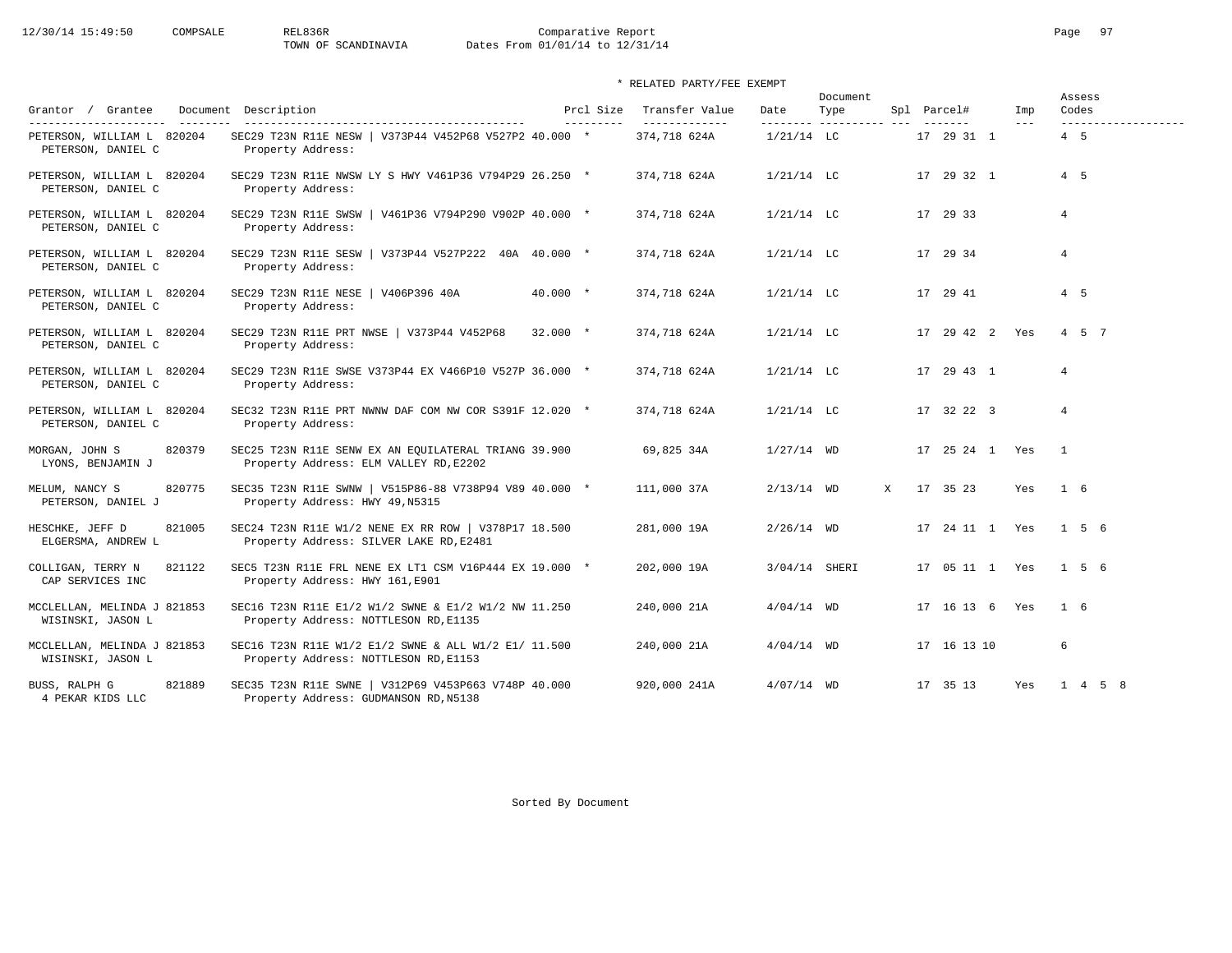Comparative Report
TOWN OF SCANDINAVIA
Dates From 01/01/14 to 12/31/14

\* RELATED PARTY/FEE EXEMPT

| Grantor / Grantee | Document | Description | Prcl Size | | Transfer Value | | Date | Document Type | Spl | Parcel# | Imp | Assess Codes |
|---|---|---|---|---|---|---|---|---|---|---|---|---|
| PETERSON, WILLIAM L / PETERSON, DANIEL C | 820204 | SEC29 T23N R11E NESW \| V373P44 V452P68 V527P2 / Property Address: | 40.000 | * | 374,718 | 624A | 1/21/14 | LC | | 17 29 31 1 | | 4 5 |
| PETERSON, WILLIAM L / PETERSON, DANIEL C | 820204 | SEC29 T23N R11E NWSW LY S HWY V461P36 V794P29 / Property Address: | 26.250 | * | 374,718 | 624A | 1/21/14 | LC | | 17 29 32 1 | | 4 5 |
| PETERSON, WILLIAM L / PETERSON, DANIEL C | 820204 | SEC29 T23N R11E SWSW \| V461P36 V794P290 V902P / Property Address: | 40.000 | * | 374,718 | 624A | 1/21/14 | LC | | 17 29 33 | | 4 |
| PETERSON, WILLIAM L / PETERSON, DANIEL C | 820204 | SEC29 T23N R11E SESW \| V373P44 V527P222 40A / Property Address: | 40.000 | * | 374,718 | 624A | 1/21/14 | LC | | 17 29 34 | | 4 |
| PETERSON, WILLIAM L / PETERSON, DANIEL C | 820204 | SEC29 T23N R11E NESE \| V406P396 40A / Property Address: | 40.000 | * | 374,718 | 624A | 1/21/14 | LC | | 17 29 41 | | 4 5 |
| PETERSON, WILLIAM L / PETERSON, DANIEL C | 820204 | SEC29 T23N R11E PRT NWSE \| V373P44 V452P68 / Property Address: | 32.000 | * | 374,718 | 624A | 1/21/14 | LC | | 17 29 42 2 | Yes | 4 5 7 |
| PETERSON, WILLIAM L / PETERSON, DANIEL C | 820204 | SEC29 T23N R11E SWSE V373P44 EX V466P10 V527P / Property Address: | 36.000 | * | 374,718 | 624A | 1/21/14 | LC | | 17 29 43 1 | | 4 |
| PETERSON, WILLIAM L / PETERSON, DANIEL C | 820204 | SEC32 T23N R11E PRT NWNW DAF COM NW COR S391F / Property Address: | 12.020 | * | 374,718 | 624A | 1/21/14 | LC | | 17 32 22 3 | | 4 |
| MORGAN, JOHN S / LYONS, BENJAMIN J | 820379 | SEC25 T23N R11E SENW EX AN EQUILATERAL TRIANG / Property Address: ELM VALLEY RD,E2202 | 39.900 | | 69,825 | 34A | 1/27/14 | WD | | 17 25 24 1 | Yes | 1 |
| MELUM, NANCY S / PETERSON, DANIEL J | 820775 | SEC35 T23N R11E SWNW \| V515P86-88 V738P94 V89 / Property Address: HWY 49,N5315 | 40.000 | * | 111,000 | 37A | 2/13/14 | WD | X | 17 35 23 | Yes | 1 6 |
| HESCHKE, JEFF D / ELGERSMA, ANDREW L | 821005 | SEC24 T23N R11E W1/2 NENE EX RR ROW \| V378P17 / Property Address: SILVER LAKE RD,E2481 | 18.500 | | 281,000 | 19A | 2/26/14 | WD | | 17 24 11 1 | Yes | 1 5 6 |
| COLLIGAN, TERRY N / CAP SERVICES INC | 821122 | SEC5 T23N R11E FRL NENE EX LT1 CSM V16P444 EX / Property Address: HWY 161,E901 | 19.000 | * | 202,000 | 19A | 3/04/14 | SHERI | | 17 05 11 1 | Yes | 1 5 6 |
| MCCLELLAN, MELINDA J / WISINSKI, JASON L | 821853 | SEC16 T23N R11E E1/2 W1/2 SWNE & E1/2 W1/2 NW / Property Address: NOTTLESON RD,E1135 | 11.250 | | 240,000 | 21A | 4/04/14 | WD | | 17 16 13 6 | Yes | 1 6 |
| MCCLELLAN, MELINDA J / WISINSKI, JASON L | 821853 | SEC16 T23N R11E W1/2 E1/2 SWNE & ALL W1/2 E1/ / Property Address: NOTTLESON RD,E1153 | 11.500 | | 240,000 | 21A | 4/04/14 | WD | | 17 16 13 10 | | 6 |
| BUSS, RALPH G / 4 PEKAR KIDS LLC | 821889 | SEC35 T23N R11E SWNE \| V312P69 V453P663 V748P / Property Address: GUDMANSON RD,N5138 | 40.000 | | 920,000 | 241A | 4/07/14 | WD | | 17 35 13 | Yes | 1 4 5 8 |

Sorted By Document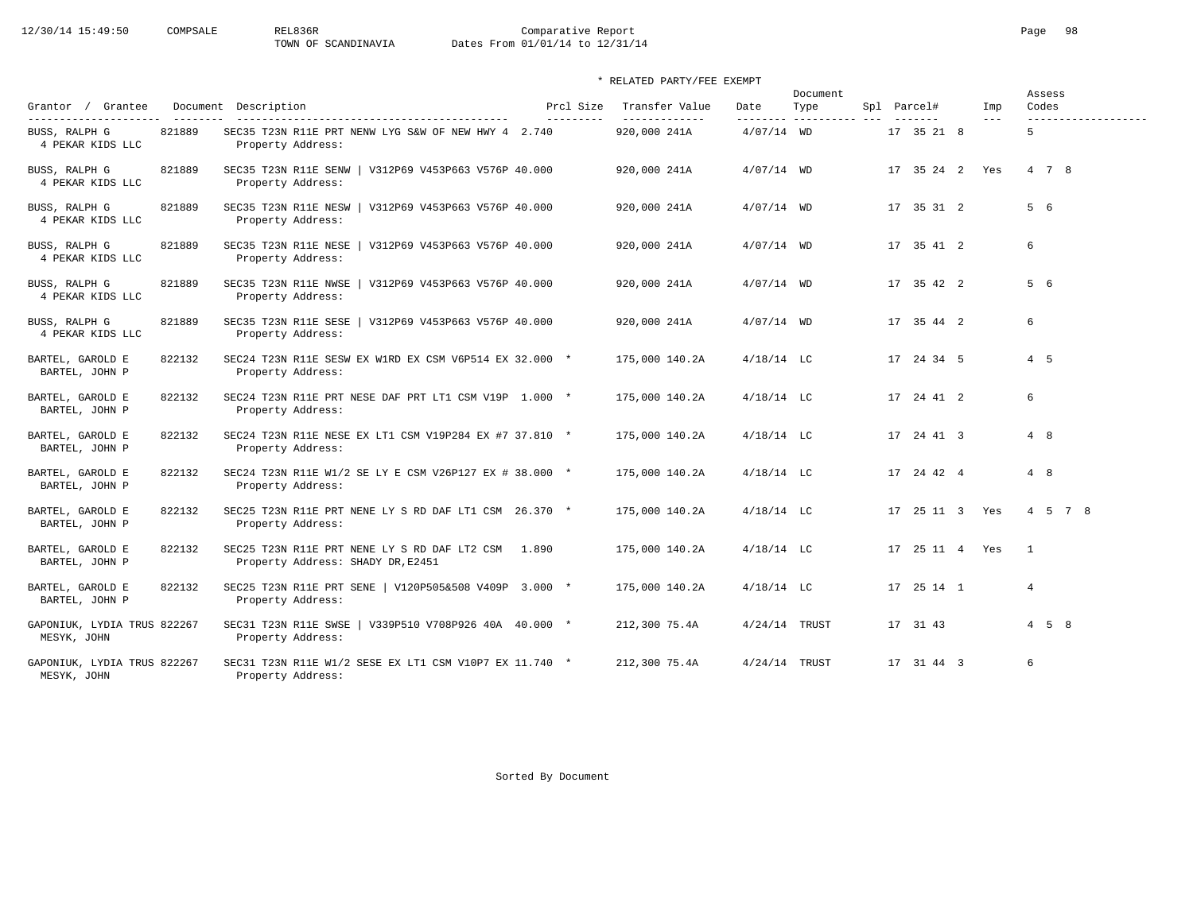Comparative Report
TOWN OF SCANDINAVIA    Dates From 01/01/14 to 12/31/14

\* RELATED PARTY/FEE EXEMPT

| Grantor / Grantee | Document | Description | Prcl Size | Transfer Value | Date | Document Type | Spl | Parcel# | Imp | Assess Codes |
|---|---|---|---|---|---|---|---|---|---|---|
| BUSS, RALPH G / 4 PEKAR KIDS LLC | 821889 | SEC35 T23N R11E PRT NENW LYG S&W OF NEW HWY 4 / Property Address: | 2.740 | 920,000 241A | 4/07/14 | WD | | 17 35 21 8 | | 5 |
| BUSS, RALPH G / 4 PEKAR KIDS LLC | 821889 | SEC35 T23N R11E SENW \| V312P69 V453P663 V576P / Property Address: | 40.000 | 920,000 241A | 4/07/14 | WD | | 17 35 24 2 | Yes | 4 7 8 |
| BUSS, RALPH G / 4 PEKAR KIDS LLC | 821889 | SEC35 T23N R11E NESW \| V312P69 V453P663 V576P / Property Address: | 40.000 | 920,000 241A | 4/07/14 | WD | | 17 35 31 2 | | 5 6 |
| BUSS, RALPH G / 4 PEKAR KIDS LLC | 821889 | SEC35 T23N R11E NESE \| V312P69 V453P663 V576P / Property Address: | 40.000 | 920,000 241A | 4/07/14 | WD | | 17 35 41 2 | | 6 |
| BUSS, RALPH G / 4 PEKAR KIDS LLC | 821889 | SEC35 T23N R11E NWSE \| V312P69 V453P663 V576P / Property Address: | 40.000 | 920,000 241A | 4/07/14 | WD | | 17 35 42 2 | | 5 6 |
| BUSS, RALPH G / 4 PEKAR KIDS LLC | 821889 | SEC35 T23N R11E SESE \| V312P69 V453P663 V576P / Property Address: | 40.000 | 920,000 241A | 4/07/14 | WD | | 17 35 44 2 | | 6 |
| BARTEL, GAROLD E / BARTEL, JOHN P | 822132 | SEC24 T23N R11E SESW EX W1RD EX CSM V6P514 EX / Property Address: | 32.000 * | 175,000 140.2A | 4/18/14 | LC | | 17 24 34 5 | | 4 5 |
| BARTEL, GAROLD E / BARTEL, JOHN P | 822132 | SEC24 T23N R11E PRT NESE DAF PRT LT1 CSM V19P / Property Address: | 1.000 * | 175,000 140.2A | 4/18/14 | LC | | 17 24 41 2 | | 6 |
| BARTEL, GAROLD E / BARTEL, JOHN P | 822132 | SEC24 T23N R11E NESE EX LT1 CSM V19P284 EX #7 / Property Address: | 37.810 * | 175,000 140.2A | 4/18/14 | LC | | 17 24 41 3 | | 4 8 |
| BARTEL, GAROLD E / BARTEL, JOHN P | 822132 | SEC24 T23N R11E W1/2 SE LY E CSM V26P127 EX # / Property Address: | 38.000 * | 175,000 140.2A | 4/18/14 | LC | | 17 24 42 4 | | 4 8 |
| BARTEL, GAROLD E / BARTEL, JOHN P | 822132 | SEC25 T23N R11E PRT NENE LY S RD DAF LT1 CSM / Property Address: | 26.370 * | 175,000 140.2A | 4/18/14 | LC | | 17 25 11 3 | Yes | 4 5 7 8 |
| BARTEL, GAROLD E / BARTEL, JOHN P | 822132 | SEC25 T23N R11E PRT NENE LY S RD DAF LT2 CSM / Property Address: SHADY DR,E2451 | 1.890 | 175,000 140.2A | 4/18/14 | LC | | 17 25 11 4 | Yes | 1 |
| BARTEL, GAROLD E / BARTEL, JOHN P | 822132 | SEC25 T23N R11E PRT SENE \| V120P505&508 V409P / Property Address: | 3.000 * | 175,000 140.2A | 4/18/14 | LC | | 17 25 14 1 | | 4 |
| GAPONIUK, LYDIA TRUS / MESYK, JOHN | 822267 | SEC31 T23N R11E SWSE \| V339P510 V708P926 40A / Property Address: | 40.000 * | 212,300 75.4A | 4/24/14 | TRUST | | 17 31 43 | | 4 5 8 |
| GAPONIUK, LYDIA TRUS / MESYK, JOHN | 822267 | SEC31 T23N R11E W1/2 SESE EX LT1 CSM V10P7 EX / Property Address: | 11.740 * | 212,300 75.4A | 4/24/14 | TRUST | | 17 31 44 3 | | 6 |

Sorted By Document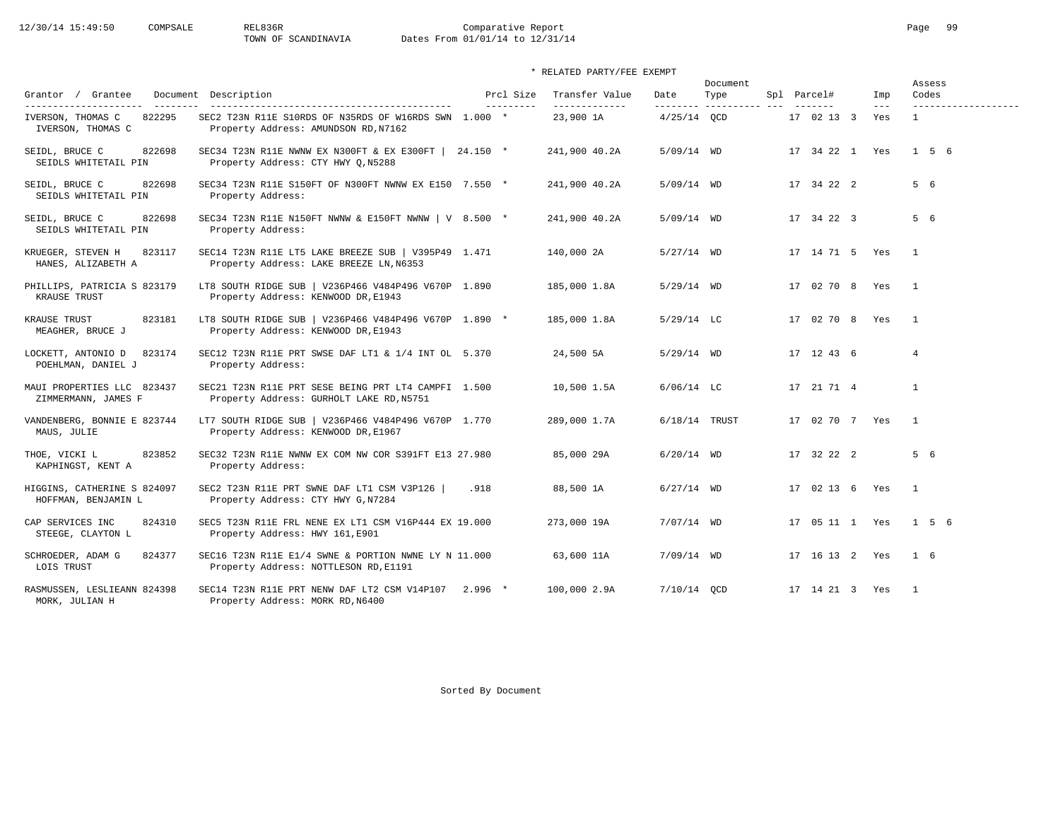# Comparative Report

TOWN OF SCANDINAVIA — Dates From 01/01/14 to 12/31/14

\* RELATED PARTY/FEE EXEMPT

| Grantor / Grantee | Document | Description | Prcl Size | | Transfer Value | Date | Document Type | Spl | Parcel# | Imp | Assess Codes |
|---|---|---|---|---|---|---|---|---|---|---|---|
| IVERSON, THOMAS C / IVERSON, THOMAS C | 822295 | SEC2 T23N R11E S10RDS OF N35RDS OF W16RDS SWN / Property Address: AMUNDSON RD,N7162 | 1.000 | * | 23,900 1A | 4/25/14 | QCD | | 17 02 13 3 | Yes | 1 |
| SEIDL, BRUCE C / SEIDLS WHITETAIL PIN | 822698 | SEC34 T23N R11E NWNW EX N300FT & EX E300FT \| / Property Address: CTY HWY Q,N5288 | 24.150 | * | 241,900 40.2A | 5/09/14 | WD | | 17 34 22 1 | Yes | 1 5 6 |
| SEIDL, BRUCE C / SEIDLS WHITETAIL PIN | 822698 | SEC34 T23N R11E S150FT OF N300FT NWNW EX E150 / Property Address: | 7.550 | * | 241,900 40.2A | 5/09/14 | WD | | 17 34 22 2 | | 5 6 |
| SEIDL, BRUCE C / SEIDLS WHITETAIL PIN | 822698 | SEC34 T23N R11E N150FT NWNW & E150FT NWNW \| V / Property Address: | 8.500 | * | 241,900 40.2A | 5/09/14 | WD | | 17 34 22 3 | | 5 6 |
| KRUEGER, STEVEN H / HANES, ALIZABETH A | 823117 | SEC14 T23N R11E LT5 LAKE BREEZE SUB \| V395P49 / Property Address: LAKE BREEZE LN,N6353 | 1.471 | | 140,000 2A | 5/27/14 | WD | | 17 14 71 5 | Yes | 1 |
| PHILLIPS, PATRICIA S / KRAUSE TRUST | 823179 | LT8 SOUTH RIDGE SUB \| V236P466 V484P496 V670P / Property Address: KENWOOD DR,E1943 | 1.890 | | 185,000 1.8A | 5/29/14 | WD | | 17 02 70 8 | Yes | 1 |
| KRAUSE TRUST / MEAGHER, BRUCE J | 823181 | LT8 SOUTH RIDGE SUB \| V236P466 V484P496 V670P / Property Address: KENWOOD DR,E1943 | 1.890 | * | 185,000 1.8A | 5/29/14 | LC | | 17 02 70 8 | Yes | 1 |
| LOCKETT, ANTONIO D / POEHLMAN, DANIEL J | 823174 | SEC12 T23N R11E PRT SWSE DAF LT1 & 1/4 INT OL / Property Address: | 5.370 | | 24,500 5A | 5/29/14 | WD | | 17 12 43 6 | | 4 |
| MAUI PROPERTIES LLC / ZIMMERMANN, JAMES F | 823437 | SEC21 T23N R11E PRT SESE BEING PRT LT4 CAMPFI / Property Address: GURHOLT LAKE RD,N5751 | 1.500 | | 10,500 1.5A | 6/06/14 | LC | | 17 21 71 4 | | 1 |
| VANDENBERG, BONNIE E / MAUS, JULIE | 823744 | LT7 SOUTH RIDGE SUB \| V236P466 V484P496 V670P / Property Address: KENWOOD DR,E1967 | 1.770 | | 289,000 1.7A | 6/18/14 | TRUST | | 17 02 70 7 | Yes | 1 |
| THOE, VICKI L / KAPHINGST, KENT A | 823852 | SEC32 T23N R11E NWNW EX COM NW COR S391FT E13 / Property Address: | 27.980 | | 85,000 29A | 6/20/14 | WD | | 17 32 22 2 | | 5 6 |
| HIGGINS, CATHERINE S / HOFFMAN, BENJAMIN L | 824097 | SEC2 T23N R11E PRT SWNE DAF LT1 CSM V3P126 \| / Property Address: CTY HWY G,N7284 | .918 | | 88,500 1A | 6/27/14 | WD | | 17 02 13 6 | Yes | 1 |
| CAP SERVICES INC / STEEGE, CLAYTON L | 824310 | SEC5 T23N R11E FRL NENE EX LT1 CSM V16P444 EX / Property Address: HWY 161,E901 | 19.000 | | 273,000 19A | 7/07/14 | WD | | 17 05 11 1 | Yes | 1 5 6 |
| SCHROEDER, ADAM G / LOIS TRUST | 824377 | SEC16 T23N R11E E1/4 SWNE & PORTION NWNE LY N / Property Address: NOTTLESON RD,E1191 | 11.000 | | 63,600 11A | 7/09/14 | WD | | 17 16 13 2 | Yes | 1 6 |
| RASMUSSEN, LESLIEANN / MORK, JULIAN H | 824398 | SEC14 T23N R11E PRT NENW DAF LT2 CSM V14P107 / Property Address: MORK RD,N6400 | 2.996 | * | 100,000 2.9A | 7/10/14 | QCD | | 17 14 21 3 | Yes | 1 |

Sorted By Document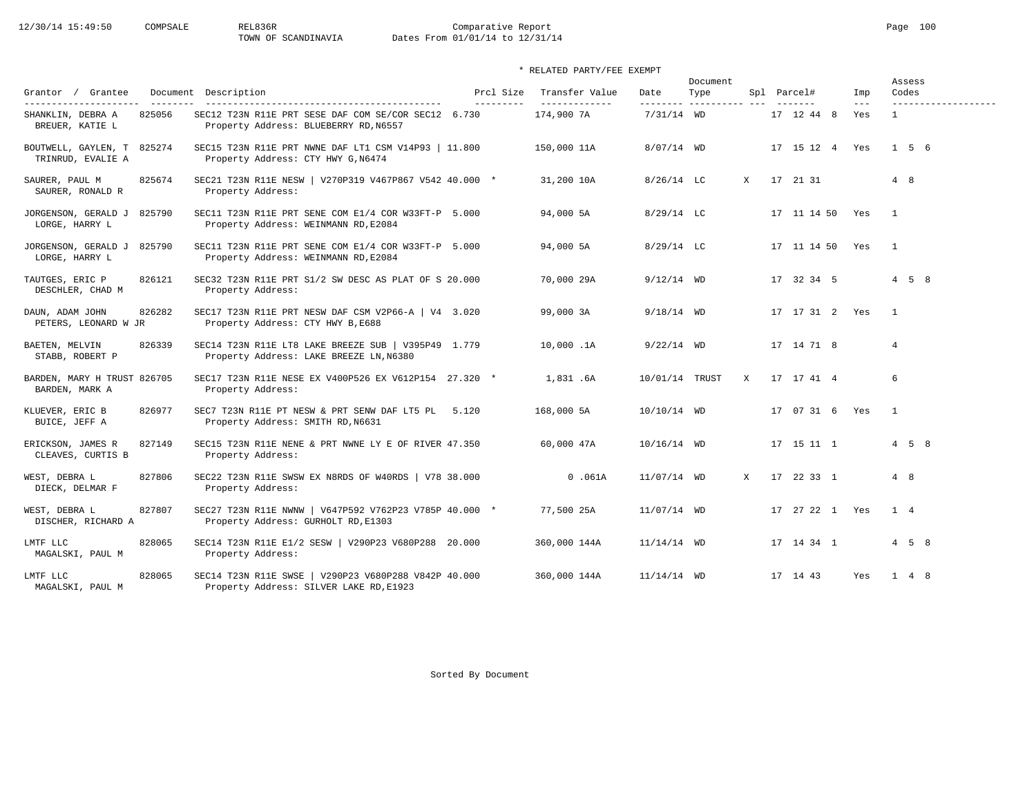Comparative Report
TOWN OF SCANDINAVIA Dates From 01/01/14 to 12/31/14

\* RELATED PARTY/FEE EXEMPT

| Grantor / Grantee | Document | Description | Prcl Size | Transfer Value | Date | Document Type | Spl | Parcel# | Imp | Assess Codes |
|---|---|---|---|---|---|---|---|---|---|---|
| SHANKLIN, DEBRA A<br>BREUER, KATIE L | 825056 | SEC12 T23N R11E PRT SESE DAF COM SE/COR SEC12<br>Property Address: BLUEBERRY RD,N6557 | 6.730 | 174,900 7A | 7/31/14 | WD | | 17 12 44 8 | Yes | 1 |
| BOUTWELL, GAYLEN, T<br>TRINRUD, EVALIE A | 825274 | SEC15 T23N R11E PRT NWNE DAF LT1 CSM V14P93 \|<br>Property Address: CTY HWY G,N6474 | 11.800 | 150,000 11A | 8/07/14 | WD | | 17 15 12 4 | Yes | 1 5 6 |
| SAURER, PAUL M<br>SAURER, RONALD R | 825674 | SEC21 T23N R11E NESW \| V270P319 V467P867 V542<br>Property Address: | 40.000 * | 31,200 10A | 8/26/14 | LC | X | 17 21 31 | | 4 8 |
| JORGENSON, GERALD J<br>LORGE, HARRY L | 825790 | SEC11 T23N R11E PRT SENE COM E1/4 COR W33FT-P<br>Property Address: WEINMANN RD,E2084 | 5.000 | 94,000 5A | 8/29/14 | LC | | 17 11 14 50 | Yes | 1 |
| JORGENSON, GERALD J<br>LORGE, HARRY L | 825790 | SEC11 T23N R11E PRT SENE COM E1/4 COR W33FT-P<br>Property Address: WEINMANN RD,E2084 | 5.000 | 94,000 5A | 8/29/14 | LC | | 17 11 14 50 | Yes | 1 |
| TAUTGES, ERIC P<br>DESCHLER, CHAD M | 826121 | SEC32 T23N R11E PRT S1/2 SW DESC AS PLAT OF S<br>Property Address: | 20.000 | 70,000 29A | 9/12/14 | WD | | 17 32 34 5 | | 4 5 8 |
| DAUN, ADAM JOHN<br>PETERS, LEONARD W JR | 826282 | SEC17 T23N R11E PRT NESW DAF CSM V2P66-A \| V4<br>Property Address: CTY HWY B,E688 | 3.020 | 99,000 3A | 9/18/14 | WD | | 17 17 31 2 | Yes | 1 |
| BAETEN, MELVIN<br>STABB, ROBERT P | 826339 | SEC14 T23N R11E LT8 LAKE BREEZE SUB \| V395P49<br>Property Address: LAKE BREEZE LN,N6380 | 1.779 | 10,000 .1A | 9/22/14 | WD | | 17 14 71 8 | | 4 |
| BARDEN, MARY H TRUST<br>BARDEN, MARK A | 826705 | SEC17 T23N R11E NESE EX V400P526 EX V612P154<br>Property Address: | 27.320 * | 1,831 .6A | 10/01/14 | TRUST | X | 17 17 41 4 | | 6 |
| KLUEVER, ERIC B<br>BUICE, JEFF A | 826977 | SEC7 T23N R11E PT NESW & PRT SENW DAF LT5 PL<br>Property Address: SMITH RD,N6631 | 5.120 | 168,000 5A | 10/10/14 | WD | | 17 07 31 6 | Yes | 1 |
| ERICKSON, JAMES R<br>CLEAVES, CURTIS B | 827149 | SEC15 T23N R11E NENE & PRT NWNE LY E OF RIVER<br>Property Address: | 47.350 | 60,000 47A | 10/16/14 | WD | | 17 15 11 1 | | 4 5 8 |
| WEST, DEBRA L<br>DIECK, DELMAR F | 827806 | SEC22 T23N R11E SWSW EX N8RDS OF W40RDS \| V78<br>Property Address: | 38.000 | 0 .061A | 11/07/14 | WD | X | 17 22 33 1 | | 4 8 |
| WEST, DEBRA L<br>DISCHER, RICHARD A | 827807 | SEC27 T23N R11E NWNW \| V647P592 V762P23 V785P<br>Property Address: GURHOLT RD,E1303 | 40.000 * | 77,500 25A | 11/07/14 | WD | | 17 27 22 1 | Yes | 1 4 |
| LMTF LLC<br>MAGALSKI, PAUL M | 828065 | SEC14 T23N R11E E1/2 SESW \| V290P23 V680P288<br>Property Address: | 20.000 | 360,000 144A | 11/14/14 | WD | | 17 14 34 1 | | 4 5 8 |
| LMTF LLC<br>MAGALSKI, PAUL M | 828065 | SEC14 T23N R11E SWSE \| V290P23 V680P288 V842P<br>Property Address: SILVER LAKE RD,E1923 | 40.000 | 360,000 144A | 11/14/14 | WD | | 17 14 43 | Yes | 1 4 8 |

Sorted By Document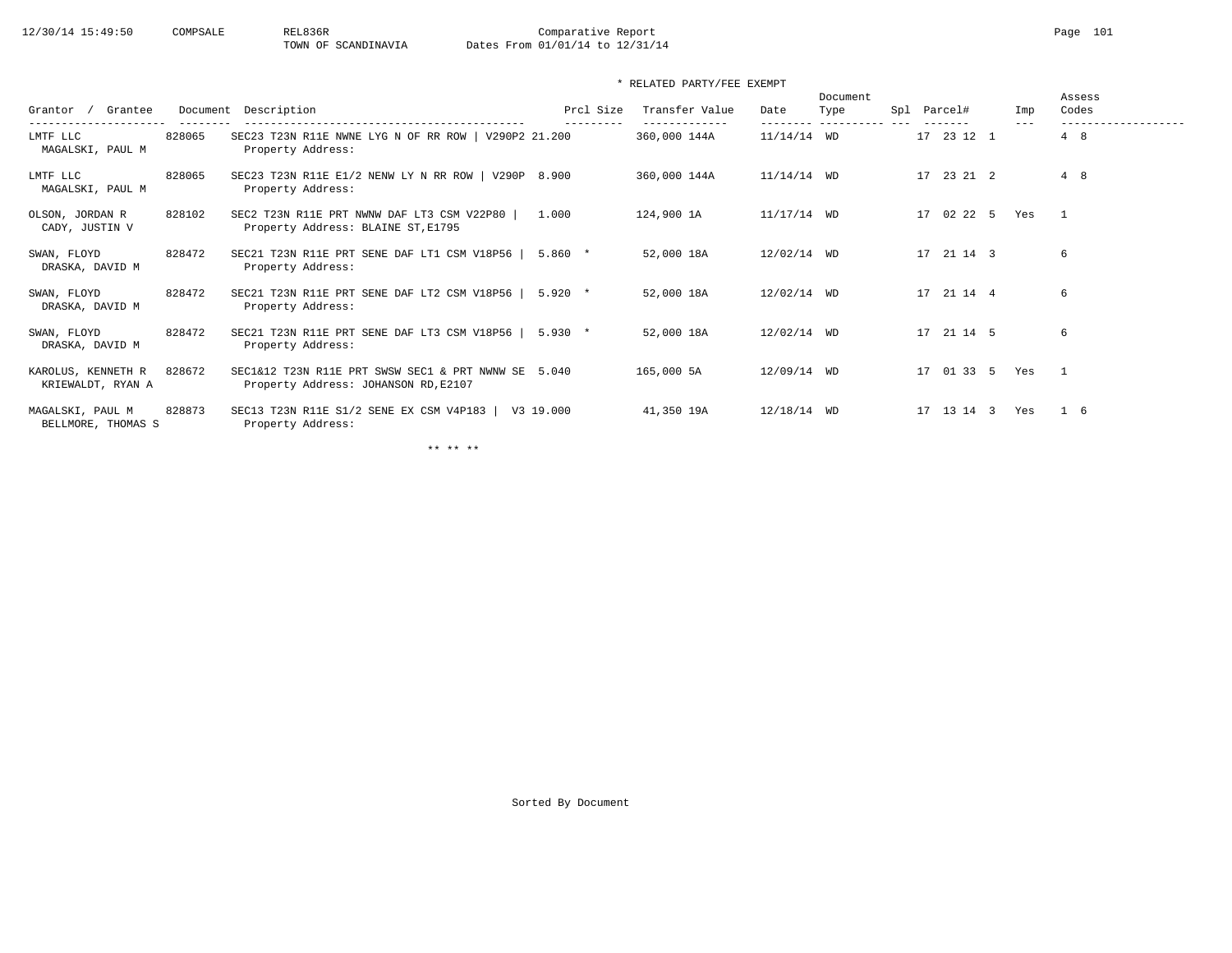TOWN OF SCANDINAVIA    Comparative Report    Dates From 01/01/14 to 12/31/14

\* RELATED PARTY/FEE EXEMPT

| Grantor / Grantee | Document | Description | Prcl Size | Transfer Value | Date | Document Type | Spl | Parcel# | Imp | Assess Codes |
|---|---|---|---|---|---|---|---|---|---|---|
| LMTF LLC<br>MAGALSKI, PAUL M | 828065 | SEC23 T23N R11E NWNE LYG N OF RR ROW \| V290P2<br>Property Address: | 21.200 | 360,000 144A | 11/14/14 | WD | | 17 23 12 1 | | 4 8 |
| LMTF LLC<br>MAGALSKI, PAUL M | 828065 | SEC23 T23N R11E E1/2 NENW LY N RR ROW \| V290P<br>Property Address: | 8.900 | 360,000 144A | 11/14/14 | WD | | 17 23 21 2 | | 4 8 |
| OLSON, JORDAN R<br>CADY, JUSTIN V | 828102 | SEC2 T23N R11E PRT NWNW DAF LT3 CSM V22P80 \|<br>Property Address: BLAINE ST,E1795 | 1.000 | 124,900 1A | 11/17/14 | WD | | 17 02 22 5 | Yes | 1 |
| SWAN, FLOYD<br>DRASKA, DAVID M | 828472 | SEC21 T23N R11E PRT SENE DAF LT1 CSM V18P56 \|<br>Property Address: | 5.860 * | 52,000 18A | 12/02/14 | WD | | 17 21 14 3 | | 6 |
| SWAN, FLOYD<br>DRASKA, DAVID M | 828472 | SEC21 T23N R11E PRT SENE DAF LT2 CSM V18P56 \|<br>Property Address: | 5.920 * | 52,000 18A | 12/02/14 | WD | | 17 21 14 4 | | 6 |
| SWAN, FLOYD<br>DRASKA, DAVID M | 828472 | SEC21 T23N R11E PRT SENE DAF LT3 CSM V18P56 \|<br>Property Address: | 5.930 * | 52,000 18A | 12/02/14 | WD | | 17 21 14 5 | | 6 |
| KAROLUS, KENNETH R<br>KRIEWALDT, RYAN A | 828672 | SEC1&12 T23N R11E PRT SWSW SEC1 & PRT NWNW SE<br>Property Address: JOHANSON RD,E2107 | 5.040 | 165,000 5A | 12/09/14 | WD | | 17 01 33 5 | Yes | 1 |
| MAGALSKI, PAUL M<br>BELLMORE, THOMAS S | 828873 | SEC13 T23N R11E S1/2 SENE EX CSM V4P183 \| V3<br>Property Address: | 19.000 | 41,350 19A | 12/18/14 | WD | | 17 13 14 3 | Yes | 1 6 |

\*\* \*\* \*\*

Sorted By Document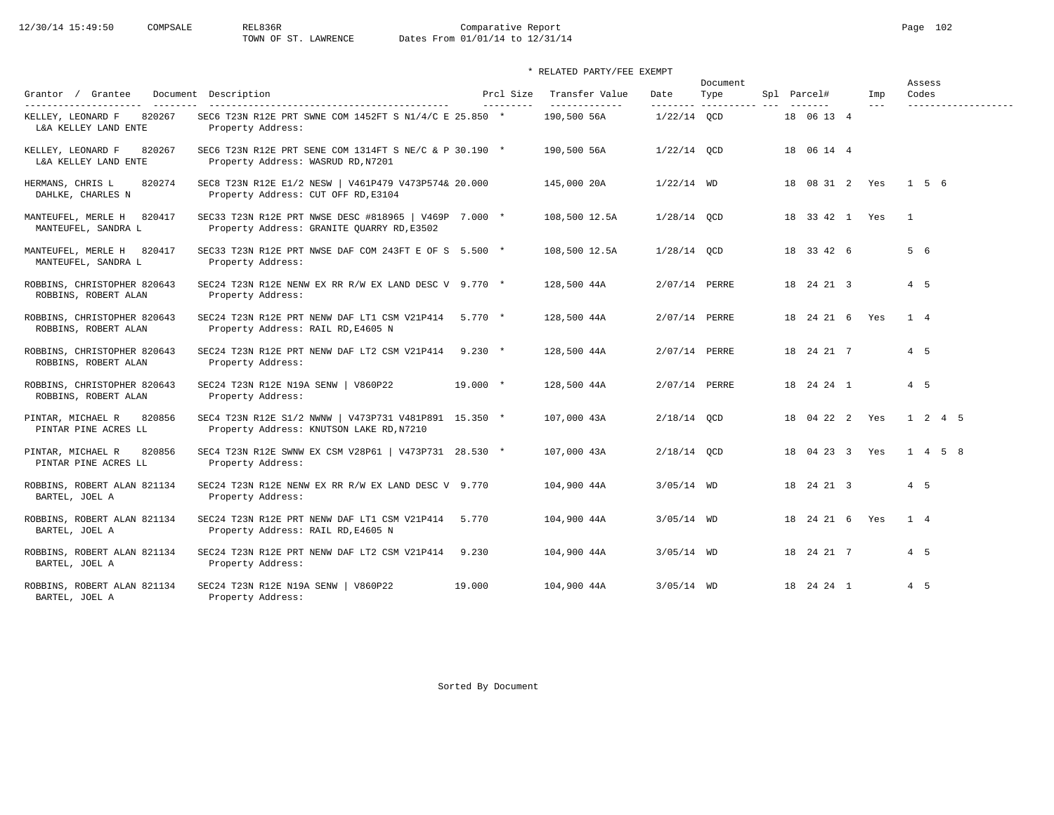Comparative Report
TOWN OF ST. LAWRENCE Dates From 01/01/14 to 12/31/14

\* RELATED PARTY/FEE EXEMPT

| Grantor / Grantee | Document | Description | Prcl Size | Transfer Value | Date | Document Type | Spl | Parcel# | Imp | Assess Codes |
|---|---|---|---|---|---|---|---|---|---|---|
| KELLEY, LEONARD F / L&A KELLEY LAND ENTE | 820267 | SEC6 T23N R12E PRT SWNE COM 1452FT S N1/4/C E / Property Address: | 25.850 * | 190,500 56A | 1/22/14 | QCD | | 18 06 13 4 | | |
| KELLEY, LEONARD F / L&A KELLEY LAND ENTE | 820267 | SEC6 T23N R12E PRT SENE COM 1314FT S NE/C & P / Property Address: WASRUD RD,N7201 | 30.190 * | 190,500 56A | 1/22/14 | QCD | | 18 06 14 4 | | |
| HERMANS, CHRIS L / DAHLKE, CHARLES N | 820274 | SEC8 T23N R12E E1/2 NESW \| V461P479 V473P574& / Property Address: CUT OFF RD,E3104 | 20.000 | 145,000 20A | 1/22/14 | WD | | 18 08 31 2 | Yes | 1 5 6 |
| MANTEUFEL, MERLE H / MANTEUFEL, SANDRA L | 820417 | SEC33 T23N R12E PRT NWSE DESC #818965 \| V469P / Property Address: GRANITE QUARRY RD,E3502 | 7.000 * | 108,500 12.5A | 1/28/14 | QCD | | 18 33 42 1 | Yes | 1 |
| MANTEUFEL, MERLE H / MANTEUFEL, SANDRA L | 820417 | SEC33 T23N R12E PRT NWSE DAF COM 243FT E OF S / Property Address: | 5.500 * | 108,500 12.5A | 1/28/14 | QCD | | 18 33 42 6 | | 5 6 |
| ROBBINS, CHRISTOPHER / ROBBINS, ROBERT ALAN | 820643 | SEC24 T23N R12E NENW EX RR R/W EX LAND DESC V / Property Address: | 9.770 * | 128,500 44A | 2/07/14 | PERRE | | 18 24 21 3 | | 4 5 |
| ROBBINS, CHRISTOPHER / ROBBINS, ROBERT ALAN | 820643 | SEC24 T23N R12E PRT NENW DAF LT1 CSM V21P414 / Property Address: RAIL RD,E4605 N | 5.770 * | 128,500 44A | 2/07/14 | PERRE | | 18 24 21 6 | Yes | 1 4 |
| ROBBINS, CHRISTOPHER / ROBBINS, ROBERT ALAN | 820643 | SEC24 T23N R12E PRT NENW DAF LT2 CSM V21P414 / Property Address: | 9.230 * | 128,500 44A | 2/07/14 | PERRE | | 18 24 21 7 | | 4 5 |
| ROBBINS, CHRISTOPHER / ROBBINS, ROBERT ALAN | 820643 | SEC24 T23N R12E N19A SENW \| V860P22 / Property Address: | 19.000 * | 128,500 44A | 2/07/14 | PERRE | | 18 24 24 1 | | 4 5 |
| PINTAR, MICHAEL R / PINTAR PINE ACRES LL | 820856 | SEC4 T23N R12E S1/2 NWNW \| V473P731 V481P891 / Property Address: KNUTSON LAKE RD,N7210 | 15.350 * | 107,000 43A | 2/18/14 | QCD | | 18 04 22 2 | Yes | 1 2 4 5 |
| PINTAR, MICHAEL R / PINTAR PINE ACRES LL | 820856 | SEC4 T23N R12E SWNW EX CSM V28P61 \| V473P731 / Property Address: | 28.530 * | 107,000 43A | 2/18/14 | QCD | | 18 04 23 3 | Yes | 1 4 5 8 |
| ROBBINS, ROBERT ALAN / BARTEL, JOEL A | 821134 | SEC24 T23N R12E NENW EX RR R/W EX LAND DESC V / Property Address: | 9.770 | 104,900 44A | 3/05/14 | WD | | 18 24 21 3 | | 4 5 |
| ROBBINS, ROBERT ALAN / BARTEL, JOEL A | 821134 | SEC24 T23N R12E PRT NENW DAF LT1 CSM V21P414 / Property Address: RAIL RD,E4605 N | 5.770 | 104,900 44A | 3/05/14 | WD | | 18 24 21 6 | Yes | 1 4 |
| ROBBINS, ROBERT ALAN / BARTEL, JOEL A | 821134 | SEC24 T23N R12E PRT NENW DAF LT2 CSM V21P414 / Property Address: | 9.230 | 104,900 44A | 3/05/14 | WD | | 18 24 21 7 | | 4 5 |
| ROBBINS, ROBERT ALAN / BARTEL, JOEL A | 821134 | SEC24 T23N R12E N19A SENW \| V860P22 / Property Address: | 19.000 | 104,900 44A | 3/05/14 | WD | | 18 24 24 1 | | 4 5 |

Sorted By Document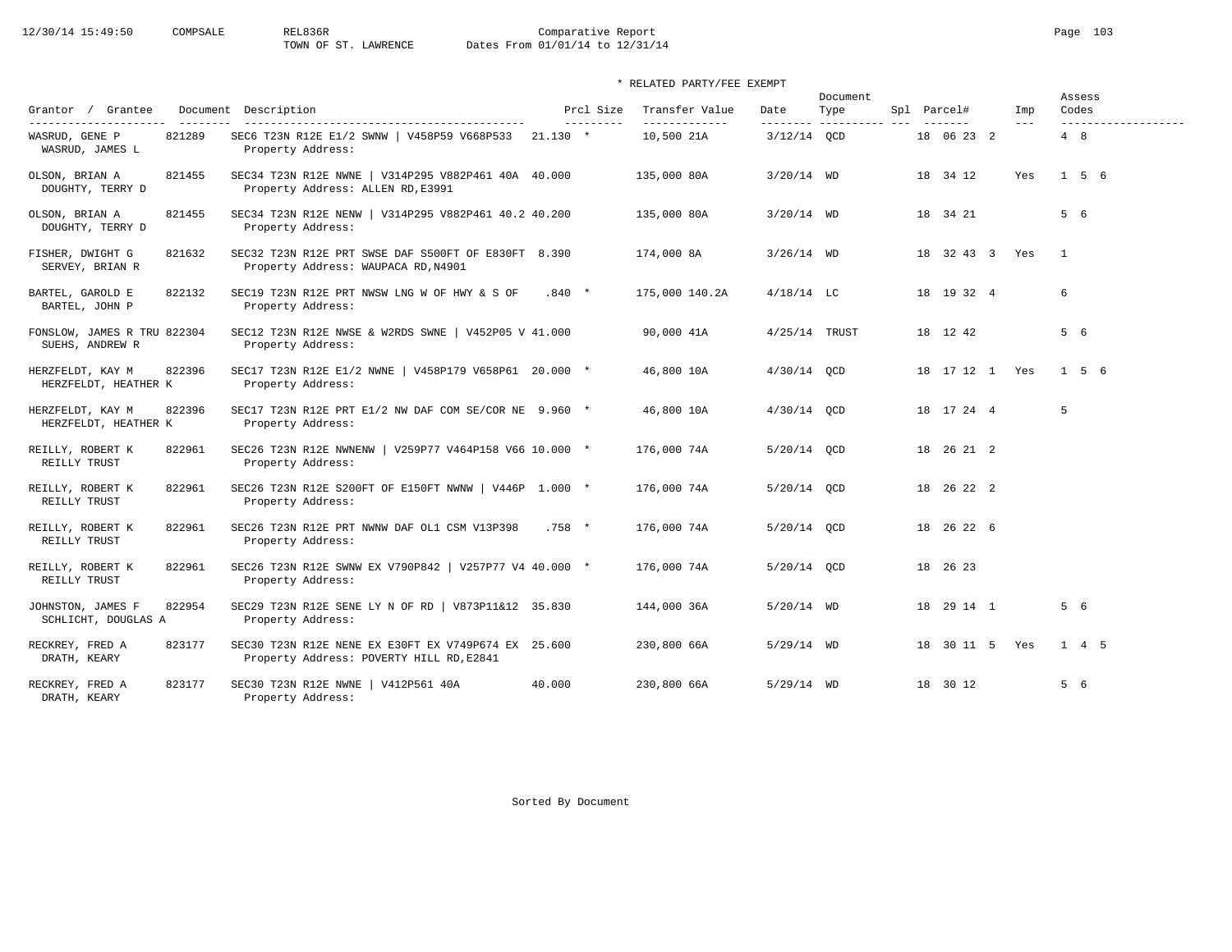Comparative Report
TOWN OF ST. LAWRENCE Dates From 01/01/14 to 12/31/14

\* RELATED PARTY/FEE EXEMPT

| Grantor / Grantee | Document | Description | Prcl Size | Transfer Value | Date | Document Type | Spl | Parcel# | Imp | Assess Codes |
|---|---|---|---|---|---|---|---|---|---|---|
| WASRUD, GENE P<br>WASRUD, JAMES L | 821289 | SEC6 T23N R12E E1/2 SWNW \| V458P59 V668P533<br>Property Address: | 21.130 * | 10,500 21A | 3/12/14 | QCD | | 18 06 23 2 | | 4 8 |
| OLSON, BRIAN A<br>DOUGHTY, TERRY D | 821455 | SEC34 T23N R12E NWNE \| V314P295 V882P461 40A<br>Property Address: ALLEN RD,E3991 | 40.000 | 135,000 80A | 3/20/14 | WD | | 18 34 12 | Yes | 1 5 6 |
| OLSON, BRIAN A<br>DOUGHTY, TERRY D | 821455 | SEC34 T23N R12E NENW \| V314P295 V882P461 40.2<br>Property Address: | 40.200 | 135,000 80A | 3/20/14 | WD | | 18 34 21 | | 5 6 |
| FISHER, DWIGHT G<br>SERVEY, BRIAN R | 821632 | SEC32 T23N R12E PRT SWSE DAF S500FT OF E830FT<br>Property Address: WAUPACA RD,N4901 | 8.390 | 174,000 8A | 3/26/14 | WD | | 18 32 43 3 | Yes | 1 |
| BARTEL, GAROLD E<br>BARTEL, JOHN P | 822132 | SEC19 T23N R12E PRT NWSW LNG W OF HWY & S OF<br>Property Address: | .840 * | 175,000 140.2A | 4/18/14 | LC | | 18 19 32 4 | | 6 |
| FONSLOW, JAMES R TRU<br>SUEHS, ANDREW R | 822304 | SEC12 T23N R12E NWSE & W2RDS SWNE \| V452P05 V<br>Property Address: | 41.000 | 90,000 41A | 4/25/14 | TRUST | | 18 12 42 | | 5 6 |
| HERZFELDT, KAY M<br>HERZFELDT, HEATHER K | 822396 | SEC17 T23N R12E E1/2 NWNE \| V458P179 V658P61<br>Property Address: | 20.000 * | 46,800 10A | 4/30/14 | QCD | | 18 17 12 1 | Yes | 1 5 6 |
| HERZFELDT, KAY M<br>HERZFELDT, HEATHER K | 822396 | SEC17 T23N R12E PRT E1/2 NW DAF COM SE/COR NE<br>Property Address: | 9.960 * | 46,800 10A | 4/30/14 | QCD | | 18 17 24 4 | | 5 |
| REILLY, ROBERT K<br>REILLY TRUST | 822961 | SEC26 T23N R12E NWNENW \| V259P77 V464P158 V66<br>Property Address: | 10.000 * | 176,000 74A | 5/20/14 | QCD | | 18 26 21 2 | | |
| REILLY, ROBERT K<br>REILLY TRUST | 822961 | SEC26 T23N R12E S200FT OF E150FT NWNW \| V446P<br>Property Address: | 1.000 * | 176,000 74A | 5/20/14 | QCD | | 18 26 22 2 | | |
| REILLY, ROBERT K<br>REILLY TRUST | 822961 | SEC26 T23N R12E PRT NWNW DAF OL1 CSM V13P398<br>Property Address: | .758 * | 176,000 74A | 5/20/14 | QCD | | 18 26 22 6 | | |
| REILLY, ROBERT K<br>REILLY TRUST | 822961 | SEC26 T23N R12E SWNW EX V790P842 \| V257P77 V4<br>Property Address: | 40.000 * | 176,000 74A | 5/20/14 | QCD | | 18 26 23 | | |
| JOHNSTON, JAMES F<br>SCHLICHT, DOUGLAS A | 822954 | SEC29 T23N R12E SENE LY N OF RD \| V873P11&12<br>Property Address: | 35.830 | 144,000 36A | 5/20/14 | WD | | 18 29 14 1 | | 5 6 |
| RECKREY, FRED A<br>DRATH, KEARY | 823177 | SEC30 T23N R12E NENE EX E30FT EX V749P674 EX<br>Property Address: POVERTY HILL RD,E2841 | 25.600 | 230,800 66A | 5/29/14 | WD | | 18 30 11 5 | Yes | 1 4 5 |
| RECKREY, FRED A<br>DRATH, KEARY | 823177 | SEC30 T23N R12E NWNE \| V412P561 40A<br>Property Address: | 40.000 | 230,800 66A | 5/29/14 | WD | | 18 30 12 | | 5 6 |

Sorted By Document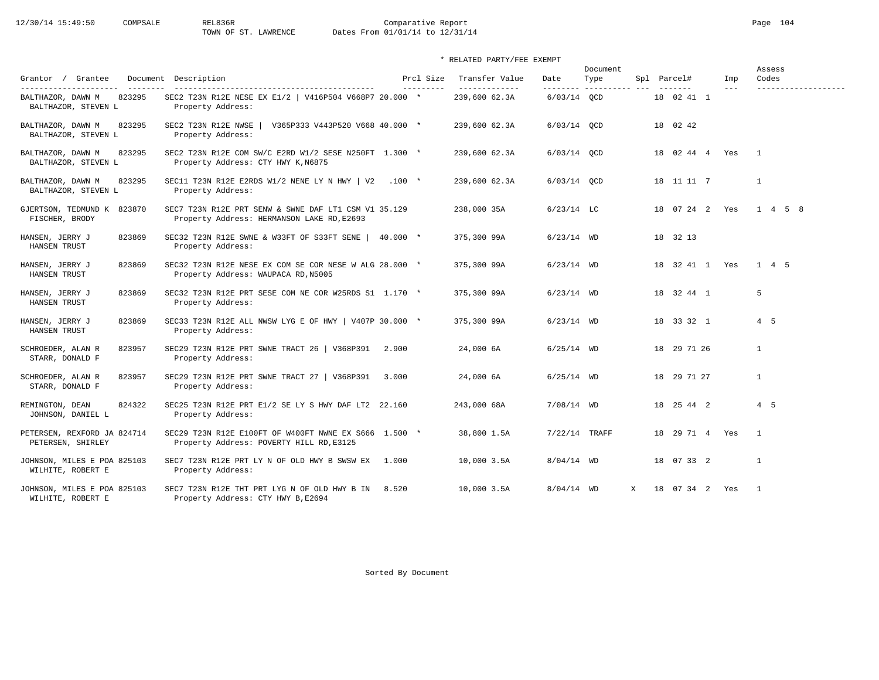Comparative Report
TOWN OF ST. LAWRENCE — Dates From 01/01/14 to 12/31/14

\* RELATED PARTY/FEE EXEMPT

| Grantor / Grantee | Document | Description | Prcl Size | Transfer Value | Date | Document Type | Spl | Parcel# | Imp | Assess Codes |
|---|---|---|---|---|---|---|---|---|---|---|
| BALTHAZOR, DAWN M / BALTHAZOR, STEVEN L | 823295 | SEC2 T23N R12E NESE EX E1/2 \| V416P504 V668P7 / Property Address: | 20.000 * | 239,600 62.3A | 6/03/14 | QCD | | 18 02 41 1 | | |
| BALTHAZOR, DAWN M / BALTHAZOR, STEVEN L | 823295 | SEC2 T23N R12E NWSE \| V365P333 V443P520 V668 / Property Address: | 40.000 * | 239,600 62.3A | 6/03/14 | QCD | | 18 02 42 | | |
| BALTHAZOR, DAWN M / BALTHAZOR, STEVEN L | 823295 | SEC2 T23N R12E COM SW/C E2RD W1/2 SESE N250FT / Property Address: CTY HWY K,N6875 | 1.300 * | 239,600 62.3A | 6/03/14 | QCD | | 18 02 44 4 | Yes | 1 |
| BALTHAZOR, DAWN M / BALTHAZOR, STEVEN L | 823295 | SEC11 T23N R12E E2RDS W1/2 NENE LY N HWY \| V2 / Property Address: | .100 * | 239,600 62.3A | 6/03/14 | QCD | | 18 11 11 7 | | 1 |
| GJERTSON, TEDMUND K / FISCHER, BRODY | 823870 | SEC7 T23N R12E PRT SENW & SWNE DAF LT1 CSM V1 / Property Address: HERMANSON LAKE RD,E2693 | 35.129 | 238,000 35A | 6/23/14 | LC | | 18 07 24 2 | Yes | 1 4 5 8 |
| HANSEN, JERRY J / HANSEN TRUST | 823869 | SEC32 T23N R12E SWNE & W33FT OF S33FT SENE \| / Property Address: | 40.000 * | 375,300 99A | 6/23/14 | WD | | 18 32 13 | | |
| HANSEN, JERRY J / HANSEN TRUST | 823869 | SEC32 T23N R12E NESE EX COM SE COR NESE W ALG / Property Address: WAUPACA RD,N5005 | 28.000 * | 375,300 99A | 6/23/14 | WD | | 18 32 41 1 | Yes | 1 4 5 |
| HANSEN, JERRY J / HANSEN TRUST | 823869 | SEC32 T23N R12E PRT SESE COM NE COR W25RDS S1 / Property Address: | 1.170 * | 375,300 99A | 6/23/14 | WD | | 18 32 44 1 | | 5 |
| HANSEN, JERRY J / HANSEN TRUST | 823869 | SEC33 T23N R12E ALL NWSW LYG E OF HWY \| V407P / Property Address: | 30.000 * | 375,300 99A | 6/23/14 | WD | | 18 33 32 1 | | 4 5 |
| SCHROEDER, ALAN R / STARR, DONALD F | 823957 | SEC29 T23N R12E PRT SWNE TRACT 26 \| V368P391 / Property Address: | 2.900 | 24,000 6A | 6/25/14 | WD | | 18 29 71 26 | | 1 |
| SCHROEDER, ALAN R / STARR, DONALD F | 823957 | SEC29 T23N R12E PRT SWNE TRACT 27 \| V368P391 / Property Address: | 3.000 | 24,000 6A | 6/25/14 | WD | | 18 29 71 27 | | 1 |
| REMINGTON, DEAN / JOHNSON, DANIEL L | 824322 | SEC25 T23N R12E PRT E1/2 SE LY S HWY DAF LT2 / Property Address: | 22.160 | 243,000 68A | 7/08/14 | WD | | 18 25 44 2 | | 4 5 |
| PETERSEN, REXFORD JA / PETERSEN, SHIRLEY | 824714 | SEC29 T23N R12E E100FT OF W400FT NWNE EX S666 / Property Address: POVERTY HILL RD,E3125 | 1.500 * | 38,800 1.5A | 7/22/14 | TRAFF | | 18 29 71 4 | Yes | 1 |
| JOHNSON, MILES E POA / WILHITE, ROBERT E | 825103 | SEC7 T23N R12E PRT LY N OF OLD HWY B SWSW EX / Property Address: | 1.000 | 10,000 3.5A | 8/04/14 | WD | | 18 07 33 2 | | 1 |
| JOHNSON, MILES E POA / WILHITE, ROBERT E | 825103 | SEC7 T23N R12E THT PRT LYG N OF OLD HWY B IN / Property Address: CTY HWY B,E2694 | 8.520 | 10,000 3.5A | 8/04/14 | WD | X | 18 07 34 2 | Yes | 1 |

Sorted By Document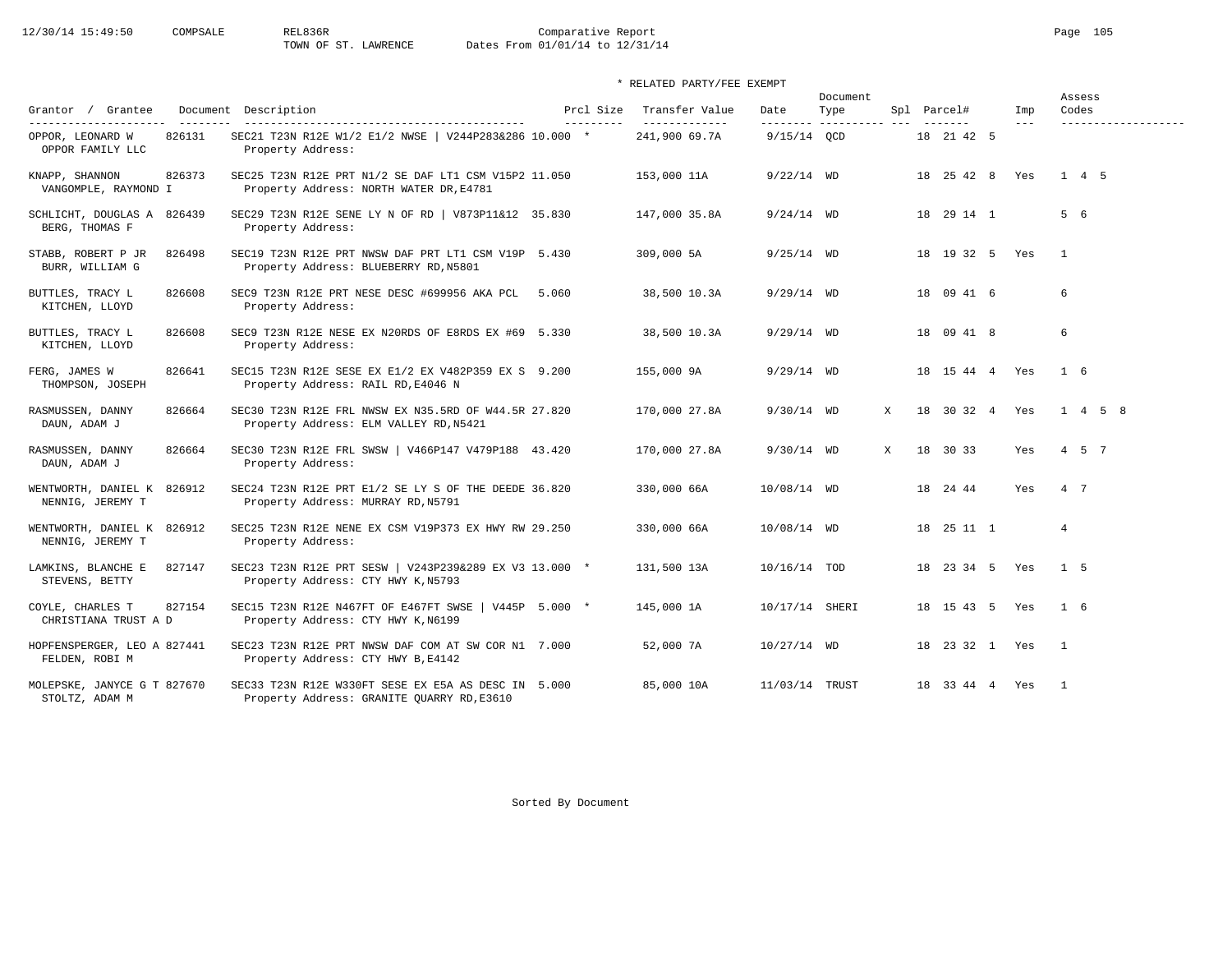# Comparative Report

TOWN OF ST. LAWRENCE — Dates From 01/01/14 to 12/31/14

\* RELATED PARTY/FEE EXEMPT

| Grantor / Grantee | Document | Description | Prcl Size | Transfer Value | Date | Document Type | Spl | Parcel# | Imp | Assess Codes |
|---|---|---|---|---|---|---|---|---|---|---|
| OPPOR, LEONARD W / OPPOR FAMILY LLC | 826131 | SEC21 T23N R12E W1/2 E1/2 NWSE \| V244P283&286 / Property Address: | 10.000 * | 241,900 69.7A | 9/15/14 | QCD | | 18 21 42 5 | | |
| KNAPP, SHANNON / VANGOMPLE, RAYMOND I | 826373 | SEC25 T23N R12E PRT N1/2 SE DAF LT1 CSM V15P2 / Property Address: NORTH WATER DR,E4781 | 11.050 | 153,000 11A | 9/22/14 | WD | | 18 25 42 8 | Yes | 1 4 5 |
| SCHLICHT, DOUGLAS A / BERG, THOMAS F | 826439 | SEC29 T23N R12E SENE LY N OF RD \| V873P11&12 / Property Address: | 35.830 | 147,000 35.8A | 9/24/14 | WD | | 18 29 14 1 | | 5 6 |
| STABB, ROBERT P JR / BURR, WILLIAM G | 826498 | SEC19 T23N R12E PRT NWSW DAF PRT LT1 CSM V19P / Property Address: BLUEBERRY RD,N5801 | 5.430 | 309,000 5A | 9/25/14 | WD | | 18 19 32 5 | Yes | 1 |
| BUTTLES, TRACY L / KITCHEN, LLOYD | 826608 | SEC9 T23N R12E PRT NESE DESC #699956 AKA PCL / Property Address: | 5.060 | 38,500 10.3A | 9/29/14 | WD | | 18 09 41 6 | | 6 |
| BUTTLES, TRACY L / KITCHEN, LLOYD | 826608 | SEC9 T23N R12E NESE EX N20RDS OF E8RDS EX #69 / Property Address: | 5.330 | 38,500 10.3A | 9/29/14 | WD | | 18 09 41 8 | | 6 |
| FERG, JAMES W / THOMPSON, JOSEPH | 826641 | SEC15 T23N R12E SESE EX E1/2 EX V482P359 EX S / Property Address: RAIL RD,E4046 N | 9.200 | 155,000 9A | 9/29/14 | WD | | 18 15 44 4 | Yes | 1 6 |
| RASMUSSEN, DANNY / DAUN, ADAM J | 826664 | SEC30 T23N R12E FRL NWSW EX N35.5RD OF W44.5R / Property Address: ELM VALLEY RD,N5421 | 27.820 | 170,000 27.8A | 9/30/14 | WD | X | 18 30 32 4 | Yes | 1 4 5 8 |
| RASMUSSEN, DANNY / DAUN, ADAM J | 826664 | SEC30 T23N R12E FRL SWSW \| V466P147 V479P188 / Property Address: | 43.420 | 170,000 27.8A | 9/30/14 | WD | X | 18 30 33 | Yes | 4 5 7 |
| WENTWORTH, DANIEL K / NENNIG, JEREMY T | 826912 | SEC24 T23N R12E PRT E1/2 SE LY S OF THE DEEDE / Property Address: MURRAY RD,N5791 | 36.820 | 330,000 66A | 10/08/14 | WD | | 18 24 44 | Yes | 4 7 |
| WENTWORTH, DANIEL K / NENNIG, JEREMY T | 826912 | SEC25 T23N R12E NENE EX CSM V19P373 EX HWY RW / Property Address: | 29.250 | 330,000 66A | 10/08/14 | WD | | 18 25 11 1 | | 4 |
| LAMKINS, BLANCHE E / STEVENS, BETTY | 827147 | SEC23 T23N R12E PRT SESW \| V243P239&289 EX V3 / Property Address: CTY HWY K,N5793 | 13.000 * | 131,500 13A | 10/16/14 | TOD | | 18 23 34 5 | Yes | 1 5 |
| COYLE, CHARLES T / CHRISTIANA TRUST A D | 827154 | SEC15 T23N R12E N467FT OF E467FT SWSE \| V445P / Property Address: CTY HWY K,N6199 | 5.000 * | 145,000 1A | 10/17/14 | SHERI | | 18 15 43 5 | Yes | 1 6 |
| HOPFENSPERGER, LEO A / FELDEN, ROBI M | 827441 | SEC23 T23N R12E PRT NWSW DAF COM AT SW COR N1 / Property Address: CTY HWY B,E4142 | 7.000 | 52,000 7A | 10/27/14 | WD | | 18 23 32 1 | Yes | 1 |
| MOLEPSKE, JANYCE G T / STOLTZ, ADAM M | 827670 | SEC33 T23N R12E W330FT SESE EX E5A AS DESC IN / Property Address: GRANITE QUARRY RD,E3610 | 5.000 | 85,000 10A | 11/03/14 | TRUST | | 18 33 44 4 | Yes | 1 |

Sorted By Document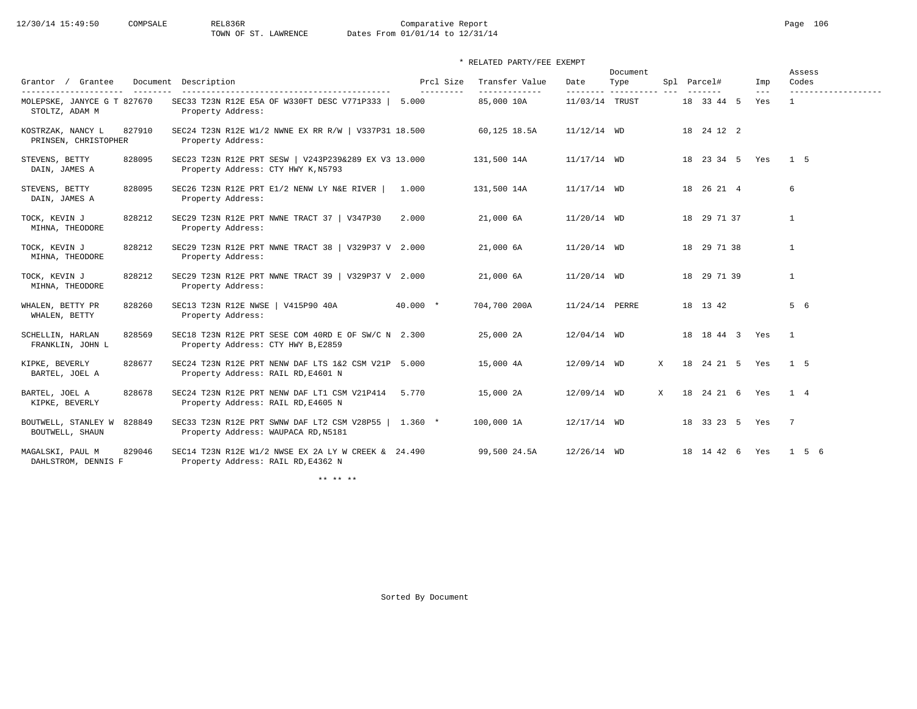TOWN OF ST. LAWRENCE — Comparative Report — Dates From 01/01/14 to 12/31/14

\* RELATED PARTY/FEE EXEMPT

| Grantor / Grantee | Document | Description | Prcl Size | Transfer Value | Date | Document Type | Spl | Parcel# | Imp | Assess Codes |
|---|---|---|---|---|---|---|---|---|---|---|
| MOLEPSKE, JANYCE G T / STOLTZ, ADAM M | 827670 | SEC33 T23N R12E E5A OF W330FT DESC V771P333 \| Property Address: | 5.000 | 85,000 10A | 11/03/14 | TRUST | | 18 33 44 5 | Yes | 1 |
| KOSTRZAK, NANCY L / PRINSEN, CHRISTOPHER | 827910 | SEC24 T23N R12E W1/2 NWNE EX RR R/W \| V337P31 Property Address: | 18.500 | 60,125 18.5A | 11/12/14 | WD | | 18 24 12 2 | | |
| STEVENS, BETTY / DAIN, JAMES A | 828095 | SEC23 T23N R12E PRT SESW \| V243P239&289 EX V3 Property Address: CTY HWY K,N5793 | 13.000 | 131,500 14A | 11/17/14 | WD | | 18 23 34 5 | Yes | 1 5 |
| STEVENS, BETTY / DAIN, JAMES A | 828095 | SEC26 T23N R12E PRT E1/2 NENW LY N&E RIVER \| Property Address: | 1.000 | 131,500 14A | 11/17/14 | WD | | 18 26 21 4 | | 6 |
| TOCK, KEVIN J / MIHNA, THEODORE | 828212 | SEC29 T23N R12E PRT NWNE TRACT 37 \| V347P30 Property Address: | 2.000 | 21,000 6A | 11/20/14 | WD | | 18 29 71 37 | | 1 |
| TOCK, KEVIN J / MIHNA, THEODORE | 828212 | SEC29 T23N R12E PRT NWNE TRACT 38 \| V329P37 V Property Address: | 2.000 | 21,000 6A | 11/20/14 | WD | | 18 29 71 38 | | 1 |
| TOCK, KEVIN J / MIHNA, THEODORE | 828212 | SEC29 T23N R12E PRT NWNE TRACT 39 \| V329P37 V Property Address: | 2.000 | 21,000 6A | 11/20/14 | WD | | 18 29 71 39 | | 1 |
| WHALEN, BETTY PR / WHALEN, BETTY | 828260 | SEC13 T23N R12E NWSE \| V415P90 40A Property Address: | 40.000 * | 704,700 200A | 11/24/14 | PERRE | | 18 13 42 | | 5 6 |
| SCHELLIN, HARLAN / FRANKLIN, JOHN L | 828569 | SEC18 T23N R12E PRT SESE COM 40RD E OF SW/C N Property Address: CTY HWY B,E2859 | 2.300 | 25,000 2A | 12/04/14 | WD | | 18 18 44 3 | Yes | 1 |
| KIPKE, BEVERLY / BARTEL, JOEL A | 828677 | SEC24 T23N R12E PRT NENW DAF LTS 1&2 CSM V21P Property Address: RAIL RD,E4601 N | 5.000 | 15,000 4A | 12/09/14 | WD | X | 18 24 21 5 | Yes | 1 5 |
| BARTEL, JOEL A / KIPKE, BEVERLY | 828678 | SEC24 T23N R12E PRT NENW DAF LT1 CSM V21P414 Property Address: RAIL RD,E4605 N | 5.770 | 15,000 2A | 12/09/14 | WD | X | 18 24 21 6 | Yes | 1 4 |
| BOUTWELL, STANLEY W / BOUTWELL, SHAUN | 828849 | SEC33 T23N R12E PRT SWNW DAF LT2 CSM V28P55 \| Property Address: WAUPACA RD,N5181 | 1.360 * | 100,000 1A | 12/17/14 | WD | | 18 33 23 5 | Yes | 7 |
| MAGALSKI, PAUL M / DAHLSTROM, DENNIS F | 829046 | SEC14 T23N R12E W1/2 NWSE EX 2A LY W CREEK & Property Address: RAIL RD,E4362 N | 24.490 | 99,500 24.5A | 12/26/14 | WD | | 18 14 42 6 | Yes | 1 5 6 |

** ** **

Sorted By Document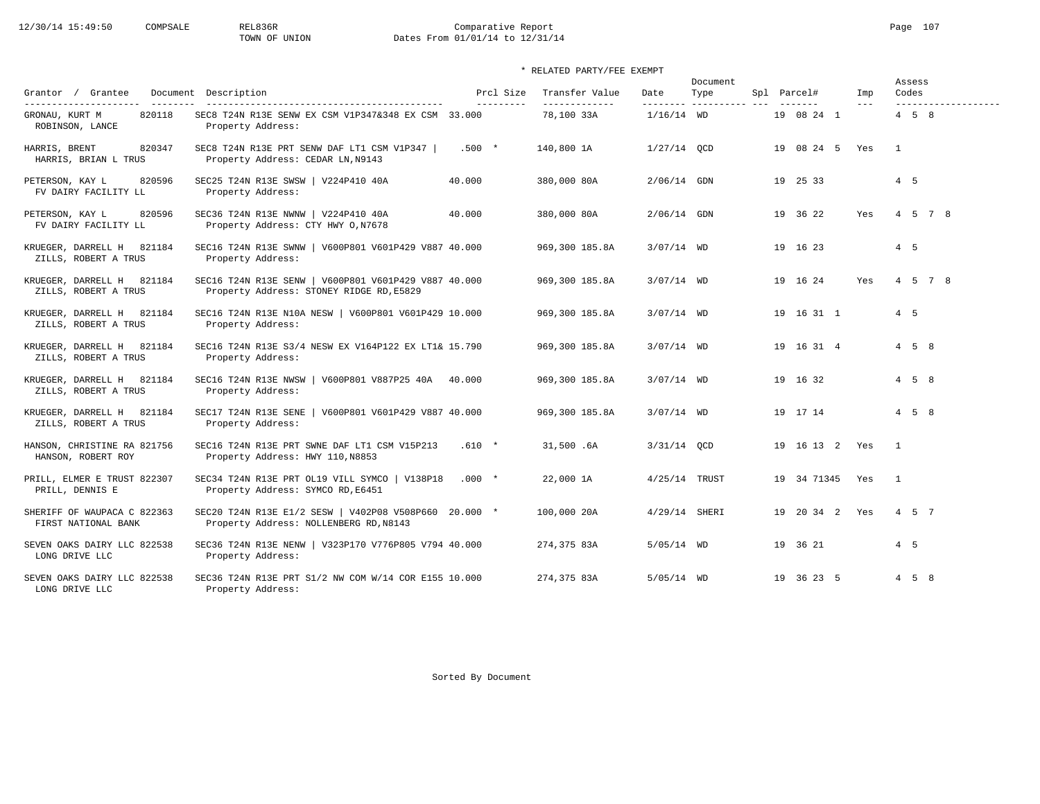Comparative Report
TOWN OF UNION
Dates From 01/01/14 to 12/31/14

\* RELATED PARTY/FEE EXEMPT

| Grantor / Grantee | Document | Description | Prcl Size | Transfer Value | Date | Document Type | Spl | Parcel# | Imp | Assess Codes |
|---|---|---|---|---|---|---|---|---|---|---|
| GRONAU, KURT M / ROBINSON, LANCE | 820118 | SEC8 T24N R13E SENW EX CSM V1P347&348 EX CSM / Property Address: | 33.000 | 78,100 33A | 1/16/14 | WD | | 19 08 24 1 | | 4 5 8 |
| HARRIS, BRENT / HARRIS, BRIAN L TRUS | 820347 | SEC8 T24N R13E PRT SENW DAF LT1 CSM V1P347 \| / Property Address: CEDAR LN,N9143 | .500 * | 140,800 1A | 1/27/14 | QCD | | 19 08 24 5 | Yes | 1 |
| PETERSON, KAY L / FV DAIRY FACILITY LL | 820596 | SEC25 T24N R13E SWSW \| V224P410 40A / Property Address: | 40.000 | 380,000 80A | 2/06/14 | GDN | | 19 25 33 | | 4 5 |
| PETERSON, KAY L / FV DAIRY FACILITY LL | 820596 | SEC36 T24N R13E NWNW \| V224P410 40A / Property Address: CTY HWY O,N7678 | 40.000 | 380,000 80A | 2/06/14 | GDN | | 19 36 22 | Yes | 4 5 7 8 |
| KRUEGER, DARRELL H / ZILLS, ROBERT A TRUS | 821184 | SEC16 T24N R13E SWNW \| V600P801 V601P429 V887 / Property Address: | 40.000 | 969,300 185.8A | 3/07/14 | WD | | 19 16 23 | | 4 5 |
| KRUEGER, DARRELL H / ZILLS, ROBERT A TRUS | 821184 | SEC16 T24N R13E SENW \| V600P801 V601P429 V887 / Property Address: STONEY RIDGE RD,E5829 | 40.000 | 969,300 185.8A | 3/07/14 | WD | | 19 16 24 | Yes | 4 5 7 8 |
| KRUEGER, DARRELL H / ZILLS, ROBERT A TRUS | 821184 | SEC16 T24N R13E N10A NESW \| V600P801 V601P429 / Property Address: | 10.000 | 969,300 185.8A | 3/07/14 | WD | | 19 16 31 1 | | 4 5 |
| KRUEGER, DARRELL H / ZILLS, ROBERT A TRUS | 821184 | SEC16 T24N R13E S3/4 NESW EX V164P122 EX LT1& / Property Address: | 15.790 | 969,300 185.8A | 3/07/14 | WD | | 19 16 31 4 | | 4 5 8 |
| KRUEGER, DARRELL H / ZILLS, ROBERT A TRUS | 821184 | SEC16 T24N R13E NWSW \| V600P801 V887P25 40A / Property Address: | 40.000 | 969,300 185.8A | 3/07/14 | WD | | 19 16 32 | | 4 5 8 |
| KRUEGER, DARRELL H / ZILLS, ROBERT A TRUS | 821184 | SEC17 T24N R13E SENE \| V600P801 V601P429 V887 / Property Address: | 40.000 | 969,300 185.8A | 3/07/14 | WD | | 19 17 14 | | 4 5 8 |
| HANSON, CHRISTINE RA / HANSON, ROBERT ROY | 821756 | SEC16 T24N R13E PRT SWNE DAF LT1 CSM V15P213 / Property Address: HWY 110,N8853 | .610 * | 31,500 .6A | 3/31/14 | QCD | | 19 16 13 2 | Yes | 1 |
| PRILL, ELMER E TRUST / PRILL, DENNIS E | 822307 | SEC34 T24N R13E PRT OL19 VILL SYMCO \| V138P18 / Property Address: SYMCO RD,E6451 | .000 * | 22,000 1A | 4/25/14 | TRUST | | 19 34 71345 | Yes | 1 |
| SHERIFF OF WAUPACA C / FIRST NATIONAL BANK | 822363 | SEC20 T24N R13E E1/2 SESW \| V402P08 V508P660 / Property Address: NOLLENBERG RD,N8143 | 20.000 * | 100,000 20A | 4/29/14 | SHERI | | 19 20 34 2 | Yes | 4 5 7 |
| SEVEN OAKS DAIRY LLC / LONG DRIVE LLC | 822538 | SEC36 T24N R13E NENW \| V323P170 V776P805 V794 / Property Address: | 40.000 | 274,375 83A | 5/05/14 | WD | | 19 36 21 | | 4 5 |
| SEVEN OAKS DAIRY LLC / LONG DRIVE LLC | 822538 | SEC36 T24N R13E PRT S1/2 NW COM W/14 COR E155 / Property Address: | 10.000 | 274,375 83A | 5/05/14 | WD | | 19 36 23 5 | | 4 5 8 |

Sorted By Document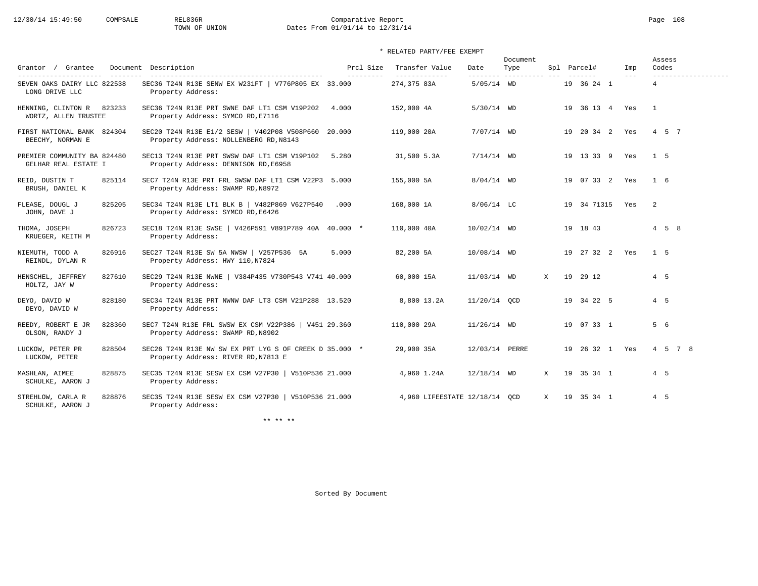Comparative Report

TOWN OF UNION

Dates From 01/01/14 to 12/31/14

\* RELATED PARTY/FEE EXEMPT

| Grantor / Grantee | Document | Description | Prcl Size | Transfer Value | Date | Document Type | Spl | Parcel# | Imp | Assess Codes |
|---|---|---|---|---|---|---|---|---|---|---|
| SEVEN OAKS DAIRY LLC / LONG DRIVE LLC | 822538 | SEC36 T24N R13E SENW EX W231FT \| V776P805 EX / Property Address: | 33.000 | 274,375 83A | 5/05/14 | WD | | 19 36 24 1 | | 4 |
| HENNING, CLINTON R / WORTZ, ALLEN TRUSTEE | 823233 | SEC36 T24N R13E PRT SWNE DAF LT1 CSM V19P202 / Property Address: SYMCO RD,E7116 | 4.000 | 152,000 4A | 5/30/14 | WD | | 19 36 13 4 | Yes | 1 |
| FIRST NATIONAL BANK / BEECHY, NORMAN E | 824304 | SEC20 T24N R13E E1/2 SESW \| V402P08 V508P660 / Property Address: NOLLENBERG RD,N8143 | 20.000 | 119,000 20A | 7/07/14 | WD | | 19 20 34 2 | Yes | 4 5 7 |
| PREMIER COMMUNITY BA / GELHAR REAL ESTATE I | 824480 | SEC13 T24N R13E PRT SWSW DAF LT1 CSM V19P102 / Property Address: DENNISON RD,E6958 | 5.280 | 31,500 5.3A | 7/14/14 | WD | | 19 13 33 9 | Yes | 1 5 |
| REID, DUSTIN T / BRUSH, DANIEL K | 825114 | SEC7 T24N R13E PRT FRL SWSW DAF LT1 CSM V22P3 / Property Address: SWAMP RD,N8972 | 5.000 | 155,000 5A | 8/04/14 | WD | | 19 07 33 2 | Yes | 1 6 |
| FLEASE, DOUGL J / JOHN, DAVE J | 825205 | SEC34 T24N R13E LT1 BLK B \| V482P869 V627P540 / Property Address: SYMCO RD,E6426 | .000 | 168,000 1A | 8/06/14 | LC | | 19 34 71315 | Yes | 2 |
| THOMA, JOSEPH / KRUEGER, KEITH M | 826723 | SEC18 T24N R13E SWSE \| V426P591 V891P789 40A / Property Address: | 40.000 * | 110,000 40A | 10/02/14 | WD | | 19 18 43 | | 4 5 8 |
| NIEMUTH, TODD A / REINDL, DYLAN R | 826916 | SEC27 T24N R13E SW 5A NWSW \| V257P536 5A / Property Address: HWY 110,N7824 | 5.000 | 82,200 5A | 10/08/14 | WD | | 19 27 32 2 | Yes | 1 5 |
| HENSCHEL, JEFFREY / HOLTZ, JAY W | 827610 | SEC29 T24N R13E NWNE \| V384P435 V730P543 V741 / Property Address: | 40.000 | 60,000 15A | 11/03/14 | WD | X | 19 29 12 | | 4 5 |
| DEYO, DAVID W / DEYO, DAVID W | 828180 | SEC34 T24N R13E PRT NWNW DAF LT3 CSM V21P288 / Property Address: | 13.520 | 8,800 13.2A | 11/20/14 | QCD | | 19 34 22 5 | | 4 5 |
| REEDY, ROBERT E JR / OLSON, RANDY J | 828360 | SEC7 T24N R13E FRL SWSW EX CSM V22P386 \| V451 / Property Address: SWAMP RD,N8902 | 29.360 | 110,000 29A | 11/26/14 | WD | | 19 07 33 1 | | 5 6 |
| LUCKOW, PETER PR / LUCKOW, PETER | 828504 | SEC26 T24N R13E NW SW EX PRT LYG S OF CREEK D / Property Address: RIVER RD,N7813 E | 35.000 * | 29,900 35A | 12/03/14 | PERRE | | 19 26 32 1 | Yes | 4 5 7 8 |
| MASHLAN, AIMEE / SCHULKE, AARON J | 828875 | SEC35 T24N R13E SESW EX CSM V27P30 \| V510P536 / Property Address: | 21.000 | 4,960 1.24A | 12/18/14 | WD | X | 19 35 34 1 | | 4 5 |
| STREHLOW, CARLA R / SCHULKE, AARON J | 828876 | SEC35 T24N R13E SESW EX CSM V27P30 \| V510P536 / Property Address: | 21.000 | 4,960 LIFEESTATE | 12/18/14 | QCD | X | 19 35 34 1 | | 4 5 |

\*\* \*\* \*\*

Sorted By Document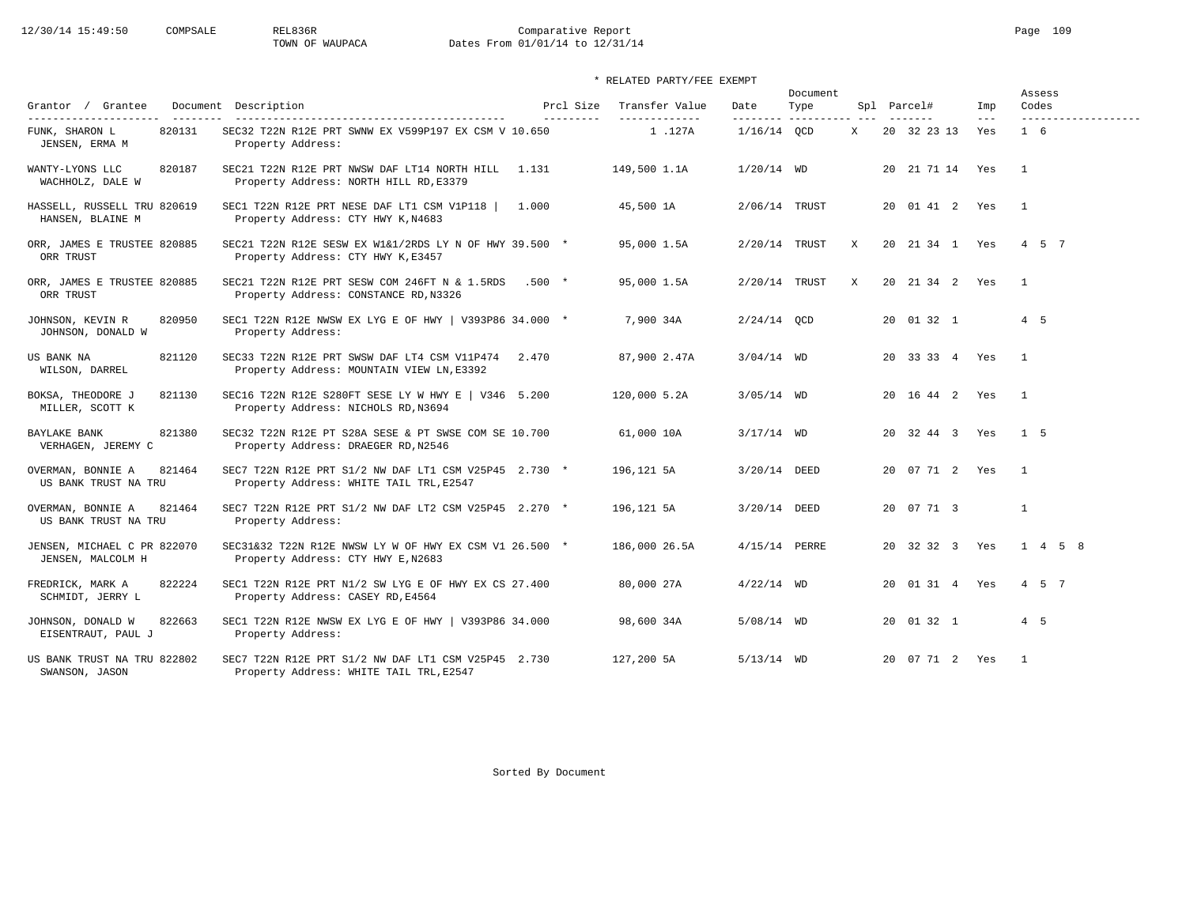Comparative Report
TOWN OF WAUPACA
Dates From 01/01/14 to 12/31/14

\* RELATED PARTY/FEE EXEMPT

| Grantor / Grantee | Document | Description | Prcl Size | Transfer Value | Date | Document Type | Spl | Parcel# | Imp | Assess Codes |
|---|---|---|---|---|---|---|---|---|---|---|
| FUNK, SHARON L / JENSEN, ERMA M | 820131 | SEC32 T22N R12E PRT SWNW EX V599P197 EX CSM V 10.650 Property Address: | | 1 .127A | 1/16/14 | QCD | X | 20 32 23 13 | Yes | 1 6 |
| WANTY-LYONS LLC / WACHHOLZ, DALE W | 820187 | SEC21 T22N R12E PRT NWSW DAF LT14 NORTH HILL Property Address: NORTH HILL RD,E3379 | 1.131 | 149,500 1.1A | 1/20/14 | WD | | 20 21 71 14 | Yes | 1 |
| HASSELL, RUSSELL TRU / HANSEN, BLAINE M | 820619 | SEC1 T22N R12E PRT NESE DAF LT1 CSM V1P118 \| Property Address: CTY HWY K,N4683 | 1.000 | 45,500 1A | 2/06/14 | TRUST | | 20 01 41 2 | Yes | 1 |
| ORR, JAMES E TRUSTEE / ORR TRUST | 820885 | SEC21 T22N R12E SESW EX W1&1/2RDS LY N OF HWY Property Address: CTY HWY K,E3457 | 39.500 * | 95,000 1.5A | 2/20/14 | TRUST | X | 20 21 34 1 | Yes | 4 5 7 |
| ORR, JAMES E TRUSTEE / ORR TRUST | 820885 | SEC21 T22N R12E PRT SESW COM 246FT N & 1.5RDS Property Address: CONSTANCE RD,N3326 | .500 * | 95,000 1.5A | 2/20/14 | TRUST | X | 20 21 34 2 | Yes | 1 |
| JOHNSON, KEVIN R / JOHNSON, DONALD W | 820950 | SEC1 T22N R12E NWSW EX LYG E OF HWY \| V393P86 Property Address: | 34.000 * | 7,900 34A | 2/24/14 | QCD | | 20 01 32 1 | | 4 5 |
| US BANK NA / WILSON, DARREL | 821120 | SEC33 T22N R12E PRT SWSW DAF LT4 CSM V11P474 Property Address: MOUNTAIN VIEW LN,E3392 | 2.470 | 87,900 2.47A | 3/04/14 | WD | | 20 33 33 4 | Yes | 1 |
| BOKSA, THEODORE J / MILLER, SCOTT K | 821130 | SEC16 T22N R12E S280FT SESE LY W HWY E \| V346 Property Address: NICHOLS RD,N3694 | 5.200 | 120,000 5.2A | 3/05/14 | WD | | 20 16 44 2 | Yes | 1 |
| BAYLAKE BANK / VERHAGEN, JEREMY C | 821380 | SEC32 T22N R12E PT S28A SESE & PT SWSE COM SE Property Address: DRAEGER RD,N2546 | 10.700 | 61,000 10A | 3/17/14 | WD | | 20 32 44 3 | Yes | 1 5 |
| OVERMAN, BONNIE A / US BANK TRUST NA TRU | 821464 | SEC7 T22N R12E PRT S1/2 NW DAF LT1 CSM V25P45 Property Address: WHITE TAIL TRL,E2547 | 2.730 * | 196,121 5A | 3/20/14 | DEED | | 20 07 71 2 | Yes | 1 |
| OVERMAN, BONNIE A / US BANK TRUST NA TRU | 821464 | SEC7 T22N R12E PRT S1/2 NW DAF LT2 CSM V25P45 Property Address: | 2.270 * | 196,121 5A | 3/20/14 | DEED | | 20 07 71 3 | | 1 |
| JENSEN, MICHAEL C PR / JENSEN, MALCOLM H | 822070 | SEC31&32 T22N R12E NWSW LY W OF HWY EX CSM V1 Property Address: CTY HWY E,N2683 | 26.500 * | 186,000 26.5A | 4/15/14 | PERRE | | 20 32 32 3 | Yes | 1 4 5 8 |
| FREDRICK, MARK A / SCHMIDT, JERRY L | 822224 | SEC1 T22N R12E PRT N1/2 SW LYG E OF HWY EX CS Property Address: CASEY RD,E4564 | 27.400 | 80,000 27A | 4/22/14 | WD | | 20 01 31 4 | Yes | 4 5 7 |
| JOHNSON, DONALD W / EISENTRAUT, PAUL J | 822663 | SEC1 T22N R12E NWSW EX LYG E OF HWY \| V393P86 Property Address: | 34.000 | 98,600 34A | 5/08/14 | WD | | 20 01 32 1 | | 4 5 |
| US BANK TRUST NA TRU / SWANSON, JASON | 822802 | SEC7 T22N R12E PRT S1/2 NW DAF LT1 CSM V25P45 Property Address: WHITE TAIL TRL,E2547 | 2.730 | 127,200 5A | 5/13/14 | WD | | 20 07 71 2 | Yes | 1 |

Sorted By Document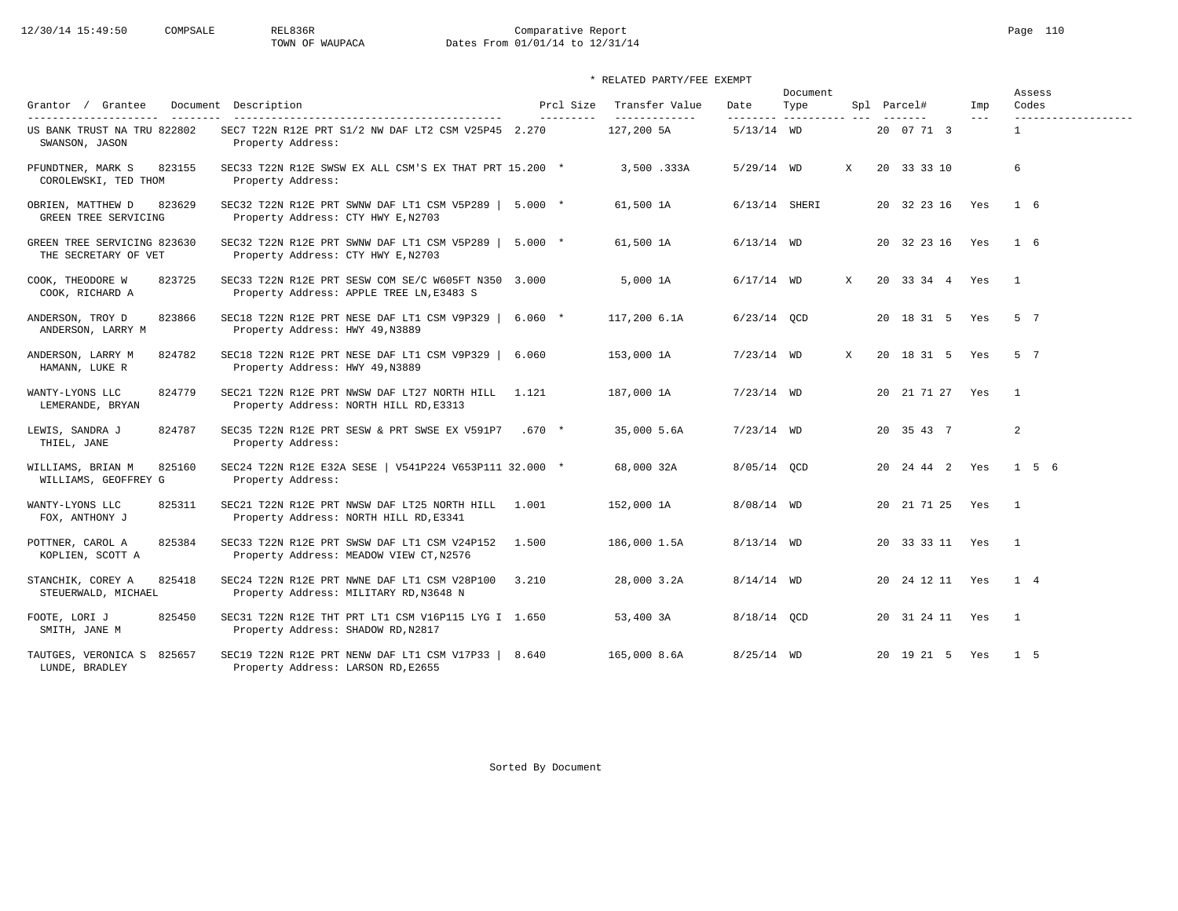Comparative Report
TOWN OF WAUPACA
Dates From 01/01/14 to 12/31/14

\* RELATED PARTY/FEE EXEMPT

| Grantor / Grantee | Document | Description | Prcl Size | Transfer Value | Date | Document Type | Spl | Parcel# | Imp | Assess Codes |
|---|---|---|---|---|---|---|---|---|---|---|
| US BANK TRUST NA TRU / SWANSON, JASON | 822802 | SEC7 T22N R12E PRT S1/2 NW DAF LT2 CSM V25P45 / Property Address: | 2.270 | 127,200 5A | 5/13/14 | WD | | 20 07 71 3 | | 1 |
| PFUNDTNER, MARK S / COROLEWSKI, TED THOM | 823155 | SEC33 T22N R12E SWSW EX ALL CSM'S EX THAT PRT / Property Address: | 15.200 * | 3,500 .333A | 5/29/14 | WD | X | 20 33 33 10 | | 6 |
| OBRIEN, MATTHEW D / GREEN TREE SERVICING | 823629 | SEC32 T22N R12E PRT SWNW DAF LT1 CSM V5P289 \| / Property Address: CTY HWY E,N2703 | 5.000 * | 61,500 1A | 6/13/14 | SHERI | | 20 32 23 16 | Yes | 1 6 |
| GREEN TREE SERVICING / THE SECRETARY OF VET | 823630 | SEC32 T22N R12E PRT SWNW DAF LT1 CSM V5P289 \| / Property Address: CTY HWY E,N2703 | 5.000 * | 61,500 1A | 6/13/14 | WD | | 20 32 23 16 | Yes | 1 6 |
| COOK, THEODORE W / COOK, RICHARD A | 823725 | SEC33 T22N R12E PRT SESW COM SE/C W605FT N350 / Property Address: APPLE TREE LN,E3483 S | 3.000 | 5,000 1A | 6/17/14 | WD | X | 20 33 34 4 | Yes | 1 |
| ANDERSON, TROY D / ANDERSON, LARRY M | 823866 | SEC18 T22N R12E PRT NESE DAF LT1 CSM V9P329 \| / Property Address: HWY 49,N3889 | 6.060 * | 117,200 6.1A | 6/23/14 | QCD | | 20 18 31 5 | Yes | 5 7 |
| ANDERSON, LARRY M / HAMANN, LUKE R | 824782 | SEC18 T22N R12E PRT NESE DAF LT1 CSM V9P329 \| / Property Address: HWY 49,N3889 | 6.060 | 153,000 1A | 7/23/14 | WD | X | 20 18 31 5 | Yes | 5 7 |
| WANTY-LYONS LLC / LEMERANDE, BRYAN | 824779 | SEC21 T22N R12E PRT NWSW DAF LT27 NORTH HILL / Property Address: NORTH HILL RD,E3313 | 1.121 | 187,000 1A | 7/23/14 | WD | | 20 21 71 27 | Yes | 1 |
| LEWIS, SANDRA J / THIEL, JANE | 824787 | SEC35 T22N R12E PRT SESW & PRT SWSE EX V591P7 / Property Address: | .670 * | 35,000 5.6A | 7/23/14 | WD | | 20 35 43 7 | | 2 |
| WILLIAMS, BRIAN M / WILLIAMS, GEOFFREY G | 825160 | SEC24 T22N R12E E32A SESE \| V541P224 V653P111 / Property Address: | 32.000 * | 68,000 32A | 8/05/14 | QCD | | 20 24 44 2 | Yes | 1 5 6 |
| WANTY-LYONS LLC / FOX, ANTHONY J | 825311 | SEC21 T22N R12E PRT NWSW DAF LT25 NORTH HILL / Property Address: NORTH HILL RD,E3341 | 1.001 | 152,000 1A | 8/08/14 | WD | | 20 21 71 25 | Yes | 1 |
| POTTNER, CAROL A / KOPLIEN, SCOTT A | 825384 | SEC33 T22N R12E PRT SWSW DAF LT1 CSM V24P152 / Property Address: MEADOW VIEW CT,N2576 | 1.500 | 186,000 1.5A | 8/13/14 | WD | | 20 33 33 11 | Yes | 1 |
| STANCHIK, COREY A / STEUERWALD, MICHAEL | 825418 | SEC24 T22N R12E PRT NWNE DAF LT1 CSM V28P100 / Property Address: MILITARY RD,N3648 N | 3.210 | 28,000 3.2A | 8/14/14 | WD | | 20 24 12 11 | Yes | 1 4 |
| FOOTE, LORI J / SMITH, JANE M | 825450 | SEC31 T22N R12E THT PRT LT1 CSM V16P115 LYG I / Property Address: SHADOW RD,N2817 | 1.650 | 53,400 3A | 8/18/14 | QCD | | 20 31 24 11 | Yes | 1 |
| TAUTGES, VERONICA S / LUNDE, BRADLEY | 825657 | SEC19 T22N R12E PRT NENW DAF LT1 CSM V17P33 \| / Property Address: LARSON RD,E2655 | 8.640 | 165,000 8.6A | 8/25/14 | WD | | 20 19 21 5 | Yes | 1 5 |

Sorted By Document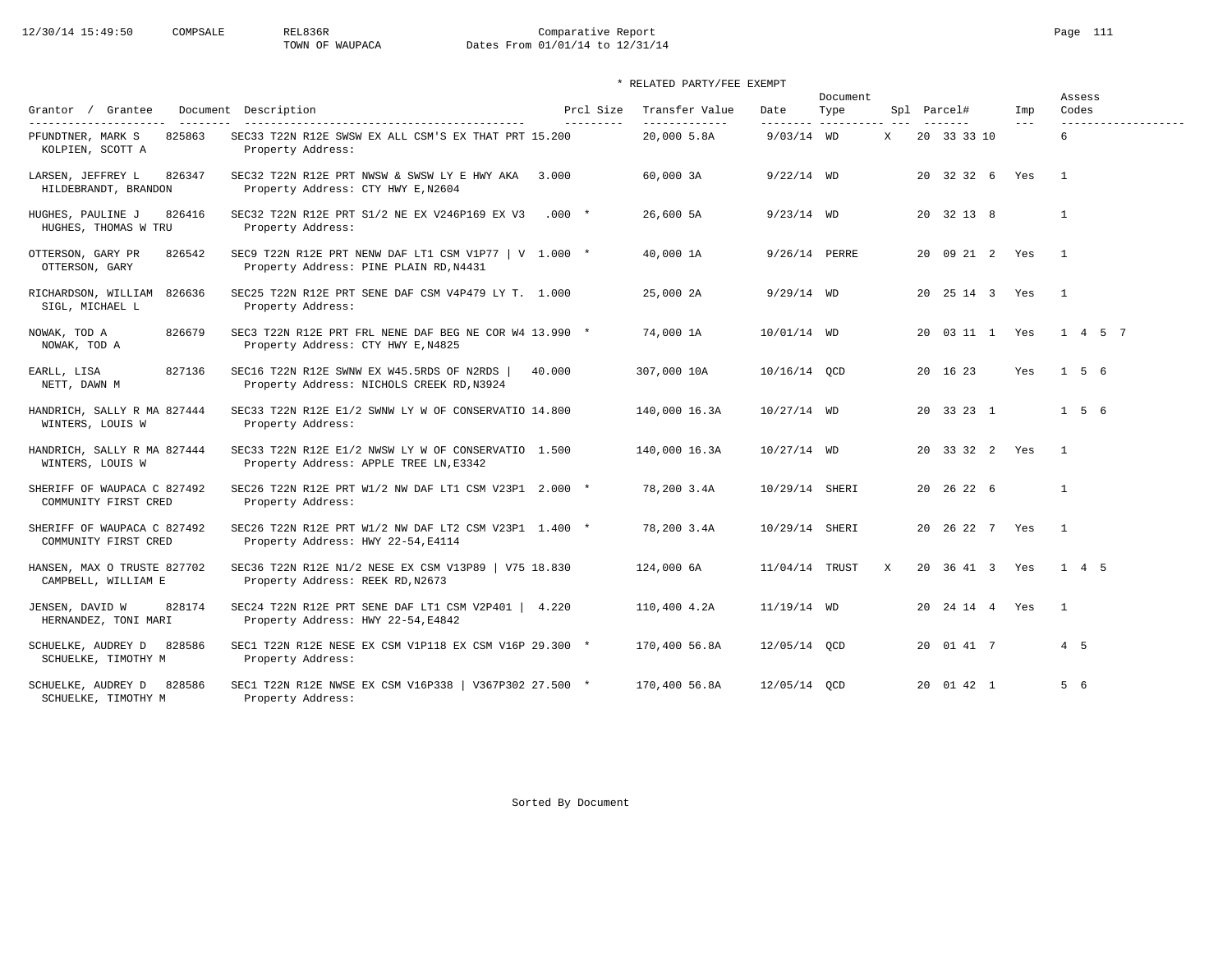Comparative Report
TOWN OF WAUPACA
Dates From 01/01/14 to 12/31/14

\* RELATED PARTY/FEE EXEMPT

| Grantor / Grantee | Document | Description | Prcl Size | Transfer Value | Date | Document Type | Spl | Parcel# | Imp | Assess Codes |
|---|---|---|---|---|---|---|---|---|---|---|
| PFUNDTNER, MARK S<br>KOLPIEN, SCOTT A | 825863 | SEC33 T22N R12E SWSW EX ALL CSM'S EX THAT PRT<br>Property Address: | 15.200 | 20,000 5.8A | 9/03/14 | WD | X | 20 33 33 10 | | 6 |
| LARSEN, JEFFREY L<br>HILDEBRANDT, BRANDON | 826347 | SEC32 T22N R12E PRT NWSW & SWSW LY E HWY AKA<br>Property Address: CTY HWY E,N2604 | 3.000 | 60,000 3A | 9/22/14 | WD | | 20 32 32 6 | Yes | 1 |
| HUGHES, PAULINE J<br>HUGHES, THOMAS W TRU | 826416 | SEC32 T22N R12E PRT S1/2 NE EX V246P169 EX V3<br>Property Address: | .000 * | 26,600 5A | 9/23/14 | WD | | 20 32 13 8 | | 1 |
| OTTERSON, GARY PR<br>OTTERSON, GARY | 826542 | SEC9 T22N R12E PRT NENW DAF LT1 CSM V1P77 \| V<br>Property Address: PINE PLAIN RD,N4431 | 1.000 * | 40,000 1A | 9/26/14 | PERRE | | 20 09 21 2 | Yes | 1 |
| RICHARDSON, WILLIAM<br>SIGL, MICHAEL L | 826636 | SEC25 T22N R12E PRT SENE DAF CSM V4P479 LY T.<br>Property Address: | 1.000 | 25,000 2A | 9/29/14 | WD | | 20 25 14 3 | Yes | 1 |
| NOWAK, TOD A<br>NOWAK, TOD A | 826679 | SEC3 T22N R12E PRT FRL NENE DAF BEG NE COR W4<br>Property Address: CTY HWY E,N4825 | 13.990 * | 74,000 1A | 10/01/14 | WD | | 20 03 11 1 | Yes | 1 4 5 7 |
| EARLL, LISA<br>NETT, DAWN M | 827136 | SEC16 T22N R12E SWNW EX W45.5RDS OF N2RDS \|<br>Property Address: NICHOLS CREEK RD,N3924 | 40.000 | 307,000 10A | 10/16/14 | QCD | | 20 16 23 | Yes | 1 5 6 |
| HANDRICH, SALLY R MA<br>WINTERS, LOUIS W | 827444 | SEC33 T22N R12E E1/2 SWNW LY W OF CONSERVATIO<br>Property Address: | 14.800 | 140,000 16.3A | 10/27/14 | WD | | 20 33 23 1 | | 1 5 6 |
| HANDRICH, SALLY R MA<br>WINTERS, LOUIS W | 827444 | SEC33 T22N R12E E1/2 NWSW LY W OF CONSERVATIO<br>Property Address: APPLE TREE LN,E3342 | 1.500 | 140,000 16.3A | 10/27/14 | WD | | 20 33 32 2 | Yes | 1 |
| SHERIFF OF WAUPACA C<br>COMMUNITY FIRST CRED | 827492 | SEC26 T22N R12E PRT W1/2 NW DAF LT1 CSM V23P1<br>Property Address: | 2.000 * | 78,200 3.4A | 10/29/14 | SHERI | | 20 26 22 6 | | 1 |
| SHERIFF OF WAUPACA C<br>COMMUNITY FIRST CRED | 827492 | SEC26 T22N R12E PRT W1/2 NW DAF LT2 CSM V23P1<br>Property Address: HWY 22-54,E4114 | 1.400 * | 78,200 3.4A | 10/29/14 | SHERI | | 20 26 22 7 | Yes | 1 |
| HANSEN, MAX O TRUSTE<br>CAMPBELL, WILLIAM E | 827702 | SEC36 T22N R12E N1/2 NESE EX CSM V13P89 \| V75<br>Property Address: REEK RD,N2673 | 18.830 | 124,000 6A | 11/04/14 | TRUST | X | 20 36 41 3 | Yes | 1 4 5 |
| JENSEN, DAVID W<br>HERNANDEZ, TONI MARI | 828174 | SEC24 T22N R12E PRT SENE DAF LT1 CSM V2P401 \|<br>Property Address: HWY 22-54,E4842 | 4.220 | 110,400 4.2A | 11/19/14 | WD | | 20 24 14 4 | Yes | 1 |
| SCHUELKE, AUDREY D<br>SCHUELKE, TIMOTHY M | 828586 | SEC1 T22N R12E NESE EX CSM V1P118 EX CSM V16P<br>Property Address: | 29.300 * | 170,400 56.8A | 12/05/14 | QCD | | 20 01 41 7 | | 4 5 |
| SCHUELKE, AUDREY D<br>SCHUELKE, TIMOTHY M | 828586 | SEC1 T22N R12E NWSE EX CSM V16P338 \| V367P302<br>Property Address: | 27.500 * | 170,400 56.8A | 12/05/14 | QCD | | 20 01 42 1 | | 5 6 |

Sorted By Document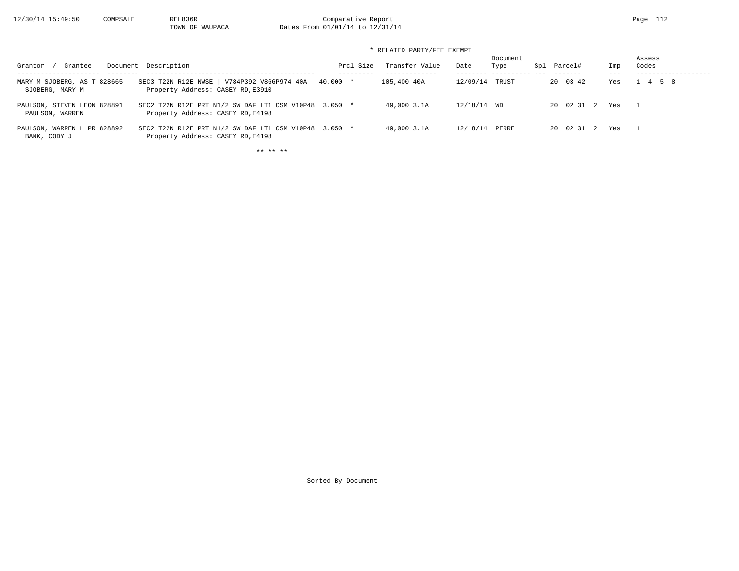TOWN OF WAUPACA

Comparative Report

Dates From 01/01/14 to 12/31/14

\* RELATED PARTY/FEE EXEMPT

| Grantor / Grantee | Document | Description | Prcl Size | Transfer Value | Date | Document Type | Spl | Parcel# | Imp | Assess Codes |
|---|---|---|---|---|---|---|---|---|---|---|
| MARY M SJOBERG, AS T / SJOBERG, MARY M | 828665 | SEC3 T22N R12E NWSE \| V784P392 V866P974 40A / Property Address: CASEY RD,E3910 | 40.000 * | 105,400 40A | 12/09/14 | TRUST | | 20 03 42 | Yes | 1 4 5 8 |
| PAULSON, STEVEN LEON / PAULSON, WARREN | 828891 | SEC2 T22N R12E PRT N1/2 SW DAF LT1 CSM V10P48 / Property Address: CASEY RD,E4198 | 3.050 * | 49,000 3.1A | 12/18/14 | WD | | 20 02 31 2 | Yes | 1 |
| PAULSON, WARREN L PR / BANK, CODY J | 828892 | SEC2 T22N R12E PRT N1/2 SW DAF LT1 CSM V10P48 / Property Address: CASEY RD,E4198 | 3.050 * | 49,000 3.1A | 12/18/14 | PERRE | | 20 02 31 2 | Yes | 1 |

\*\* \*\* \*\*

Sorted By Document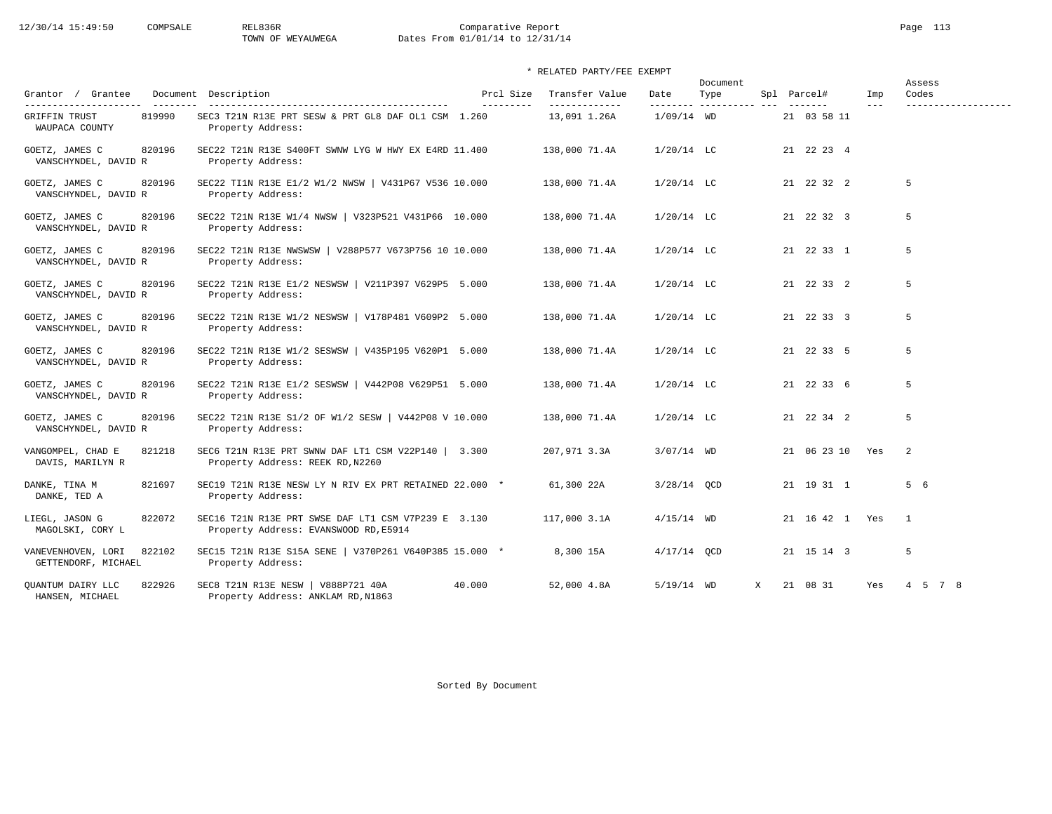TOWN OF WEYAUWEGA — Comparative Report — Dates From 01/01/14 to 12/31/14

\* RELATED PARTY/FEE EXEMPT

| Grantor / Grantee | Document | Description | Prcl Size | Transfer Value | Date | Document Type | Spl | Parcel# | Imp | Assess Codes |
|---|---|---|---|---|---|---|---|---|---|---|
| GRIFFIN TRUST / WAUPACA COUNTY | 819990 | SEC3 T21N R13E PRT SESW & PRT GL8 DAF OL1 CSM 1.260 Property Address: | | 13,091 1.26A | 1/09/14 | WD | | 21 03 58 11 | | |
| GOETZ, JAMES C / VANSCHYNDEL, DAVID R | 820196 | SEC22 T21N R13E S400FT SWNW LYG W HWY EX E4RD 11.400 Property Address: | | 138,000 71.4A | 1/20/14 | LC | | 21 22 23 4 | | |
| GOETZ, JAMES C / VANSCHYNDEL, DAVID R | 820196 | SEC22 TI1N R13E E1/2 W1/2 NWSW \| V431P67 V536 10.000 Property Address: | | 138,000 71.4A | 1/20/14 | LC | | 21 22 32 2 | | 5 |
| GOETZ, JAMES C / VANSCHYNDEL, DAVID R | 820196 | SEC22 T21N R13E W1/4 NWSW \| V323P521 V431P66 10.000 Property Address: | | 138,000 71.4A | 1/20/14 | LC | | 21 22 32 3 | | 5 |
| GOETZ, JAMES C / VANSCHYNDEL, DAVID R | 820196 | SEC22 T21N R13E NWSWSW \| V288P577 V673P756 10 10.000 Property Address: | | 138,000 71.4A | 1/20/14 | LC | | 21 22 33 1 | | 5 |
| GOETZ, JAMES C / VANSCHYNDEL, DAVID R | 820196 | SEC22 T21N R13E E1/2 NESWSW \| V211P397 V629P5 5.000 Property Address: | | 138,000 71.4A | 1/20/14 | LC | | 21 22 33 2 | | 5 |
| GOETZ, JAMES C / VANSCHYNDEL, DAVID R | 820196 | SEC22 T21N R13E W1/2 NESWSW \| V178P481 V609P2 5.000 Property Address: | | 138,000 71.4A | 1/20/14 | LC | | 21 22 33 3 | | 5 |
| GOETZ, JAMES C / VANSCHYNDEL, DAVID R | 820196 | SEC22 T21N R13E W1/2 SESWSW \| V435P195 V620P1 5.000 Property Address: | | 138,000 71.4A | 1/20/14 | LC | | 21 22 33 5 | | 5 |
| GOETZ, JAMES C / VANSCHYNDEL, DAVID R | 820196 | SEC22 T21N R13E E1/2 SESWSW \| V442P08 V629P51 5.000 Property Address: | | 138,000 71.4A | 1/20/14 | LC | | 21 22 33 6 | | 5 |
| GOETZ, JAMES C / VANSCHYNDEL, DAVID R | 820196 | SEC22 T21N R13E S1/2 OF W1/2 SESW \| V442P08 V 10.000 Property Address: | | 138,000 71.4A | 1/20/14 | LC | | 21 22 34 2 | | 5 |
| VANGOMPEL, CHAD E / DAVIS, MARILYN R | 821218 | SEC6 T21N R13E PRT SWNW DAF LT1 CSM V22P140 \| 3.300 Property Address: REEK RD,N2260 | | 207,971 3.3A | 3/07/14 | WD | | 21 06 23 10 | Yes | 2 |
| DANKE, TINA M / DANKE, TED A | 821697 | SEC19 T21N R13E NESW LY N RIV EX PRT RETAINED 22.000 * Property Address: | | 61,300 22A | 3/28/14 | QCD | | 21 19 31 1 | | 5 6 |
| LIEGL, JASON G / MAGOLSKI, CORY L | 822072 | SEC16 T21N R13E PRT SWSE DAF LT1 CSM V7P239 E 3.130 Property Address: EVANSWOOD RD,E5914 | | 117,000 3.1A | 4/15/14 | WD | | 21 16 42 1 | Yes | 1 |
| VANEVENHOVEN, LORI / GETTENDORF, MICHAEL | 822102 | SEC15 T21N R13E S15A SENE \| V370P261 V640P385 15.000 * Property Address: | | 8,300 15A | 4/17/14 | QCD | | 21 15 14 3 | | 5 |
| QUANTUM DAIRY LLC / HANSEN, MICHAEL | 822926 | SEC8 T21N R13E NESW \| V888P721 40A Property Address: ANKLAM RD,N1863 | 40.000 | 52,000 4.8A | 5/19/14 | WD | X | 21 08 31 | Yes | 4 5 7 8 |

Sorted By Document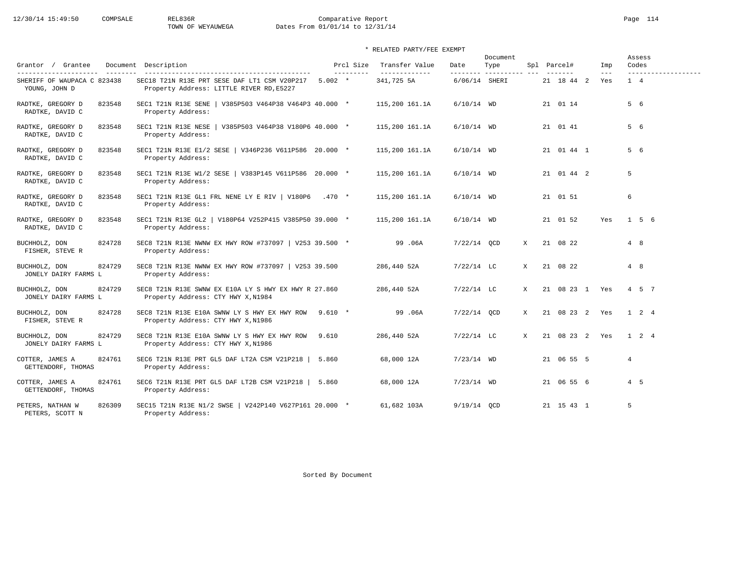Comparative Report
TOWN OF WEYAUWEGA Dates From 01/01/14 to 12/31/14

\* RELATED PARTY/FEE EXEMPT

| Grantor / Grantee | Document | Description | Prcl Size | | Transfer Value | | Date | Document Type | Spl | Parcel# | Imp | Assess Codes |
|---|---|---|---|---|---|---|---|---|---|---|---|---|
| SHERIFF OF WAUPACA C / YOUNG, JOHN D | 823438 | SEC18 T21N R13E PRT SESE DAF LT1 CSM V20P217 / Property Address: LITTLE RIVER RD,E5227 | 5.002 | * | 341,725 | 5A | 6/06/14 | SHERI | | 21 18 44 2 | Yes | 1 4 |
| RADTKE, GREGORY D / RADTKE, DAVID C | 823548 | SEC1 T21N R13E SENE \| V385P503 V464P38 V464P3 / Property Address: | 40.000 | * | 115,200 | 161.1A | 6/10/14 | WD | | 21 01 14 | | 5 6 |
| RADTKE, GREGORY D / RADTKE, DAVID C | 823548 | SEC1 T21N R13E NESE \| V385P503 V464P38 V180P6 / Property Address: | 40.000 | * | 115,200 | 161.1A | 6/10/14 | WD | | 21 01 41 | | 5 6 |
| RADTKE, GREGORY D / RADTKE, DAVID C | 823548 | SEC1 T21N R13E E1/2 SESE \| V346P236 V611P586 / Property Address: | 20.000 | * | 115,200 | 161.1A | 6/10/14 | WD | | 21 01 44 1 | | 5 6 |
| RADTKE, GREGORY D / RADTKE, DAVID C | 823548 | SEC1 T21N R13E W1/2 SESE \| V383P145 V611P586 / Property Address: | 20.000 | * | 115,200 | 161.1A | 6/10/14 | WD | | 21 01 44 2 | | 5 |
| RADTKE, GREGORY D / RADTKE, DAVID C | 823548 | SEC1 T21N R13E GL1 FRL NENE LY E RIV \| V180P6 / Property Address: | .470 | * | 115,200 | 161.1A | 6/10/14 | WD | | 21 01 51 | | 6 |
| RADTKE, GREGORY D / RADTKE, DAVID C | 823548 | SEC1 T21N R13E GL2 \| V180P64 V252P415 V385P50 / Property Address: | 39.000 | * | 115,200 | 161.1A | 6/10/14 | WD | | 21 01 52 | Yes | 1 5 6 |
| BUCHHOLZ, DON / FISHER, STEVE R | 824728 | SEC8 T21N R13E NWNW EX HWY ROW #737097 \| V253 / Property Address: | 39.500 | * | 99 | .06A | 7/22/14 | QCD | X | 21 08 22 | | 4 8 |
| BUCHHOLZ, DON / JONELY DAIRY FARMS L | 824729 | SEC8 T21N R13E NWNW EX HWY ROW #737097 \| V253 / Property Address: | 39.500 | | 286,440 | 52A | 7/22/14 | LC | X | 21 08 22 | | 4 8 |
| BUCHHOLZ, DON / JONELY DAIRY FARMS L | 824729 | SEC8 T21N R13E SWNW EX E10A LY S HWY EX HWY R / Property Address: CTY HWY X,N1984 | 27.860 | | 286,440 | 52A | 7/22/14 | LC | X | 21 08 23 1 | Yes | 4 5 7 |
| BUCHHOLZ, DON / FISHER, STEVE R | 824728 | SEC8 T21N R13E E10A SWNW LY S HWY EX HWY ROW / Property Address: CTY HWY X,N1986 | 9.610 | * | 99 | .06A | 7/22/14 | QCD | X | 21 08 23 2 | Yes | 1 2 4 |
| BUCHHOLZ, DON / JONELY DAIRY FARMS L | 824729 | SEC8 T21N R13E E10A SWNW LY S HWY EX HWY ROW / Property Address: CTY HWY X,N1986 | 9.610 | | 286,440 | 52A | 7/22/14 | LC | X | 21 08 23 2 | Yes | 1 2 4 |
| COTTER, JAMES A / GETTENDORF, THOMAS | 824761 | SEC6 T21N R13E PRT GL5 DAF LT2A CSM V21P218 \| / Property Address: | 5.860 | | 68,000 | 12A | 7/23/14 | WD | | 21 06 55 5 | | 4 |
| COTTER, JAMES A / GETTENDORF, THOMAS | 824761 | SEC6 T21N R13E PRT GL5 DAF LT2B CSM V21P218 \| / Property Address: | 5.860 | | 68,000 | 12A | 7/23/14 | WD | | 21 06 55 6 | | 4 5 |
| PETERS, NATHAN W / PETERS, SCOTT N | 826309 | SEC15 T21N R13E N1/2 SWSE \| V242P140 V627P161 / Property Address: | 20.000 | * | 61,682 | 103A | 9/19/14 | QCD | | 21 15 43 1 | | 5 |

Sorted By Document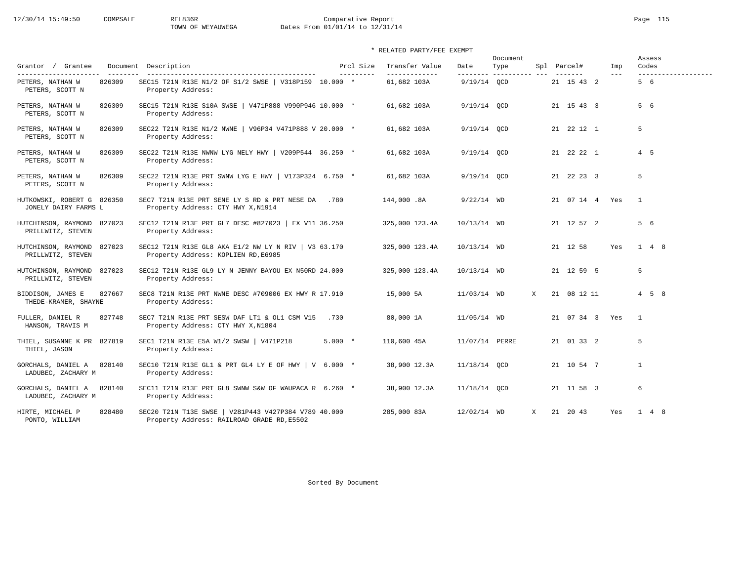Comparative Report
TOWN OF WEYAUWEGA Dates From 01/01/14 to 12/31/14

\* RELATED PARTY/FEE EXEMPT

| Grantor / Grantee | Document | Description | Prcl Size | Transfer Value | Date | Document Type | Spl | Parcel# | Imp | Assess Codes |
|---|---|---|---|---|---|---|---|---|---|---|
| PETERS, NATHAN W / PETERS, SCOTT N | 826309 | SEC15 T21N R13E N1/2 OF S1/2 SWSE \| V318P159 / Property Address: | 10.000 * | 61,682 103A | 9/19/14 | QCD | | 21 15 43 2 | | 5 6 |
| PETERS, NATHAN W / PETERS, SCOTT N | 826309 | SEC15 T21N R13E S10A SWSE \| V471P888 V990P946 / Property Address: | 10.000 * | 61,682 103A | 9/19/14 | QCD | | 21 15 43 3 | | 5 6 |
| PETERS, NATHAN W / PETERS, SCOTT N | 826309 | SEC22 T21N R13E N1/2 NWNE \| V96P34 V471P888 V / Property Address: | 20.000 * | 61,682 103A | 9/19/14 | QCD | | 21 22 12 1 | | 5 |
| PETERS, NATHAN W / PETERS, SCOTT N | 826309 | SEC22 T21N R13E NWNW LYG NELY HWY \| V209P544 / Property Address: | 36.250 * | 61,682 103A | 9/19/14 | QCD | | 21 22 22 1 | | 4 5 |
| PETERS, NATHAN W / PETERS, SCOTT N | 826309 | SEC22 T21N R13E PRT SWNW LYG E HWY \| V173P324 / Property Address: | 6.750 * | 61,682 103A | 9/19/14 | QCD | | 21 22 23 3 | | 5 |
| HUTKOWSKI, ROBERT G / JONELY DAIRY FARMS L | 826350 | SEC7 T21N R13E PRT SENE LY S RD & PRT NESE DA / Property Address: CTY HWY X,N1914 | .780 | 144,000 .8A | 9/22/14 | WD | | 21 07 14 4 | Yes | 1 |
| HUTCHINSON, RAYMOND / PRILLWITZ, STEVEN | 827023 | SEC12 T21N R13E PRT GL7 DESC #827023 \| EX V11 / Property Address: | 36.250 | 325,000 123.4A | 10/13/14 | WD | | 21 12 57 2 | | 5 6 |
| HUTCHINSON, RAYMOND / PRILLWITZ, STEVEN | 827023 | SEC12 T21N R13E GL8 AKA E1/2 NW LY N RIV \| V3 / Property Address: KOPLIEN RD,E6985 | 63.170 | 325,000 123.4A | 10/13/14 | WD | | 21 12 58 | Yes | 1 4 8 |
| HUTCHINSON, RAYMOND / PRILLWITZ, STEVEN | 827023 | SEC12 T21N R13E GL9 LY N JENNY BAYOU EX N50RD / Property Address: | 24.000 | 325,000 123.4A | 10/13/14 | WD | | 21 12 59 5 | | 5 |
| BIDDISON, JAMES E / THEDE-KRAMER, SHAYNE | 827667 | SEC8 T21N R13E PRT NWNE DESC #709006 EX HWY R / Property Address: | 17.910 | 15,000 5A | 11/03/14 | WD | X | 21 08 12 11 | | 4 5 8 |
| FULLER, DANIEL R / HANSON, TRAVIS M | 827748 | SEC7 T21N R13E PRT SESW DAF LT1 & OL1 CSM V15 / Property Address: CTY HWY X,N1804 | .730 | 80,000 1A | 11/05/14 | WD | | 21 07 34 3 | Yes | 1 |
| THIEL, SUSANNE K PR / THIEL, JASON | 827819 | SEC1 T21N R13E E5A W1/2 SWSW \| V471P218 / Property Address: | 5.000 * | 110,600 45A | 11/07/14 | PERRE | | 21 01 33 2 | | 5 |
| GORCHALS, DANIEL A / LADUBEC, ZACHARY M | 828140 | SEC10 T21N R13E GL1 & PRT GL4 LY E OF HWY \| V / Property Address: | 6.000 * | 38,900 12.3A | 11/18/14 | QCD | | 21 10 54 7 | | 1 |
| GORCHALS, DANIEL A / LADUBEC, ZACHARY M | 828140 | SEC11 T21N R13E PRT GL8 SWNW S&W OF WAUPACA R / Property Address: | 6.260 * | 38,900 12.3A | 11/18/14 | QCD | | 21 11 58 3 | | 6 |
| HIRTE, MICHAEL P / PONTO, WILLIAM | 828480 | SEC20 T21N T13E SWSE \| V281P443 V427P384 V789 / Property Address: RAILROAD GRADE RD,E5502 | 40.000 | 285,000 83A | 12/02/14 | WD | X | 21 20 43 | Yes | 1 4 8 |

Sorted By Document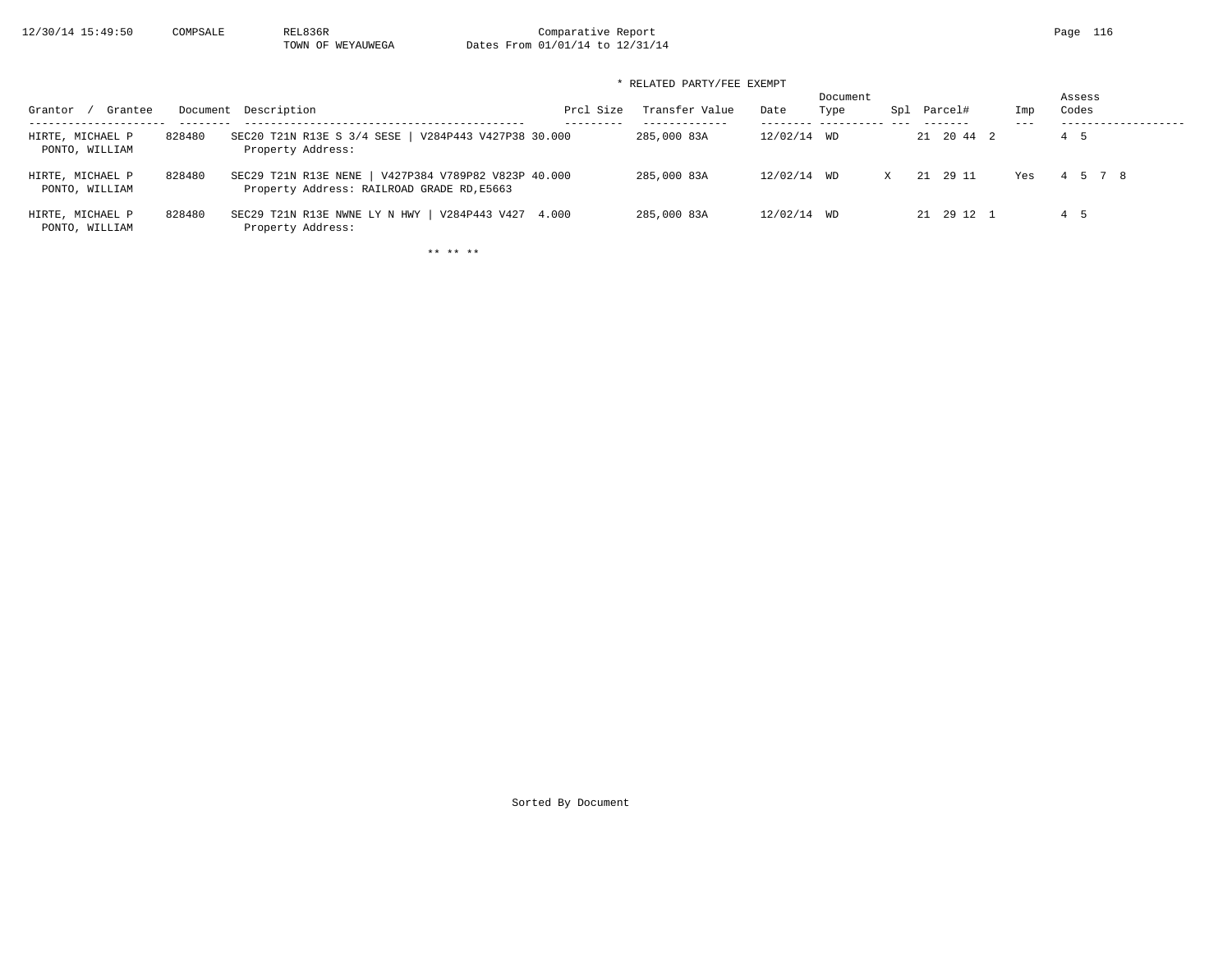* RELATED PARTY/FEE EXEMPT

| Grantor / Grantee | Document | Description | Prcl Size | Transfer Value | Date | Document Type | Spl | Parcel# | Imp | Assess Codes |
|---|---|---|---|---|---|---|---|---|---|---|
| HIRTE, MICHAEL P<br>PONTO, WILLIAM | 828480 | SEC20 T21N R13E S 3/4 SESE \| V284P443 V427P38<br>Property Address: | 30.000 | 285,000 83A | 12/02/14 | WD | | 21 20 44 2 | | 4 5 |
| HIRTE, MICHAEL P<br>PONTO, WILLIAM | 828480 | SEC29 T21N R13E NENE \| V427P384 V789P82 V823P<br>Property Address: RAILROAD GRADE RD,E5663 | 40.000 | 285,000 83A | 12/02/14 | WD | X | 21 29 11 | Yes | 4 5 7 8 |
| HIRTE, MICHAEL P<br>PONTO, WILLIAM | 828480 | SEC29 T21N R13E NWNE LY N HWY \| V284P443 V427<br>Property Address: | 4.000 | 285,000 83A | 12/02/14 | WD | | 21 29 12 1 | | 4 5 |

** ** **

Sorted By Document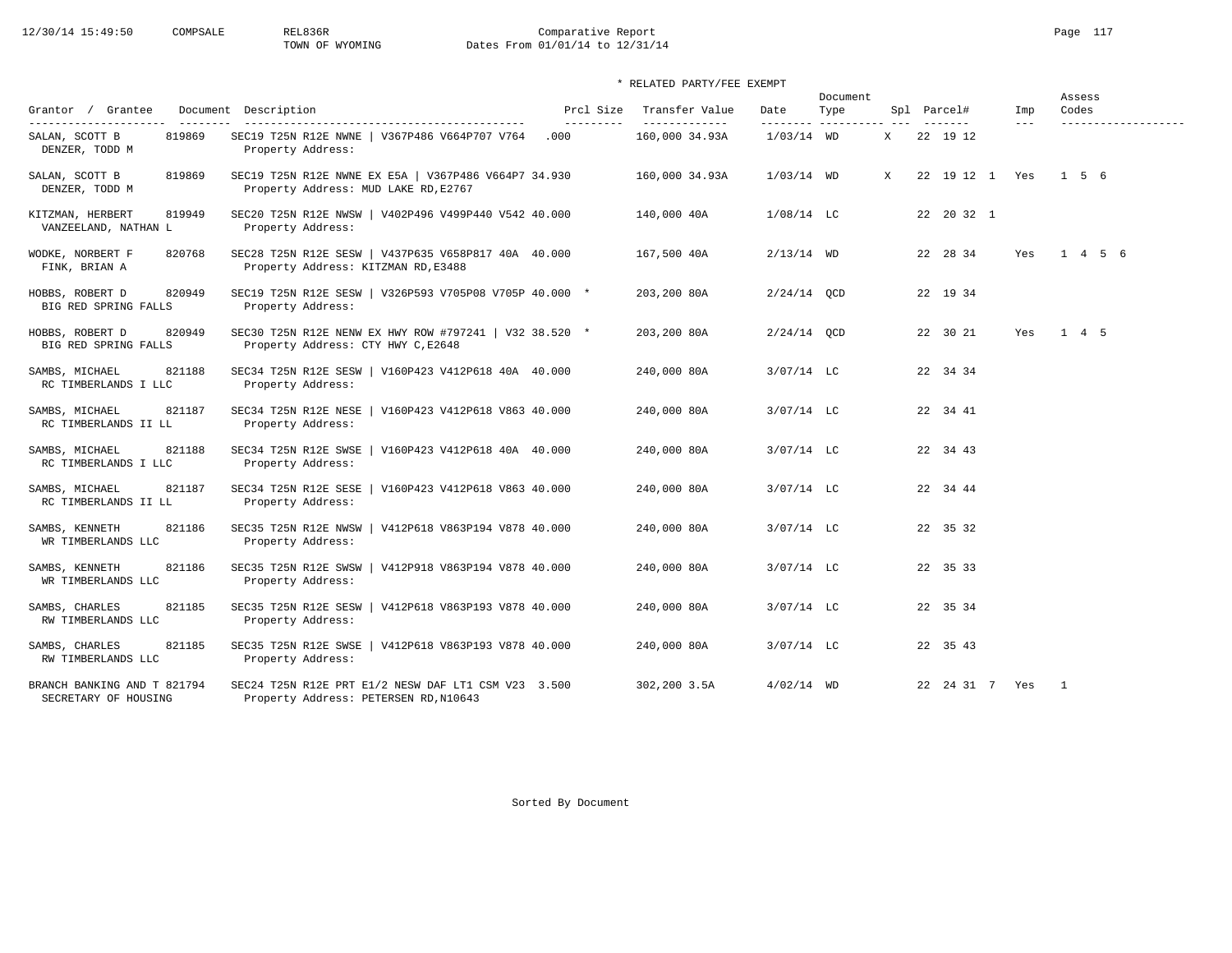Comparative Report
TOWN OF WYOMING
Dates From 01/01/14 to 12/31/14

\* RELATED PARTY/FEE EXEMPT

| Grantor / Grantee | Document | Description | Prcl Size | Transfer Value | Date | Document Type | Spl | Parcel# | Imp | Assess Codes |
|---|---|---|---|---|---|---|---|---|---|---|
| SALAN, SCOTT B<br>DENZER, TODD M | 819869 | SEC19 T25N R12E NWNE \| V367P486 V664P707 V764<br>Property Address: | .000 | 160,000 34.93A | 1/03/14 | WD | X | 22 19 12 | | |
| SALAN, SCOTT B<br>DENZER, TODD M | 819869 | SEC19 T25N R12E NWNE EX E5A \| V367P486 V664P7<br>Property Address: MUD LAKE RD,E2767 | 34.930 | 160,000 34.93A | 1/03/14 | WD | X | 22 19 12 1 | Yes | 1 5 6 |
| KITZMAN, HERBERT<br>VANZEELAND, NATHAN L | 819949 | SEC20 T25N R12E NWSW \| V402P496 V499P440 V542<br>Property Address: | 40.000 | 140,000 40A | 1/08/14 | LC | | 22 20 32 1 | | |
| WODKE, NORBERT F<br>FINK, BRIAN A | 820768 | SEC28 T25N R12E SESW \| V437P635 V658P817 40A<br>Property Address: KITZMAN RD,E3488 | 40.000 | 167,500 40A | 2/13/14 | WD | | 22 28 34 | Yes | 1 4 5 6 |
| HOBBS, ROBERT D<br>BIG RED SPRING FALLS | 820949 | SEC19 T25N R12E SESW \| V326P593 V705P08 V705P<br>Property Address: | 40.000 * | 203,200 80A | 2/24/14 | QCD | | 22 19 34 | | |
| HOBBS, ROBERT D<br>BIG RED SPRING FALLS | 820949 | SEC30 T25N R12E NENW EX HWY ROW #797241 \| V32<br>Property Address: CTY HWY C,E2648 | 38.520 * | 203,200 80A | 2/24/14 | QCD | | 22 30 21 | Yes | 1 4 5 |
| SAMBS, MICHAEL<br>RC TIMBERLANDS I LLC | 821188 | SEC34 T25N R12E SESW \| V160P423 V412P618 40A<br>Property Address: | 40.000 | 240,000 80A | 3/07/14 | LC | | 22 34 34 | | |
| SAMBS, MICHAEL<br>RC TIMBERLANDS II LL | 821187 | SEC34 T25N R12E NESE \| V160P423 V412P618 V863<br>Property Address: | 40.000 | 240,000 80A | 3/07/14 | LC | | 22 34 41 | | |
| SAMBS, MICHAEL<br>RC TIMBERLANDS I LLC | 821188 | SEC34 T25N R12E SWSE \| V160P423 V412P618 40A<br>Property Address: | 40.000 | 240,000 80A | 3/07/14 | LC | | 22 34 43 | | |
| SAMBS, MICHAEL<br>RC TIMBERLANDS II LL | 821187 | SEC34 T25N R12E SESE \| V160P423 V412P618 V863<br>Property Address: | 40.000 | 240,000 80A | 3/07/14 | LC | | 22 34 44 | | |
| SAMBS, KENNETH<br>WR TIMBERLANDS LLC | 821186 | SEC35 T25N R12E NWSW \| V412P618 V863P194 V878<br>Property Address: | 40.000 | 240,000 80A | 3/07/14 | LC | | 22 35 32 | | |
| SAMBS, KENNETH<br>WR TIMBERLANDS LLC | 821186 | SEC35 T25N R12E SWSW \| V412P918 V863P194 V878<br>Property Address: | 40.000 | 240,000 80A | 3/07/14 | LC | | 22 35 33 | | |
| SAMBS, CHARLES<br>RW TIMBERLANDS LLC | 821185 | SEC35 T25N R12E SESW \| V412P618 V863P193 V878<br>Property Address: | 40.000 | 240,000 80A | 3/07/14 | LC | | 22 35 34 | | |
| SAMBS, CHARLES<br>RW TIMBERLANDS LLC | 821185 | SEC35 T25N R12E SWSE \| V412P618 V863P193 V878<br>Property Address: | 40.000 | 240,000 80A | 3/07/14 | LC | | 22 35 43 | | |
| BRANCH BANKING AND T<br>SECRETARY OF HOUSING | 821794 | SEC24 T25N R12E PRT E1/2 NESW DAF LT1 CSM V23<br>Property Address: PETERSEN RD,N10643 | 3.500 | 302,200 3.5A | 4/02/14 | WD | | 22 24 31 7 | Yes | 1 |

Sorted By Document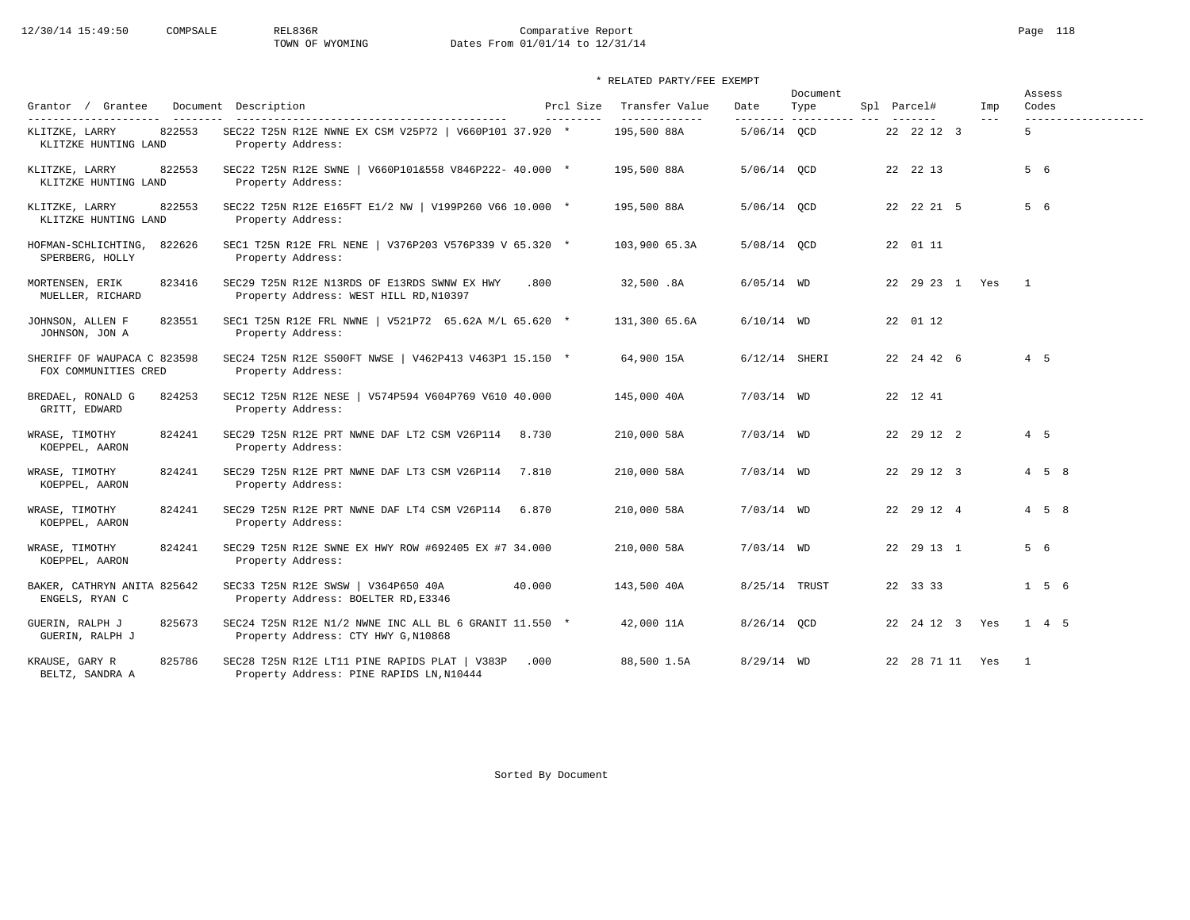Comparative Report
TOWN OF WYOMING
Dates From 01/01/14 to 12/31/14

\* RELATED PARTY/FEE EXEMPT

| Grantor / Grantee | Document | Description | Prcl Size | Transfer Value | Date | Document Type | Spl | Parcel# | Imp | Assess Codes |
|---|---|---|---|---|---|---|---|---|---|---|
| KLITZKE, LARRY / KLITZKE HUNTING LAND | 822553 | SEC22 T25N R12E NWNE EX CSM V25P72 \| V660P101 37.920 * / Property Address: | | 195,500 88A | 5/06/14 | QCD | | 22 22 12 3 | | 5 |
| KLITZKE, LARRY / KLITZKE HUNTING LAND | 822553 | SEC22 T25N R12E SWNE \| V660P101&558 V846P222- 40.000 * / Property Address: | | 195,500 88A | 5/06/14 | QCD | | 22 22 13 | | 5 6 |
| KLITZKE, LARRY / KLITZKE HUNTING LAND | 822553 | SEC22 T25N R12E E165FT E1/2 NW \| V199P260 V66 10.000 * / Property Address: | | 195,500 88A | 5/06/14 | QCD | | 22 22 21 5 | | 5 6 |
| HOFMAN-SCHLICHTING, / SPERBERG, HOLLY | 822626 | SEC1 T25N R12E FRL NENE \| V376P203 V576P339 V 65.320 * / Property Address: | | 103,900 65.3A | 5/08/14 | QCD | | 22 01 11 | | |
| MORTENSEN, ERIK / MUELLER, RICHARD | 823416 | SEC29 T25N R12E N13RDS OF E13RDS SWNW EX HWY / Property Address: WEST HILL RD,N10397 | .800 | 32,500 .8A | 6/05/14 | WD | | 22 29 23 1 | Yes | 1 |
| JOHNSON, ALLEN F / JOHNSON, JON A | 823551 | SEC1 T25N R12E FRL NWNE \| V521P72 65.62A M/L 65.620 * / Property Address: | | 131,300 65.6A | 6/10/14 | WD | | 22 01 12 | | |
| SHERIFF OF WAUPACA C / FOX COMMUNITIES CRED | 823598 | SEC24 T25N R12E S500FT NWSE \| V462P413 V463P1 15.150 * / Property Address: | | 64,900 15A | 6/12/14 | SHERI | | 22 24 42 6 | | 4 5 |
| BREDAEL, RONALD G / GRITT, EDWARD | 824253 | SEC12 T25N R12E NESE \| V574P594 V604P769 V610 / Property Address: | 40.000 | 145,000 40A | 7/03/14 | WD | | 22 12 41 | | |
| WRASE, TIMOTHY / KOEPPEL, AARON | 824241 | SEC29 T25N R12E PRT NWNE DAF LT2 CSM V26P114 / Property Address: | 8.730 | 210,000 58A | 7/03/14 | WD | | 22 29 12 2 | | 4 5 |
| WRASE, TIMOTHY / KOEPPEL, AARON | 824241 | SEC29 T25N R12E PRT NWNE DAF LT3 CSM V26P114 / Property Address: | 7.810 | 210,000 58A | 7/03/14 | WD | | 22 29 12 3 | | 4 5 8 |
| WRASE, TIMOTHY / KOEPPEL, AARON | 824241 | SEC29 T25N R12E PRT NWNE DAF LT4 CSM V26P114 / Property Address: | 6.870 | 210,000 58A | 7/03/14 | WD | | 22 29 12 4 | | 4 5 8 |
| WRASE, TIMOTHY / KOEPPEL, AARON | 824241 | SEC29 T25N R12E SWNE EX HWY ROW #692405 EX #7 / Property Address: | 34.000 | 210,000 58A | 7/03/14 | WD | | 22 29 13 1 | | 5 6 |
| BAKER, CATHRYN ANITA / ENGELS, RYAN C | 825642 | SEC33 T25N R12E SWSW \| V364P650 40A / Property Address: BOELTER RD,E3346 | 40.000 | 143,500 40A | 8/25/14 | TRUST | | 22 33 33 | | 1 5 6 |
| GUERIN, RALPH J / GUERIN, RALPH J | 825673 | SEC24 T25N R12E N1/2 NWNE INC ALL BL 6 GRANIT 11.550 * / Property Address: CTY HWY G,N10868 | | 42,000 11A | 8/26/14 | QCD | | 22 24 12 3 | Yes | 1 4 5 |
| KRAUSE, GARY R / BELTZ, SANDRA A | 825786 | SEC28 T25N R12E LT11 PINE RAPIDS PLAT \| V383P / Property Address: PINE RAPIDS LN,N10444 | .000 | 88,500 1.5A | 8/29/14 | WD | | 22 28 71 11 | Yes | 1 |

Sorted By Document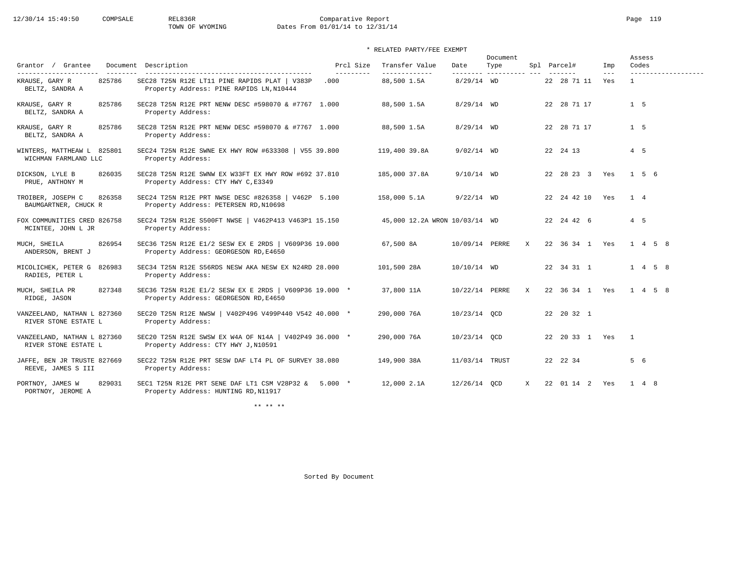Comparative Report
TOWN OF WYOMING
Dates From 01/01/14 to 12/31/14

\* RELATED PARTY/FEE EXEMPT

| Grantor / Grantee | Document | Description | Prcl Size | Transfer Value | Date | Document Type | Spl | Parcel# | Imp | Assess Codes |
|---|---|---|---|---|---|---|---|---|---|---|
| KRAUSE, GARY R<br>BELTZ, SANDRA A | 825786 | SEC28 T25N R12E LT11 PINE RAPIDS PLAT \| V383P<br>Property Address: PINE RAPIDS LN,N10444 | .000 | 88,500 1.5A | 8/29/14 | WD | | 22 28 71 11 | Yes | 1 |
| KRAUSE, GARY R<br>BELTZ, SANDRA A | 825786 | SEC28 T25N R12E PRT NENW DESC #598070 & #7767<br>Property Address: | 1.000 | 88,500 1.5A | 8/29/14 | WD | | 22 28 71 17 | | 1 5 |
| KRAUSE, GARY R<br>BELTZ, SANDRA A | 825786 | SEC28 T25N R12E PRT NENW DESC #598070 & #7767<br>Property Address: | 1.000 | 88,500 1.5A | 8/29/14 | WD | | 22 28 71 17 | | 1 5 |
| WINTERS, MATTHEAW L<br>WICHMAN FARMLAND LLC | 825801 | SEC24 T25N R12E SWNE EX HWY ROW #633308 \| V55<br>Property Address: | 39.800 | 119,400 39.8A | 9/02/14 | WD | | 22 24 13 | | 4 5 |
| DICKSON, LYLE B<br>PRUE, ANTHONY M | 826035 | SEC28 T25N R12E SWNW EX W33FT EX HWY ROW #692<br>Property Address: CTY HWY C,E3349 | 37.810 | 185,000 37.8A | 9/10/14 | WD | | 22 28 23 3 | Yes | 1 5 6 |
| TROIBER, JOSEPH C<br>BAUMGARTNER, CHUCK R | 826358 | SEC24 T25N R12E PRT NWSE DESC #826358 \| V462P<br>Property Address: PETERSEN RD,N10698 | 5.100 | 158,000 5.1A | 9/22/14 | WD | | 22 24 42 10 | Yes | 1 4 |
| FOX COMMUNITIES CRED<br>MCINTEE, JOHN L JR | 826758 | SEC24 T25N R12E S500FT NWSE \| V462P413 V463P1<br>Property Address: | 15.150 | 45,000 12.2A WRON | 10/03/14 | WD | | 22 24 42 6 | | 4 5 |
| MUCH, SHEILA<br>ANDERSON, BRENT J | 826954 | SEC36 T25N R12E E1/2 SESW EX E 2RDS \| V609P36<br>Property Address: GEORGESON RD,E4650 | 19.000 | 67,500 8A | 10/09/14 | PERRE | X | 22 36 34 1 | Yes | 1 4 5 8 |
| MICOLICHEK, PETER G<br>RADIES, PETER L | 826983 | SEC34 T25N R12E S56RDS NESW AKA NESW EX N24RD<br>Property Address: | 28.000 | 101,500 28A | 10/10/14 | WD | | 22 34 31 1 | | 1 4 5 8 |
| MUCH, SHEILA PR<br>RIDGE, JASON | 827348 | SEC36 T25N R12E E1/2 SESW EX E 2RDS \| V609P36<br>Property Address: GEORGESON RD,E4650 | 19.000 * | 37,800 11A | 10/22/14 | PERRE | X | 22 36 34 1 | Yes | 1 4 5 8 |
| VANZEELAND, NATHAN L<br>RIVER STONE ESTATE L | 827360 | SEC20 T25N R12E NWSW \| V402P496 V499P440 V542<br>Property Address: | 40.000 * | 290,000 76A | 10/23/14 | QCD | | 22 20 32 1 | | |
| VANZEELAND, NATHAN L<br>RIVER STONE ESTATE L | 827360 | SEC20 T25N R12E SWSW EX W4A OF N14A \| V402P49<br>Property Address: CTY HWY J,N10591 | 36.000 * | 290,000 76A | 10/23/14 | QCD | | 22 20 33 1 | Yes | 1 |
| JAFFE, BEN JR TRUSTE<br>REEVE, JAMES S III | 827669 | SEC22 T25N R12E PRT SESW DAF LT4 PL OF SURVEY<br>Property Address: | 38.080 | 149,900 38A | 11/03/14 | TRUST | | 22 22 34 | | 5 6 |
| PORTNOY, JAMES W<br>PORTNOY, JEROME A | 829031 | SEC1 T25N R12E PRT SENE DAF LT1 CSM V28P32 &<br>Property Address: HUNTING RD,N11917 | 5.000 * | 12,000 2.1A | 12/26/14 | QCD | X | 22 01 14 2 | Yes | 1 4 8 |

\*\* \*\* \*\*

Sorted By Document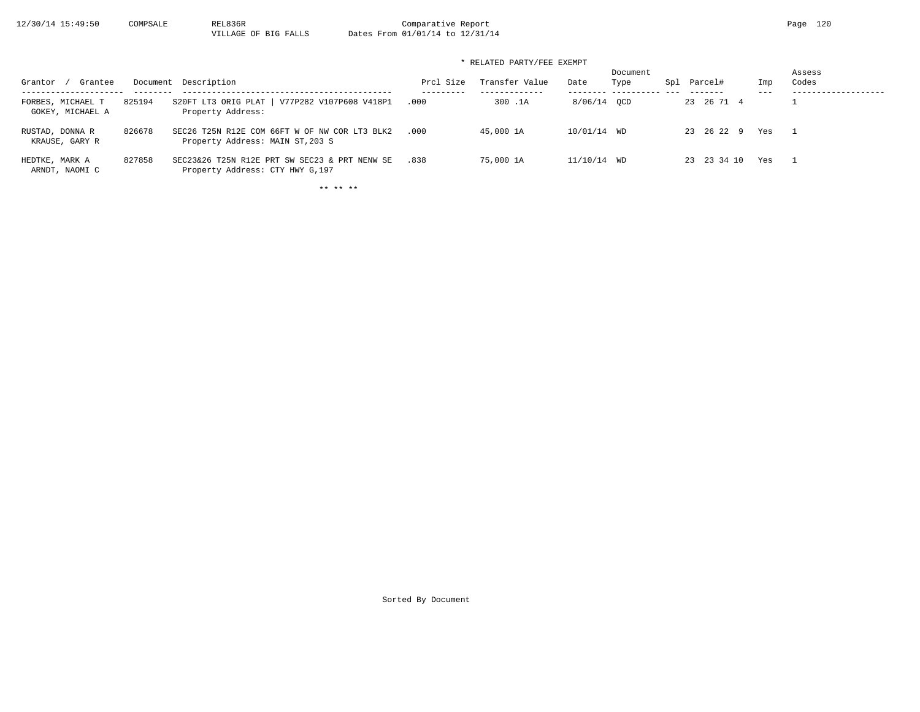VILLAGE OF BIG FALLS Dates From 01/01/14 to 12/31/14

Comparative Report

\* RELATED PARTY/FEE EXEMPT

| Grantor / Grantee | Document | Description | Prcl Size | Transfer Value | Date | Document Type | Spl | Parcel# | Imp | Assess Codes |
|---|---|---|---|---|---|---|---|---|---|---|
| FORBES, MICHAEL T<br>GOKEY, MICHAEL A | 825194 | S20FT LT3 ORIG PLAT \| V77P282 V107P608 V418P1<br>Property Address: | .000 | 300 .1A | 8/06/14 | QCD | | 23 26 71 4 | | 1 |
| RUSTAD, DONNA R<br>KRAUSE, GARY R | 826678 | SEC26 T25N R12E COM 66FT W OF NW COR LT3 BLK2<br>Property Address: MAIN ST,203 S | .000 | 45,000 1A | 10/01/14 | WD | | 23 26 22 9 | Yes | 1 |
| HEDTKE, MARK A<br>ARNDT, NAOMI C | 827858 | SEC23&26 T25N R12E PRT SW SEC23 & PRT NENW SE<br>Property Address: CTY HWY G,197 | .838 | 75,000 1A | 11/10/14 | WD | | 23 23 34 10 | Yes | 1 |

\*\* \*\* \*\*

Sorted By Document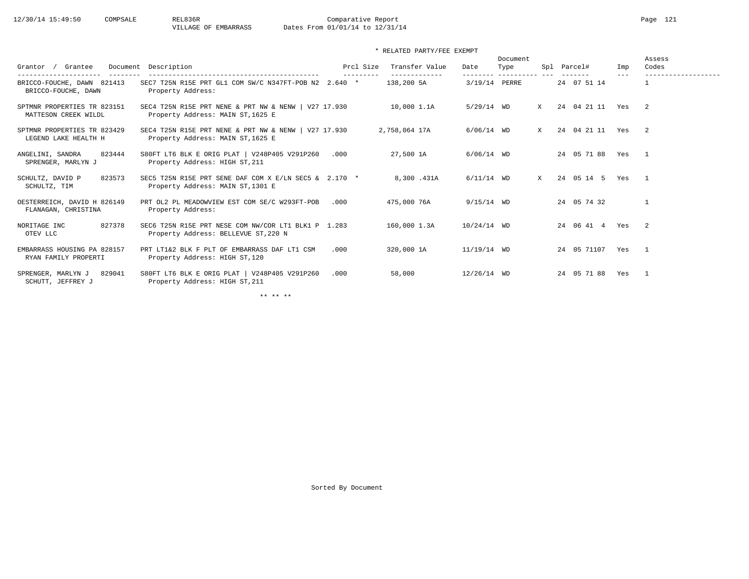Comparative Report

VILLAGE OF EMBARRASS — Dates From 01/01/14 to 12/31/14

\* RELATED PARTY/FEE EXEMPT

| Grantor / Grantee | Document | Description | Prcl Size | Transfer Value | Date | Document Type | Spl | Parcel# | Imp | Assess Codes |
|---|---|---|---|---|---|---|---|---|---|---|
| BRICCO-FOUCHE, DAWN / BRICCO-FOUCHE, DAWN | 821413 | SEC7 T25N R15E PRT GL1 COM SW/C N347FT-POB N2 / Property Address: | 2.640 * | 138,200 5A | 3/19/14 | PERRE | | 24 07 51 14 | | 1 |
| SPTMNR PROPERTIES TR / MATTESON CREEK WILDL | 823151 | SEC4 T25N R15E PRT NENE & PRT NW & NENW \| V27 / Property Address: MAIN ST,1625 E | 17.930 | 10,000 1.1A | 5/29/14 | WD | X | 24 04 21 11 | Yes | 2 |
| SPTMNR PROPERTIES TR / LEGEND LAKE HEALTH H | 823429 | SEC4 T25N R15E PRT NENE & PRT NW & NENW \| V27 / Property Address: MAIN ST,1625 E | 17.930 | 2,758,064 17A | 6/06/14 | WD | X | 24 04 21 11 | Yes | 2 |
| ANGELINI, SANDRA / SPRENGER, MARLYN J | 823444 | S80FT LT6 BLK E ORIG PLAT \| V248P405 V291P260 / Property Address: HIGH ST,211 | .000 | 27,500 1A | 6/06/14 | WD | | 24 05 71 88 | Yes | 1 |
| SCHULTZ, DAVID P / SCHULTZ, TIM | 823573 | SEC5 T25N R15E PRT SENE DAF COM X E/LN SEC5 & / Property Address: MAIN ST,1301 E | 2.170 * | 8,300 .431A | 6/11/14 | WD | X | 24 05 14 5 | Yes | 1 |
| OESTERREICH, DAVID H / FLANAGAN, CHRISTINA | 826149 | PRT OL2 PL MEADOWVIEW EST COM SE/C W293FT-POB / Property Address: | .000 | 475,000 76A | 9/15/14 | WD | | 24 05 74 32 | | 1 |
| NORITAGE INC / OTEV LLC | 827378 | SEC6 T25N R15E PRT NESE COM NW/COR LT1 BLK1 P / Property Address: BELLEVUE ST,220 N | 1.283 | 160,000 1.3A | 10/24/14 | WD | | 24 06 41 4 | Yes | 2 |
| EMBARRASS HOUSING PA / RYAN FAMILY PROPERTI | 828157 | PRT LT1&2 BLK F PLT OF EMBARRASS DAF LT1 CSM / Property Address: HIGH ST,120 | .000 | 320,000 1A | 11/19/14 | WD | | 24 05 71107 | Yes | 1 |
| SPRENGER, MARLYN J / SCHUTT, JEFFREY J | 829041 | S80FT LT6 BLK E ORIG PLAT \| V248P405 V291P260 / Property Address: HIGH ST,211 | .000 | 58,000 | 12/26/14 | WD | | 24 05 71 88 | Yes | 1 |

\*\* \*\* \*\*

Sorted By Document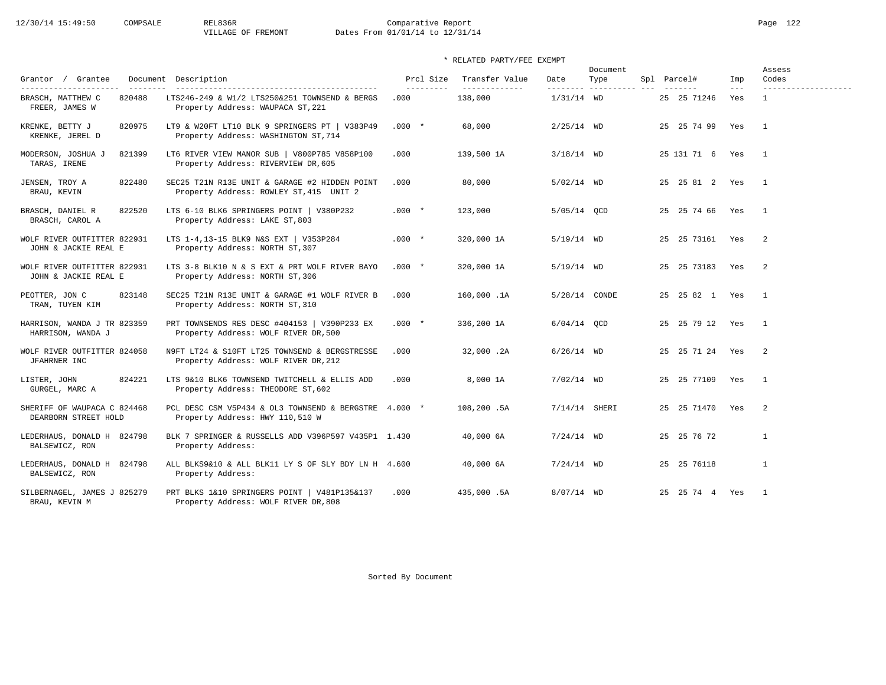Comparative Report
VILLAGE OF FREMONT    Dates From 01/01/14 to 12/31/14

\* RELATED PARTY/FEE EXEMPT

| Grantor / Grantee | Document | Description | Prcl Size | Transfer Value | Date | Document Type | Spl | Parcel# | Imp | Assess Codes |
|---|---|---|---|---|---|---|---|---|---|---|
| BRASCH, MATTHEW C / FREER, JAMES W | 820488 | LTS246-249 & W1/2 LTS250&251 TOWNSEND & BERGS / Property Address: WAUPACA ST,221 | .000 | 138,000 | 1/31/14 | WD | | 25 25 71246 | Yes | 1 |
| KRENKE, BETTY J / KRENKE, JEREL D | 820975 | LT9 & W20FT LT10 BLK 9 SPRINGERS PT \| V383P49 / Property Address: WASHINGTON ST,714 | .000 * | 68,000 | 2/25/14 | WD | | 25 25 74 99 | Yes | 1 |
| MODERSON, JOSHUA J / TARAS, IRENE | 821399 | LT6 RIVER VIEW MANOR SUB \| V800P785 V858P100 / Property Address: RIVERVIEW DR,605 | .000 | 139,500 1A | 3/18/14 | WD | | 25 131 71 6 | Yes | 1 |
| JENSEN, TROY A / BRAU, KEVIN | 822480 | SEC25 T21N R13E UNIT & GARAGE #2 HIDDEN POINT / Property Address: ROWLEY ST,415 UNIT 2 | .000 | 80,000 | 5/02/14 | WD | | 25 25 81 2 | Yes | 1 |
| BRASCH, DANIEL R / BRASCH, CAROL A | 822520 | LTS 6-10 BLK6 SPRINGERS POINT \| V380P232 / Property Address: LAKE ST,803 | .000 * | 123,000 | 5/05/14 | QCD | | 25 25 74 66 | Yes | 1 |
| WOLF RIVER OUTFITTER / JOHN & JACKIE REAL E | 822931 | LTS 1-4,13-15 BLK9 N&S EXT \| V353P284 / Property Address: NORTH ST,307 | .000 * | 320,000 1A | 5/19/14 | WD | | 25 25 73161 | Yes | 2 |
| WOLF RIVER OUTFITTER / JOHN & JACKIE REAL E | 822931 | LTS 3-8 BLK10 N & S EXT & PRT WOLF RIVER BAYO / Property Address: NORTH ST,306 | .000 * | 320,000 1A | 5/19/14 | WD | | 25 25 73183 | Yes | 2 |
| PEOTTER, JON C / TRAN, TUYEN KIM | 823148 | SEC25 T21N R13E UNIT & GARAGE #1 WOLF RIVER B / Property Address: NORTH ST,310 | .000 | 160,000 .1A | 5/28/14 | CONDE | | 25 25 82 1 | Yes | 1 |
| HARRISON, WANDA J TR / HARRISON, WANDA J | 823359 | PRT TOWNSENDS RES DESC #404153 \| V390P233 EX / Property Address: WOLF RIVER DR,500 | .000 * | 336,200 1A | 6/04/14 | QCD | | 25 25 79 12 | Yes | 1 |
| WOLF RIVER OUTFITTER / JFAHRNER INC | 824058 | N9FT LT24 & S10FT LT25 TOWNSEND & BERGSTRESSE / Property Address: WOLF RIVER DR,212 | .000 | 32,000 .2A | 6/26/14 | WD | | 25 25 71 24 | Yes | 2 |
| LISTER, JOHN / GURGEL, MARC A | 824221 | LTS 9&10 BLK6 TOWNSEND TWITCHELL & ELLIS ADD / Property Address: THEODORE ST,602 | .000 | 8,000 1A | 7/02/14 | WD | | 25 25 77109 | Yes | 1 |
| SHERIFF OF WAUPACA C / DEARBORN STREET HOLD | 824468 | PCL DESC CSM V5P434 & OL3 TOWNSEND & BERGSTRE / Property Address: HWY 110,510 W | 4.000 * | 108,200 .5A | 7/14/14 | SHERI | | 25 25 71470 | Yes | 2 |
| LEDERHAUS, DONALD H / BALSEWICZ, RON | 824798 | BLK 7 SPRINGER & RUSSELLS ADD V396P597 V435P1 / Property Address: | 1.430 | 40,000 6A | 7/24/14 | WD | | 25 25 76 72 | | 1 |
| LEDERHAUS, DONALD H / BALSEWICZ, RON | 824798 | ALL BLKS9&10 & ALL BLK11 LY S OF SLY BDY LN H / Property Address: | 4.600 | 40,000 6A | 7/24/14 | WD | | 25 25 76118 | | 1 |
| SILBERNAGEL, JAMES J / BRAU, KEVIN M | 825279 | PRT BLKS 1&10 SPRINGERS POINT \| V481P135&137 / Property Address: WOLF RIVER DR,808 | .000 | 435,000 .5A | 8/07/14 | WD | | 25 25 74 4 | Yes | 1 |

Sorted By Document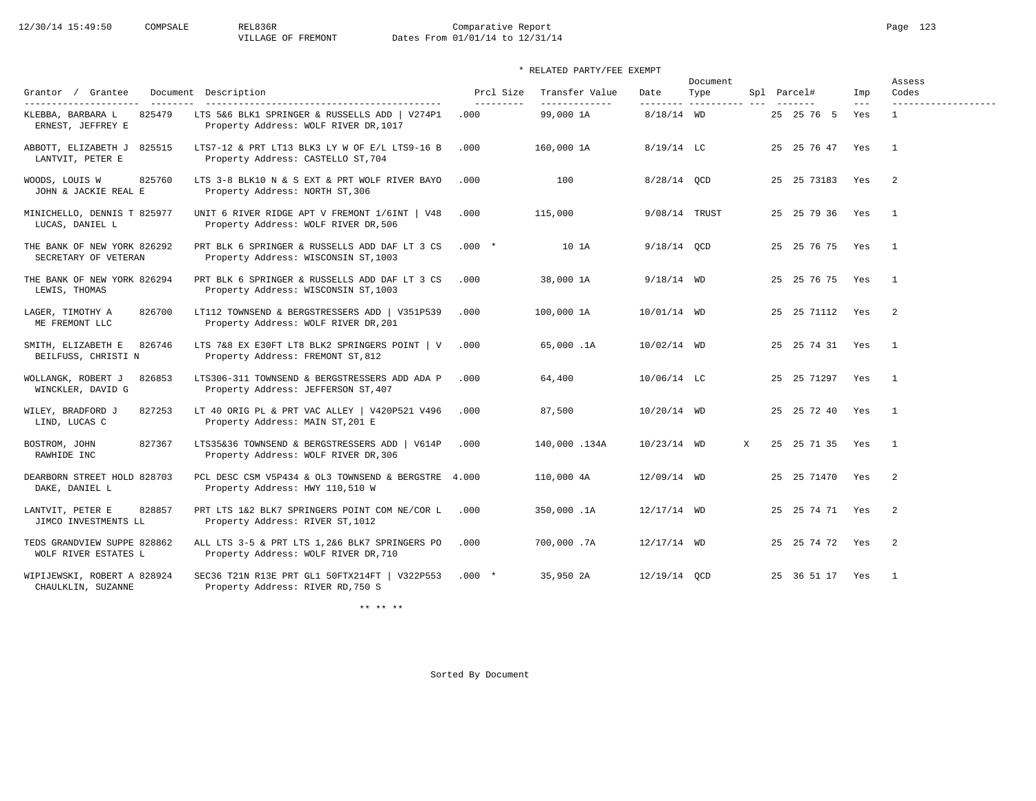12/30/14 15:49:50 COMPSALE REL836R VILLAGE OF FREMONT

Comparative Report
Dates From 01/01/14 to 12/31/14

\* RELATED PARTY/FEE EXEMPT

| Grantor / Grantee | Document | Description | Prcl Size | Transfer Value | Date | Document Type | Spl | Parcel# | Imp | Assess Codes |
|---|---|---|---|---|---|---|---|---|---|---|
| KLEBBA, BARBARA L / ERNEST, JEFFREY E | 825479 | LTS 5&6 BLK1 SPRINGER & RUSSELLS ADD \| V274P1 / Property Address: WOLF RIVER DR,1017 | .000 | 99,000 1A | 8/18/14 | WD | | 25 25 76 5 | Yes | 1 |
| ABBOTT, ELIZABETH J / LANTVIT, PETER E | 825515 | LTS7-12 & PRT LT13 BLK3 LY W OF E/L LTS9-16 B / Property Address: CASTELLO ST,704 | .000 | 160,000 1A | 8/19/14 | LC | | 25 25 76 47 | Yes | 1 |
| WOODS, LOUIS W / JOHN & JACKIE REAL E | 825760 | LTS 3-8 BLK10 N & S EXT & PRT WOLF RIVER BAYO / Property Address: NORTH ST,306 | .000 | 100 | 8/28/14 | QCD | | 25 25 73183 | Yes | 2 |
| MINICHELLO, DENNIS T / LUCAS, DANIEL L | 825977 | UNIT 6 RIVER RIDGE APT V FREMONT 1/6INT \| V48 / Property Address: WOLF RIVER DR,506 | .000 | 115,000 | 9/08/14 | TRUST | | 25 25 79 36 | Yes | 1 |
| THE BANK OF NEW YORK / SECRETARY OF VETERAN | 826292 | PRT BLK 6 SPRINGER & RUSSELLS ADD DAF LT 3 CS / Property Address: WISCONSIN ST,1003 | .000 * | 10 1A | 9/18/14 | QCD | | 25 25 76 75 | Yes | 1 |
| THE BANK OF NEW YORK / LEWIS, THOMAS | 826294 | PRT BLK 6 SPRINGER & RUSSELLS ADD DAF LT 3 CS / Property Address: WISCONSIN ST,1003 | .000 | 38,000 1A | 9/18/14 | WD | | 25 25 76 75 | Yes | 1 |
| LAGER, TIMOTHY A / ME FREMONT LLC | 826700 | LT112 TOWNSEND & BERGSTRESSERS ADD \| V351P539 / Property Address: WOLF RIVER DR,201 | .000 | 100,000 1A | 10/01/14 | WD | | 25 25 71112 | Yes | 2 |
| SMITH, ELIZABETH E / BEILFUSS, CHRISTI N | 826746 | LTS 7&8 EX E30FT LT8 BLK2 SPRINGERS POINT \| V / Property Address: FREMONT ST,812 | .000 | 65,000 .1A | 10/02/14 | WD | | 25 25 74 31 | Yes | 1 |
| WOLLANGK, ROBERT J / WINCKLER, DAVID G | 826853 | LTS306-311 TOWNSEND & BERGSTRESSERS ADD ADA P / Property Address: JEFFERSON ST,407 | .000 | 64,400 | 10/06/14 | LC | | 25 25 71297 | Yes | 1 |
| WILEY, BRADFORD J / LIND, LUCAS C | 827253 | LT 40 ORIG PL & PRT VAC ALLEY \| V420P521 V496 / Property Address: MAIN ST,201 E | .000 | 87,500 | 10/20/14 | WD | | 25 25 72 40 | Yes | 1 |
| BOSTROM, JOHN / RAWHIDE INC | 827367 | LTS35&36 TOWNSEND & BERGSTRESSERS ADD \| V614P / Property Address: WOLF RIVER DR,306 | .000 | 140,000 .134A | 10/23/14 | WD | X | 25 25 71 35 | Yes | 1 |
| DEARBORN STREET HOLD / DAKE, DANIEL L | 828703 | PCL DESC CSM V5P434 & OL3 TOWNSEND & BERGSTRE / Property Address: HWY 110,510 W | 4.000 | 110,000 4A | 12/09/14 | WD | | 25 25 71470 | Yes | 2 |
| LANTVIT, PETER E / JIMCO INVESTMENTS LL | 828857 | PRT LTS 1&2 BLK7 SPRINGERS POINT COM NE/COR L / Property Address: RIVER ST,1012 | .000 | 350,000 .1A | 12/17/14 | WD | | 25 25 74 71 | Yes | 2 |
| TEDS GRANDVIEW SUPPE / WOLF RIVER ESTATES L | 828862 | ALL LTS 3-5 & PRT LTS 1,2&6 BLK7 SPRINGERS PO / Property Address: WOLF RIVER DR,710 | .000 | 700,000 .7A | 12/17/14 | WD | | 25 25 74 72 | Yes | 2 |
| WIPIJEWSKI, ROBERT A / CHAULKLIN, SUZANNE | 828924 | SEC36 T21N R13E PRT GL1 50FTX214FT \| V322P553 / Property Address: RIVER RD,750 S | .000 * | 35,950 2A | 12/19/14 | QCD | | 25 36 51 17 | Yes | 1 |

\*\* \*\* \*\*

Sorted By Document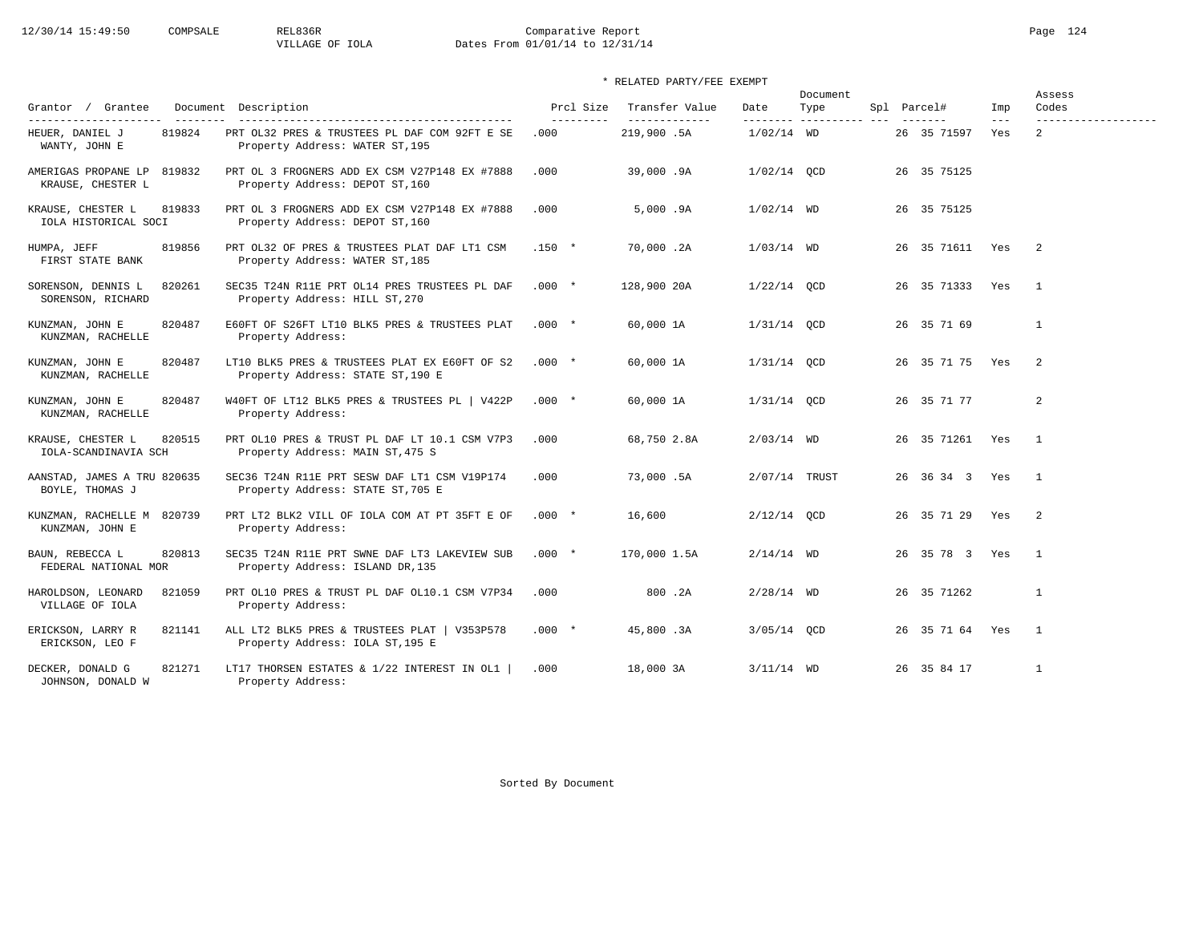Comparative Report

VILLAGE OF IOLA — Dates From 01/01/14 to 12/31/14

\* RELATED PARTY/FEE EXEMPT

| Grantor / Grantee | Document | Description | Prcl Size | Transfer Value | Date | Document Type | Spl | Parcel# | Imp | Assess Codes |
|---|---|---|---|---|---|---|---|---|---|---|
| HEUER, DANIEL J / WANTY, JOHN E | 819824 | PRT OL32 PRES & TRUSTEES PL DAF COM 92FT E SE / Property Address: WATER ST,195 | .000 | 219,900 .5A | 1/02/14 | WD | | 26 35 71597 | Yes | 2 |
| AMERIGAS PROPANE LP / KRAUSE, CHESTER L | 819832 | PRT OL 3 FROGNERS ADD EX CSM V27P148 EX #7888 / Property Address: DEPOT ST,160 | .000 | 39,000 .9A | 1/02/14 | QCD | | 26 35 75125 | | |
| KRAUSE, CHESTER L / IOLA HISTORICAL SOCI | 819833 | PRT OL 3 FROGNERS ADD EX CSM V27P148 EX #7888 / Property Address: DEPOT ST,160 | .000 | 5,000 .9A | 1/02/14 | WD | | 26 35 75125 | | |
| HUMPA, JEFF / FIRST STATE BANK | 819856 | PRT OL32 OF PRES & TRUSTEES PLAT DAF LT1 CSM / Property Address: WATER ST,185 | .150 * | 70,000 .2A | 1/03/14 | WD | | 26 35 71611 | Yes | 2 |
| SORENSON, DENNIS L / SORENSON, RICHARD | 820261 | SEC35 T24N R11E PRT OL14 PRES TRUSTEES PL DAF / Property Address: HILL ST,270 | .000 * | 128,900 20A | 1/22/14 | QCD | | 26 35 71333 | Yes | 1 |
| KUNZMAN, JOHN E / KUNZMAN, RACHELLE | 820487 | E60FT OF S26FT LT10 BLK5 PRES & TRUSTEES PLAT / Property Address: | .000 * | 60,000 1A | 1/31/14 | QCD | | 26 35 71 69 | | 1 |
| KUNZMAN, JOHN E / KUNZMAN, RACHELLE | 820487 | LT10 BLK5 PRES & TRUSTEES PLAT EX E60FT OF S2 / Property Address: STATE ST,190 E | .000 * | 60,000 1A | 1/31/14 | QCD | | 26 35 71 75 | Yes | 2 |
| KUNZMAN, JOHN E / KUNZMAN, RACHELLE | 820487 | W40FT OF LT12 BLK5 PRES & TRUSTEES PL \| V422P / Property Address: | .000 * | 60,000 1A | 1/31/14 | QCD | | 26 35 71 77 | | 2 |
| KRAUSE, CHESTER L / IOLA-SCANDINAVIA SCH | 820515 | PRT OL10 PRES & TRUST PL DAF LT 10.1 CSM V7P3 / Property Address: MAIN ST,475 S | .000 | 68,750 2.8A | 2/03/14 | WD | | 26 35 71261 | Yes | 1 |
| AANSTAD, JAMES A TRU / BOYLE, THOMAS J | 820635 | SEC36 T24N R11E PRT SESW DAF LT1 CSM V19P174 / Property Address: STATE ST,705 E | .000 | 73,000 .5A | 2/07/14 | TRUST | | 26 36 34 3 | Yes | 1 |
| KUNZMAN, RACHELLE M / KUNZMAN, JOHN E | 820739 | PRT LT2 BLK2 VILL OF IOLA COM AT PT 35FT E OF / Property Address: | .000 * | 16,600 | 2/12/14 | QCD | | 26 35 71 29 | Yes | 2 |
| BAUN, REBECCA L / FEDERAL NATIONAL MOR | 820813 | SEC35 T24N R11E PRT SWNE DAF LT3 LAKEVIEW SUB / Property Address: ISLAND DR,135 | .000 * | 170,000 1.5A | 2/14/14 | WD | | 26 35 78 3 | Yes | 1 |
| HAROLDSON, LEONARD / VILLAGE OF IOLA | 821059 | PRT OL10 PRES & TRUST PL DAF OL10.1 CSM V7P34 / Property Address: | .000 | 800 .2A | 2/28/14 | WD | | 26 35 71262 | | 1 |
| ERICKSON, LARRY R / ERICKSON, LEO F | 821141 | ALL LT2 BLK5 PRES & TRUSTEES PLAT \| V353P578 / Property Address: IOLA ST,195 E | .000 * | 45,800 .3A | 3/05/14 | QCD | | 26 35 71 64 | Yes | 1 |
| DECKER, DONALD G / JOHNSON, DONALD W | 821271 | LT17 THORSEN ESTATES & 1/22 INTEREST IN OL1 \| / Property Address: | .000 | 18,000 3A | 3/11/14 | WD | | 26 35 84 17 | | 1 |

Sorted By Document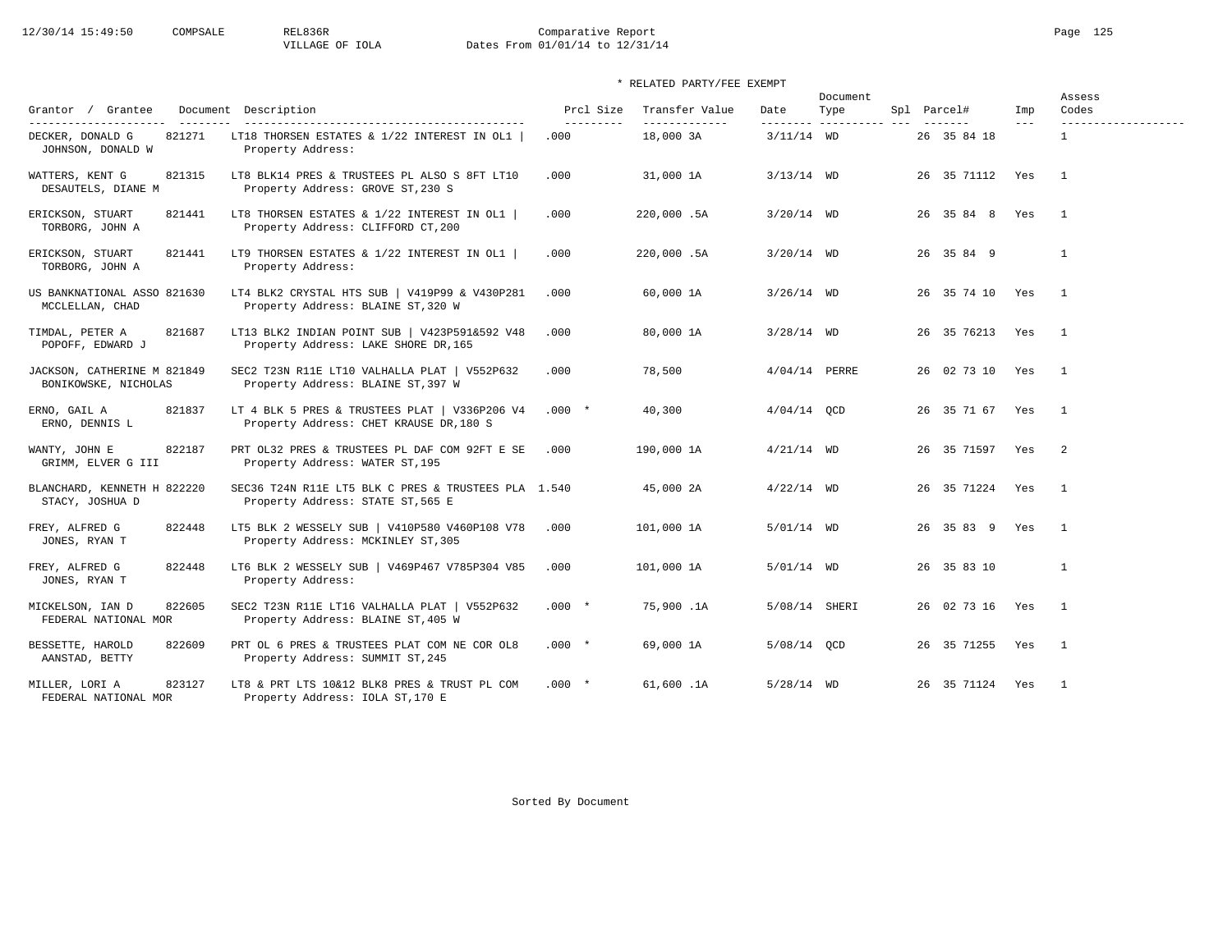12/30/14 15:49:50 COMPSALE REL836R Comparative Report
VILLAGE OF IOLA Dates From 01/01/14 to 12/31/14

\* RELATED PARTY/FEE EXEMPT

| Grantor / Grantee | Document | Description | Prcl Size | Transfer Value | Date | Document Type | Spl | Parcel# | Imp | Assess Codes |
|---|---|---|---|---|---|---|---|---|---|---|
| DECKER, DONALD G / JOHNSON, DONALD W | 821271 | LT18 THORSEN ESTATES & 1/22 INTEREST IN OL1 \| Property Address: | .000 | 18,000 3A | 3/11/14 | WD | | 26 35 84 18 | | 1 |
| WATTERS, KENT G / DESAUTELS, DIANE M | 821315 | LT8 BLK14 PRES & TRUSTEES PL ALSO S 8FT LT10 Property Address: GROVE ST,230 S | .000 | 31,000 1A | 3/13/14 | WD | | 26 35 71112 | Yes | 1 |
| ERICKSON, STUART / TORBORG, JOHN A | 821441 | LT8 THORSEN ESTATES & 1/22 INTEREST IN OL1 \| Property Address: CLIFFORD CT,200 | .000 | 220,000 .5A | 3/20/14 | WD | | 26 35 84 8 | Yes | 1 |
| ERICKSON, STUART / TORBORG, JOHN A | 821441 | LT9 THORSEN ESTATES & 1/22 INTEREST IN OL1 \| Property Address: | .000 | 220,000 .5A | 3/20/14 | WD | | 26 35 84 9 | | 1 |
| US BANKNATIONAL ASSO / MCCLELLAN, CHAD | 821630 | LT4 BLK2 CRYSTAL HTS SUB \| V419P99 & V430P281 Property Address: BLAINE ST,320 W | .000 | 60,000 1A | 3/26/14 | WD | | 26 35 74 10 | Yes | 1 |
| TIMDAL, PETER A / POPOFF, EDWARD J | 821687 | LT13 BLK2 INDIAN POINT SUB \| V423P591&592 V48 Property Address: LAKE SHORE DR,165 | .000 | 80,000 1A | 3/28/14 | WD | | 26 35 76213 | Yes | 1 |
| JACKSON, CATHERINE M / BONIKOWSKE, NICHOLAS | 821849 | SEC2 T23N R11E LT10 VALHALLA PLAT \| V552P632 Property Address: BLAINE ST,397 W | .000 | 78,500 | 4/04/14 | PERRE | | 26 02 73 10 | Yes | 1 |
| ERNO, GAIL A / ERNO, DENNIS L | 821837 | LT 4 BLK 5 PRES & TRUSTEES PLAT \| V336P206 V4 Property Address: CHET KRAUSE DR,180 S | .000 * | 40,300 | 4/04/14 | QCD | | 26 35 71 67 | Yes | 1 |
| WANTY, JOHN E / GRIMM, ELVER G III | 822187 | PRT OL32 PRES & TRUSTEES PL DAF COM 92FT E SE Property Address: WATER ST,195 | .000 | 190,000 1A | 4/21/14 | WD | | 26 35 71597 | Yes | 2 |
| BLANCHARD, KENNETH H / STACY, JOSHUA D | 822220 | SEC36 T24N R11E LT5 BLK C PRES & TRUSTEES PLA Property Address: STATE ST,565 E | 1.540 | 45,000 2A | 4/22/14 | WD | | 26 35 71224 | Yes | 1 |
| FREY, ALFRED G / JONES, RYAN T | 822448 | LT5 BLK 2 WESSELY SUB \| V410P580 V460P108 V78 Property Address: MCKINLEY ST,305 | .000 | 101,000 1A | 5/01/14 | WD | | 26 35 83 9 | Yes | 1 |
| FREY, ALFRED G / JONES, RYAN T | 822448 | LT6 BLK 2 WESSELY SUB \| V469P467 V785P304 V85 Property Address: | .000 | 101,000 1A | 5/01/14 | WD | | 26 35 83 10 | | 1 |
| MICKELSON, IAN D / FEDERAL NATIONAL MOR | 822605 | SEC2 T23N R11E LT16 VALHALLA PLAT \| V552P632 Property Address: BLAINE ST,405 W | .000 * | 75,900 .1A | 5/08/14 | SHERI | | 26 02 73 16 | Yes | 1 |
| BESSETTE, HAROLD / AANSTAD, BETTY | 822609 | PRT OL 6 PRES & TRUSTEES PLAT COM NE COR OL8 Property Address: SUMMIT ST,245 | .000 * | 69,000 1A | 5/08/14 | QCD | | 26 35 71255 | Yes | 1 |
| MILLER, LORI A / FEDERAL NATIONAL MOR | 823127 | LT8 & PRT LTS 10&12 BLK8 PRES & TRUST PL COM Property Address: IOLA ST,170 E | .000 * | 61,600 .1A | 5/28/14 | WD | | 26 35 71124 | Yes | 1 |

Sorted By Document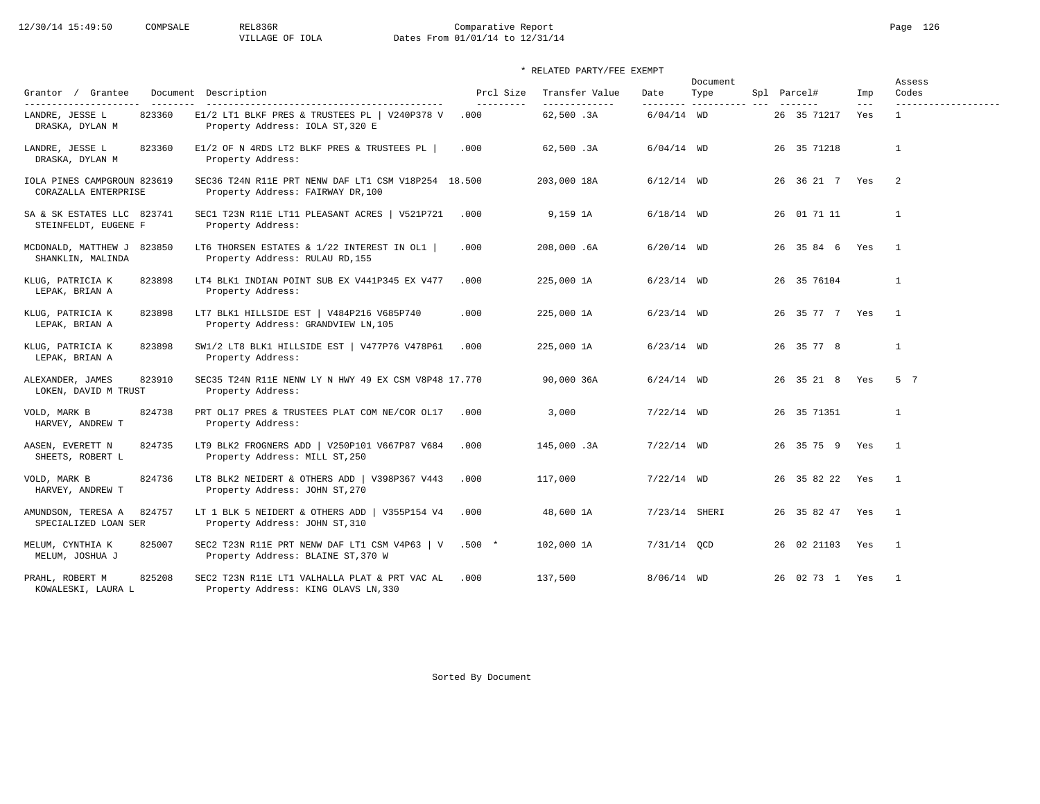Comparative Report
VILLAGE OF IOLA
Dates From 01/01/14 to 12/31/14

\* RELATED PARTY/FEE EXEMPT

| Grantor / Grantee | Document | Description | Prcl Size | Transfer Value | Date | Document Type | Spl | Parcel# | Imp | Assess Codes |
|---|---|---|---|---|---|---|---|---|---|---|
| LANDRE, JESSE L<br>DRASKA, DYLAN M | 823360 | E1/2 LT1 BLKF PRES & TRUSTEES PL \| V240P378 V<br>Property Address: IOLA ST,320 E | .000 | 62,500 .3A | 6/04/14 | WD | | 26 35 71217 | Yes | 1 |
| LANDRE, JESSE L<br>DRASKA, DYLAN M | 823360 | E1/2 OF N 4RDS LT2 BLKF PRES & TRUSTEES PL \|<br>Property Address: | .000 | 62,500 .3A | 6/04/14 | WD | | 26 35 71218 | | 1 |
| IOLA PINES CAMPGROUN<br>CORAZALLA ENTERPRISE | 823619 | SEC36 T24N R11E PRT NENW DAF LT1 CSM V18P254<br>Property Address: FAIRWAY DR,100 | 18.500 | 203,000 18A | 6/12/14 | WD | | 26 36 21 7 | Yes | 2 |
| SA & SK ESTATES LLC<br>STEINFELDT, EUGENE F | 823741 | SEC1 T23N R11E LT11 PLEASANT ACRES \| V521P721<br>Property Address: | .000 | 9,159 1A | 6/18/14 | WD | | 26 01 71 11 | | 1 |
| MCDONALD, MATTHEW J<br>SHANKLIN, MALINDA | 823850 | LT6 THORSEN ESTATES & 1/22 INTEREST IN OL1 \|<br>Property Address: RULAU RD,155 | .000 | 208,000 .6A | 6/20/14 | WD | | 26 35 84 6 | Yes | 1 |
| KLUG, PATRICIA K<br>LEPAK, BRIAN A | 823898 | LT4 BLK1 INDIAN POINT SUB EX V441P345 EX V477<br>Property Address: | .000 | 225,000 1A | 6/23/14 | WD | | 26 35 76104 | | 1 |
| KLUG, PATRICIA K<br>LEPAK, BRIAN A | 823898 | LT7 BLK1 HILLSIDE EST \| V484P216 V685P740<br>Property Address: GRANDVIEW LN,105 | .000 | 225,000 1A | 6/23/14 | WD | | 26 35 77 7 | Yes | 1 |
| KLUG, PATRICIA K<br>LEPAK, BRIAN A | 823898 | SW1/2 LT8 BLK1 HILLSIDE EST \| V477P76 V478P61<br>Property Address: | .000 | 225,000 1A | 6/23/14 | WD | | 26 35 77 8 | | 1 |
| ALEXANDER, JAMES<br>LOKEN, DAVID M TRUST | 823910 | SEC35 T24N R11E NENW LY N HWY 49 EX CSM V8P48<br>Property Address: | 17.770 | 90,000 36A | 6/24/14 | WD | | 26 35 21 8 | Yes | 5 7 |
| VOLD, MARK B<br>HARVEY, ANDREW T | 824738 | PRT OL17 PRES & TRUSTEES PLAT COM NE/COR OL17<br>Property Address: | .000 | 3,000 | 7/22/14 | WD | | 26 35 71351 | | 1 |
| AASEN, EVERETT N<br>SHEETS, ROBERT L | 824735 | LT9 BLK2 FROGNERS ADD \| V250P101 V667P87 V684<br>Property Address: MILL ST,250 | .000 | 145,000 .3A | 7/22/14 | WD | | 26 35 75 9 | Yes | 1 |
| VOLD, MARK B<br>HARVEY, ANDREW T | 824736 | LT8 BLK2 NEIDERT & OTHERS ADD \| V398P367 V443<br>Property Address: JOHN ST,270 | .000 | 117,000 | 7/22/14 | WD | | 26 35 82 22 | Yes | 1 |
| AMUNDSON, TERESA A<br>SPECIALIZED LOAN SER | 824757 | LT 1 BLK 5 NEIDERT & OTHERS ADD \| V355P154 V4<br>Property Address: JOHN ST,310 | .000 | 48,600 1A | 7/23/14 | SHERI | | 26 35 82 47 | Yes | 1 |
| MELUM, CYNTHIA K<br>MELUM, JOSHUA J | 825007 | SEC2 T23N R11E PRT NENW DAF LT1 CSM V4P63 \| V<br>Property Address: BLAINE ST,370 W | .500 * | 102,000 1A | 7/31/14 | QCD | | 26 02 21103 | Yes | 1 |
| PRAHL, ROBERT M<br>KOWALESKI, LAURA L | 825208 | SEC2 T23N R11E LT1 VALHALLA PLAT & PRT VAC AL<br>Property Address: KING OLAVS LN,330 | .000 | 137,500 | 8/06/14 | WD | | 26 02 73 1 | Yes | 1 |

Sorted By Document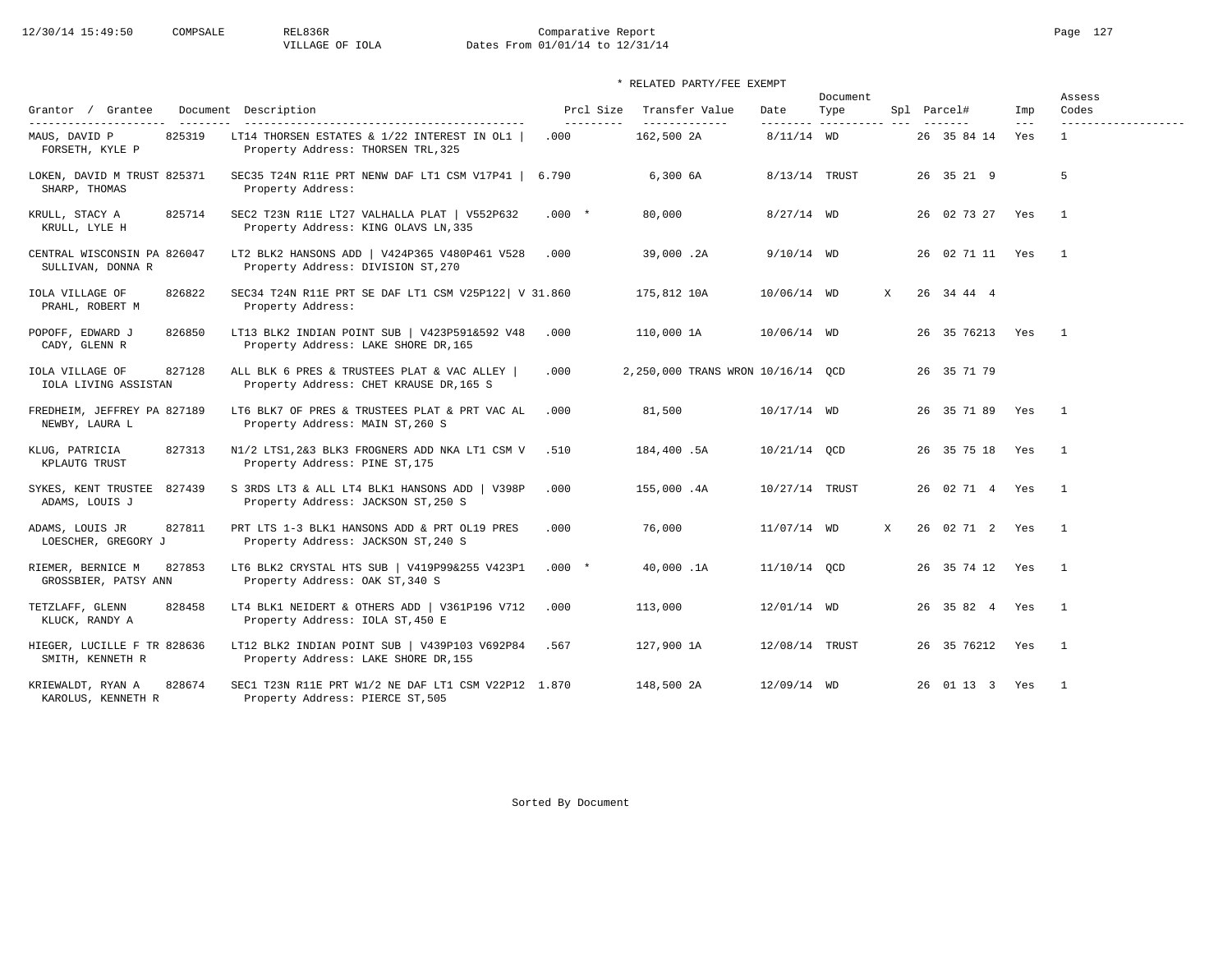Comparative Report
VILLAGE OF IOLA — Dates From 01/01/14 to 12/31/14

\* RELATED PARTY/FEE EXEMPT

| Grantor / Grantee | Document | Description | Prcl Size | Transfer Value | Date | Document Type | Spl | Parcel# | Imp | Assess Codes |
|---|---|---|---|---|---|---|---|---|---|---|
| MAUS, DAVID P / FORSETH, KYLE P | 825319 | LT14 THORSEN ESTATES & 1/22 INTEREST IN OL1 \| Property Address: THORSEN TRL,325 | .000 | 162,500 2A | 8/11/14 | WD | | 26 35 84 14 | Yes | 1 |
| LOKEN, DAVID M TRUST / SHARP, THOMAS | 825371 | SEC35 T24N R11E PRT NENW DAF LT1 CSM V17P41 \| Property Address: | 6.790 | 6,300 6A | 8/13/14 | TRUST | | 26 35 21 9 | | 5 |
| KRULL, STACY A / KRULL, LYLE H | 825714 | SEC2 T23N R11E LT27 VALHALLA PLAT \| V552P632 Property Address: KING OLAVS LN,335 | .000 * | 80,000 | 8/27/14 | WD | | 26 02 73 27 | Yes | 1 |
| CENTRAL WISCONSIN PA / SULLIVAN, DONNA R | 826047 | LT2 BLK2 HANSONS ADD \| V424P365 V480P461 V528 Property Address: DIVISION ST,270 | .000 | 39,000 .2A | 9/10/14 | WD | | 26 02 71 11 | Yes | 1 |
| IOLA VILLAGE OF / PRAHL, ROBERT M | 826822 | SEC34 T24N R11E PRT SE DAF LT1 CSM V25P122\| V Property Address: | 31.860 | 175,812 10A | 10/06/14 | WD | X | 26 34 44 4 | | |
| POPOFF, EDWARD J / CADY, GLENN R | 826850 | LT13 BLK2 INDIAN POINT SUB \| V423P591&592 V48 Property Address: LAKE SHORE DR,165 | .000 | 110,000 1A | 10/06/14 | WD | | 26 35 76213 | Yes | 1 |
| IOLA VILLAGE OF / IOLA LIVING ASSISTAN | 827128 | ALL BLK 6 PRES & TRUSTEES PLAT & VAC ALLEY \| Property Address: CHET KRAUSE DR,165 S | .000 | 2,250,000 TRANS WRON | 10/16/14 | QCD | | 26 35 71 79 | | |
| FREDHEIM, JEFFREY PA / NEWBY, LAURA L | 827189 | LT6 BLK7 OF PRES & TRUSTEES PLAT & PRT VAC AL Property Address: MAIN ST,260 S | .000 | 81,500 | 10/17/14 | WD | | 26 35 71 89 | Yes | 1 |
| KLUG, PATRICIA / KPLAUTG TRUST | 827313 | N1/2 LTS1,2&3 BLK3 FROGNERS ADD NKA LT1 CSM V Property Address: PINE ST,175 | .510 | 184,400 .5A | 10/21/14 | QCD | | 26 35 75 18 | Yes | 1 |
| SYKES, KENT TRUSTEE / ADAMS, LOUIS J | 827439 | S 3RDS LT3 & ALL LT4 BLK1 HANSONS ADD \| V398P Property Address: JACKSON ST,250 S | .000 | 155,000 .4A | 10/27/14 | TRUST | | 26 02 71 4 | Yes | 1 |
| ADAMS, LOUIS JR / LOESCHER, GREGORY J | 827811 | PRT LTS 1-3 BLK1 HANSONS ADD & PRT OL19 PRES Property Address: JACKSON ST,240 S | .000 | 76,000 | 11/07/14 | WD | X | 26 02 71 2 | Yes | 1 |
| RIEMER, BERNICE M / GROSSBIER, PATSY ANN | 827853 | LT6 BLK2 CRYSTAL HTS SUB \| V419P99&255 V423P1 Property Address: OAK ST,340 S | .000 * | 40,000 .1A | 11/10/14 | QCD | | 26 35 74 12 | Yes | 1 |
| TETZLAFF, GLENN / KLUCK, RANDY A | 828458 | LT4 BLK1 NEIDERT & OTHERS ADD \| V361P196 V712 Property Address: IOLA ST,450 E | .000 | 113,000 | 12/01/14 | WD | | 26 35 82 4 | Yes | 1 |
| HIEGER, LUCILLE F TR / SMITH, KENNETH R | 828636 | LT12 BLK2 INDIAN POINT SUB \| V439P103 V692P84 Property Address: LAKE SHORE DR,155 | .567 | 127,900 1A | 12/08/14 | TRUST | | 26 35 76212 | Yes | 1 |
| KRIEWALDT, RYAN A / KAROLUS, KENNETH R | 828674 | SEC1 T23N R11E PRT W1/2 NE DAF LT1 CSM V22P12 Property Address: PIERCE ST,505 | 1.870 | 148,500 2A | 12/09/14 | WD | | 26 01 13 3 | Yes | 1 |

Sorted By Document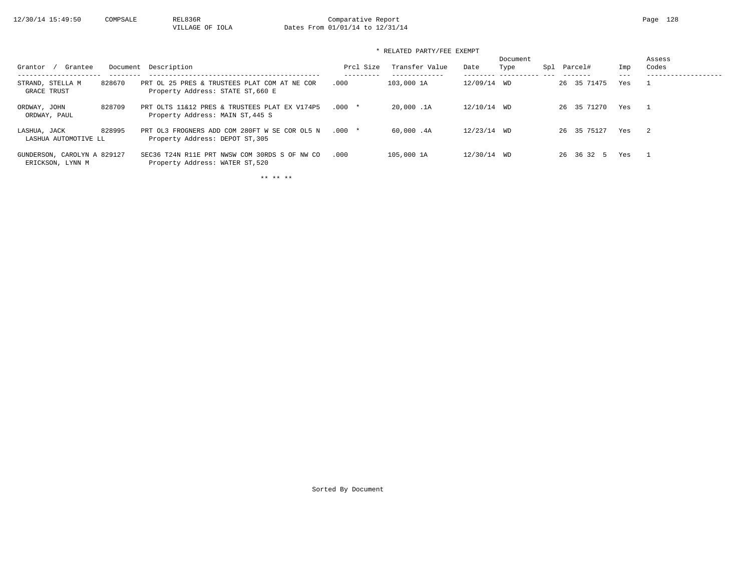* RELATED PARTY/FEE EXEMPT

| Grantor / Grantee | Document | Description | Prcl Size | Transfer Value | Date | Document Type | Spl | Parcel# | Imp | Assess Codes |
|---|---|---|---|---|---|---|---|---|---|---|
| STRAND, STELLA M<br>GRACE TRUST | 828670 | PRT OL 25 PRES & TRUSTEES PLAT COM AT NE COR<br>Property Address: STATE ST,660 E | .000 | 103,000 1A | 12/09/14 | WD | | 26 35 71475 | Yes | 1 |
| ORDWAY, JOHN<br>ORDWAY, PAUL | 828709 | PRT OLTS 11&12 PRES & TRUSTEES PLAT EX V174P5<br>Property Address: MAIN ST,445 S | .000 * | 20,000 .1A | 12/10/14 | WD | | 26 35 71270 | Yes | 1 |
| LASHUA, JACK<br>LASHUA AUTOMOTIVE LL | 828995 | PRT OL3 FROGNERS ADD COM 280FT W SE COR OL5 N<br>Property Address: DEPOT ST,305 | .000 * | 60,000 .4A | 12/23/14 | WD | | 26 35 75127 | Yes | 2 |
| GUNDERSON, CAROLYN A<br>ERICKSON, LYNN M | 829127 | SEC36 T24N R11E PRT NWSW COM 30RDS S OF NW CO<br>Property Address: WATER ST,520 | .000 | 105,000 1A | 12/30/14 | WD | | 26 36 32 5 | Yes | 1 |

** ** **

Sorted By Document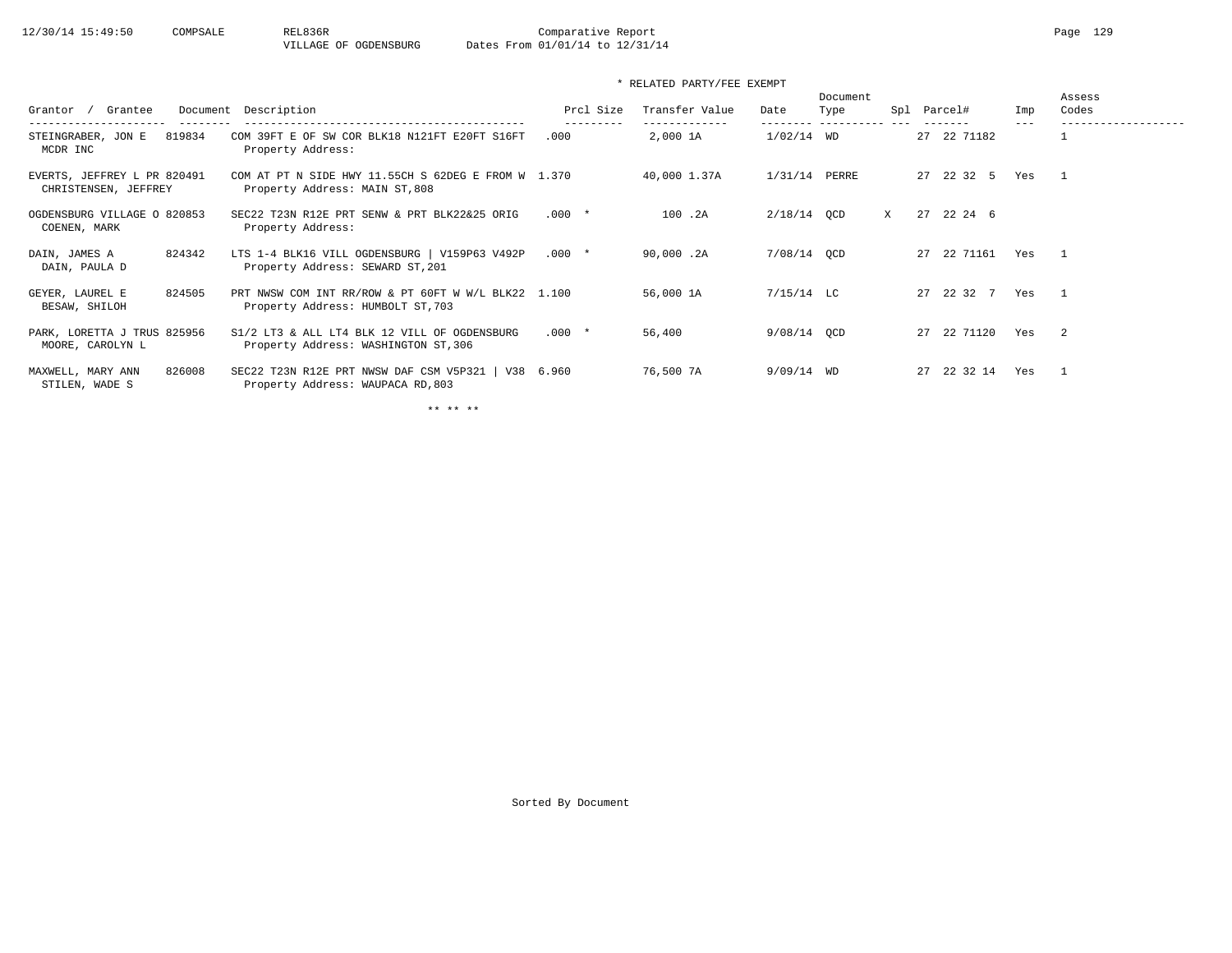Comparative Report

VILLAGE OF OGDENSBURG Dates From 01/01/14 to 12/31/14

\* RELATED PARTY/FEE EXEMPT

| Grantor / Grantee | Document | Description | Prcl Size | Transfer Value | Date | Document Type | Spl | Parcel# | Imp | Assess Codes |
|---|---|---|---|---|---|---|---|---|---|---|
| STEINGRABER, JON E<br>MCDR INC | 819834 | COM 39FT E OF SW COR BLK18 N121FT E20FT S16FT<br>Property Address: | .000 | 2,000 1A | 1/02/14 | WD | | 27 22 71182 | | 1 |
| EVERTS, JEFFREY L PR<br>CHRISTENSEN, JEFFREY | 820491 | COM AT PT N SIDE HWY 11.55CH S 62DEG E FROM W<br>Property Address: MAIN ST,808 | 1.370 | 40,000 1.37A | 1/31/14 | PERRE | | 27 22 32 5 | Yes | 1 |
| OGDENSBURG VILLAGE O<br>COENEN, MARK | 820853 | SEC22 T23N R12E PRT SENW & PRT BLK22&25 ORIG<br>Property Address: | .000 * | 100 .2A | 2/18/14 | QCD | X | 27 22 24 6 | | |
| DAIN, JAMES A<br>DAIN, PAULA D | 824342 | LTS 1-4 BLK16 VILL OGDENSBURG \| V159P63 V492P<br>Property Address: SEWARD ST,201 | .000 * | 90,000 .2A | 7/08/14 | QCD | | 27 22 71161 | Yes | 1 |
| GEYER, LAUREL E<br>BESAW, SHILOH | 824505 | PRT NWSW COM INT RR/ROW & PT 60FT W W/L BLK22<br>Property Address: HUMBOLT ST,703 | 1.100 | 56,000 1A | 7/15/14 | LC | | 27 22 32 7 | Yes | 1 |
| PARK, LORETTA J TRUS<br>MOORE, CAROLYN L | 825956 | S1/2 LT3 & ALL LT4 BLK 12 VILL OF OGDENSBURG<br>Property Address: WASHINGTON ST,306 | .000 * | 56,400 | 9/08/14 | QCD | | 27 22 71120 | Yes | 2 |
| MAXWELL, MARY ANN<br>STILEN, WADE S | 826008 | SEC22 T23N R12E PRT NWSW DAF CSM V5P321 \| V38<br>Property Address: WAUPACA RD,803 | 6.960 | 76,500 7A | 9/09/14 | WD | | 27 22 32 14 | Yes | 1 |

\*\* \*\* \*\*

Sorted By Document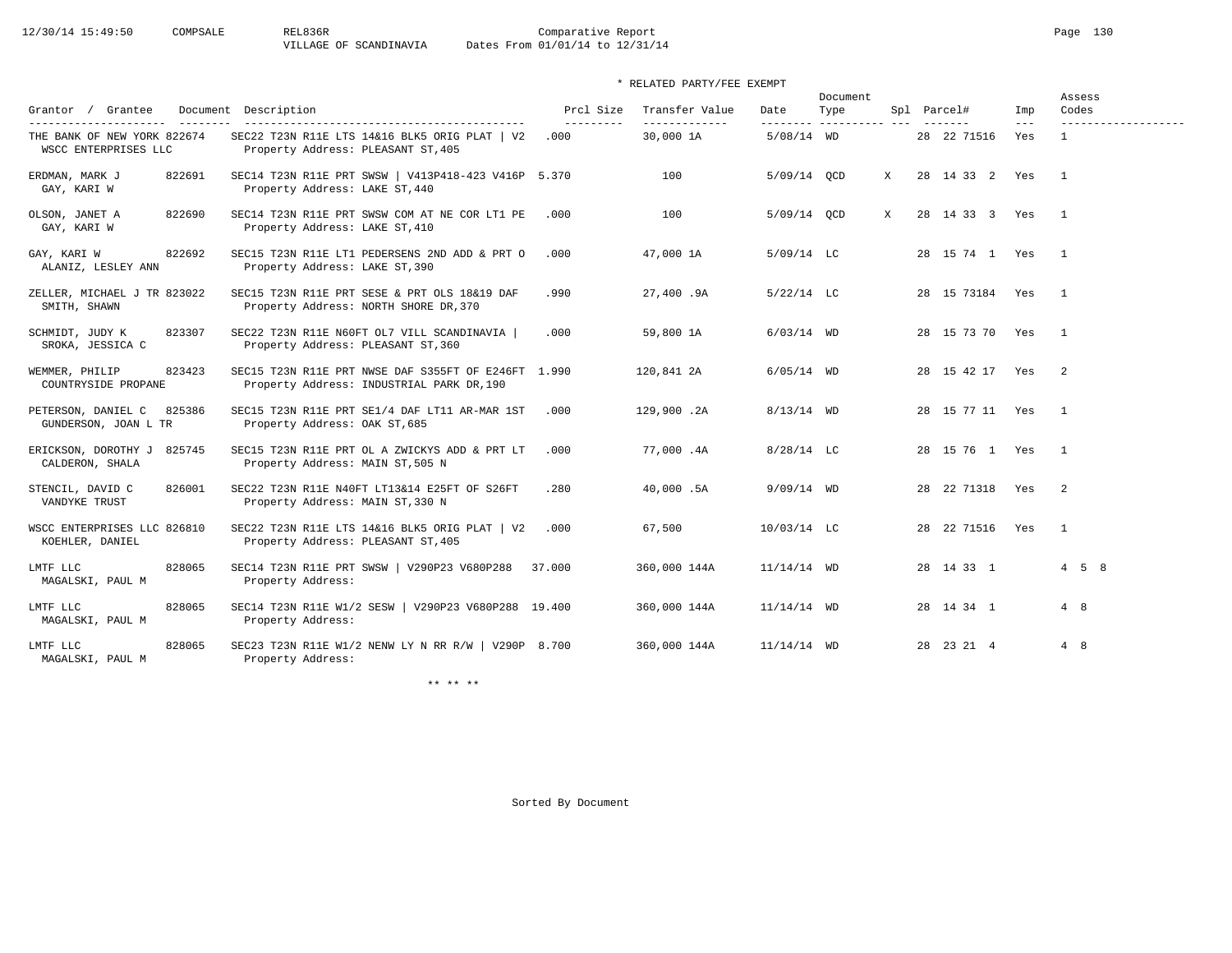Comparative Report
VILLAGE OF SCANDINAVIA Dates From 01/01/14 to 12/31/14

\* RELATED PARTY/FEE EXEMPT

| Grantor / Grantee | Document | Description | Prcl Size | Transfer Value | Date | Document Type | Spl | Parcel# | Imp | Assess Codes |
|---|---|---|---|---|---|---|---|---|---|---|
| THE BANK OF NEW YORK / WSCC ENTERPRISES LLC | 822674 | SEC22 T23N R11E LTS 14&16 BLK5 ORIG PLAT \| V2 / Property Address: PLEASANT ST,405 | .000 | 30,000 1A | 5/08/14 | WD | | 28 22 71516 | Yes | 1 |
| ERDMAN, MARK J / GAY, KARI W | 822691 | SEC14 T23N R11E PRT SWSW \| V413P418-423 V416P / Property Address: LAKE ST,440 | 5.370 | 100 | 5/09/14 | QCD | X | 28 14 33 2 | Yes | 1 |
| OLSON, JANET A / GAY, KARI W | 822690 | SEC14 T23N R11E PRT SWSW COM AT NE COR LT1 PE / Property Address: LAKE ST,410 | .000 | 100 | 5/09/14 | QCD | X | 28 14 33 3 | Yes | 1 |
| GAY, KARI W / ALANIZ, LESLEY ANN | 822692 | SEC15 T23N R11E LT1 PEDERSENS 2ND ADD & PRT O / Property Address: LAKE ST,390 | .000 | 47,000 1A | 5/09/14 | LC | | 28 15 74 1 | Yes | 1 |
| ZELLER, MICHAEL J TR / SMITH, SHAWN | 823022 | SEC15 T23N R11E PRT SESE & PRT OLS 18&19 DAF / Property Address: NORTH SHORE DR,370 | .990 | 27,400 .9A | 5/22/14 | LC | | 28 15 73184 | Yes | 1 |
| SCHMIDT, JUDY K / SROKA, JESSICA C | 823307 | SEC22 T23N R11E N60FT OL7 VILL SCANDINAVIA \| / Property Address: PLEASANT ST,360 | .000 | 59,800 1A | 6/03/14 | WD | | 28 15 73 70 | Yes | 1 |
| WEMMER, PHILIP / COUNTRYSIDE PROPANE | 823423 | SEC15 T23N R11E PRT NWSE DAF S355FT OF E246FT / Property Address: INDUSTRIAL PARK DR,190 | 1.990 | 120,841 2A | 6/05/14 | WD | | 28 15 42 17 | Yes | 2 |
| PETERSON, DANIEL C / GUNDERSON, JOAN L TR | 825386 | SEC15 T23N R11E PRT SE1/4 DAF LT11 AR-MAR 1ST / Property Address: OAK ST,685 | .000 | 129,900 .2A | 8/13/14 | WD | | 28 15 77 11 | Yes | 1 |
| ERICKSON, DOROTHY J / CALDERON, SHALA | 825745 | SEC15 T23N R11E PRT OL A ZWICKYS ADD & PRT LT / Property Address: MAIN ST,505 N | .000 | 77,000 .4A | 8/28/14 | LC | | 28 15 76 1 | Yes | 1 |
| STENCIL, DAVID C / VANDYKE TRUST | 826001 | SEC22 T23N R11E N40FT LT13&14 E25FT OF S26FT / Property Address: MAIN ST,330 N | .280 | 40,000 .5A | 9/09/14 | WD | | 28 22 71318 | Yes | 2 |
| WSCC ENTERPRISES LLC / KOEHLER, DANIEL | 826810 | SEC22 T23N R11E LTS 14&16 BLK5 ORIG PLAT \| V2 / Property Address: PLEASANT ST,405 | .000 | 67,500 | 10/03/14 | LC | | 28 22 71516 | Yes | 1 |
| LMTF LLC / MAGALSKI, PAUL M | 828065 | SEC14 T23N R11E PRT SWSW \| V290P23 V680P288 / Property Address: | 37.000 | 360,000 144A | 11/14/14 | WD | | 28 14 33 1 | | 4 5 8 |
| LMTF LLC / MAGALSKI, PAUL M | 828065 | SEC14 T23N R11E W1/2 SESW \| V290P23 V680P288 / Property Address: | 19.400 | 360,000 144A | 11/14/14 | WD | | 28 14 34 1 | | 4 8 |
| LMTF LLC / MAGALSKI, PAUL M | 828065 | SEC23 T23N R11E W1/2 NENW LY N RR R/W \| V290P / Property Address: | 8.700 | 360,000 144A | 11/14/14 | WD | | 28 23 21 4 | | 4 8 |

\*\* \*\* \*\*

Sorted By Document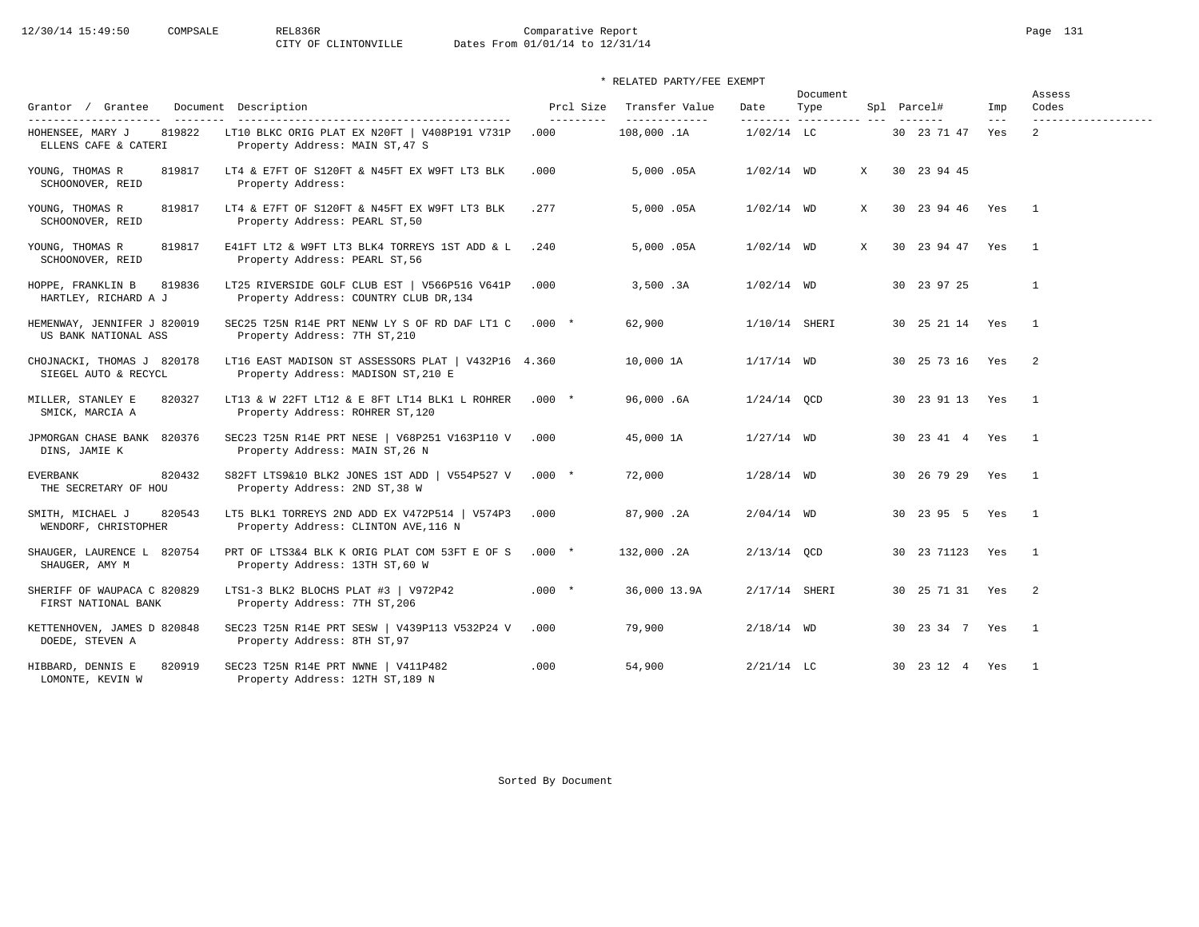12/30/14 15:49:50 COMPSALE REL836R Comparative Report
CITY OF CLINTONVILLE Dates From 01/01/14 to 12/31/14

\* RELATED PARTY/FEE EXEMPT

| Grantor / Grantee | Document | Description | Prcl Size | Transfer Value | Date | Document Type | Spl | Parcel# | Imp | Assess Codes |
|---|---|---|---|---|---|---|---|---|---|---|
| HOHENSEE, MARY J<br>ELLENS CAFE & CATERI | 819822 | LT10 BLKC ORIG PLAT EX N20FT \| V408P191 V731P<br>Property Address: MAIN ST,47 S | .000 | 108,000 .1A | 1/02/14 | LC | | 30 23 71 47 | Yes | 2 |
| YOUNG, THOMAS R<br>SCHOONOVER, REID | 819817 | LT4 & E7FT OF S120FT & N45FT EX W9FT LT3 BLK<br>Property Address: | .000 | 5,000 .05A | 1/02/14 | WD | X | 30 23 94 45 | | |
| YOUNG, THOMAS R<br>SCHOONOVER, REID | 819817 | LT4 & E7FT OF S120FT & N45FT EX W9FT LT3 BLK<br>Property Address: PEARL ST,50 | .277 | 5,000 .05A | 1/02/14 | WD | X | 30 23 94 46 | Yes | 1 |
| YOUNG, THOMAS R<br>SCHOONOVER, REID | 819817 | E41FT LT2 & W9FT LT3 BLK4 TORREYS 1ST ADD & L<br>Property Address: PEARL ST,56 | .240 | 5,000 .05A | 1/02/14 | WD | X | 30 23 94 47 | Yes | 1 |
| HOPPE, FRANKLIN B<br>HARTLEY, RICHARD A J | 819836 | LT25 RIVERSIDE GOLF CLUB EST \| V566P516 V641P<br>Property Address: COUNTRY CLUB DR,134 | .000 | 3,500 .3A | 1/02/14 | WD | | 30 23 97 25 | | 1 |
| HEMENWAY, JENNIFER J<br>US BANK NATIONAL ASS | 820019 | SEC25 T25N R14E PRT NENW LY S OF RD DAF LT1 C<br>Property Address: 7TH ST,210 | .000 * | 62,900 | 1/10/14 | SHERI | | 30 25 21 14 | Yes | 1 |
| CHOJNACKI, THOMAS J<br>SIEGEL AUTO & RECYCL | 820178 | LT16 EAST MADISON ST ASSESSORS PLAT \| V432P16<br>Property Address: MADISON ST,210 E | 4.360 | 10,000 1A | 1/17/14 | WD | | 30 25 73 16 | Yes | 2 |
| MILLER, STANLEY E<br>SMICK, MARCIA A | 820327 | LT13 & W 22FT LT12 & E 8FT LT14 BLK1 L ROHRER<br>Property Address: ROHRER ST,120 | .000 * | 96,000 .6A | 1/24/14 | QCD | | 30 23 91 13 | Yes | 1 |
| JPMORGAN CHASE BANK<br>DINS, JAMIE K | 820376 | SEC23 T25N R14E PRT NESE \| V68P251 V163P110 V<br>Property Address: MAIN ST,26 N | .000 | 45,000 1A | 1/27/14 | WD | | 30 23 41 4 | Yes | 1 |
| EVERBANK<br>THE SECRETARY OF HOU | 820432 | S82FT LTS9&10 BLK2 JONES 1ST ADD \| V554P527 V<br>Property Address: 2ND ST,38 W | .000 * | 72,000 | 1/28/14 | WD | | 30 26 79 29 | Yes | 1 |
| SMITH, MICHAEL J<br>WENDORF, CHRISTOPHER | 820543 | LT5 BLK1 TORREYS 2ND ADD EX V472P514 \| V574P3<br>Property Address: CLINTON AVE,116 N | .000 | 87,900 .2A | 2/04/14 | WD | | 30 23 95 5 | Yes | 1 |
| SHAUGER, LAURENCE L<br>SHAUGER, AMY M | 820754 | PRT OF LTS3&4 BLK K ORIG PLAT COM 53FT E OF S<br>Property Address: 13TH ST,60 W | .000 * | 132,000 .2A | 2/13/14 | QCD | | 30 23 71123 | Yes | 1 |
| SHERIFF OF WAUPACA C<br>FIRST NATIONAL BANK | 820829 | LTS1-3 BLK2 BLOCHS PLAT #3 \| V972P42<br>Property Address: 7TH ST,206 | .000 * | 36,000 13.9A | 2/17/14 | SHERI | | 30 25 71 31 | Yes | 2 |
| KETTENHOVEN, JAMES D<br>DOEDE, STEVEN A | 820848 | SEC23 T25N R14E PRT SESW \| V439P113 V532P24 V<br>Property Address: 8TH ST,97 | .000 | 79,900 | 2/18/14 | WD | | 30 23 34 7 | Yes | 1 |
| HIBBARD, DENNIS E<br>LOMONTE, KEVIN W | 820919 | SEC23 T25N R14E PRT NWNE \| V411P482<br>Property Address: 12TH ST,189 N | .000 | 54,900 | 2/21/14 | LC | | 30 23 12 4 | Yes | 1 |

Sorted By Document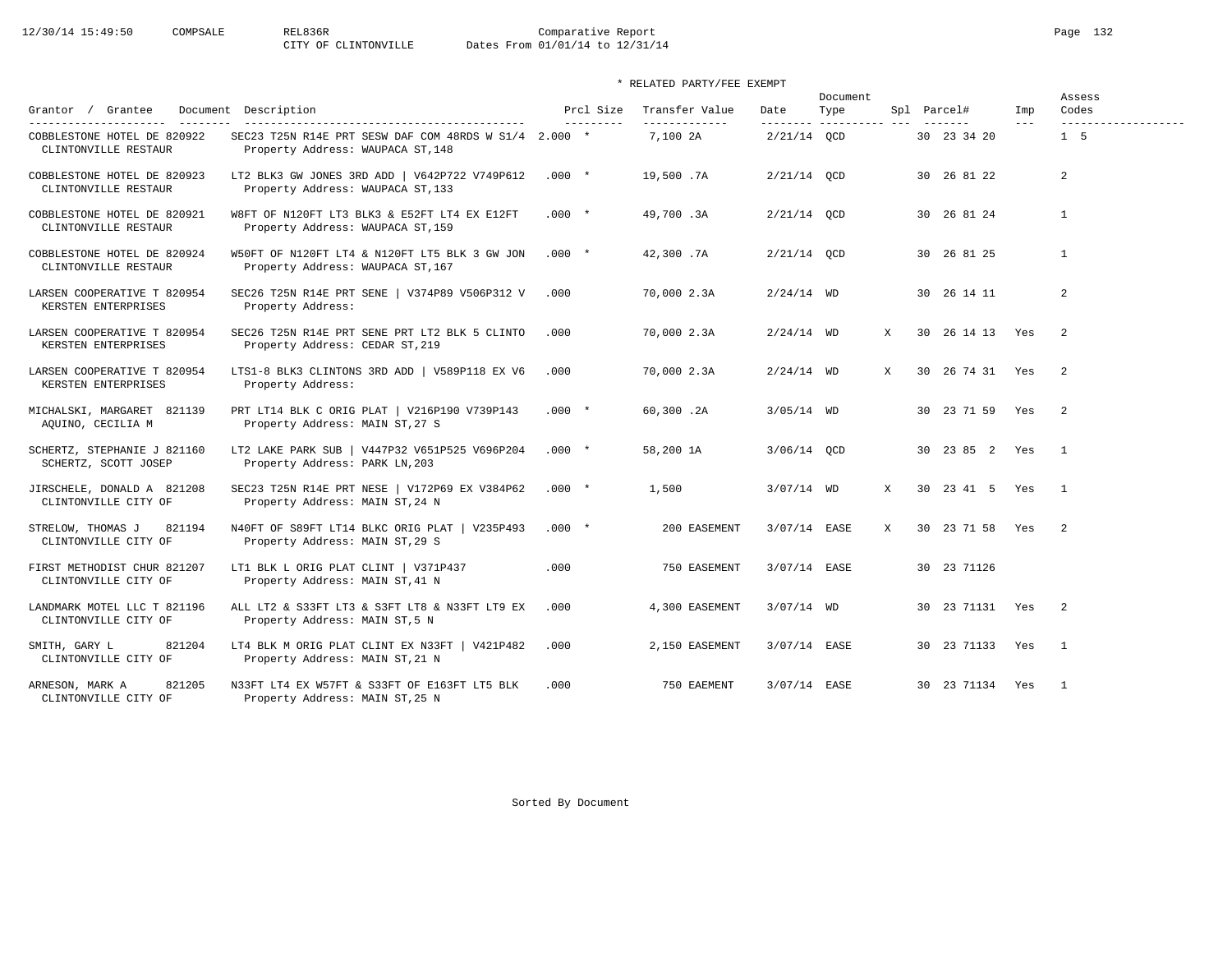COMPSALE REL836R Comparative Report
CITY OF CLINTONVILLE Dates From 01/01/14 to 12/31/14

\* RELATED PARTY/FEE EXEMPT

| Grantor / Grantee | Document | Description | Prcl Size | Transfer Value | Date | Document Type | Spl | Parcel# | Imp | Assess Codes |
|---|---|---|---|---|---|---|---|---|---|---|
| COBBLESTONE HOTEL DE / CLINTONVILLE RESTAUR | 820922 | SEC23 T25N R14E PRT SESW DAF COM 48RDS W S1/4 / Property Address: WAUPACA ST,148 | 2.000 * | 7,100 2A | 2/21/14 | QCD | | 30 23 34 20 | | 1 5 |
| COBBLESTONE HOTEL DE / CLINTONVILLE RESTAUR | 820923 | LT2 BLK3 GW JONES 3RD ADD \| V642P722 V749P612 / Property Address: WAUPACA ST,133 | .000 * | 19,500 .7A | 2/21/14 | QCD | | 30 26 81 22 | | 2 |
| COBBLESTONE HOTEL DE / CLINTONVILLE RESTAUR | 820921 | W8FT OF N120FT LT3 BLK3 & E52FT LT4 EX E12FT / Property Address: WAUPACA ST,159 | .000 * | 49,700 .3A | 2/21/14 | QCD | | 30 26 81 24 | | 1 |
| COBBLESTONE HOTEL DE / CLINTONVILLE RESTAUR | 820924 | W50FT OF N120FT LT4 & N120FT LT5 BLK 3 GW JON / Property Address: WAUPACA ST,167 | .000 * | 42,300 .7A | 2/21/14 | QCD | | 30 26 81 25 | | 1 |
| LARSEN COOPERATIVE T / KERSTEN ENTERPRISES | 820954 | SEC26 T25N R14E PRT SENE \| V374P89 V506P312 V / Property Address: | .000 | 70,000 2.3A | 2/24/14 | WD | | 30 26 14 11 | | 2 |
| LARSEN COOPERATIVE T / KERSTEN ENTERPRISES | 820954 | SEC26 T25N R14E PRT SENE PRT LT2 BLK 5 CLINTO / Property Address: CEDAR ST,219 | .000 | 70,000 2.3A | 2/24/14 | WD | X | 30 26 14 13 | Yes | 2 |
| LARSEN COOPERATIVE T / KERSTEN ENTERPRISES | 820954 | LTS1-8 BLK3 CLINTONS 3RD ADD \| V589P118 EX V6 / Property Address: | .000 | 70,000 2.3A | 2/24/14 | WD | X | 30 26 74 31 | Yes | 2 |
| MICHALSKI, MARGARET / AQUINO, CECILIA M | 821139 | PRT LT14 BLK C ORIG PLAT \| V216P190 V739P143 / Property Address: MAIN ST,27 S | .000 * | 60,300 .2A | 3/05/14 | WD | | 30 23 71 59 | Yes | 2 |
| SCHERTZ, STEPHANIE J / SCHERTZ, SCOTT JOSEP | 821160 | LT2 LAKE PARK SUB \| V447P32 V651P525 V696P204 / Property Address: PARK LN,203 | .000 * | 58,200 1A | 3/06/14 | QCD | | 30 23 85 2 | Yes | 1 |
| JIRSCHELE, DONALD A / CLINTONVILLE CITY OF | 821208 | SEC23 T25N R14E PRT NESE \| V172P69 EX V384P62 / Property Address: MAIN ST,24 N | .000 * | 1,500 | 3/07/14 | WD | X | 30 23 41 5 | Yes | 1 |
| STRELOW, THOMAS J / CLINTONVILLE CITY OF | 821194 | N40FT OF S89FT LT14 BLKC ORIG PLAT \| V235P493 / Property Address: MAIN ST,29 S | .000 * | 200 EASEMENT | 3/07/14 | EASE | X | 30 23 71 58 | Yes | 2 |
| FIRST METHODIST CHUR / CLINTONVILLE CITY OF | 821207 | LT1 BLK L ORIG PLAT CLINT \| V371P437 / Property Address: MAIN ST,41 N | .000 | 750 EASEMENT | 3/07/14 | EASE | | 30 23 71126 | | |
| LANDMARK MOTEL LLC T / CLINTONVILLE CITY OF | 821196 | ALL LT2 & S33FT LT3 & S3FT LT8 & N33FT LT9 EX / Property Address: MAIN ST,5 N | .000 | 4,300 EASEMENT | 3/07/14 | WD | | 30 23 71131 | Yes | 2 |
| SMITH, GARY L / CLINTONVILLE CITY OF | 821204 | LT4 BLK M ORIG PLAT CLINT EX N33FT \| V421P482 / Property Address: MAIN ST,21 N | .000 | 2,150 EASEMENT | 3/07/14 | EASE | | 30 23 71133 | Yes | 1 |
| ARNESON, MARK A / CLINTONVILLE CITY OF | 821205 | N33FT LT4 EX W57FT & S33FT OF E163FT LT5 BLK / Property Address: MAIN ST,25 N | .000 | 750 EAEMENT | 3/07/14 | EASE | | 30 23 71134 | Yes | 1 |

Sorted By Document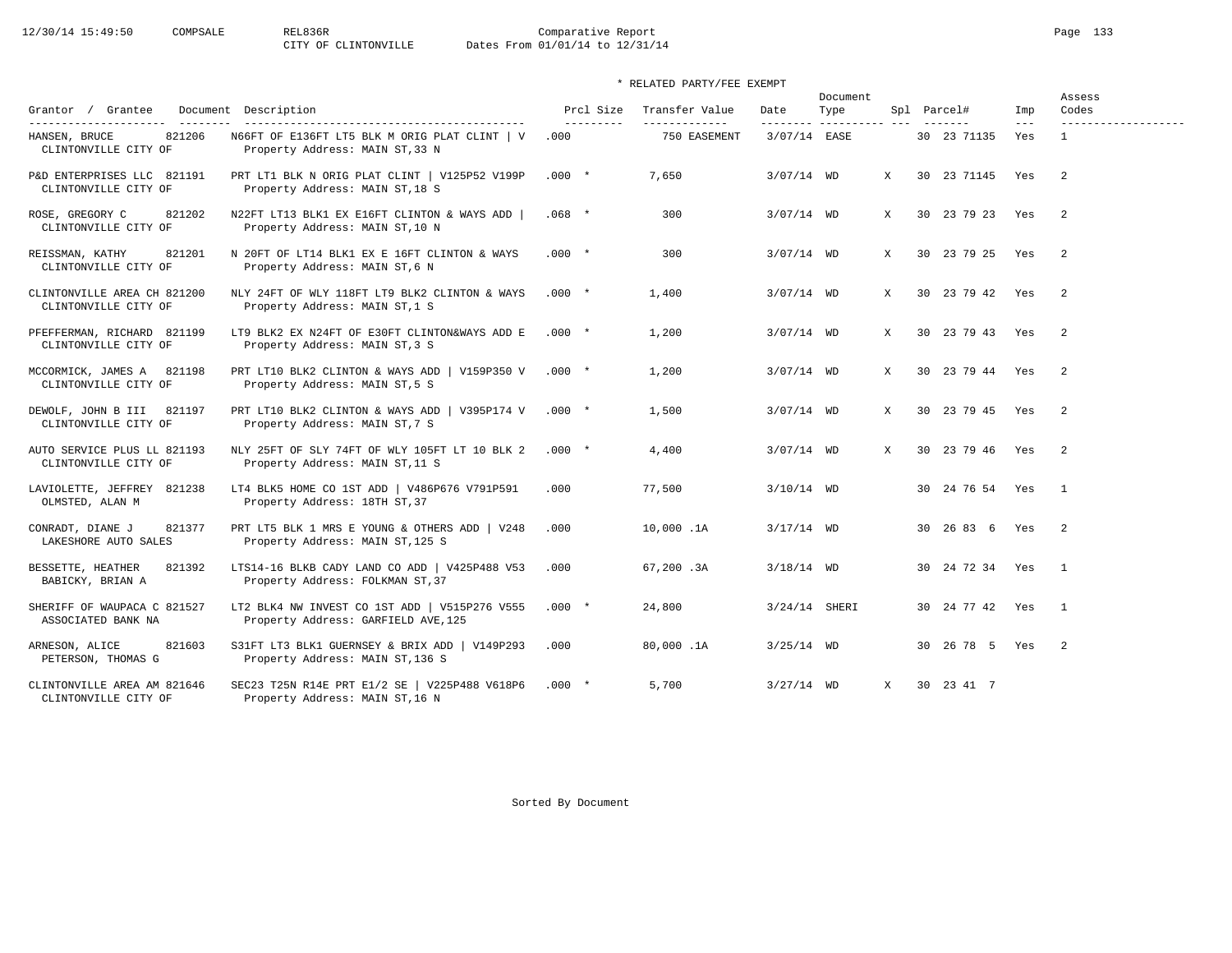12/30/14 15:49:50 COMPSALE REL836R Comparative Report
CITY OF CLINTONVILLE Dates From 01/01/14 to 12/31/14

\* RELATED PARTY/FEE EXEMPT

| Grantor / Grantee | Document | Description | Prcl Size | Transfer Value | Date | Document Type | Spl | Parcel# | Imp | Assess Codes |
|---|---|---|---|---|---|---|---|---|---|---|
| HANSEN, BRUCE<br>CLINTONVILLE CITY OF | 821206 | N66FT OF E136FT LT5 BLK M ORIG PLAT CLINT \| V<br>Property Address: MAIN ST,33 N | .000 | 750 EASEMENT | 3/07/14 | EASE | | 30 23 71135 | Yes | 1 |
| P&D ENTERPRISES LLC<br>CLINTONVILLE CITY OF | 821191 | PRT LT1 BLK N ORIG PLAT CLINT \| V125P52 V199P<br>Property Address: MAIN ST,18 S | .000 * | 7,650 | 3/07/14 | WD | X | 30 23 71145 | Yes | 2 |
| ROSE, GREGORY C<br>CLINTONVILLE CITY OF | 821202 | N22FT LT13 BLK1 EX E16FT CLINTON & WAYS ADD \|<br>Property Address: MAIN ST,10 N | .068 * | 300 | 3/07/14 | WD | X | 30 23 79 23 | Yes | 2 |
| REISSMAN, KATHY<br>CLINTONVILLE CITY OF | 821201 | N 20FT OF LT14 BLK1 EX E 16FT CLINTON & WAYS<br>Property Address: MAIN ST,6 N | .000 * | 300 | 3/07/14 | WD | X | 30 23 79 25 | Yes | 2 |
| CLINTONVILLE AREA CH<br>CLINTONVILLE CITY OF | 821200 | NLY 24FT OF WLY 118FT LT9 BLK2 CLINTON & WAYS<br>Property Address: MAIN ST,1 S | .000 * | 1,400 | 3/07/14 | WD | X | 30 23 79 42 | Yes | 2 |
| PFEFFERMAN, RICHARD<br>CLINTONVILLE CITY OF | 821199 | LT9 BLK2 EX N24FT OF E30FT CLINTON&WAYS ADD E<br>Property Address: MAIN ST,3 S | .000 * | 1,200 | 3/07/14 | WD | X | 30 23 79 43 | Yes | 2 |
| MCCORMICK, JAMES A<br>CLINTONVILLE CITY OF | 821198 | PRT LT10 BLK2 CLINTON & WAYS ADD \| V159P350 V<br>Property Address: MAIN ST,5 S | .000 * | 1,200 | 3/07/14 | WD | X | 30 23 79 44 | Yes | 2 |
| DEWOLF, JOHN B III<br>CLINTONVILLE CITY OF | 821197 | PRT LT10 BLK2 CLINTON & WAYS ADD \| V395P174 V<br>Property Address: MAIN ST,7 S | .000 * | 1,500 | 3/07/14 | WD | X | 30 23 79 45 | Yes | 2 |
| AUTO SERVICE PLUS LL<br>CLINTONVILLE CITY OF | 821193 | NLY 25FT OF SLY 74FT OF WLY 105FT LT 10 BLK 2<br>Property Address: MAIN ST,11 S | .000 * | 4,400 | 3/07/14 | WD | X | 30 23 79 46 | Yes | 2 |
| LAVIOLETTE, JEFFREY<br>OLMSTED, ALAN M | 821238 | LT4 BLK5 HOME CO 1ST ADD \| V486P676 V791P591<br>Property Address: 18TH ST,37 | .000 | 77,500 | 3/10/14 | WD | | 30 24 76 54 | Yes | 1 |
| CONRADT, DIANE J<br>LAKESHORE AUTO SALES | 821377 | PRT LT5 BLK 1 MRS E YOUNG & OTHERS ADD \| V248<br>Property Address: MAIN ST,125 S | .000 | 10,000 .1A | 3/17/14 | WD | | 30 26 83 6 | Yes | 2 |
| BESSETTE, HEATHER<br>BABICKY, BRIAN A | 821392 | LTS14-16 BLKB CADY LAND CO ADD \| V425P488 V53<br>Property Address: FOLKMAN ST,37 | .000 | 67,200 .3A | 3/18/14 | WD | | 30 24 72 34 | Yes | 1 |
| SHERIFF OF WAUPACA C<br>ASSOCIATED BANK NA | 821527 | LT2 BLK4 NW INVEST CO 1ST ADD \| V515P276 V555<br>Property Address: GARFIELD AVE,125 | .000 * | 24,800 | 3/24/14 | SHERI | | 30 24 77 42 | Yes | 1 |
| ARNESON, ALICE<br>PETERSON, THOMAS G | 821603 | S31FT LT3 BLK1 GUERNSEY & BRIX ADD \| V149P293<br>Property Address: MAIN ST,136 S | .000 | 80,000 .1A | 3/25/14 | WD | | 30 26 78 5 | Yes | 2 |
| CLINTONVILLE AREA AM<br>CLINTONVILLE CITY OF | 821646 | SEC23 T25N R14E PRT E1/2 SE \| V225P488 V618P6<br>Property Address: MAIN ST,16 N | .000 * | 5,700 | 3/27/14 | WD | X | 30 23 41 7 | | |

Sorted By Document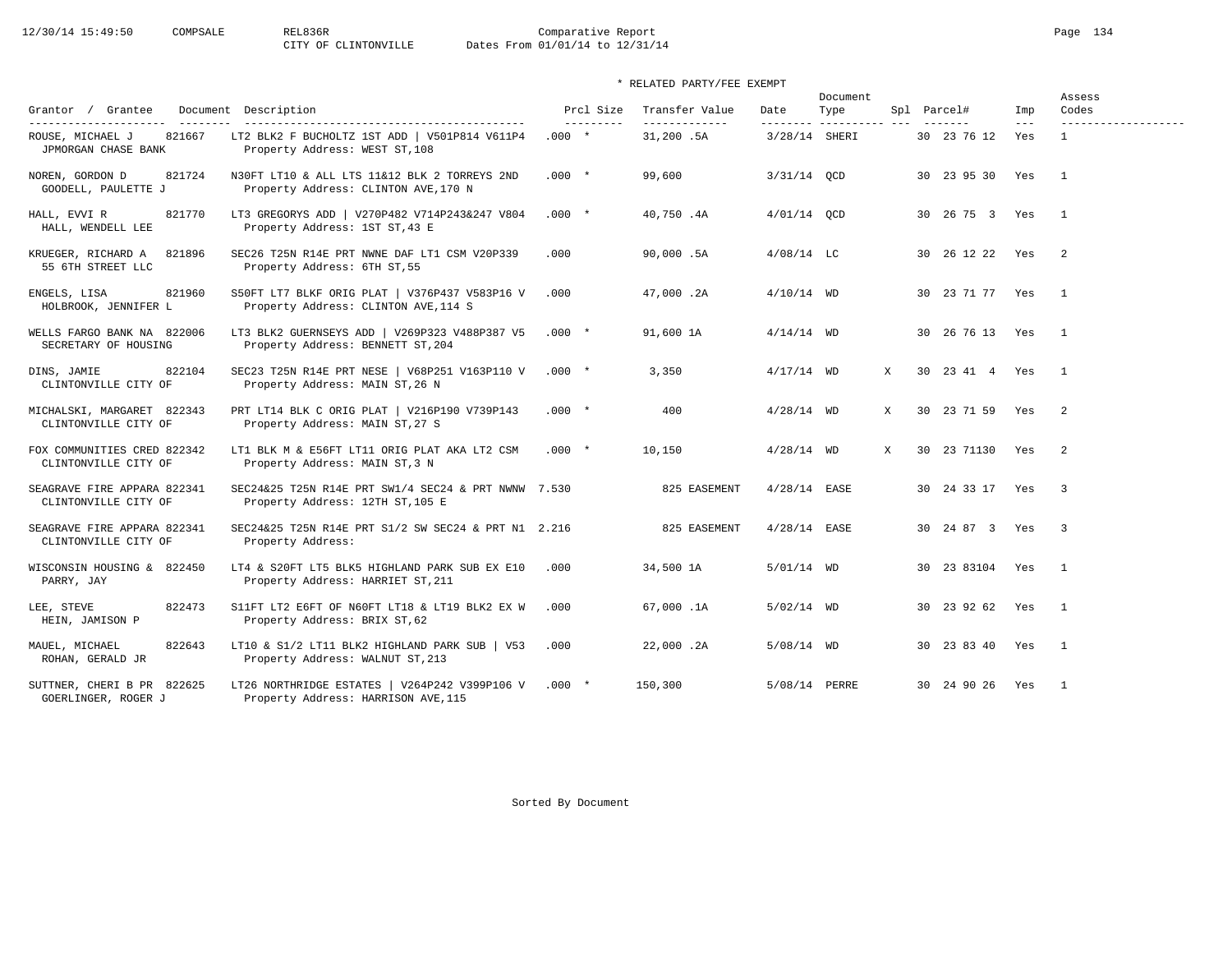Comparative Report
CITY OF CLINTONVILLE Dates From 01/01/14 to 12/31/14

\* RELATED PARTY/FEE EXEMPT

| Grantor / Grantee | Document | Description | Prcl Size | Transfer Value | Date | Document Type | Spl | Parcel# | Imp | Assess Codes |
|---|---|---|---|---|---|---|---|---|---|---|
| ROUSE, MICHAEL J / JPMORGAN CHASE BANK | 821667 | LT2 BLK2 F BUCHOLTZ 1ST ADD \| V501P814 V611P4 / Property Address: WEST ST,108 | .000 * | 31,200 .5A | 3/28/14 | SHERI | | 30 23 76 12 | Yes | 1 |
| NOREN, GORDON D / GOODELL, PAULETTE J | 821724 | N30FT LT10 & ALL LTS 11&12 BLK 2 TORREYS 2ND / Property Address: CLINTON AVE,170 N | .000 * | 99,600 | 3/31/14 | QCD | | 30 23 95 30 | Yes | 1 |
| HALL, EVVI R / HALL, WENDELL LEE | 821770 | LT3 GREGORYS ADD \| V270P482 V714P243&247 V804 / Property Address: 1ST ST,43 E | .000 * | 40,750 .4A | 4/01/14 | QCD | | 30 26 75 3 | Yes | 1 |
| KRUEGER, RICHARD A / 55 6TH STREET LLC | 821896 | SEC26 T25N R14E PRT NWNE DAF LT1 CSM V20P339 / Property Address: 6TH ST,55 | .000 | 90,000 .5A | 4/08/14 | LC | | 30 26 12 22 | Yes | 2 |
| ENGELS, LISA / HOLBROOK, JENNIFER L | 821960 | S50FT LT7 BLKF ORIG PLAT \| V376P437 V583P16 V / Property Address: CLINTON AVE,114 S | .000 | 47,000 .2A | 4/10/14 | WD | | 30 23 71 77 | Yes | 1 |
| WELLS FARGO BANK NA / SECRETARY OF HOUSING | 822006 | LT3 BLK2 GUERNSEYS ADD \| V269P323 V488P387 V5 / Property Address: BENNETT ST,204 | .000 * | 91,600 1A | 4/14/14 | WD | | 30 26 76 13 | Yes | 1 |
| DINS, JAMIE / CLINTONVILLE CITY OF | 822104 | SEC23 T25N R14E PRT NESE \| V68P251 V163P110 V / Property Address: MAIN ST,26 N | .000 * | 3,350 | 4/17/14 | WD | X | 30 23 41 4 | Yes | 1 |
| MICHALSKI, MARGARET / CLINTONVILLE CITY OF | 822343 | PRT LT14 BLK C ORIG PLAT \| V216P190 V739P143 / Property Address: MAIN ST,27 S | .000 * | 400 | 4/28/14 | WD | X | 30 23 71 59 | Yes | 2 |
| FOX COMMUNITIES CRED / CLINTONVILLE CITY OF | 822342 | LT1 BLK M & E56FT LT11 ORIG PLAT AKA LT2 CSM / Property Address: MAIN ST,3 N | .000 * | 10,150 | 4/28/14 | WD | X | 30 23 71130 | Yes | 2 |
| SEAGRAVE FIRE APPARA / CLINTONVILLE CITY OF | 822341 | SEC24&25 T25N R14E PRT SW1/4 SEC24 & PRT NWNW / Property Address: 12TH ST,105 E | 7.530 | 825 EASEMENT | 4/28/14 | EASE | | 30 24 33 17 | Yes | 3 |
| SEAGRAVE FIRE APPARA / CLINTONVILLE CITY OF | 822341 | SEC24&25 T25N R14E PRT S1/2 SW SEC24 & PRT N1 / Property Address: | 2.216 | 825 EASEMENT | 4/28/14 | EASE | | 30 24 87 3 | Yes | 3 |
| WISCONSIN HOUSING & / PARRY, JAY | 822450 | LT4 & S20FT LT5 BLK5 HIGHLAND PARK SUB EX E10 / Property Address: HARRIET ST,211 | .000 | 34,500 1A | 5/01/14 | WD | | 30 23 83104 | Yes | 1 |
| LEE, STEVE / HEIN, JAMISON P | 822473 | S11FT LT2 E6FT OF N60FT LT18 & LT19 BLK2 EX W / Property Address: BRIX ST,62 | .000 | 67,000 .1A | 5/02/14 | WD | | 30 23 92 62 | Yes | 1 |
| MAUEL, MICHAEL / ROHAN, GERALD JR | 822643 | LT10 & S1/2 LT11 BLK2 HIGHLAND PARK SUB \| V53 / Property Address: WALNUT ST,213 | .000 | 22,000 .2A | 5/08/14 | WD | | 30 23 83 40 | Yes | 1 |
| SUTTNER, CHERI B PR / GOERLINGER, ROGER J | 822625 | LT26 NORTHRIDGE ESTATES \| V264P242 V399P106 V / Property Address: HARRISON AVE,115 | .000 * | 150,300 | 5/08/14 | PERRE | | 30 24 90 26 | Yes | 1 |

Sorted By Document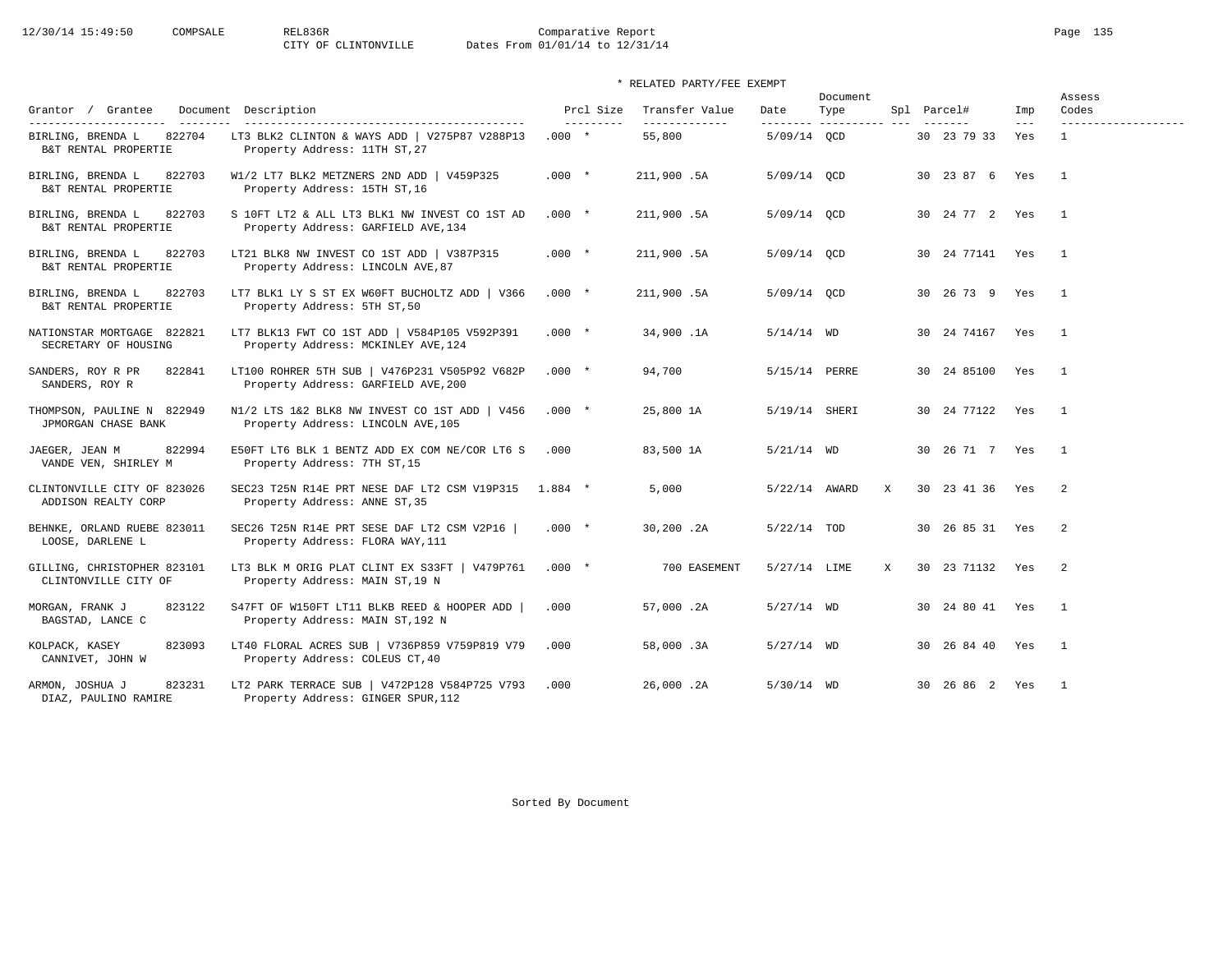Comparative Report
CITY OF CLINTONVILLE Dates From 01/01/14 to 12/31/14

\* RELATED PARTY/FEE EXEMPT

| Grantor / Grantee | Document | Description | Prcl Size | Transfer Value | Date | Document Type | Spl | Parcel# | Imp | Assess Codes |
|---|---|---|---|---|---|---|---|---|---|---|
| BIRLING, BRENDA L<br>B&T RENTAL PROPERTIE | 822704 | LT3 BLK2 CLINTON & WAYS ADD \| V275P87 V288P13<br>Property Address: 11TH ST,27 | .000 * | 55,800 | 5/09/14 | QCD | | 30 23 79 33 | Yes | 1 |
| BIRLING, BRENDA L<br>B&T RENTAL PROPERTIE | 822703 | W1/2 LT7 BLK2 METZNERS 2ND ADD \| V459P325<br>Property Address: 15TH ST,16 | .000 * | 211,900 .5A | 5/09/14 | QCD | | 30 23 87 6 | Yes | 1 |
| BIRLING, BRENDA L<br>B&T RENTAL PROPERTIE | 822703 | S 10FT LT2 & ALL LT3 BLK1 NW INVEST CO 1ST AD<br>Property Address: GARFIELD AVE,134 | .000 * | 211,900 .5A | 5/09/14 | QCD | | 30 24 77 2 | Yes | 1 |
| BIRLING, BRENDA L<br>B&T RENTAL PROPERTIE | 822703 | LT21 BLK8 NW INVEST CO 1ST ADD \| V387P315<br>Property Address: LINCOLN AVE,87 | .000 * | 211,900 .5A | 5/09/14 | QCD | | 30 24 77141 | Yes | 1 |
| BIRLING, BRENDA L<br>B&T RENTAL PROPERTIE | 822703 | LT7 BLK1 LY S ST EX W60FT BUCHOLTZ ADD \| V366<br>Property Address: 5TH ST,50 | .000 * | 211,900 .5A | 5/09/14 | QCD | | 30 26 73 9 | Yes | 1 |
| NATIONSTAR MORTGAGE<br>SECRETARY OF HOUSING | 822821 | LT7 BLK13 FWT CO 1ST ADD \| V584P105 V592P391<br>Property Address: MCKINLEY AVE,124 | .000 * | 34,900 .1A | 5/14/14 | WD | | 30 24 74167 | Yes | 1 |
| SANDERS, ROY R PR<br>SANDERS, ROY R | 822841 | LT100 ROHRER 5TH SUB \| V476P231 V505P92 V682P<br>Property Address: GARFIELD AVE,200 | .000 * | 94,700 | 5/15/14 | PERRE | | 30 24 85100 | Yes | 1 |
| THOMPSON, PAULINE N<br>JPMORGAN CHASE BANK | 822949 | N1/2 LTS 1&2 BLK8 NW INVEST CO 1ST ADD \| V456<br>Property Address: LINCOLN AVE,105 | .000 * | 25,800 1A | 5/19/14 | SHERI | | 30 24 77122 | Yes | 1 |
| JAEGER, JEAN M<br>VANDE VEN, SHIRLEY M | 822994 | E50FT LT6 BLK 1 BENTZ ADD EX COM NE/COR LT6 S<br>Property Address: 7TH ST,15 | .000 | 83,500 1A | 5/21/14 | WD | | 30 26 71 7 | Yes | 1 |
| CLINTONVILLE CITY OF<br>ADDISON REALTY CORP | 823026 | SEC23 T25N R14E PRT NESE DAF LT2 CSM V19P315<br>Property Address: ANNE ST,35 | 1.884 * | 5,000 | 5/22/14 | AWARD | X | 30 23 41 36 | Yes | 2 |
| BEHNKE, ORLAND RUEBE<br>LOOSE, DARLENE L | 823011 | SEC26 T25N R14E PRT SESE DAF LT2 CSM V2P16 \|<br>Property Address: FLORA WAY,111 | .000 * | 30,200 .2A | 5/22/14 | TOD | | 30 26 85 31 | Yes | 2 |
| GILLING, CHRISTOPHER<br>CLINTONVILLE CITY OF | 823101 | LT3 BLK M ORIG PLAT CLINT EX S33FT \| V479P761<br>Property Address: MAIN ST,19 N | .000 * | 700 EASEMENT | 5/27/14 | LIME | X | 30 23 71132 | Yes | 2 |
| MORGAN, FRANK J<br>BAGSTAD, LANCE C | 823122 | S47FT OF W150FT LT11 BLKB REED & HOOPER ADD \|<br>Property Address: MAIN ST,192 N | .000 | 57,000 .2A | 5/27/14 | WD | | 30 24 80 41 | Yes | 1 |
| KOLPACK, KASEY<br>CANNIVET, JOHN W | 823093 | LT40 FLORAL ACRES SUB \| V736P859 V759P819 V79<br>Property Address: COLEUS CT,40 | .000 | 58,000 .3A | 5/27/14 | WD | | 30 26 84 40 | Yes | 1 |
| ARMON, JOSHUA J<br>DIAZ, PAULINO RAMIRE | 823231 | LT2 PARK TERRACE SUB \| V472P128 V584P725 V793<br>Property Address: GINGER SPUR,112 | .000 | 26,000 .2A | 5/30/14 | WD | | 30 26 86 2 | Yes | 1 |

Sorted By Document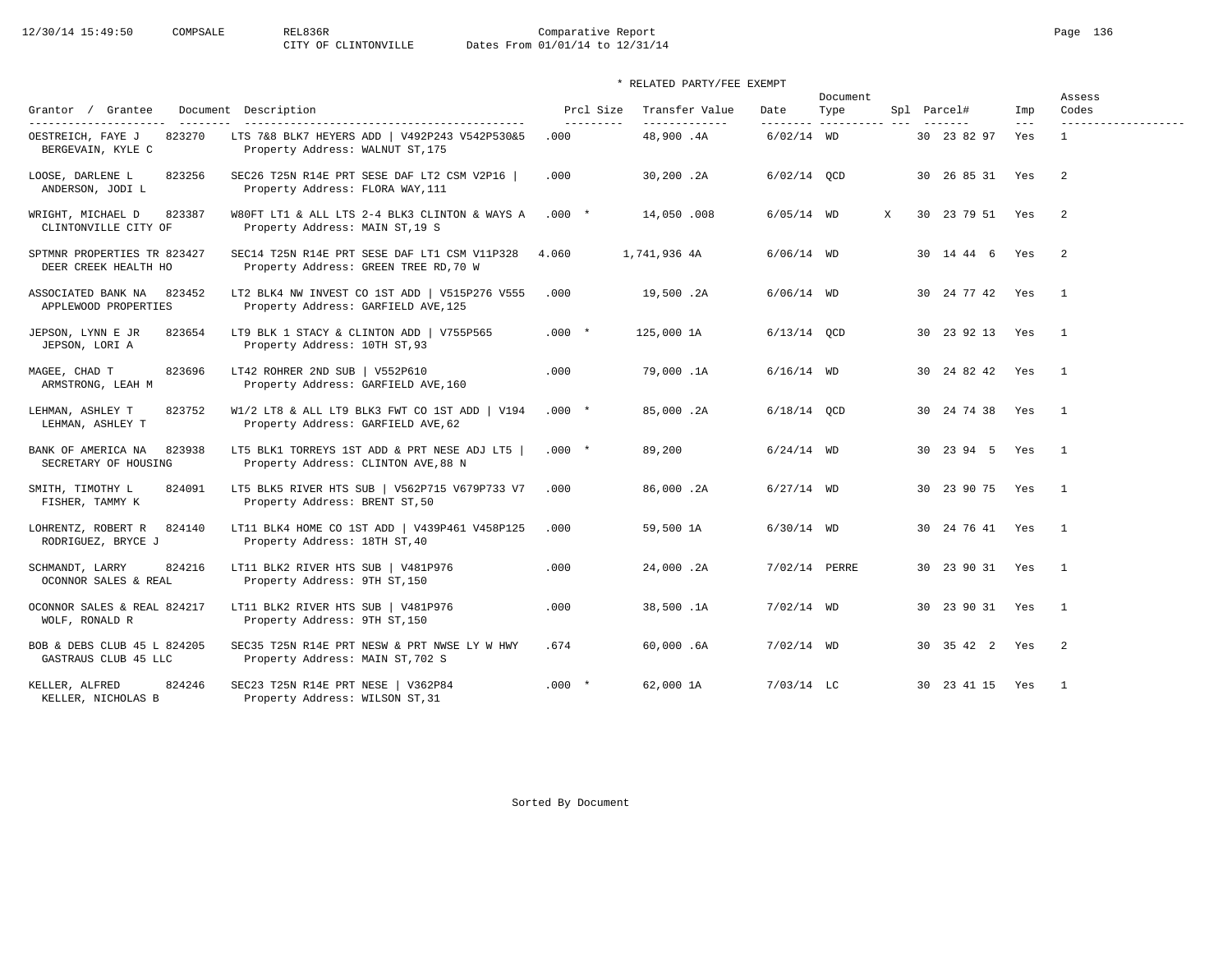Comparative Report

CITY OF CLINTONVILLE — Dates From 01/01/14 to 12/31/14

\* RELATED PARTY/FEE EXEMPT

| Grantor / Grantee | Document | Description | Prcl Size | Transfer Value | Date | Document Type | Spl | Parcel# | Imp | Assess Codes |
|---|---|---|---|---|---|---|---|---|---|---|
| OESTREICH, FAYE J / BERGEVAIN, KYLE C | 823270 | LTS 7&8 BLK7 HEYERS ADD \| V492P243 V542P530&5 / Property Address: WALNUT ST,175 | .000 | 48,900 .4A | 6/02/14 | WD | | 30 23 82 97 | Yes | 1 |
| LOOSE, DARLENE L / ANDERSON, JODI L | 823256 | SEC26 T25N R14E PRT SESE DAF LT2 CSM V2P16 \| / Property Address: FLORA WAY,111 | .000 | 30,200 .2A | 6/02/14 | QCD | | 30 26 85 31 | Yes | 2 |
| WRIGHT, MICHAEL D / CLINTONVILLE CITY OF | 823387 | W80FT LT1 & ALL LTS 2-4 BLK3 CLINTON & WAYS A / Property Address: MAIN ST,19 S | .000 * | 14,050 .008 | 6/05/14 | WD | X | 30 23 79 51 | Yes | 2 |
| SPTMNR PROPERTIES TR / DEER CREEK HEALTH HO | 823427 | SEC14 T25N R14E PRT SESE DAF LT1 CSM V11P328 / Property Address: GREEN TREE RD,70 W | 4.060 | 1,741,936 4A | 6/06/14 | WD | | 30 14 44 6 | Yes | 2 |
| ASSOCIATED BANK NA / APPLEWOOD PROPERTIES | 823452 | LT2 BLK4 NW INVEST CO 1ST ADD \| V515P276 V555 / Property Address: GARFIELD AVE,125 | .000 | 19,500 .2A | 6/06/14 | WD | | 30 24 77 42 | Yes | 1 |
| JEPSON, LYNN E JR / JEPSON, LORI A | 823654 | LT9 BLK 1 STACY & CLINTON ADD \| V755P565 / Property Address: 10TH ST,93 | .000 * | 125,000 1A | 6/13/14 | QCD | | 30 23 92 13 | Yes | 1 |
| MAGEE, CHAD T / ARMSTRONG, LEAH M | 823696 | LT42 ROHRER 2ND SUB \| V552P610 / Property Address: GARFIELD AVE,160 | .000 | 79,000 .1A | 6/16/14 | WD | | 30 24 82 42 | Yes | 1 |
| LEHMAN, ASHLEY T / LEHMAN, ASHLEY T | 823752 | W1/2 LT8 & ALL LT9 BLK3 FWT CO 1ST ADD \| V194 / Property Address: GARFIELD AVE,62 | .000 * | 85,000 .2A | 6/18/14 | QCD | | 30 24 74 38 | Yes | 1 |
| BANK OF AMERICA NA / SECRETARY OF HOUSING | 823938 | LT5 BLK1 TORREYS 1ST ADD & PRT NESE ADJ LT5 \| / Property Address: CLINTON AVE,88 N | .000 * | 89,200 | 6/24/14 | WD | | 30 23 94 5 | Yes | 1 |
| SMITH, TIMOTHY L / FISHER, TAMMY K | 824091 | LT5 BLK5 RIVER HTS SUB \| V562P715 V679P733 V7 / Property Address: BRENT ST,50 | .000 | 86,000 .2A | 6/27/14 | WD | | 30 23 90 75 | Yes | 1 |
| LOHRENTZ, ROBERT R / RODRIGUEZ, BRYCE J | 824140 | LT11 BLK4 HOME CO 1ST ADD \| V439P461 V458P125 / Property Address: 18TH ST,40 | .000 | 59,500 1A | 6/30/14 | WD | | 30 24 76 41 | Yes | 1 |
| SCHMANDT, LARRY / OCONNOR SALES & REAL | 824216 | LT11 BLK2 RIVER HTS SUB \| V481P976 / Property Address: 9TH ST,150 | .000 | 24,000 .2A | 7/02/14 | PERRE | | 30 23 90 31 | Yes | 1 |
| OCONNOR SALES & REAL / WOLF, RONALD R | 824217 | LT11 BLK2 RIVER HTS SUB \| V481P976 / Property Address: 9TH ST,150 | .000 | 38,500 .1A | 7/02/14 | WD | | 30 23 90 31 | Yes | 1 |
| BOB & DEBS CLUB 45 L / GASTRAUS CLUB 45 LLC | 824205 | SEC35 T25N R14E PRT NESW & PRT NWSE LY W HWY / Property Address: MAIN ST,702 S | .674 | 60,000 .6A | 7/02/14 | WD | | 30 35 42 2 | Yes | 2 |
| KELLER, ALFRED / KELLER, NICHOLAS B | 824246 | SEC23 T25N R14E PRT NESE \| V362P84 / Property Address: WILSON ST,31 | .000 * | 62,000 1A | 7/03/14 | LC | | 30 23 41 15 | Yes | 1 |

Sorted By Document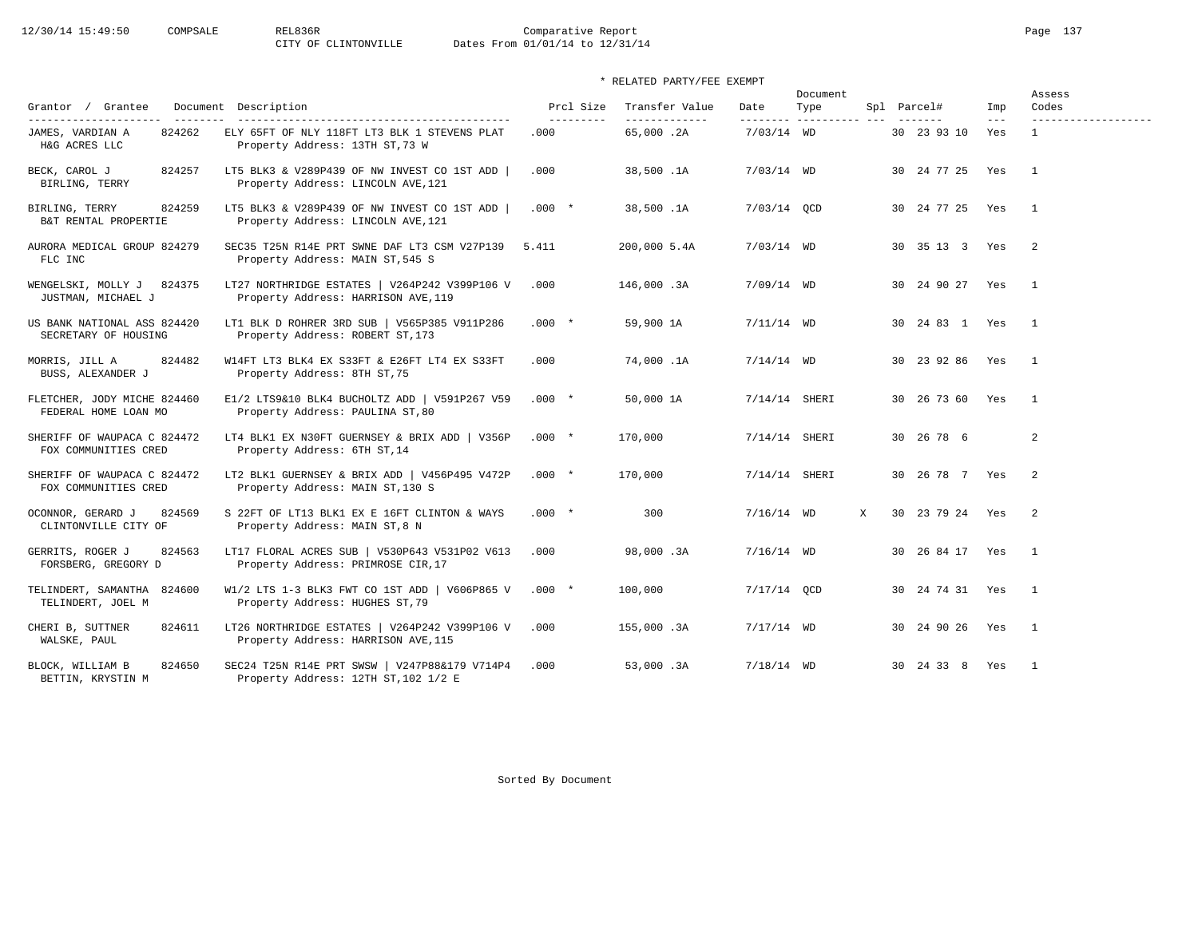Comparative Report
CITY OF CLINTONVILLE Dates From 01/01/14 to 12/31/14

\* RELATED PARTY/FEE EXEMPT

| Grantor / Grantee | Document | Description | Prcl Size | Transfer Value | Date | Document Type | Spl | Parcel# | Imp | Assess Codes |
|---|---|---|---|---|---|---|---|---|---|---|
| JAMES, VARDIAN A / H&G ACRES LLC | 824262 | ELY 65FT OF NLY 118FT LT3 BLK 1 STEVENS PLAT / Property Address: 13TH ST,73 W | .000 | 65,000 .2A | 7/03/14 | WD | | 30 23 93 10 | Yes | 1 |
| BECK, CAROL J / BIRLING, TERRY | 824257 | LT5 BLK3 & V289P439 OF NW INVEST CO 1ST ADD \| / Property Address: LINCOLN AVE,121 | .000 | 38,500 .1A | 7/03/14 | WD | | 30 24 77 25 | Yes | 1 |
| BIRLING, TERRY / B&T RENTAL PROPERTIE | 824259 | LT5 BLK3 & V289P439 OF NW INVEST CO 1ST ADD \| / Property Address: LINCOLN AVE,121 | .000 * | 38,500 .1A | 7/03/14 | QCD | | 30 24 77 25 | Yes | 1 |
| AURORA MEDICAL GROUP / FLC INC | 824279 | SEC35 T25N R14E PRT SWNE DAF LT3 CSM V27P139 / Property Address: MAIN ST,545 S | 5.411 | 200,000 5.4A | 7/03/14 | WD | | 30 35 13 3 | Yes | 2 |
| WENGELSKI, MOLLY J / JUSTMAN, MICHAEL J | 824375 | LT27 NORTHRIDGE ESTATES \| V264P242 V399P106 V / Property Address: HARRISON AVE,119 | .000 | 146,000 .3A | 7/09/14 | WD | | 30 24 90 27 | Yes | 1 |
| US BANK NATIONAL ASS / SECRETARY OF HOUSING | 824420 | LT1 BLK D ROHRER 3RD SUB \| V565P385 V911P286 / Property Address: ROBERT ST,173 | .000 * | 59,900 1A | 7/11/14 | WD | | 30 24 83 1 | Yes | 1 |
| MORRIS, JILL A / BUSS, ALEXANDER J | 824482 | W14FT LT3 BLK4 EX S33FT & E26FT LT4 EX S33FT / Property Address: 8TH ST,75 | .000 | 74,000 .1A | 7/14/14 | WD | | 30 23 92 86 | Yes | 1 |
| FLETCHER, JODY MICHE / FEDERAL HOME LOAN MO | 824460 | E1/2 LTS9&10 BLK4 BUCHOLTZ ADD \| V591P267 V59 / Property Address: PAULINA ST,80 | .000 * | 50,000 1A | 7/14/14 | SHERI | | 30 26 73 60 | Yes | 1 |
| SHERIFF OF WAUPACA C / FOX COMMUNITIES CRED | 824472 | LT4 BLK1 EX N30FT GUERNSEY & BRIX ADD \| V356P / Property Address: 6TH ST,14 | .000 * | 170,000 | 7/14/14 | SHERI | | 30 26 78 6 | | 2 |
| SHERIFF OF WAUPACA C / FOX COMMUNITIES CRED | 824472 | LT2 BLK1 GUERNSEY & BRIX ADD \| V456P495 V472P / Property Address: MAIN ST,130 S | .000 * | 170,000 | 7/14/14 | SHERI | | 30 26 78 7 | Yes | 2 |
| OCONNOR, GERARD J / CLINTONVILLE CITY OF | 824569 | S 22FT OF LT13 BLK1 EX E 16FT CLINTON & WAYS / Property Address: MAIN ST,8 N | .000 * | 300 | 7/16/14 | WD | X | 30 23 79 24 | Yes | 2 |
| GERRITS, ROGER J / FORSBERG, GREGORY D | 824563 | LT17 FLORAL ACRES SUB \| V530P643 V531P02 V613 / Property Address: PRIMROSE CIR,17 | .000 | 98,000 .3A | 7/16/14 | WD | | 30 26 84 17 | Yes | 1 |
| TELINDERT, SAMANTHA / TELINDERT, JOEL M | 824600 | W1/2 LTS 1-3 BLK3 FWT CO 1ST ADD \| V606P865 V / Property Address: HUGHES ST,79 | .000 * | 100,000 | 7/17/14 | QCD | | 30 24 74 31 | Yes | 1 |
| CHERI B, SUTTNER / WALSKE, PAUL | 824611 | LT26 NORTHRIDGE ESTATES \| V264P242 V399P106 V / Property Address: HARRISON AVE,115 | .000 | 155,000 .3A | 7/17/14 | WD | | 30 24 90 26 | Yes | 1 |
| BLOCK, WILLIAM B / BETTIN, KRYSTIN M | 824650 | SEC24 T25N R14E PRT SWSW \| V247P88&179 V714P4 / Property Address: 12TH ST,102 1/2 E | .000 | 53,000 .3A | 7/18/14 | WD | | 30 24 33 8 | Yes | 1 |

Sorted By Document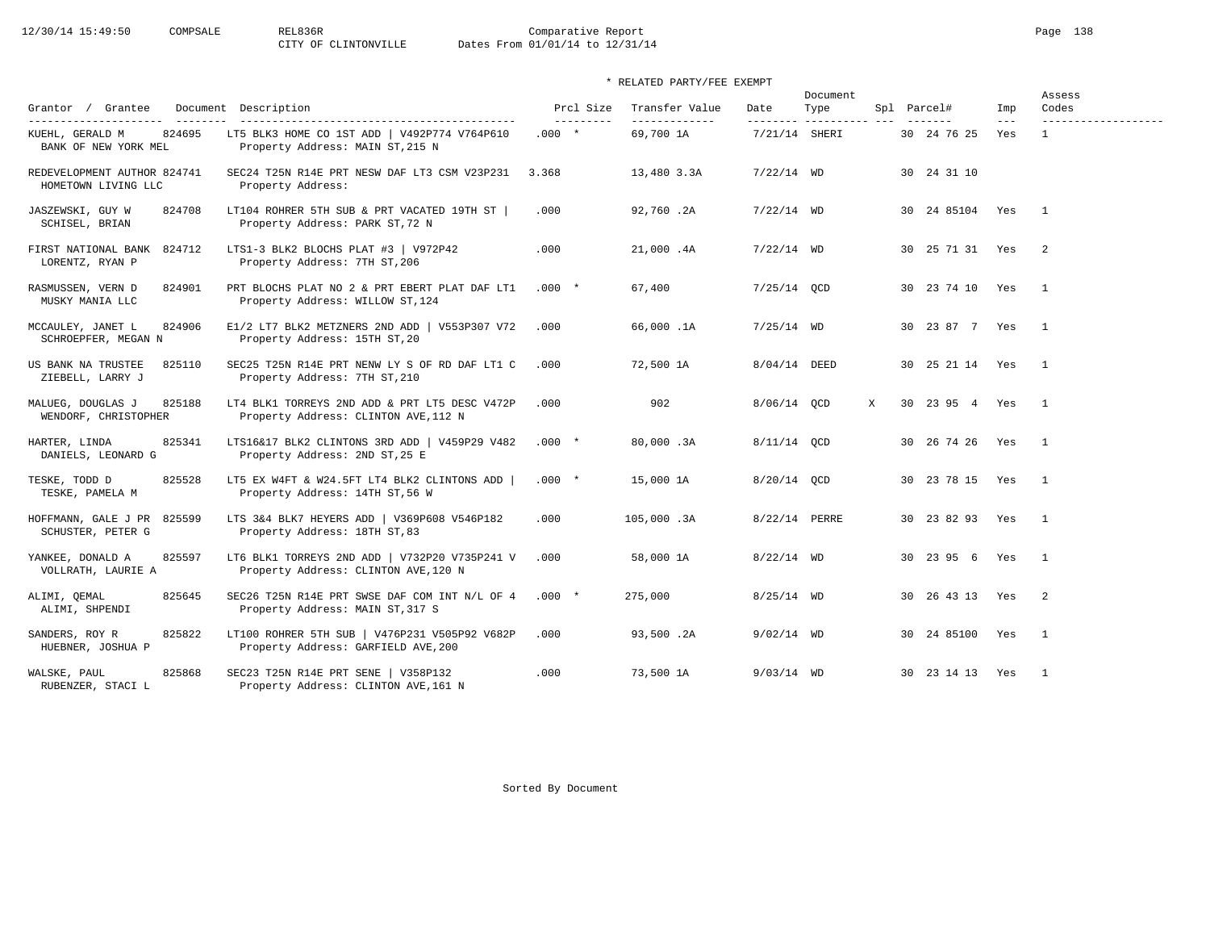12/30/14 15:49:50 COMPSALE REL836R Comparative Report
CITY OF CLINTONVILLE Dates From 01/01/14 to 12/31/14

\* RELATED PARTY/FEE EXEMPT

| Grantor / Grantee | Document | Description | Prcl Size | Transfer Value | Date | Document Type | Spl | Parcel# | Imp | Assess Codes |
|---|---|---|---|---|---|---|---|---|---|---|
| KUEHL, GERALD M / BANK OF NEW YORK MEL | 824695 | LT5 BLK3 HOME CO 1ST ADD \| V492P774 V764P610 / Property Address: MAIN ST,215 N | .000 * | 69,700 1A | 7/21/14 | SHERI | | 30 24 76 25 | Yes | 1 |
| REDEVELOPMENT AUTHOR / HOMETOWN LIVING LLC | 824741 | SEC24 T25N R14E PRT NESW DAF LT3 CSM V23P231 / Property Address: | 3.368 | 13,480 3.3A | 7/22/14 | WD | | 30 24 31 10 | | |
| JASZEWSKI, GUY W / SCHISEL, BRIAN | 824708 | LT104 ROHRER 5TH SUB & PRT VACATED 19TH ST \| / Property Address: PARK ST,72 N | .000 | 92,760 .2A | 7/22/14 | WD | | 30 24 85104 | Yes | 1 |
| FIRST NATIONAL BANK / LORENTZ, RYAN P | 824712 | LTS1-3 BLK2 BLOCHS PLAT #3 \| V972P42 / Property Address: 7TH ST,206 | .000 | 21,000 .4A | 7/22/14 | WD | | 30 25 71 31 | Yes | 2 |
| RASMUSSEN, VERN D / MUSKY MANIA LLC | 824901 | PRT BLOCHS PLAT NO 2 & PRT EBERT PLAT DAF LT1 / Property Address: WILLOW ST,124 | .000 * | 67,400 | 7/25/14 | QCD | | 30 23 74 10 | Yes | 1 |
| MCCAULEY, JANET L / SCHROEPFER, MEGAN N | 824906 | E1/2 LT7 BLK2 METZNERS 2ND ADD \| V553P307 V72 / Property Address: 15TH ST,20 | .000 | 66,000 .1A | 7/25/14 | WD | | 30 23 87 7 | Yes | 1 |
| US BANK NA TRUSTEE / ZIEBELL, LARRY J | 825110 | SEC25 T25N R14E PRT NENW LY S OF RD DAF LT1 C / Property Address: 7TH ST,210 | .000 | 72,500 1A | 8/04/14 | DEED | | 30 25 21 14 | Yes | 1 |
| MALUEG, DOUGLAS J / WENDORF, CHRISTOPHER | 825188 | LT4 BLK1 TORREYS 2ND ADD & PRT LT5 DESC V472P / Property Address: CLINTON AVE,112 N | .000 | 902 | 8/06/14 | QCD | X | 30 23 95 4 | Yes | 1 |
| HARTER, LINDA / DANIELS, LEONARD G | 825341 | LTS16&17 BLK2 CLINTONS 3RD ADD \| V459P29 V482 / Property Address: 2ND ST,25 E | .000 * | 80,000 .3A | 8/11/14 | QCD | | 30 26 74 26 | Yes | 1 |
| TESKE, TODD D / TESKE, PAMELA M | 825528 | LT5 EX W4FT & W24.5FT LT4 BLK2 CLINTONS ADD \| / Property Address: 14TH ST,56 W | .000 * | 15,000 1A | 8/20/14 | QCD | | 30 23 78 15 | Yes | 1 |
| HOFFMANN, GALE J PR / SCHUSTER, PETER G | 825599 | LTS 3&4 BLK7 HEYERS ADD \| V369P608 V546P182 / Property Address: 18TH ST,83 | .000 | 105,000 .3A | 8/22/14 | PERRE | | 30 23 82 93 | Yes | 1 |
| YANKEE, DONALD A / VOLLRATH, LAURIE A | 825597 | LT6 BLK1 TORREYS 2ND ADD \| V732P20 V735P241 V / Property Address: CLINTON AVE,120 N | .000 | 58,000 1A | 8/22/14 | WD | | 30 23 95 6 | Yes | 1 |
| ALIMI, QEMAL / ALIMI, SHPENDI | 825645 | SEC26 T25N R14E PRT SWSE DAF COM INT N/L OF 4 / Property Address: MAIN ST,317 S | .000 * | 275,000 | 8/25/14 | WD | | 30 26 43 13 | Yes | 2 |
| SANDERS, ROY R / HUEBNER, JOSHUA P | 825822 | LT100 ROHRER 5TH SUB \| V476P231 V505P92 V682P / Property Address: GARFIELD AVE,200 | .000 | 93,500 .2A | 9/02/14 | WD | | 30 24 85100 | Yes | 1 |
| WALSKE, PAUL / RUBENZER, STACI L | 825868 | SEC23 T25N R14E PRT SENE \| V358P132 / Property Address: CLINTON AVE,161 N | .000 | 73,500 1A | 9/03/14 | WD | | 30 23 14 13 | Yes | 1 |

Sorted By Document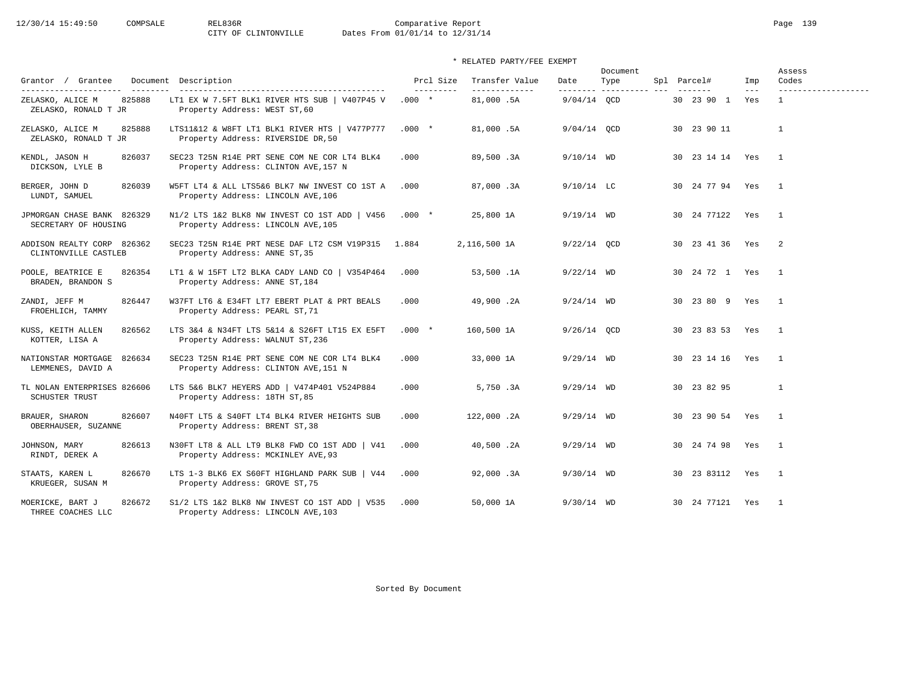Comparative Report
CITY OF CLINTONVILLE    Dates From 01/01/14 to 12/31/14

\* RELATED PARTY/FEE EXEMPT

| Grantor / Grantee | Document | Description | Prcl Size | Transfer Value | Date | Document Type | Spl | Parcel# | Imp | Assess Codes |
|---|---|---|---|---|---|---|---|---|---|---|
| ZELASKO, ALICE M / ZELASKO, RONALD T JR | 825888 | LT1 EX W 7.5FT BLK1 RIVER HTS SUB \| V407P45 V / Property Address: WEST ST,60 | .000 * | 81,000 .5A | 9/04/14 | QCD | | 30 23 90 1 | Yes | 1 |
| ZELASKO, ALICE M / ZELASKO, RONALD T JR | 825888 | LTS11&12 & W8FT LT1 BLK1 RIVER HTS \| V477P777 / Property Address: RIVERSIDE DR,50 | .000 * | 81,000 .5A | 9/04/14 | QCD | | 30 23 90 11 | | 1 |
| KENDL, JASON H / DICKSON, LYLE B | 826037 | SEC23 T25N R14E PRT SENE COM NE COR LT4 BLK4 / Property Address: CLINTON AVE,157 N | .000 | 89,500 .3A | 9/10/14 | WD | | 30 23 14 14 | Yes | 1 |
| BERGER, JOHN D / LUNDT, SAMUEL | 826039 | W5FT LT4 & ALL LTS5&6 BLK7 NW INVEST CO 1ST A / Property Address: LINCOLN AVE,106 | .000 | 87,000 .3A | 9/10/14 | LC | | 30 24 77 94 | Yes | 1 |
| JPMORGAN CHASE BANK / SECRETARY OF HOUSING | 826329 | N1/2 LTS 1&2 BLK8 NW INVEST CO 1ST ADD \| V456 / Property Address: LINCOLN AVE,105 | .000 * | 25,800 1A | 9/19/14 | WD | | 30 24 77122 | Yes | 1 |
| ADDISON REALTY CORP / CLINTONVILLE CASTLEB | 826362 | SEC23 T25N R14E PRT NESE DAF LT2 CSM V19P315 / Property Address: ANNE ST,35 | 1.884 | 2,116,500 1A | 9/22/14 | QCD | | 30 23 41 36 | Yes | 2 |
| POOLE, BEATRICE E / BRADEN, BRANDON S | 826354 | LT1 & W 15FT LT2 BLKA CADY LAND CO \| V354P464 / Property Address: ANNE ST,184 | .000 | 53,500 .1A | 9/22/14 | WD | | 30 24 72 1 | Yes | 1 |
| ZANDI, JEFF M / FROEHLICH, TAMMY | 826447 | W37FT LT6 & E34FT LT7 EBERT PLAT & PRT BEALS / Property Address: PEARL ST,71 | .000 | 49,900 .2A | 9/24/14 | WD | | 30 23 80 9 | Yes | 1 |
| KUSS, KEITH ALLEN / KOTTER, LISA A | 826562 | LTS 3&4 & N34FT LTS 5&14 & S26FT LT15 EX E5FT / Property Address: WALNUT ST,236 | .000 * | 160,500 1A | 9/26/14 | QCD | | 30 23 83 53 | Yes | 1 |
| NATIONSTAR MORTGAGE / LEMMENES, DAVID A | 826634 | SEC23 T25N R14E PRT SENE COM NE COR LT4 BLK4 / Property Address: CLINTON AVE,151 N | .000 | 33,000 1A | 9/29/14 | WD | | 30 23 14 16 | Yes | 1 |
| TL NOLAN ENTERPRISES / SCHUSTER TRUST | 826606 | LTS 5&6 BLK7 HEYERS ADD \| V474P401 V524P884 / Property Address: 18TH ST,85 | .000 | 5,750 .3A | 9/29/14 | WD | | 30 23 82 95 | | 1 |
| BRAUER, SHARON / OBERHAUSER, SUZANNE | 826607 | N40FT LT5 & S40FT LT4 BLK4 RIVER HEIGHTS SUB / Property Address: BRENT ST,38 | .000 | 122,000 .2A | 9/29/14 | WD | | 30 23 90 54 | Yes | 1 |
| JOHNSON, MARY / RINDT, DEREK A | 826613 | N30FT LT8 & ALL LT9 BLK8 FWD CO 1ST ADD \| V41 / Property Address: MCKINLEY AVE,93 | .000 | 40,500 .2A | 9/29/14 | WD | | 30 24 74 98 | Yes | 1 |
| STAATS, KAREN L / KRUEGER, SUSAN M | 826670 | LTS 1-3 BLK6 EX S60FT HIGHLAND PARK SUB \| V44 / Property Address: GROVE ST,75 | .000 | 92,000 .3A | 9/30/14 | WD | | 30 23 83112 | Yes | 1 |
| MOERICKE, BART J / THREE COACHES LLC | 826672 | S1/2 LTS 1&2 BLK8 NW INVEST CO 1ST ADD \| V535 / Property Address: LINCOLN AVE,103 | .000 | 50,000 1A | 9/30/14 | WD | | 30 24 77121 | Yes | 1 |

Sorted By Document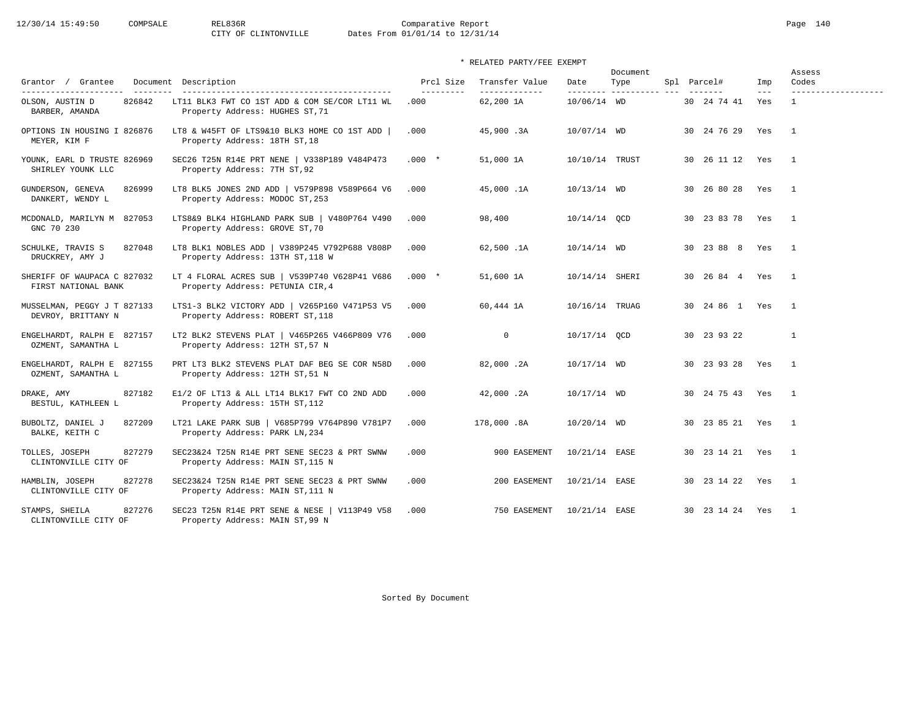Comparative Report

CITY OF CLINTONVILLE — Dates From 01/01/14 to 12/31/14

\* RELATED PARTY/FEE EXEMPT

| Grantor / Grantee | Document | Description | Prcl Size | Transfer Value | Date | Document Type | Spl | Parcel# | Imp | Assess Codes |
|---|---|---|---|---|---|---|---|---|---|---|
| OLSON, AUSTIN D<br>BARBER, AMANDA | 826842 | LT11 BLK3 FWT CO 1ST ADD & COM SE/COR LT11 WL<br>Property Address: HUGHES ST,71 | .000 | 62,200 1A | 10/06/14 | WD | | 30 24 74 41 | Yes | 1 |
| OPTIONS IN HOUSING I<br>MEYER, KIM F | 826876 | LT8 & W45FT OF LTS9&10 BLK3 HOME CO 1ST ADD \|<br>Property Address: 18TH ST,18 | .000 | 45,900 .3A | 10/07/14 | WD | | 30 24 76 29 | Yes | 1 |
| YOUNK, EARL D TRUSTE<br>SHIRLEY YOUNK LLC | 826969 | SEC26 T25N R14E PRT NENE \| V338P189 V484P473<br>Property Address: 7TH ST,92 | .000 * | 51,000 1A | 10/10/14 | TRUST | | 30 26 11 12 | Yes | 1 |
| GUNDERSON, GENEVA<br>DANKERT, WENDY L | 826999 | LT8 BLK5 JONES 2ND ADD \| V579P898 V589P664 V6<br>Property Address: MODOC ST,253 | .000 | 45,000 .1A | 10/13/14 | WD | | 30 26 80 28 | Yes | 1 |
| MCDONALD, MARILYN M<br>GNC 70 230 | 827053 | LTS8&9 BLK4 HIGHLAND PARK SUB \| V480P764 V490<br>Property Address: GROVE ST,70 | .000 | 98,400 | 10/14/14 | QCD | | 30 23 83 78 | Yes | 1 |
| SCHULKE, TRAVIS S<br>DRUCKREY, AMY J | 827048 | LT8 BLK1 NOBLES ADD \| V389P245 V792P688 V808P<br>Property Address: 13TH ST,118 W | .000 | 62,500 .1A | 10/14/14 | WD | | 30 23 88 8 | Yes | 1 |
| SHERIFF OF WAUPACA C<br>FIRST NATIONAL BANK | 827032 | LT 4 FLORAL ACRES SUB \| V539P740 V628P41 V686<br>Property Address: PETUNIA CIR,4 | .000 * | 51,600 1A | 10/14/14 | SHERI | | 30 26 84 4 | Yes | 1 |
| MUSSELMAN, PEGGY J T<br>DEVROY, BRITTANY N | 827133 | LTS1-3 BLK2 VICTORY ADD \| V265P160 V471P53 V5<br>Property Address: ROBERT ST,118 | .000 | 60,444 1A | 10/16/14 | TRUAG | | 30 24 86 1 | Yes | 1 |
| ENGELHARDT, RALPH E<br>OZMENT, SAMANTHA L | 827157 | LT2 BLK2 STEVENS PLAT \| V465P265 V466P809 V76<br>Property Address: 12TH ST,57 N | .000 | 0 | 10/17/14 | QCD | | 30 23 93 22 | | 1 |
| ENGELHARDT, RALPH E<br>OZMENT, SAMANTHA L | 827155 | PRT LT3 BLK2 STEVENS PLAT DAF BEG SE COR N58D<br>Property Address: 12TH ST,51 N | .000 | 82,000 .2A | 10/17/14 | WD | | 30 23 93 28 | Yes | 1 |
| DRAKE, AMY<br>BESTUL, KATHLEEN L | 827182 | E1/2 OF LT13 & ALL LT14 BLK17 FWT CO 2ND ADD<br>Property Address: 15TH ST,112 | .000 | 42,000 .2A | 10/17/14 | WD | | 30 24 75 43 | Yes | 1 |
| BUBOLTZ, DANIEL J<br>BALKE, KEITH C | 827209 | LT21 LAKE PARK SUB \| V685P799 V764P890 V781P7<br>Property Address: PARK LN,234 | .000 | 178,000 .8A | 10/20/14 | WD | | 30 23 85 21 | Yes | 1 |
| TOLLES, JOSEPH<br>CLINTONVILLE CITY OF | 827279 | SEC23&24 T25N R14E PRT SENE SEC23 & PRT SWNW<br>Property Address: MAIN ST,115 N | .000 | 900 EASEMENT | 10/21/14 | EASE | | 30 23 14 21 | Yes | 1 |
| HAMBLIN, JOSEPH<br>CLINTONVILLE CITY OF | 827278 | SEC23&24 T25N R14E PRT SENE SEC23 & PRT SWNW<br>Property Address: MAIN ST,111 N | .000 | 200 EASEMENT | 10/21/14 | EASE | | 30 23 14 22 | Yes | 1 |
| STAMPS, SHEILA<br>CLINTONVILLE CITY OF | 827276 | SEC23 T25N R14E PRT SENE & NESE \| V113P49 V58<br>Property Address: MAIN ST,99 N | .000 | 750 EASEMENT | 10/21/14 | EASE | | 30 23 14 24 | Yes | 1 |

Sorted By Document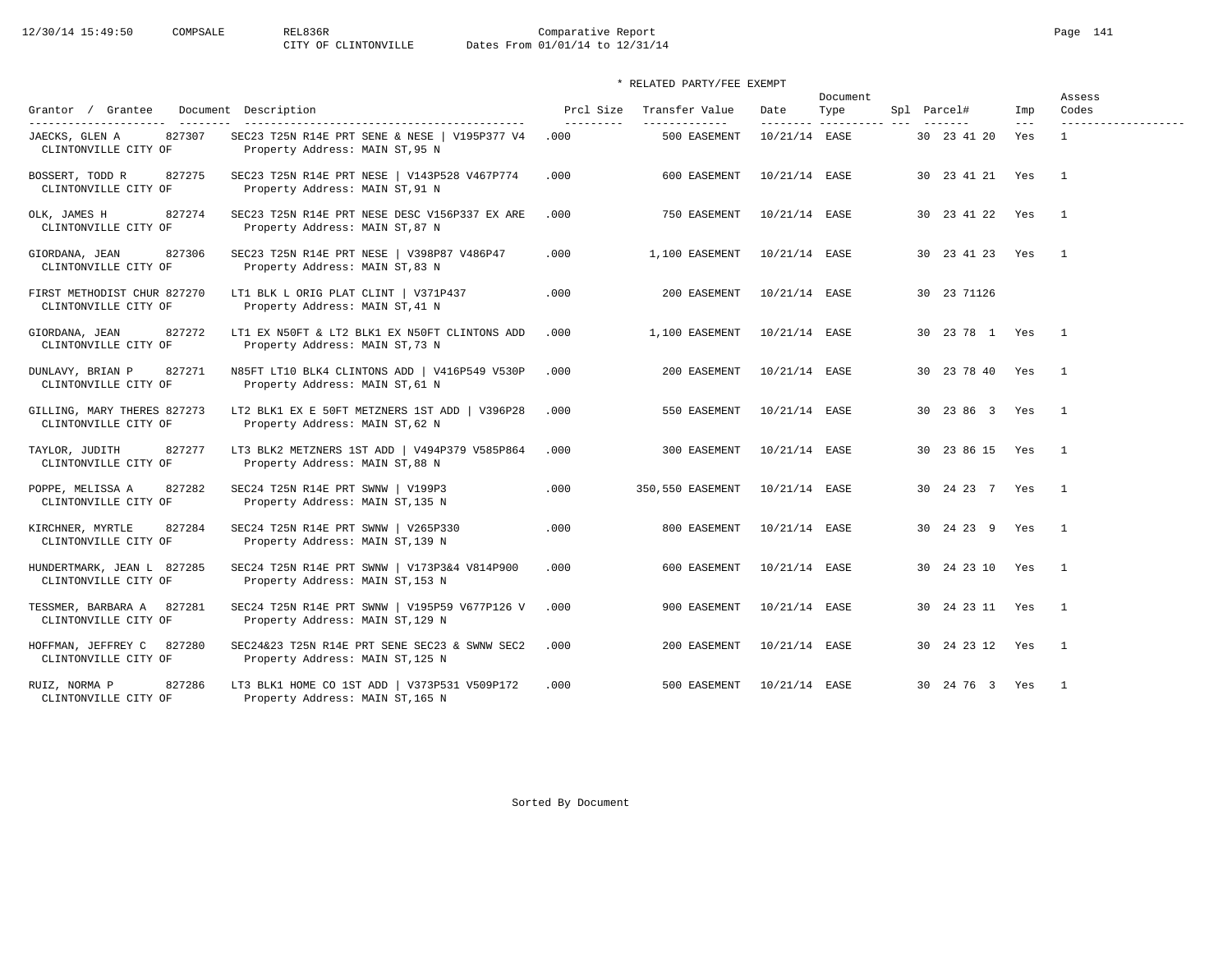Comparative Report
CITY OF CLINTONVILLE Dates From 01/01/14 to 12/31/14

\* RELATED PARTY/FEE EXEMPT

| Grantor / Grantee | Document | Description | Prcl Size | Transfer Value | Date | Document Type | Spl | Parcel# | Imp | Assess Codes |
|---|---|---|---|---|---|---|---|---|---|---|
| JAECKS, GLEN A<br>CLINTONVILLE CITY OF | 827307 | SEC23 T25N R14E PRT SENE & NESE \| V195P377 V4<br>Property Address: MAIN ST,95 N | .000 | 500 EASEMENT | 10/21/14 | EASE | | 30 23 41 20 | Yes | 1 |
| BOSSERT, TODD R<br>CLINTONVILLE CITY OF | 827275 | SEC23 T25N R14E PRT NESE \| V143P528 V467P774<br>Property Address: MAIN ST,91 N | .000 | 600 EASEMENT | 10/21/14 | EASE | | 30 23 41 21 | Yes | 1 |
| OLK, JAMES H<br>CLINTONVILLE CITY OF | 827274 | SEC23 T25N R14E PRT NESE DESC V156P337 EX ARE<br>Property Address: MAIN ST,87 N | .000 | 750 EASEMENT | 10/21/14 | EASE | | 30 23 41 22 | Yes | 1 |
| GIORDANA, JEAN<br>CLINTONVILLE CITY OF | 827306 | SEC23 T25N R14E PRT NESE \| V398P87 V486P47<br>Property Address: MAIN ST,83 N | .000 | 1,100 EASEMENT | 10/21/14 | EASE | | 30 23 41 23 | Yes | 1 |
| FIRST METHODIST CHUR<br>CLINTONVILLE CITY OF | 827270 | LT1 BLK L ORIG PLAT CLINT \| V371P437<br>Property Address: MAIN ST,41 N | .000 | 200 EASEMENT | 10/21/14 | EASE | | 30 23 71126 | | |
| GIORDANA, JEAN<br>CLINTONVILLE CITY OF | 827272 | LT1 EX N50FT & LT2 BLK1 EX N50FT CLINTONS ADD<br>Property Address: MAIN ST,73 N | .000 | 1,100 EASEMENT | 10/21/14 | EASE | | 30 23 78 1 | Yes | 1 |
| DUNLAVY, BRIAN P<br>CLINTONVILLE CITY OF | 827271 | N85FT LT10 BLK4 CLINTONS ADD \| V416P549 V530P<br>Property Address: MAIN ST,61 N | .000 | 200 EASEMENT | 10/21/14 | EASE | | 30 23 78 40 | Yes | 1 |
| GILLING, MARY THERES<br>CLINTONVILLE CITY OF | 827273 | LT2 BLK1 EX E 50FT METZNERS 1ST ADD \| V396P28<br>Property Address: MAIN ST,62 N | .000 | 550 EASEMENT | 10/21/14 | EASE | | 30 23 86 3 | Yes | 1 |
| TAYLOR, JUDITH<br>CLINTONVILLE CITY OF | 827277 | LT3 BLK2 METZNERS 1ST ADD \| V494P379 V585P864<br>Property Address: MAIN ST,88 N | .000 | 300 EASEMENT | 10/21/14 | EASE | | 30 23 86 15 | Yes | 1 |
| POPPE, MELISSA A<br>CLINTONVILLE CITY OF | 827282 | SEC24 T25N R14E PRT SWNW \| V199P3<br>Property Address: MAIN ST,135 N | .000 | 350,550 EASEMENT | 10/21/14 | EASE | | 30 24 23 7 | Yes | 1 |
| KIRCHNER, MYRTLE<br>CLINTONVILLE CITY OF | 827284 | SEC24 T25N R14E PRT SWNW \| V265P330<br>Property Address: MAIN ST,139 N | .000 | 800 EASEMENT | 10/21/14 | EASE | | 30 24 23 9 | Yes | 1 |
| HUNDERTMARK, JEAN L<br>CLINTONVILLE CITY OF | 827285 | SEC24 T25N R14E PRT SWNW \| V173P3&4 V814P900<br>Property Address: MAIN ST,153 N | .000 | 600 EASEMENT | 10/21/14 | EASE | | 30 24 23 10 | Yes | 1 |
| TESSMER, BARBARA A<br>CLINTONVILLE CITY OF | 827281 | SEC24 T25N R14E PRT SWNW \| V195P59 V677P126 V<br>Property Address: MAIN ST,129 N | .000 | 900 EASEMENT | 10/21/14 | EASE | | 30 24 23 11 | Yes | 1 |
| HOFFMAN, JEFFREY C<br>CLINTONVILLE CITY OF | 827280 | SEC24&23 T25N R14E PRT SENE SEC23 & SWNW SEC2<br>Property Address: MAIN ST,125 N | .000 | 200 EASEMENT | 10/21/14 | EASE | | 30 24 23 12 | Yes | 1 |
| RUIZ, NORMA P<br>CLINTONVILLE CITY OF | 827286 | LT3 BLK1 HOME CO 1ST ADD \| V373P531 V509P172<br>Property Address: MAIN ST,165 N | .000 | 500 EASEMENT | 10/21/14 | EASE | | 30 24 76 3 | Yes | 1 |

Sorted By Document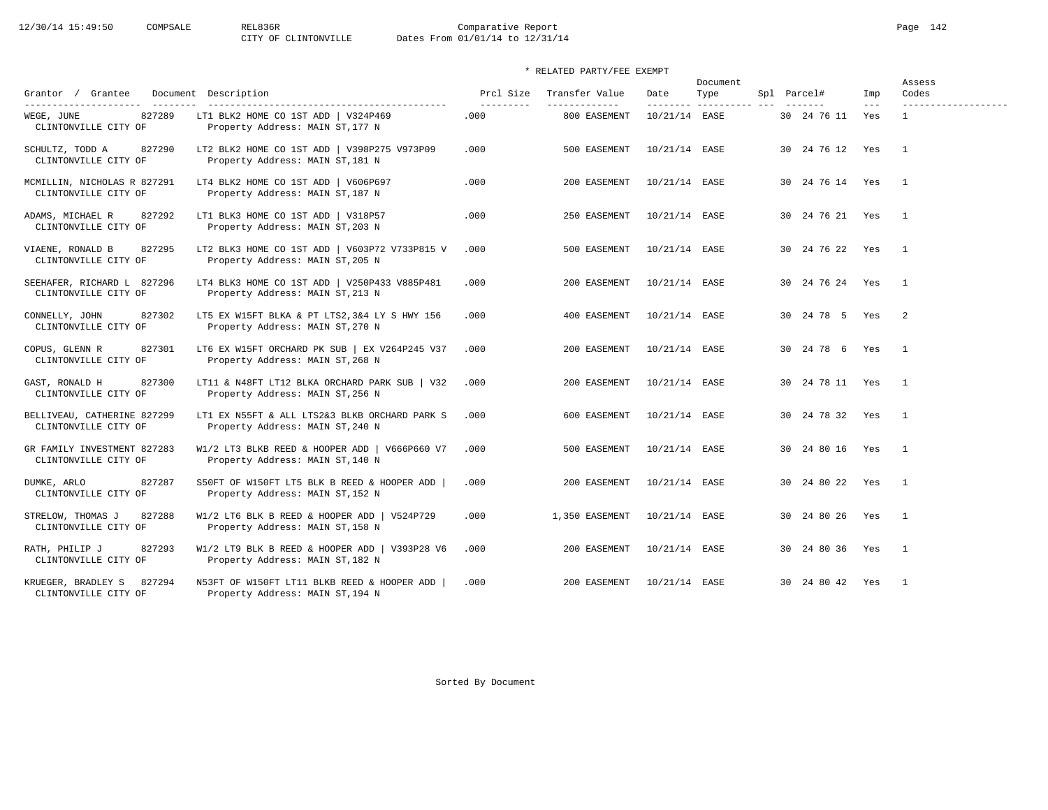Comparative Report
CITY OF CLINTONVILLE    Dates From 01/01/14 to 12/31/14

\* RELATED PARTY/FEE EXEMPT

| Grantor / Grantee | Document | Description | Prcl Size | Transfer Value | Date | Document Type | Spl | Parcel# | Imp | Assess Codes |
|---|---|---|---|---|---|---|---|---|---|---|
| WEGE, JUNE<br>CLINTONVILLE CITY OF | 827289 | LT1 BLK2 HOME CO 1ST ADD \| V324P469<br>Property Address: MAIN ST,177 N | .000 | 800 EASEMENT | 10/21/14 | EASE | | 30 24 76 11 | Yes | 1 |
| SCHULTZ, TODD A<br>CLINTONVILLE CITY OF | 827290 | LT2 BLK2 HOME CO 1ST ADD \| V398P275 V973P09<br>Property Address: MAIN ST,181 N | .000 | 500 EASEMENT | 10/21/14 | EASE | | 30 24 76 12 | Yes | 1 |
| MCMILLIN, NICHOLAS R<br>CLINTONVILLE CITY OF | 827291 | LT4 BLK2 HOME CO 1ST ADD \| V606P697<br>Property Address: MAIN ST,187 N | .000 | 200 EASEMENT | 10/21/14 | EASE | | 30 24 76 14 | Yes | 1 |
| ADAMS, MICHAEL R<br>CLINTONVILLE CITY OF | 827292 | LT1 BLK3 HOME CO 1ST ADD \| V318P57<br>Property Address: MAIN ST,203 N | .000 | 250 EASEMENT | 10/21/14 | EASE | | 30 24 76 21 | Yes | 1 |
| VIAENE, RONALD B<br>CLINTONVILLE CITY OF | 827295 | LT2 BLK3 HOME CO 1ST ADD \| V603P72 V733P815 V<br>Property Address: MAIN ST,205 N | .000 | 500 EASEMENT | 10/21/14 | EASE | | 30 24 76 22 | Yes | 1 |
| SEEHAFER, RICHARD L<br>CLINTONVILLE CITY OF | 827296 | LT4 BLK3 HOME CO 1ST ADD \| V250P433 V885P481<br>Property Address: MAIN ST,213 N | .000 | 200 EASEMENT | 10/21/14 | EASE | | 30 24 76 24 | Yes | 1 |
| CONNELLY, JOHN<br>CLINTONVILLE CITY OF | 827302 | LT5 EX W15FT BLKA & PT LTS2,3&4 LY S HWY 156<br>Property Address: MAIN ST,270 N | .000 | 400 EASEMENT | 10/21/14 | EASE | | 30 24 78 5 | Yes | 2 |
| COPUS, GLENN R<br>CLINTONVILLE CITY OF | 827301 | LT6 EX W15FT ORCHARD PK SUB \| EX V264P245 V37<br>Property Address: MAIN ST,268 N | .000 | 200 EASEMENT | 10/21/14 | EASE | | 30 24 78 6 | Yes | 1 |
| GAST, RONALD H<br>CLINTONVILLE CITY OF | 827300 | LT11 & N48FT LT12 BLKA ORCHARD PARK SUB \| V32<br>Property Address: MAIN ST,256 N | .000 | 200 EASEMENT | 10/21/14 | EASE | | 30 24 78 11 | Yes | 1 |
| BELLIVEAU, CATHERINE<br>CLINTONVILLE CITY OF | 827299 | LT1 EX N55FT & ALL LTS2&3 BLKB ORCHARD PARK S<br>Property Address: MAIN ST,240 N | .000 | 600 EASEMENT | 10/21/14 | EASE | | 30 24 78 32 | Yes | 1 |
| GR FAMILY INVESTMENT<br>CLINTONVILLE CITY OF | 827283 | W1/2 LT3 BLKB REED & HOOPER ADD \| V666P660 V7<br>Property Address: MAIN ST,140 N | .000 | 500 EASEMENT | 10/21/14 | EASE | | 30 24 80 16 | Yes | 1 |
| DUMKE, ARLO<br>CLINTONVILLE CITY OF | 827287 | S50FT OF W150FT LT5 BLK B REED & HOOPER ADD \|<br>Property Address: MAIN ST,152 N | .000 | 200 EASEMENT | 10/21/14 | EASE | | 30 24 80 22 | Yes | 1 |
| STRELOW, THOMAS J<br>CLINTONVILLE CITY OF | 827288 | W1/2 LT6 BLK B REED & HOOPER ADD \| V524P729<br>Property Address: MAIN ST,158 N | .000 | 1,350 EASEMENT | 10/21/14 | EASE | | 30 24 80 26 | Yes | 1 |
| RATH, PHILIP J<br>CLINTONVILLE CITY OF | 827293 | W1/2 LT9 BLK B REED & HOOPER ADD \| V393P28 V6<br>Property Address: MAIN ST,182 N | .000 | 200 EASEMENT | 10/21/14 | EASE | | 30 24 80 36 | Yes | 1 |
| KRUEGER, BRADLEY S<br>CLINTONVILLE CITY OF | 827294 | N53FT OF W150FT LT11 BLKB REED & HOOPER ADD \|<br>Property Address: MAIN ST,194 N | .000 | 200 EASEMENT | 10/21/14 | EASE | | 30 24 80 42 | Yes | 1 |

Sorted By Document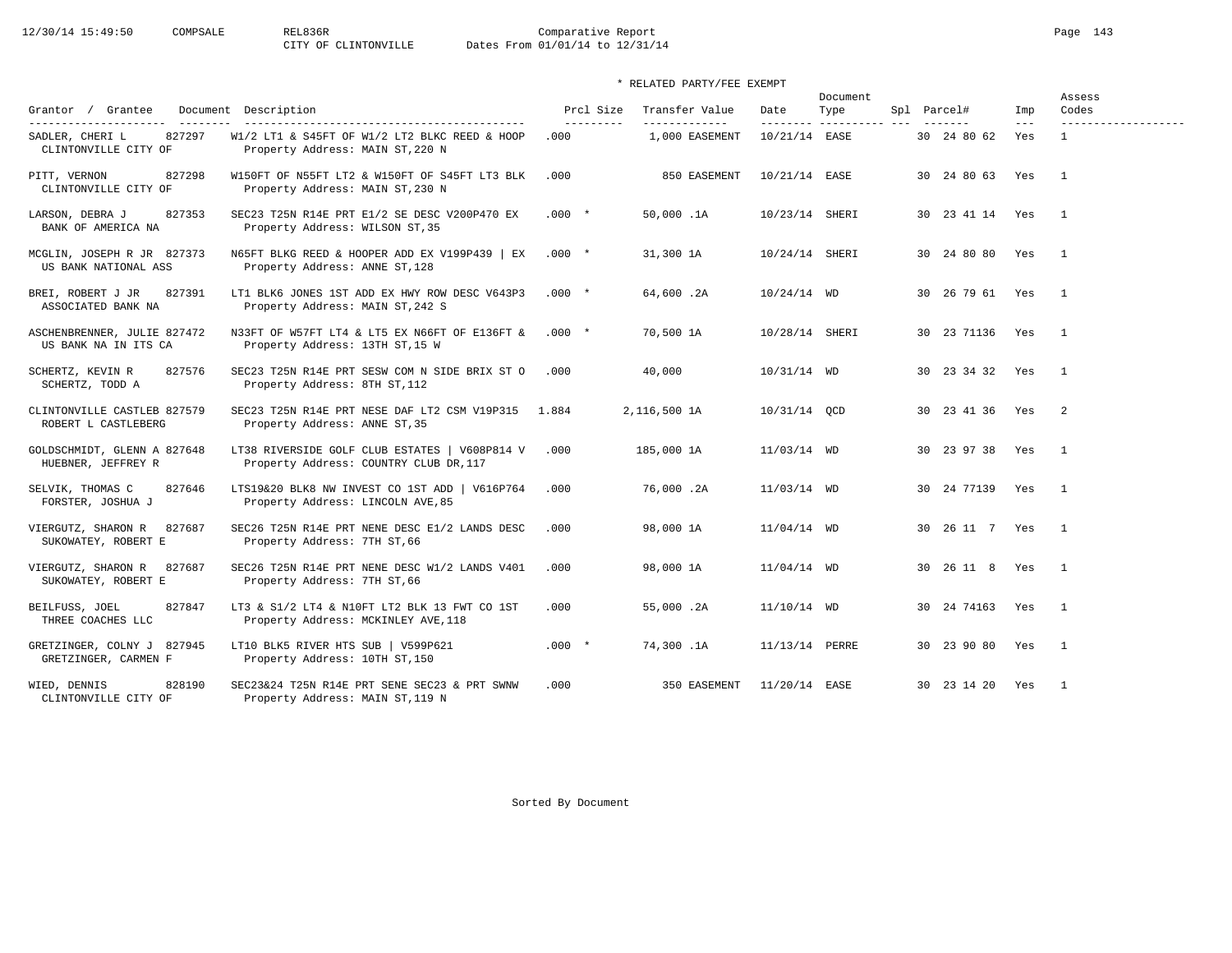CITY OF CLINTONVILLE — Comparative Report — Dates From 01/01/14 to 12/31/14

\* RELATED PARTY/FEE EXEMPT

| Grantor / Grantee | Document | Description | Prcl Size | Transfer Value | Date | Document Type | Spl | Parcel# | Imp | Assess Codes |
|---|---|---|---|---|---|---|---|---|---|---|
| SADLER, CHERI L / CLINTONVILLE CITY OF | 827297 | W1/2 LT1 & S45FT OF W1/2 LT2 BLKC REED & HOOP / Property Address: MAIN ST,220 N | .000 | 1,000 EASEMENT | 10/21/14 | EASE | | 30 24 80 62 | Yes | 1 |
| PITT, VERNON / CLINTONVILLE CITY OF | 827298 | W150FT OF N55FT LT2 & W150FT OF S45FT LT3 BLK / Property Address: MAIN ST,230 N | .000 | 850 EASEMENT | 10/21/14 | EASE | | 30 24 80 63 | Yes | 1 |
| LARSON, DEBRA J / BANK OF AMERICA NA | 827353 | SEC23 T25N R14E PRT E1/2 SE DESC V200P470 EX / Property Address: WILSON ST,35 | .000 * | 50,000 .1A | 10/23/14 | SHERI | | 30 23 41 14 | Yes | 1 |
| MCGLIN, JOSEPH R JR / US BANK NATIONAL ASS | 827373 | N65FT BLKG REED & HOOPER ADD EX V199P439 \| EX / Property Address: ANNE ST,128 | .000 * | 31,300 1A | 10/24/14 | SHERI | | 30 24 80 80 | Yes | 1 |
| BREI, ROBERT J JR / ASSOCIATED BANK NA | 827391 | LT1 BLK6 JONES 1ST ADD EX HWY ROW DESC V643P3 / Property Address: MAIN ST,242 S | .000 * | 64,600 .2A | 10/24/14 | WD | | 30 26 79 61 | Yes | 1 |
| ASCHENBRENNER, JULIE / US BANK NA IN ITS CA | 827472 | N33FT OF W57FT LT4 & LT5 EX N66FT OF E136FT & / Property Address: 13TH ST,15 W | .000 * | 70,500 1A | 10/28/14 | SHERI | | 30 23 71136 | Yes | 1 |
| SCHERTZ, KEVIN R / SCHERTZ, TODD A | 827576 | SEC23 T25N R14E PRT SESW COM N SIDE BRIX ST O / Property Address: 8TH ST,112 | .000 | 40,000 | 10/31/14 | WD | | 30 23 34 32 | Yes | 1 |
| CLINTONVILLE CASTLEB / ROBERT L CASTLEBERG | 827579 | SEC23 T25N R14E PRT NESE DAF LT2 CSM V19P315 / Property Address: ANNE ST,35 | 1.884 | 2,116,500 1A | 10/31/14 | QCD | | 30 23 41 36 | Yes | 2 |
| GOLDSCHMIDT, GLENN A / HUEBNER, JEFFREY R | 827648 | LT38 RIVERSIDE GOLF CLUB ESTATES \| V608P814 V / Property Address: COUNTRY CLUB DR,117 | .000 | 185,000 1A | 11/03/14 | WD | | 30 23 97 38 | Yes | 1 |
| SELVIK, THOMAS C / FORSTER, JOSHUA J | 827646 | LTS19&20 BLK8 NW INVEST CO 1ST ADD \| V616P764 / Property Address: LINCOLN AVE,85 | .000 | 76,000 .2A | 11/03/14 | WD | | 30 24 77139 | Yes | 1 |
| VIERGUTZ, SHARON R / SUKOWATEY, ROBERT E | 827687 | SEC26 T25N R14E PRT NENE DESC E1/2 LANDS DESC / Property Address: 7TH ST,66 | .000 | 98,000 1A | 11/04/14 | WD | | 30 26 11 7 | Yes | 1 |
| VIERGUTZ, SHARON R / SUKOWATEY, ROBERT E | 827687 | SEC26 T25N R14E PRT NENE DESC W1/2 LANDS V401 / Property Address: 7TH ST,66 | .000 | 98,000 1A | 11/04/14 | WD | | 30 26 11 8 | Yes | 1 |
| BEILFUSS, JOEL / THREE COACHES LLC | 827847 | LT3 & S1/2 LT4 & N10FT LT2 BLK 13 FWT CO 1ST / Property Address: MCKINLEY AVE,118 | .000 | 55,000 .2A | 11/10/14 | WD | | 30 24 74163 | Yes | 1 |
| GRETZINGER, COLNY J / GRETZINGER, CARMEN F | 827945 | LT10 BLK5 RIVER HTS SUB \| V599P621 / Property Address: 10TH ST,150 | .000 * | 74,300 .1A | 11/13/14 | PERRE | | 30 23 90 80 | Yes | 1 |
| WIED, DENNIS / CLINTONVILLE CITY OF | 828190 | SEC23&24 T25N R14E PRT SENE SEC23 & PRT SWNW / Property Address: MAIN ST,119 N | .000 | 350 EASEMENT | 11/20/14 | EASE | | 30 23 14 20 | Yes | 1 |

Sorted By Document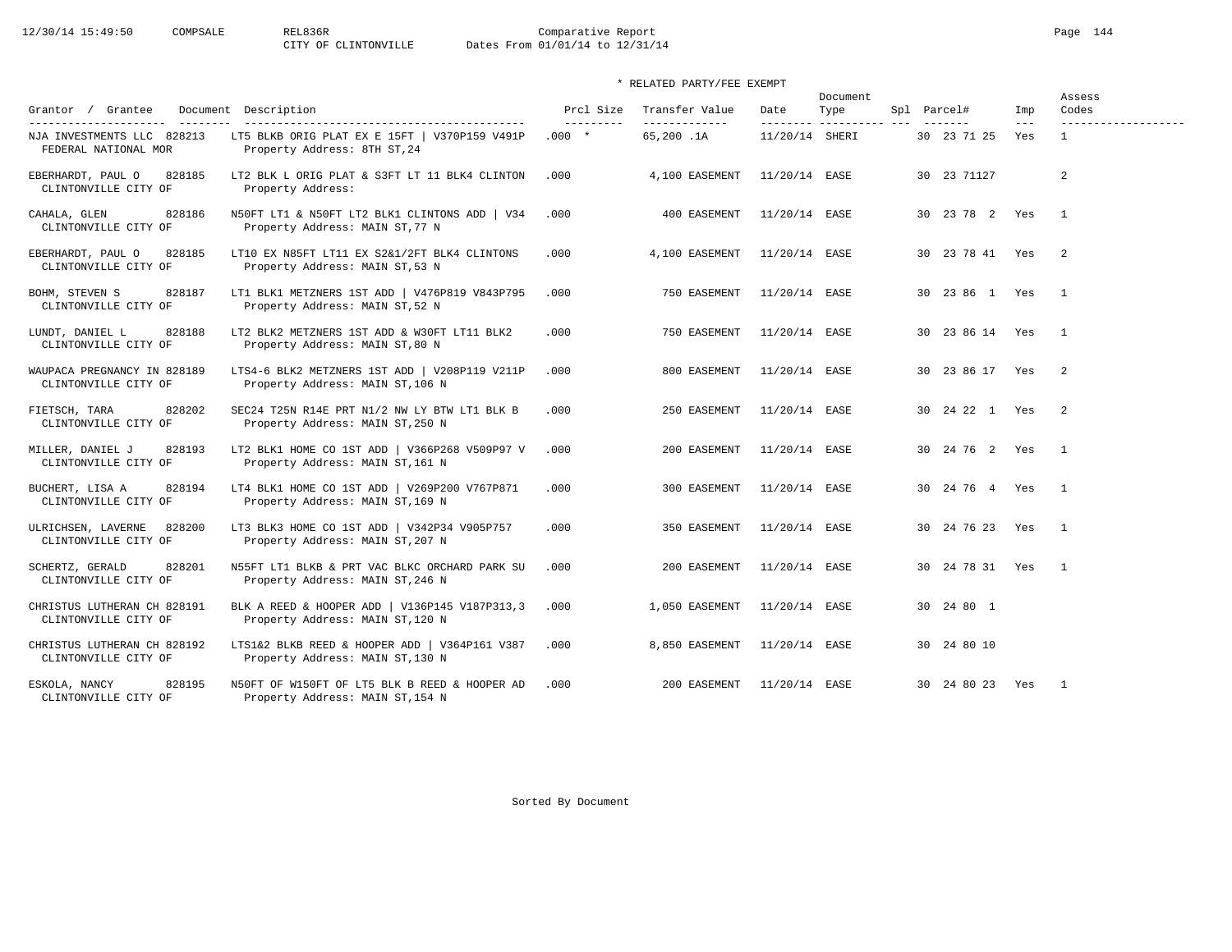Comparative Report
CITY OF CLINTONVILLE Dates From 01/01/14 to 12/31/14

\* RELATED PARTY/FEE EXEMPT

| Grantor / Grantee | Document | Description | Prcl Size | Transfer Value | Date | Document Type | Spl | Parcel# | Imp | Assess Codes |
|---|---|---|---|---|---|---|---|---|---|---|
| NJA INVESTMENTS LLC / FEDERAL NATIONAL MOR | 828213 | LT5 BLKB ORIG PLAT EX E 15FT \| V370P159 V491P / Property Address: 8TH ST,24 | .000 * | 65,200 .1A | 11/20/14 | SHERI | | 30 23 71 25 | Yes | 1 |
| EBERHARDT, PAUL O / CLINTONVILLE CITY OF | 828185 | LT2 BLK L ORIG PLAT & S3FT LT 11 BLK4 CLINTON / Property Address: | .000 | 4,100 EASEMENT | 11/20/14 | EASE | | 30 23 71127 | | 2 |
| CAHALA, GLEN / CLINTONVILLE CITY OF | 828186 | N50FT LT1 & N50FT LT2 BLK1 CLINTONS ADD \| V34 / Property Address: MAIN ST,77 N | .000 | 400 EASEMENT | 11/20/14 | EASE | | 30 23 78 2 | Yes | 1 |
| EBERHARDT, PAUL O / CLINTONVILLE CITY OF | 828185 | LT10 EX N85FT LT11 EX S2&1/2FT BLK4 CLINTONS / Property Address: MAIN ST,53 N | .000 | 4,100 EASEMENT | 11/20/14 | EASE | | 30 23 78 41 | Yes | 2 |
| BOHM, STEVEN S / CLINTONVILLE CITY OF | 828187 | LT1 BLK1 METZNERS 1ST ADD \| V476P819 V843P795 / Property Address: MAIN ST,52 N | .000 | 750 EASEMENT | 11/20/14 | EASE | | 30 23 86 1 | Yes | 1 |
| LUNDT, DANIEL L / CLINTONVILLE CITY OF | 828188 | LT2 BLK2 METZNERS 1ST ADD & W30FT LT11 BLK2 / Property Address: MAIN ST,80 N | .000 | 750 EASEMENT | 11/20/14 | EASE | | 30 23 86 14 | Yes | 1 |
| WAUPACA PREGNANCY IN / CLINTONVILLE CITY OF | 828189 | LTS4-6 BLK2 METZNERS 1ST ADD \| V208P119 V211P / Property Address: MAIN ST,106 N | .000 | 800 EASEMENT | 11/20/14 | EASE | | 30 23 86 17 | Yes | 2 |
| FIETSCH, TARA / CLINTONVILLE CITY OF | 828202 | SEC24 T25N R14E PRT N1/2 NW LY BTW LT1 BLK B / Property Address: MAIN ST,250 N | .000 | 250 EASEMENT | 11/20/14 | EASE | | 30 24 22 1 | Yes | 2 |
| MILLER, DANIEL J / CLINTONVILLE CITY OF | 828193 | LT2 BLK1 HOME CO 1ST ADD \| V366P268 V509P97 V / Property Address: MAIN ST,161 N | .000 | 200 EASEMENT | 11/20/14 | EASE | | 30 24 76 2 | Yes | 1 |
| BUCHERT, LISA A / CLINTONVILLE CITY OF | 828194 | LT4 BLK1 HOME CO 1ST ADD \| V269P200 V767P871 / Property Address: MAIN ST,169 N | .000 | 300 EASEMENT | 11/20/14 | EASE | | 30 24 76 4 | Yes | 1 |
| ULRICHSEN, LAVERNE / CLINTONVILLE CITY OF | 828200 | LT3 BLK3 HOME CO 1ST ADD \| V342P34 V905P757 / Property Address: MAIN ST,207 N | .000 | 350 EASEMENT | 11/20/14 | EASE | | 30 24 76 23 | Yes | 1 |
| SCHERTZ, GERALD / CLINTONVILLE CITY OF | 828201 | N55FT LT1 BLKB & PRT VAC BLKC ORCHARD PARK SU / Property Address: MAIN ST,246 N | .000 | 200 EASEMENT | 11/20/14 | EASE | | 30 24 78 31 | Yes | 1 |
| CHRISTUS LUTHERAN CH / CLINTONVILLE CITY OF | 828191 | BLK A REED & HOOPER ADD \| V136P145 V187P313,3 / Property Address: MAIN ST,120 N | .000 | 1,050 EASEMENT | 11/20/14 | EASE | | 30 24 80 1 | | |
| CHRISTUS LUTHERAN CH / CLINTONVILLE CITY OF | 828192 | LTS1&2 BLKB REED & HOOPER ADD \| V364P161 V387 / Property Address: MAIN ST,130 N | .000 | 8,850 EASEMENT | 11/20/14 | EASE | | 30 24 80 10 | | |
| ESKOLA, NANCY / CLINTONVILLE CITY OF | 828195 | N50FT OF W150FT OF LT5 BLK B REED & HOOPER AD / Property Address: MAIN ST,154 N | .000 | 200 EASEMENT | 11/20/14 | EASE | | 30 24 80 23 | Yes | 1 |

Sorted By Document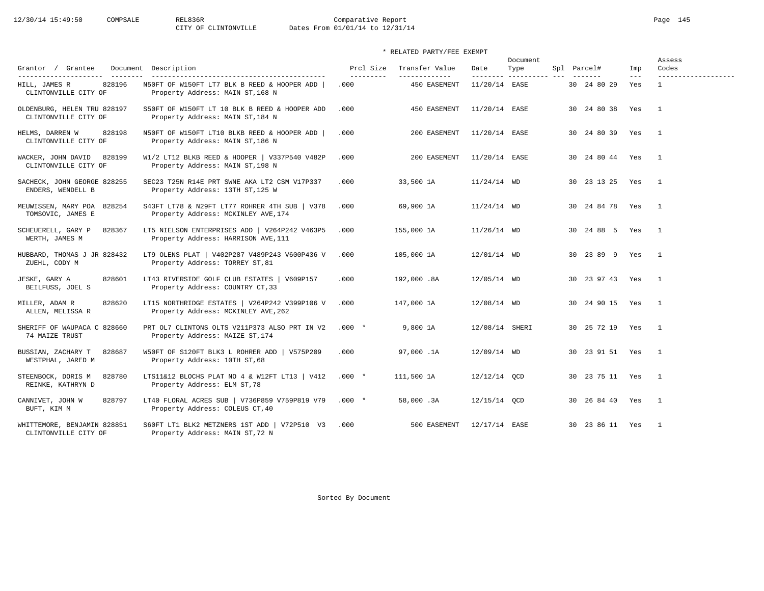Comparative Report
CITY OF CLINTONVILLE Dates From 01/01/14 to 12/31/14

\* RELATED PARTY/FEE EXEMPT

| Grantor / Grantee | Document | Description | Prcl Size | Transfer Value | Date | Document Type | Spl | Parcel# | Imp | Assess Codes |
|---|---|---|---|---|---|---|---|---|---|---|
| HILL, JAMES R<br>CLINTONVILLE CITY OF | 828196 | N50FT OF W150FT LT7 BLK B REED & HOOPER ADD \|<br>Property Address: MAIN ST,168 N | .000 | 450 EASEMENT | 11/20/14 | EASE | | 30 24 80 29 | Yes | 1 |
| OLDENBURG, HELEN TRU<br>CLINTONVILLE CITY OF | 828197 | S50FT OF W150FT LT 10 BLK B REED & HOOPER ADD<br>Property Address: MAIN ST,184 N | .000 | 450 EASEMENT | 11/20/14 | EASE | | 30 24 80 38 | Yes | 1 |
| HELMS, DARREN W<br>CLINTONVILLE CITY OF | 828198 | N50FT OF W150FT LT10 BLKB REED & HOOPER ADD \|<br>Property Address: MAIN ST,186 N | .000 | 200 EASEMENT | 11/20/14 | EASE | | 30 24 80 39 | Yes | 1 |
| WACKER, JOHN DAVID<br>CLINTONVILLE CITY OF | 828199 | W1/2 LT12 BLKB REED & HOOPER \| V337P540 V482P<br>Property Address: MAIN ST,198 N | .000 | 200 EASEMENT | 11/20/14 | EASE | | 30 24 80 44 | Yes | 1 |
| SACHECK, JOHN GEORGE<br>ENDERS, WENDELL B | 828255 | SEC23 T25N R14E PRT SWNE AKA LT2 CSM V17P337<br>Property Address: 13TH ST,125 W | .000 | 33,500 1A | 11/24/14 | WD | | 30 23 13 25 | Yes | 1 |
| MEUWISSEN, MARY POA<br>TOMSOVIC, JAMES E | 828254 | S43FT LT78 & N29FT LT77 ROHRER 4TH SUB \| V378<br>Property Address: MCKINLEY AVE,174 | .000 | 69,900 1A | 11/24/14 | WD | | 30 24 84 78 | Yes | 1 |
| SCHEUERELL, GARY P<br>WERTH, JAMES M | 828367 | LT5 NIELSON ENTERPRISES ADD \| V264P242 V463P5<br>Property Address: HARRISON AVE,111 | .000 | 155,000 1A | 11/26/14 | WD | | 30 24 88 5 | Yes | 1 |
| HUBBARD, THOMAS J JR<br>ZUEHL, CODY M | 828432 | LT9 OLENS PLAT \| V402P287 V489P243 V600P436 V<br>Property Address: TORREY ST,81 | .000 | 105,000 1A | 12/01/14 | WD | | 30 23 89 9 | Yes | 1 |
| JESKE, GARY A<br>BEILFUSS, JOEL S | 828601 | LT43 RIVERSIDE GOLF CLUB ESTATES \| V609P157<br>Property Address: COUNTRY CT,33 | .000 | 192,000 .8A | 12/05/14 | WD | | 30 23 97 43 | Yes | 1 |
| MILLER, ADAM R<br>ALLEN, MELISSA R | 828620 | LT15 NORTHRIDGE ESTATES \| V264P242 V399P106 V<br>Property Address: MCKINLEY AVE,262 | .000 | 147,000 1A | 12/08/14 | WD | | 30 24 90 15 | Yes | 1 |
| SHERIFF OF WAUPACA C<br>74 MAIZE TRUST | 828660 | PRT OL7 CLINTONS OLTS V211P373 ALSO PRT IN V2<br>Property Address: MAIZE ST,174 | .000 * | 9,800 1A | 12/08/14 | SHERI | | 30 25 72 19 | Yes | 1 |
| BUSSIAN, ZACHARY T<br>WESTPHAL, JARED M | 828687 | W50FT OF S120FT BLK3 L ROHRER ADD \| V575P209<br>Property Address: 10TH ST,68 | .000 | 97,000 .1A | 12/09/14 | WD | | 30 23 91 51 | Yes | 1 |
| STEENBOCK, DORIS M<br>REINKE, KATHRYN D | 828780 | LTS11&12 BLOCHS PLAT NO 4 & W12FT LT13 \| V412<br>Property Address: ELM ST,78 | .000 * | 111,500 1A | 12/12/14 | QCD | | 30 23 75 11 | Yes | 1 |
| CANNIVET, JOHN W<br>BUFT, KIM M | 828797 | LT40 FLORAL ACRES SUB \| V736P859 V759P819 V79<br>Property Address: COLEUS CT,40 | .000 * | 58,000 .3A | 12/15/14 | QCD | | 30 26 84 40 | Yes | 1 |
| WHITTEMORE, BENJAMIN<br>CLINTONVILLE CITY OF | 828851 | S60FT LT1 BLK2 METZNERS 1ST ADD \| V72P510 V3<br>Property Address: MAIN ST,72 N | .000 | 500 EASEMENT | 12/17/14 | EASE | | 30 23 86 11 | Yes | 1 |

Sorted By Document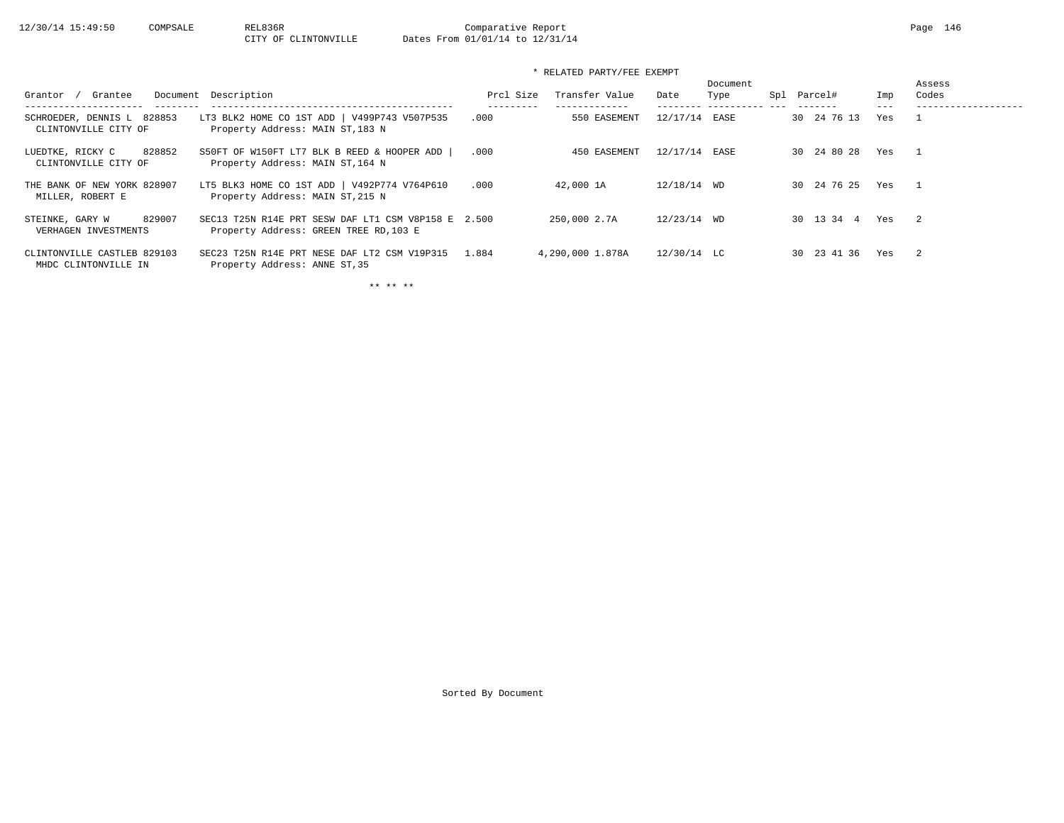Comparative Report

CITY OF CLINTONVILLE — Dates From 01/01/14 to 12/31/14

\* RELATED PARTY/FEE EXEMPT

| Grantor / Grantee | Document | Description | Prcl Size | Transfer Value | Date | Document Type | Spl | Parcel# | Imp | Assess Codes |
|---|---|---|---|---|---|---|---|---|---|---|
| SCHROEDER, DENNIS L / CLINTONVILLE CITY OF | 828853 | LT3 BLK2 HOME CO 1ST ADD \| V499P743 V507P535 Property Address: MAIN ST,183 N | .000 | 550 EASEMENT | 12/17/14 | EASE | | 30 24 76 13 | Yes | 1 |
| LUEDTKE, RICKY C / CLINTONVILLE CITY OF | 828852 | S50FT OF W150FT LT7 BLK B REED & HOOPER ADD \| Property Address: MAIN ST,164 N | .000 | 450 EASEMENT | 12/17/14 | EASE | | 30 24 80 28 | Yes | 1 |
| THE BANK OF NEW YORK / MILLER, ROBERT E | 828907 | LT5 BLK3 HOME CO 1ST ADD \| V492P774 V764P610 Property Address: MAIN ST,215 N | .000 | 42,000 1A | 12/18/14 | WD | | 30 24 76 25 | Yes | 1 |
| STEINKE, GARY W / VERHAGEN INVESTMENTS | 829007 | SEC13 T25N R14E PRT SESW DAF LT1 CSM V8P158 E Property Address: GREEN TREE RD,103 E | 2.500 | 250,000 2.7A | 12/23/14 | WD | | 30 13 34 4 | Yes | 2 |
| CLINTONVILLE CASTLEB / MHDC CLINTONVILLE IN | 829103 | SEC23 T25N R14E PRT NESE DAF LT2 CSM V19P315 Property Address: ANNE ST,35 | 1.884 | 4,290,000 1.878A | 12/30/14 | LC | | 30 23 41 36 | Yes | 2 |

\*\* \*\* \*\*

Sorted By Document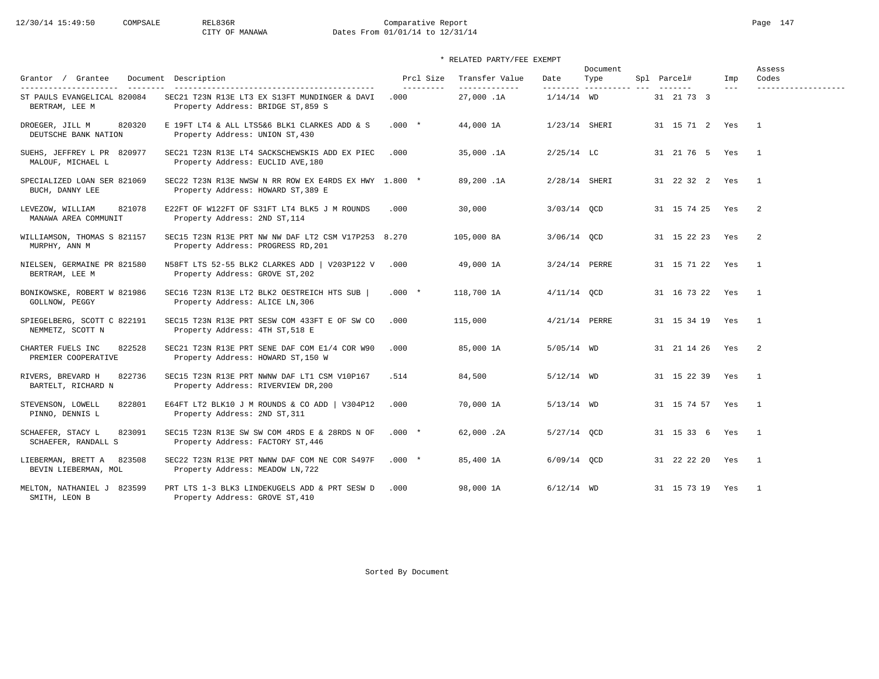# Comparative Report

CITY OF MANAWA — Dates From 01/01/14 to 12/31/14

\* RELATED PARTY/FEE EXEMPT

| Grantor / Grantee | Document | Description | Prcl Size | Transfer Value | Date | Document Type | Spl | Parcel# | Imp | Assess Codes |
|---|---|---|---|---|---|---|---|---|---|---|
| ST PAULS EVANGELICAL / BERTRAM, LEE M | 820084 | SEC21 T23N R13E LT3 EX S13FT MUNDINGER & DAVI / Property Address: BRIDGE ST,859 S | .000 | 27,000 .1A | 1/14/14 | WD | | 31 21 73 3 | | |
| DROEGER, JILL M / DEUTSCHE BANK NATION | 820320 | E 19FT LT4 & ALL LTS5&6 BLK1 CLARKES ADD & S / Property Address: UNION ST,430 | .000 * | 44,000 1A | 1/23/14 | SHERI | | 31 15 71 2 | Yes | 1 |
| SUEHS, JEFFREY L PR / MALOUF, MICHAEL L | 820977 | SEC21 T23N R13E LT4 SACKSCHEWSKIS ADD EX PIEC / Property Address: EUCLID AVE,180 | .000 | 35,000 .1A | 2/25/14 | LC | | 31 21 76 5 | Yes | 1 |
| SPECIALIZED LOAN SER / BUCH, DANNY LEE | 821069 | SEC22 T23N R13E NWSW N RR ROW EX E4RDS EX HWY / Property Address: HOWARD ST,389 E | 1.800 * | 89,200 .1A | 2/28/14 | SHERI | | 31 22 32 2 | Yes | 1 |
| LEVEZOW, WILLIAM / MANAWA AREA COMMUNIT | 821078 | E22FT OF W122FT OF S31FT LT4 BLK5 J M ROUNDS / Property Address: 2ND ST,114 | .000 | 30,000 | 3/03/14 | QCD | | 31 15 74 25 | Yes | 2 |
| WILLIAMSON, THOMAS S / MURPHY, ANN M | 821157 | SEC15 T23N R13E PRT NW NW DAF LT2 CSM V17P253 / Property Address: PROGRESS RD,201 | 8.270 | 105,000 8A | 3/06/14 | QCD | | 31 15 22 23 | Yes | 2 |
| NIELSEN, GERMAINE PR / BERTRAM, LEE M | 821580 | N58FT LTS 52-55 BLK2 CLARKES ADD \| V203P122 V / Property Address: GROVE ST,202 | .000 | 49,000 1A | 3/24/14 | PERRE | | 31 15 71 22 | Yes | 1 |
| BONIKOWSKE, ROBERT W / GOLLNOW, PEGGY | 821986 | SEC16 T23N R13E LT2 BLK2 OESTREICH HTS SUB \| / Property Address: ALICE LN,306 | .000 * | 118,700 1A | 4/11/14 | QCD | | 31 16 73 22 | Yes | 1 |
| SPIEGELBERG, SCOTT C / NEMMETZ, SCOTT N | 822191 | SEC15 T23N R13E PRT SESW COM 433FT E OF SW CO / Property Address: 4TH ST,518 E | .000 | 115,000 | 4/21/14 | PERRE | | 31 15 34 19 | Yes | 1 |
| CHARTER FUELS INC / PREMIER COOPERATIVE | 822528 | SEC21 T23N R13E PRT SENE DAF COM E1/4 COR W90 / Property Address: HOWARD ST,150 W | .000 | 85,000 1A | 5/05/14 | WD | | 31 21 14 26 | Yes | 2 |
| RIVERS, BREVARD H / BARTELT, RICHARD N | 822736 | SEC15 T23N R13E PRT NWNW DAF LT1 CSM V10P167 / Property Address: RIVERVIEW DR,200 | .514 | 84,500 | 5/12/14 | WD | | 31 15 22 39 | Yes | 1 |
| STEVENSON, LOWELL / PINNO, DENNIS L | 822801 | E64FT LT2 BLK10 J M ROUNDS & CO ADD \| V304P12 / Property Address: 2ND ST,311 | .000 | 70,000 1A | 5/13/14 | WD | | 31 15 74 57 | Yes | 1 |
| SCHAEFER, STACY L / SCHAEFER, RANDALL S | 823091 | SEC15 T23N R13E SW SW COM 4RDS E & 28RDS N OF / Property Address: FACTORY ST,446 | .000 * | 62,000 .2A | 5/27/14 | QCD | | 31 15 33 6 | Yes | 1 |
| LIEBERMAN, BRETT A / BEVIN LIEBERMAN, MOL | 823508 | SEC22 T23N R13E PRT NWNW DAF COM NE COR S497F / Property Address: MEADOW LN,722 | .000 * | 85,400 1A | 6/09/14 | QCD | | 31 22 22 20 | Yes | 1 |
| MELTON, NATHANIEL J / SMITH, LEON B | 823599 | PRT LTS 1-3 BLK3 LINDEKUGELS ADD & PRT SESW D / Property Address: GROVE ST,410 | .000 | 98,000 1A | 6/12/14 | WD | | 31 15 73 19 | Yes | 1 |

Sorted By Document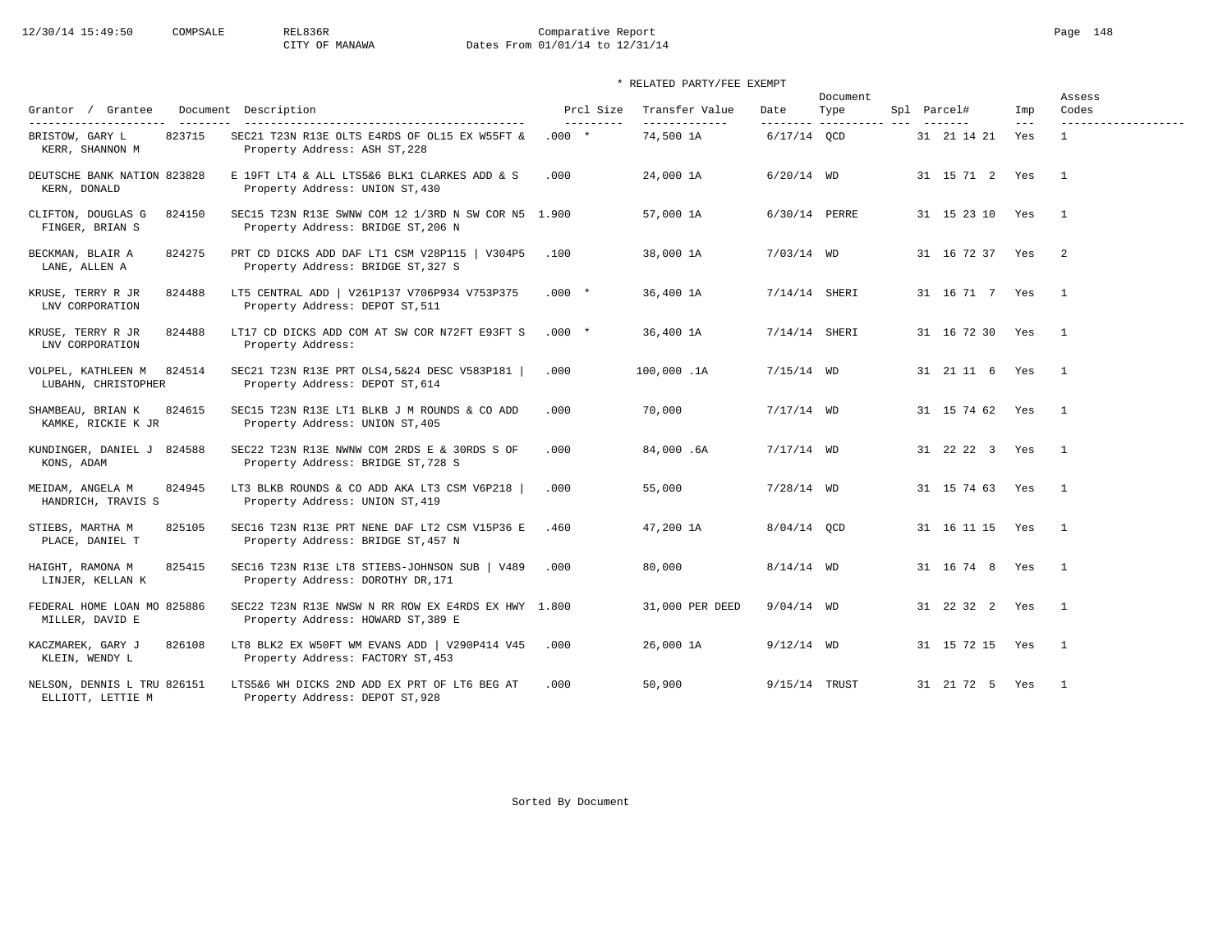# Comparative Report

CITY OF MANAWA

Dates From 01/01/14 to 12/31/14

\* RELATED PARTY/FEE EXEMPT

| Grantor / Grantee | Document | Description | Prcl Size | Transfer Value | Date | Document Type | Spl | Parcel# | Imp | Assess Codes |
|---|---|---|---|---|---|---|---|---|---|---|
| BRISTOW, GARY L / KERR, SHANNON M | 823715 | SEC21 T23N R13E OLTS E4RDS OF OL15 EX W55FT & / Property Address: ASH ST,228 | .000 * | 74,500 1A | 6/17/14 | QCD | | 31 21 14 21 | Yes | 1 |
| DEUTSCHE BANK NATION / KERN, DONALD | 823828 | E 19FT LT4 & ALL LTS5&6 BLK1 CLARKES ADD & S / Property Address: UNION ST,430 | .000 | 24,000 1A | 6/20/14 | WD | | 31 15 71 2 | Yes | 1 |
| CLIFTON, DOUGLAS G / FINGER, BRIAN S | 824150 | SEC15 T23N R13E SWNW COM 12 1/3RD N SW COR N5 / Property Address: BRIDGE ST,206 N | 1.900 | 57,000 1A | 6/30/14 | PERRE | | 31 15 23 10 | Yes | 1 |
| BECKMAN, BLAIR A / LANE, ALLEN A | 824275 | PRT CD DICKS ADD DAF LT1 CSM V28P115 \| V304P5 / Property Address: BRIDGE ST,327 S | .100 | 38,000 1A | 7/03/14 | WD | | 31 16 72 37 | Yes | 2 |
| KRUSE, TERRY R JR / LNV CORPORATION | 824488 | LT5 CENTRAL ADD \| V261P137 V706P934 V753P375 / Property Address: DEPOT ST,511 | .000 * | 36,400 1A | 7/14/14 | SHERI | | 31 16 71 7 | Yes | 1 |
| KRUSE, TERRY R JR / LNV CORPORATION | 824488 | LT17 CD DICKS ADD COM AT SW COR N72FT E93FT S / Property Address: | .000 * | 36,400 1A | 7/14/14 | SHERI | | 31 16 72 30 | Yes | 1 |
| VOLPEL, KATHLEEN M / LUBAHN, CHRISTOPHER | 824514 | SEC21 T23N R13E PRT OLS4,5&24 DESC V583P181 \| / Property Address: DEPOT ST,614 | .000 | 100,000 .1A | 7/15/14 | WD | | 31 21 11 6 | Yes | 1 |
| SHAMBEAU, BRIAN K / KAMKE, RICKIE K JR | 824615 | SEC15 T23N R13E LT1 BLKB J M ROUNDS & CO ADD / Property Address: UNION ST,405 | .000 | 70,000 | 7/17/14 | WD | | 31 15 74 62 | Yes | 1 |
| KUNDINGER, DANIEL J / KONS, ADAM | 824588 | SEC22 T23N R13E NWNW COM 2RDS E & 30RDS S OF / Property Address: BRIDGE ST,728 S | .000 | 84,000 .6A | 7/17/14 | WD | | 31 22 22 3 | Yes | 1 |
| MEIDAM, ANGELA M / HANDRICH, TRAVIS S | 824945 | LT3 BLKB ROUNDS & CO ADD AKA LT3 CSM V6P218 \| / Property Address: UNION ST,419 | .000 | 55,000 | 7/28/14 | WD | | 31 15 74 63 | Yes | 1 |
| STIEBS, MARTHA M / PLACE, DANIEL T | 825105 | SEC16 T23N R13E PRT NENE DAF LT2 CSM V15P36 E / Property Address: BRIDGE ST,457 N | .460 | 47,200 1A | 8/04/14 | QCD | | 31 16 11 15 | Yes | 1 |
| HAIGHT, RAMONA M / LINJER, KELLAN K | 825415 | SEC16 T23N R13E LT8 STIEBS-JOHNSON SUB \| V489 / Property Address: DOROTHY DR,171 | .000 | 80,000 | 8/14/14 | WD | | 31 16 74 8 | Yes | 1 |
| FEDERAL HOME LOAN MO / MILLER, DAVID E | 825886 | SEC22 T23N R13E NWSW N RR ROW EX E4RDS EX HWY / Property Address: HOWARD ST,389 E | 1.800 | 31,000 PER DEED | 9/04/14 | WD | | 31 22 32 2 | Yes | 1 |
| KACZMAREK, GARY J / KLEIN, WENDY L | 826108 | LT8 BLK2 EX W50FT WM EVANS ADD \| V290P414 V45 / Property Address: FACTORY ST,453 | .000 | 26,000 1A | 9/12/14 | WD | | 31 15 72 15 | Yes | 1 |
| NELSON, DENNIS L TRU / ELLIOTT, LETTIE M | 826151 | LTS5&6 WH DICKS 2ND ADD EX PRT OF LT6 BEG AT / Property Address: DEPOT ST,928 | .000 | 50,900 | 9/15/14 | TRUST | | 31 21 72 5 | Yes | 1 |

Sorted By Document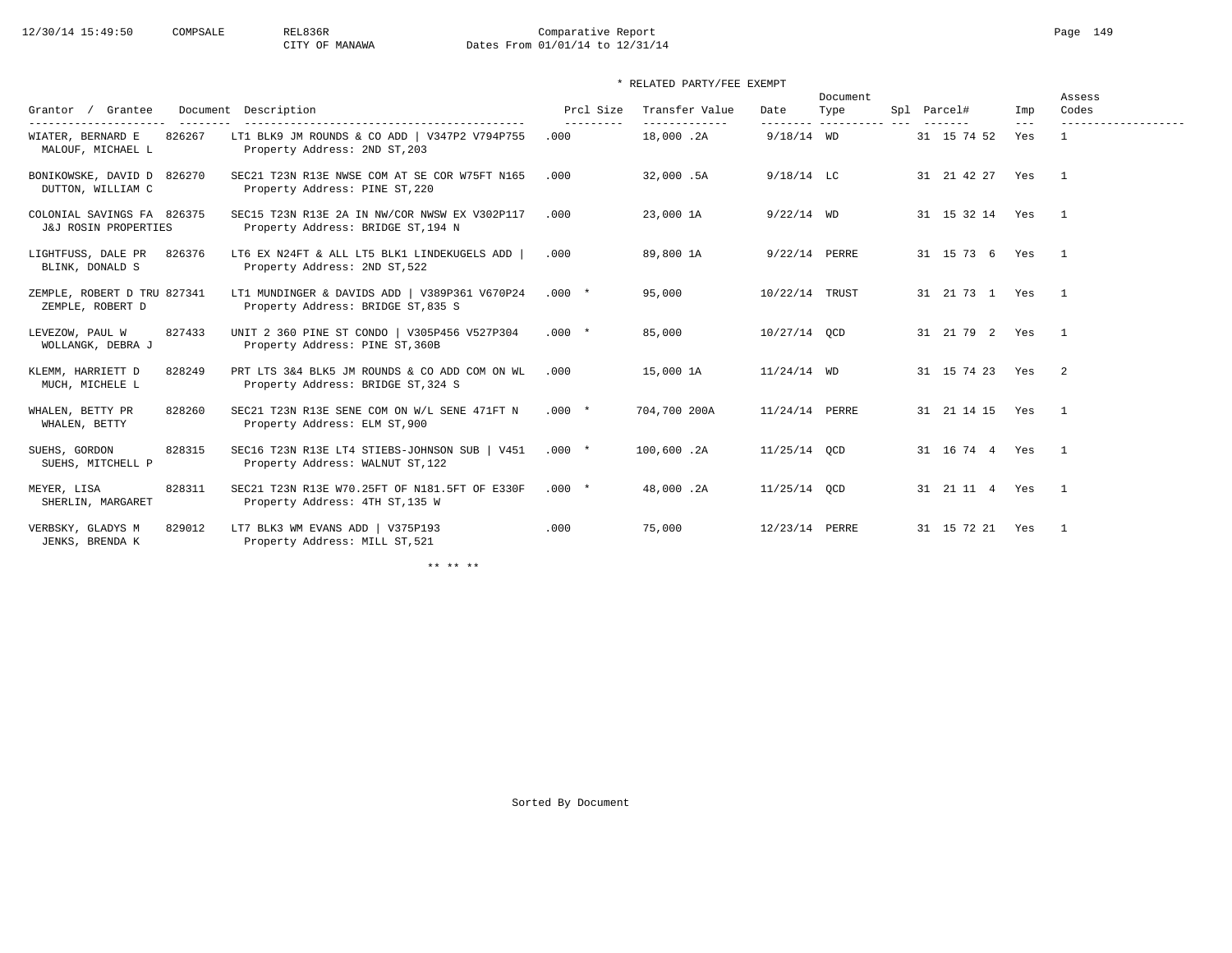Comparative Report
CITY OF MANAWA
Dates From 01/01/14 to 12/31/14

\* RELATED PARTY/FEE EXEMPT

| Grantor / Grantee | Document | Description | Prcl Size | Transfer Value | Date | Document Type | Spl | Parcel# | Imp | Assess Codes |
|---|---|---|---|---|---|---|---|---|---|---|
| WIATER, BERNARD E<br>MALOUF, MICHAEL L | 826267 | LT1 BLK9 JM ROUNDS & CO ADD \| V347P2 V794P755<br>Property Address: 2ND ST,203 | .000 | 18,000 .2A | 9/18/14 | WD | | 31 15 74 52 | Yes | 1 |
| BONIKOWSKE, DAVID D<br>DUTTON, WILLIAM C | 826270 | SEC21 T23N R13E NWSE COM AT SE COR W75FT N165<br>Property Address: PINE ST,220 | .000 | 32,000 .5A | 9/18/14 | LC | | 31 21 42 27 | Yes | 1 |
| COLONIAL SAVINGS FA<br>J&J ROSIN PROPERTIES | 826375 | SEC15 T23N R13E 2A IN NW/COR NWSW EX V302P117<br>Property Address: BRIDGE ST,194 N | .000 | 23,000 1A | 9/22/14 | WD | | 31 15 32 14 | Yes | 1 |
| LIGHTFUSS, DALE PR<br>BLINK, DONALD S | 826376 | LT6 EX N24FT & ALL LT5 BLK1 LINDEKUGELS ADD \|<br>Property Address: 2ND ST,522 | .000 | 89,800 1A | 9/22/14 | PERRE | | 31 15 73 6 | Yes | 1 |
| ZEMPLE, ROBERT D TRU<br>ZEMPLE, ROBERT D | 827341 | LT1 MUNDINGER & DAVIDS ADD \| V389P361 V670P24<br>Property Address: BRIDGE ST,835 S | .000 * | 95,000 | 10/22/14 | TRUST | | 31 21 73 1 | Yes | 1 |
| LEVEZOW, PAUL W<br>WOLLANGK, DEBRA J | 827433 | UNIT 2 360 PINE ST CONDO \| V305P456 V527P304<br>Property Address: PINE ST,360B | .000 * | 85,000 | 10/27/14 | QCD | | 31 21 79 2 | Yes | 1 |
| KLEMM, HARRIETT D<br>MUCH, MICHELE L | 828249 | PRT LTS 3&4 BLK5 JM ROUNDS & CO ADD COM ON WL<br>Property Address: BRIDGE ST,324 S | .000 | 15,000 1A | 11/24/14 | WD | | 31 15 74 23 | Yes | 2 |
| WHALEN, BETTY PR<br>WHALEN, BETTY | 828260 | SEC21 T23N R13E SENE COM ON W/L SENE 471FT N<br>Property Address: ELM ST,900 | .000 * | 704,700 200A | 11/24/14 | PERRE | | 31 21 14 15 | Yes | 1 |
| SUEHS, GORDON<br>SUEHS, MITCHELL P | 828315 | SEC16 T23N R13E LT4 STIEBS-JOHNSON SUB \| V451<br>Property Address: WALNUT ST,122 | .000 * | 100,600 .2A | 11/25/14 | QCD | | 31 16 74 4 | Yes | 1 |
| MEYER, LISA<br>SHERLIN, MARGARET | 828311 | SEC21 T23N R13E W70.25FT OF N181.5FT OF E330F<br>Property Address: 4TH ST,135 W | .000 * | 48,000 .2A | 11/25/14 | QCD | | 31 21 11 4 | Yes | 1 |
| VERBSKY, GLADYS M<br>JENKS, BRENDA K | 829012 | LT7 BLK3 WM EVANS ADD \| V375P193<br>Property Address: MILL ST,521 | .000 | 75,000 | 12/23/14 | PERRE | | 31 15 72 21 | Yes | 1 |

\*\* \*\* \*\*

Sorted By Document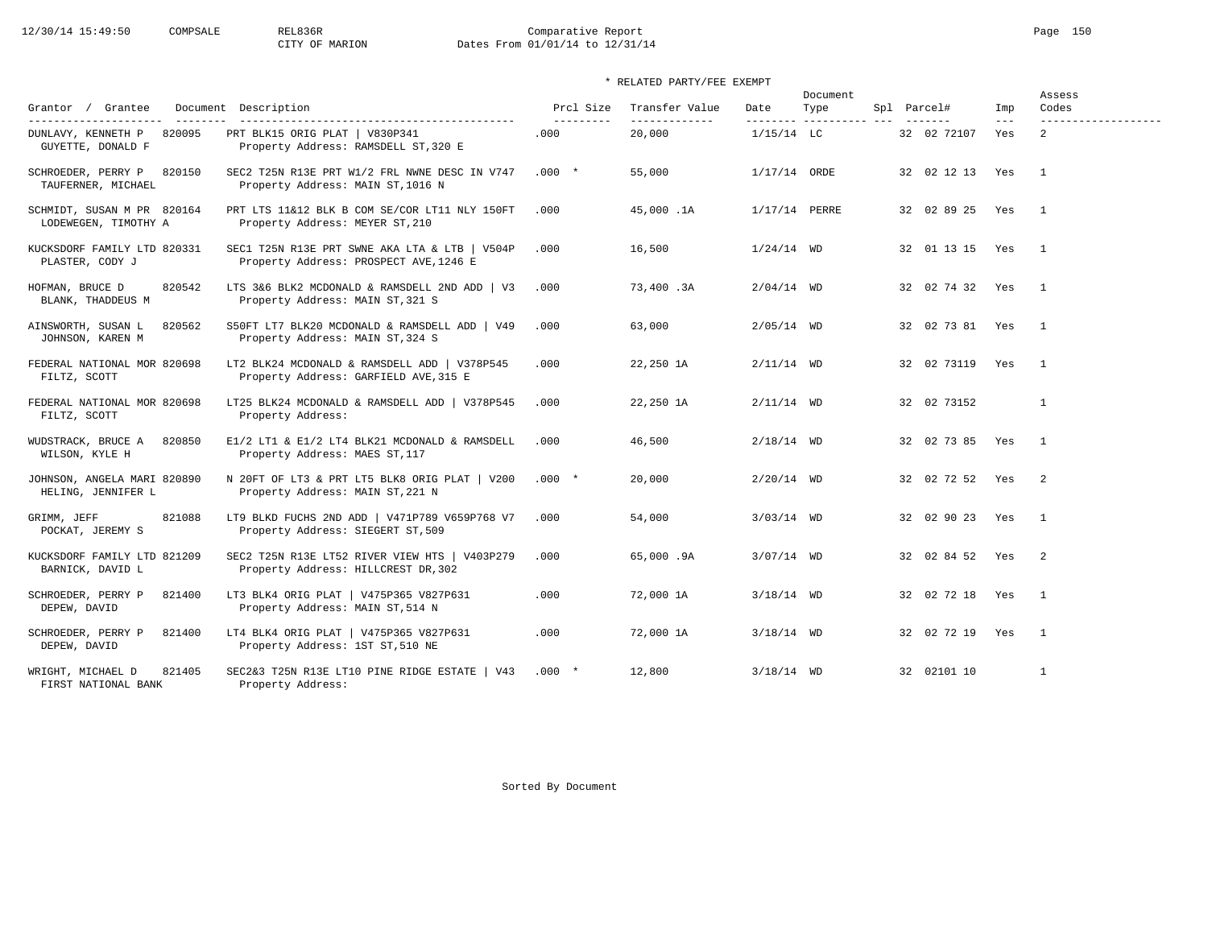Comparative Report
CITY OF MARION
Dates From 01/01/14 to 12/31/14

\* RELATED PARTY/FEE EXEMPT

| Grantor / Grantee | Document | Description | Prcl Size | Transfer Value | Date | Document Type | Spl | Parcel# | Imp | Assess Codes |
|---|---|---|---|---|---|---|---|---|---|---|
| DUNLAVY, KENNETH P / GUYETTE, DONALD F | 820095 | PRT BLK15 ORIG PLAT \| V830P341 / Property Address: RAMSDELL ST,320 E | .000 | 20,000 | 1/15/14 | LC | | 32 02 72107 | Yes | 2 |
| SCHROEDER, PERRY P / TAUFERNER, MICHAEL | 820150 | SEC2 T25N R13E PRT W1/2 FRL NWNE DESC IN V747 / Property Address: MAIN ST,1016 N | .000 * | 55,000 | 1/17/14 | ORDE | | 32 02 12 13 | Yes | 1 |
| SCHMIDT, SUSAN M PR / LODEWEGEN, TIMOTHY A | 820164 | PRT LTS 11&12 BLK B COM SE/COR LT11 NLY 150FT / Property Address: MEYER ST,210 | .000 | 45,000 .1A | 1/17/14 | PERRE | | 32 02 89 25 | Yes | 1 |
| KUCKSDORF FAMILY LTD / PLASTER, CODY J | 820331 | SEC1 T25N R13E PRT SWNE AKA LTA & LTB \| V504P / Property Address: PROSPECT AVE,1246 E | .000 | 16,500 | 1/24/14 | WD | | 32 01 13 15 | Yes | 1 |
| HOFMAN, BRUCE D / BLANK, THADDEUS M | 820542 | LTS 3&6 BLK2 MCDONALD & RAMSDELL 2ND ADD \| V3 / Property Address: MAIN ST,321 S | .000 | 73,400 .3A | 2/04/14 | WD | | 32 02 74 32 | Yes | 1 |
| AINSWORTH, SUSAN L / JOHNSON, KAREN M | 820562 | S50FT LT7 BLK20 MCDONALD & RAMSDELL ADD \| V49 / Property Address: MAIN ST,324 S | .000 | 63,000 | 2/05/14 | WD | | 32 02 73 81 | Yes | 1 |
| FEDERAL NATIONAL MOR / FILTZ, SCOTT | 820698 | LT2 BLK24 MCDONALD & RAMSDELL ADD \| V378P545 / Property Address: GARFIELD AVE,315 E | .000 | 22,250 1A | 2/11/14 | WD | | 32 02 73119 | Yes | 1 |
| FEDERAL NATIONAL MOR / FILTZ, SCOTT | 820698 | LT25 BLK24 MCDONALD & RAMSDELL ADD \| V378P545 / Property Address: | .000 | 22,250 1A | 2/11/14 | WD | | 32 02 73152 | | 1 |
| WUDSTRACK, BRUCE A / WILSON, KYLE H | 820850 | E1/2 LT1 & E1/2 LT4 BLK21 MCDONALD & RAMSDELL / Property Address: MAES ST,117 | .000 | 46,500 | 2/18/14 | WD | | 32 02 73 85 | Yes | 1 |
| JOHNSON, ANGELA MARI / HELING, JENNIFER L | 820890 | N 20FT OF LT3 & PRT LT5 BLK8 ORIG PLAT \| V200 / Property Address: MAIN ST,221 N | .000 * | 20,000 | 2/20/14 | WD | | 32 02 72 52 | Yes | 2 |
| GRIMM, JEFF / POCKAT, JEREMY S | 821088 | LT9 BLKD FUCHS 2ND ADD \| V471P789 V659P768 V7 / Property Address: SIEGERT ST,509 | .000 | 54,000 | 3/03/14 | WD | | 32 02 90 23 | Yes | 1 |
| KUCKSDORF FAMILY LTD / BARNICK, DAVID L | 821209 | SEC2 T25N R13E LT52 RIVER VIEW HTS \| V403P279 / Property Address: HILLCREST DR,302 | .000 | 65,000 .9A | 3/07/14 | WD | | 32 02 84 52 | Yes | 2 |
| SCHROEDER, PERRY P / DEPEW, DAVID | 821400 | LT3 BLK4 ORIG PLAT \| V475P365 V827P631 / Property Address: MAIN ST,514 N | .000 | 72,000 1A | 3/18/14 | WD | | 32 02 72 18 | Yes | 1 |
| SCHROEDER, PERRY P / DEPEW, DAVID | 821400 | LT4 BLK4 ORIG PLAT \| V475P365 V827P631 / Property Address: 1ST ST,510 NE | .000 | 72,000 1A | 3/18/14 | WD | | 32 02 72 19 | Yes | 1 |
| WRIGHT, MICHAEL D / FIRST NATIONAL BANK | 821405 | SEC2&3 T25N R13E LT10 PINE RIDGE ESTATE \| V43 / Property Address: | .000 * | 12,800 | 3/18/14 | WD | | 32 02101 10 | | 1 |

Sorted By Document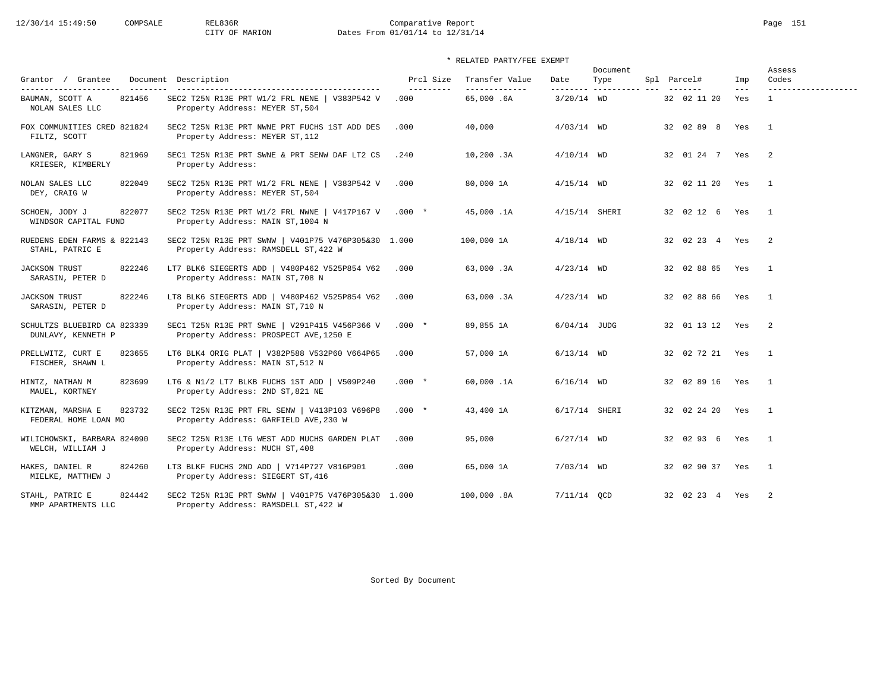CITY OF MARION — Comparative Report — Dates From 01/01/14 to 12/31/14

\* RELATED PARTY/FEE EXEMPT

| Grantor / Grantee | Document | Description | Prcl Size | Transfer Value | Date | Document Type | Spl | Parcel# | Imp | Assess Codes |
|---|---|---|---|---|---|---|---|---|---|---|
| BAUMAN, SCOTT A / NOLAN SALES LLC | 821456 | SEC2 T25N R13E PRT W1/2 FRL NENE \| V383P542 V / Property Address: MEYER ST,504 | .000 | 65,000 .6A | 3/20/14 | WD | | 32 02 11 20 | Yes | 1 |
| FOX COMMUNITIES CRED / FILTZ, SCOTT | 821824 | SEC2 T25N R13E PRT NWNE PRT FUCHS 1ST ADD DES / Property Address: MEYER ST,112 | .000 | 40,000 | 4/03/14 | WD | | 32 02 89 8 | Yes | 1 |
| LANGNER, GARY S / KRIESER, KIMBERLY | 821969 | SEC1 T25N R13E PRT SWNE & PRT SENW DAF LT2 CS / Property Address: | .240 | 10,200 .3A | 4/10/14 | WD | | 32 01 24 7 | Yes | 2 |
| NOLAN SALES LLC / DEY, CRAIG W | 822049 | SEC2 T25N R13E PRT W1/2 FRL NENE \| V383P542 V / Property Address: MEYER ST,504 | .000 | 80,000 1A | 4/15/14 | WD | | 32 02 11 20 | Yes | 1 |
| SCHOEN, JODY J / WINDSOR CAPITAL FUND | 822077 | SEC2 T25N R13E PRT W1/2 FRL NWNE \| V417P167 V / Property Address: MAIN ST,1004 N | .000 * | 45,000 .1A | 4/15/14 | SHERI | | 32 02 12 6 | Yes | 1 |
| RUEDENS EDEN FARMS & / STAHL, PATRIC E | 822143 | SEC2 T25N R13E PRT SWNW \| V401P75 V476P305&30 / Property Address: RAMSDELL ST,422 W | 1.000 | 100,000 1A | 4/18/14 | WD | | 32 02 23 4 | Yes | 2 |
| JACKSON TRUST / SARASIN, PETER D | 822246 | LT7 BLK6 SIEGERTS ADD \| V480P462 V525P854 V62 / Property Address: MAIN ST,708 N | .000 | 63,000 .3A | 4/23/14 | WD | | 32 02 88 65 | Yes | 1 |
| JACKSON TRUST / SARASIN, PETER D | 822246 | LT8 BLK6 SIEGERTS ADD \| V480P462 V525P854 V62 / Property Address: MAIN ST,710 N | .000 | 63,000 .3A | 4/23/14 | WD | | 32 02 88 66 | Yes | 1 |
| SCHULTZS BLUEBIRD CA / DUNLAVY, KENNETH P | 823339 | SEC1 T25N R13E PRT SWNE \| V291P415 V456P366 V / Property Address: PROSPECT AVE,1250 E | .000 * | 89,855 1A | 6/04/14 | JUDG | | 32 01 13 12 | Yes | 2 |
| PRELLWITZ, CURT E / FISCHER, SHAWN L | 823655 | LT6 BLK4 ORIG PLAT \| V382P588 V532P60 V664P65 / Property Address: MAIN ST,512 N | .000 | 57,000 1A | 6/13/14 | WD | | 32 02 72 21 | Yes | 1 |
| HINTZ, NATHAN M / MAUEL, KORTNEY | 823699 | LT6 & N1/2 LT7 BLKB FUCHS 1ST ADD \| V509P240 / Property Address: 2ND ST,821 NE | .000 * | 60,000 .1A | 6/16/14 | WD | | 32 02 89 16 | Yes | 1 |
| KITZMAN, MARSHA E / FEDERAL HOME LOAN MO | 823732 | SEC2 T25N R13E PRT FRL SENW \| V413P103 V696P8 / Property Address: GARFIELD AVE,230 W | .000 * | 43,400 1A | 6/17/14 | SHERI | | 32 02 24 20 | Yes | 1 |
| WILICHOWSKI, BARBARA / WELCH, WILLIAM J | 824090 | SEC2 T25N R13E LT6 WEST ADD MUCHS GARDEN PLAT / Property Address: MUCH ST,408 | .000 | 95,000 | 6/27/14 | WD | | 32 02 93 6 | Yes | 1 |
| HAKES, DANIEL R / MIELKE, MATTHEW J | 824260 | LT3 BLKF FUCHS 2ND ADD \| V714P727 V816P901 / Property Address: SIEGERT ST,416 | .000 | 65,000 1A | 7/03/14 | WD | | 32 02 90 37 | Yes | 1 |
| STAHL, PATRIC E / MMP APARTMENTS LLC | 824442 | SEC2 T25N R13E PRT SWNW \| V401P75 V476P305&30 / Property Address: RAMSDELL ST,422 W | 1.000 | 100,000 .8A | 7/11/14 | QCD | | 32 02 23 4 | Yes | 2 |

Sorted By Document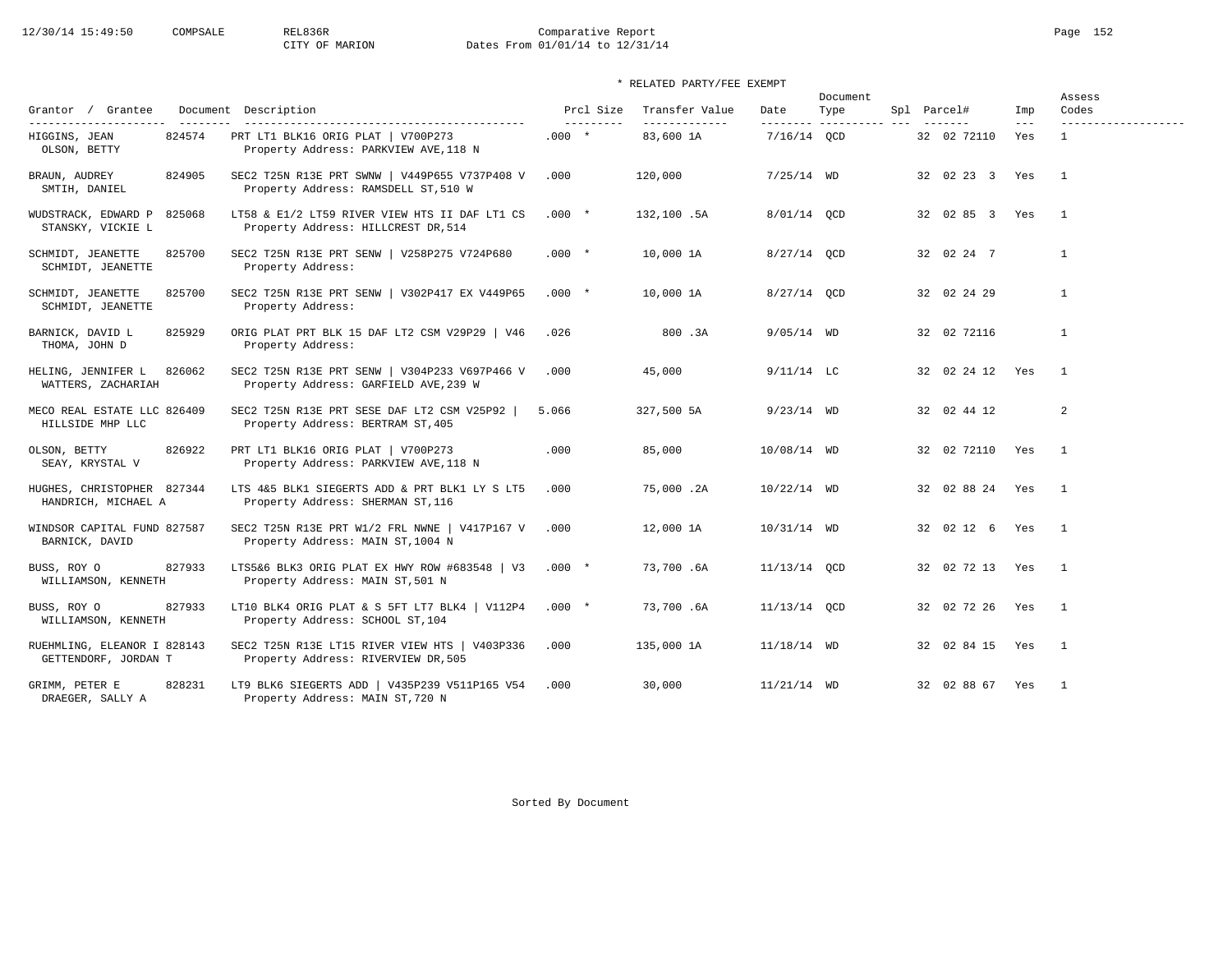12/30/14 15:49:50 COMPSALE REL836R Comparative Report
CITY OF MARION Dates From 01/01/14 to 12/31/14

\* RELATED PARTY/FEE EXEMPT

| Grantor / Grantee | Document | Description | Prcl Size | Transfer Value | Date | Document Type | Spl | Parcel# | Imp | Assess Codes |
|---|---|---|---|---|---|---|---|---|---|---|
| HIGGINS, JEAN<br>OLSON, BETTY | 824574 | PRT LT1 BLK16 ORIG PLAT \| V700P273<br>Property Address: PARKVIEW AVE,118 N | .000 * | 83,600 1A | 7/16/14 | QCD | | 32 02 72110 | Yes | 1 |
| BRAUN, AUDREY<br>SMTIH, DANIEL | 824905 | SEC2 T25N R13E PRT SWNW \| V449P655 V737P408 V<br>Property Address: RAMSDELL ST,510 W | .000 | 120,000 | 7/25/14 | WD | | 32 02 23 3 | Yes | 1 |
| WUDSTRACK, EDWARD P<br>STANSKY, VICKIE L | 825068 | LT58 & E1/2 LT59 RIVER VIEW HTS II DAF LT1 CS<br>Property Address: HILLCREST DR,514 | .000 * | 132,100 .5A | 8/01/14 | QCD | | 32 02 85 3 | Yes | 1 |
| SCHMIDT, JEANETTE<br>SCHMIDT, JEANETTE | 825700 | SEC2 T25N R13E PRT SENW \| V258P275 V724P680<br>Property Address: | .000 * | 10,000 1A | 8/27/14 | QCD | | 32 02 24 7 | | 1 |
| SCHMIDT, JEANETTE<br>SCHMIDT, JEANETTE | 825700 | SEC2 T25N R13E PRT SENW \| V302P417 EX V449P65<br>Property Address: | .000 * | 10,000 1A | 8/27/14 | QCD | | 32 02 24 29 | | 1 |
| BARNICK, DAVID L<br>THOMA, JOHN D | 825929 | ORIG PLAT PRT BLK 15 DAF LT2 CSM V29P29 \| V46<br>Property Address: | .026 | 800 .3A | 9/05/14 | WD | | 32 02 72116 | | 1 |
| HELING, JENNIFER L<br>WATTERS, ZACHARIAH | 826062 | SEC2 T25N R13E PRT SENW \| V304P233 V697P466 V<br>Property Address: GARFIELD AVE,239 W | .000 | 45,000 | 9/11/14 | LC | | 32 02 24 12 | Yes | 1 |
| MECO REAL ESTATE LLC<br>HILLSIDE MHP LLC | 826409 | SEC2 T25N R13E PRT SESE DAF LT2 CSM V25P92 \|<br>Property Address: BERTRAM ST,405 | 5.066 | 327,500 5A | 9/23/14 | WD | | 32 02 44 12 | | 2 |
| OLSON, BETTY<br>SEAY, KRYSTAL V | 826922 | PRT LT1 BLK16 ORIG PLAT \| V700P273<br>Property Address: PARKVIEW AVE,118 N | .000 | 85,000 | 10/08/14 | WD | | 32 02 72110 | Yes | 1 |
| HUGHES, CHRISTOPHER<br>HANDRICH, MICHAEL A | 827344 | LTS 4&5 BLK1 SIEGERTS ADD & PRT BLK1 LY S LT5<br>Property Address: SHERMAN ST,116 | .000 | 75,000 .2A | 10/22/14 | WD | | 32 02 88 24 | Yes | 1 |
| WINDSOR CAPITAL FUND<br>BARNICK, DAVID | 827587 | SEC2 T25N R13E PRT W1/2 FRL NWNE \| V417P167 V<br>Property Address: MAIN ST,1004 N | .000 | 12,000 1A | 10/31/14 | WD | | 32 02 12 6 | Yes | 1 |
| BUSS, ROY O<br>WILLIAMSON, KENNETH | 827933 | LTS5&6 BLK3 ORIG PLAT EX HWY ROW #683548 \| V3<br>Property Address: MAIN ST,501 N | .000 * | 73,700 .6A | 11/13/14 | QCD | | 32 02 72 13 | Yes | 1 |
| BUSS, ROY O<br>WILLIAMSON, KENNETH | 827933 | LT10 BLK4 ORIG PLAT & S 5FT LT7 BLK4 \| V112P4<br>Property Address: SCHOOL ST,104 | .000 * | 73,700 .6A | 11/13/14 | QCD | | 32 02 72 26 | Yes | 1 |
| RUEHMLING, ELEANOR I<br>GETTENDORF, JORDAN T | 828143 | SEC2 T25N R13E LT15 RIVER VIEW HTS \| V403P336<br>Property Address: RIVERVIEW DR,505 | .000 | 135,000 1A | 11/18/14 | WD | | 32 02 84 15 | Yes | 1 |
| GRIMM, PETER E<br>DRAEGER, SALLY A | 828231 | LT9 BLK6 SIEGERTS ADD \| V435P239 V511P165 V54<br>Property Address: MAIN ST,720 N | .000 | 30,000 | 11/21/14 | WD | | 32 02 88 67 | Yes | 1 |

Sorted By Document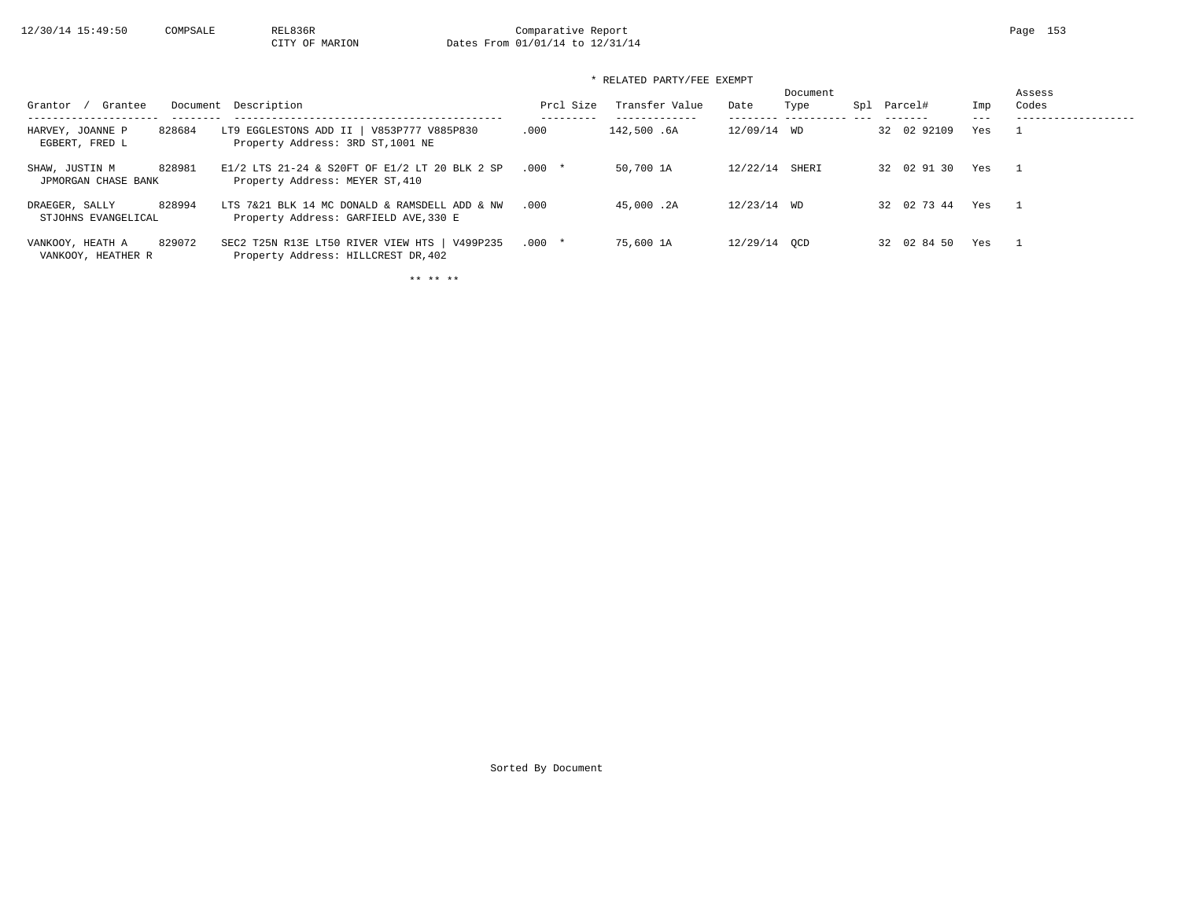Comparative Report

CITY OF MARION

Dates From 01/01/14 to 12/31/14

\* RELATED PARTY/FEE EXEMPT

| Grantor / Grantee | Document | Description | Prcl Size | Transfer Value | Date | Document Type | Spl | Parcel# | Imp | Assess Codes |
|---|---|---|---|---|---|---|---|---|---|---|
| HARVEY, JOANNE P<br>EGBERT, FRED L | 828684 | LT9 EGGLESTONS ADD II \| V853P777 V885P830<br>Property Address: 3RD ST,1001 NE | .000 | 142,500 .6A | 12/09/14 | WD | | 32 02 92109 | Yes | 1 |
| SHAW, JUSTIN M<br>JPMORGAN CHASE BANK | 828981 | E1/2 LTS 21-24 & S20FT OF E1/2 LT 20 BLK 2 SP<br>Property Address: MEYER ST,410 | .000 * | 50,700 1A | 12/22/14 | SHERI | | 32 02 91 30 | Yes | 1 |
| DRAEGER, SALLY<br>STJOHNS EVANGELICAL | 828994 | LTS 7&21 BLK 14 MC DONALD & RAMSDELL ADD & NW<br>Property Address: GARFIELD AVE,330 E | .000 | 45,000 .2A | 12/23/14 | WD | | 32 02 73 44 | Yes | 1 |
| VANKOOY, HEATH A<br>VANKOOY, HEATHER R | 829072 | SEC2 T25N R13E LT50 RIVER VIEW HTS \| V499P235<br>Property Address: HILLCREST DR,402 | .000 * | 75,600 1A | 12/29/14 | QCD | | 32 02 84 50 | Yes | 1 |

** ** **

Sorted By Document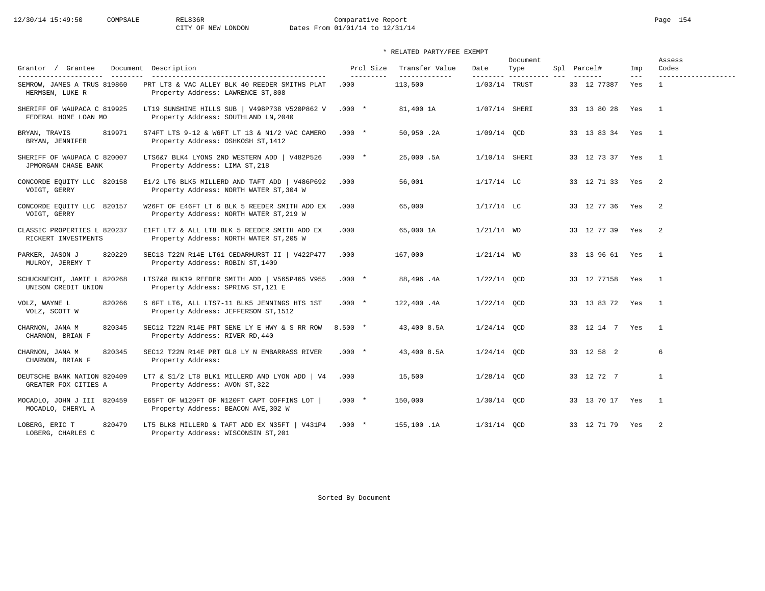12/30/14 15:49:50 COMPSALE REL836R Comparative Report
CITY OF NEW LONDON Dates From 01/01/14 to 12/31/14

\* RELATED PARTY/FEE EXEMPT

| Grantor / Grantee | Document | Description | Prcl Size | Transfer Value | Date | Document Type | Spl | Parcel# | Imp | Assess Codes |
|---|---|---|---|---|---|---|---|---|---|---|
| SEMROW, JAMES A TRUS<br>HERMSEN, LUKE R | 819860 | PRT LT3 & VAC ALLEY BLK 40 REEDER SMITHS PLAT<br>Property Address: LAWRENCE ST,808 | .000 | 113,500 | 1/03/14 | TRUST | | 33 12 77387 | Yes | 1 |
| SHERIFF OF WAUPACA C<br>FEDERAL HOME LOAN MO | 819925 | LT19 SUNSHINE HILLS SUB \| V498P738 V520P862 V<br>Property Address: SOUTHLAND LN,2040 | .000 * | 81,400 1A | 1/07/14 | SHERI | | 33 13 80 28 | Yes | 1 |
| BRYAN, TRAVIS<br>BRYAN, JENNIFER | 819971 | S74FT LTS 9-12 & W6FT LT 13 & N1/2 VAC CAMERO<br>Property Address: OSHKOSH ST,1412 | .000 * | 50,950 .2A | 1/09/14 | QCD | | 33 13 83 34 | Yes | 1 |
| SHERIFF OF WAUPACA C<br>JPMORGAN CHASE BANK | 820007 | LTS6&7 BLK4 LYONS 2ND WESTERN ADD \| V482P526<br>Property Address: LIMA ST,218 | .000 * | 25,000 .5A | 1/10/14 | SHERI | | 33 12 73 37 | Yes | 1 |
| CONCORDE EQUITY LLC<br>VOIGT, GERRY | 820158 | E1/2 LT6 BLK5 MILLERD AND TAFT ADD \| V486P692<br>Property Address: NORTH WATER ST,304 W | .000 | 56,001 | 1/17/14 | LC | | 33 12 71 33 | Yes | 2 |
| CONCORDE EQUITY LLC<br>VOIGT, GERRY | 820157 | W26FT OF E46FT LT 6 BLK 5 REEDER SMITH ADD EX<br>Property Address: NORTH WATER ST,219 W | .000 | 65,000 | 1/17/14 | LC | | 33 12 77 36 | Yes | 2 |
| CLASSIC PROPERTIES L<br>RICKERT INVESTMENTS | 820237 | E1FT LT7 & ALL LT8 BLK 5 REEDER SMITH ADD EX<br>Property Address: NORTH WATER ST,205 W | .000 | 65,000 1A | 1/21/14 | WD | | 33 12 77 39 | Yes | 2 |
| PARKER, JASON J<br>MULROY, JEREMY T | 820229 | SEC13 T22N R14E LT61 CEDARHURST II \| V422P477<br>Property Address: ROBIN ST,1409 | .000 | 167,000 | 1/21/14 | WD | | 33 13 96 61 | Yes | 1 |
| SCHUCKNECHT, JAMIE L<br>UNISON CREDIT UNION | 820268 | LTS7&8 BLK19 REEDER SMITH ADD \| V565P465 V955<br>Property Address: SPRING ST,121 E | .000 * | 88,496 .4A | 1/22/14 | QCD | | 33 12 77158 | Yes | 1 |
| VOLZ, WAYNE L<br>VOLZ, SCOTT W | 820266 | S 6FT LT6, ALL LTS7-11 BLK5 JENNINGS HTS 1ST<br>Property Address: JEFFERSON ST,1512 | .000 * | 122,400 .4A | 1/22/14 | QCD | | 33 13 83 72 | Yes | 1 |
| CHARNON, JANA M<br>CHARNON, BRIAN F | 820345 | SEC12 T22N R14E PRT SENE LY E HWY & S RR ROW<br>Property Address: RIVER RD,440 | 8.500 * | 43,400 8.5A | 1/24/14 | QCD | | 33 12 14 7 | Yes | 1 |
| CHARNON, JANA M<br>CHARNON, BRIAN F | 820345 | SEC12 T22N R14E PRT GL8 LY N EMBARRASS RIVER<br>Property Address: | .000 * | 43,400 8.5A | 1/24/14 | QCD | | 33 12 58 2 | | 6 |
| DEUTSCHE BANK NATION<br>GREATER FOX CITIES A | 820409 | LT7 & S1/2 LT8 BLK1 MILLERD AND LYON ADD \| V4<br>Property Address: AVON ST,322 | .000 | 15,500 | 1/28/14 | QCD | | 33 12 72 7 | | 1 |
| MOCADLO, JOHN J III<br>MOCADLO, CHERYL A | 820459 | E65FT OF W120FT OF N120FT CAPT COFFINS LOT \|<br>Property Address: BEACON AVE,302 W | .000 * | 150,000 | 1/30/14 | QCD | | 33 13 70 17 | Yes | 1 |
| LOBERG, ERIC T<br>LOBERG, CHARLES C | 820479 | LT5 BLK8 MILLERD & TAFT ADD EX N35FT \| V431P4<br>Property Address: WISCONSIN ST,201 | .000 * | 155,100 .1A | 1/31/14 | QCD | | 33 12 71 79 | Yes | 2 |

Sorted By Document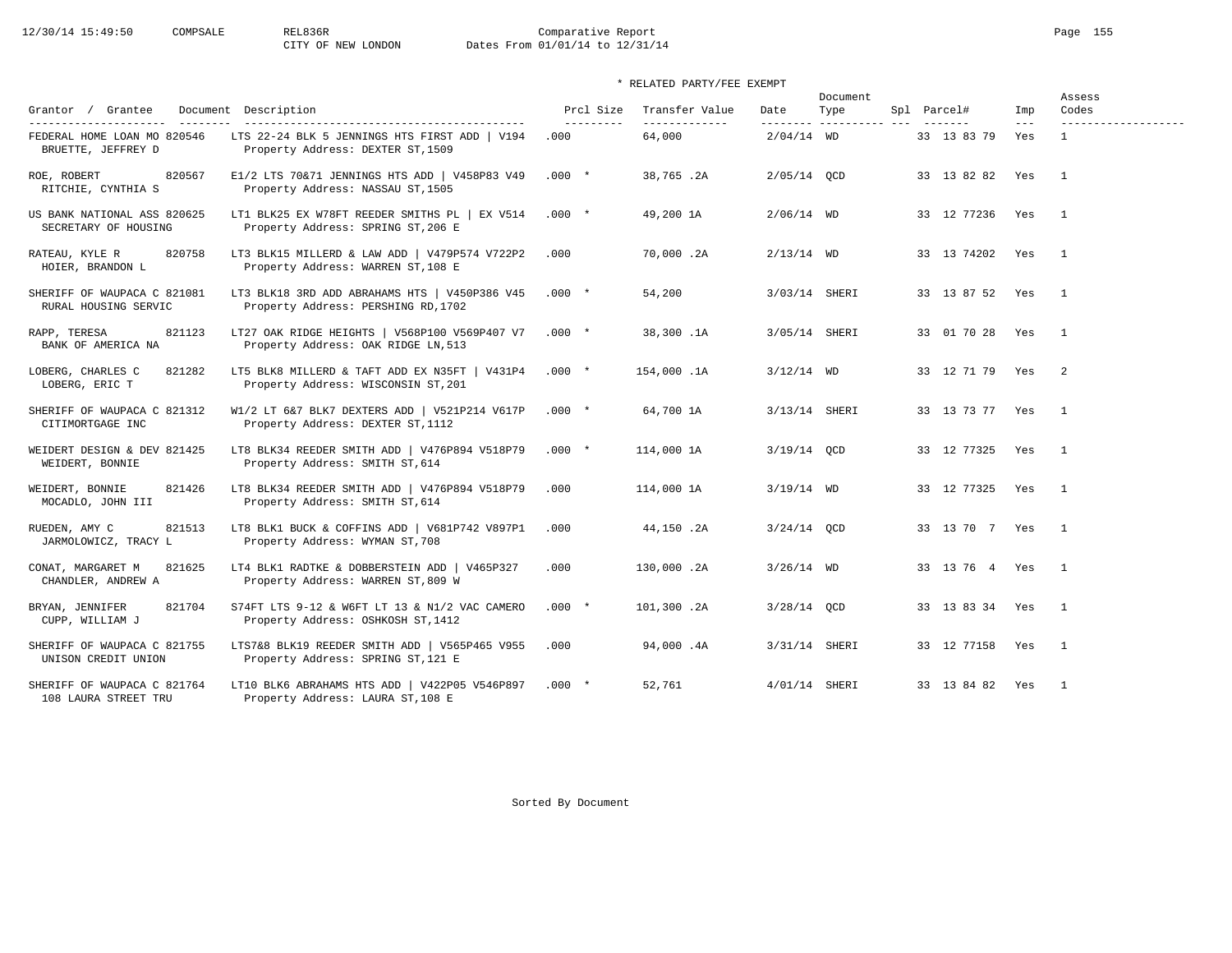Comparative Report
CITY OF NEW LONDON    Dates From 01/01/14 to 12/31/14

\* RELATED PARTY/FEE EXEMPT

| Grantor / Grantee | Document | Description | Prcl Size | Transfer Value | Date | Document Type | Spl | Parcel# | Imp | Assess Codes |
|---|---|---|---|---|---|---|---|---|---|---|
| FEDERAL HOME LOAN MO / BRUETTE, JEFFREY D | 820546 | LTS 22-24 BLK 5 JENNINGS HTS FIRST ADD \| V194 / Property Address: DEXTER ST,1509 | .000 | 64,000 | 2/04/14 | WD | | 33 13 83 79 | Yes | 1 |
| ROE, ROBERT / RITCHIE, CYNTHIA S | 820567 | E1/2 LTS 70&71 JENNINGS HTS ADD \| V458P83 V49 / Property Address: NASSAU ST,1505 | .000 * | 38,765 .2A | 2/05/14 | QCD | | 33 13 82 82 | Yes | 1 |
| US BANK NATIONAL ASS / SECRETARY OF HOUSING | 820625 | LT1 BLK25 EX W78FT REEDER SMITHS PL \| EX V514 / Property Address: SPRING ST,206 E | .000 * | 49,200 1A | 2/06/14 | WD | | 33 12 77236 | Yes | 1 |
| RATEAU, KYLE R / HOIER, BRANDON L | 820758 | LT3 BLK15 MILLERD & LAW ADD \| V479P574 V722P2 / Property Address: WARREN ST,108 E | .000 | 70,000 .2A | 2/13/14 | WD | | 33 13 74202 | Yes | 1 |
| SHERIFF OF WAUPACA C / RURAL HOUSING SERVIC | 821081 | LT3 BLK18 3RD ADD ABRAHAMS HTS \| V450P386 V45 / Property Address: PERSHING RD,1702 | .000 * | 54,200 | 3/03/14 | SHERI | | 33 13 87 52 | Yes | 1 |
| RAPP, TERESA / BANK OF AMERICA NA | 821123 | LT27 OAK RIDGE HEIGHTS \| V568P100 V569P407 V7 / Property Address: OAK RIDGE LN,513 | .000 * | 38,300 .1A | 3/05/14 | SHERI | | 33 01 70 28 | Yes | 1 |
| LOBERG, CHARLES C / LOBERG, ERIC T | 821282 | LT5 BLK8 MILLERD & TAFT ADD EX N35FT \| V431P4 / Property Address: WISCONSIN ST,201 | .000 * | 154,000 .1A | 3/12/14 | WD | | 33 12 71 79 | Yes | 2 |
| SHERIFF OF WAUPACA C / CITIMORTGAGE INC | 821312 | W1/2 LT 6&7 BLK7 DEXTERS ADD \| V521P214 V617P / Property Address: DEXTER ST,1112 | .000 * | 64,700 1A | 3/13/14 | SHERI | | 33 13 73 77 | Yes | 1 |
| WEIDERT DESIGN & DEV / WEIDERT, BONNIE | 821425 | LT8 BLK34 REEDER SMITH ADD \| V476P894 V518P79 / Property Address: SMITH ST,614 | .000 * | 114,000 1A | 3/19/14 | QCD | | 33 12 77325 | Yes | 1 |
| WEIDERT, BONNIE / MOCADLO, JOHN III | 821426 | LT8 BLK34 REEDER SMITH ADD \| V476P894 V518P79 / Property Address: SMITH ST,614 | .000 | 114,000 1A | 3/19/14 | WD | | 33 12 77325 | Yes | 1 |
| RUEDEN, AMY C / JARMOLOWICZ, TRACY L | 821513 | LT8 BLK1 BUCK & COFFINS ADD \| V681P742 V897P1 / Property Address: WYMAN ST,708 | .000 | 44,150 .2A | 3/24/14 | QCD | | 33 13 70 7 | Yes | 1 |
| CONAT, MARGARET M / CHANDLER, ANDREW A | 821625 | LT4 BLK1 RADTKE & DOBBERSTEIN ADD \| V465P327 / Property Address: WARREN ST,809 W | .000 | 130,000 .2A | 3/26/14 | WD | | 33 13 76 4 | Yes | 1 |
| BRYAN, JENNIFER / CUPP, WILLIAM J | 821704 | S74FT LTS 9-12 & W6FT LT 13 & N1/2 VAC CAMERO / Property Address: OSHKOSH ST,1412 | .000 * | 101,300 .2A | 3/28/14 | QCD | | 33 13 83 34 | Yes | 1 |
| SHERIFF OF WAUPACA C / UNISON CREDIT UNION | 821755 | LTS7&8 BLK19 REEDER SMITH ADD \| V565P465 V955 / Property Address: SPRING ST,121 E | .000 | 94,000 .4A | 3/31/14 | SHERI | | 33 12 77158 | Yes | 1 |
| SHERIFF OF WAUPACA C / 108 LAURA STREET TRU | 821764 | LT10 BLK6 ABRAHAMS HTS ADD \| V422P05 V546P897 / Property Address: LAURA ST,108 E | .000 * | 52,761 | 4/01/14 | SHERI | | 33 13 84 82 | Yes | 1 |

Sorted By Document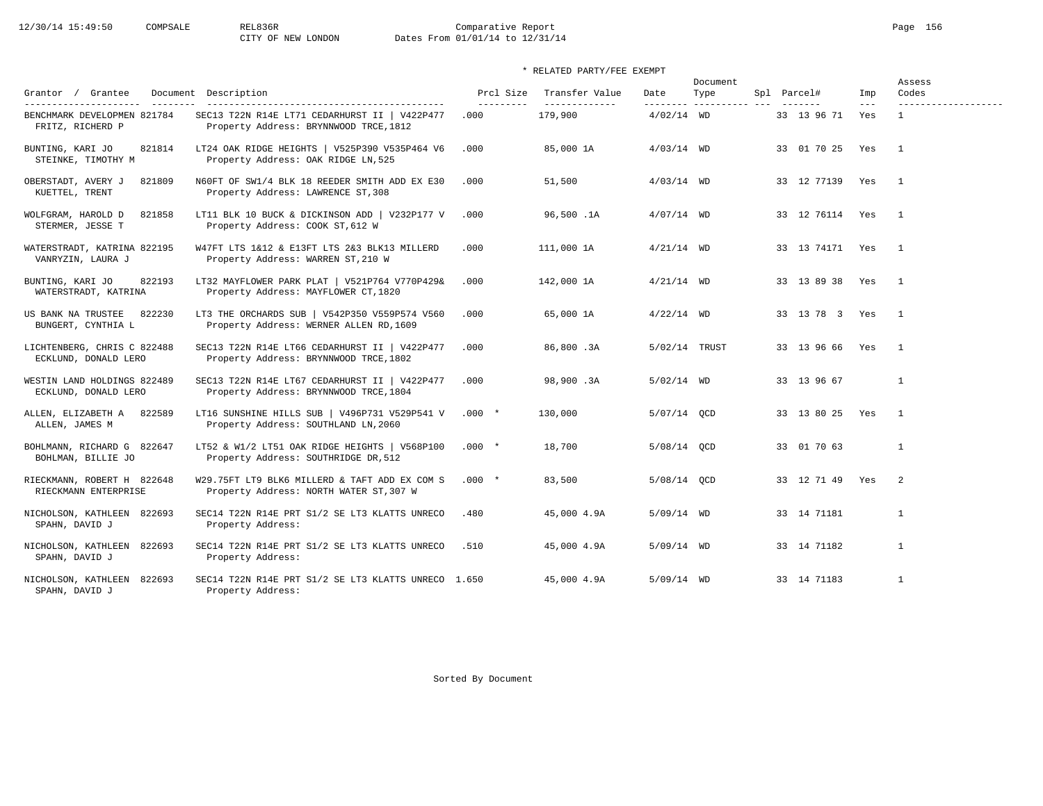CITY OF NEW LONDON

Comparative Report

Dates From 01/01/14 to 12/31/14

\* RELATED PARTY/FEE EXEMPT

| Grantor / Grantee | Document | Description | Prcl Size | Transfer Value | Date | Document Type | Spl | Parcel# | Imp | Assess Codes |
|---|---|---|---|---|---|---|---|---|---|---|
| BENCHMARK DEVELOPMEN<br>FRITZ, RICHERD P | 821784 | SEC13 T22N R14E LT71 CEDARHURST II \| V422P477<br>Property Address: BRYNNWOOD TRCE,1812 | .000 | 179,900 | 4/02/14 | WD | | 33 13 96 71 | Yes | 1 |
| BUNTING, KARI JO<br>STEINKE, TIMOTHY M | 821814 | LT24 OAK RIDGE HEIGHTS \| V525P390 V535P464 V6<br>Property Address: OAK RIDGE LN,525 | .000 | 85,000 1A | 4/03/14 | WD | | 33 01 70 25 | Yes | 1 |
| OBERSTADT, AVERY J<br>KUETTEL, TRENT | 821809 | N60FT OF SW1/4 BLK 18 REEDER SMITH ADD EX E30<br>Property Address: LAWRENCE ST,308 | .000 | 51,500 | 4/03/14 | WD | | 33 12 77139 | Yes | 1 |
| WOLFGRAM, HAROLD D<br>STERMER, JESSE T | 821858 | LT11 BLK 10 BUCK & DICKINSON ADD \| V232P177 V<br>Property Address: COOK ST,612 W | .000 | 96,500 .1A | 4/07/14 | WD | | 33 12 76114 | Yes | 1 |
| WATERSTRADT, KATRINA<br>VANRYZIN, LAURA J | 822195 | W47FT LTS 1&12 & E13FT LTS 2&3 BLK13 MILLERD<br>Property Address: WARREN ST,210 W | .000 | 111,000 1A | 4/21/14 | WD | | 33 13 74171 | Yes | 1 |
| BUNTING, KARI JO<br>WATERSTRADT, KATRINA | 822193 | LT32 MAYFLOWER PARK PLAT \| V521P764 V770P429&<br>Property Address: MAYFLOWER CT,1820 | .000 | 142,000 1A | 4/21/14 | WD | | 33 13 89 38 | Yes | 1 |
| US BANK NA TRUSTEE<br>BUNGERT, CYNTHIA L | 822230 | LT3 THE ORCHARDS SUB \| V542P350 V559P574 V560<br>Property Address: WERNER ALLEN RD,1609 | .000 | 65,000 1A | 4/22/14 | WD | | 33 13 78 3 | Yes | 1 |
| LICHTENBERG, CHRIS C<br>ECKLUND, DONALD LERO | 822488 | SEC13 T22N R14E LT66 CEDARHURST II \| V422P477<br>Property Address: BRYNNWOOD TRCE,1802 | .000 | 86,800 .3A | 5/02/14 | TRUST | | 33 13 96 66 | Yes | 1 |
| WESTIN LAND HOLDINGS<br>ECKLUND, DONALD LERO | 822489 | SEC13 T22N R14E LT67 CEDARHURST II \| V422P477<br>Property Address: BRYNNWOOD TRCE,1804 | .000 | 98,900 .3A | 5/02/14 | WD | | 33 13 96 67 | | 1 |
| ALLEN, ELIZABETH A<br>ALLEN, JAMES M | 822589 | LT16 SUNSHINE HILLS SUB \| V496P731 V529P541 V<br>Property Address: SOUTHLAND LN,2060 | .000 * | 130,000 | 5/07/14 | QCD | | 33 13 80 25 | Yes | 1 |
| BOHLMANN, RICHARD G<br>BOHLMAN, BILLIE JO | 822647 | LT52 & W1/2 LT51 OAK RIDGE HEIGHTS \| V568P100<br>Property Address: SOUTHRIDGE DR,512 | .000 * | 18,700 | 5/08/14 | QCD | | 33 01 70 63 | | 1 |
| RIECKMANN, ROBERT H<br>RIECKMANN ENTERPRISE | 822648 | W29.75FT LT9 BLK6 MILLERD & TAFT ADD EX COM S<br>Property Address: NORTH WATER ST,307 W | .000 * | 83,500 | 5/08/14 | QCD | | 33 12 71 49 | Yes | 2 |
| NICHOLSON, KATHLEEN<br>SPAHN, DAVID J | 822693 | SEC14 T22N R14E PRT S1/2 SE LT3 KLATTS UNRECO<br>Property Address: | .480 | 45,000 4.9A | 5/09/14 | WD | | 33 14 71181 | | 1 |
| NICHOLSON, KATHLEEN<br>SPAHN, DAVID J | 822693 | SEC14 T22N R14E PRT S1/2 SE LT3 KLATTS UNRECO<br>Property Address: | .510 | 45,000 4.9A | 5/09/14 | WD | | 33 14 71182 | | 1 |
| NICHOLSON, KATHLEEN<br>SPAHN, DAVID J | 822693 | SEC14 T22N R14E PRT S1/2 SE LT3 KLATTS UNRECO<br>Property Address: | 1.650 | 45,000 4.9A | 5/09/14 | WD | | 33 14 71183 | | 1 |

Sorted By Document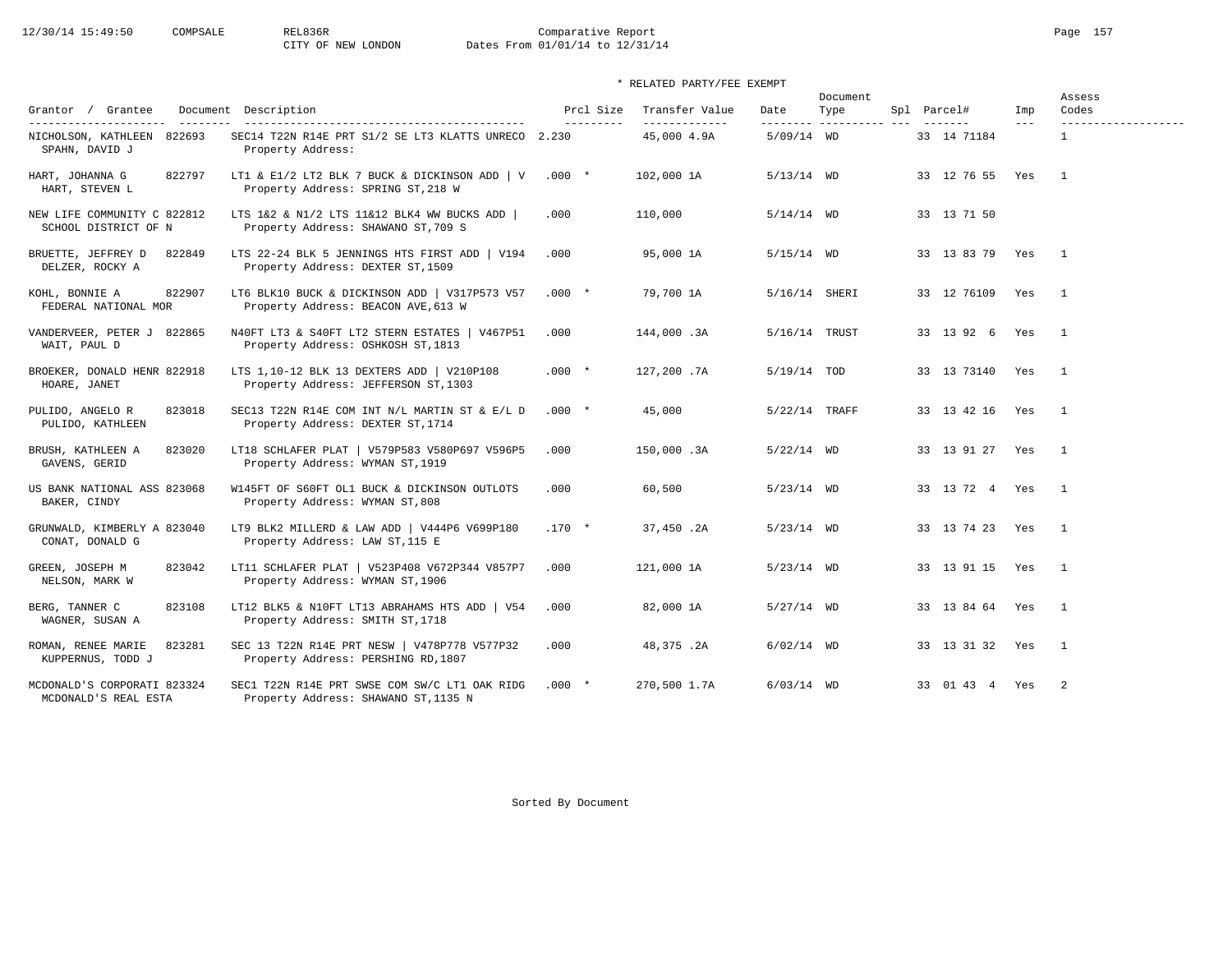Comparative Report

CITY OF NEW LONDON Dates From 01/01/14 to 12/31/14

\* RELATED PARTY/FEE EXEMPT

| Grantor / Grantee | Document | Description | Prcl Size | Transfer Value | Date | Document Type | Spl | Parcel# | Imp | Assess Codes |
|---|---|---|---|---|---|---|---|---|---|---|
| NICHOLSON, KATHLEEN / SPAHN, DAVID J | 822693 | SEC14 T22N R14E PRT S1/2 SE LT3 KLATTS UNRECO / Property Address: | 2.230 | 45,000 4.9A | 5/09/14 | WD | | 33 14 71184 | | 1 |
| HART, JOHANNA G / HART, STEVEN L | 822797 | LT1 & E1/2 LT2 BLK 7 BUCK & DICKINSON ADD \| V / Property Address: SPRING ST,218 W | .000 * | 102,000 1A | 5/13/14 | WD | | 33 12 76 55 | Yes | 1 |
| NEW LIFE COMMUNITY C / SCHOOL DISTRICT OF N | 822812 | LTS 1&2 & N1/2 LTS 11&12 BLK4 WW BUCKS ADD \| / Property Address: SHAWANO ST,709 S | .000 | 110,000 | 5/14/14 | WD | | 33 13 71 50 | | |
| BRUETTE, JEFFREY D / DELZER, ROCKY A | 822849 | LTS 22-24 BLK 5 JENNINGS HTS FIRST ADD \| V194 / Property Address: DEXTER ST,1509 | .000 | 95,000 1A | 5/15/14 | WD | | 33 13 83 79 | Yes | 1 |
| KOHL, BONNIE A / FEDERAL NATIONAL MOR | 822907 | LT6 BLK10 BUCK & DICKINSON ADD \| V317P573 V57 / Property Address: BEACON AVE,613 W | .000 * | 79,700 1A | 5/16/14 | SHERI | | 33 12 76109 | Yes | 1 |
| VANDERVEER, PETER J / WAIT, PAUL D | 822865 | N40FT LT3 & S40FT LT2 STERN ESTATES \| V467P51 / Property Address: OSHKOSH ST,1813 | .000 | 144,000 .3A | 5/16/14 | TRUST | | 33 13 92 6 | Yes | 1 |
| BROEKER, DONALD HENR / HOARE, JANET | 822918 | LTS 1,10-12 BLK 13 DEXTERS ADD \| V210P108 / Property Address: JEFFERSON ST,1303 | .000 * | 127,200 .7A | 5/19/14 | TOD | | 33 13 73140 | Yes | 1 |
| PULIDO, ANGELO R / PULIDO, KATHLEEN | 823018 | SEC13 T22N R14E COM INT N/L MARTIN ST & E/L D / Property Address: DEXTER ST,1714 | .000 * | 45,000 | 5/22/14 | TRAFF | | 33 13 42 16 | Yes | 1 |
| BRUSH, KATHLEEN A / GAVENS, GERID | 823020 | LT18 SCHLAFER PLAT \| V579P583 V580P697 V596P5 / Property Address: WYMAN ST,1919 | .000 | 150,000 .3A | 5/22/14 | WD | | 33 13 91 27 | Yes | 1 |
| US BANK NATIONAL ASS / BAKER, CINDY | 823068 | W145FT OF S60FT OL1 BUCK & DICKINSON OUTLOTS / Property Address: WYMAN ST,808 | .000 | 60,500 | 5/23/14 | WD | | 33 13 72 4 | Yes | 1 |
| GRUNWALD, KIMBERLY A / CONAT, DONALD G | 823040 | LT9 BLK2 MILLERD & LAW ADD \| V444P6 V699P180 / Property Address: LAW ST,115 E | .170 * | 37,450 .2A | 5/23/14 | WD | | 33 13 74 23 | Yes | 1 |
| GREEN, JOSEPH M / NELSON, MARK W | 823042 | LT11 SCHLAFER PLAT \| V523P408 V672P344 V857P7 / Property Address: WYMAN ST,1906 | .000 | 121,000 1A | 5/23/14 | WD | | 33 13 91 15 | Yes | 1 |
| BERG, TANNER C / WAGNER, SUSAN A | 823108 | LT12 BLK5 & N10FT LT13 ABRAHAMS HTS ADD \| V54 / Property Address: SMITH ST,1718 | .000 | 82,000 1A | 5/27/14 | WD | | 33 13 84 64 | Yes | 1 |
| ROMAN, RENEE MARIE / KUPPERNUS, TODD J | 823281 | SEC 13 T22N R14E PRT NESW \| V478P778 V577P32 / Property Address: PERSHING RD,1807 | .000 | 48,375 .2A | 6/02/14 | WD | | 33 13 31 32 | Yes | 1 |
| MCDONALD'S CORPORATI / MCDONALD'S REAL ESTA | 823324 | SEC1 T22N R14E PRT SWSE COM SW/C LT1 OAK RIDG / Property Address: SHAWANO ST,1135 N | .000 * | 270,500 1.7A | 6/03/14 | WD | | 33 01 43 4 | Yes | 2 |

Sorted By Document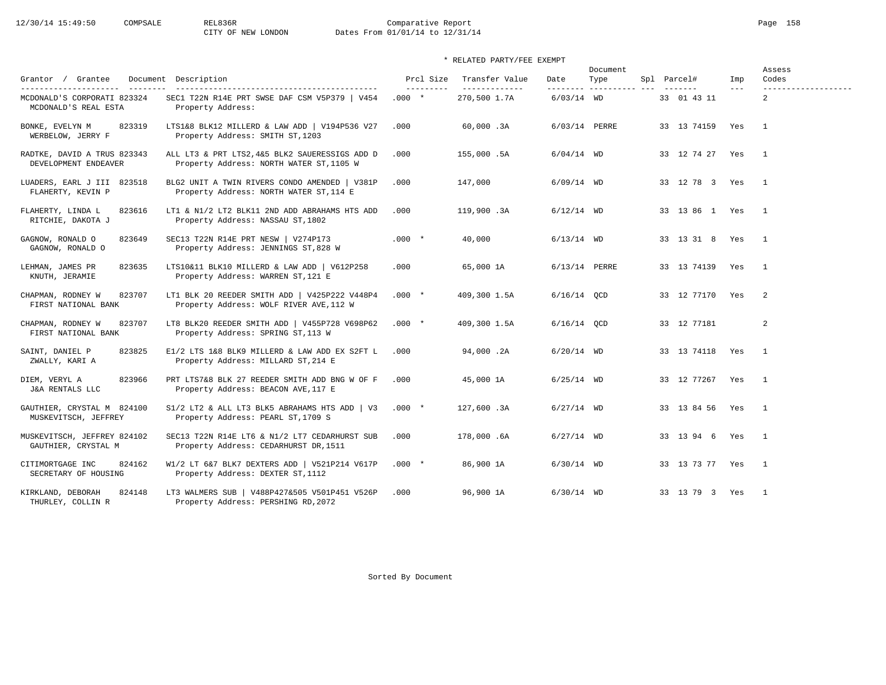Comparative Report

CITY OF NEW LONDON    Dates From 01/01/14 to 12/31/14

\* RELATED PARTY/FEE EXEMPT

| Grantor / Grantee | Document | Description | Prcl Size | Transfer Value | Date | Document Type | Spl | Parcel# | Imp | Assess Codes |
|---|---|---|---|---|---|---|---|---|---|---|
| MCDONALD'S CORPORATI / MCDONALD'S REAL ESTA | 823324 | SEC1 T22N R14E PRT SWSE DAF CSM V5P379 \| V454 / Property Address: | .000 * | 270,500 1.7A | 6/03/14 | WD | | 33 01 43 11 | | 2 |
| BONKE, EVELYN M / WERBELOW, JERRY F | 823319 | LTS1&8 BLK12 MILLERD & LAW ADD \| V194P536 V27 / Property Address: SMITH ST,1203 | .000 | 60,000 .3A | 6/03/14 | PERRE | | 33 13 74159 | Yes | 1 |
| RADTKE, DAVID A TRUS / DEVELOPMENT ENDEAVER | 823343 | ALL LT3 & PRT LTS2,4&5 BLK2 SAUERESSIGS ADD D / Property Address: NORTH WATER ST,1105 W | .000 | 155,000 .5A | 6/04/14 | WD | | 33 12 74 27 | Yes | 1 |
| LUADERS, EARL J III / FLAHERTY, KEVIN P | 823518 | BLG2 UNIT A TWIN RIVERS CONDO AMENDED \| V381P / Property Address: NORTH WATER ST,114 E | .000 | 147,000 | 6/09/14 | WD | | 33 12 78 3 | Yes | 1 |
| FLAHERTY, LINDA L / RITCHIE, DAKOTA J | 823616 | LT1 & N1/2 LT2 BLK11 2ND ADD ABRAHAMS HTS ADD / Property Address: NASSAU ST,1802 | .000 | 119,900 .3A | 6/12/14 | WD | | 33 13 86 1 | Yes | 1 |
| GAGNOW, RONALD O / GAGNOW, RONALD O | 823649 | SEC13 T22N R14E PRT NESW \| V274P173 / Property Address: JENNINGS ST,828 W | .000 * | 40,000 | 6/13/14 | WD | | 33 13 31 8 | Yes | 1 |
| LEHMAN, JAMES PR / KNUTH, JERAMIE | 823635 | LTS10&11 BLK10 MILLERD & LAW ADD \| V612P258 / Property Address: WARREN ST,121 E | .000 | 65,000 1A | 6/13/14 | PERRE | | 33 13 74139 | Yes | 1 |
| CHAPMAN, RODNEY W / FIRST NATIONAL BANK | 823707 | LT1 BLK 20 REEDER SMITH ADD \| V425P222 V448P4 / Property Address: WOLF RIVER AVE,112 W | .000 * | 409,300 1.5A | 6/16/14 | QCD | | 33 12 77170 | Yes | 2 |
| CHAPMAN, RODNEY W / FIRST NATIONAL BANK | 823707 | LT8 BLK20 REEDER SMITH ADD \| V455P728 V698P62 / Property Address: SPRING ST,113 W | .000 * | 409,300 1.5A | 6/16/14 | QCD | | 33 12 77181 | | 2 |
| SAINT, DANIEL P / ZWALLY, KARI A | 823825 | E1/2 LTS 1&8 BLK9 MILLERD & LAW ADD EX S2FT L / Property Address: MILLARD ST,214 E | .000 | 94,000 .2A | 6/20/14 | WD | | 33 13 74118 | Yes | 1 |
| DIEM, VERYL A / J&A RENTALS LLC | 823966 | PRT LTS7&8 BLK 27 REEDER SMITH ADD BNG W OF F / Property Address: BEACON AVE,117 E | .000 | 45,000 1A | 6/25/14 | WD | | 33 12 77267 | Yes | 1 |
| GAUTHIER, CRYSTAL M / MUSKEVITSCH, JEFFREY | 824100 | S1/2 LT2 & ALL LT3 BLK5 ABRAHAMS HTS ADD \| V3 / Property Address: PEARL ST,1709 S | .000 * | 127,600 .3A | 6/27/14 | WD | | 33 13 84 56 | Yes | 1 |
| MUSKEVITSCH, JEFFREY / GAUTHIER, CRYSTAL M | 824102 | SEC13 T22N R14E LT6 & N1/2 LT7 CEDARHURST SUB / Property Address: CEDARHURST DR,1511 | .000 | 178,000 .6A | 6/27/14 | WD | | 33 13 94 6 | Yes | 1 |
| CITIMORTGAGE INC / SECRETARY OF HOUSING | 824162 | W1/2 LT 6&7 BLK7 DEXTERS ADD \| V521P214 V617P / Property Address: DEXTER ST,1112 | .000 * | 86,900 1A | 6/30/14 | WD | | 33 13 73 77 | Yes | 1 |
| KIRKLAND, DEBORAH / THURLEY, COLLIN R | 824148 | LT3 WALMERS SUB \| V488P427&505 V501P451 V526P / Property Address: PERSHING RD,2072 | .000 | 96,900 1A | 6/30/14 | WD | | 33 13 79 3 | Yes | 1 |

Sorted By Document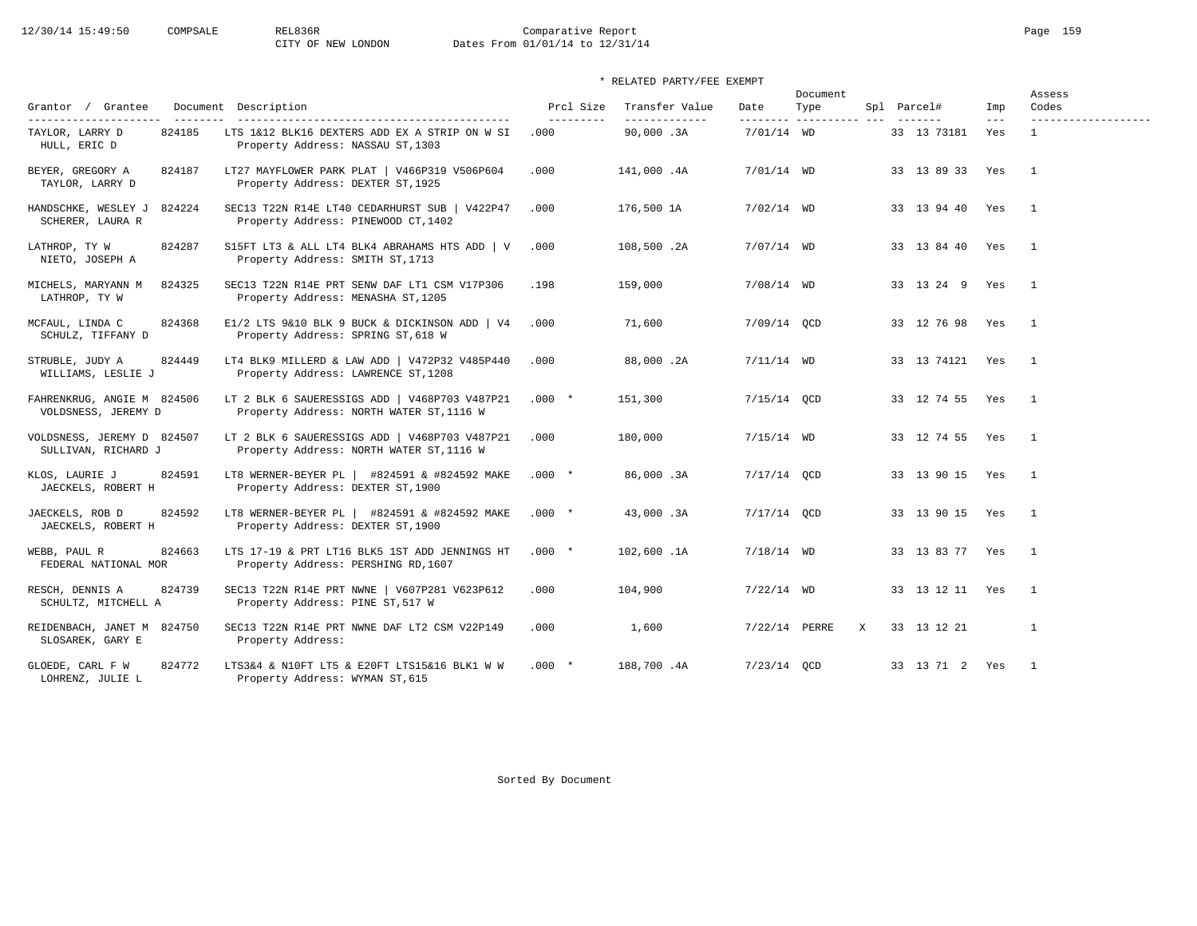Comparative Report
CITY OF NEW LONDON    Dates From 01/01/14 to 12/31/14

\* RELATED PARTY/FEE EXEMPT

| Grantor / Grantee | Document | Description | Prcl Size | Transfer Value | Date | Document Type | Spl | Parcel# | Imp | Assess Codes |
|---|---|---|---|---|---|---|---|---|---|---|
| TAYLOR, LARRY D<br>HULL, ERIC D | 824185 | LTS 1&12 BLK16 DEXTERS ADD EX A STRIP ON W SI<br>Property Address: NASSAU ST,1303 | .000 | 90,000 .3A | 7/01/14 | WD | | 33 13 73181 | Yes | 1 |
| BEYER, GREGORY A<br>TAYLOR, LARRY D | 824187 | LT27 MAYFLOWER PARK PLAT \| V466P319 V506P604<br>Property Address: DEXTER ST,1925 | .000 | 141,000 .4A | 7/01/14 | WD | | 33 13 89 33 | Yes | 1 |
| HANDSCHKE, WESLEY J<br>SCHERER, LAURA R | 824224 | SEC13 T22N R14E LT40 CEDARHURST SUB \| V422P47<br>Property Address: PINEWOOD CT,1402 | .000 | 176,500 1A | 7/02/14 | WD | | 33 13 94 40 | Yes | 1 |
| LATHROP, TY W<br>NIETO, JOSEPH A | 824287 | S15FT LT3 & ALL LT4 BLK4 ABRAHAMS HTS ADD \| V<br>Property Address: SMITH ST,1713 | .000 | 108,500 .2A | 7/07/14 | WD | | 33 13 84 40 | Yes | 1 |
| MICHELS, MARYANN M<br>LATHROP, TY W | 824325 | SEC13 T22N R14E PRT SENW DAF LT1 CSM V17P306<br>Property Address: MENASHA ST,1205 | .198 | 159,000 | 7/08/14 | WD | | 33 13 24 9 | Yes | 1 |
| MCFAUL, LINDA C<br>SCHULZ, TIFFANY D | 824368 | E1/2 LTS 9&10 BLK 9 BUCK & DICKINSON ADD \| V4<br>Property Address: SPRING ST,618 W | .000 | 71,600 | 7/09/14 | QCD | | 33 12 76 98 | Yes | 1 |
| STRUBLE, JUDY A<br>WILLIAMS, LESLIE J | 824449 | LT4 BLK9 MILLERD & LAW ADD \| V472P32 V485P440<br>Property Address: LAWRENCE ST,1208 | .000 | 88,000 .2A | 7/11/14 | WD | | 33 13 74121 | Yes | 1 |
| FAHRENKRUG, ANGIE M<br>VOLDSNESS, JEREMY D | 824506 | LT 2 BLK 6 SAUERESSIGS ADD \| V468P703 V487P21<br>Property Address: NORTH WATER ST,1116 W | .000 * | 151,300 | 7/15/14 | QCD | | 33 12 74 55 | Yes | 1 |
| VOLDSNESS, JEREMY D<br>SULLIVAN, RICHARD J | 824507 | LT 2 BLK 6 SAUERESSIGS ADD \| V468P703 V487P21<br>Property Address: NORTH WATER ST,1116 W | .000 | 180,000 | 7/15/14 | WD | | 33 12 74 55 | Yes | 1 |
| KLOS, LAURIE J<br>JAECKELS, ROBERT H | 824591 | LT8 WERNER-BEYER PL \| #824591 & #824592 MAKE<br>Property Address: DEXTER ST,1900 | .000 * | 86,000 .3A | 7/17/14 | QCD | | 33 13 90 15 | Yes | 1 |
| JAECKELS, ROB D<br>JAECKELS, ROBERT H | 824592 | LT8 WERNER-BEYER PL \| #824591 & #824592 MAKE<br>Property Address: DEXTER ST,1900 | .000 * | 43,000 .3A | 7/17/14 | QCD | | 33 13 90 15 | Yes | 1 |
| WEBB, PAUL R<br>FEDERAL NATIONAL MOR | 824663 | LTS 17-19 & PRT LT16 BLK5 1ST ADD JENNINGS HT<br>Property Address: PERSHING RD,1607 | .000 * | 102,600 .1A | 7/18/14 | WD | | 33 13 83 77 | Yes | 1 |
| RESCH, DENNIS A<br>SCHULTZ, MITCHELL A | 824739 | SEC13 T22N R14E PRT NWNE \| V607P281 V623P612<br>Property Address: PINE ST,517 W | .000 | 104,900 | 7/22/14 | WD | | 33 13 12 11 | Yes | 1 |
| REIDENBACH, JANET M<br>SLOSAREK, GARY E | 824750 | SEC13 T22N R14E PRT NWNE DAF LT2 CSM V22P149<br>Property Address: | .000 | 1,600 | 7/22/14 | PERRE | X | 33 13 12 21 | | 1 |
| GLOEDE, CARL F W<br>LOHRENZ, JULIE L | 824772 | LTS3&4 & N10FT LT5 & E20FT LTS15&16 BLK1 W W<br>Property Address: WYMAN ST,615 | .000 * | 188,700 .4A | 7/23/14 | QCD | | 33 13 71 2 | Yes | 1 |

Sorted By Document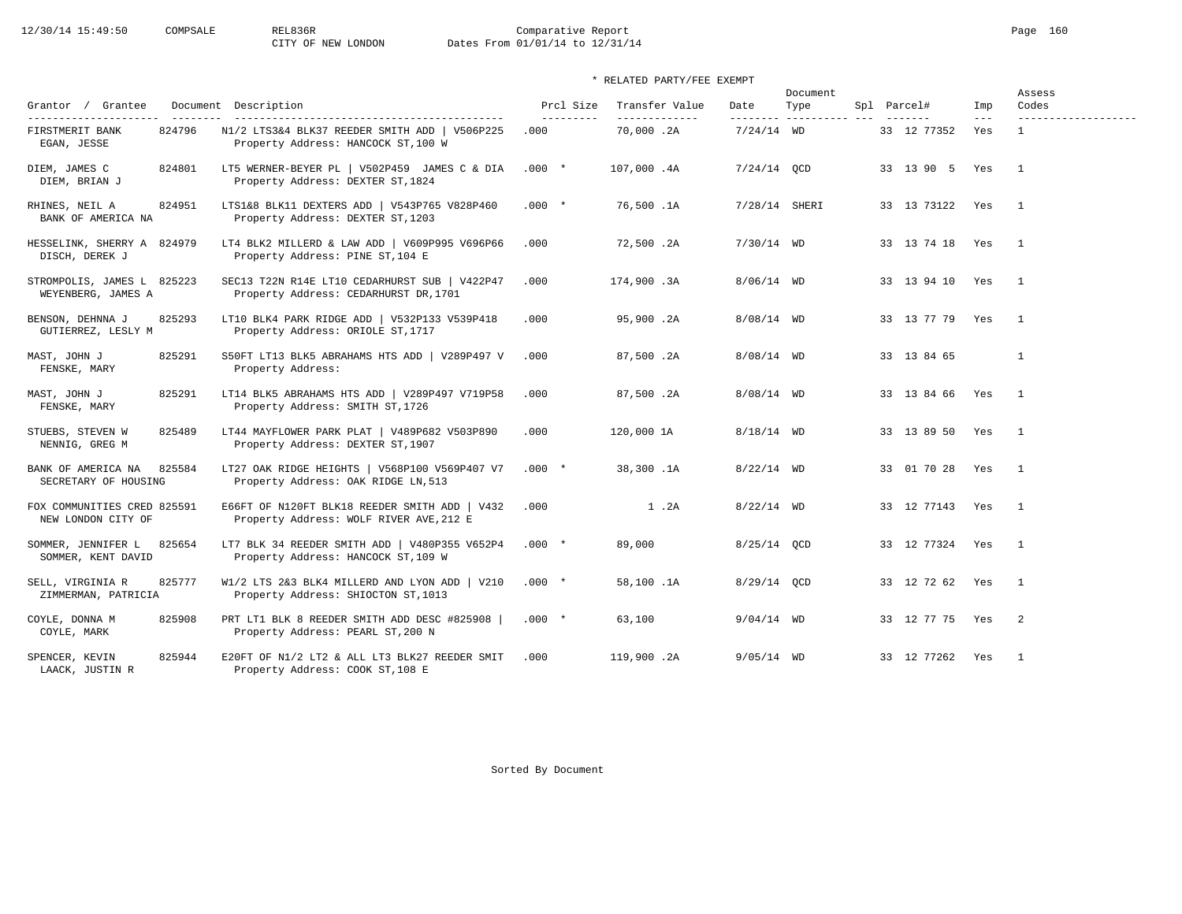CITY OF NEW LONDON

Comparative Report

Dates From 01/01/14 to 12/31/14

\* RELATED PARTY/FEE EXEMPT

| Grantor / Grantee | Document | Description | Prcl Size | Transfer Value | Date | Document Type | Spl | Parcel# | Imp | Assess Codes |
|---|---|---|---|---|---|---|---|---|---|---|
| FIRSTMERIT BANK<br>EGAN, JESSE | 824796 | N1/2 LTS3&4 BLK37 REEDER SMITH ADD \| V506P225<br>Property Address: HANCOCK ST,100 W | .000 | 70,000 .2A | 7/24/14 | WD | | 33 12 77352 | Yes | 1 |
| DIEM, JAMES C<br>DIEM, BRIAN J | 824801 | LT5 WERNER-BEYER PL \| V502P459 JAMES C & DIA<br>Property Address: DEXTER ST,1824 | .000 * | 107,000 .4A | 7/24/14 | QCD | | 33 13 90 5 | Yes | 1 |
| RHINES, NEIL A<br>BANK OF AMERICA NA | 824951 | LTS1&8 BLK11 DEXTERS ADD \| V543P765 V828P460<br>Property Address: DEXTER ST,1203 | .000 * | 76,500 .1A | 7/28/14 | SHERI | | 33 13 73122 | Yes | 1 |
| HESSELINK, SHERRY A<br>DISCH, DEREK J | 824979 | LT4 BLK2 MILLERD & LAW ADD \| V609P995 V696P66<br>Property Address: PINE ST,104 E | .000 | 72,500 .2A | 7/30/14 | WD | | 33 13 74 18 | Yes | 1 |
| STROMPOLIS, JAMES L<br>WEYENBERG, JAMES A | 825223 | SEC13 T22N R14E LT10 CEDARHURST SUB \| V422P47<br>Property Address: CEDARHURST DR,1701 | .000 | 174,900 .3A | 8/06/14 | WD | | 33 13 94 10 | Yes | 1 |
| BENSON, DEHNNA J<br>GUTIERREZ, LESLY M | 825293 | LT10 BLK4 PARK RIDGE ADD \| V532P133 V539P418<br>Property Address: ORIOLE ST,1717 | .000 | 95,900 .2A | 8/08/14 | WD | | 33 13 77 79 | Yes | 1 |
| MAST, JOHN J<br>FENSKE, MARY | 825291 | S50FT LT13 BLK5 ABRAHAMS HTS ADD \| V289P497 V<br>Property Address: | .000 | 87,500 .2A | 8/08/14 | WD | | 33 13 84 65 | | 1 |
| MAST, JOHN J<br>FENSKE, MARY | 825291 | LT14 BLK5 ABRAHAMS HTS ADD \| V289P497 V719P58<br>Property Address: SMITH ST,1726 | .000 | 87,500 .2A | 8/08/14 | WD | | 33 13 84 66 | Yes | 1 |
| STUEBS, STEVEN W<br>NENNIG, GREG M | 825489 | LT44 MAYFLOWER PARK PLAT \| V489P682 V503P890<br>Property Address: DEXTER ST,1907 | .000 | 120,000 1A | 8/18/14 | WD | | 33 13 89 50 | Yes | 1 |
| BANK OF AMERICA NA<br>SECRETARY OF HOUSING | 825584 | LT27 OAK RIDGE HEIGHTS \| V568P100 V569P407 V7<br>Property Address: OAK RIDGE LN,513 | .000 * | 38,300 .1A | 8/22/14 | WD | | 33 01 70 28 | Yes | 1 |
| FOX COMMUNITIES CRED<br>NEW LONDON CITY OF | 825591 | E66FT OF N120FT BLK18 REEDER SMITH ADD \| V432<br>Property Address: WOLF RIVER AVE,212 E | .000 | 1 .2A | 8/22/14 | WD | | 33 12 77143 | Yes | 1 |
| SOMMER, JENNIFER L<br>SOMMER, KENT DAVID | 825654 | LT7 BLK 34 REEDER SMITH ADD \| V480P355 V652P4<br>Property Address: HANCOCK ST,109 W | .000 * | 89,000 | 8/25/14 | QCD | | 33 12 77324 | Yes | 1 |
| SELL, VIRGINIA R<br>ZIMMERMAN, PATRICIA | 825777 | W1/2 LTS 2&3 BLK4 MILLERD AND LYON ADD \| V210<br>Property Address: SHIOCTON ST,1013 | .000 * | 58,100 .1A | 8/29/14 | QCD | | 33 12 72 62 | Yes | 1 |
| COYLE, DONNA M<br>COYLE, MARK | 825908 | PRT LT1 BLK 8 REEDER SMITH ADD DESC #825908 \|<br>Property Address: PEARL ST,200 N | .000 * | 63,100 | 9/04/14 | WD | | 33 12 77 75 | Yes | 2 |
| SPENCER, KEVIN<br>LAACK, JUSTIN R | 825944 | E20FT OF N1/2 LT2 & ALL LT3 BLK27 REEDER SMIT<br>Property Address: COOK ST,108 E | .000 | 119,900 .2A | 9/05/14 | WD | | 33 12 77262 | Yes | 1 |

Sorted By Document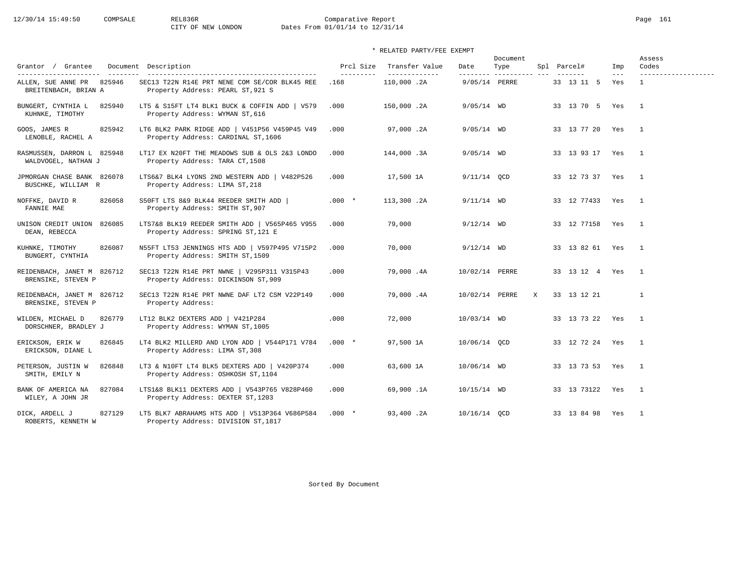CITY OF NEW LONDON

Comparative Report
Dates From 01/01/14 to 12/31/14

\* RELATED PARTY/FEE EXEMPT

| Grantor / Grantee | Document | Description | Prcl Size | Transfer Value | Date | Document Type | Spl | Parcel# | Imp | Assess Codes |
|---|---|---|---|---|---|---|---|---|---|---|
| ALLEN, SUE ANNE PR<br>BREITENBACH, BRIAN A | 825946 | SEC13 T22N R14E PRT NENE COM SE/COR BLK45 REE<br>Property Address: PEARL ST,921 S | .168 | 110,000 .2A | 9/05/14 | PERRE | | 33 13 11 5 | Yes | 1 |
| BUNGERT, CYNTHIA L<br>KUHNKE, TIMOTHY | 825940 | LT5 & S15FT LT4 BLK1 BUCK & COFFIN ADD \| V579<br>Property Address: WYMAN ST,616 | .000 | 150,000 .2A | 9/05/14 | WD | | 33 13 70 5 | Yes | 1 |
| GOOS, JAMES R<br>LENOBLE, RACHEL A | 825942 | LT6 BLK2 PARK RIDGE ADD \| V451P56 V459P45 V49<br>Property Address: CARDINAL ST,1606 | .000 | 97,000 .2A | 9/05/14 | WD | | 33 13 77 20 | Yes | 1 |
| RASMUSSEN, DARRON L<br>WALDVOGEL, NATHAN J | 825948 | LT17 EX N20FT THE MEADOWS SUB & OLS 2&3 LONDO<br>Property Address: TARA CT,1508 | .000 | 144,000 .3A | 9/05/14 | WD | | 33 13 93 17 | Yes | 1 |
| JPMORGAN CHASE BANK<br>BUSCHKE, WILLIAM R | 826078 | LTS6&7 BLK4 LYONS 2ND WESTERN ADD \| V482P526<br>Property Address: LIMA ST,218 | .000 | 17,500 1A | 9/11/14 | QCD | | 33 12 73 37 | Yes | 1 |
| NOFFKE, DAVID R<br>FANNIE MAE | 826058 | S50FT LTS 8&9 BLK44 REEDER SMITH ADD \|<br>Property Address: SMITH ST,907 | .000 * | 113,300 .2A | 9/11/14 | WD | | 33 12 77433 | Yes | 1 |
| UNISON CREDIT UNION<br>DEAN, REBECCA | 826085 | LTS7&8 BLK19 REEDER SMITH ADD \| V565P465 V955<br>Property Address: SPRING ST,121 E | .000 | 79,000 | 9/12/14 | WD | | 33 12 77158 | Yes | 1 |
| KUHNKE, TIMOTHY<br>BUNGERT, CYNTHIA | 826087 | N55FT LT53 JENNINGS HTS ADD \| V597P495 V715P2<br>Property Address: SMITH ST,1509 | .000 | 70,000 | 9/12/14 | WD | | 33 13 82 61 | Yes | 1 |
| REIDENBACH, JANET M<br>BRENSIKE, STEVEN P | 826712 | SEC13 T22N R14E PRT NWNE \| V295P311 V315P43<br>Property Address: DICKINSON ST,909 | .000 | 79,000 .4A | 10/02/14 | PERRE | | 33 13 12 4 | Yes | 1 |
| REIDENBACH, JANET M<br>BRENSIKE, STEVEN P | 826712 | SEC13 T22N R14E PRT NWNE DAF LT2 CSM V22P149<br>Property Address: | .000 | 79,000 .4A | 10/02/14 | PERRE | X | 33 13 12 21 | | 1 |
| WILDEN, MICHAEL D<br>DORSCHNER, BRADLEY J | 826779 | LT12 BLK2 DEXTERS ADD \| V421P284<br>Property Address: WYMAN ST,1005 | .000 | 72,000 | 10/03/14 | WD | | 33 13 73 22 | Yes | 1 |
| ERICKSON, ERIK W<br>ERICKSON, DIANE L | 826845 | LT4 BLK2 MILLERD AND LYON ADD \| V544P171 V784<br>Property Address: LIMA ST,308 | .000 * | 97,500 1A | 10/06/14 | QCD | | 33 12 72 24 | Yes | 1 |
| PETERSON, JUSTIN W<br>SMITH, EMILY N | 826848 | LT3 & N10FT LT4 BLK5 DEXTERS ADD \| V420P374<br>Property Address: OSHKOSH ST,1104 | .000 | 63,600 1A | 10/06/14 | WD | | 33 13 73 53 | Yes | 1 |
| BANK OF AMERICA NA<br>WILEY, A JOHN JR | 827084 | LTS1&8 BLK11 DEXTERS ADD \| V543P765 V828P460<br>Property Address: DEXTER ST,1203 | .000 | 69,900 .1A | 10/15/14 | WD | | 33 13 73122 | Yes | 1 |
| DICK, ARDELL J<br>ROBERTS, KENNETH W | 827129 | LT5 BLK7 ABRAHAMS HTS ADD \| V513P364 V686P584<br>Property Address: DIVISION ST,1817 | .000 * | 93,400 .2A | 10/16/14 | QCD | | 33 13 84 98 | Yes | 1 |

Sorted By Document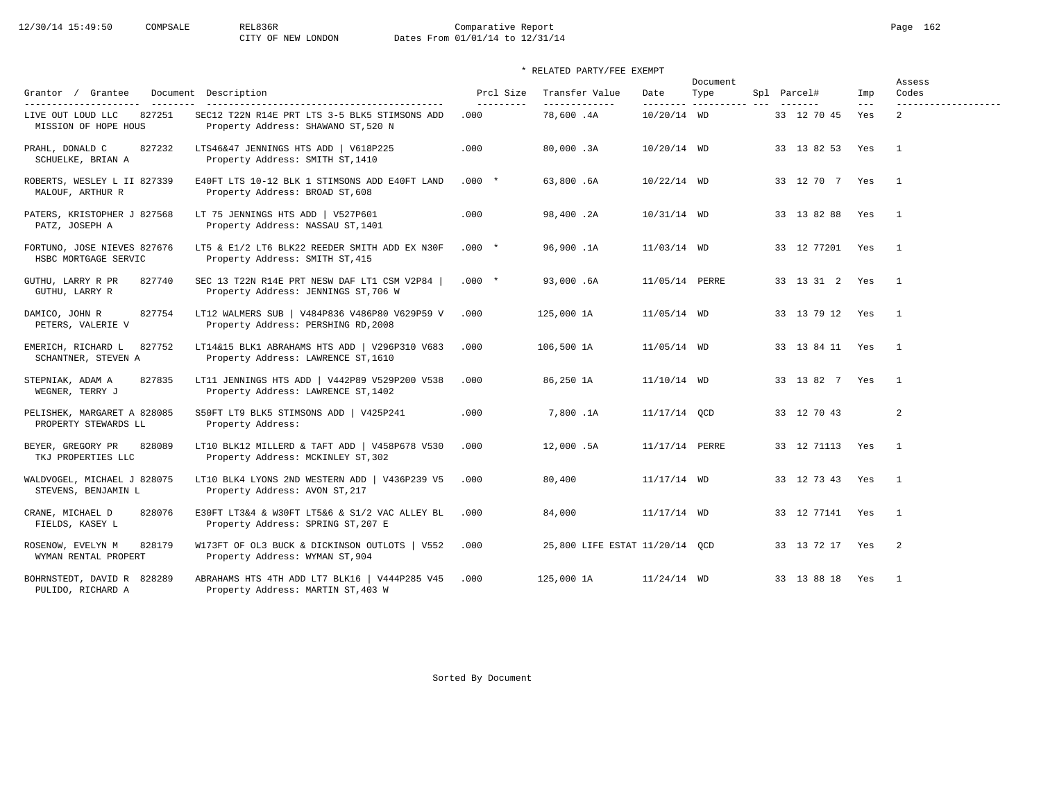COMPSALE REL836R Comparative Report
CITY OF NEW LONDON Dates From 01/01/14 to 12/31/14

\* RELATED PARTY/FEE EXEMPT

| Grantor / Grantee | Document | Description | Prcl Size | Transfer Value | Date | Document Type | Spl | Parcel# | Imp | Assess Codes |
|---|---|---|---|---|---|---|---|---|---|---|
| LIVE OUT LOUD LLC / MISSION OF HOPE HOUS | 827251 | SEC12 T22N R14E PRT LTS 3-5 BLK5 STIMSONS ADD / Property Address: SHAWANO ST,520 N | .000 | 78,600 .4A | 10/20/14 | WD | | 33 12 70 45 | Yes | 2 |
| PRAHL, DONALD C / SCHUELKE, BRIAN A | 827232 | LTS46&47 JENNINGS HTS ADD \| V618P225 / Property Address: SMITH ST,1410 | .000 | 80,000 .3A | 10/20/14 | WD | | 33 13 82 53 | Yes | 1 |
| ROBERTS, WESLEY L II / MALOUF, ARTHUR R | 827339 | E40FT LTS 10-12 BLK 1 STIMSONS ADD E40FT LAND / Property Address: BROAD ST,608 | .000 * | 63,800 .6A | 10/22/14 | WD | | 33 12 70 7 | Yes | 1 |
| PATERS, KRISTOPHER J / PATZ, JOSEPH A | 827568 | LT 75 JENNINGS HTS ADD \| V527P601 / Property Address: NASSAU ST,1401 | .000 | 98,400 .2A | 10/31/14 | WD | | 33 13 82 88 | Yes | 1 |
| FORTUNO, JOSE NIEVES / HSBC MORTGAGE SERVIC | 827676 | LT5 & E1/2 LT6 BLK22 REEDER SMITH ADD EX N30F / Property Address: SMITH ST,415 | .000 * | 96,900 .1A | 11/03/14 | WD | | 33 12 77201 | Yes | 1 |
| GUTHU, LARRY R PR / GUTHU, LARRY R | 827740 | SEC 13 T22N R14E PRT NESW DAF LT1 CSM V2P84 \| / Property Address: JENNINGS ST,706 W | .000 * | 93,000 .6A | 11/05/14 | PERRE | | 33 13 31 2 | Yes | 1 |
| DAMICO, JOHN R / PETERS, VALERIE V | 827754 | LT12 WALMERS SUB \| V484P836 V486P80 V629P59 V / Property Address: PERSHING RD,2008 | .000 | 125,000 1A | 11/05/14 | WD | | 33 13 79 12 | Yes | 1 |
| EMERICH, RICHARD L / SCHANTNER, STEVEN A | 827752 | LT14&15 BLK1 ABRAHAMS HTS ADD \| V296P310 V683 / Property Address: LAWRENCE ST,1610 | .000 | 106,500 1A | 11/05/14 | WD | | 33 13 84 11 | Yes | 1 |
| STEPNIAK, ADAM A / WEGNER, TERRY J | 827835 | LT11 JENNINGS HTS ADD \| V442P89 V529P200 V538 / Property Address: LAWRENCE ST,1402 | .000 | 86,250 1A | 11/10/14 | WD | | 33 13 82 7 | Yes | 1 |
| PELISHEK, MARGARET A / PROPERTY STEWARDS LL | 828085 | S50FT LT9 BLK5 STIMSONS ADD \| V425P241 / Property Address: | .000 | 7,800 .1A | 11/17/14 | QCD | | 33 12 70 43 | | 2 |
| BEYER, GREGORY PR / TKJ PROPERTIES LLC | 828089 | LT10 BLK12 MILLERD & TAFT ADD \| V458P678 V530 / Property Address: MCKINLEY ST,302 | .000 | 12,000 .5A | 11/17/14 | PERRE | | 33 12 71113 | Yes | 1 |
| WALDVOGEL, MICHAEL J / STEVENS, BENJAMIN L | 828075 | LT10 BLK4 LYONS 2ND WESTERN ADD \| V436P239 V5 / Property Address: AVON ST,217 | .000 | 80,400 | 11/17/14 | WD | | 33 12 73 43 | Yes | 1 |
| CRANE, MICHAEL D / FIELDS, KASEY L | 828076 | E30FT LT3&4 & W30FT LT5&6 & S1/2 VAC ALLEY BL / Property Address: SPRING ST,207 E | .000 | 84,000 | 11/17/14 | WD | | 33 12 77141 | Yes | 1 |
| ROSENOW, EVELYN M / WYMAN RENTAL PROPERT | 828179 | W173FT OF OL3 BUCK & DICKINSON OUTLOTS \| V552 / Property Address: WYMAN ST,904 | .000 | 25,800 LIFE ESTAT | 11/20/14 | QCD | | 33 13 72 17 | Yes | 2 |
| BOHRNSTEDT, DAVID R / PULIDO, RICHARD A | 828289 | ABRAHAMS HTS 4TH ADD LT7 BLK16 \| V444P285 V45 / Property Address: MARTIN ST,403 W | .000 | 125,000 1A | 11/24/14 | WD | | 33 13 88 18 | Yes | 1 |

Sorted By Document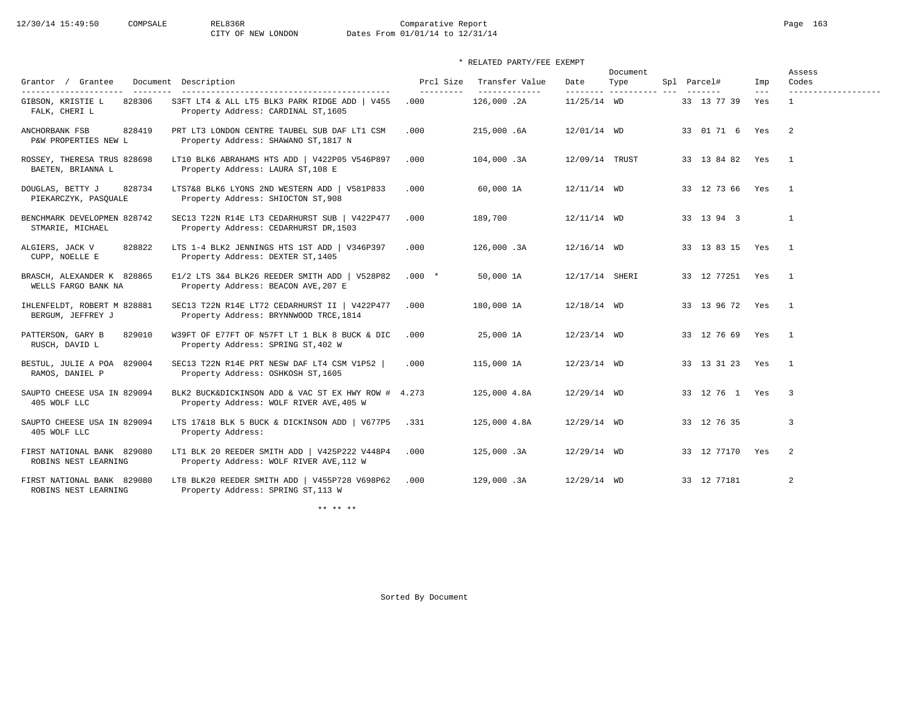Comparative Report
CITY OF NEW LONDON
Dates From 01/01/14 to 12/31/14

\* RELATED PARTY/FEE EXEMPT

| Grantor / Grantee | Document | Description | Prcl Size | Transfer Value | Date | Document Type | Spl | Parcel# | Imp | Assess Codes |
|---|---|---|---|---|---|---|---|---|---|---|
| GIBSON, KRISTIE L / FALK, CHERI L | 828306 | S3FT LT4 & ALL LT5 BLK3 PARK RIDGE ADD \| V455 / Property Address: CARDINAL ST,1605 | .000 | 126,000 .2A | 11/25/14 | WD | | 33 13 77 39 | Yes | 1 |
| ANCHORBANK FSB / P&W PROPERTIES NEW L | 828419 | PRT LT3 LONDON CENTRE TAUBEL SUB DAF LT1 CSM / Property Address: SHAWANO ST,1817 N | .000 | 215,000 .6A | 12/01/14 | WD | | 33 01 71 6 | Yes | 2 |
| ROSSEY, THERESA TRUS / BAETEN, BRIANNA L | 828698 | LT10 BLK6 ABRAHAMS HTS ADD \| V422P05 V546P897 / Property Address: LAURA ST,108 E | .000 | 104,000 .3A | 12/09/14 | TRUST | | 33 13 84 82 | Yes | 1 |
| DOUGLAS, BETTY J / PIEKARCZYK, PASQUALE | 828734 | LTS7&8 BLK6 LYONS 2ND WESTERN ADD \| V581P833 / Property Address: SHIOCTON ST,908 | .000 | 60,000 1A | 12/11/14 | WD | | 33 12 73 66 | Yes | 1 |
| BENCHMARK DEVELOPMEN / STMARIE, MICHAEL | 828742 | SEC13 T22N R14E LT3 CEDARHURST SUB \| V422P477 / Property Address: CEDARHURST DR,1503 | .000 | 189,700 | 12/11/14 | WD | | 33 13 94 3 | | 1 |
| ALGIERS, JACK V / CUPP, NOELLE E | 828822 | LTS 1-4 BLK2 JENNINGS HTS 1ST ADD \| V346P397 / Property Address: DEXTER ST,1405 | .000 | 126,000 .3A | 12/16/14 | WD | | 33 13 83 15 | Yes | 1 |
| BRASCH, ALEXANDER K / WELLS FARGO BANK NA | 828865 | E1/2 LTS 3&4 BLK26 REEDER SMITH ADD \| V528P82 / Property Address: BEACON AVE,207 E | .000 * | 50,000 1A | 12/17/14 | SHERI | | 33 12 77251 | Yes | 1 |
| IHLENFELDT, ROBERT M / BERGUM, JEFFREY J | 828881 | SEC13 T22N R14E LT72 CEDARHURST II \| V422P477 / Property Address: BRYNNWOOD TRCE,1814 | .000 | 180,000 1A | 12/18/14 | WD | | 33 13 96 72 | Yes | 1 |
| PATTERSON, GARY B / RUSCH, DAVID L | 829010 | W39FT OF E77FT OF N57FT LT 1 BLK 8 BUCK & DIC / Property Address: SPRING ST,402 W | .000 | 25,000 1A | 12/23/14 | WD | | 33 12 76 69 | Yes | 1 |
| BESTUL, JULIE A POA / RAMOS, DANIEL P | 829004 | SEC13 T22N R14E PRT NESW DAF LT4 CSM V1P52 \| / Property Address: OSHKOSH ST,1605 | .000 | 115,000 1A | 12/23/14 | WD | | 33 13 31 23 | Yes | 1 |
| SAUPTO CHEESE USA IN / 405 WOLF LLC | 829094 | BLK2 BUCK&DICKINSON ADD & VAC ST EX HWY ROW # / Property Address: WOLF RIVER AVE,405 W | 4.273 | 125,000 4.8A | 12/29/14 | WD | | 33 12 76 1 | Yes | 3 |
| SAUPTO CHEESE USA IN / 405 WOLF LLC | 829094 | LTS 17&18 BLK 5 BUCK & DICKINSON ADD \| V677P5 / Property Address: | .331 | 125,000 4.8A | 12/29/14 | WD | | 33 12 76 35 | | 3 |
| FIRST NATIONAL BANK / ROBINS NEST LEARNING | 829080 | LT1 BLK 20 REEDER SMITH ADD \| V425P222 V448P4 / Property Address: WOLF RIVER AVE,112 W | .000 | 125,000 .3A | 12/29/14 | WD | | 33 12 77170 | Yes | 2 |
| FIRST NATIONAL BANK / ROBINS NEST LEARNING | 829080 | LT8 BLK20 REEDER SMITH ADD \| V455P728 V698P62 / Property Address: SPRING ST,113 W | .000 | 129,000 .3A | 12/29/14 | WD | | 33 12 77181 | | 2 |

\*\* \*\* \*\*

Sorted By Document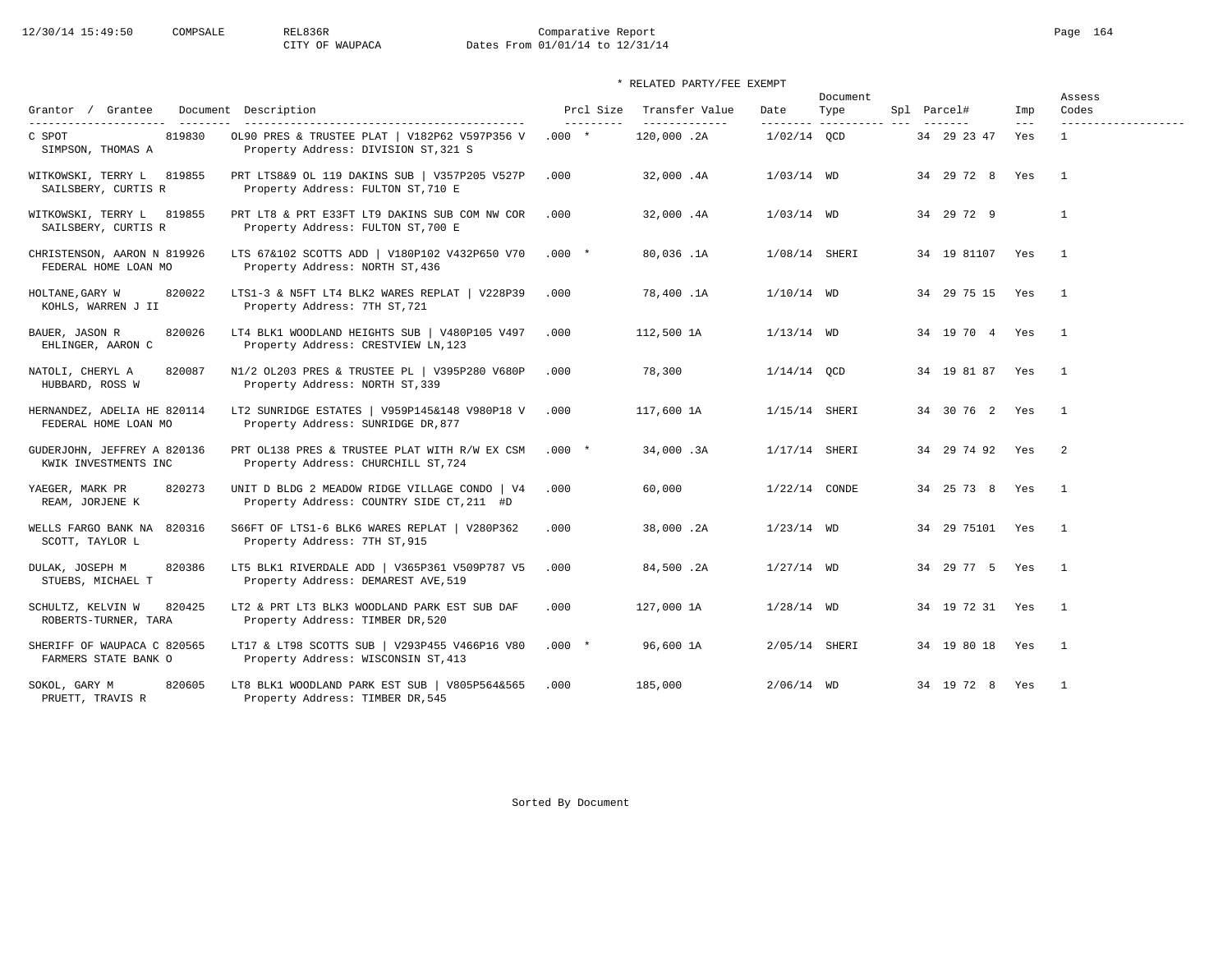Comparative Report
CITY OF WAUPACA
Dates From 01/01/14 to 12/31/14

\* RELATED PARTY/FEE EXEMPT

| Grantor / Grantee | Document | Description | Prcl Size | Transfer Value | Date | Document Type | Spl | Parcel# | Imp | Assess Codes |
|---|---|---|---|---|---|---|---|---|---|---|
| C SPOT / SIMPSON, THOMAS A | 819830 | OL90 PRES & TRUSTEE PLAT \| V182P62 V597P356 V / Property Address: DIVISION ST,321 S | .000 * | 120,000 .2A | 1/02/14 | QCD | | 34 29 23 47 | Yes | 1 |
| WITKOWSKI, TERRY L / SAILSBERY, CURTIS R | 819855 | PRT LTS8&9 OL 119 DAKINS SUB \| V357P205 V527P / Property Address: FULTON ST,710 E | .000 | 32,000 .4A | 1/03/14 | WD | | 34 29 72 8 | Yes | 1 |
| WITKOWSKI, TERRY L / SAILSBERY, CURTIS R | 819855 | PRT LT8 & PRT E33FT LT9 DAKINS SUB COM NW COR / Property Address: FULTON ST,700 E | .000 | 32,000 .4A | 1/03/14 | WD | | 34 29 72 9 | | 1 |
| CHRISTENSON, AARON N / FEDERAL HOME LOAN MO | 819926 | LTS 67&102 SCOTTS ADD \| V180P102 V432P650 V70 / Property Address: NORTH ST,436 | .000 * | 80,036 .1A | 1/08/14 | SHERI | | 34 19 81107 | Yes | 1 |
| HOLTANE,GARY W / KOHLS, WARREN J II | 820022 | LTS1-3 & N5FT LT4 BLK2 WARES REPLAT \| V228P39 / Property Address: 7TH ST,721 | .000 | 78,400 .1A | 1/10/14 | WD | | 34 29 75 15 | Yes | 1 |
| BAUER, JASON R / EHLINGER, AARON C | 820026 | LT4 BLK1 WOODLAND HEIGHTS SUB \| V480P105 V497 / Property Address: CRESTVIEW LN,123 | .000 | 112,500 1A | 1/13/14 | WD | | 34 19 70 4 | Yes | 1 |
| NATOLI, CHERYL A / HUBBARD, ROSS W | 820087 | N1/2 OL203 PRES & TRUSTEE PL \| V395P280 V680P / Property Address: NORTH ST,339 | .000 | 78,300 | 1/14/14 | QCD | | 34 19 81 87 | Yes | 1 |
| HERNANDEZ, ADELIA HE / FEDERAL HOME LOAN MO | 820114 | LT2 SUNRIDGE ESTATES \| V959P145&148 V980P18 V / Property Address: SUNRIDGE DR,877 | .000 | 117,600 1A | 1/15/14 | SHERI | | 34 30 76 2 | Yes | 1 |
| GUDERJOHN, JEFFREY A / KWIK INVESTMENTS INC | 820136 | PRT OL138 PRES & TRUSTEE PLAT WITH R/W EX CSM / Property Address: CHURCHILL ST,724 | .000 * | 34,000 .3A | 1/17/14 | SHERI | | 34 29 74 92 | Yes | 2 |
| YAEGER, MARK PR / REAM, JORJENE K | 820273 | UNIT D BLDG 2 MEADOW RIDGE VILLAGE CONDO \| V4 / Property Address: COUNTRY SIDE CT,211 #D | .000 | 60,000 | 1/22/14 | CONDE | | 34 25 73 8 | Yes | 1 |
| WELLS FARGO BANK NA / SCOTT, TAYLOR L | 820316 | S66FT OF LTS1-6 BLK6 WARES REPLAT \| V280P362 / Property Address: 7TH ST,915 | .000 | 38,000 .2A | 1/23/14 | WD | | 34 29 75101 | Yes | 1 |
| DULAK, JOSEPH M / STUEBS, MICHAEL T | 820386 | LT5 BLK1 RIVERDALE ADD \| V365P361 V509P787 V5 / Property Address: DEMAREST AVE,519 | .000 | 84,500 .2A | 1/27/14 | WD | | 34 29 77 5 | Yes | 1 |
| SCHULTZ, KELVIN W / ROBERTS-TURNER, TARA | 820425 | LT2 & PRT LT3 BLK3 WOODLAND PARK EST SUB DAF / Property Address: TIMBER DR,520 | .000 | 127,000 1A | 1/28/14 | WD | | 34 19 72 31 | Yes | 1 |
| SHERIFF OF WAUPACA C / FARMERS STATE BANK O | 820565 | LT17 & LT98 SCOTTS SUB \| V293P455 V466P16 V80 / Property Address: WISCONSIN ST,413 | .000 * | 96,600 1A | 2/05/14 | SHERI | | 34 19 80 18 | Yes | 1 |
| SOKOL, GARY M / PRUETT, TRAVIS R | 820605 | LT8 BLK1 WOODLAND PARK EST SUB \| V805P564&565 / Property Address: TIMBER DR,545 | .000 | 185,000 | 2/06/14 | WD | | 34 19 72 8 | Yes | 1 |

Sorted By Document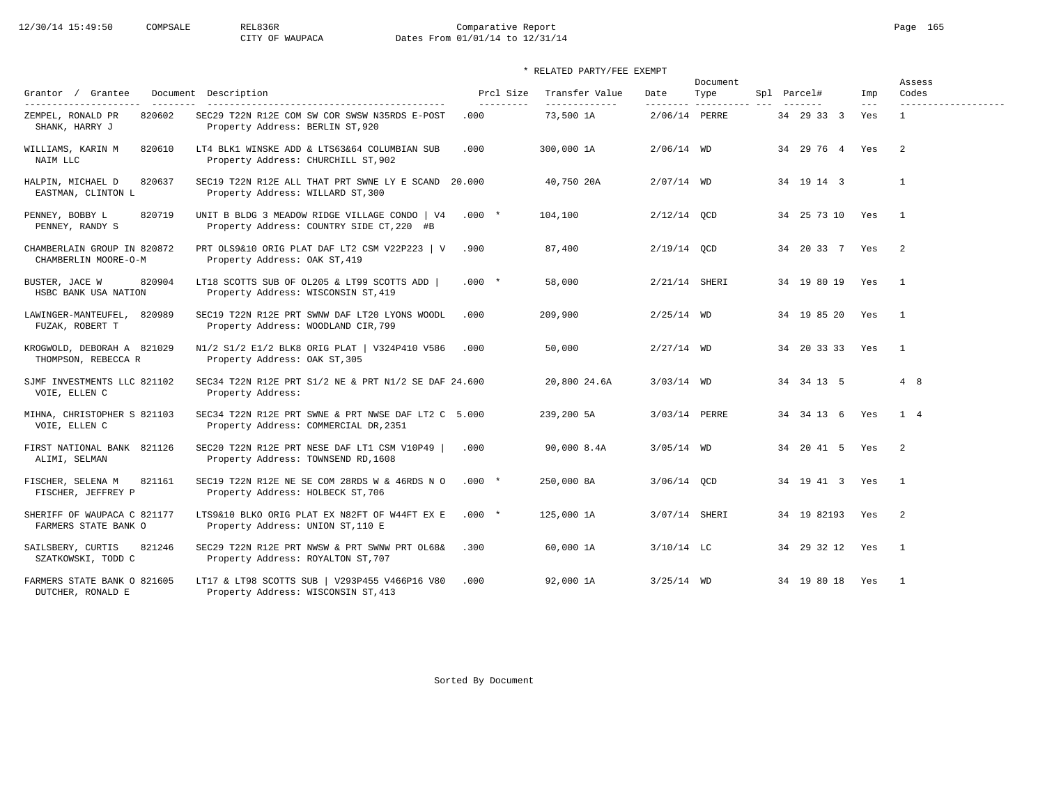COMPSALE REL836R Comparative Report
CITY OF WAUPACA Dates From 01/01/14 to 12/31/14

\* RELATED PARTY/FEE EXEMPT

| Grantor / Grantee | Document | Description | Prcl Size | Transfer Value | Date | Document Type | Spl | Parcel# | Imp | Assess Codes |
|---|---|---|---|---|---|---|---|---|---|---|
| ZEMPEL, RONALD PR / SHANK, HARRY J | 820602 | SEC29 T22N R12E COM SW COR SWSW N35RDS E-POST / Property Address: BERLIN ST,920 | .000 | 73,500 1A | 2/06/14 | PERRE | | 34 29 33 3 | Yes | 1 |
| WILLIAMS, KARIN M / NAIM LLC | 820610 | LT4 BLK1 WINSKE ADD & LTS63&64 COLUMBIAN SUB / Property Address: CHURCHILL ST,902 | .000 | 300,000 1A | 2/06/14 | WD | | 34 29 76 4 | Yes | 2 |
| HALPIN, MICHAEL D / EASTMAN, CLINTON L | 820637 | SEC19 T22N R12E ALL THAT PRT SWNE LY E SCAND / Property Address: WILLARD ST,300 | 20.000 | 40,750 20A | 2/07/14 | WD | | 34 19 14 3 | | 1 |
| PENNEY, BOBBY L / PENNEY, RANDY S | 820719 | UNIT B BLDG 3 MEADOW RIDGE VILLAGE CONDO \| V4 / Property Address: COUNTRY SIDE CT,220 #B | .000 * | 104,100 | 2/12/14 | QCD | | 34 25 73 10 | Yes | 1 |
| CHAMBERLAIN GROUP IN / CHAMBERLIN MOORE-O-M | 820872 | PRT OLS9&10 ORIG PLAT DAF LT2 CSM V22P223 \| V / Property Address: OAK ST,419 | .900 | 87,400 | 2/19/14 | QCD | | 34 20 33 7 | Yes | 2 |
| BUSTER, JACE W / HSBC BANK USA NATION | 820904 | LT18 SCOTTS SUB OF OL205 & LT99 SCOTTS ADD \| / Property Address: WISCONSIN ST,419 | .000 * | 58,000 | 2/21/14 | SHERI | | 34 19 80 19 | Yes | 1 |
| LAWINGER-MANTEUFEL, / FUZAK, ROBERT T | 820989 | SEC19 T22N R12E PRT SWNW DAF LT20 LYONS WOODL / Property Address: WOODLAND CIR,799 | .000 | 209,900 | 2/25/14 | WD | | 34 19 85 20 | Yes | 1 |
| KROGWOLD, DEBORAH A / THOMPSON, REBECCA R | 821029 | N1/2 S1/2 E1/2 BLK8 ORIG PLAT \| V324P410 V586 / Property Address: OAK ST,305 | .000 | 50,000 | 2/27/14 | WD | | 34 20 33 33 | Yes | 1 |
| SJMF INVESTMENTS LLC / VOIE, ELLEN C | 821102 | SEC34 T22N R12E PRT S1/2 NE & PRT N1/2 SE DAF / Property Address: | 24.600 | 20,800 24.6A | 3/03/14 | WD | | 34 34 13 5 | | 4 8 |
| MIHNA, CHRISTOPHER S / VOIE, ELLEN C | 821103 | SEC34 T22N R12E PRT SWNE & PRT NWSE DAF LT2 C / Property Address: COMMERCIAL DR,2351 | 5.000 | 239,200 5A | 3/03/14 | PERRE | | 34 34 13 6 | Yes | 1 4 |
| FIRST NATIONAL BANK / ALIMI, SELMAN | 821126 | SEC20 T22N R12E PRT NESE DAF LT1 CSM V10P49 \| / Property Address: TOWNSEND RD,1608 | .000 | 90,000 8.4A | 3/05/14 | WD | | 34 20 41 5 | Yes | 2 |
| FISCHER, SELENA M / FISCHER, JEFFREY P | 821161 | SEC19 T22N R12E NE SE COM 28RDS W & 46RDS N O / Property Address: HOLBECK ST,706 | .000 * | 250,000 8A | 3/06/14 | QCD | | 34 19 41 3 | Yes | 1 |
| SHERIFF OF WAUPACA C / FARMERS STATE BANK O | 821177 | LTS9&10 BLKO ORIG PLAT EX N82FT OF W44FT EX E / Property Address: UNION ST,110 E | .000 * | 125,000 1A | 3/07/14 | SHERI | | 34 19 82193 | Yes | 2 |
| SAILSBERY, CURTIS / SZATKOWSKI, TODD C | 821246 | SEC29 T22N R12E PRT NWSW & PRT SWNW PRT OL68& / Property Address: ROYALTON ST,707 | .300 | 60,000 1A | 3/10/14 | LC | | 34 29 32 12 | Yes | 1 |
| FARMERS STATE BANK O / DUTCHER, RONALD E | 821605 | LT17 & LT98 SCOTTS SUB \| V293P455 V466P16 V80 / Property Address: WISCONSIN ST,413 | .000 | 92,000 1A | 3/25/14 | WD | | 34 19 80 18 | Yes | 1 |

Sorted By Document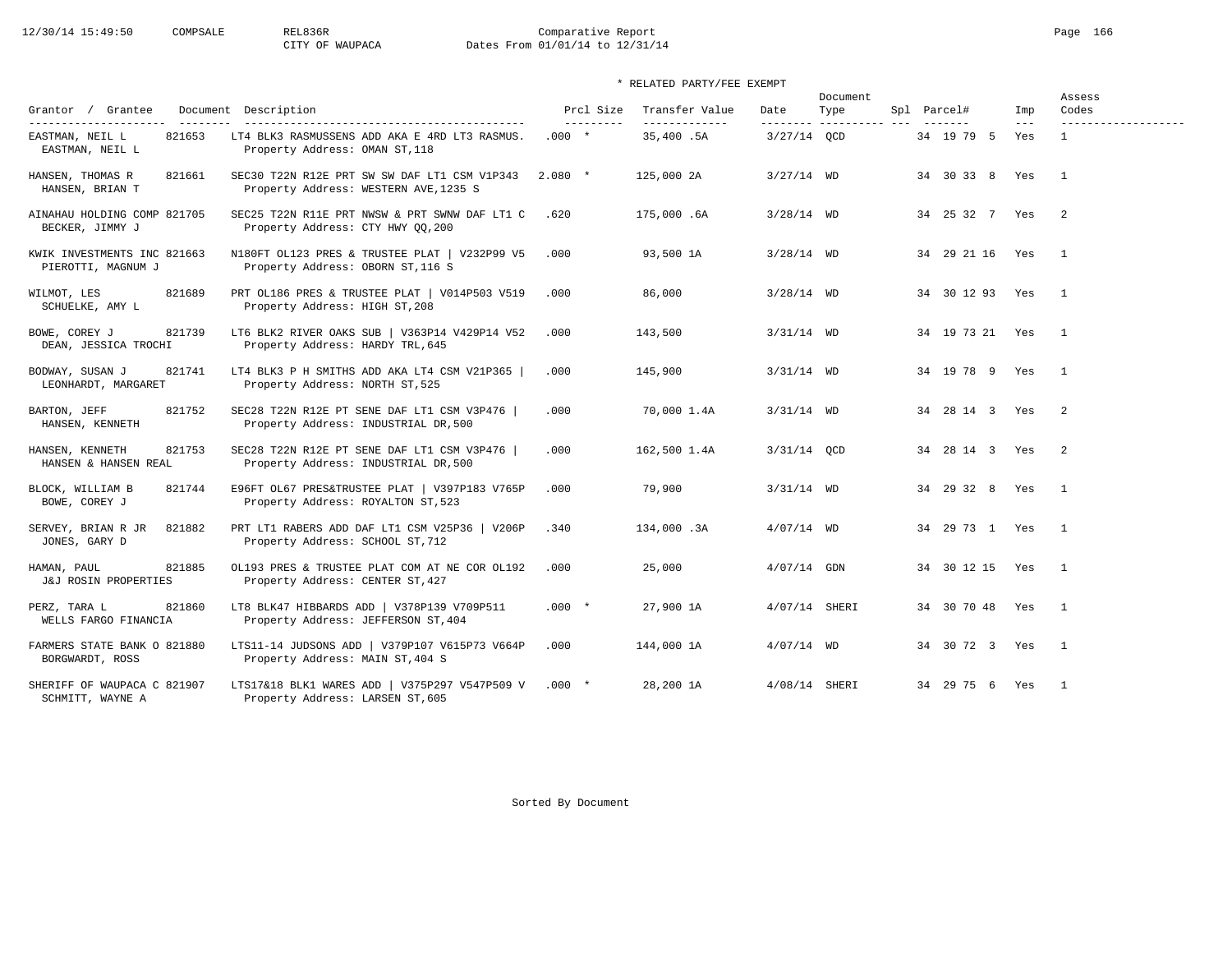12/30/14 15:49:50 COMPSALE REL836R Comparative Report
CITY OF WAUPACA Dates From 01/01/14 to 12/31/14

\* RELATED PARTY/FEE EXEMPT

| Grantor / Grantee | Document | Description | Prcl Size | Transfer Value | Date | Document Type | Spl | Parcel# | Imp | Assess Codes |
|---|---|---|---|---|---|---|---|---|---|---|
| EASTMAN, NEIL L / EASTMAN, NEIL L | 821653 | LT4 BLK3 RASMUSSENS ADD AKA E 4RD LT3 RASMUS. Property Address: OMAN ST,118 | .000 * | 35,400 .5A | 3/27/14 | QCD | | 34 19 79 5 | Yes | 1 |
| HANSEN, THOMAS R / HANSEN, BRIAN T | 821661 | SEC30 T22N R12E PRT SW SW DAF LT1 CSM V1P343 Property Address: WESTERN AVE,1235 S | 2.080 * | 125,000 2A | 3/27/14 | WD | | 34 30 33 8 | Yes | 1 |
| AINAHAU HOLDING COMP / BECKER, JIMMY J | 821705 | SEC25 T22N R11E PRT NWSW & PRT SWNW DAF LT1 C Property Address: CTY HWY QQ,200 | .620 | 175,000 .6A | 3/28/14 | WD | | 34 25 32 7 | Yes | 2 |
| KWIK INVESTMENTS INC / PIEROTTI, MAGNUM J | 821663 | N180FT OL123 PRES & TRUSTEE PLAT \| V232P99 V5 Property Address: OBORN ST,116 S | .000 | 93,500 1A | 3/28/14 | WD | | 34 29 21 16 | Yes | 1 |
| WILMOT, LES / SCHUELKE, AMY L | 821689 | PRT OL186 PRES & TRUSTEE PLAT \| V014P503 V519 Property Address: HIGH ST,208 | .000 | 86,000 | 3/28/14 | WD | | 34 30 12 93 | Yes | 1 |
| BOWE, COREY J / DEAN, JESSICA TROCHI | 821739 | LT6 BLK2 RIVER OAKS SUB \| V363P14 V429P14 V52 Property Address: HARDY TRL,645 | .000 | 143,500 | 3/31/14 | WD | | 34 19 73 21 | Yes | 1 |
| BODWAY, SUSAN J / LEONHARDT, MARGARET | 821741 | LT4 BLK3 P H SMITHS ADD AKA LT4 CSM V21P365 \| Property Address: NORTH ST,525 | .000 | 145,900 | 3/31/14 | WD | | 34 19 78 9 | Yes | 1 |
| BARTON, JEFF / HANSEN, KENNETH | 821752 | SEC28 T22N R12E PT SENE DAF LT1 CSM V3P476 \| Property Address: INDUSTRIAL DR,500 | .000 | 70,000 1.4A | 3/31/14 | WD | | 34 28 14 3 | Yes | 2 |
| HANSEN, KENNETH / HANSEN & HANSEN REAL | 821753 | SEC28 T22N R12E PT SENE DAF LT1 CSM V3P476 \| Property Address: INDUSTRIAL DR,500 | .000 | 162,500 1.4A | 3/31/14 | QCD | | 34 28 14 3 | Yes | 2 |
| BLOCK, WILLIAM B / BOWE, COREY J | 821744 | E96FT OL67 PRES&TRUSTEE PLAT \| V397P183 V765P Property Address: ROYALTON ST,523 | .000 | 79,900 | 3/31/14 | WD | | 34 29 32 8 | Yes | 1 |
| SERVEY, BRIAN R JR / JONES, GARY D | 821882 | PRT LT1 RABERS ADD DAF LT1 CSM V25P36 \| V206P Property Address: SCHOOL ST,712 | .340 | 134,000 .3A | 4/07/14 | WD | | 34 29 73 1 | Yes | 1 |
| HAMAN, PAUL / J&J ROSIN PROPERTIES | 821885 | OL193 PRES & TRUSTEE PLAT COM AT NE COR OL192 Property Address: CENTER ST,427 | .000 | 25,000 | 4/07/14 | GDN | | 34 30 12 15 | Yes | 1 |
| PERZ, TARA L / WELLS FARGO FINANCIA | 821860 | LT8 BLK47 HIBBARDS ADD \| V378P139 V709P511 Property Address: JEFFERSON ST,404 | .000 * | 27,900 1A | 4/07/14 | SHERI | | 34 30 70 48 | Yes | 1 |
| FARMERS STATE BANK O / BORGWARDT, ROSS | 821880 | LTS11-14 JUDSONS ADD \| V379P107 V615P73 V664P Property Address: MAIN ST,404 S | .000 | 144,000 1A | 4/07/14 | WD | | 34 30 72 3 | Yes | 1 |
| SHERIFF OF WAUPACA C / SCHMITT, WAYNE A | 821907 | LTS17&18 BLK1 WARES ADD \| V375P297 V547P509 V Property Address: LARSEN ST,605 | .000 * | 28,200 1A | 4/08/14 | SHERI | | 34 29 75 6 | Yes | 1 |

Sorted By Document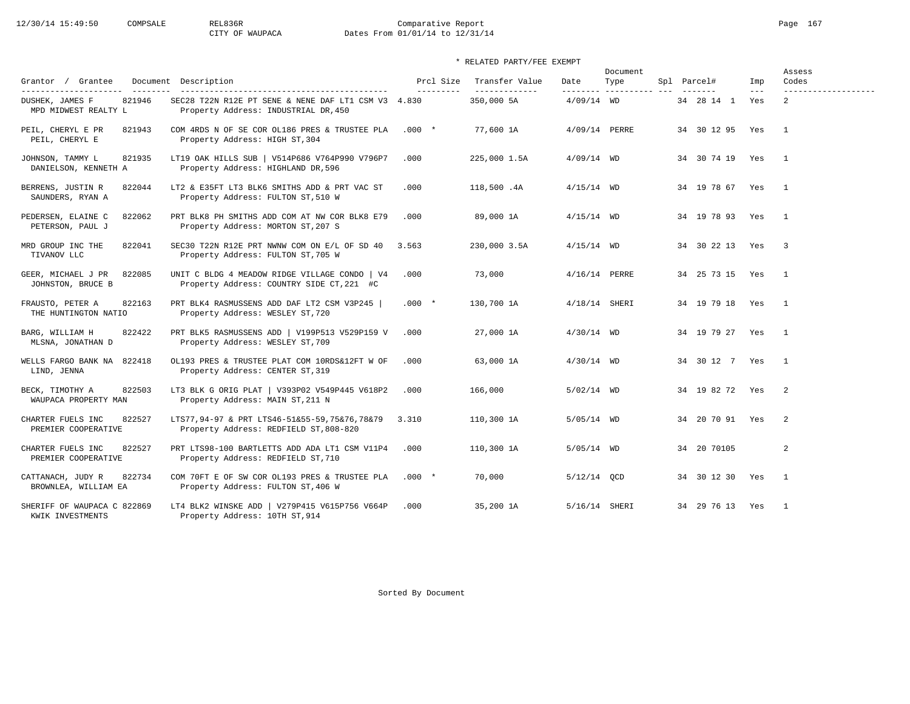12/30/14 15:49:50 COMPSALE REL836R Comparative Report
CITY OF WAUPACA Dates From 01/01/14 to 12/31/14

\* RELATED PARTY/FEE EXEMPT

| Grantor / Grantee | Document | Description | Prcl Size | Transfer Value | Date | Document Type | Spl | Parcel# | Imp | Assess Codes |
|---|---|---|---|---|---|---|---|---|---|---|
| DUSHEK, JAMES F / MPD MIDWEST REALTY L | 821946 | SEC28 T22N R12E PT SENE & NENE DAF LT1 CSM V3 / Property Address: INDUSTRIAL DR,450 | 4.830 | 350,000 5A | 4/09/14 | WD | | 34 28 14 1 | Yes | 2 |
| PEIL, CHERYL E PR / PEIL, CHERYL E | 821943 | COM 4RDS N OF SE COR OL186 PRES & TRUSTEE PLA / Property Address: HIGH ST,304 | .000 * | 77,600 1A | 4/09/14 | PERRE | | 34 30 12 95 | Yes | 1 |
| JOHNSON, TAMMY L / DANIELSON, KENNETH A | 821935 | LT19 OAK HILLS SUB \| V514P686 V764P990 V796P7 / Property Address: HIGHLAND DR,596 | .000 | 225,000 1.5A | 4/09/14 | WD | | 34 30 74 19 | Yes | 1 |
| BERRENS, JUSTIN R / SAUNDERS, RYAN A | 822044 | LT2 & E35FT LT3 BLK6 SMITHS ADD & PRT VAC ST / Property Address: FULTON ST,510 W | .000 | 118,500 .4A | 4/15/14 | WD | | 34 19 78 67 | Yes | 1 |
| PEDERSEN, ELAINE C / PETERSON, PAUL J | 822062 | PRT BLK8 PH SMITHS ADD COM AT NW COR BLK8 E79 / Property Address: MORTON ST,207 S | .000 | 89,000 1A | 4/15/14 | WD | | 34 19 78 93 | Yes | 1 |
| MRD GROUP INC THE / TIVANOV LLC | 822041 | SEC30 T22N R12E PRT NWNW COM ON E/L OF SD 40 / Property Address: FULTON ST,705 W | 3.563 | 230,000 3.5A | 4/15/14 | WD | | 34 30 22 13 | Yes | 3 |
| GEER, MICHAEL J PR / JOHNSTON, BRUCE B | 822085 | UNIT C BLDG 4 MEADOW RIDGE VILLAGE CONDO \| V4 / Property Address: COUNTRY SIDE CT,221 #C | .000 | 73,000 | 4/16/14 | PERRE | | 34 25 73 15 | Yes | 1 |
| FRAUSTO, PETER A / THE HUNTINGTON NATIO | 822163 | PRT BLK4 RASMUSSENS ADD DAF LT2 CSM V3P245 \| / Property Address: WESLEY ST,720 | .000 * | 130,700 1A | 4/18/14 | SHERI | | 34 19 79 18 | Yes | 1 |
| BARG, WILLIAM H / MLSNA, JONATHAN D | 822422 | PRT BLK5 RASMUSSENS ADD \| V199P513 V529P159 V / Property Address: WESLEY ST,709 | .000 | 27,000 1A | 4/30/14 | WD | | 34 19 79 27 | Yes | 1 |
| WELLS FARGO BANK NA / LIND, JENNA | 822418 | OL193 PRES & TRUSTEE PLAT COM 10RDS&12FT W OF / Property Address: CENTER ST,319 | .000 | 63,000 1A | 4/30/14 | WD | | 34 30 12 7 | Yes | 1 |
| BECK, TIMOTHY A / WAUPACA PROPERTY MAN | 822503 | LT3 BLK G ORIG PLAT \| V393P02 V549P445 V618P2 / Property Address: MAIN ST,211 N | .000 | 166,000 | 5/02/14 | WD | | 34 19 82 72 | Yes | 2 |
| CHARTER FUELS INC / PREMIER COOPERATIVE | 822527 | LTS77,94-97 & PRT LTS46-51&55-59,75&76,78&79 / Property Address: REDFIELD ST,808-820 | 3.310 | 110,300 1A | 5/05/14 | WD | | 34 20 70 91 | Yes | 2 |
| CHARTER FUELS INC / PREMIER COOPERATIVE | 822527 | PRT LTS98-100 BARTLETTS ADD ADA LT1 CSM V11P4 / Property Address: REDFIELD ST,710 | .000 | 110,300 1A | 5/05/14 | WD | | 34 20 70105 | | 2 |
| CATTANACH, JUDY R / BROWNLEA, WILLIAM EA | 822734 | COM 70FT E OF SW COR OL193 PRES & TRUSTEE PLA / Property Address: FULTON ST,406 W | .000 * | 70,000 | 5/12/14 | QCD | | 34 30 12 30 | Yes | 1 |
| SHERIFF OF WAUPACA C / KWIK INVESTMENTS | 822869 | LT4 BLK2 WINSKE ADD \| V279P415 V615P756 V664P / Property Address: 10TH ST,914 | .000 | 35,200 1A | 5/16/14 | SHERI | | 34 29 76 13 | Yes | 1 |

Sorted By Document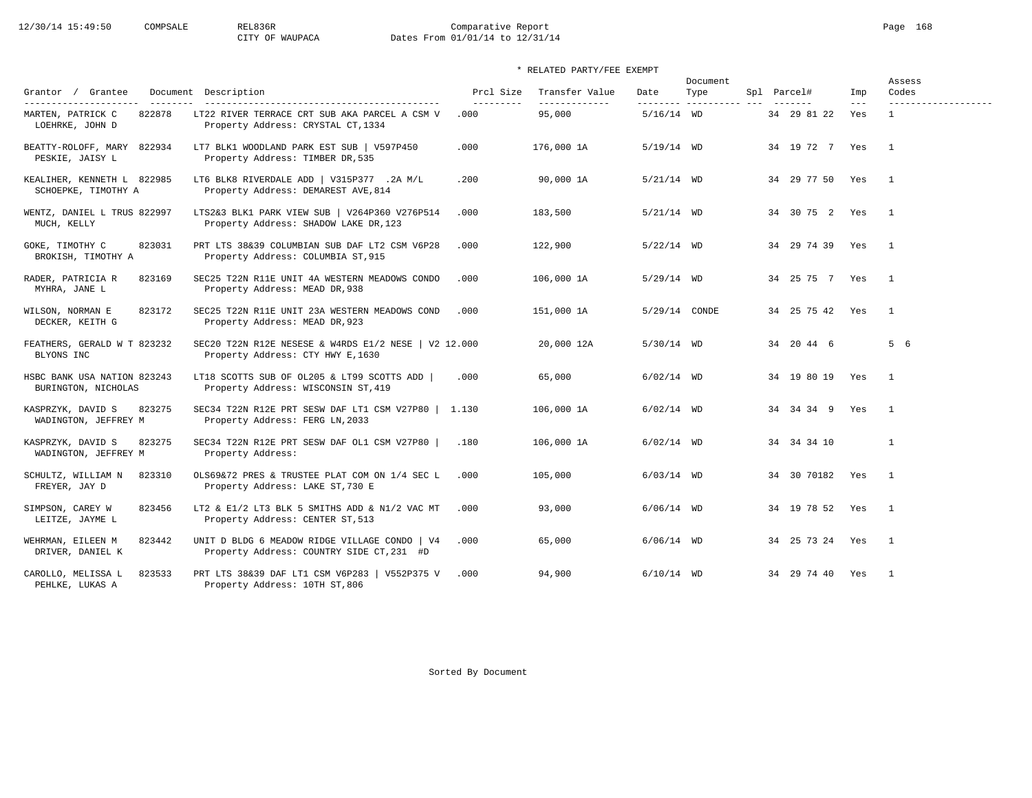Comparative Report
CITY OF WAUPACA
Dates From 01/01/14 to 12/31/14

\* RELATED PARTY/FEE EXEMPT

| Grantor / Grantee | Document | Description | Prcl Size | Transfer Value | Date | Document Type | Spl | Parcel# | Imp | Assess Codes |
|---|---|---|---|---|---|---|---|---|---|---|
| MARTEN, PATRICK C / LOEHRKE, JOHN D | 822878 | LT22 RIVER TERRACE CRT SUB AKA PARCEL A CSM V / Property Address: CRYSTAL CT,1334 | .000 | 95,000 | 5/16/14 | WD | | 34 29 81 22 | Yes | 1 |
| BEATTY-ROLOFF, MARY / PESKIE, JAISY L | 822934 | LT7 BLK1 WOODLAND PARK EST SUB \| V597P450 / Property Address: TIMBER DR,535 | .000 | 176,000 1A | 5/19/14 | WD | | 34 19 72 7 | Yes | 1 |
| KEALIHER, KENNETH L / SCHOEPKE, TIMOTHY A | 822985 | LT6 BLK8 RIVERDALE ADD \| V315P377 .2A M/L / Property Address: DEMAREST AVE,814 | .200 | 90,000 1A | 5/21/14 | WD | | 34 29 77 50 | Yes | 1 |
| WENTZ, DANIEL L TRUS / MUCH, KELLY | 822997 | LTS2&3 BLK1 PARK VIEW SUB \| V264P360 V276P514 / Property Address: SHADOW LAKE DR,123 | .000 | 183,500 | 5/21/14 | WD | | 34 30 75 2 | Yes | 1 |
| GOKE, TIMOTHY C / BROKISH, TIMOTHY A | 823031 | PRT LTS 38&39 COLUMBIAN SUB DAF LT2 CSM V6P28 / Property Address: COLUMBIA ST,915 | .000 | 122,900 | 5/22/14 | WD | | 34 29 74 39 | Yes | 1 |
| RADER, PATRICIA R / MYHRA, JANE L | 823169 | SEC25 T22N R11E UNIT 4A WESTERN MEADOWS CONDO / Property Address: MEAD DR,938 | .000 | 106,000 1A | 5/29/14 | WD | | 34 25 75 7 | Yes | 1 |
| WILSON, NORMAN E / DECKER, KEITH G | 823172 | SEC25 T22N R11E UNIT 23A WESTERN MEADOWS COND / Property Address: MEAD DR,923 | .000 | 151,000 1A | 5/29/14 | CONDE | | 34 25 75 42 | Yes | 1 |
| FEATHERS, GERALD W T / BLYONS INC | 823232 | SEC20 T22N R12E NESESE & W4RDS E1/2 NESE \| V2 / Property Address: CTY HWY E,1630 | 12.000 | 20,000 12A | 5/30/14 | WD | | 34 20 44 6 | | 5 6 |
| HSBC BANK USA NATION / BURINGTON, NICHOLAS | 823243 | LT18 SCOTTS SUB OF OL205 & LT99 SCOTTS ADD \| / Property Address: WISCONSIN ST,419 | .000 | 65,000 | 6/02/14 | WD | | 34 19 80 19 | Yes | 1 |
| KASPRZYK, DAVID S / WADINGTON, JEFFREY M | 823275 | SEC34 T22N R12E PRT SESW DAF LT1 CSM V27P80 \| / Property Address: FERG LN,2033 | 1.130 | 106,000 1A | 6/02/14 | WD | | 34 34 34 9 | Yes | 1 |
| KASPRZYK, DAVID S / WADINGTON, JEFFREY M | 823275 | SEC34 T22N R12E PRT SESW DAF OL1 CSM V27P80 \| / Property Address: | .180 | 106,000 1A | 6/02/14 | WD | | 34 34 34 10 | | 1 |
| SCHULTZ, WILLIAM N / FREYER, JAY D | 823310 | OLS69&72 PRES & TRUSTEE PLAT COM ON 1/4 SEC L / Property Address: LAKE ST,730 E | .000 | 105,000 | 6/03/14 | WD | | 34 30 70182 | Yes | 1 |
| SIMPSON, CAREY W / LEITZE, JAYME L | 823456 | LT2 & E1/2 LT3 BLK 5 SMITHS ADD & N1/2 VAC MT / Property Address: CENTER ST,513 | .000 | 93,000 | 6/06/14 | WD | | 34 19 78 52 | Yes | 1 |
| WEHRMAN, EILEEN M / DRIVER, DANIEL K | 823442 | UNIT D BLDG 6 MEADOW RIDGE VILLAGE CONDO \| V4 / Property Address: COUNTRY SIDE CT,231 #D | .000 | 65,000 | 6/06/14 | WD | | 34 25 73 24 | Yes | 1 |
| CAROLLO, MELISSA L / PEHLKE, LUKAS A | 823533 | PRT LTS 38&39 DAF LT1 CSM V6P283 \| V552P375 V / Property Address: 10TH ST,806 | .000 | 94,900 | 6/10/14 | WD | | 34 29 74 40 | Yes | 1 |

Sorted By Document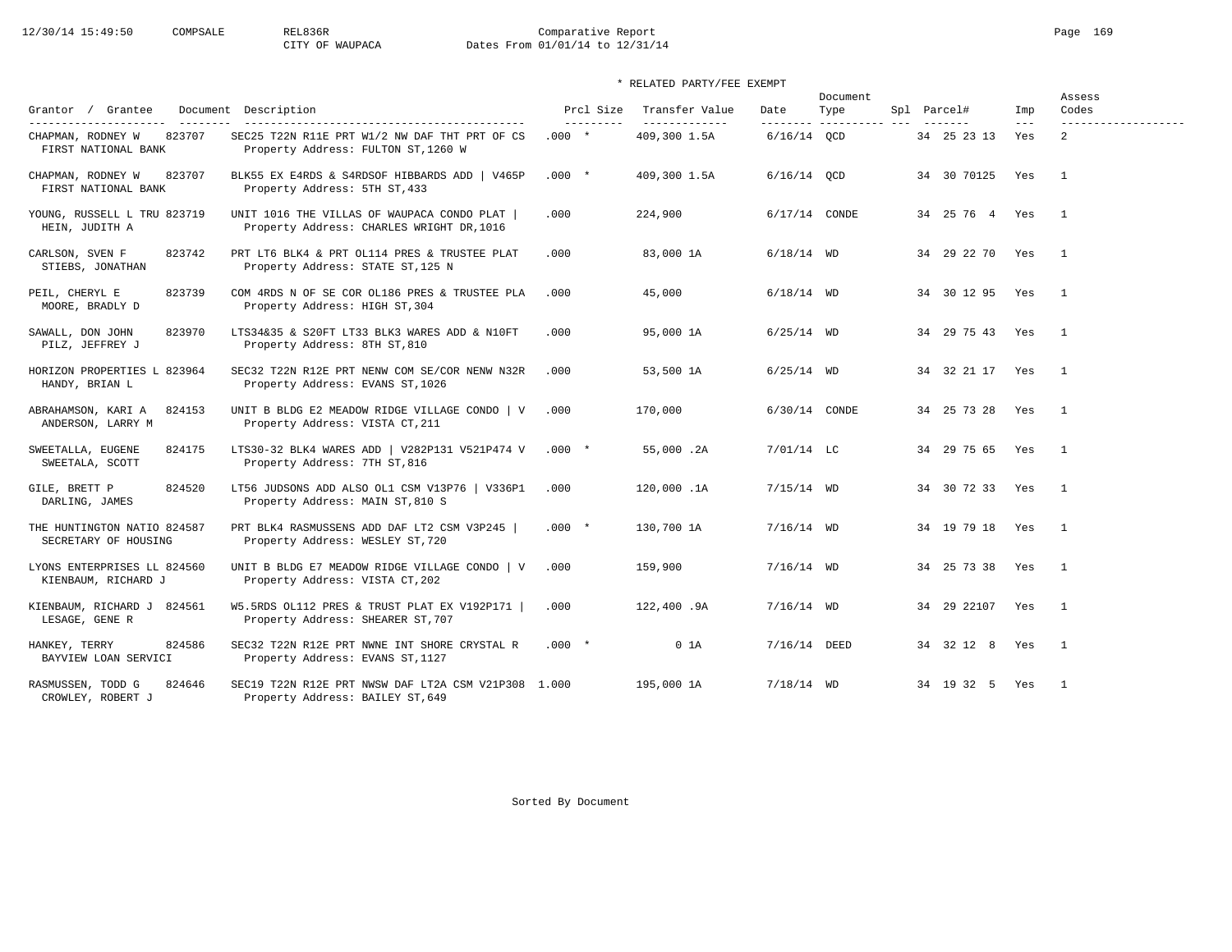Comparative Report
CITY OF WAUPACA
Dates From 01/01/14 to 12/31/14

\* RELATED PARTY/FEE EXEMPT

| Grantor / Grantee | Document | Description | Prcl Size | Transfer Value | Date | Document Type | Spl | Parcel# | Imp | Assess Codes |
|---|---|---|---|---|---|---|---|---|---|---|
| CHAPMAN, RODNEY W / FIRST NATIONAL BANK | 823707 | SEC25 T22N R11E PRT W1/2 NW DAF THT PRT OF CS / Property Address: FULTON ST,1260 W | .000 * | 409,300 1.5A | 6/16/14 | QCD | | 34 25 23 13 | Yes | 2 |
| CHAPMAN, RODNEY W / FIRST NATIONAL BANK | 823707 | BLK55 EX E4RDS & S4RDSOF HIBBARDS ADD \| V465P / Property Address: 5TH ST,433 | .000 * | 409,300 1.5A | 6/16/14 | QCD | | 34 30 70125 | Yes | 1 |
| YOUNG, RUSSELL L TRU / HEIN, JUDITH A | 823719 | UNIT 1016 THE VILLAS OF WAUPACA CONDO PLAT \| / Property Address: CHARLES WRIGHT DR,1016 | .000 | 224,900 | 6/17/14 | CONDE | | 34 25 76 4 | Yes | 1 |
| CARLSON, SVEN F / STIEBS, JONATHAN | 823742 | PRT LT6 BLK4 & PRT OL114 PRES & TRUSTEE PLAT / Property Address: STATE ST,125 N | .000 | 83,000 1A | 6/18/14 | WD | | 34 29 22 70 | Yes | 1 |
| PEIL, CHERYL E / MOORE, BRADLY D | 823739 | COM 4RDS N OF SE COR OL186 PRES & TRUSTEE PLA / Property Address: HIGH ST,304 | .000 | 45,000 | 6/18/14 | WD | | 34 30 12 95 | Yes | 1 |
| SAWALL, DON JOHN / PILZ, JEFFREY J | 823970 | LTS34&35 & S20FT LT33 BLK3 WARES ADD & N10FT / Property Address: 8TH ST,810 | .000 | 95,000 1A | 6/25/14 | WD | | 34 29 75 43 | Yes | 1 |
| HORIZON PROPERTIES L / HANDY, BRIAN L | 823964 | SEC32 T22N R12E PRT NENW COM SE/COR NENW N32R / Property Address: EVANS ST,1026 | .000 | 53,500 1A | 6/25/14 | WD | | 34 32 21 17 | Yes | 1 |
| ABRAHAMSON, KARI A / ANDERSON, LARRY M | 824153 | UNIT B BLDG E2 MEADOW RIDGE VILLAGE CONDO \| V / Property Address: VISTA CT,211 | .000 | 170,000 | 6/30/14 | CONDE | | 34 25 73 28 | Yes | 1 |
| SWEETALLA, EUGENE / SWEETALA, SCOTT | 824175 | LTS30-32 BLK4 WARES ADD \| V282P131 V521P474 V / Property Address: 7TH ST,816 | .000 * | 55,000 .2A | 7/01/14 | LC | | 34 29 75 65 | Yes | 1 |
| GILE, BRETT P / DARLING, JAMES | 824520 | LT56 JUDSONS ADD ALSO OL1 CSM V13P76 \| V336P1 / Property Address: MAIN ST,810 S | .000 | 120,000 .1A | 7/15/14 | WD | | 34 30 72 33 | Yes | 1 |
| THE HUNTINGTON NATIO / SECRETARY OF HOUSING | 824587 | PRT BLK4 RASMUSSENS ADD DAF LT2 CSM V3P245 \| / Property Address: WESLEY ST,720 | .000 * | 130,700 1A | 7/16/14 | WD | | 34 19 79 18 | Yes | 1 |
| LYONS ENTERPRISES LL / KIENBAUM, RICHARD J | 824560 | UNIT B BLDG E7 MEADOW RIDGE VILLAGE CONDO \| V / Property Address: VISTA CT,202 | .000 | 159,900 | 7/16/14 | WD | | 34 25 73 38 | Yes | 1 |
| KIENBAUM, RICHARD J / LESAGE, GENE R | 824561 | W5.5RDS OL112 PRES & TRUST PLAT EX V192P171 \| / Property Address: SHEARER ST,707 | .000 | 122,400 .9A | 7/16/14 | WD | | 34 29 22107 | Yes | 1 |
| HANKEY, TERRY / BAYVIEW LOAN SERVICI | 824586 | SEC32 T22N R12E PRT NWNE INT SHORE CRYSTAL R / Property Address: EVANS ST,1127 | .000 * | 0 1A | 7/16/14 | DEED | | 34 32 12 8 | Yes | 1 |
| RASMUSSEN, TODD G / CROWLEY, ROBERT J | 824646 | SEC19 T22N R12E PRT NWSW DAF LT2A CSM V21P308 / Property Address: BAILEY ST,649 | 1.000 | 195,000 1A | 7/18/14 | WD | | 34 19 32 5 | Yes | 1 |

Sorted By Document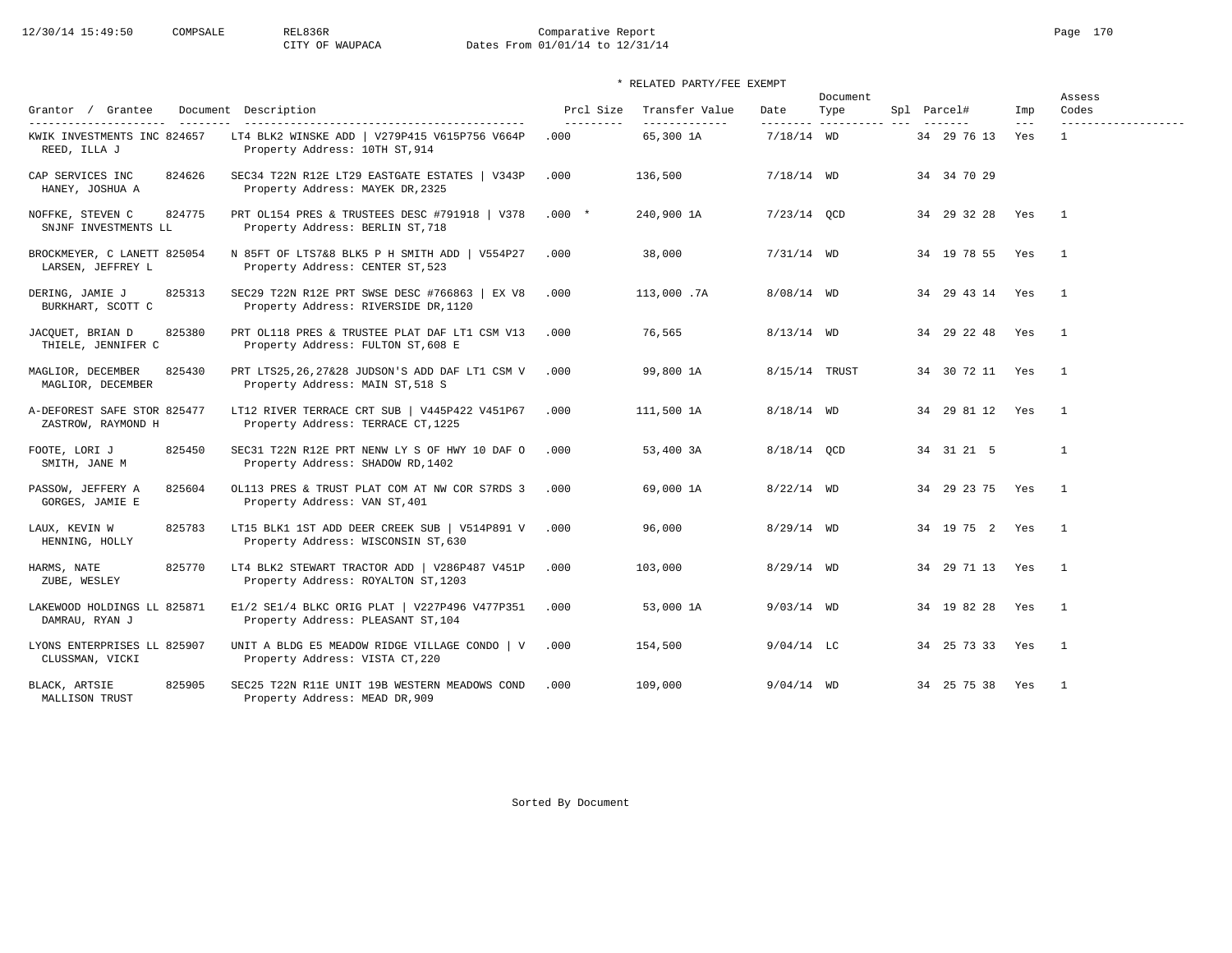Comparative Report
CITY OF WAUPACA
Dates From 01/01/14 to 12/31/14

\* RELATED PARTY/FEE EXEMPT

| Grantor / Grantee | Document | Description | Prcl Size | Transfer Value | Date | Document Type | Spl | Parcel# | Imp | Assess Codes |
|---|---|---|---|---|---|---|---|---|---|---|
| KWIK INVESTMENTS INC / REED, ILLA J | 824657 | LT4 BLK2 WINSKE ADD \| V279P415 V615P756 V664P / Property Address: 10TH ST,914 | .000 | 65,300 1A | 7/18/14 | WD | | 34 29 76 13 | Yes | 1 |
| CAP SERVICES INC / HANEY, JOSHUA A | 824626 | SEC34 T22N R12E LT29 EASTGATE ESTATES \| V343P / Property Address: MAYEK DR,2325 | .000 | 136,500 | 7/18/14 | WD | | 34 34 70 29 | | |
| NOFFKE, STEVEN C / SNJNF INVESTMENTS LL | 824775 | PRT OL154 PRES & TRUSTEES DESC #791918 \| V378 / Property Address: BERLIN ST,718 | .000 * | 240,900 1A | 7/23/14 | QCD | | 34 29 32 28 | Yes | 1 |
| BROCKMEYER, C LANETT / LARSEN, JEFFREY L | 825054 | N 85FT OF LTS7&8 BLK5 P H SMITH ADD \| V554P27 / Property Address: CENTER ST,523 | .000 | 38,000 | 7/31/14 | WD | | 34 19 78 55 | Yes | 1 |
| DERING, JAMIE J / BURKHART, SCOTT C | 825313 | SEC29 T22N R12E PRT SWSE DESC #766863 \| EX V8 / Property Address: RIVERSIDE DR,1120 | .000 | 113,000 .7A | 8/08/14 | WD | | 34 29 43 14 | Yes | 1 |
| JACQUET, BRIAN D / THIELE, JENNIFER C | 825380 | PRT OL118 PRES & TRUSTEE PLAT DAF LT1 CSM V13 / Property Address: FULTON ST,608 E | .000 | 76,565 | 8/13/14 | WD | | 34 29 22 48 | Yes | 1 |
| MAGLIOR, DECEMBER / MAGLIOR, DECEMBER | 825430 | PRT LTS25,26,27&28 JUDSON'S ADD DAF LT1 CSM V / Property Address: MAIN ST,518 S | .000 | 99,800 1A | 8/15/14 | TRUST | | 34 30 72 11 | Yes | 1 |
| A-DEFOREST SAFE STOR / ZASTROW, RAYMOND H | 825477 | LT12 RIVER TERRACE CRT SUB \| V445P422 V451P67 / Property Address: TERRACE CT,1225 | .000 | 111,500 1A | 8/18/14 | WD | | 34 29 81 12 | Yes | 1 |
| FOOTE, LORI J / SMITH, JANE M | 825450 | SEC31 T22N R12E PRT NENW LY S OF HWY 10 DAF O / Property Address: SHADOW RD,1402 | .000 | 53,400 3A | 8/18/14 | QCD | | 34 31 21 5 | | 1 |
| PASSOW, JEFFERY A / GORGES, JAMIE E | 825604 | OL113 PRES & TRUST PLAT COM AT NW COR S7RDS 3 / Property Address: VAN ST,401 | .000 | 69,000 1A | 8/22/14 | WD | | 34 29 23 75 | Yes | 1 |
| LAUX, KEVIN W / HENNING, HOLLY | 825783 | LT15 BLK1 1ST ADD DEER CREEK SUB \| V514P891 V / Property Address: WISCONSIN ST,630 | .000 | 96,000 | 8/29/14 | WD | | 34 19 75 2 | Yes | 1 |
| HARMS, NATE / ZUBE, WESLEY | 825770 | LT4 BLK2 STEWART TRACTOR ADD \| V286P487 V451P / Property Address: ROYALTON ST,1203 | .000 | 103,000 | 8/29/14 | WD | | 34 29 71 13 | Yes | 1 |
| LAKEWOOD HOLDINGS LL / DAMRAU, RYAN J | 825871 | E1/2 SE1/4 BLKC ORIG PLAT \| V227P496 V477P351 / Property Address: PLEASANT ST,104 | .000 | 53,000 1A | 9/03/14 | WD | | 34 19 82 28 | Yes | 1 |
| LYONS ENTERPRISES LL / CLUSSMAN, VICKI | 825907 | UNIT A BLDG E5 MEADOW RIDGE VILLAGE CONDO \| V / Property Address: VISTA CT,220 | .000 | 154,500 | 9/04/14 | LC | | 34 25 73 33 | Yes | 1 |
| BLACK, ARTSIE / MALLISON TRUST | 825905 | SEC25 T22N R11E UNIT 19B WESTERN MEADOWS COND / Property Address: MEAD DR,909 | .000 | 109,000 | 9/04/14 | WD | | 34 25 75 38 | Yes | 1 |

Sorted By Document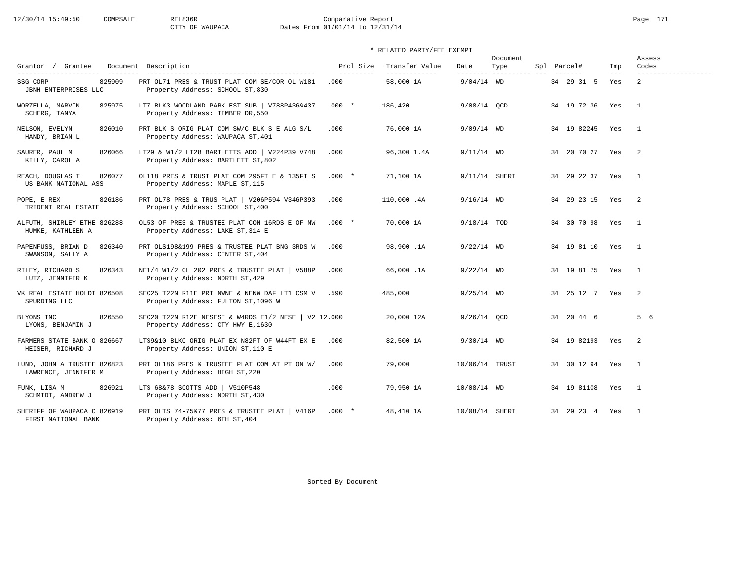CITY OF WAUPACA
Comparative Report
Dates From 01/01/14 to 12/31/14

\* RELATED PARTY/FEE EXEMPT

| Grantor / Grantee | Document | Description | Prcl Size | Transfer Value | Date | Document Type | Spl | Parcel# | Imp | Assess Codes |
|---|---|---|---|---|---|---|---|---|---|---|
| SSG CORP / JBNH ENTERPRISES LLC | 825909 | PRT OL71 PRES & TRUST PLAT COM SE/COR OL W181 / Property Address: SCHOOL ST,830 | .000 | 58,000 1A | 9/04/14 | WD | | 34 29 31 5 | Yes | 2 |
| WORZELLA, MARVIN / SCHERG, TANYA | 825975 | LT7 BLK3 WOODLAND PARK EST SUB \| V788P436&437 / Property Address: TIMBER DR,550 | .000 * | 186,420 | 9/08/14 | QCD | | 34 19 72 36 | Yes | 1 |
| NELSON, EVELYN / HANDY, BRIAN L | 826010 | PRT BLK S ORIG PLAT COM SW/C BLK S E ALG S/L / Property Address: WAUPACA ST,401 | .000 | 76,000 1A | 9/09/14 | WD | | 34 19 82245 | Yes | 1 |
| SAURER, PAUL M / KILLY, CAROL A | 826066 | LT29 & W1/2 LT28 BARTLETTS ADD \| V224P39 V748 / Property Address: BARTLETT ST,802 | .000 | 96,300 1.4A | 9/11/14 | WD | | 34 20 70 27 | Yes | 2 |
| REACH, DOUGLAS T / US BANK NATIONAL ASS | 826077 | OL118 PRES & TRUST PLAT COM 295FT E & 135FT S / Property Address: MAPLE ST,115 | .000 * | 71,100 1A | 9/11/14 | SHERI | | 34 29 22 37 | Yes | 1 |
| POPE, E REX / TRIDENT REAL ESTATE | 826186 | PRT OL78 PRES & TRUS PLAT \| V206P594 V346P393 / Property Address: SCHOOL ST,400 | .000 | 110,000 .4A | 9/16/14 | WD | | 34 29 23 15 | Yes | 2 |
| ALFUTH, SHIRLEY ETHE / HUMKE, KATHLEEN A | 826288 | OL53 OF PRES & TRUSTEE PLAT COM 16RDS E OF NW / Property Address: LAKE ST,314 E | .000 * | 70,000 1A | 9/18/14 | TOD | | 34 30 70 98 | Yes | 1 |
| PAPENFUSS, BRIAN D / SWANSON, SALLY A | 826340 | PRT OLS198&199 PRES & TRUSTEE PLAT BNG 3RDS W / Property Address: CENTER ST,404 | .000 | 98,900 .1A | 9/22/14 | WD | | 34 19 81 10 | Yes | 1 |
| RILEY, RICHARD S / LUTZ, JENNIFER K | 826343 | NE1/4 W1/2 OL 202 PRES & TRUSTEE PLAT \| V588P / Property Address: NORTH ST,429 | .000 | 66,000 .1A | 9/22/14 | WD | | 34 19 81 75 | Yes | 1 |
| VK REAL ESTATE HOLDI / SPURDING LLC | 826508 | SEC25 T22N R11E PRT NWNE & NENW DAF LT1 CSM V / Property Address: FULTON ST,1096 W | .590 | 485,000 | 9/25/14 | WD | | 34 25 12 7 | Yes | 2 |
| BLYONS INC / LYONS, BENJAMIN J | 826550 | SEC20 T22N R12E NESESE & W4RDS E1/2 NESE \| V2 / Property Address: CTY HWY E,1630 | 12.000 | 20,000 12A | 9/26/14 | QCD | | 34 20 44 6 | | 5 6 |
| FARMERS STATE BANK O / HEISER, RICHARD J | 826667 | LTS9&10 BLKO ORIG PLAT EX N82FT OF W44FT EX E / Property Address: UNION ST,110 E | .000 | 82,500 1A | 9/30/14 | WD | | 34 19 82193 | Yes | 2 |
| LUND, JOHN A TRUSTEE / LAWRENCE, JENNIFER M | 826823 | PRT OL186 PRES & TRUSTEE PLAT COM AT PT ON W/ / Property Address: HIGH ST,220 | .000 | 79,000 | 10/06/14 | TRUST | | 34 30 12 94 | Yes | 1 |
| FUNK, LISA M / SCHMIDT, ANDREW J | 826921 | LTS 68&78 SCOTTS ADD \| V510P548 / Property Address: NORTH ST,430 | .000 | 79,950 1A | 10/08/14 | WD | | 34 19 81108 | Yes | 1 |
| SHERIFF OF WAUPACA C / FIRST NATIONAL BANK | 826919 | PRT OLTS 74-75&77 PRES & TRUSTEE PLAT \| V416P / Property Address: 6TH ST,404 | .000 * | 48,410 1A | 10/08/14 | SHERI | | 34 29 23 4 | Yes | 1 |

Sorted By Document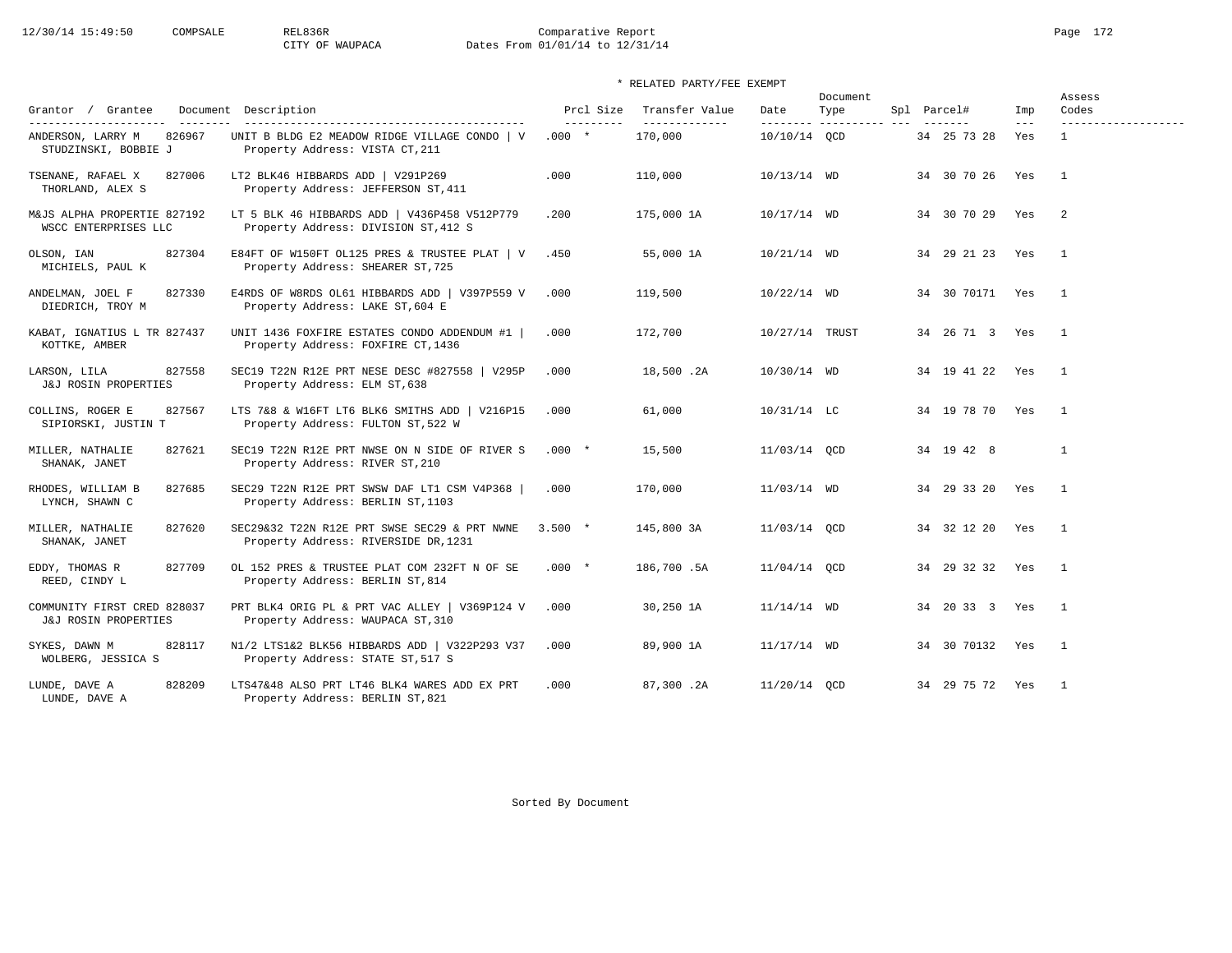12/30/14 15:49:50 COMPSALE REL836R Comparative Report
CITY OF WAUPACA Dates From 01/01/14 to 12/31/14

\* RELATED PARTY/FEE EXEMPT

| Grantor / Grantee | Document | Description | Prcl Size | Transfer Value | Date | Document Type | Spl | Parcel# | Imp | Assess Codes |
|---|---|---|---|---|---|---|---|---|---|---|
| ANDERSON, LARRY M / STUDZINSKI, BOBBIE J | 826967 | UNIT B BLDG E2 MEADOW RIDGE VILLAGE CONDO \| V / Property Address: VISTA CT,211 | .000 * | 170,000 | 10/10/14 | QCD | | 34 25 73 28 | Yes | 1 |
| TSENANE, RAFAEL X / THORLAND, ALEX S | 827006 | LT2 BLK46 HIBBARDS ADD \| V291P269 / Property Address: JEFFERSON ST,411 | .000 | 110,000 | 10/13/14 | WD | | 34 30 70 26 | Yes | 1 |
| M&JS ALPHA PROPERTIE / WSCC ENTERPRISES LLC | 827192 | LT 5 BLK 46 HIBBARDS ADD \| V436P458 V512P779 / Property Address: DIVISION ST,412 S | .200 | 175,000 1A | 10/17/14 | WD | | 34 30 70 29 | Yes | 2 |
| OLSON, IAN / MICHIELS, PAUL K | 827304 | E84FT OF W150FT OL125 PRES & TRUSTEE PLAT \| V / Property Address: SHEARER ST,725 | .450 | 55,000 1A | 10/21/14 | WD | | 34 29 21 23 | Yes | 1 |
| ANDELMAN, JOEL F / DIEDRICH, TROY M | 827330 | E4RDS OF W8RDS OL61 HIBBARDS ADD \| V397P559 V / Property Address: LAKE ST,604 E | .000 | 119,500 | 10/22/14 | WD | | 34 30 70171 | Yes | 1 |
| KABAT, IGNATIUS L TR / KOTTKE, AMBER | 827437 | UNIT 1436 FOXFIRE ESTATES CONDO ADDENDUM #1 \| / Property Address: FOXFIRE CT,1436 | .000 | 172,700 | 10/27/14 | TRUST | | 34 26 71 3 | Yes | 1 |
| LARSON, LILA / J&J ROSIN PROPERTIES | 827558 | SEC19 T22N R12E PRT NESE DESC #827558 \| V295P / Property Address: ELM ST,638 | .000 | 18,500 .2A | 10/30/14 | WD | | 34 19 41 22 | Yes | 1 |
| COLLINS, ROGER E / SIPIORSKI, JUSTIN T | 827567 | LTS 7&8 & W16FT LT6 BLK6 SMITHS ADD \| V216P15 / Property Address: FULTON ST,522 W | .000 | 61,000 | 10/31/14 | LC | | 34 19 78 70 | Yes | 1 |
| MILLER, NATHALIE / SHANAK, JANET | 827621 | SEC19 T22N R12E PRT NWSE ON N SIDE OF RIVER S / Property Address: RIVER ST,210 | .000 * | 15,500 | 11/03/14 | QCD | | 34 19 42 8 | | 1 |
| RHODES, WILLIAM B / LYNCH, SHAWN C | 827685 | SEC29 T22N R12E PRT SWSW DAF LT1 CSM V4P368 \| / Property Address: BERLIN ST,1103 | .000 | 170,000 | 11/03/14 | WD | | 34 29 33 20 | Yes | 1 |
| MILLER, NATHALIE / SHANAK, JANET | 827620 | SEC29&32 T22N R12E PRT SWSE SEC29 & PRT NWNE / Property Address: RIVERSIDE DR,1231 | 3.500 * | 145,800 3A | 11/03/14 | QCD | | 34 32 12 20 | Yes | 1 |
| EDDY, THOMAS R / REED, CINDY L | 827709 | OL 152 PRES & TRUSTEE PLAT COM 232FT N OF SE / Property Address: BERLIN ST,814 | .000 * | 186,700 .5A | 11/04/14 | QCD | | 34 29 32 32 | Yes | 1 |
| COMMUNITY FIRST CRED / J&J ROSIN PROPERTIES | 828037 | PRT BLK4 ORIG PL & PRT VAC ALLEY \| V369P124 V / Property Address: WAUPACA ST,310 | .000 | 30,250 1A | 11/14/14 | WD | | 34 20 33 3 | Yes | 1 |
| SYKES, DAWN M / WOLBERG, JESSICA S | 828117 | N1/2 LTS1&2 BLK56 HIBBARDS ADD \| V322P293 V37 / Property Address: STATE ST,517 S | .000 | 89,900 1A | 11/17/14 | WD | | 34 30 70132 | Yes | 1 |
| LUNDE, DAVE A / LUNDE, DAVE A | 828209 | LTS47&48 ALSO PRT LT46 BLK4 WARES ADD EX PRT / Property Address: BERLIN ST,821 | .000 | 87,300 .2A | 11/20/14 | QCD | | 34 29 75 72 | Yes | 1 |

Sorted By Document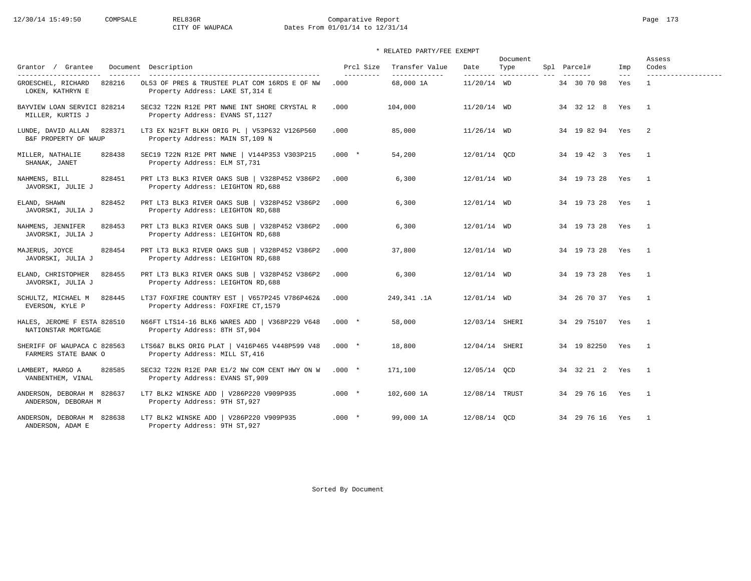Comparative Report
CITY OF WAUPACA
Dates From 01/01/14 to 12/31/14

\* RELATED PARTY/FEE EXEMPT

| Grantor / Grantee | Document | Description | Prcl Size | Transfer Value | Date | Document Type | Spl | Parcel# | Imp | Assess Codes |
|---|---|---|---|---|---|---|---|---|---|---|
| GROESCHEL, RICHARD / LOKEN, KATHRYN E | 828216 | OL53 OF PRES & TRUSTEE PLAT COM 16RDS E OF NW / Property Address: LAKE ST,314 E | .000 | 68,000 1A | 11/20/14 | WD | | 34 30 70 98 | Yes | 1 |
| BAYVIEW LOAN SERVICI / MILLER, KURTIS J | 828214 | SEC32 T22N R12E PRT NWNE INT SHORE CRYSTAL R / Property Address: EVANS ST,1127 | .000 | 104,000 | 11/20/14 | WD | | 34 32 12 8 | Yes | 1 |
| LUNDE, DAVID ALLAN / B&F PROPERTY OF WAUP | 828371 | LT3 EX N21FT BLKH ORIG PL \| V53P632 V126P560 / Property Address: MAIN ST,109 N | .000 | 85,000 | 11/26/14 | WD | | 34 19 82 94 | Yes | 2 |
| MILLER, NATHALIE / SHANAK, JANET | 828438 | SEC19 T22N R12E PRT NWNE \| V144P353 V303P215 / Property Address: ELM ST,731 | .000 * | 54,200 | 12/01/14 | QCD | | 34 19 42 3 | Yes | 1 |
| NAHMENS, BILL / JAVORSKI, JULIE J | 828451 | PRT LT3 BLK3 RIVER OAKS SUB \| V328P452 V386P2 / Property Address: LEIGHTON RD,688 | .000 | 6,300 | 12/01/14 | WD | | 34 19 73 28 | Yes | 1 |
| ELAND, SHAWN / JAVORSKI, JULIA J | 828452 | PRT LT3 BLK3 RIVER OAKS SUB \| V328P452 V386P2 / Property Address: LEIGHTON RD,688 | .000 | 6,300 | 12/01/14 | WD | | 34 19 73 28 | Yes | 1 |
| NAHMENS, JENNIFER / JAVORSKI, JULIA J | 828453 | PRT LT3 BLK3 RIVER OAKS SUB \| V328P452 V386P2 / Property Address: LEIGHTON RD,688 | .000 | 6,300 | 12/01/14 | WD | | 34 19 73 28 | Yes | 1 |
| MAJERUS, JOYCE / JAVORSKI, JULIA J | 828454 | PRT LT3 BLK3 RIVER OAKS SUB \| V328P452 V386P2 / Property Address: LEIGHTON RD,688 | .000 | 37,800 | 12/01/14 | WD | | 34 19 73 28 | Yes | 1 |
| ELAND, CHRISTOPHER / JAVORSKI, JULIA J | 828455 | PRT LT3 BLK3 RIVER OAKS SUB \| V328P452 V386P2 / Property Address: LEIGHTON RD,688 | .000 | 6,300 | 12/01/14 | WD | | 34 19 73 28 | Yes | 1 |
| SCHULTZ, MICHAEL M / EVERSON, KYLE P | 828445 | LT37 FOXFIRE COUNTRY EST \| V657P245 V786P462& / Property Address: FOXFIRE CT,1579 | .000 | 249,341 .1A | 12/01/14 | WD | | 34 26 70 37 | Yes | 1 |
| HALES, JEROME F ESTA / NATIONSTAR MORTGAGE | 828510 | N66FT LTS14-16 BLK6 WARES ADD \| V368P229 V648 / Property Address: 8TH ST,904 | .000 * | 58,000 | 12/03/14 | SHERI | | 34 29 75107 | Yes | 1 |
| SHERIFF OF WAUPACA C / FARMERS STATE BANK O | 828563 | LTS6&7 BLKS ORIG PLAT \| V416P465 V448P599 V48 / Property Address: MILL ST,416 | .000 * | 18,800 | 12/04/14 | SHERI | | 34 19 82250 | Yes | 1 |
| LAMBERT, MARGO A / VANBENTHEM, VINAL | 828585 | SEC32 T22N R12E PAR E1/2 NW COM CENT HWY ON W / Property Address: EVANS ST,909 | .000 * | 171,100 | 12/05/14 | QCD | | 34 32 21 2 | Yes | 1 |
| ANDERSON, DEBORAH M / ANDERSON, DEBORAH M | 828637 | LT7 BLK2 WINSKE ADD \| V286P220 V909P935 / Property Address: 9TH ST,927 | .000 * | 102,600 1A | 12/08/14 | TRUST | | 34 29 76 16 | Yes | 1 |
| ANDERSON, DEBORAH M / ANDERSON, ADAM E | 828638 | LT7 BLK2 WINSKE ADD \| V286P220 V909P935 / Property Address: 9TH ST,927 | .000 * | 99,000 1A | 12/08/14 | QCD | | 34 29 76 16 | Yes | 1 |

Sorted By Document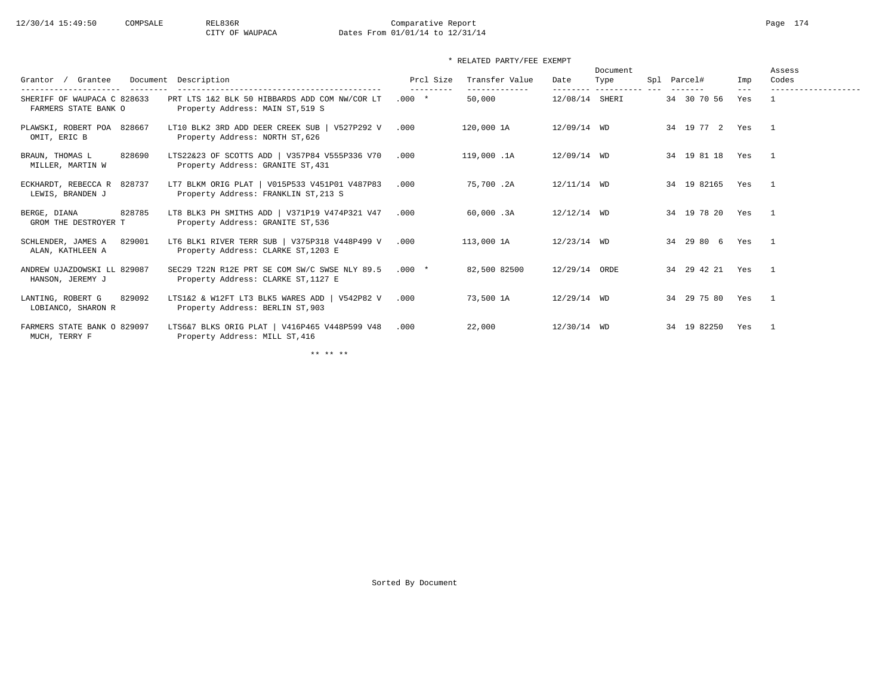CITY OF WAUPACA — Comparative Report — Dates From 01/01/14 to 12/31/14

\* RELATED PARTY/FEE EXEMPT

| Grantor / Grantee | Document | Description | Prcl Size | Transfer Value | Date | Document Type | Spl | Parcel# | Imp | Assess Codes |
|---|---|---|---|---|---|---|---|---|---|---|
| SHERIFF OF WAUPACA C / FARMERS STATE BANK O | 828633 | PRT LTS 1&2 BLK 50 HIBBARDS ADD COM NW/COR LT / Property Address: MAIN ST,519 S | .000 * | 50,000 | 12/08/14 | SHERI | | 34 30 70 56 | Yes | 1 |
| PLAWSKI, ROBERT POA / OMIT, ERIC B | 828667 | LT10 BLK2 3RD ADD DEER CREEK SUB \| V527P292 V / Property Address: NORTH ST,626 | .000 | 120,000 1A | 12/09/14 | WD | | 34 19 77 2 | Yes | 1 |
| BRAUN, THOMAS L / MILLER, MARTIN W | 828690 | LTS22&23 OF SCOTTS ADD \| V357P84 V555P336 V70 / Property Address: GRANITE ST,431 | .000 | 119,000 .1A | 12/09/14 | WD | | 34 19 81 18 | Yes | 1 |
| ECKHARDT, REBECCA R / LEWIS, BRANDEN J | 828737 | LT7 BLKM ORIG PLAT \| V015P533 V451P01 V487P83 / Property Address: FRANKLIN ST,213 S | .000 | 75,700 .2A | 12/11/14 | WD | | 34 19 82165 | Yes | 1 |
| BERGE, DIANA / GROM THE DESTROYER T | 828785 | LT8 BLK3 PH SMITHS ADD \| V371P19 V474P321 V47 / Property Address: GRANITE ST,536 | .000 | 60,000 .3A | 12/12/14 | WD | | 34 19 78 20 | Yes | 1 |
| SCHLENDER, JAMES A / ALAN, KATHLEEN A | 829001 | LT6 BLK1 RIVER TERR SUB \| V375P318 V448P499 V / Property Address: CLARKE ST,1203 E | .000 | 113,000 1A | 12/23/14 | WD | | 34 29 80 6 | Yes | 1 |
| ANDREW UJAZDOWSKI LL / HANSON, JEREMY J | 829087 | SEC29 T22N R12E PRT SE COM SW/C SWSE NLY 89.5 / Property Address: CLARKE ST,1127 E | .000 * | 82,500 82500 | 12/29/14 | ORDE | | 34 29 42 21 | Yes | 1 |
| LANTING, ROBERT G / LOBIANCO, SHARON R | 829092 | LTS1&2 & W12FT LT3 BLK5 WARES ADD \| V542P82 V / Property Address: BERLIN ST,903 | .000 | 73,500 1A | 12/29/14 | WD | | 34 29 75 80 | Yes | 1 |
| FARMERS STATE BANK O / MUCH, TERRY F | 829097 | LTS6&7 BLKS ORIG PLAT \| V416P465 V448P599 V48 / Property Address: MILL ST,416 | .000 | 22,000 | 12/30/14 | WD | | 34 19 82250 | Yes | 1 |

\*\* \*\* \*\*

Sorted By Document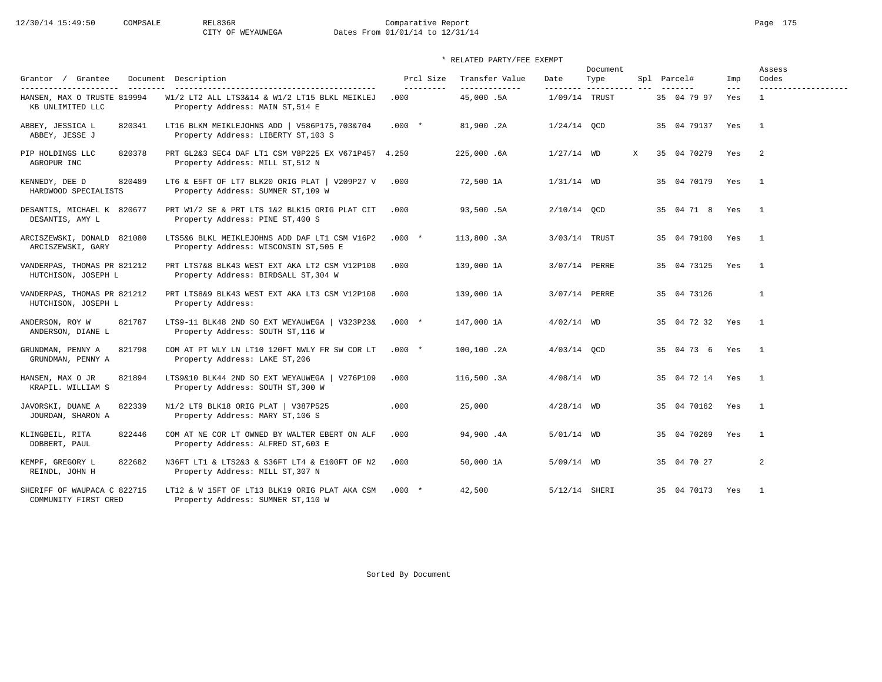Comparative Report
CITY OF WEYAUWEGA    Dates From 01/01/14 to 12/31/14

\* RELATED PARTY/FEE EXEMPT

| Grantor / Grantee | Document | Description | Prcl Size | Transfer Value | Date | Document Type | Spl | Parcel# | Imp | Assess Codes |
|---|---|---|---|---|---|---|---|---|---|---|
| HANSEN, MAX O TRUSTE<br>KB UNLIMITED LLC | 819994 | W1/2 LT2 ALL LTS3&14 & W1/2 LT15 BLKL MEIKLEJ<br>Property Address: MAIN ST,514 E | .000 | 45,000 .5A | 1/09/14 | TRUST | | 35 04 79 97 | Yes | 1 |
| ABBEY, JESSICA L<br>ABBEY, JESSE J | 820341 | LT16 BLKM MEIKLEJOHNS ADD \| V586P175,703&704<br>Property Address: LIBERTY ST,103 S | .000 * | 81,900 .2A | 1/24/14 | QCD | | 35 04 79137 | Yes | 1 |
| PIP HOLDINGS LLC<br>AGROPUR INC | 820378 | PRT GL2&3 SEC4 DAF LT1 CSM V8P225 EX V671P457<br>Property Address: MILL ST,512 N | 4.250 | 225,000 .6A | 1/27/14 | WD | X | 35 04 70279 | Yes | 2 |
| KENNEDY, DEE D<br>HARDWOOD SPECIALISTS | 820489 | LT6 & E5FT OF LT7 BLK20 ORIG PLAT \| V209P27 V<br>Property Address: SUMNER ST,109 W | .000 | 72,500 1A | 1/31/14 | WD | | 35 04 70179 | Yes | 1 |
| DESANTIS, MICHAEL K<br>DESANTIS, AMY L | 820677 | PRT W1/2 SE & PRT LTS 1&2 BLK15 ORIG PLAT CIT<br>Property Address: PINE ST,400 S | .000 | 93,500 .5A | 2/10/14 | QCD | | 35 04 71 8 | Yes | 1 |
| ARCISZEWSKI, DONALD<br>ARCISZEWSKI, GARY | 821080 | LTS5&6 BLKL MEIKLEJOHNS ADD DAF LT1 CSM V16P2<br>Property Address: WISCONSIN ST,505 E | .000 * | 113,800 .3A | 3/03/14 | TRUST | | 35 04 79100 | Yes | 1 |
| VANDERPAS, THOMAS PR<br>HUTCHISON, JOSEPH L | 821212 | PRT LTS7&8 BLK43 WEST EXT AKA LT2 CSM V12P108<br>Property Address: BIRDSALL ST,304 W | .000 | 139,000 1A | 3/07/14 | PERRE | | 35 04 73125 | Yes | 1 |
| VANDERPAS, THOMAS PR<br>HUTCHISON, JOSEPH L | 821212 | PRT LTS8&9 BLK43 WEST EXT AKA LT3 CSM V12P108<br>Property Address: | .000 | 139,000 1A | 3/07/14 | PERRE | | 35 04 73126 | | 1 |
| ANDERSON, ROY W<br>ANDERSON, DIANE L | 821787 | LTS9-11 BLK48 2ND SO EXT WEYAUWEGA \| V323P23&<br>Property Address: SOUTH ST,116 W | .000 * | 147,000 1A | 4/02/14 | WD | | 35 04 72 32 | Yes | 1 |
| GRUNDMAN, PENNY A<br>GRUNDMAN, PENNY A | 821798 | COM AT PT WLY LN LT10 120FT NWLY FR SW COR LT<br>Property Address: LAKE ST,206 | .000 * | 100,100 .2A | 4/03/14 | QCD | | 35 04 73 6 | Yes | 1 |
| HANSEN, MAX O JR<br>KRAPIL. WILLIAM S | 821894 | LTS9&10 BLK44 2ND SO EXT WEYAUWEGA \| V276P109<br>Property Address: SOUTH ST,300 W | .000 | 116,500 .3A | 4/08/14 | WD | | 35 04 72 14 | Yes | 1 |
| JAVORSKI, DUANE A<br>JOURDAN, SHARON A | 822339 | N1/2 LT9 BLK18 ORIG PLAT \| V387P525<br>Property Address: MARY ST,106 S | .000 | 25,000 | 4/28/14 | WD | | 35 04 70162 | Yes | 1 |
| KLINGBEIL, RITA<br>DOBBERT, PAUL | 822446 | COM AT NE COR LT OWNED BY WALTER EBERT ON ALF<br>Property Address: ALFRED ST,603 E | .000 | 94,900 .4A | 5/01/14 | WD | | 35 04 70269 | Yes | 1 |
| KEMPF, GREGORY L<br>REINDL, JOHN H | 822682 | N36FT LT1 & LTS2&3 & S36FT LT4 & E100FT OF N2<br>Property Address: MILL ST,307 N | .000 | 50,000 1A | 5/09/14 | WD | | 35 04 70 27 | | 2 |
| SHERIFF OF WAUPACA C<br>COMMUNITY FIRST CRED | 822715 | LT12 & W 15FT OF LT13 BLK19 ORIG PLAT AKA CSM<br>Property Address: SUMNER ST,110 W | .000 * | 42,500 | 5/12/14 | SHERI | | 35 04 70173 | Yes | 1 |

Sorted By Document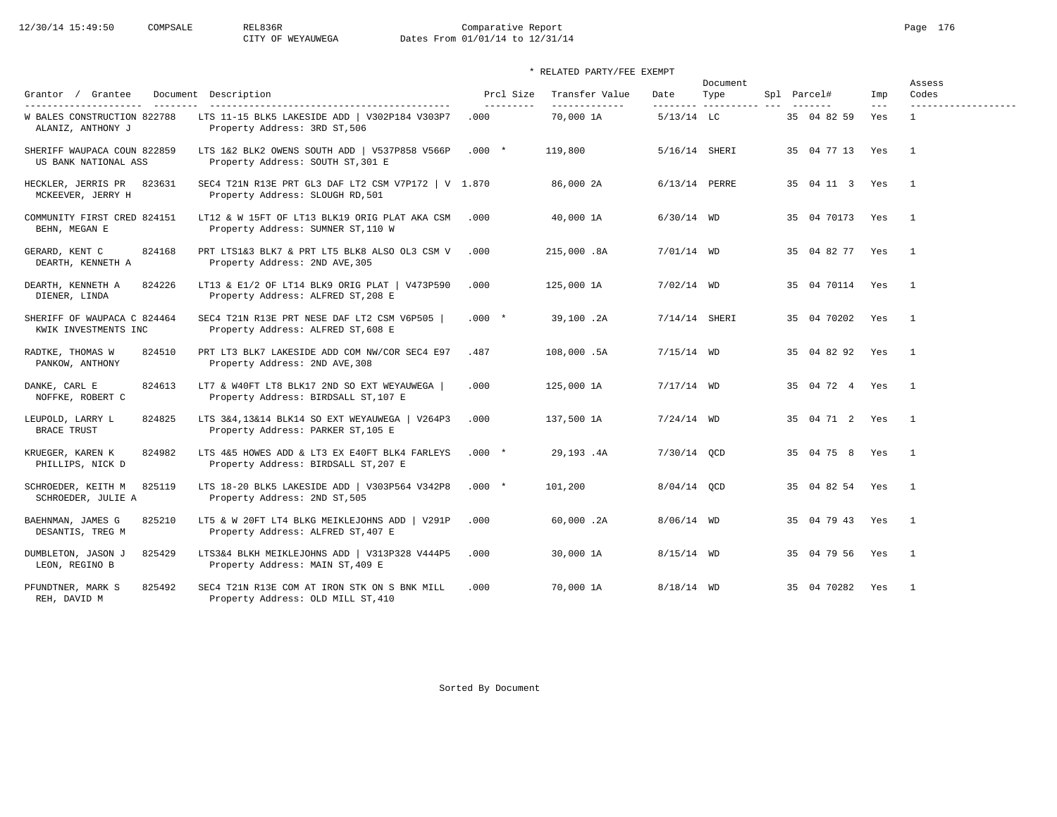12/30/14 15:49:50 COMPSALE REL836R Comparative Report
CITY OF WEYAUWEGA Dates From 01/01/14 to 12/31/14

\* RELATED PARTY/FEE EXEMPT

| Grantor / Grantee | Document | Description | Prcl Size | Transfer Value | Date | Document Type | Spl | Parcel# | Imp | Assess Codes |
|---|---|---|---|---|---|---|---|---|---|---|
| W BALES CONSTRUCTION / ALANIZ, ANTHONY J | 822788 | LTS 11-15 BLK5 LAKESIDE ADD \| V302P184 V303P7 / Property Address: 3RD ST,506 | .000 | 70,000 1A | 5/13/14 | LC | | 35 04 82 59 | Yes | 1 |
| SHERIFF WAUPACA COUN / US BANK NATIONAL ASS | 822859 | LTS 1&2 BLK2 OWENS SOUTH ADD \| V537P858 V566P / Property Address: SOUTH ST,301 E | .000 * | 119,800 | 5/16/14 | SHERI | | 35 04 77 13 | Yes | 1 |
| HECKLER, JERRIS PR / MCKEEVER, JERRY H | 823631 | SEC4 T21N R13E PRT GL3 DAF LT2 CSM V7P172 \| V / Property Address: SLOUGH RD,501 | 1.870 | 86,000 2A | 6/13/14 | PERRE | | 35 04 11 3 | Yes | 1 |
| COMMUNITY FIRST CRED / BEHN, MEGAN E | 824151 | LT12 & W 15FT OF LT13 BLK19 ORIG PLAT AKA CSM / Property Address: SUMNER ST,110 W | .000 | 40,000 1A | 6/30/14 | WD | | 35 04 70173 | Yes | 1 |
| GERARD, KENT C / DEARTH, KENNETH A | 824168 | PRT LTS1&3 BLK7 & PRT LT5 BLK8 ALSO OL3 CSM V / Property Address: 2ND AVE,305 | .000 | 215,000 .8A | 7/01/14 | WD | | 35 04 82 77 | Yes | 1 |
| DEARTH, KENNETH A / DIENER, LINDA | 824226 | LT13 & E1/2 OF LT14 BLK9 ORIG PLAT \| V473P590 / Property Address: ALFRED ST,208 E | .000 | 125,000 1A | 7/02/14 | WD | | 35 04 70114 | Yes | 1 |
| SHERIFF OF WAUPACA C / KWIK INVESTMENTS INC | 824464 | SEC4 T21N R13E PRT NESE DAF LT2 CSM V6P505 \| / Property Address: ALFRED ST,608 E | .000 * | 39,100 .2A | 7/14/14 | SHERI | | 35 04 70202 | Yes | 1 |
| RADTKE, THOMAS W / PANKOW, ANTHONY | 824510 | PRT LT3 BLK7 LAKESIDE ADD COM NW/COR SEC4 E97 / Property Address: 2ND AVE,308 | .487 | 108,000 .5A | 7/15/14 | WD | | 35 04 82 92 | Yes | 1 |
| DANKE, CARL E / NOFFKE, ROBERT C | 824613 | LT7 & W40FT LT8 BLK17 2ND SO EXT WEYAUWEGA \| / Property Address: BIRDSALL ST,107 E | .000 | 125,000 1A | 7/17/14 | WD | | 35 04 72 4 | Yes | 1 |
| LEUPOLD, LARRY L / BRACE TRUST | 824825 | LTS 3&4,13&14 BLK14 SO EXT WEYAUWEGA \| V264P3 / Property Address: PARKER ST,105 E | .000 | 137,500 1A | 7/24/14 | WD | | 35 04 71 2 | Yes | 1 |
| KRUEGER, KAREN K / PHILLIPS, NICK D | 824982 | LTS 4&5 HOWES ADD & LT3 EX E40FT BLK4 FARLEYS / Property Address: BIRDSALL ST,207 E | .000 * | 29,193 .4A | 7/30/14 | QCD | | 35 04 75 8 | Yes | 1 |
| SCHROEDER, KEITH M / SCHROEDER, JULIE A | 825119 | LTS 18-20 BLK5 LAKESIDE ADD \| V303P564 V342P8 / Property Address: 2ND ST,505 | .000 * | 101,200 | 8/04/14 | QCD | | 35 04 82 54 | Yes | 1 |
| BAEHNMAN, JAMES G / DESANTIS, TREG M | 825210 | LT5 & W 20FT LT4 BLKG MEIKLEJOHNS ADD \| V291P / Property Address: ALFRED ST,407 E | .000 | 60,000 .2A | 8/06/14 | WD | | 35 04 79 43 | Yes | 1 |
| DUMBLETON, JASON J / LEON, REGINO B | 825429 | LTS3&4 BLKH MEIKLEJOHNS ADD \| V313P328 V444P5 / Property Address: MAIN ST,409 E | .000 | 30,000 1A | 8/15/14 | WD | | 35 04 79 56 | Yes | 1 |
| PFUNDTNER, MARK S / REH, DAVID M | 825492 | SEC4 T21N R13E COM AT IRON STK ON S BNK MILL / Property Address: OLD MILL ST,410 | .000 | 70,000 1A | 8/18/14 | WD | | 35 04 70282 | Yes | 1 |

Sorted By Document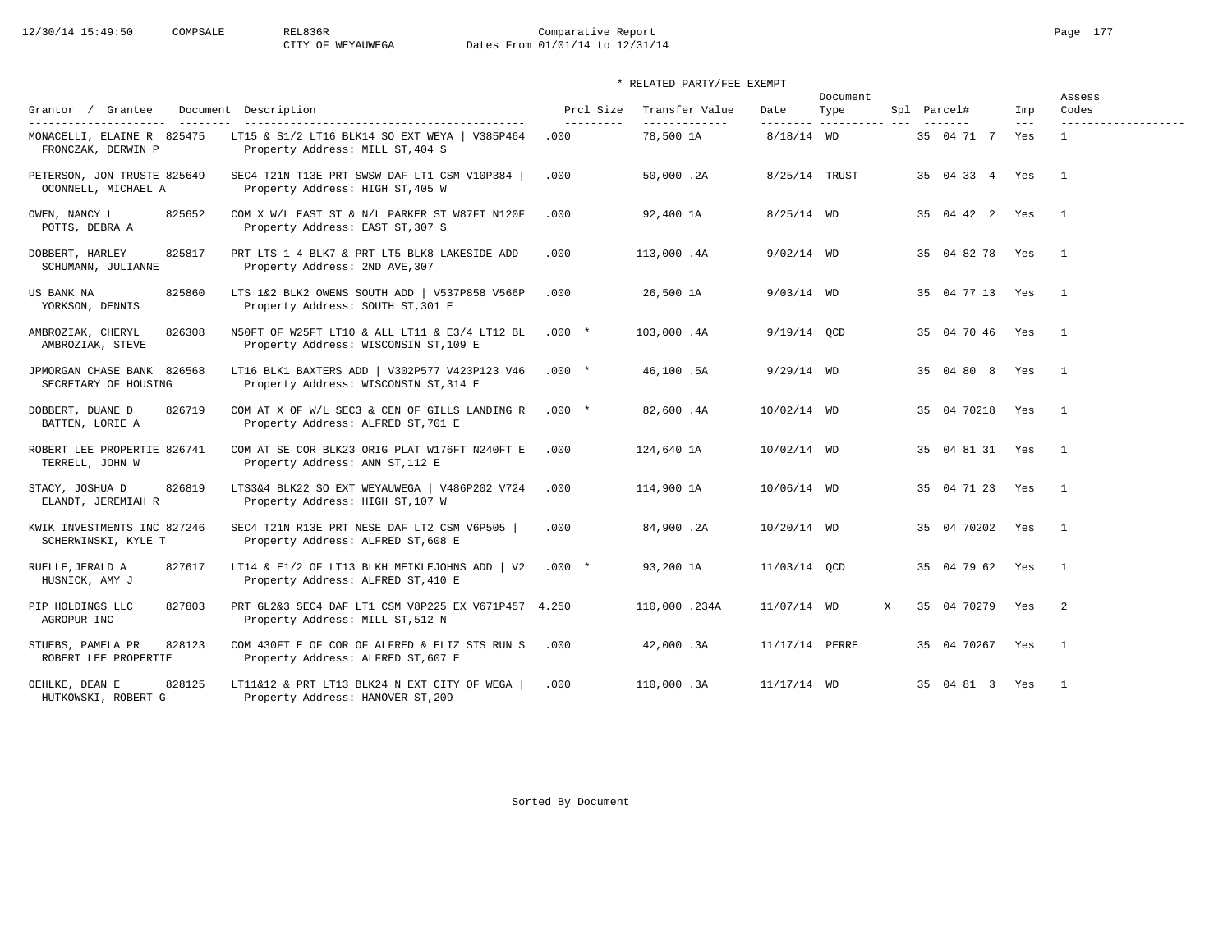12/30/14 15:49:50 COMPSALE REL836R Comparative Report

CITY OF WEYAUWEGA Dates From 01/01/14 to 12/31/14

\* RELATED PARTY/FEE EXEMPT

| Grantor / Grantee | Document | Description | Prcl Size | Transfer Value | Date | Document Type | Spl | Parcel# | Imp | Assess Codes |
|---|---|---|---|---|---|---|---|---|---|---|
| MONACELLI, ELAINE R / FRONCZAK, DERWIN P | 825475 | LT15 & S1/2 LT16 BLK14 SO EXT WEYA \| V385P464 / Property Address: MILL ST,404 S | .000 | 78,500 1A | 8/18/14 | WD | | 35 04 71 7 | Yes | 1 |
| PETERSON, JON TRUSTE / OCONNELL, MICHAEL A | 825649 | SEC4 T21N T13E PRT SWSW DAF LT1 CSM V10P384 \| / Property Address: HIGH ST,405 W | .000 | 50,000 .2A | 8/25/14 | TRUST | | 35 04 33 4 | Yes | 1 |
| OWEN, NANCY L / POTTS, DEBRA A | 825652 | COM X W/L EAST ST & N/L PARKER ST W87FT N120F / Property Address: EAST ST,307 S | .000 | 92,400 1A | 8/25/14 | WD | | 35 04 42 2 | Yes | 1 |
| DOBBERT, HARLEY / SCHUMANN, JULIANNE | 825817 | PRT LTS 1-4 BLK7 & PRT LT5 BLK8 LAKESIDE ADD / Property Address: 2ND AVE,307 | .000 | 113,000 .4A | 9/02/14 | WD | | 35 04 82 78 | Yes | 1 |
| US BANK NA / YORKSON, DENNIS | 825860 | LTS 1&2 BLK2 OWENS SOUTH ADD \| V537P858 V566P / Property Address: SOUTH ST,301 E | .000 | 26,500 1A | 9/03/14 | WD | | 35 04 77 13 | Yes | 1 |
| AMBROZIAK, CHERYL / AMBROZIAK, STEVE | 826308 | N50FT OF W25FT LT10 & ALL LT11 & E3/4 LT12 BL / Property Address: WISCONSIN ST,109 E | .000 * | 103,000 .4A | 9/19/14 | QCD | | 35 04 70 46 | Yes | 1 |
| JPMORGAN CHASE BANK / SECRETARY OF HOUSING | 826568 | LT16 BLK1 BAXTERS ADD \| V302P577 V423P123 V46 / Property Address: WISCONSIN ST,314 E | .000 * | 46,100 .5A | 9/29/14 | WD | | 35 04 80 8 | Yes | 1 |
| DOBBERT, DUANE D / BATTEN, LORIE A | 826719 | COM AT X OF W/L SEC3 & CEN OF GILLS LANDING R / Property Address: ALFRED ST,701 E | .000 * | 82,600 .4A | 10/02/14 | WD | | 35 04 70218 | Yes | 1 |
| ROBERT LEE PROPERTIE / TERRELL, JOHN W | 826741 | COM AT SE COR BLK23 ORIG PLAT W176FT N240FT E / Property Address: ANN ST,112 E | .000 | 124,640 1A | 10/02/14 | WD | | 35 04 81 31 | Yes | 1 |
| STACY, JOSHUA D / ELANDT, JEREMIAH R | 826819 | LTS3&4 BLK22 SO EXT WEYAUWEGA \| V486P202 V724 / Property Address: HIGH ST,107 W | .000 | 114,900 1A | 10/06/14 | WD | | 35 04 71 23 | Yes | 1 |
| KWIK INVESTMENTS INC / SCHERWINSKI, KYLE T | 827246 | SEC4 T21N R13E PRT NESE DAF LT2 CSM V6P505 \| / Property Address: ALFRED ST,608 E | .000 | 84,900 .2A | 10/20/14 | WD | | 35 04 70202 | Yes | 1 |
| RUELLE,JERALD A / HUSNICK, AMY J | 827617 | LT14 & E1/2 OF LT13 BLKH MEIKLEJOHNS ADD \| V2 / Property Address: ALFRED ST,410 E | .000 * | 93,200 1A | 11/03/14 | QCD | | 35 04 79 62 | Yes | 1 |
| PIP HOLDINGS LLC / AGROPUR INC | 827803 | PRT GL2&3 SEC4 DAF LT1 CSM V8P225 EX V671P457 / Property Address: MILL ST,512 N | 4.250 | 110,000 .234A | 11/07/14 | WD | X | 35 04 70279 | Yes | 2 |
| STUEBS, PAMELA PR / ROBERT LEE PROPERTIE | 828123 | COM 430FT E OF COR OF ALFRED & ELIZ STS RUN S / Property Address: ALFRED ST,607 E | .000 | 42,000 .3A | 11/17/14 | PERRE | | 35 04 70267 | Yes | 1 |
| OEHLKE, DEAN E / HUTKOWSKI, ROBERT G | 828125 | LT11&12 & PRT LT13 BLK24 N EXT CITY OF WEGA \| / Property Address: HANOVER ST,209 | .000 | 110,000 .3A | 11/17/14 | WD | | 35 04 81 3 | Yes | 1 |

Sorted By Document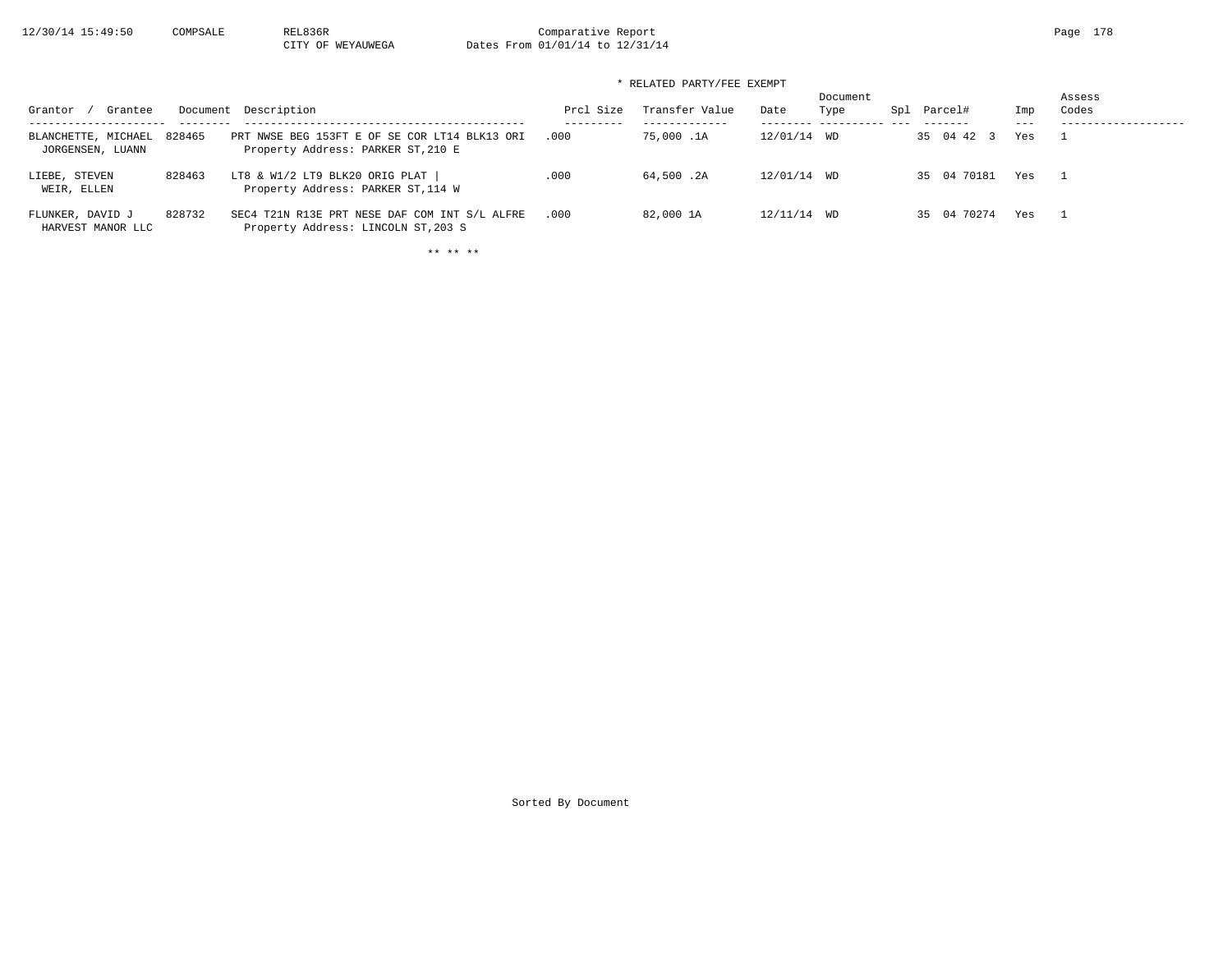* RELATED PARTY/FEE EXEMPT

| Grantor / Grantee | Document | Description | Prcl Size | Transfer Value | Date | Document Type | Spl | Parcel# | Imp | Assess Codes |
|---|---|---|---|---|---|---|---|---|---|---|
| BLANCHETTE, MICHAEL / JORGENSEN, LUANN | 828465 | PRT NWSE BEG 153FT E OF SE COR LT14 BLK13 ORI / Property Address: PARKER ST,210 E | .000 | 75,000 .1A | 12/01/14 | WD | | 35 04 42 3 | Yes | 1 |
| LIEBE, STEVEN / WEIR, ELLEN | 828463 | LT8 & W1/2 LT9 BLK20 ORIG PLAT &#124; / Property Address: PARKER ST,114 W | .000 | 64,500 .2A | 12/01/14 | WD | | 35 04 70181 | Yes | 1 |
| FLUNKER, DAVID J / HARVEST MANOR LLC | 828732 | SEC4 T21N R13E PRT NESE DAF COM INT S/L ALFRE / Property Address: LINCOLN ST,203 S | .000 | 82,000 1A | 12/11/14 | WD | | 35 04 70274 | Yes | 1 |

** ** **

Sorted By Document